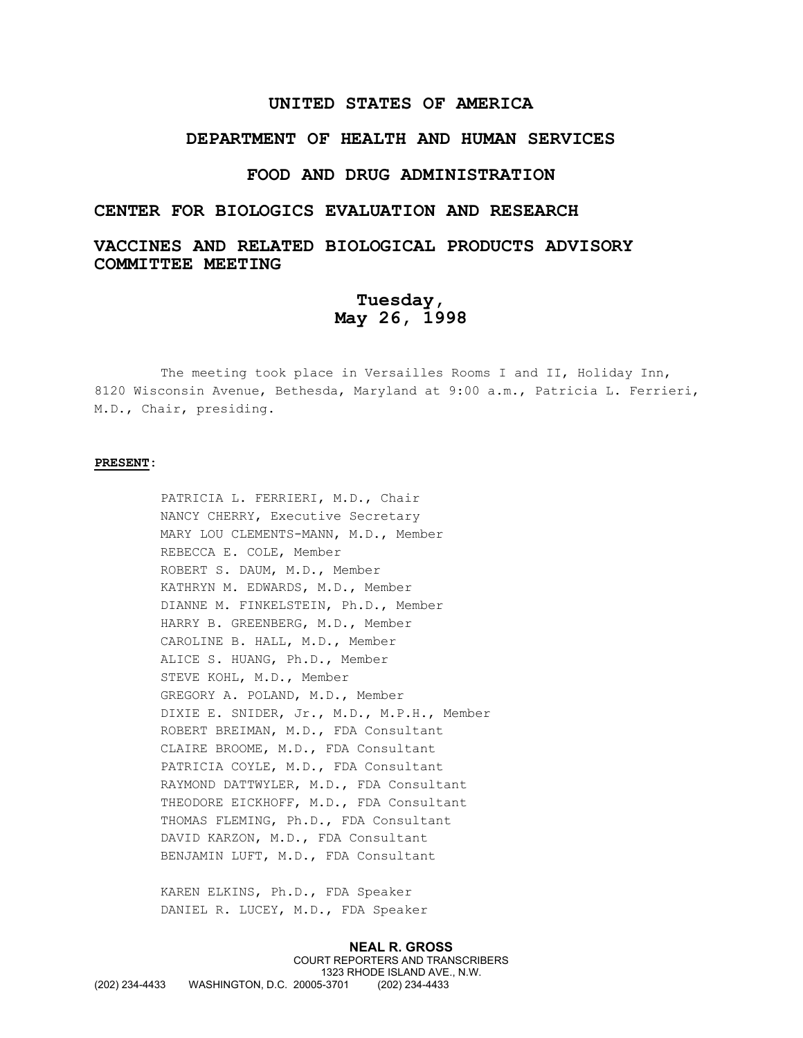# UNITED STATES OF AMERICA

# DEPARTMENT OF HEALTH AND HUMAN SERVICES

# FOOD AND DRUG ADMINISTRATION

## CENTER FOR BIOLOGICS EVALUATION AND RESEARCH

## VACCINES AND RELATED BIOLOGICAL PRODUCTS ADVISORY COMMITTEE MEETING

**Tuesday,**
**May 26, 1998**

The meeting took place in Versailles Rooms I and II, Holiday Inn, 8120 Wisconsin Avenue, Bethesda, Maryland at 9:00 a.m., Patricia L. Ferrieri, M.D., Chair, presiding.

**PRESENT:**

PATRICIA L. FERRIERI, M.D., Chair
NANCY CHERRY, Executive Secretary
MARY LOU CLEMENTS-MANN, M.D., Member
REBECCA E. COLE, Member
ROBERT S. DAUM, M.D., Member
KATHRYN M. EDWARDS, M.D., Member
DIANNE M. FINKELSTEIN, Ph.D., Member
HARRY B. GREENBERG, M.D., Member
CAROLINE B. HALL, M.D., Member
ALICE S. HUANG, Ph.D., Member
STEVE KOHL, M.D., Member
GREGORY A. POLAND, M.D., Member
DIXIE E. SNIDER, Jr., M.D., M.P.H., Member
ROBERT BREIMAN, M.D., FDA Consultant
CLAIRE BROOME, M.D., FDA Consultant
PATRICIA COYLE, M.D., FDA Consultant
RAYMOND DATTWYLER, M.D., FDA Consultant
THEODORE EICKHOFF, M.D., FDA Consultant
THOMAS FLEMING, Ph.D., FDA Consultant
DAVID KARZON, M.D., FDA Consultant
BENJAMIN LUFT, M.D., FDA Consultant

KAREN ELKINS, Ph.D., FDA Speaker
DANIEL R. LUCEY, M.D., FDA Speaker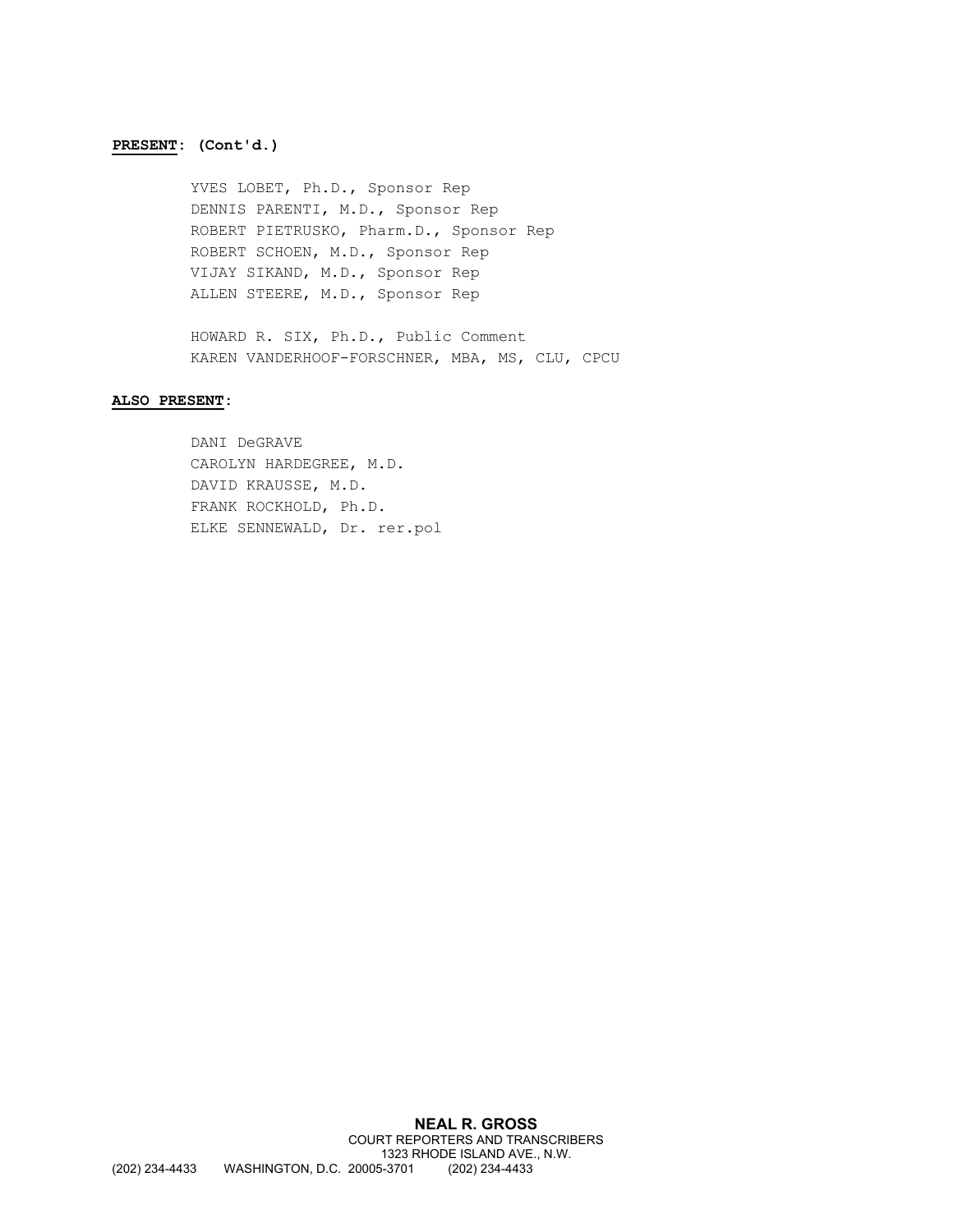**PRESENT: (Cont'd.)**

YVES LOBET, Ph.D., Sponsor Rep
DENNIS PARENTI, M.D., Sponsor Rep
ROBERT PIETRUSKO, Pharm.D., Sponsor Rep
ROBERT SCHOEN, M.D., Sponsor Rep
VIJAY SIKAND, M.D., Sponsor Rep
ALLEN STEERE, M.D., Sponsor Rep

HOWARD R. SIX, Ph.D., Public Comment
KAREN VANDERHOOF-FORSCHNER, MBA, MS, CLU, CPCU

**ALSO PRESENT:**

DANI DeGRAVE
CAROLYN HARDEGREE, M.D.
DAVID KRAUSSE, M.D.
FRANK ROCKHOLD, Ph.D.
ELKE SENNEWALD, Dr. rer.pol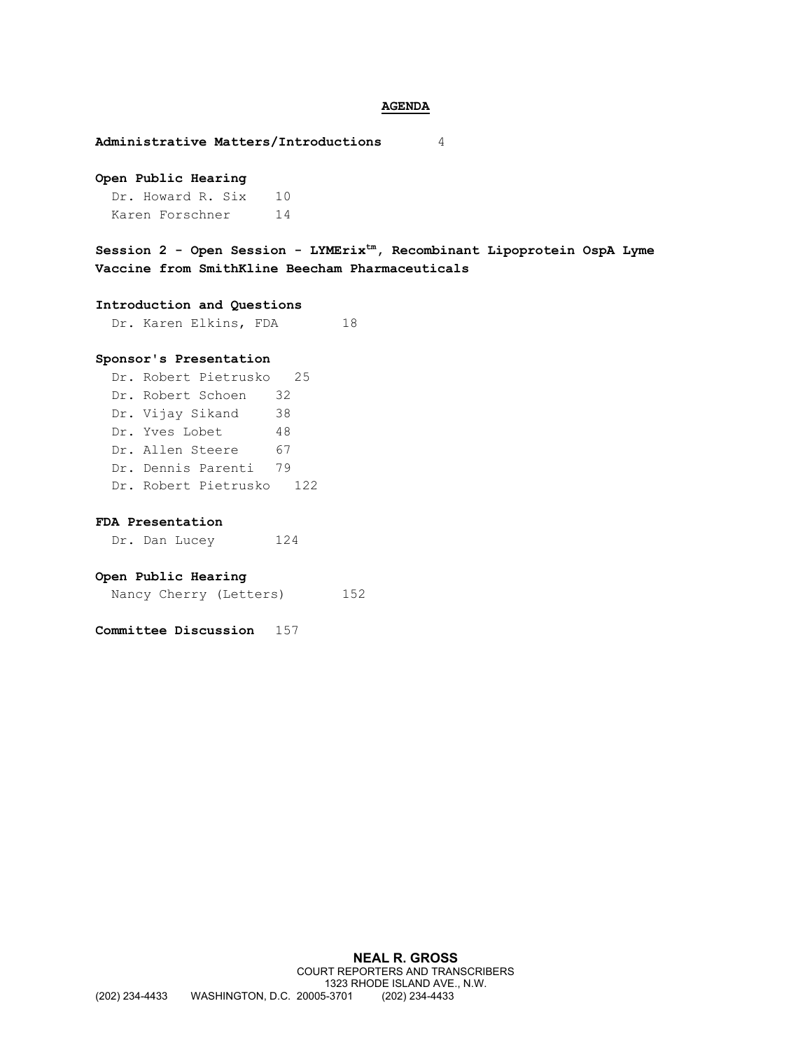# AGENDA

**Administrative Matters/Introductions** 4

**Open Public Hearing**

Dr. Howard R. Six 10
Karen Forschner 14

**Session 2 - Open Session - LYMErix$^{tm}$, Recombinant Lipoprotein OspA Lyme Vaccine from SmithKline Beecham Pharmaceuticals**

**Introduction and Questions**

Dr. Karen Elkins, FDA 18

**Sponsor's Presentation**

Dr. Robert Pietrusko 25
Dr. Robert Schoen 32
Dr. Vijay Sikand 38
Dr. Yves Lobet 48
Dr. Allen Steere 67
Dr. Dennis Parenti 79
Dr. Robert Pietrusko 122

**FDA Presentation**

Dr. Dan Lucey 124

**Open Public Hearing**

Nancy Cherry (Letters) 152

**Committee Discussion** 157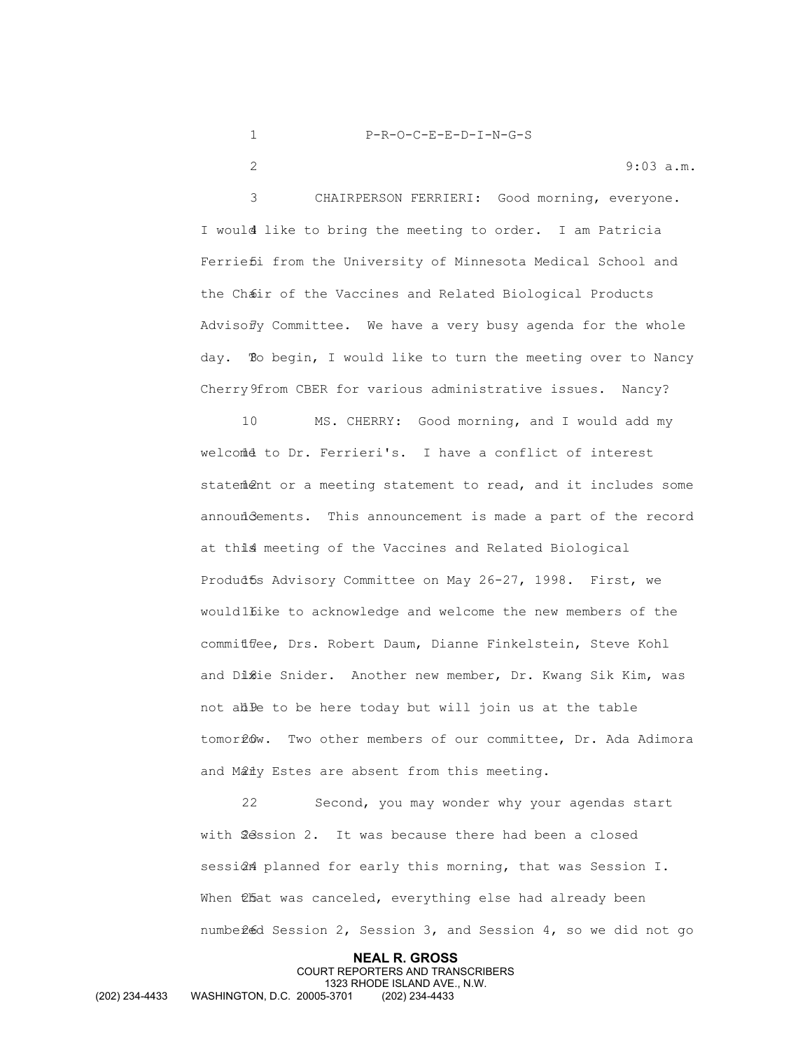P-R-O-C-E-E-D-I-N-G-S

9:03 a.m.

CHAIRPERSON FERRIERI: Good morning, everyone. I would like to bring the meeting to order. I am Patricia Ferrieri from the University of Minnesota Medical School and the Chair of the Vaccines and Related Biological Products Advisory Committee. We have a very busy agenda for the whole day. To begin, I would like to turn the meeting over to Nancy Cherry from CBER for various administrative issues. Nancy?

MS. CHERRY: Good morning, and I would add my welcome to Dr. Ferrieri's. I have a conflict of interest statement or a meeting statement to read, and it includes some announcements. This announcement is made a part of the record at this meeting of the Vaccines and Related Biological Products Advisory Committee on May 26-27, 1998. First, we would like to acknowledge and welcome the new members of the committee, Drs. Robert Daum, Dianne Finkelstein, Steve Kohl and Dixie Snider. Another new member, Dr. Kwang Sik Kim, was not able to be here today but will join us at the table tomorrow. Two other members of our committee, Dr. Ada Adimora and Mary Estes are absent from this meeting.

Second, you may wonder why your agendas start with Session 2. It was because there had been a closed session planned for early this morning, that was Session I. When that was canceled, everything else had already been numbered Session 2, Session 3, and Session 4, so we did not go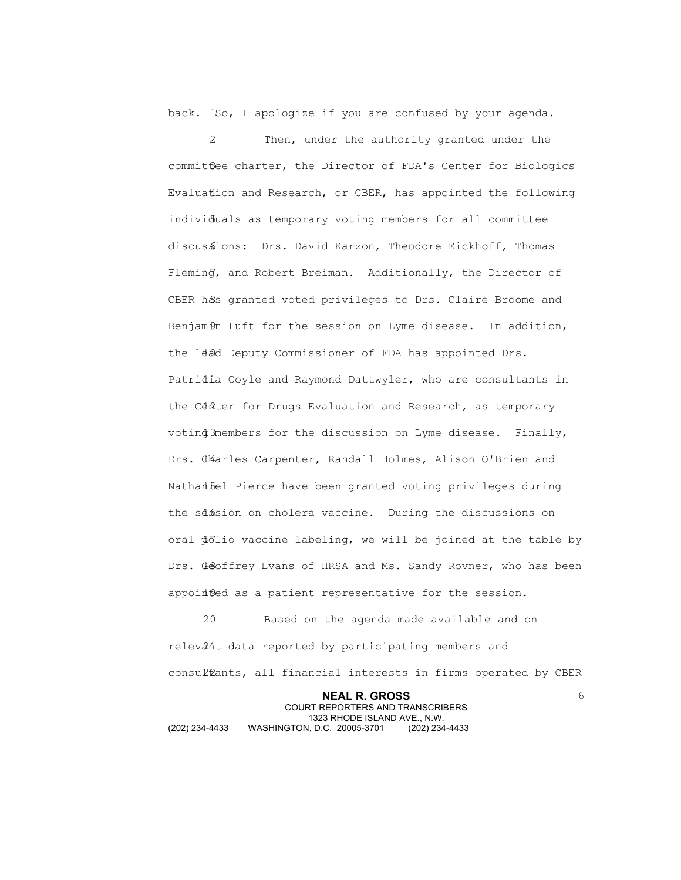back. So, I apologize if you are confused by your agenda.

Then, under the authority granted under the committee charter, the Director of FDA's Center for Biologics Evaluation and Research, or CBER, has appointed the following individuals as temporary voting members for all committee discussions: Drs. David Karzon, Theodore Eickhoff, Thomas Fleming, and Robert Breiman. Additionally, the Director of CBER has granted voted privileges to Drs. Claire Broome and Benjamin Luft for the session on Lyme disease. In addition, the lead Deputy Commissioner of FDA has appointed Drs. Patricia Coyle and Raymond Dattwyler, who are consultants in the Center for Drugs Evaluation and Research, as temporary voting members for the discussion on Lyme disease. Finally, Drs. Charles Carpenter, Randall Holmes, Alison O'Brien and Nathaniel Pierce have been granted voting privileges during the session on cholera vaccine. During the discussions on oral polio vaccine labeling, we will be joined at the table by Drs. Geoffrey Evans of HRSA and Ms. Sandy Rovner, who has been appointed as a patient representative for the session.

Based on the agenda made available and on relevant data reported by participating members and consultants, all financial interests in firms operated by CBER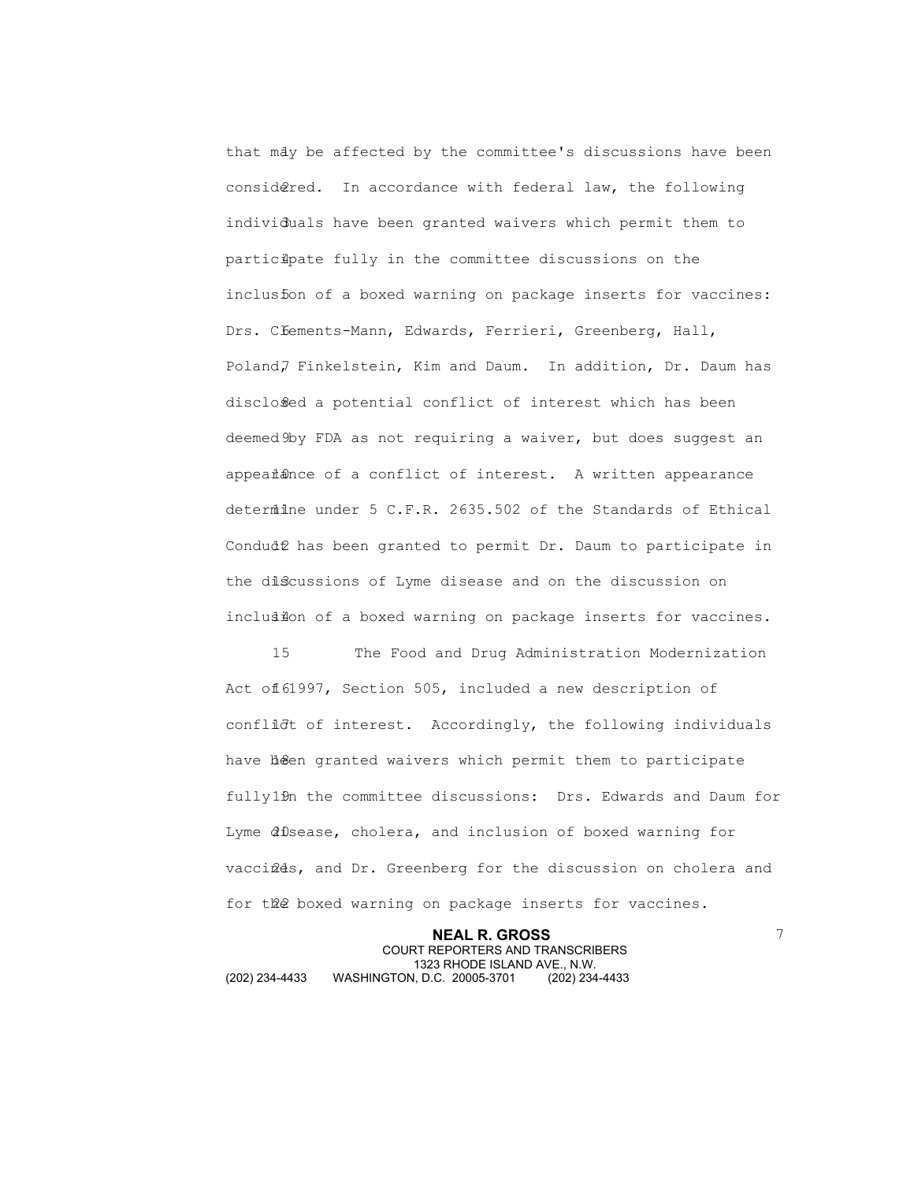that may be affected by the committee's discussions have been considered. In accordance with federal law, the following individuals have been granted waivers which permit them to participate fully in the committee discussions on the inclusion of a boxed warning on package inserts for vaccines: Drs. Clements-Mann, Edwards, Ferrieri, Greenberg, Hall, Poland, Finkelstein, Kim and Daum. In addition, Dr. Daum has disclosed a potential conflict of interest which has been deemed by FDA as not requiring a waiver, but does suggest an appearance of a conflict of interest. A written appearance determine under 5 C.F.R. 2635.502 of the Standards of Ethical Conduct has been granted to permit Dr. Daum to participate in the discussions of Lyme disease and on the discussion on inclusion of a boxed warning on package inserts for vaccines.

The Food and Drug Administration Modernization Act of 1997, Section 505, included a new description of conflict of interest. Accordingly, the following individuals have been granted waivers which permit them to participate fully in the committee discussions: Drs. Edwards and Daum for Lyme disease, cholera, and inclusion of boxed warning for vaccines, and Dr. Greenberg for the discussion on cholera and for the boxed warning on package inserts for vaccines.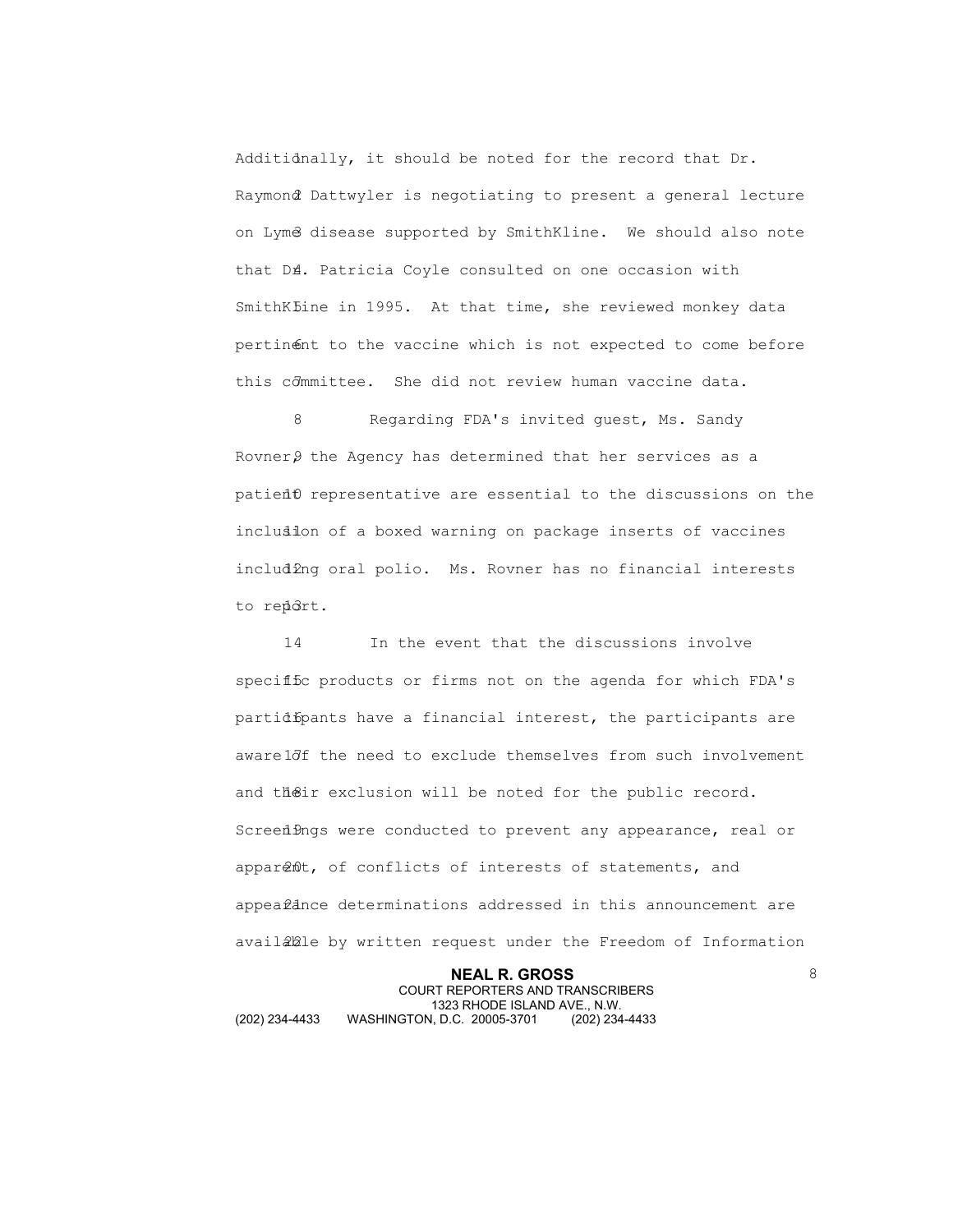Additionally, it should be noted for the record that Dr. Raymond Dattwyler is negotiating to present a general lecture on Lyme disease supported by SmithKline. We should also note that Dr. Patricia Coyle consulted on one occasion with SmithKline in 1995. At that time, she reviewed monkey data pertinent to the vaccine which is not expected to come before this committee. She did not review human vaccine data.

Regarding FDA's invited guest, Ms. Sandy Rovner, the Agency has determined that her services as a patient representative are essential to the discussions on the inclusion of a boxed warning on package inserts of vaccines including oral polio. Ms. Rovner has no financial interests to report.

In the event that the discussions involve specific products or firms not on the agenda for which FDA's participants have a financial interest, the participants are aware of the need to exclude themselves from such involvement and their exclusion will be noted for the public record. Screenings were conducted to prevent any appearance, real or apparent, of conflicts of interests of statements, and appearance determinations addressed in this announcement are available by written request under the Freedom of Information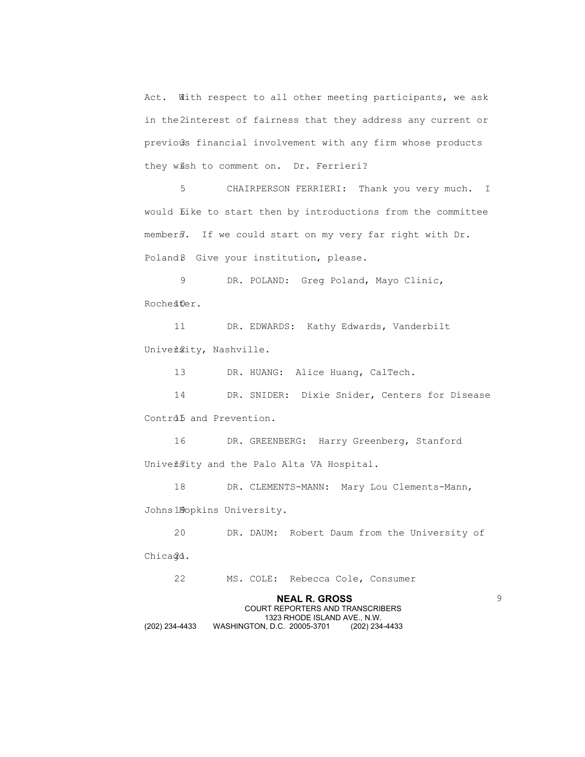Act. With respect to all other meeting participants, we ask in the interest of fairness that they address any current or previous financial involvement with any firm whose products they wish to comment on. Dr. Ferrieri?

CHAIRPERSON FERRIERI: Thank you very much. I would like to start then by introductions from the committee members. If we could start on my very far right with Dr. Poland. Give your institution, please.

DR. POLAND: Greg Poland, Mayo Clinic, Rochester.

DR. EDWARDS: Kathy Edwards, Vanderbilt University, Nashville.

DR. HUANG: Alice Huang, CalTech.

DR. SNIDER: Dixie Snider, Centers for Disease Control and Prevention.

DR. GREENBERG: Harry Greenberg, Stanford University and the Palo Alta VA Hospital.

DR. CLEMENTS-MANN: Mary Lou Clements-Mann, Johns Hopkins University.

DR. DAUM: Robert Daum from the University of Chicago.

MS. COLE: Rebecca Cole, Consumer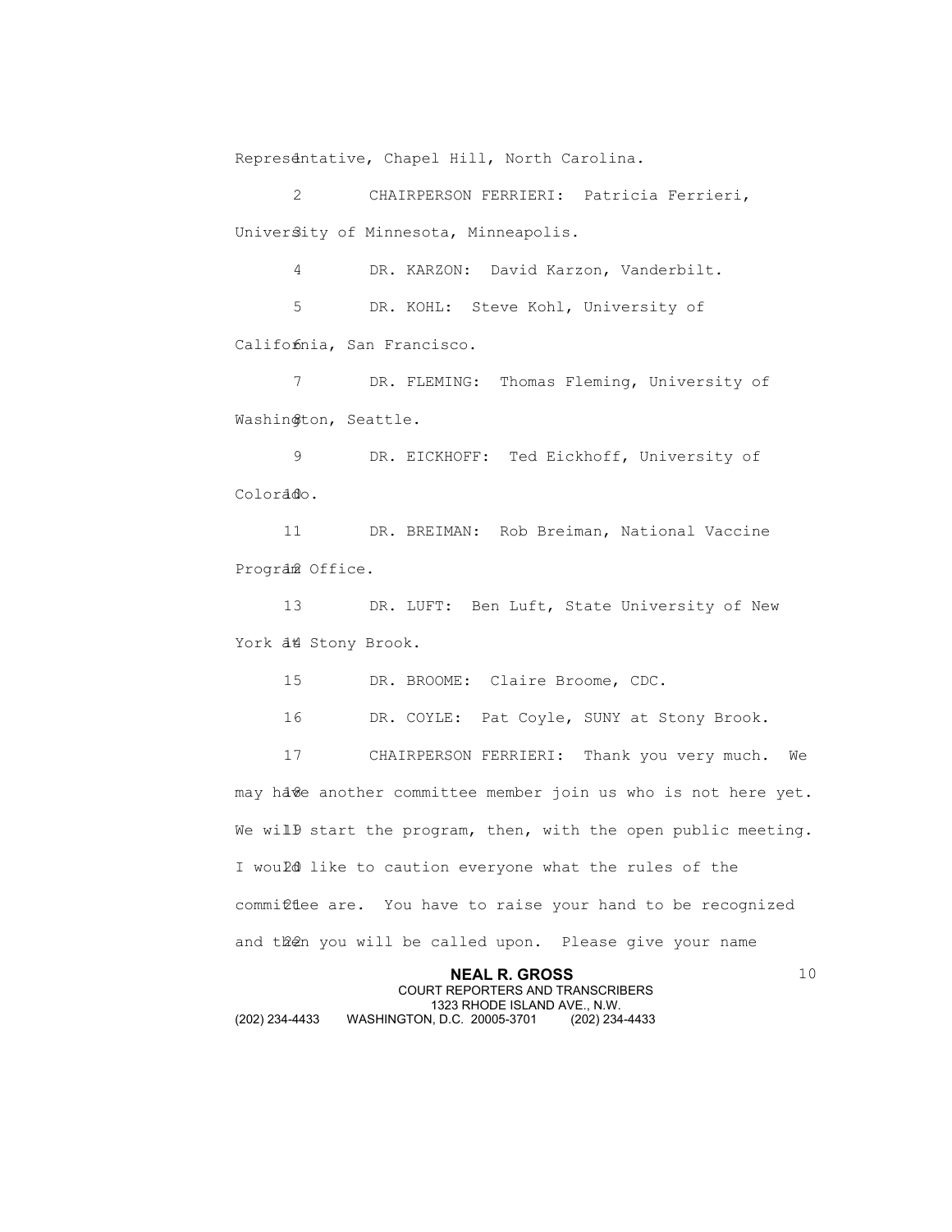Representative, Chapel Hill, North Carolina.

CHAIRPERSON FERRIERI: Patricia Ferrieri, University of Minnesota, Minneapolis.

DR. KARZON: David Karzon, Vanderbilt.

DR. KOHL: Steve Kohl, University of California, San Francisco.

DR. FLEMING: Thomas Fleming, University of Washington, Seattle.

DR. EICKHOFF: Ted Eickhoff, University of Colorado.

DR. BREIMAN: Rob Breiman, National Vaccine Program Office.

DR. LUFT: Ben Luft, State University of New York at Stony Brook.

DR. BROOME: Claire Broome, CDC.

DR. COYLE: Pat Coyle, SUNY at Stony Brook.

CHAIRPERSON FERRIERI: Thank you very much. We may have another committee member join us who is not here yet. We will start the program, then, with the open public meeting. I would like to caution everyone what the rules of the committee are. You have to raise your hand to be recognized and then you will be called upon. Please give your name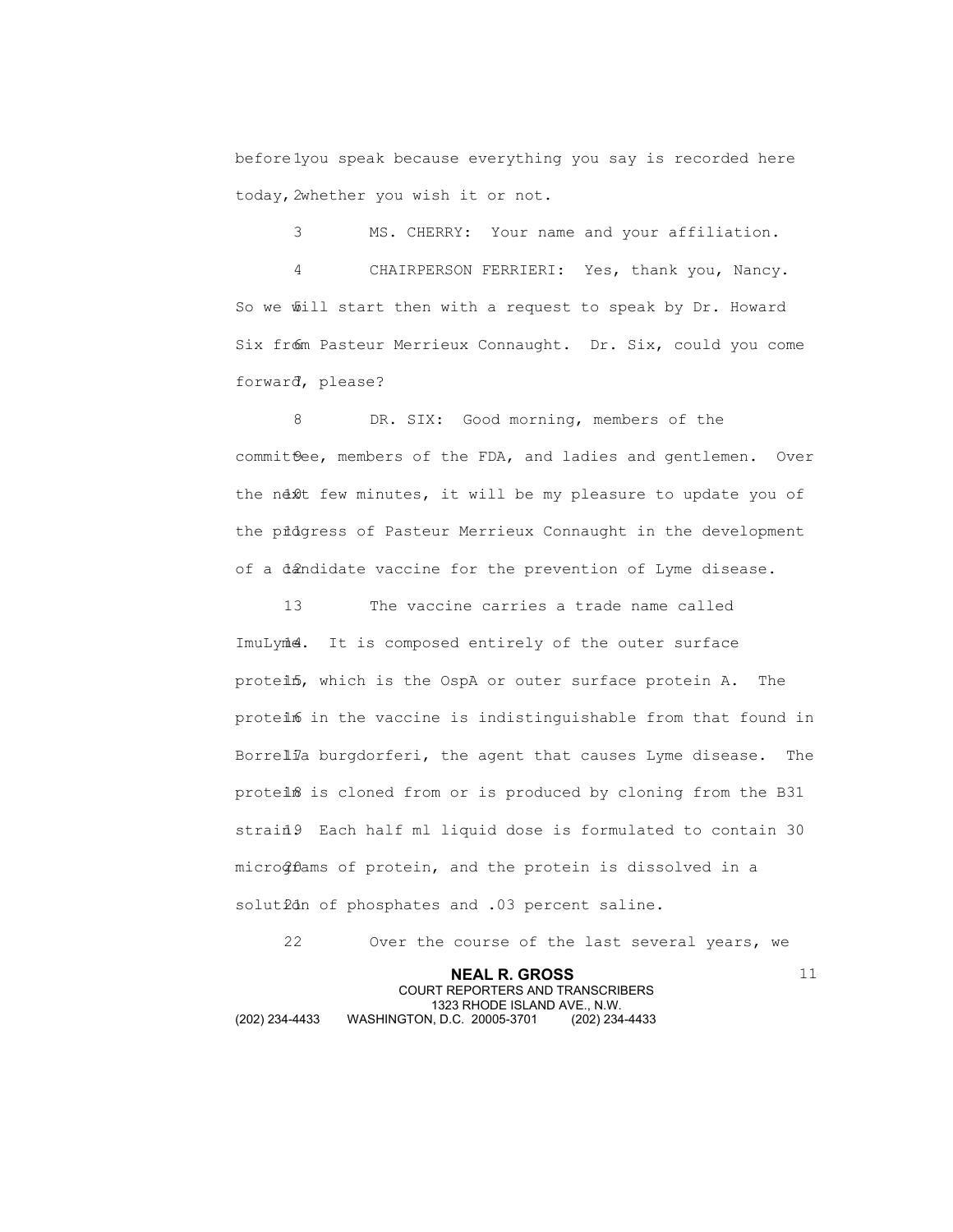before you speak because everything you say is recorded here today, whether you wish it or not.

MS. CHERRY: Your name and your affiliation.

CHAIRPERSON FERRIERI: Yes, thank you, Nancy. So we will start then with a request to speak by Dr. Howard Six from Pasteur Merrieux Connaught. Dr. Six, could you come forward, please?

DR. SIX: Good morning, members of the committee, members of the FDA, and ladies and gentlemen. Over the next few minutes, it will be my pleasure to update you of the progress of Pasteur Merrieux Connaught in the development of a candidate vaccine for the prevention of Lyme disease.

The vaccine carries a trade name called ImuLyme. It is composed entirely of the outer surface protein, which is the OspA or outer surface protein A. The protein in the vaccine is indistinguishable from that found in Borrelia burgdorferi, the agent that causes Lyme disease. The protein is cloned from or is produced by cloning from the B31 strain. Each half ml liquid dose is formulated to contain 30 micrograms of protein, and the protein is dissolved in a solution of phosphates and .03 percent saline.

Over the course of the last several years, we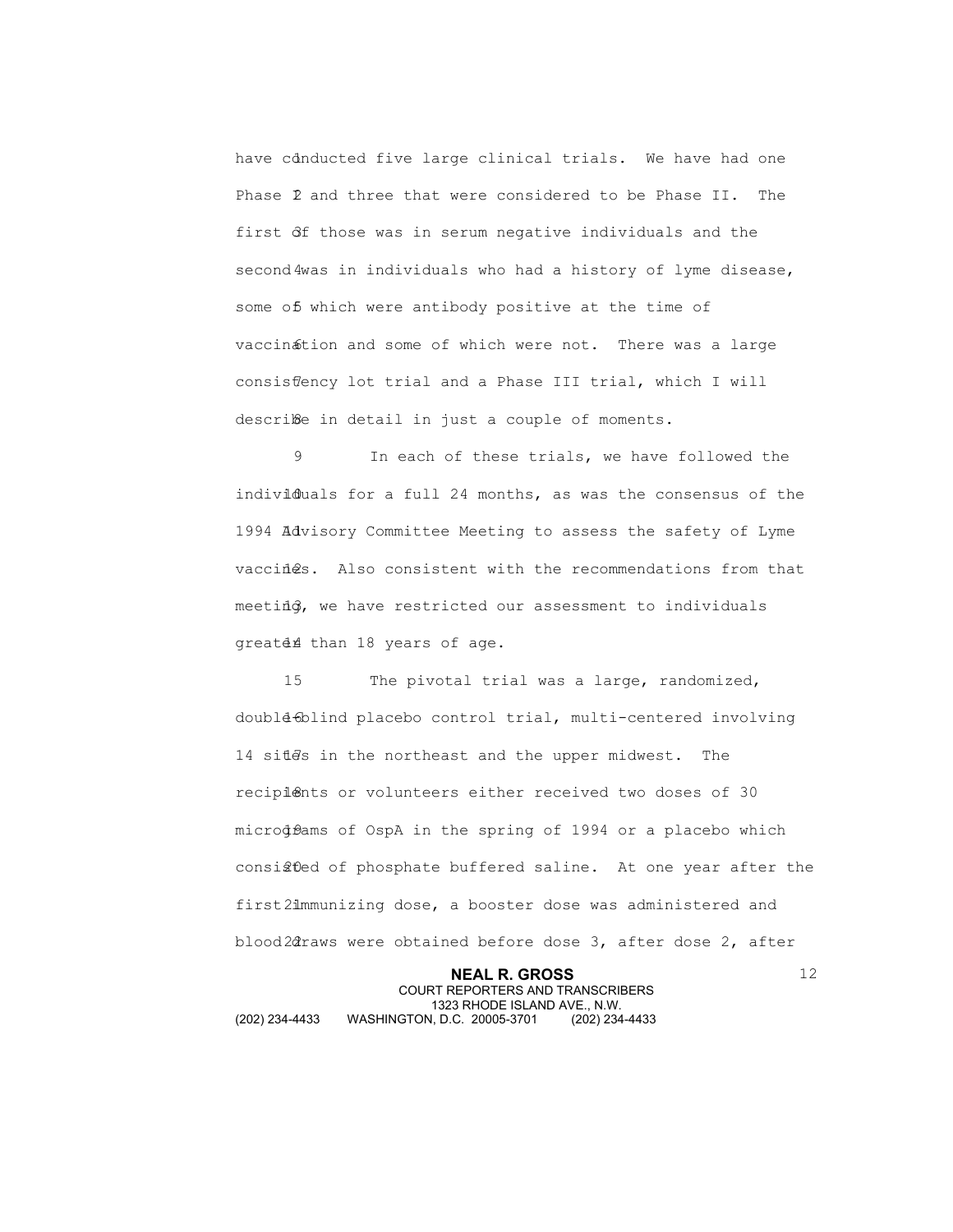have conducted five large clinical trials. We have had one Phase I and three that were considered to be Phase II. The first of those was in serum negative individuals and the second was in individuals who had a history of lyme disease, some of which were antibody positive at the time of vaccination and some of which were not. There was a large consistency lot trial and a Phase III trial, which I will describe in detail in just a couple of moments.

In each of these trials, we have followed the individuals for a full 24 months, as was the consensus of the 1994 Advisory Committee Meeting to assess the safety of Lyme vaccines. Also consistent with the recommendations from that meeting, we have restricted our assessment to individuals greater than 18 years of age.

The pivotal trial was a large, randomized, double-blind placebo control trial, multi-centered involving 14 sites in the northeast and the upper midwest. The recipients or volunteers either received two doses of 30 micrograms of OspA in the spring of 1994 or a placebo which consisted of phosphate buffered saline. At one year after the first immunizing dose, a booster dose was administered and blood draws were obtained before dose 3, after dose 2, after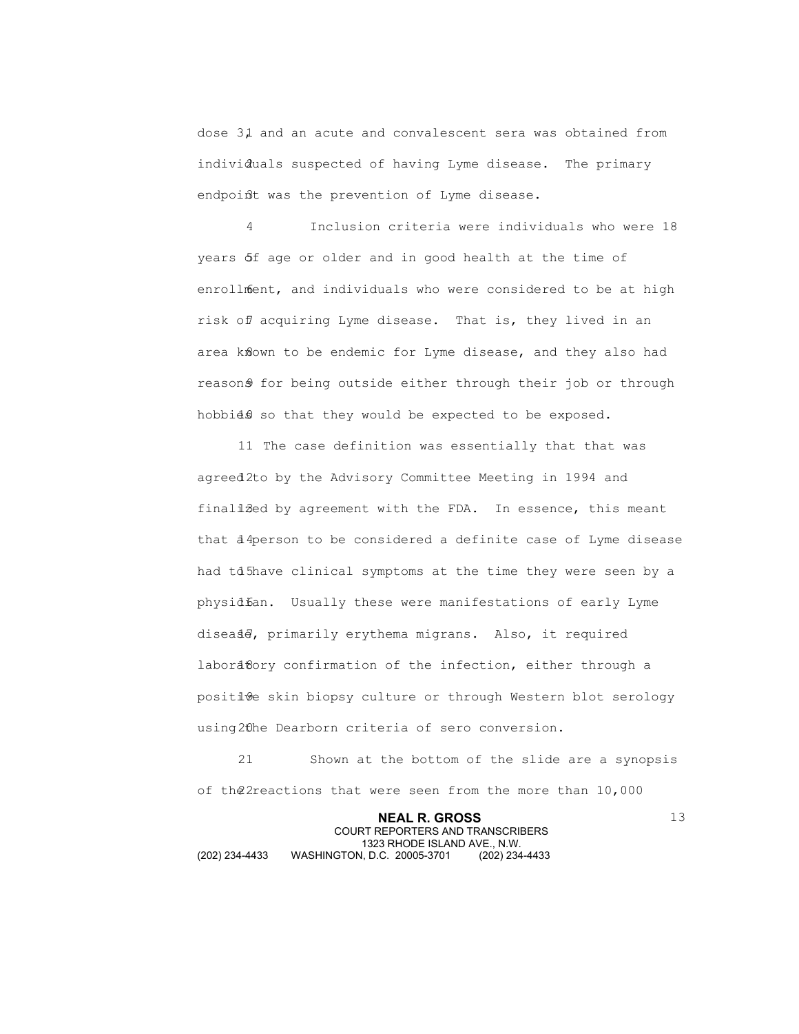dose 3, and an acute and convalescent sera was obtained from individuals suspected of having Lyme disease. The primary endpoint was the prevention of Lyme disease.

Inclusion criteria were individuals who were 18 years of age or older and in good health at the time of enrollment, and individuals who were considered to be at high risk of acquiring Lyme disease. That is, they lived in an area known to be endemic for Lyme disease, and they also had reasons for being outside either through their job or through hobbies so that they would be expected to be exposed.

The case definition was essentially that that was agreed to by the Advisory Committee Meeting in 1994 and finalized by agreement with the FDA. In essence, this meant that a person to be considered a definite case of Lyme disease had to have clinical symptoms at the time they were seen by a physician. Usually these were manifestations of early Lyme disease, primarily erythema migrans. Also, it required laboratory confirmation of the infection, either through a positive skin biopsy culture or through Western blot serology using the Dearborn criteria of sero conversion.

Shown at the bottom of the slide are a synopsis of the reactions that were seen from the more than 10,000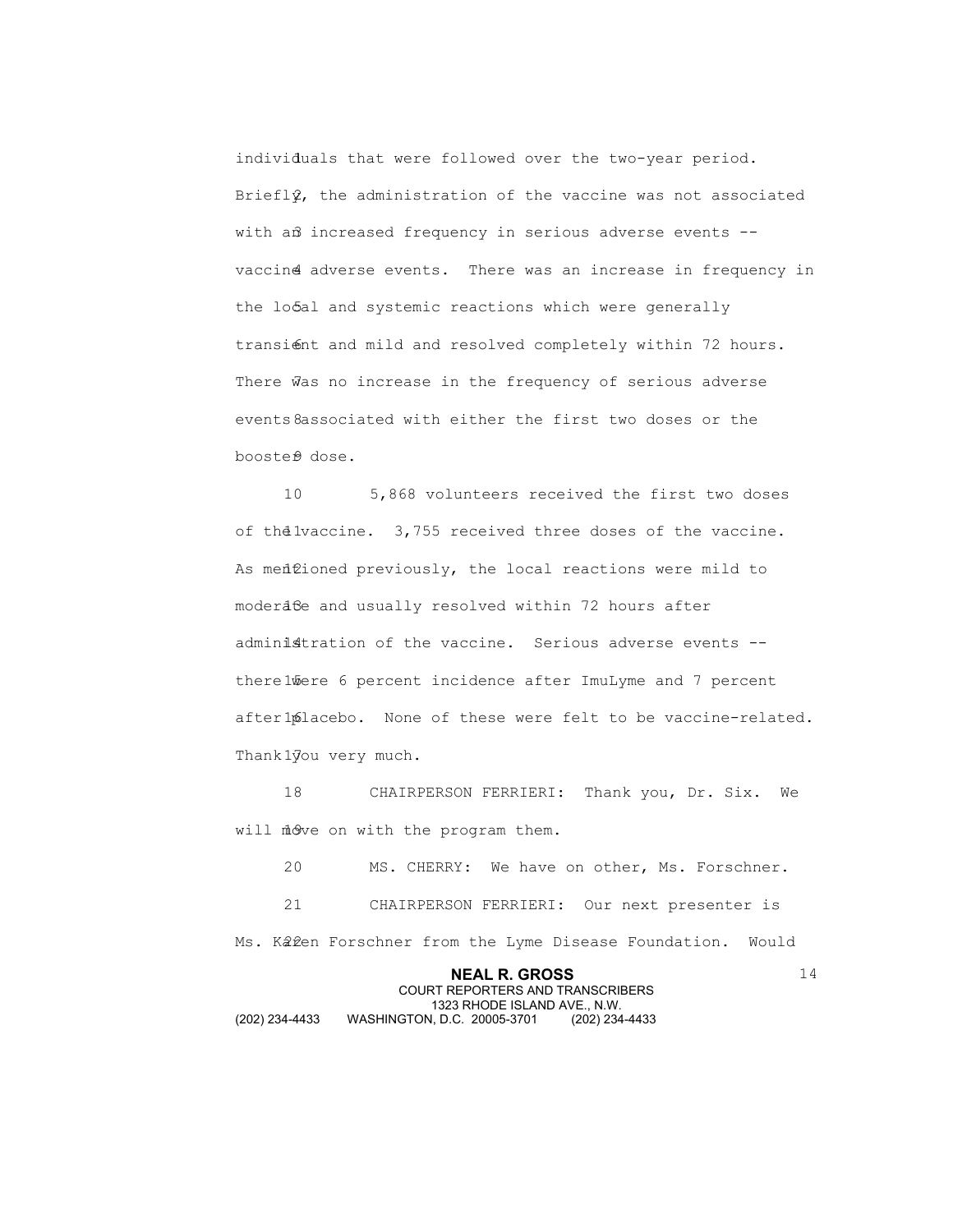individuals that were followed over the two-year period. Briefly, the administration of the vaccine was not associated with an increased frequency in serious adverse events -- vaccine adverse events. There was an increase in frequency in the local and systemic reactions which were generally transient and mild and resolved completely within 72 hours. There was no increase in the frequency of serious adverse events associated with either the first two doses or the booster dose.

5,868 volunteers received the first two doses of the vaccine. 3,755 received three doses of the vaccine. As mentioned previously, the local reactions were mild to moderate and usually resolved within 72 hours after administration of the vaccine. Serious adverse events -- there were 6 percent incidence after ImuLyme and 7 percent after placebo. None of these were felt to be vaccine-related. Thank you very much.

CHAIRPERSON FERRIERI: Thank you, Dr. Six. We will move on with the program them.

MS. CHERRY: We have on other, Ms. Forschner.

CHAIRPERSON FERRIERI: Our next presenter is Ms. Karen Forschner from the Lyme Disease Foundation. Would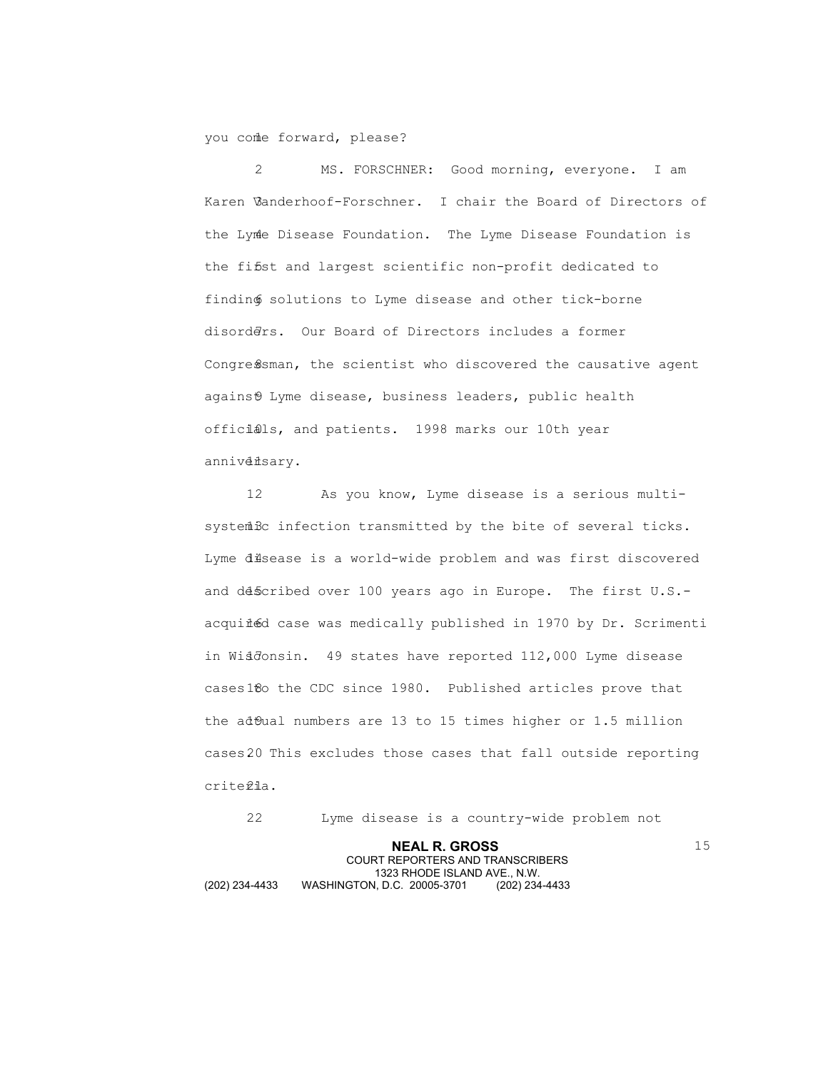you come forward, please?

MS. FORSCHNER: Good morning, everyone. I am Karen Vanderhoof-Forschner. I chair the Board of Directors of the Lyme Disease Foundation. The Lyme Disease Foundation is the first and largest scientific non-profit dedicated to finding solutions to Lyme disease and other tick-borne disorders. Our Board of Directors includes a former Congressman, the scientist who discovered the causative agent against Lyme disease, business leaders, public health officials, and patients. 1998 marks our 10th year anniversary.

As you know, Lyme disease is a serious multi-systemic infection transmitted by the bite of several ticks. Lyme disease is a world-wide problem and was first discovered and described over 100 years ago in Europe. The first U.S.-acquired case was medically published in 1970 by Dr. Scrimenti in Wisconsin. 49 states have reported 112,000 Lyme disease cases to the CDC since 1980. Published articles prove that the actual numbers are 13 to 15 times higher or 1.5 million cases. This excludes those cases that fall outside reporting criteria.

Lyme disease is a country-wide problem not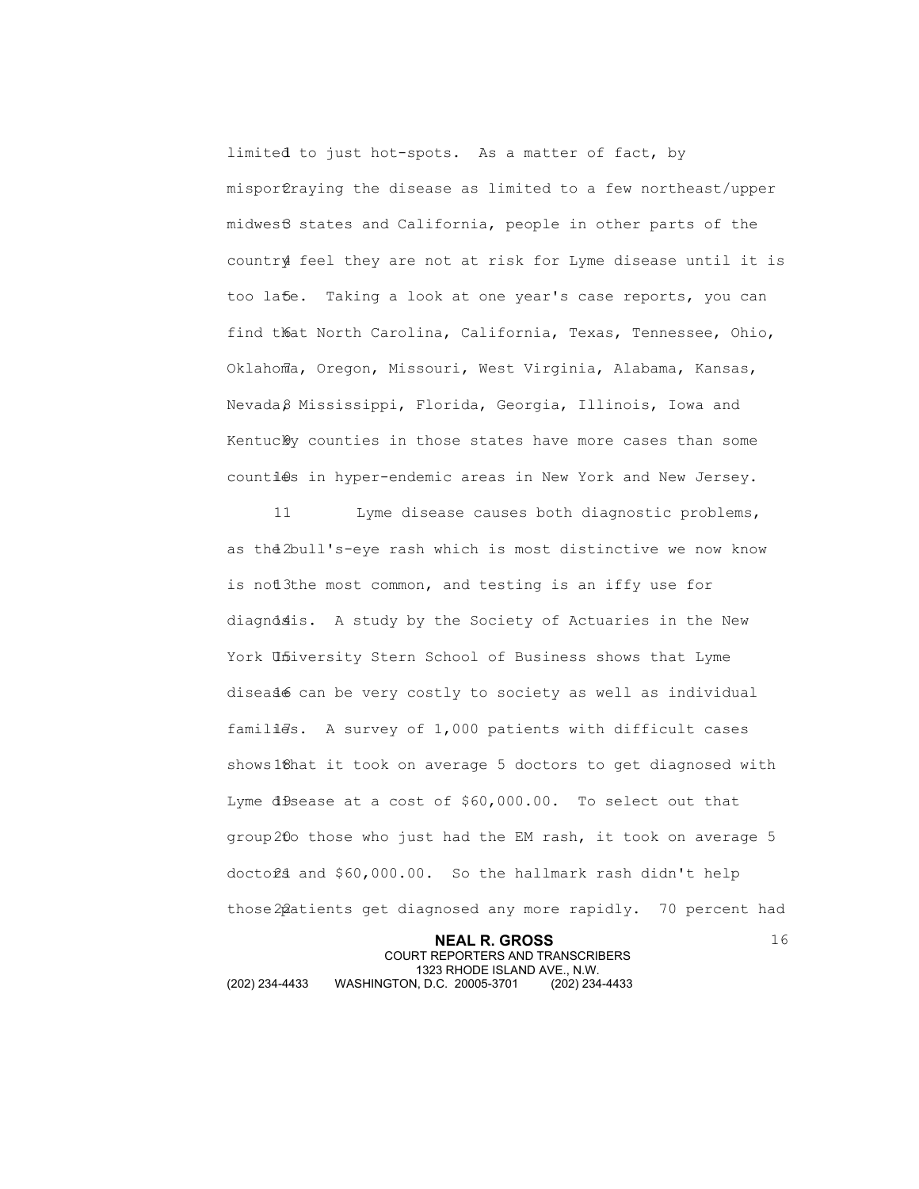limited to just hot-spots. As a matter of fact, by misportraying the disease as limited to a few northeast/upper midwest states and California, people in other parts of the country feel they are not at risk for Lyme disease until it is too late. Taking a look at one year's case reports, you can find that North Carolina, California, Texas, Tennessee, Ohio, Oklahoma, Oregon, Missouri, West Virginia, Alabama, Kansas, Nevada, Mississippi, Florida, Georgia, Illinois, Iowa and Kentucky counties in those states have more cases than some counties in hyper-endemic areas in New York and New Jersey.

Lyme disease causes both diagnostic problems, as the bull's-eye rash which is most distinctive we now know is not the most common, and testing is an iffy use for diagnosis. A study by the Society of Actuaries in the New York University Stern School of Business shows that Lyme disease can be very costly to society as well as individual families. A survey of 1,000 patients with difficult cases shows that it took on average 5 doctors to get diagnosed with Lyme disease at a cost of $60,000.00. To select out that group to those who just had the EM rash, it took on average 5 doctors and $60,000.00. So the hallmark rash didn't help those patients get diagnosed any more rapidly. 70 percent had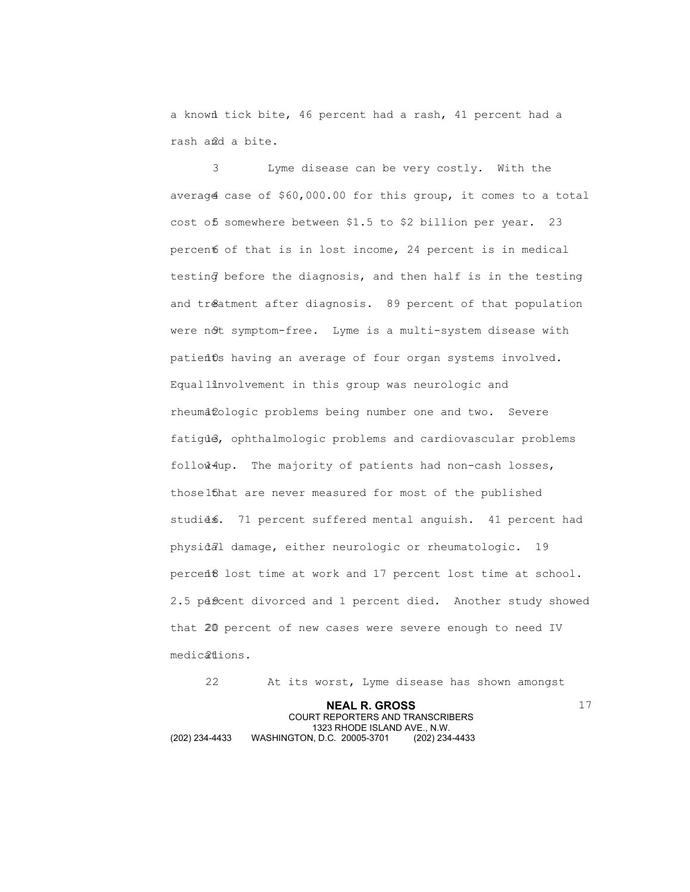a known tick bite, 46 percent had a rash, 41 percent had a rash and a bite.

Lyme disease can be very costly. With the average case of $60,000.00 for this group, it comes to a total cost of somewhere between $1.5 to $2 billion per year. 23 percent of that is in lost income, 24 percent is in medical testing before the diagnosis, and then half is in the testing and treatment after diagnosis. 89 percent of that population were not symptom-free. Lyme is a multi-system disease with patients having an average of four organ systems involved. Equal involvement in this group was neurologic and rheumatologic problems being number one and two. Severe fatigue, ophthalmologic problems and cardiovascular problems follow up. The majority of patients had non-cash losses, those that are never measured for most of the published studies. 71 percent suffered mental anguish. 41 percent had physical damage, either neurologic or rheumatologic. 19 percent lost time at work and 17 percent lost time at school. 2.5 percent divorced and 1 percent died. Another study showed that 20 percent of new cases were severe enough to need IV medications.

At its worst, Lyme disease has shown amongst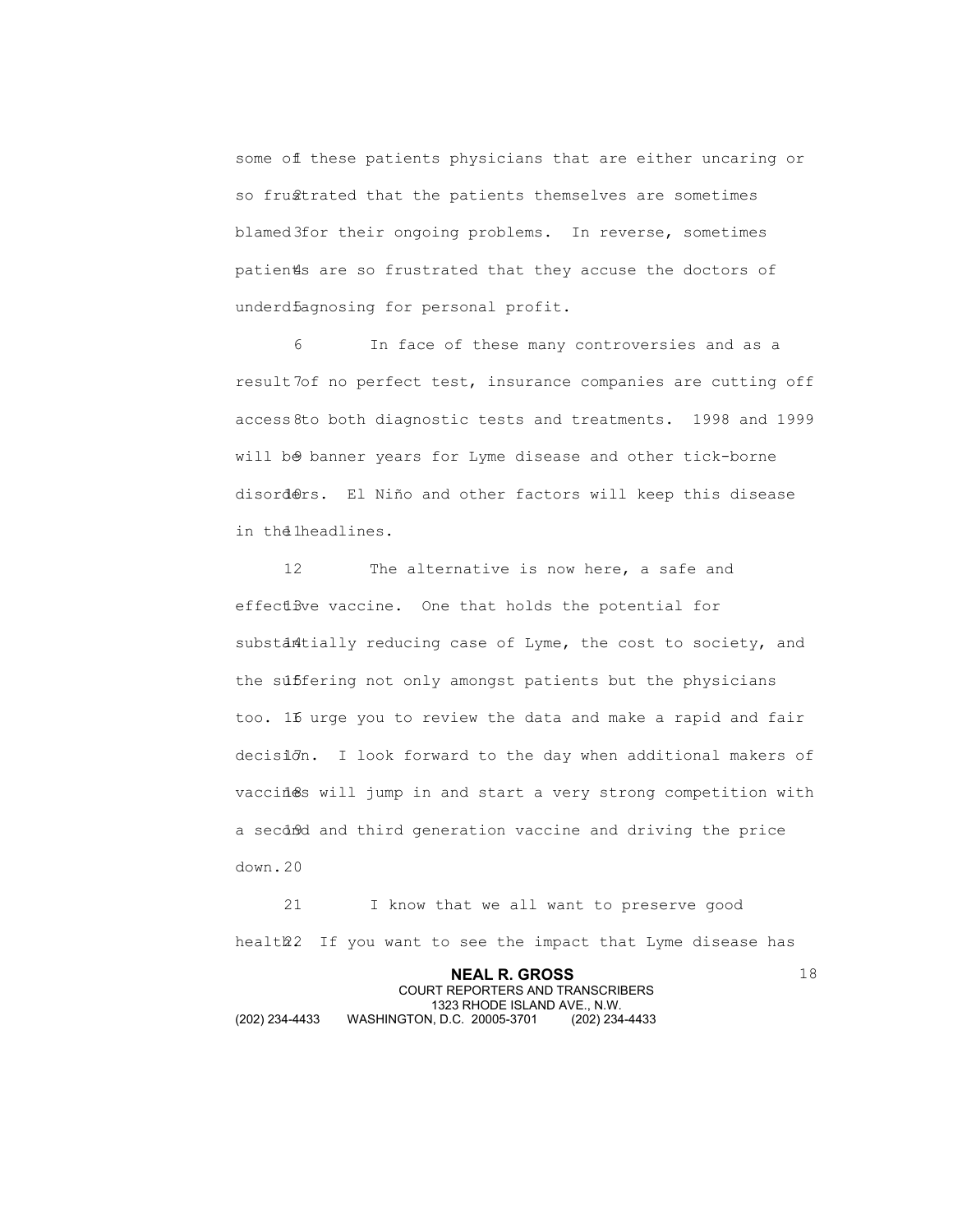some of these patients physicians that are either uncaring or so frustrated that the patients themselves are sometimes blamed for their ongoing problems. In reverse, sometimes patients are so frustrated that they accuse the doctors of underdiagnosing for personal profit.

In face of these many controversies and as a result of no perfect test, insurance companies are cutting off access to both diagnostic tests and treatments. 1998 and 1999 will be banner years for Lyme disease and other tick-borne disorders. El Niño and other factors will keep this disease in the headlines.

The alternative is now here, a safe and effective vaccine. One that holds the potential for substantially reducing case of Lyme, the cost to society, and the suffering not only amongst patients but the physicians too. I urge you to review the data and make a rapid and fair decision. I look forward to the day when additional makers of vaccines will jump in and start a very strong competition with a second and third generation vaccine and driving the price down.

I know that we all want to preserve good health. If you want to see the impact that Lyme disease has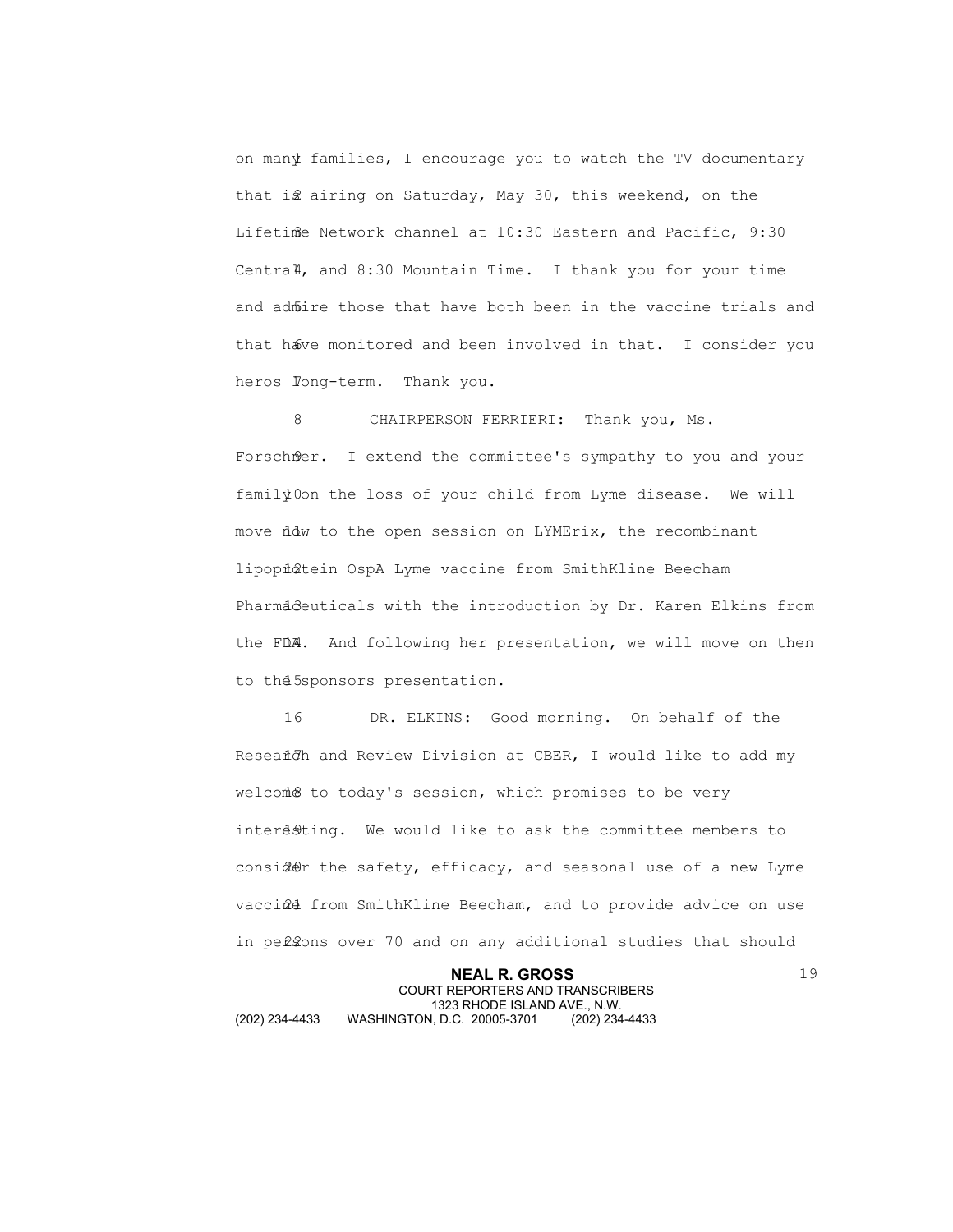on many families, I encourage you to watch the TV documentary that is airing on Saturday, May 30, this weekend, on the Lifetime Network channel at 10:30 Eastern and Pacific, 9:30 Central, and 8:30 Mountain Time. I thank you for your time and admire those that have both been in the vaccine trials and that have monitored and been involved in that. I consider you heros long-term. Thank you.

CHAIRPERSON FERRIERI: Thank you, Ms. Forschner. I extend the committee's sympathy to you and your family on the loss of your child from Lyme disease. We will move now to the open session on LYMErix, the recombinant lipoprotein OspA Lyme vaccine from SmithKline Beecham Pharmaceuticals with the introduction by Dr. Karen Elkins from the FDA. And following her presentation, we will move on then to the sponsors presentation.

DR. ELKINS: Good morning. On behalf of the Research and Review Division at CBER, I would like to add my welcome to today's session, which promises to be very interesting. We would like to ask the committee members to consider the safety, efficacy, and seasonal use of a new Lyme vaccine from SmithKline Beecham, and to provide advice on use in persons over 70 and on any additional studies that should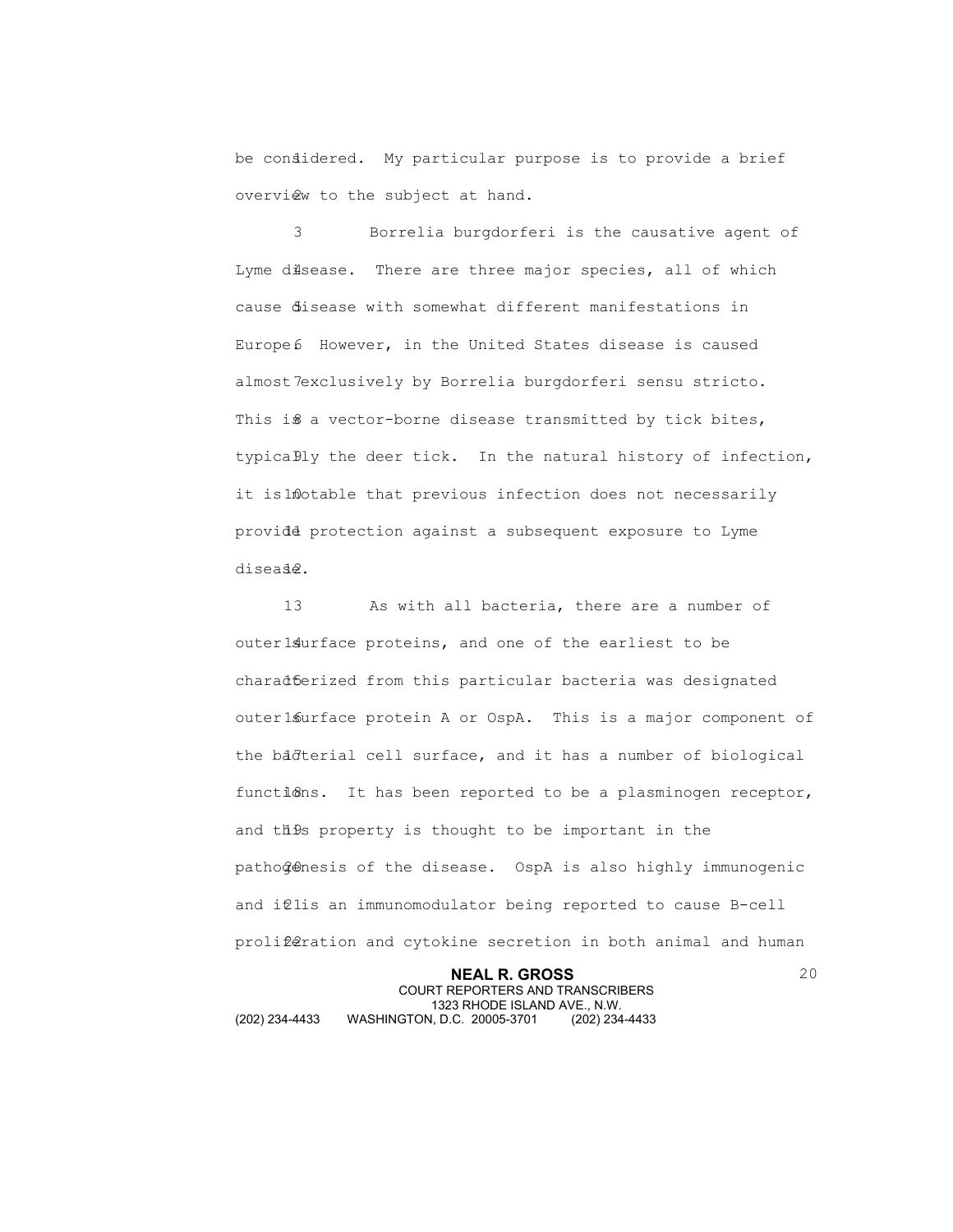be considered. My particular purpose is to provide a brief overview to the subject at hand.

Borrelia burgdorferi is the causative agent of Lyme disease. There are three major species, all of which cause disease with somewhat different manifestations in Europe. However, in the United States disease is caused almost exclusively by Borrelia burgdorferi sensu stricto. This is a vector-borne disease transmitted by tick bites, typically the deer tick. In the natural history of infection, it is notable that previous infection does not necessarily provide protection against a subsequent exposure to Lyme disease.

As with all bacteria, there are a number of outer surface proteins, and one of the earliest to be characterized from this particular bacteria was designated outer surface protein A or OspA. This is a major component of the bacterial cell surface, and it has a number of biological functions. It has been reported to be a plasminogen receptor, and this property is thought to be important in the pathogenesis of the disease. OspA is also highly immunogenic and it is an immunomodulator being reported to cause B-cell proliferation and cytokine secretion in both animal and human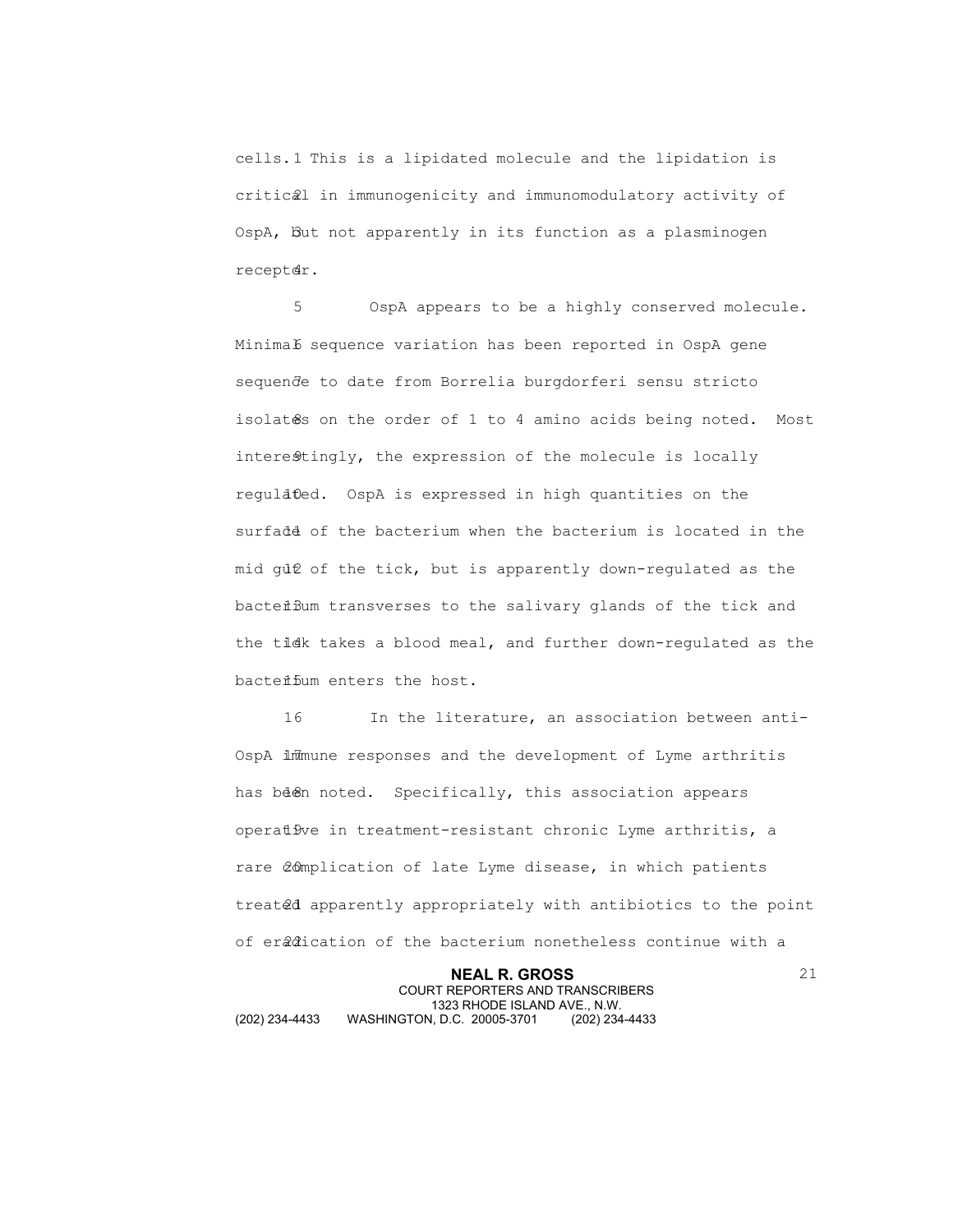cells. This is a lipidated molecule and the lipidation is critical in immunogenicity and immunomodulatory activity of OspA, but not apparently in its function as a plasminogen receptor.

OspA appears to be a highly conserved molecule. Minimal sequence variation has been reported in OspA gene sequence to date from Borrelia burgdorferi sensu stricto isolates on the order of 1 to 4 amino acids being noted. Most interestingly, the expression of the molecule is locally regulated. OspA is expressed in high quantities on the surface of the bacterium when the bacterium is located in the mid gut of the tick, but is apparently down-regulated as the bacterium transverses to the salivary glands of the tick and the tick takes a blood meal, and further down-regulated as the bacterium enters the host.

In the literature, an association between anti-OspA immune responses and the development of Lyme arthritis has been noted. Specifically, this association appears operative in treatment-resistant chronic Lyme arthritis, a rare complication of late Lyme disease, in which patients treated apparently appropriately with antibiotics to the point of eradication of the bacterium nonetheless continue with a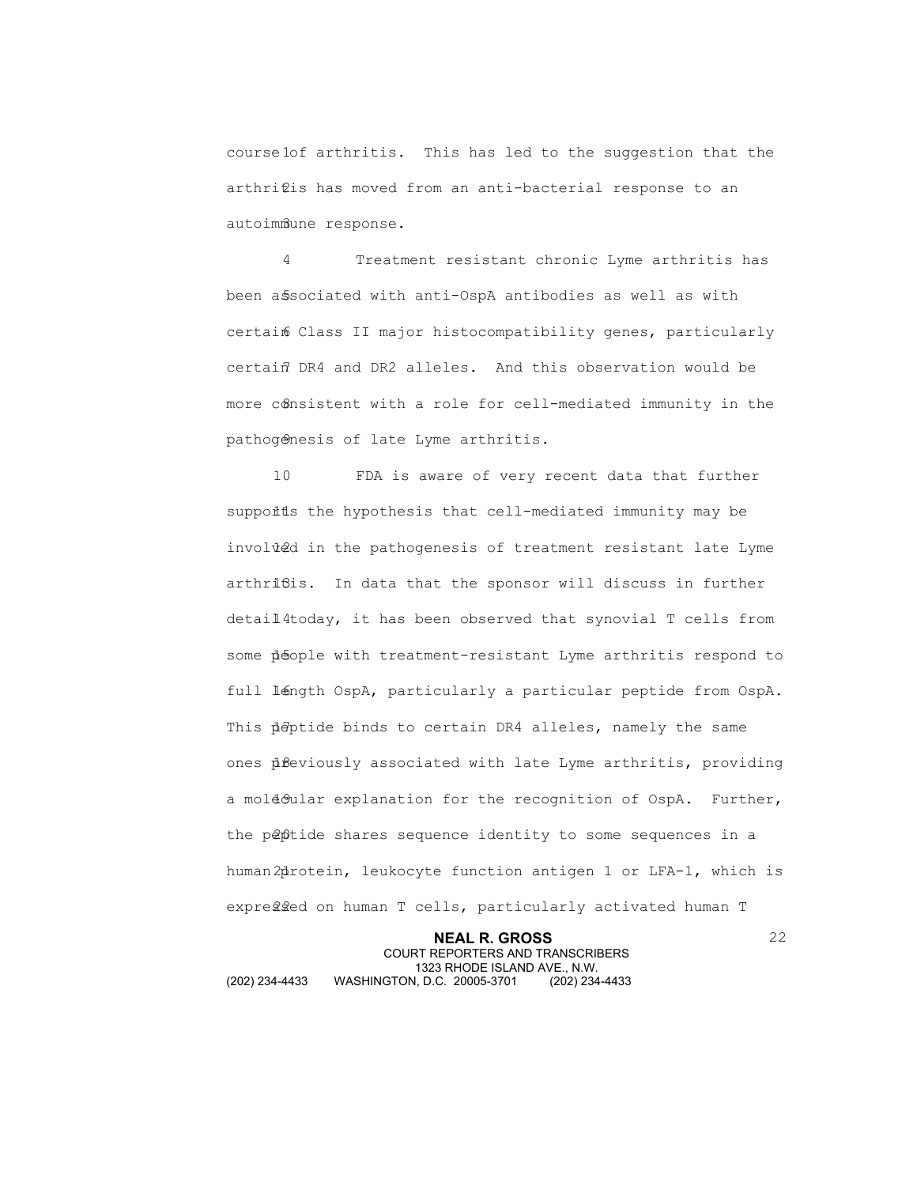course of arthritis. This has led to the suggestion that the arthritis has moved from an anti-bacterial response to an autoimmune response.

Treatment resistant chronic Lyme arthritis has been associated with anti-OspA antibodies as well as with certain Class II major histocompatibility genes, particularly certain DR4 and DR2 alleles. And this observation would be more consistent with a role for cell-mediated immunity in the pathogenesis of late Lyme arthritis.

FDA is aware of very recent data that further supports the hypothesis that cell-mediated immunity may be involved in the pathogenesis of treatment resistant late Lyme arthritis. In data that the sponsor will discuss in further detail today, it has been observed that synovial T cells from some people with treatment-resistant Lyme arthritis respond to full length OspA, particularly a particular peptide from OspA. This peptide binds to certain DR4 alleles, namely the same ones previously associated with late Lyme arthritis, providing a molecular explanation for the recognition of OspA. Further, the peptide shares sequence identity to some sequences in a human protein, leukocyte function antigen 1 or LFA-1, which is expressed on human T cells, particularly activated human T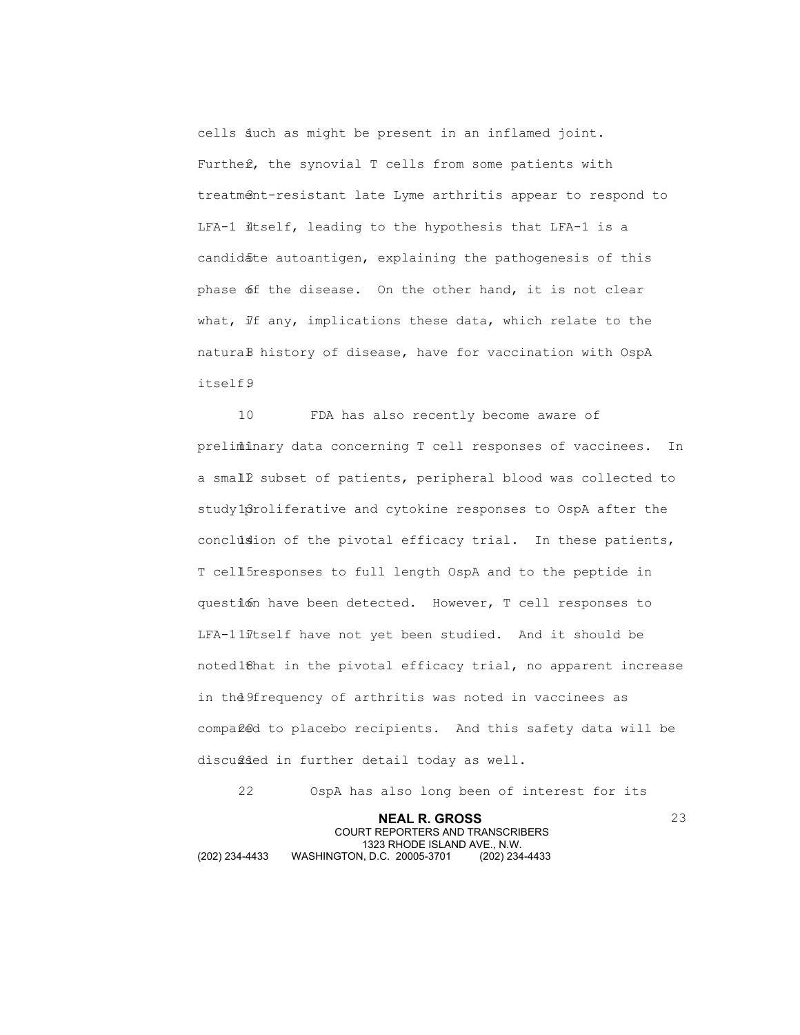cells such as might be present in an inflamed joint. Further, the synovial T cells from some patients with treatment-resistant late Lyme arthritis appear to respond to LFA-1 itself, leading to the hypothesis that LFA-1 is a candidate autoantigen, explaining the pathogenesis of this phase of the disease. On the other hand, it is not clear what, if any, implications these data, which relate to the natural history of disease, have for vaccination with OspA itself.

FDA has also recently become aware of preliminary data concerning T cell responses of vaccinees. In a small subset of patients, peripheral blood was collected to study proliferative and cytokine responses to OspA after the conclusion of the pivotal efficacy trial. In these patients, T cell responses to full length OspA and to the peptide in question have been detected. However, T cell responses to LFA-1 itself have not yet been studied. And it should be noted that in the pivotal efficacy trial, no apparent increase in the frequency of arthritis was noted in vaccinees as compared to placebo recipients. And this safety data will be discussed in further detail today as well.

OspA has also long been of interest for its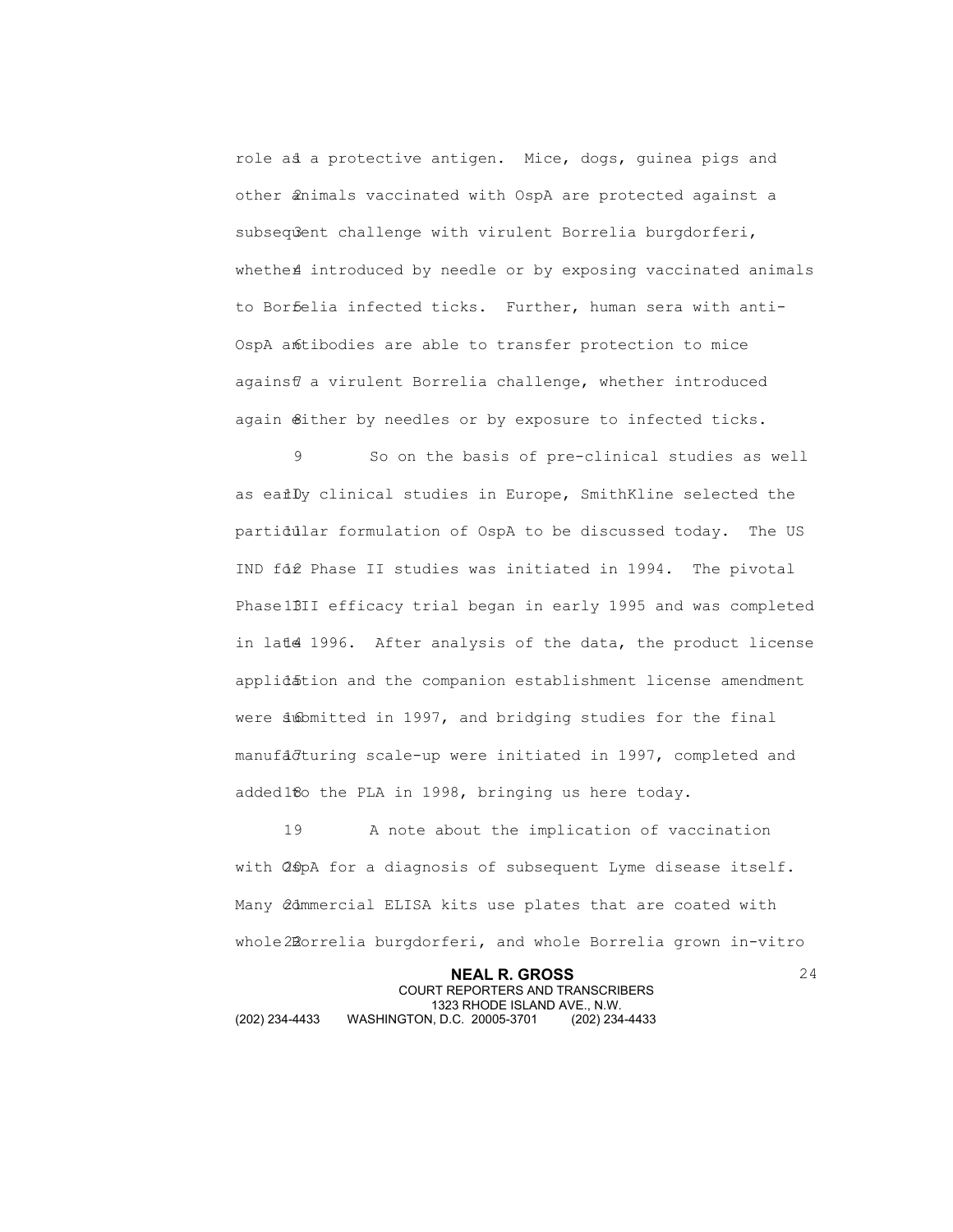role as a protective antigen. Mice, dogs, guinea pigs and other animals vaccinated with OspA are protected against a subsequent challenge with virulent Borrelia burgdorferi, whether introduced by needle or by exposing vaccinated animals to Borrelia infected ticks. Further, human sera with anti-OspA antibodies are able to transfer protection to mice against a virulent Borrelia challenge, whether introduced again either by needles or by exposure to infected ticks.

So on the basis of pre-clinical studies as well as early clinical studies in Europe, SmithKline selected the particular formulation of OspA to be discussed today. The US IND for Phase II studies was initiated in 1994. The pivotal Phase III efficacy trial began in early 1995 and was completed in late 1996. After analysis of the data, the product license application and the companion establishment license amendment were submitted in 1997, and bridging studies for the final manufacturing scale-up were initiated in 1997, completed and added to the PLA in 1998, bringing us here today.

A note about the implication of vaccination with OspA for a diagnosis of subsequent Lyme disease itself. Many commercial ELISA kits use plates that are coated with whole Borrelia burgdorferi, and whole Borrelia grown in-vitro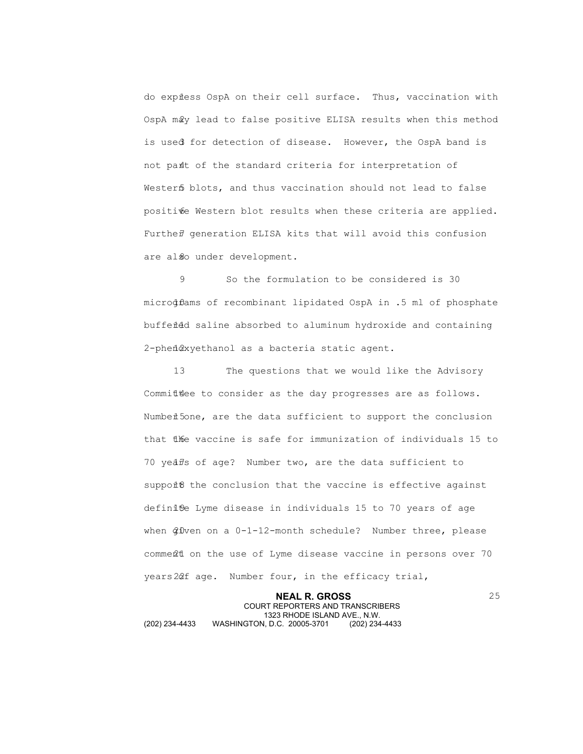do express OspA on their cell surface. Thus, vaccination with OspA may lead to false positive ELISA results when this method is used for detection of disease. However, the OspA band is not part of the standard criteria for interpretation of Western blots, and thus vaccination should not lead to false positive Western blot results when these criteria are applied. Further generation ELISA kits that will avoid this confusion are also under development.

So the formulation to be considered is 30 micrograms of recombinant lipidated OspA in .5 ml of phosphate buffered saline absorbed to aluminum hydroxide and containing 2-phenoxyethanol as a bacteria static agent.

The questions that we would like the Advisory Committee to consider as the day progresses are as follows. Number one, are the data sufficient to support the conclusion that the vaccine is safe for immunization of individuals 15 to 70 years of age? Number two, are the data sufficient to support the conclusion that the vaccine is effective against definite Lyme disease in individuals 15 to 70 years of age when given on a 0-1-12-month schedule? Number three, please comment on the use of Lyme disease vaccine in persons over 70 years of age. Number four, in the efficacy trial,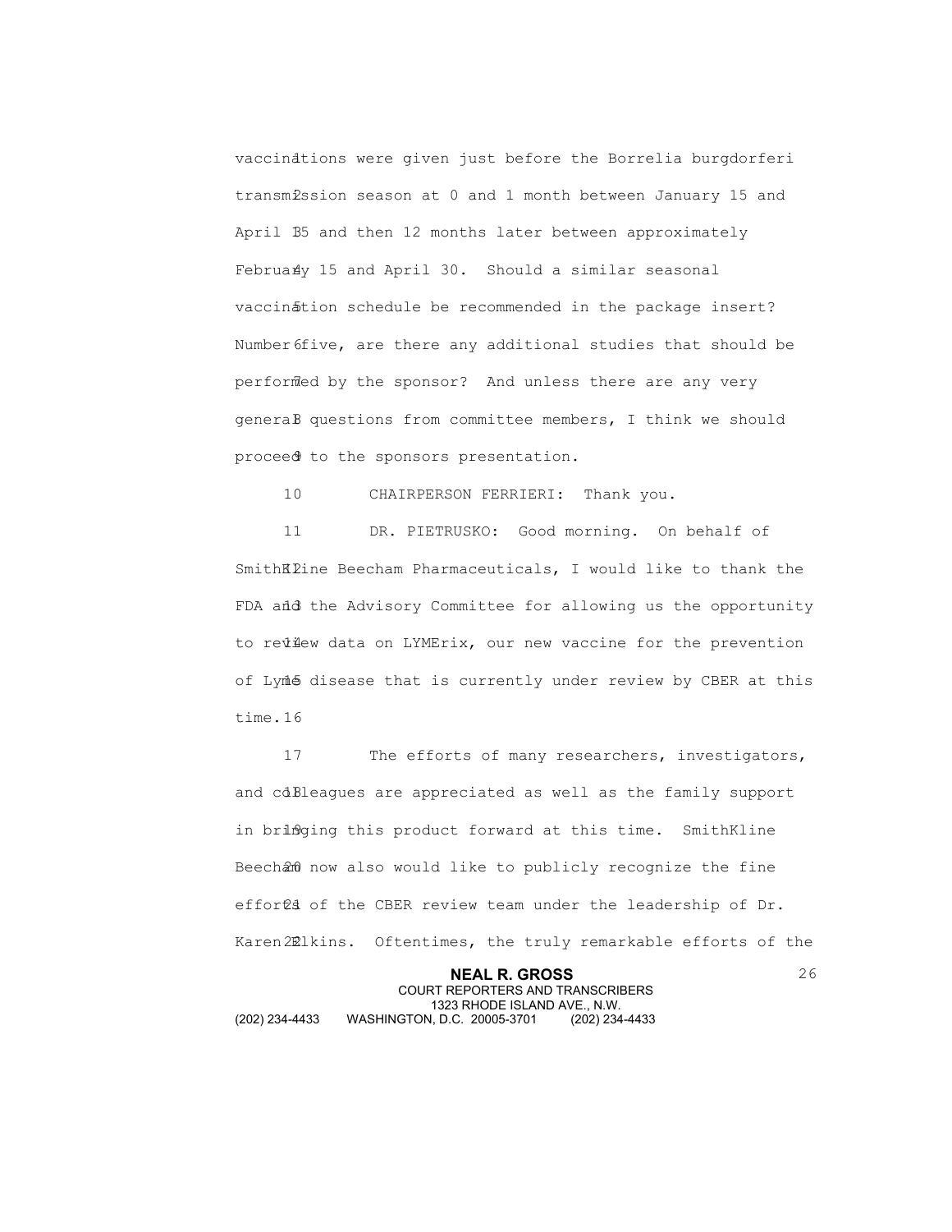vaccinations were given just before the Borrelia burgdorferi transmission season at 0 and 1 month between January 15 and April 15 and then 12 months later between approximately February 15 and April 30. Should a similar seasonal vaccination schedule be recommended in the package insert? Number five, are there any additional studies that should be performed by the sponsor? And unless there are any very general questions from committee members, I think we should proceed to the sponsors presentation.

CHAIRPERSON FERRIERI: Thank you.

DR. PIETRUSKO: Good morning. On behalf of SmithKline Beecham Pharmaceuticals, I would like to thank the FDA and the Advisory Committee for allowing us the opportunity to review data on LYMErix, our new vaccine for the prevention of Lyme disease that is currently under review by CBER at this time.

The efforts of many researchers, investigators, and colleagues are appreciated as well as the family support in bringing this product forward at this time. SmithKline Beecham now also would like to publicly recognize the fine efforts of the CBER review team under the leadership of Dr. Karen Elkins. Oftentimes, the truly remarkable efforts of the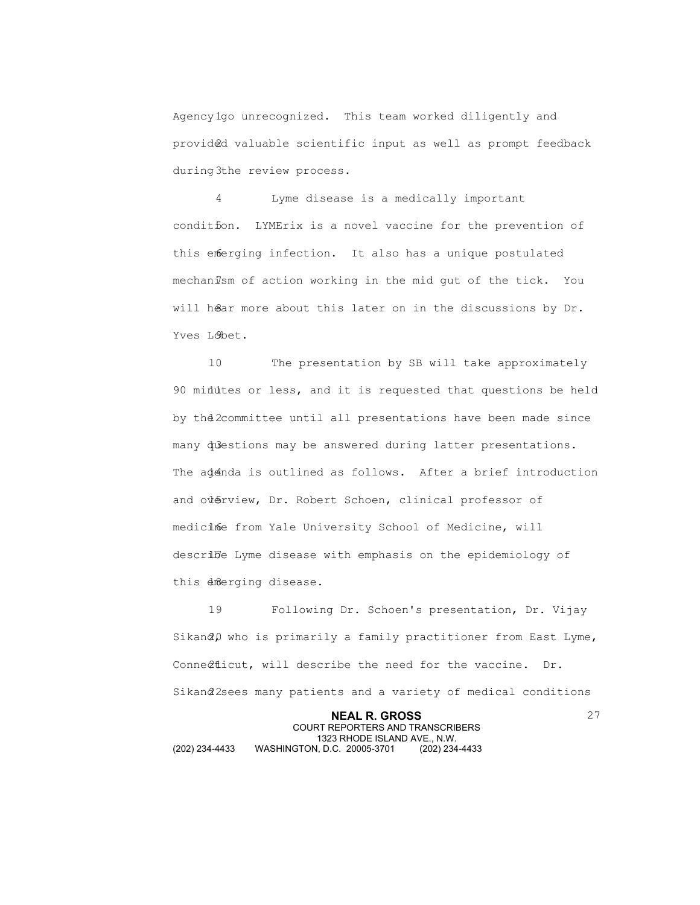Agency go unrecognized. This team worked diligently and provided valuable scientific input as well as prompt feedback during the review process.

Lyme disease is a medically important condition. LYMErix is a novel vaccine for the prevention of this emerging infection. It also has a unique postulated mechanism of action working in the mid gut of the tick. You will hear more about this later on in the discussions by Dr. Yves Lobet.

The presentation by SB will take approximately 90 minutes or less, and it is requested that questions be held by the committee until all presentations have been made since many questions may be answered during latter presentations. The agenda is outlined as follows. After a brief introduction and overview, Dr. Robert Schoen, clinical professor of medicine from Yale University School of Medicine, will describe Lyme disease with emphasis on the epidemiology of this emerging disease.

Following Dr. Schoen's presentation, Dr. Vijay Sikand, who is primarily a family practitioner from East Lyme, Connecticut, will describe the need for the vaccine. Dr. Sikand sees many patients and a variety of medical conditions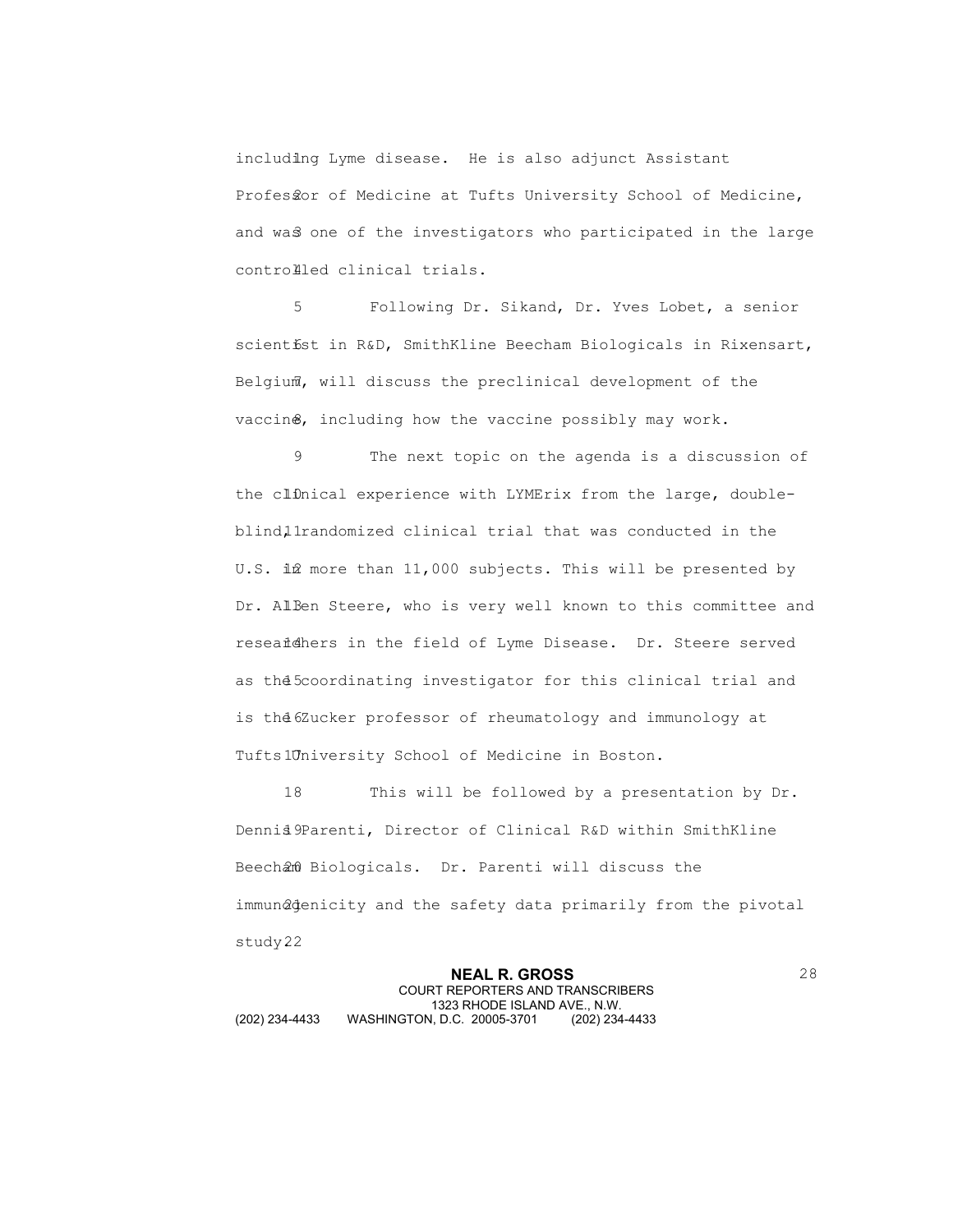including Lyme disease. He is also adjunct Assistant Professor of Medicine at Tufts University School of Medicine, and was one of the investigators who participated in the large controlled clinical trials.

Following Dr. Sikand, Dr. Yves Lobet, a senior scientist in R&D, SmithKline Beecham Biologicals in Rixensart, Belgium, will discuss the preclinical development of the vaccine, including how the vaccine possibly may work.

The next topic on the agenda is a discussion of the clinical experience with LYMErix from the large, double-blind, randomized clinical trial that was conducted in the U.S. in more than 11,000 subjects. This will be presented by Dr. Allen Steere, who is very well known to this committee and researchers in the field of Lyme Disease. Dr. Steere served as the coordinating investigator for this clinical trial and is the Zucker professor of rheumatology and immunology at Tufts University School of Medicine in Boston.

This will be followed by a presentation by Dr. Dennis Parenti, Director of Clinical R&D within SmithKline Beecham Biologicals. Dr. Parenti will discuss the immunogenicity and the safety data primarily from the pivotal study.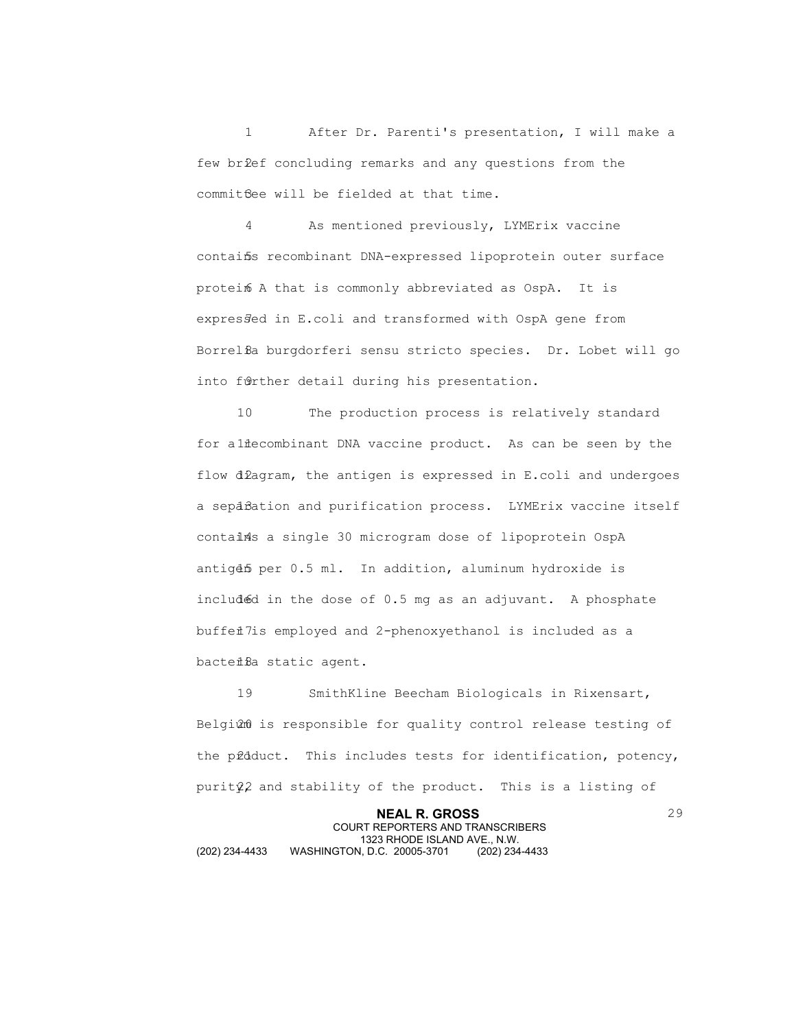After Dr. Parenti's presentation, I will make a few brief concluding remarks and any questions from the committee will be fielded at that time.

As mentioned previously, LYMErix vaccine contains recombinant DNA-expressed lipoprotein outer surface protein A that is commonly abbreviated as OspA. It is expressed in E.coli and transformed with OspA gene from Borrelia burgdorferi sensu stricto species. Dr. Lobet will go into further detail during his presentation.

The production process is relatively standard for a recombinant DNA vaccine product. As can be seen by the flow diagram, the antigen is expressed in E.coli and undergoes a separation and purification process. LYMErix vaccine itself contains a single 30 microgram dose of lipoprotein OspA antigen per 0.5 ml. In addition, aluminum hydroxide is included in the dose of 0.5 mg as an adjuvant. A phosphate buffer is employed and 2-phenoxyethanol is included as a bacteria static agent.

SmithKline Beecham Biologicals in Rixensart, Belgium is responsible for quality control release testing of the product. This includes tests for identification, potency, purity and stability of the product. This is a listing of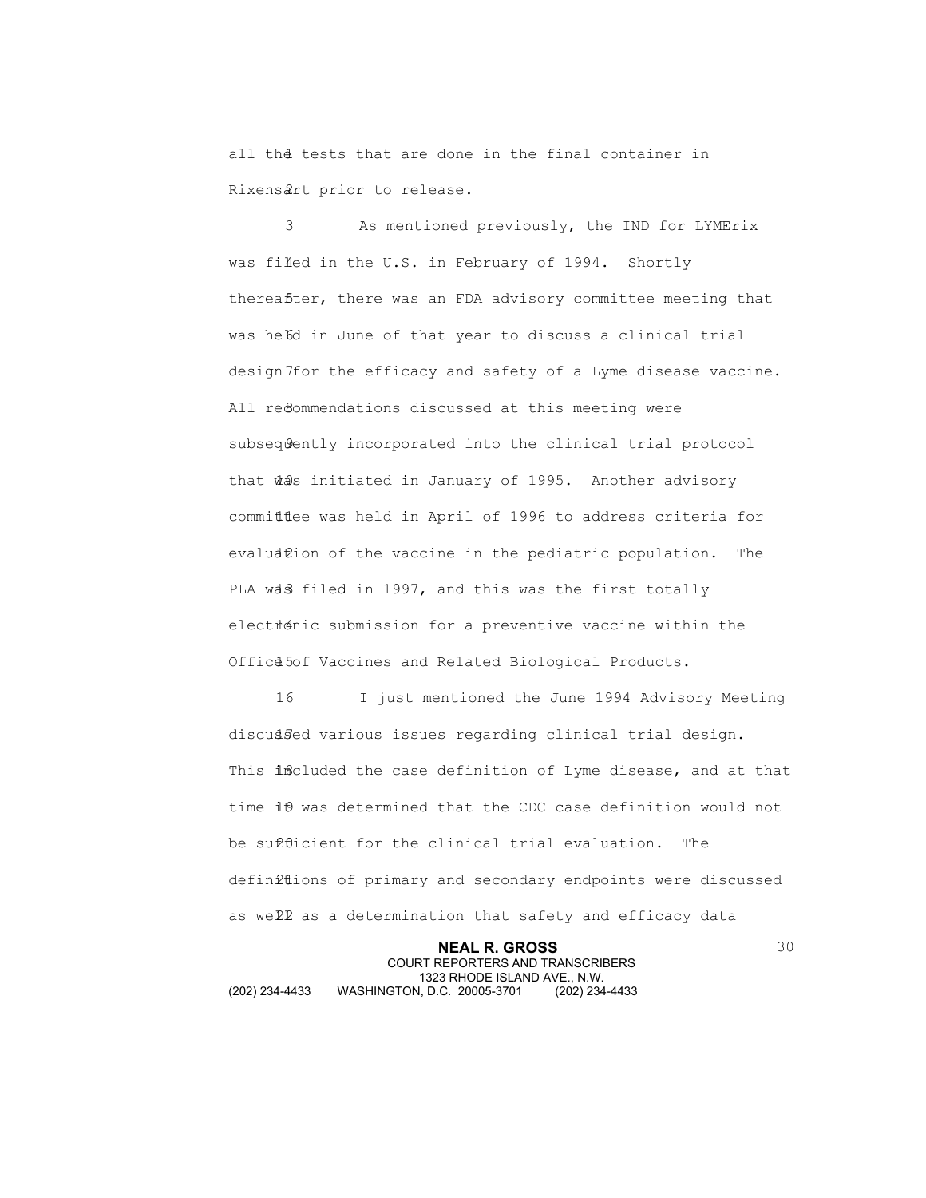all the tests that are done in the final container in Rixensart prior to release.

As mentioned previously, the IND for LYMErix was filed in the U.S. in February of 1994. Shortly thereafter, there was an FDA advisory committee meeting that was held in June of that year to discuss a clinical trial design for the efficacy and safety of a Lyme disease vaccine. All recommendations discussed at this meeting were subsequently incorporated into the clinical trial protocol that was initiated in January of 1995. Another advisory committee was held in April of 1996 to address criteria for evaluation of the vaccine in the pediatric population. The PLA was filed in 1997, and this was the first totally electronic submission for a preventive vaccine within the Office of Vaccines and Related Biological Products.

I just mentioned the June 1994 Advisory Meeting discussed various issues regarding clinical trial design. This included the case definition of Lyme disease, and at that time it was determined that the CDC case definition would not be sufficient for the clinical trial evaluation. The definitions of primary and secondary endpoints were discussed as well as a determination that safety and efficacy data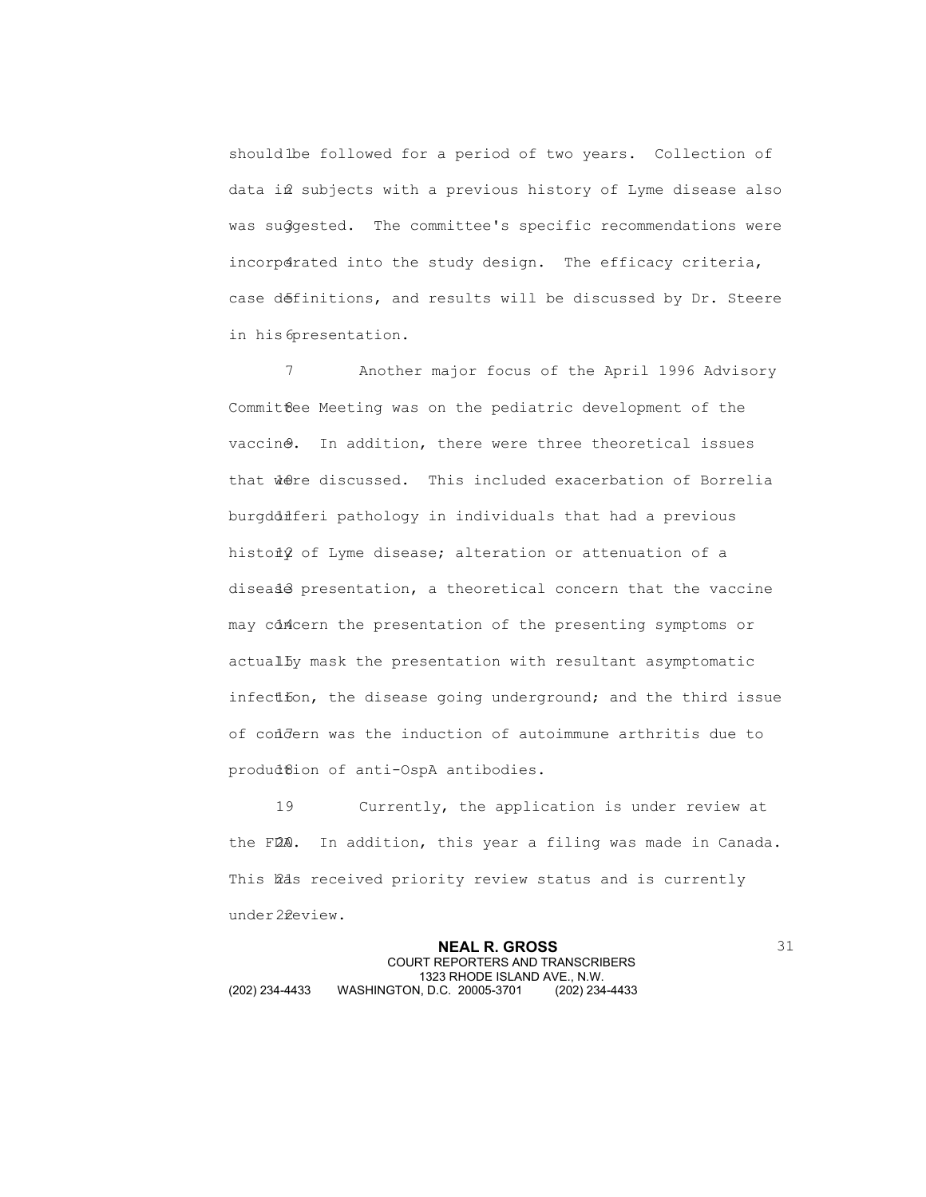should be followed for a period of two years. Collection of data in subjects with a previous history of Lyme disease also was suggested. The committee's specific recommendations were incorporated into the study design. The efficacy criteria, case definitions, and results will be discussed by Dr. Steere in his presentation.

Another major focus of the April 1996 Advisory Committee Meeting was on the pediatric development of the vaccine. In addition, there were three theoretical issues that were discussed. This included exacerbation of Borrelia burgdorferi pathology in individuals that had a previous history of Lyme disease; alteration or attenuation of a disease presentation, a theoretical concern that the vaccine may concern the presentation of the presenting symptoms or actually mask the presentation with resultant asymptomatic infection, the disease going underground; and the third issue of concern was the induction of autoimmune arthritis due to production of anti-OspA antibodies.

Currently, the application is under review at the FDA. In addition, this year a filing was made in Canada. This has received priority review status and is currently under review.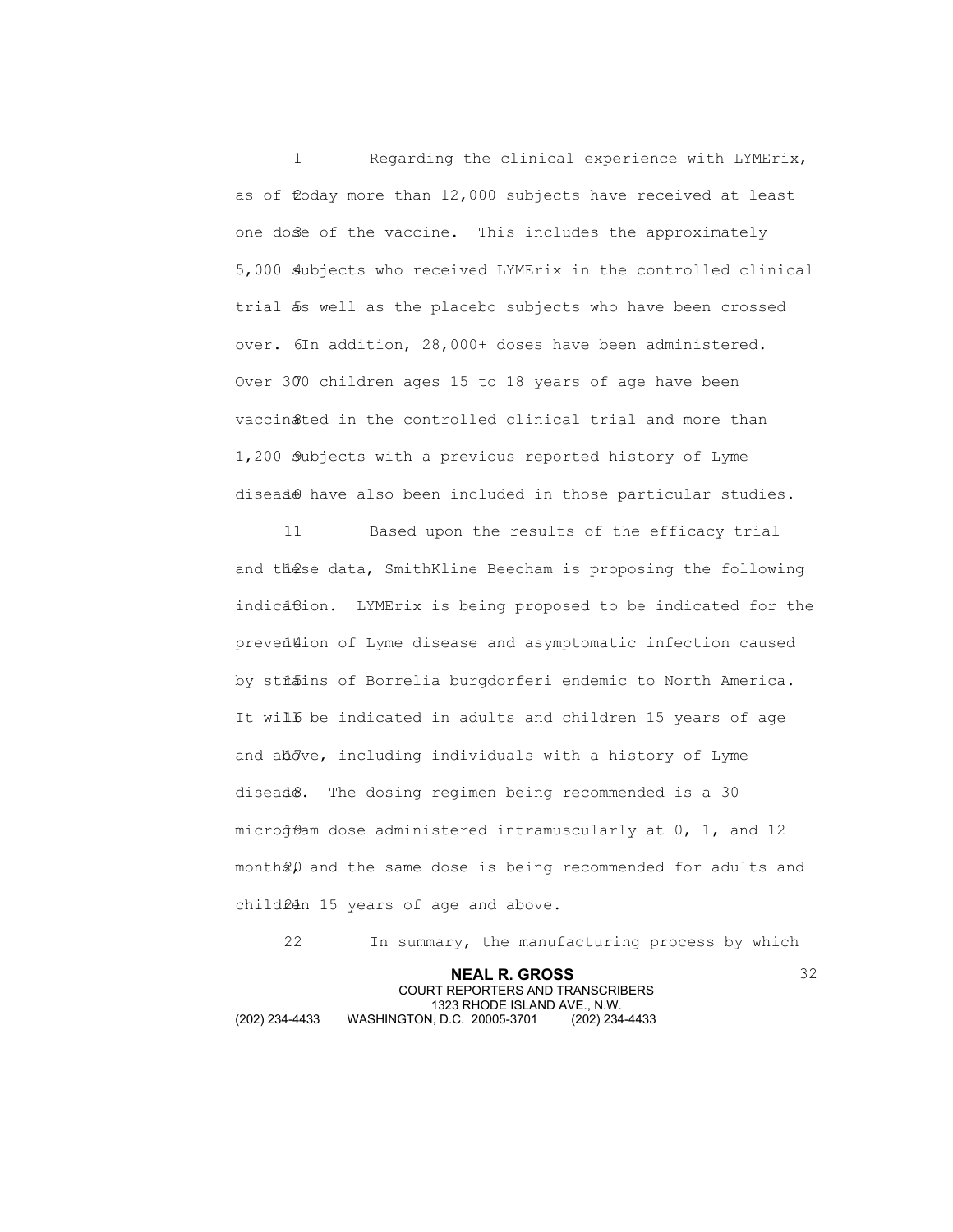Regarding the clinical experience with LYMErix, as of today more than 12,000 subjects have received at least one dose of the vaccine. This includes the approximately 5,000 subjects who received LYMErix in the controlled clinical trial as well as the placebo subjects who have been crossed over. In addition, 28,000+ doses have been administered. Over 300 children ages 15 to 18 years of age have been vaccinated in the controlled clinical trial and more than 1,200 subjects with a previous reported history of Lyme disease have also been included in those particular studies.

Based upon the results of the efficacy trial and these data, SmithKline Beecham is proposing the following indication. LYMErix is being proposed to be indicated for the prevention of Lyme disease and asymptomatic infection caused by strains of Borrelia burgdorferi endemic to North America. It will be indicated in adults and children 15 years of age and above, including individuals with a history of Lyme disease. The dosing regimen being recommended is a 30 microgram dose administered intramuscularly at 0, 1, and 12 months, and the same dose is being recommended for adults and children 15 years of age and above.

In summary, the manufacturing process by which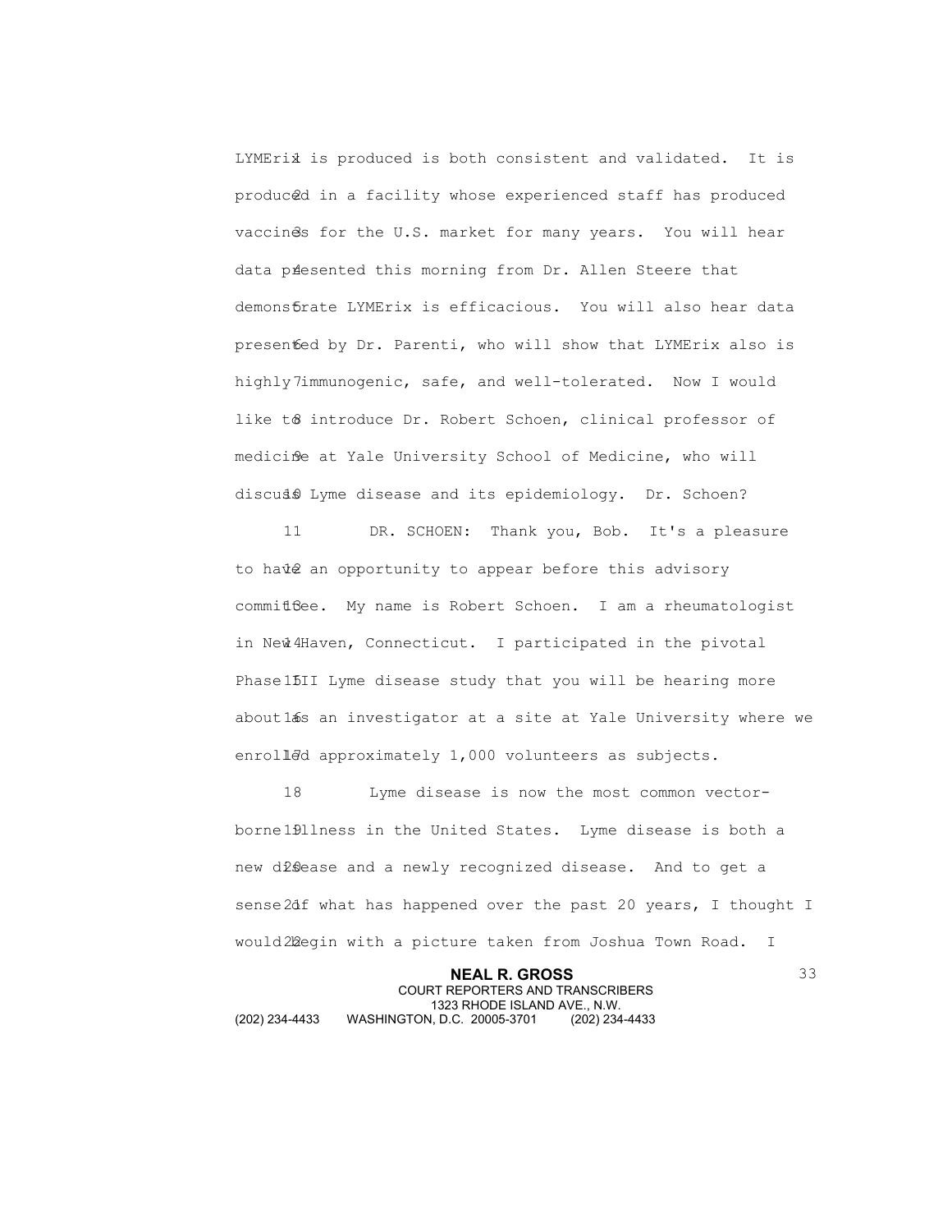LYMErix is produced is both consistent and validated. It is produced in a facility whose experienced staff has produced vaccines for the U.S. market for many years. You will hear data presented this morning from Dr. Allen Steere that demonstrate LYMErix is efficacious. You will also hear data presented by Dr. Parenti, who will show that LYMErix also is highly immunogenic, safe, and well-tolerated. Now I would like to introduce Dr. Robert Schoen, clinical professor of medicine at Yale University School of Medicine, who will discuss Lyme disease and its epidemiology. Dr. Schoen?

DR. SCHOEN: Thank you, Bob. It's a pleasure to have an opportunity to appear before this advisory committee. My name is Robert Schoen. I am a rheumatologist in New Haven, Connecticut. I participated in the pivotal Phase III Lyme disease study that you will be hearing more about as an investigator at a site at Yale University where we enrolled approximately 1,000 volunteers as subjects.

Lyme disease is now the most common vector-borne illness in the United States. Lyme disease is both a new disease and a newly recognized disease. And to get a sense of what has happened over the past 20 years, I thought I would begin with a picture taken from Joshua Town Road. I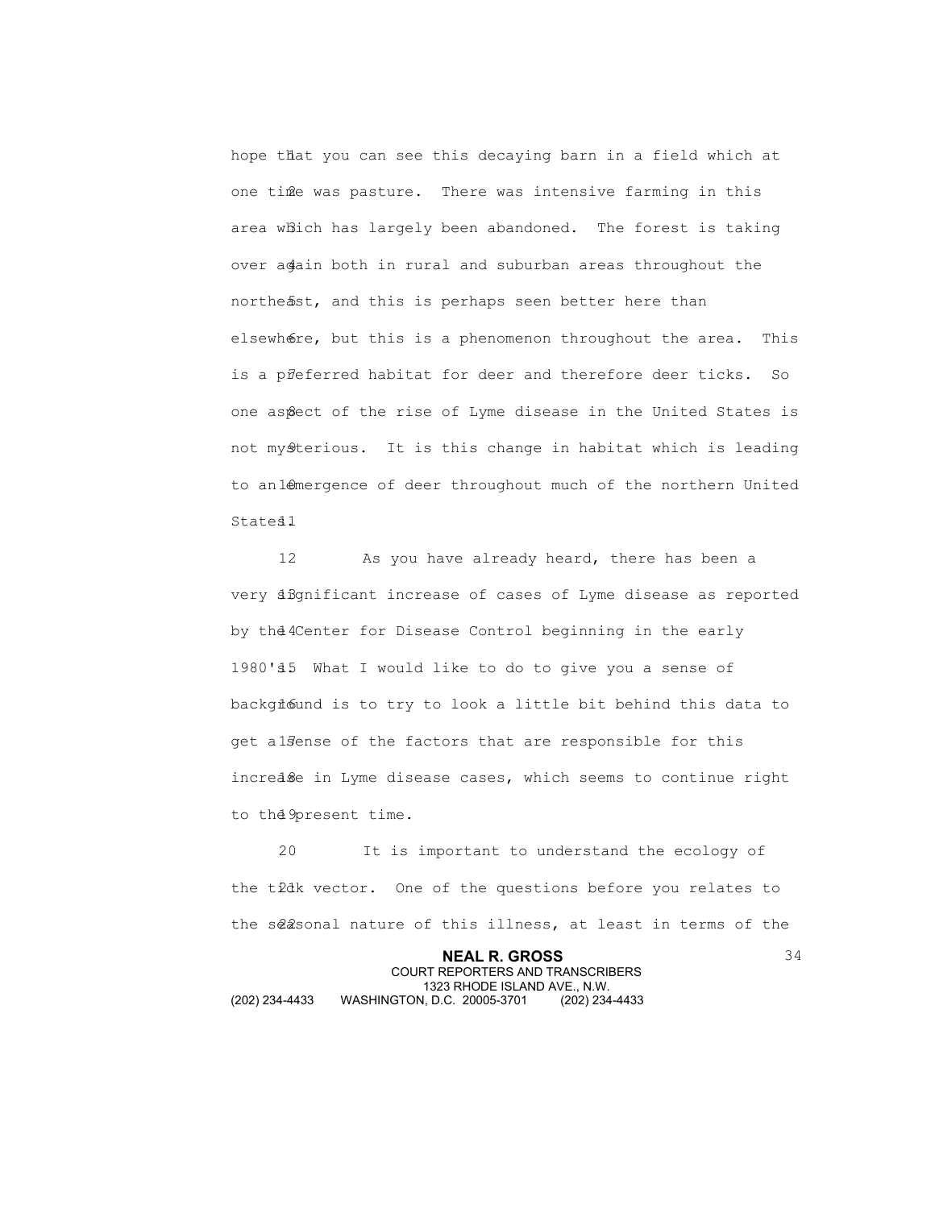hope that you can see this decaying barn in a field which at one time was pasture. There was intensive farming in this area which has largely been abandoned. The forest is taking over again both in rural and suburban areas throughout the northeast, and this is perhaps seen better here than elsewhere, but this is a phenomenon throughout the area. This is a preferred habitat for deer and therefore deer ticks. So one aspect of the rise of Lyme disease in the United States is not mysterious. It is this change in habitat which is leading to an emergence of deer throughout much of the northern United States.

As you have already heard, there has been a very significant increase of cases of Lyme disease as reported by the Center for Disease Control beginning in the early 1980's. What I would like to do to give you a sense of background is to try to look a little bit behind this data to get a sense of the factors that are responsible for this increase in Lyme disease cases, which seems to continue right to the present time.

It is important to understand the ecology of the tick vector. One of the questions before you relates to the seasonal nature of this illness, at least in terms of the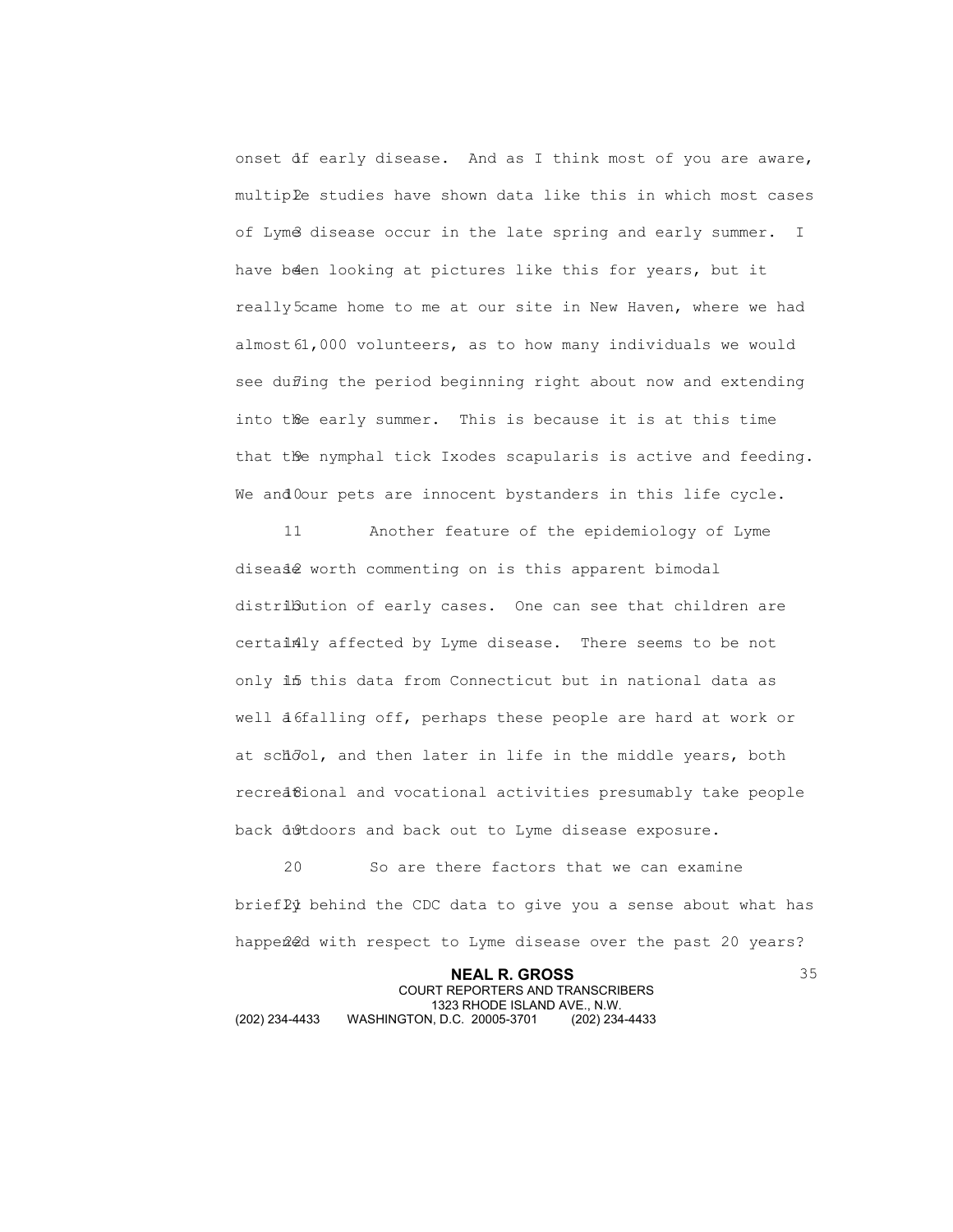onset of early disease. And as I think most of you are aware, multiple studies have shown data like this in which most cases of Lyme disease occur in the late spring and early summer. I have been looking at pictures like this for years, but it really came home to me at our site in New Haven, where we had almost 1,000 volunteers, as to how many individuals we would see during the period beginning right about now and extending into the early summer. This is because it is at this time that the nymphal tick Ixodes scapularis is active and feeding. We and our pets are innocent bystanders in this life cycle.

Another feature of the epidemiology of Lyme disease worth commenting on is this apparent bimodal distribution of early cases. One can see that children are certainly affected by Lyme disease. There seems to be not only in this data from Connecticut but in national data as well a falling off, perhaps these people are hard at work or at school, and then later in life in the middle years, both recreational and vocational activities presumably take people back outdoors and back out to Lyme disease exposure.

So are there factors that we can examine briefly behind the CDC data to give you a sense about what has happened with respect to Lyme disease over the past 20 years?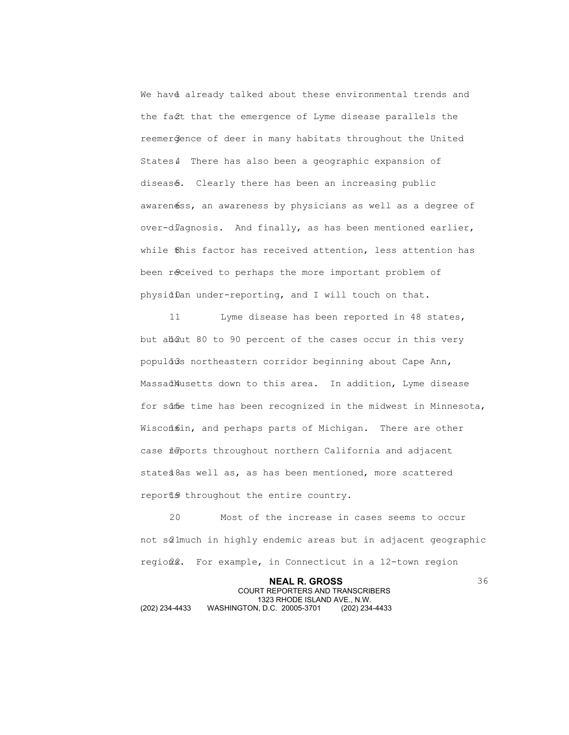We have already talked about these environmental trends and the fact that the emergence of Lyme disease parallels the reemergence of deer in many habitats throughout the United States. There has also been a geographic expansion of disease. Clearly there has been an increasing public awareness, an awareness by physicians as well as a degree of over-diagnosis. And finally, as has been mentioned earlier, while this factor has received attention, less attention has been received to perhaps the more important problem of physician under-reporting, and I will touch on that.

Lyme disease has been reported in 48 states, but about 80 to 90 percent of the cases occur in this very populous northeastern corridor beginning about Cape Ann, Massachusetts down to this area. In addition, Lyme disease for some time has been recognized in the midwest in Minnesota, Wisconsin, and perhaps parts of Michigan. There are other case reports throughout northern California and adjacent states as well as, as has been mentioned, more scattered reports throughout the entire country.

Most of the increase in cases seems to occur not so much in highly endemic areas but in adjacent geographic regions. For example, in Connecticut in a 12-town region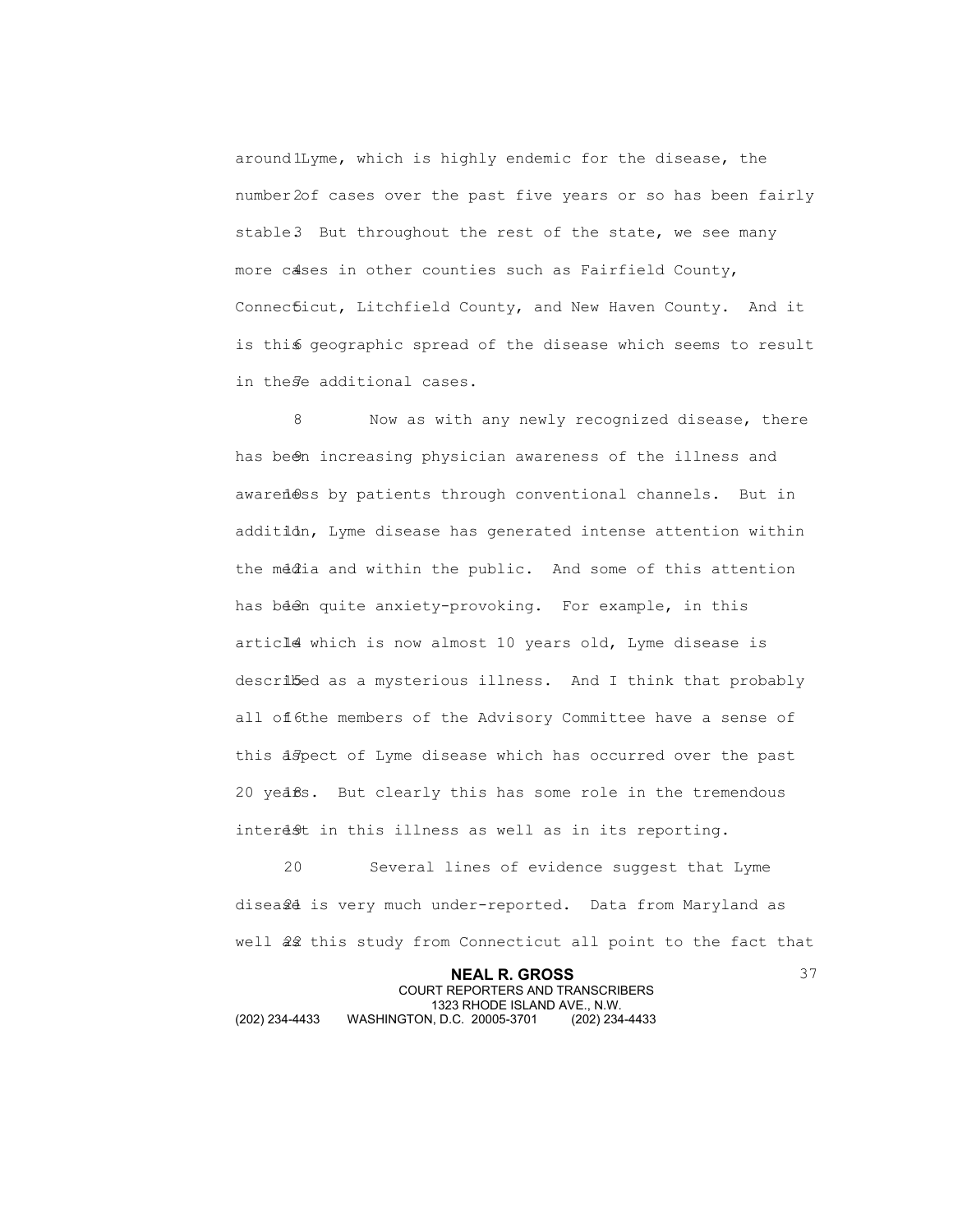around Lyme, which is highly endemic for the disease, the number of cases over the past five years or so has been fairly stable. But throughout the rest of the state, we see many more cases in other counties such as Fairfield County, Connecticut, Litchfield County, and New Haven County. And it is this geographic spread of the disease which seems to result in these additional cases.

Now as with any newly recognized disease, there has been increasing physician awareness of the illness and awareness by patients through conventional channels. But in addition, Lyme disease has generated intense attention within the media and within the public. And some of this attention has been quite anxiety-provoking. For example, in this article which is now almost 10 years old, Lyme disease is described as a mysterious illness. And I think that probably all of the members of the Advisory Committee have a sense of this aspect of Lyme disease which has occurred over the past 20 years. But clearly this has some role in the tremendous interest in this illness as well as in its reporting.

Several lines of evidence suggest that Lyme disease is very much under-reported. Data from Maryland as well as this study from Connecticut all point to the fact that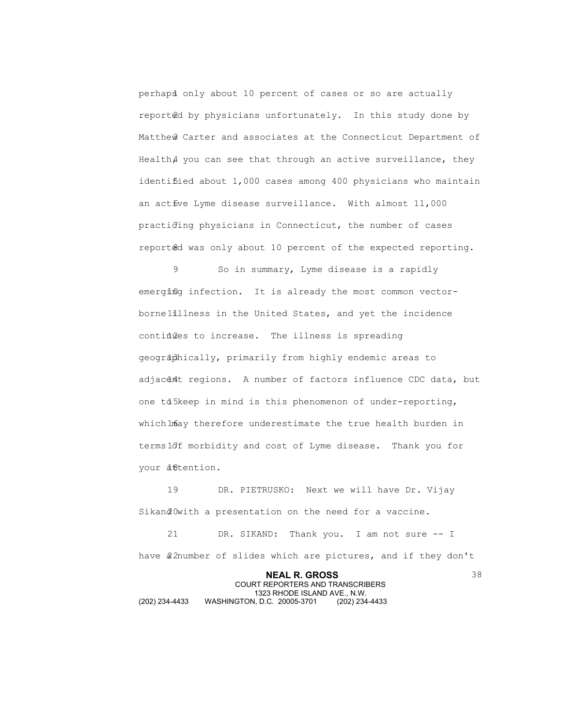perhaps only about 10 percent of cases or so are actually reported by physicians unfortunately. In this study done by Matthew Carter and associates at the Connecticut Department of Health, you can see that through an active surveillance, they identified about 1,000 cases among 400 physicians who maintain an active Lyme disease surveillance. With almost 11,000 practicing physicians in Connecticut, the number of cases reported was only about 10 percent of the expected reporting.

So in summary, Lyme disease is a rapidly emerging infection. It is already the most common vector-borne illness in the United States, and yet the incidence continues to increase. The illness is spreading geographically, primarily from highly endemic areas to adjacent regions. A number of factors influence CDC data, but one to keep in mind is this phenomenon of under-reporting, which may therefore underestimate the true health burden in terms of morbidity and cost of Lyme disease. Thank you for your attention.

DR. PIETRUSKO: Next we will have Dr. Vijay Sikand with a presentation on the need for a vaccine.

DR. SIKAND: Thank you. I am not sure -- I have a number of slides which are pictures, and if they don't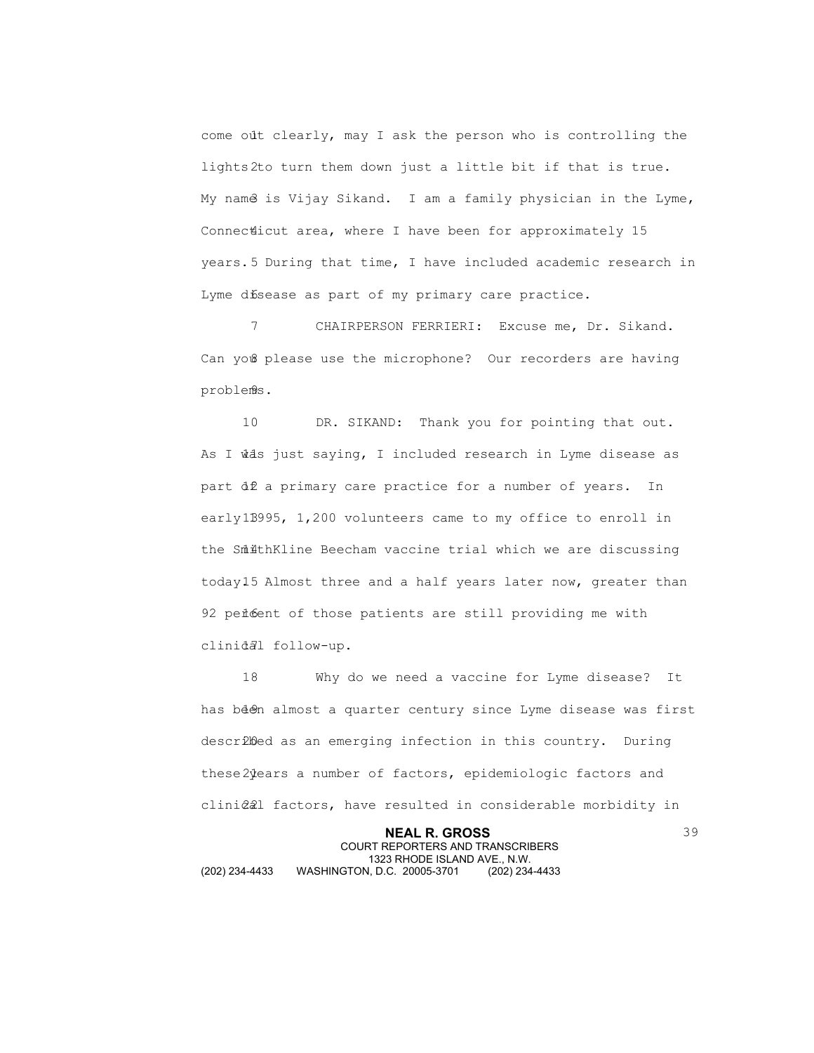come out clearly, may I ask the person who is controlling the lights to turn them down just a little bit if that is true. My name is Vijay Sikand. I am a family physician in the Lyme, Connecticut area, where I have been for approximately 15 years. During that time, I have included academic research in Lyme disease as part of my primary care practice.

CHAIRPERSON FERRIERI: Excuse me, Dr. Sikand. Can you please use the microphone? Our recorders are having problems.

DR. SIKAND: Thank you for pointing that out. As I was just saying, I included research in Lyme disease as part of a primary care practice for a number of years. In early 1995, 1,200 volunteers came to my office to enroll in the SmithKline Beecham vaccine trial which we are discussing today. Almost three and a half years later now, greater than 92 percent of those patients are still providing me with clinical follow-up.

Why do we need a vaccine for Lyme disease? It has been almost a quarter century since Lyme disease was first described as an emerging infection in this country. During these years a number of factors, epidemiologic factors and clinical factors, have resulted in considerable morbidity in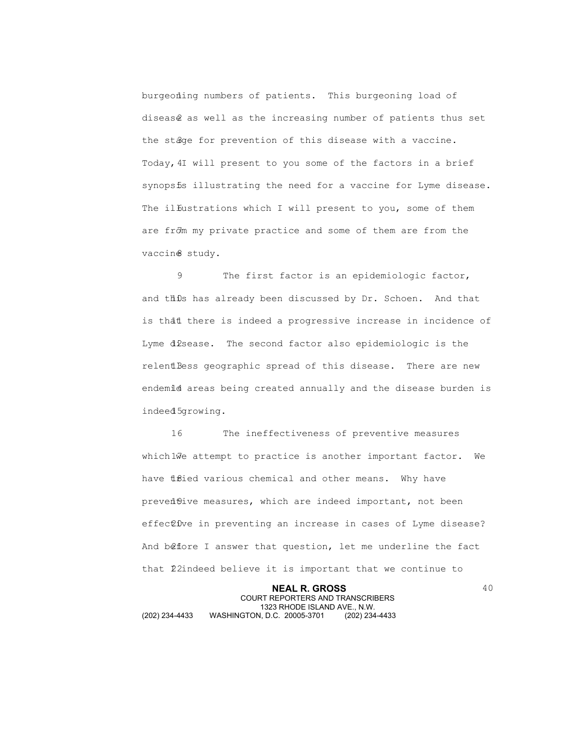burgeoning numbers of patients. This burgeoning load of disease as well as the increasing number of patients thus set the stage for prevention of this disease with a vaccine. Today, I will present to you some of the factors in a brief synopsis illustrating the need for a vaccine for Lyme disease. The illustrations which I will present to you, some of them are from my private practice and some of them are from the vaccine study.

The first factor is an epidemiologic factor, and this has already been discussed by Dr. Schoen. And that is that there is indeed a progressive increase in incidence of Lyme disease. The second factor also epidemiologic is the relentless geographic spread of this disease. There are new endemic areas being created annually and the disease burden is indeed growing.

The ineffectiveness of preventive measures which we attempt to practice is another important factor. We have tried various chemical and other means. Why have preventive measures, which are indeed important, not been effective in preventing an increase in cases of Lyme disease? And before I answer that question, let me underline the fact that I indeed believe it is important that we continue to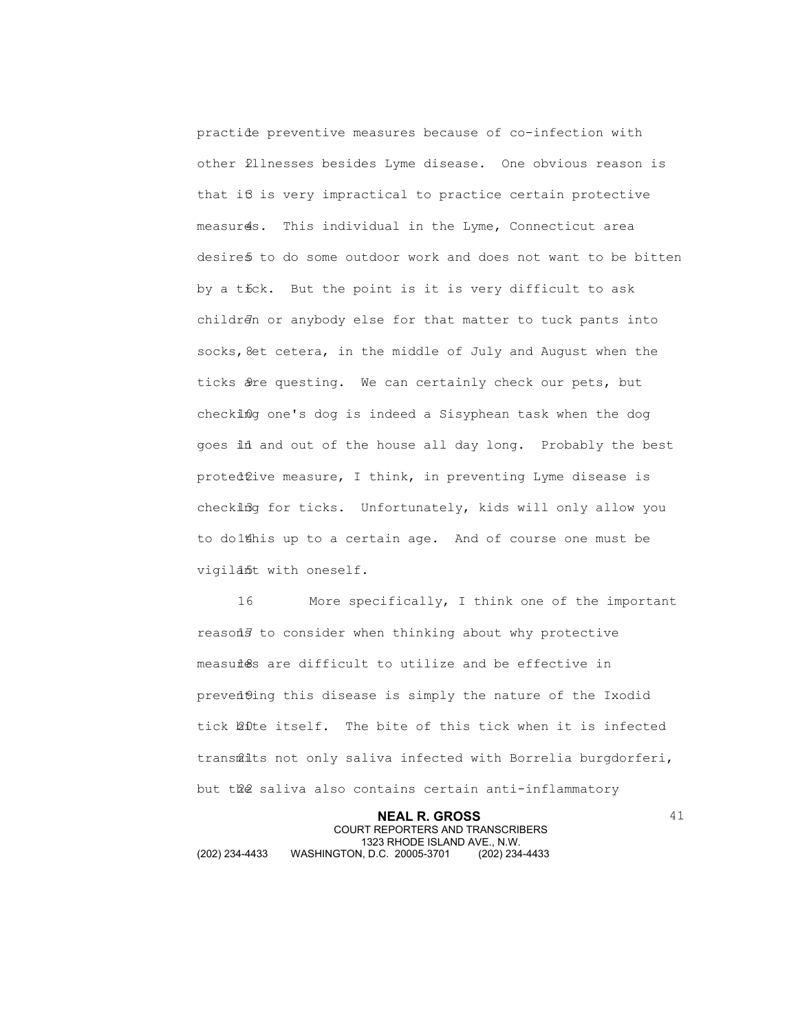practice preventive measures because of co-infection with other illnesses besides Lyme disease. One obvious reason is that it is very impractical to practice certain protective measures. This individual in the Lyme, Connecticut area desires to do some outdoor work and does not want to be bitten by a tick. But the point is it is very difficult to ask children or anybody else for that matter to tuck pants into socks, et cetera, in the middle of July and August when the ticks are questing. We can certainly check our pets, but checking one's dog is indeed a Sisyphean task when the dog goes in and out of the house all day long. Probably the best protective measure, I think, in preventing Lyme disease is checking for ticks. Unfortunately, kids will only allow you to do this up to a certain age. And of course one must be vigilant with oneself.

More specifically, I think one of the important reasons to consider when thinking about why protective measures are difficult to utilize and be effective in preventing this disease is simply the nature of the Ixodid tick bite itself. The bite of this tick when it is infected transmits not only saliva infected with Borrelia burgdorferi, but the saliva also contains certain anti-inflammatory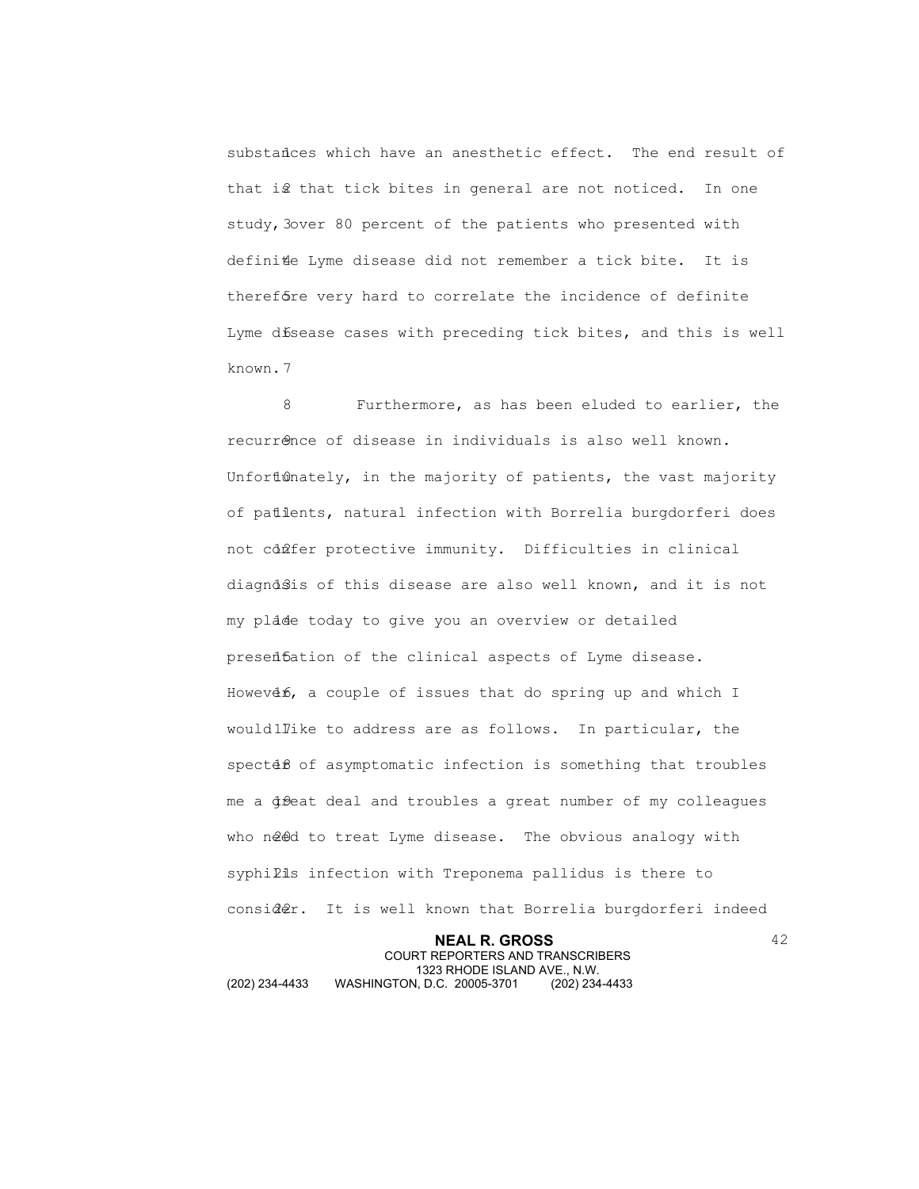substances which have an anesthetic effect. The end result of that is that tick bites in general are not noticed. In one study, over 80 percent of the patients who presented with definite Lyme disease did not remember a tick bite. It is therefore very hard to correlate the incidence of definite Lyme disease cases with preceding tick bites, and this is well known.

Furthermore, as has been eluded to earlier, the recurrence of disease in individuals is also well known. Unfortunately, in the majority of patients, the vast majority of patients, natural infection with Borrelia burgdorferi does not confer protective immunity. Difficulties in clinical diagnosis of this disease are also well known, and it is not my place today to give you an overview or detailed presentation of the clinical aspects of Lyme disease. However, a couple of issues that do spring up and which I would like to address are as follows. In particular, the specter of asymptomatic infection is something that troubles me a great deal and troubles a great number of my colleagues who need to treat Lyme disease. The obvious analogy with syphilis infection with Treponema pallidus is there to consider. It is well known that Borrelia burgdorferi indeed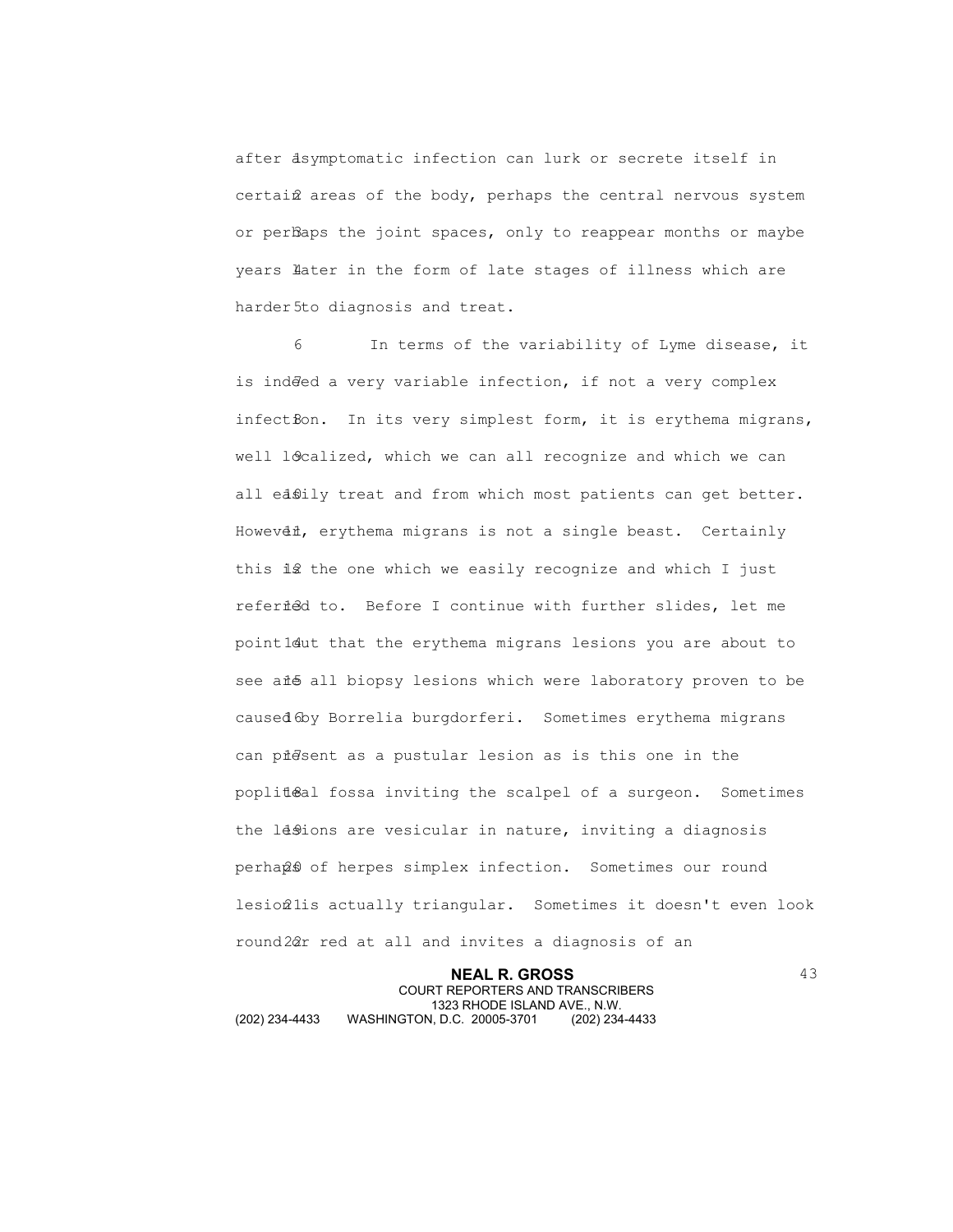after asymptomatic infection can lurk or secrete itself in certain areas of the body, perhaps the central nervous system or perhaps the joint spaces, only to reappear months or maybe years later in the form of late stages of illness which are harder to diagnosis and treat.

In terms of the variability of Lyme disease, it is indeed a very variable infection, if not a very complex infection. In its very simplest form, it is erythema migrans, well localized, which we can all recognize and which we can all easily treat and from which most patients can get better. However, erythema migrans is not a single beast. Certainly this is the one which we easily recognize and which I just referred to. Before I continue with further slides, let me point out that the erythema migrans lesions you are about to see are all biopsy lesions which were laboratory proven to be caused by Borrelia burgdorferi. Sometimes erythema migrans can present as a pustular lesion as is this one in the popliteal fossa inviting the scalpel of a surgeon. Sometimes the lesions are vesicular in nature, inviting a diagnosis perhaps of herpes simplex infection. Sometimes our round lesion is actually triangular. Sometimes it doesn't even look round or red at all and invites a diagnosis of an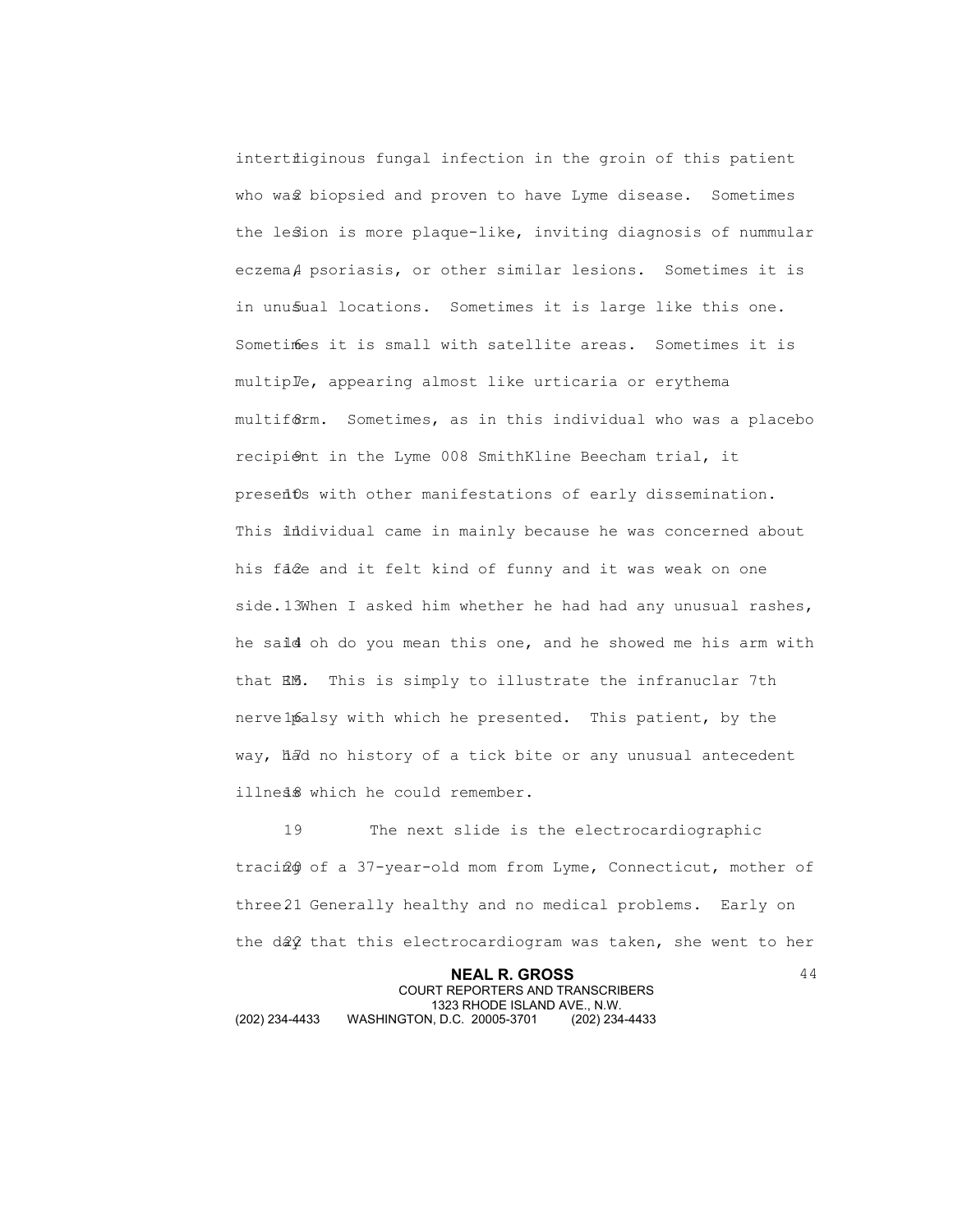intertriginous fungal infection in the groin of this patient who was biopsied and proven to have Lyme disease. Sometimes the lesion is more plaque-like, inviting diagnosis of nummular eczema, psoriasis, or other similar lesions. Sometimes it is in unusual locations. Sometimes it is large like this one. Sometimes it is small with satellite areas. Sometimes it is multiple, appearing almost like urticaria or erythema multiform. Sometimes, as in this individual who was a placebo recipient in the Lyme 008 SmithKline Beecham trial, it presents with other manifestations of early dissemination. This individual came in mainly because he was concerned about his face and it felt kind of funny and it was weak on one side. When I asked him whether he had had any unusual rashes, he said oh do you mean this one, and he showed me his arm with that EM. This is simply to illustrate the infranuclar 7th nerve palsy with which he presented. This patient, by the way, had no history of a tick bite or any unusual antecedent illness which he could remember.

The next slide is the electrocardiographic tracing of a 37-year-old mom from Lyme, Connecticut, mother of three. Generally healthy and no medical problems. Early on the day that this electrocardiogram was taken, she went to her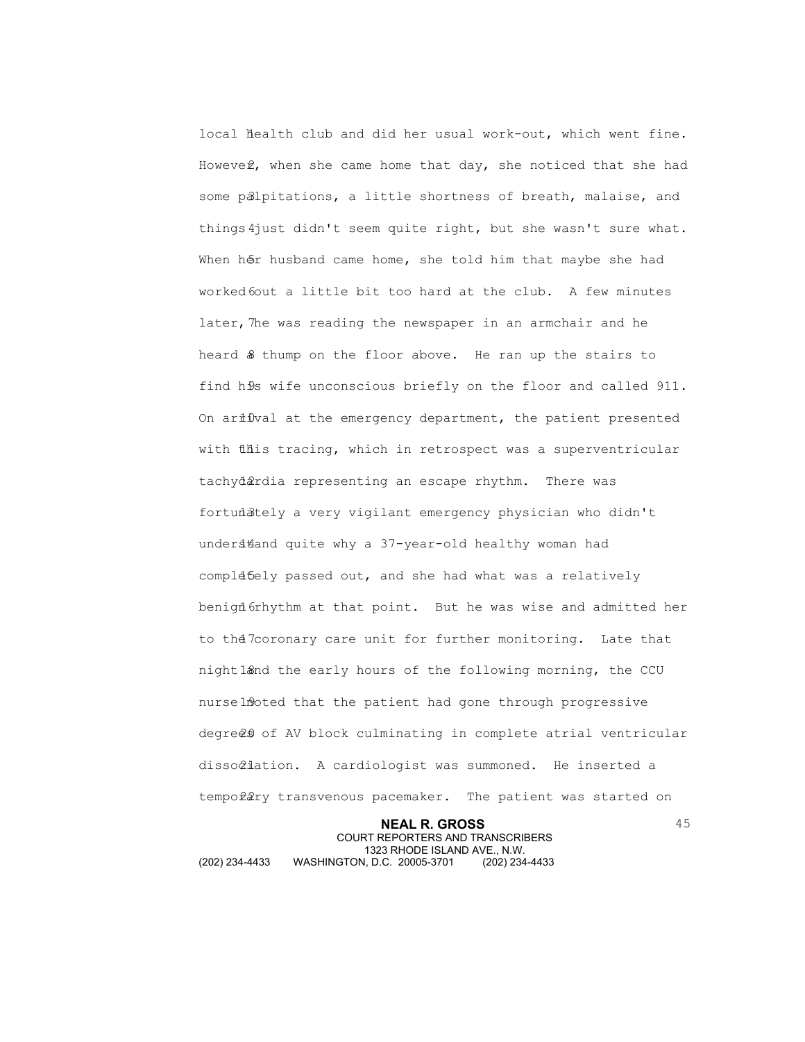local health club and did her usual work-out, which went fine. However, when she came home that day, she noticed that she had some palpitations, a little shortness of breath, malaise, and things just didn't seem quite right, but she wasn't sure what. When her husband came home, she told him that maybe she had worked out a little bit too hard at the club. A few minutes later, he was reading the newspaper in an armchair and he heard a thump on the floor above. He ran up the stairs to find his wife unconscious briefly on the floor and called 911. On arrival at the emergency department, the patient presented with this tracing, which in retrospect was a superventricular tachycardia representing an escape rhythm. There was fortunately a very vigilant emergency physician who didn't understand quite why a 37-year-old healthy woman had completely passed out, and she had what was a relatively benign rhythm at that point. But he was wise and admitted her to the coronary care unit for further monitoring. Late that night and the early hours of the following morning, the CCU nurse noted that the patient had gone through progressive degrees of AV block culminating in complete atrial ventricular dissociation. A cardiologist was summoned. He inserted a temporary transvenous pacemaker. The patient was started on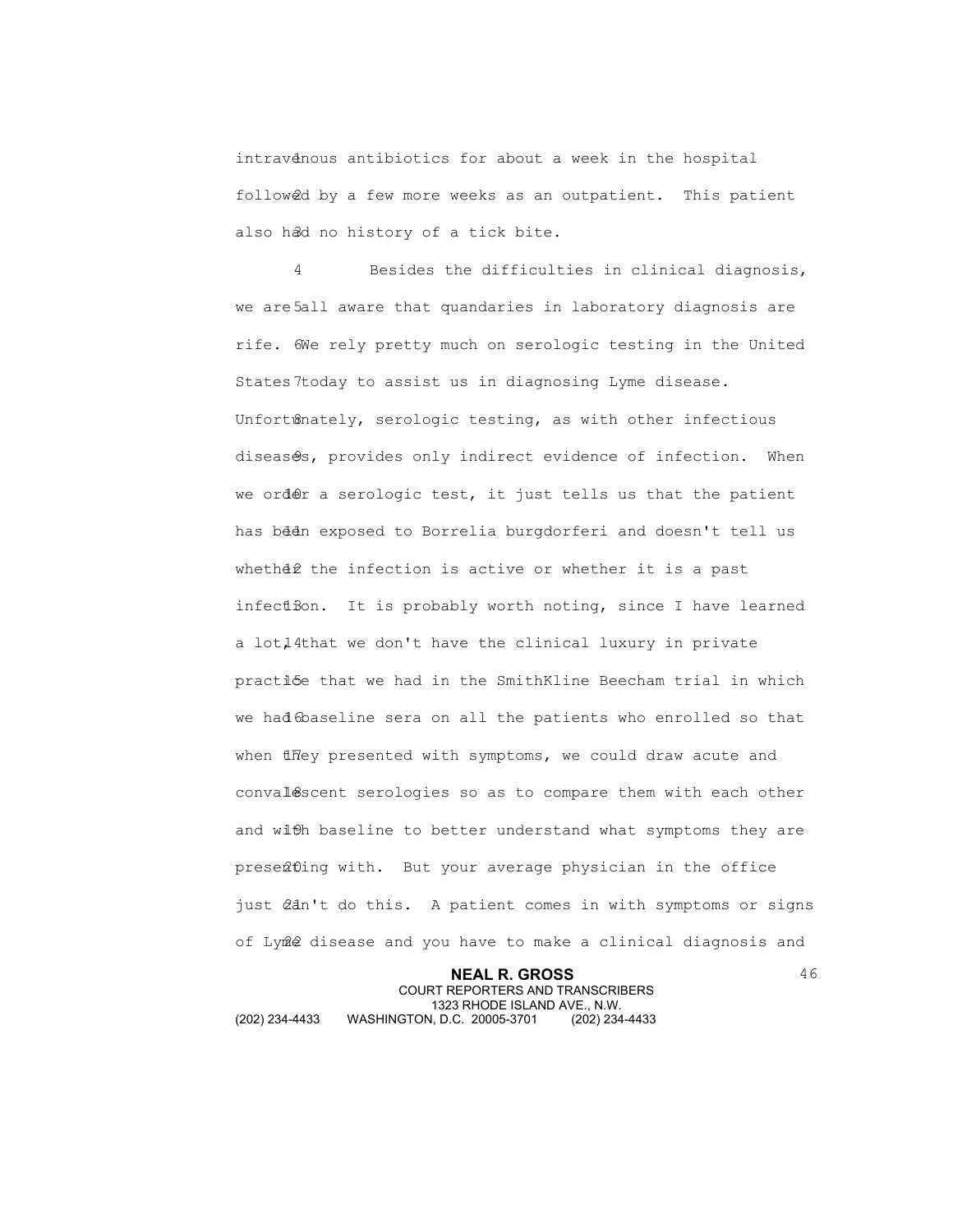intravenous antibiotics for about a week in the hospital followed by a few more weeks as an outpatient. This patient also had no history of a tick bite.

Besides the difficulties in clinical diagnosis, we are all aware that quandaries in laboratory diagnosis are rife. We rely pretty much on serologic testing in the United States today to assist us in diagnosing Lyme disease. Unfortunately, serologic testing, as with other infectious diseases, provides only indirect evidence of infection. When we order a serologic test, it just tells us that the patient has been exposed to Borrelia burgdorferi and doesn't tell us whether the infection is active or whether it is a past infection. It is probably worth noting, since I have learned a lot, that we don't have the clinical luxury in private practice that we had in the SmithKline Beecham trial in which we had baseline sera on all the patients who enrolled so that when they presented with symptoms, we could draw acute and convalescent serologies so as to compare them with each other and with baseline to better understand what symptoms they are presenting with. But your average physician in the office just can't do this. A patient comes in with symptoms or signs of Lyme disease and you have to make a clinical diagnosis and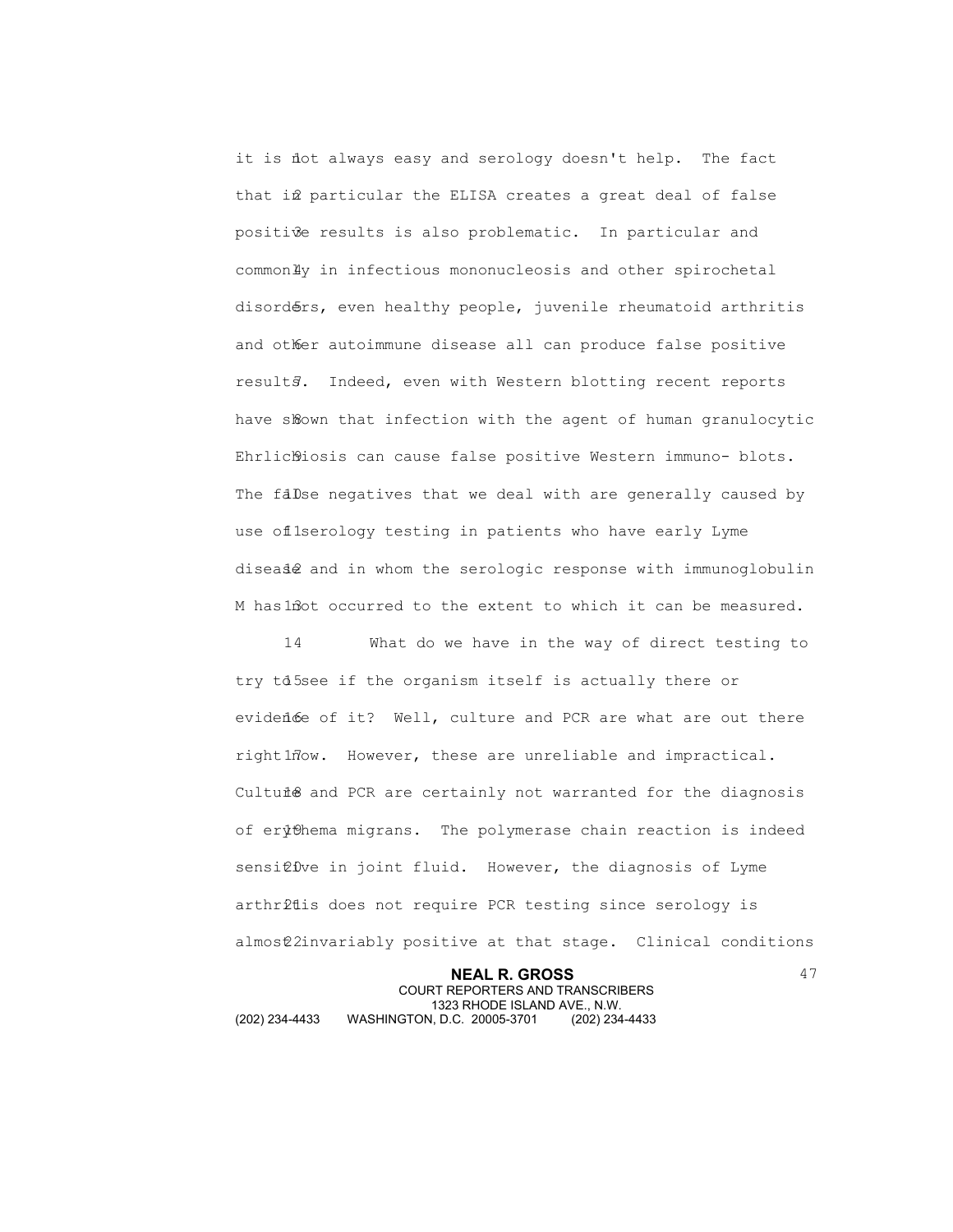it is not always easy and serology doesn't help. The fact that in particular the ELISA creates a great deal of false positive results is also problematic. In particular and commonly in infectious mononucleosis and other spirochetal disorders, even healthy people, juvenile rheumatoid arthritis and other autoimmune disease all can produce false positive results. Indeed, even with Western blotting recent reports have shown that infection with the agent of human granulocytic Ehrlichiosis can cause false positive Western immuno- blots. The false negatives that we deal with are generally caused by use of serology testing in patients who have early Lyme disease and in whom the serologic response with immunoglobulin M has not occurred to the extent to which it can be measured.

What do we have in the way of direct testing to try to see if the organism itself is actually there or evidence of it? Well, culture and PCR are what are out there right now. However, these are unreliable and impractical. Culture and PCR are certainly not warranted for the diagnosis of erythema migrans. The polymerase chain reaction is indeed sensitive in joint fluid. However, the diagnosis of Lyme arthritis does not require PCR testing since serology is almost invariably positive at that stage. Clinical conditions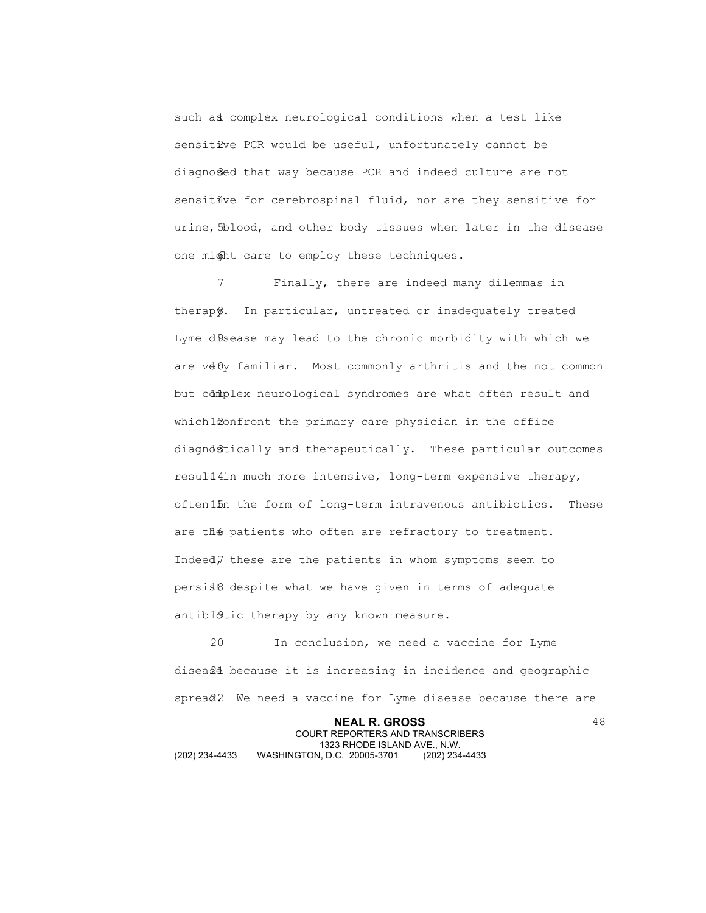such as complex neurological conditions when a test like sensitive PCR would be useful, unfortunately cannot be diagnosed that way because PCR and indeed culture are not sensitive for cerebrospinal fluid, nor are they sensitive for urine, blood, and other body tissues when later in the disease one might care to employ these techniques.

Finally, there are indeed many dilemmas in therapy. In particular, untreated or inadequately treated Lyme disease may lead to the chronic morbidity with which we are very familiar. Most commonly arthritis and the not common but complex neurological syndromes are what often result and which confront the primary care physician in the office diagnostically and therapeutically. These particular outcomes result in much more intensive, long-term expensive therapy, often in the form of long-term intravenous antibiotics. These are the patients who often are refractory to treatment. Indeed, these are the patients in whom symptoms seem to persist despite what we have given in terms of adequate antibiotic therapy by any known measure.

In conclusion, we need a vaccine for Lyme disease because it is increasing in incidence and geographic spread. We need a vaccine for Lyme disease because there are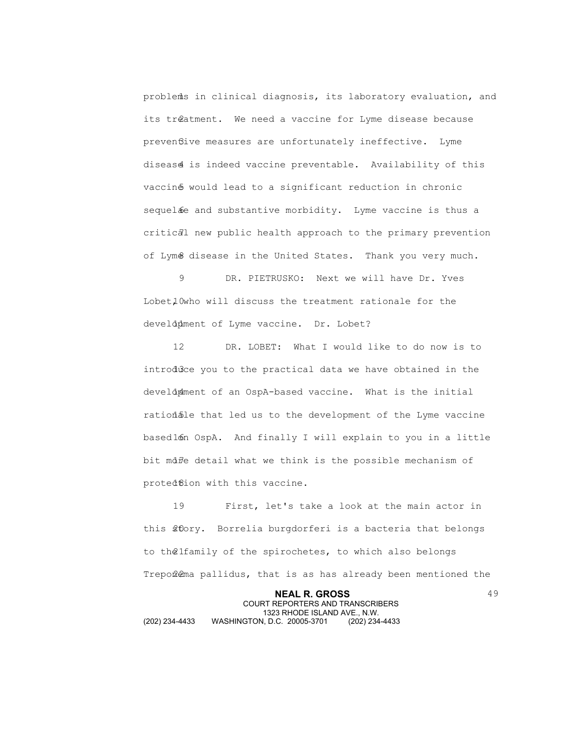problems in clinical diagnosis, its laboratory evaluation, and its treatment. We need a vaccine for Lyme disease because preventive measures are unfortunately ineffective. Lyme disease is indeed vaccine preventable. Availability of this vaccine would lead to a significant reduction in chronic sequelae and substantive morbidity. Lyme vaccine is thus a critical new public health approach to the primary prevention of Lyme disease in the United States. Thank you very much.

DR. PIETRUSKO: Next we will have Dr. Yves Lobet, who will discuss the treatment rationale for the development of Lyme vaccine. Dr. Lobet?

DR. LOBET: What I would like to do now is to introduce you to the practical data we have obtained in the development of an OspA-based vaccine. What is the initial rationale that led us to the development of the Lyme vaccine based on OspA. And finally I will explain to you in a little bit more detail what we think is the possible mechanism of protection with this vaccine.

First, let's take a look at the main actor in this story. Borrelia burgdorferi is a bacteria that belongs to the family of the spirochetes, to which also belongs Treponema pallidus, that is as has already been mentioned the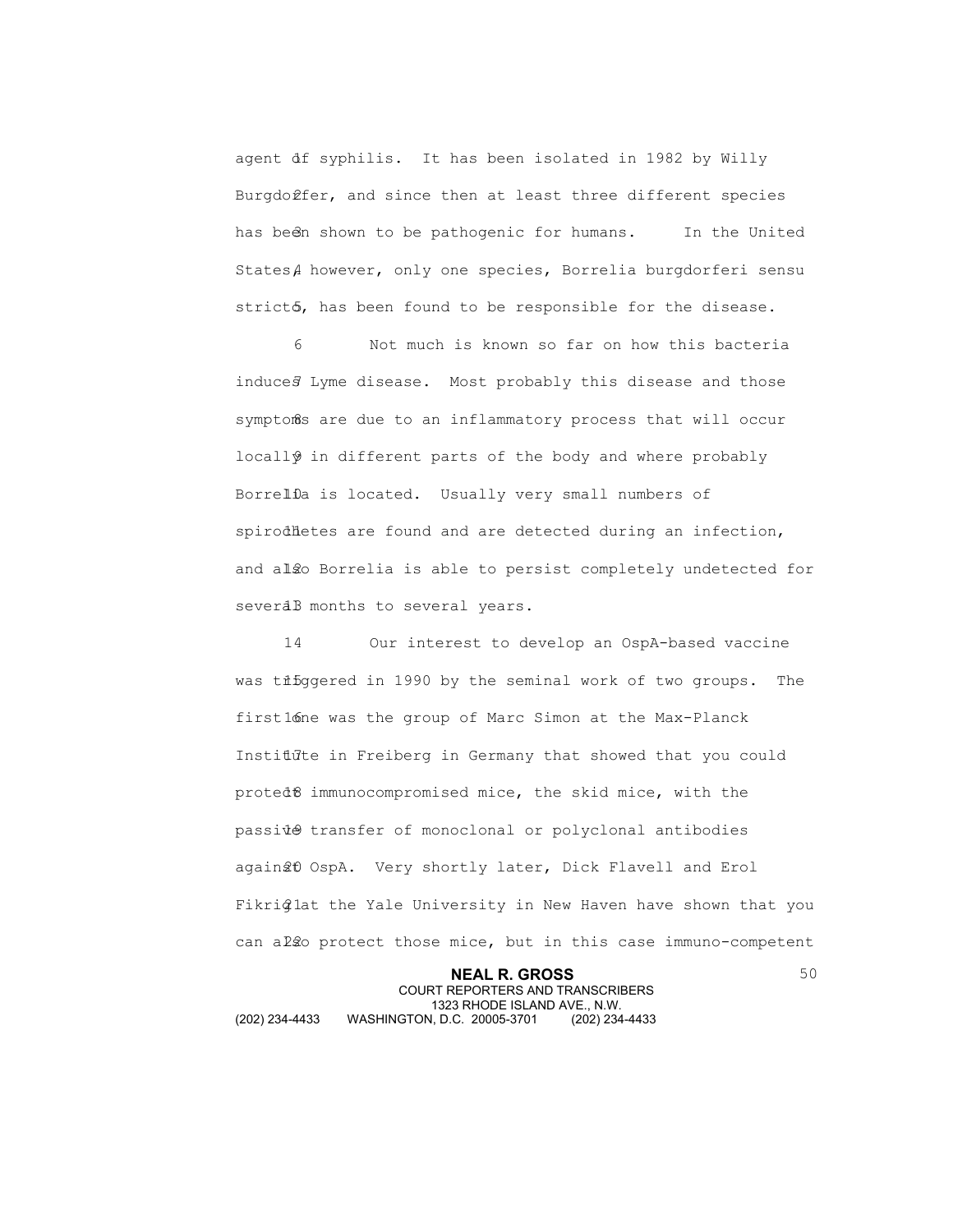agent of syphilis. It has been isolated in 1982 by Willy Burgdorfer, and since then at least three different species has been shown to be pathogenic for humans. In the United States, however, only one species, Borrelia burgdorferi sensu stricto, has been found to be responsible for the disease.

Not much is known so far on how this bacteria induces Lyme disease. Most probably this disease and those symptoms are due to an inflammatory process that will occur locally in different parts of the body and where probably Borrelia is located. Usually very small numbers of spirochetes are found and are detected during an infection, and also Borrelia is able to persist completely undetected for several months to several years.

Our interest to develop an OspA-based vaccine was triggered in 1990 by the seminal work of two groups. The first one was the group of Marc Simon at the Max-Planck Institute in Freiberg in Germany that showed that you could protect immunocompromised mice, the skid mice, with the passive transfer of monoclonal or polyclonal antibodies against OspA. Very shortly later, Dick Flavell and Erol Fikrig at the Yale University in New Haven have shown that you can also protect those mice, but in this case immuno-competent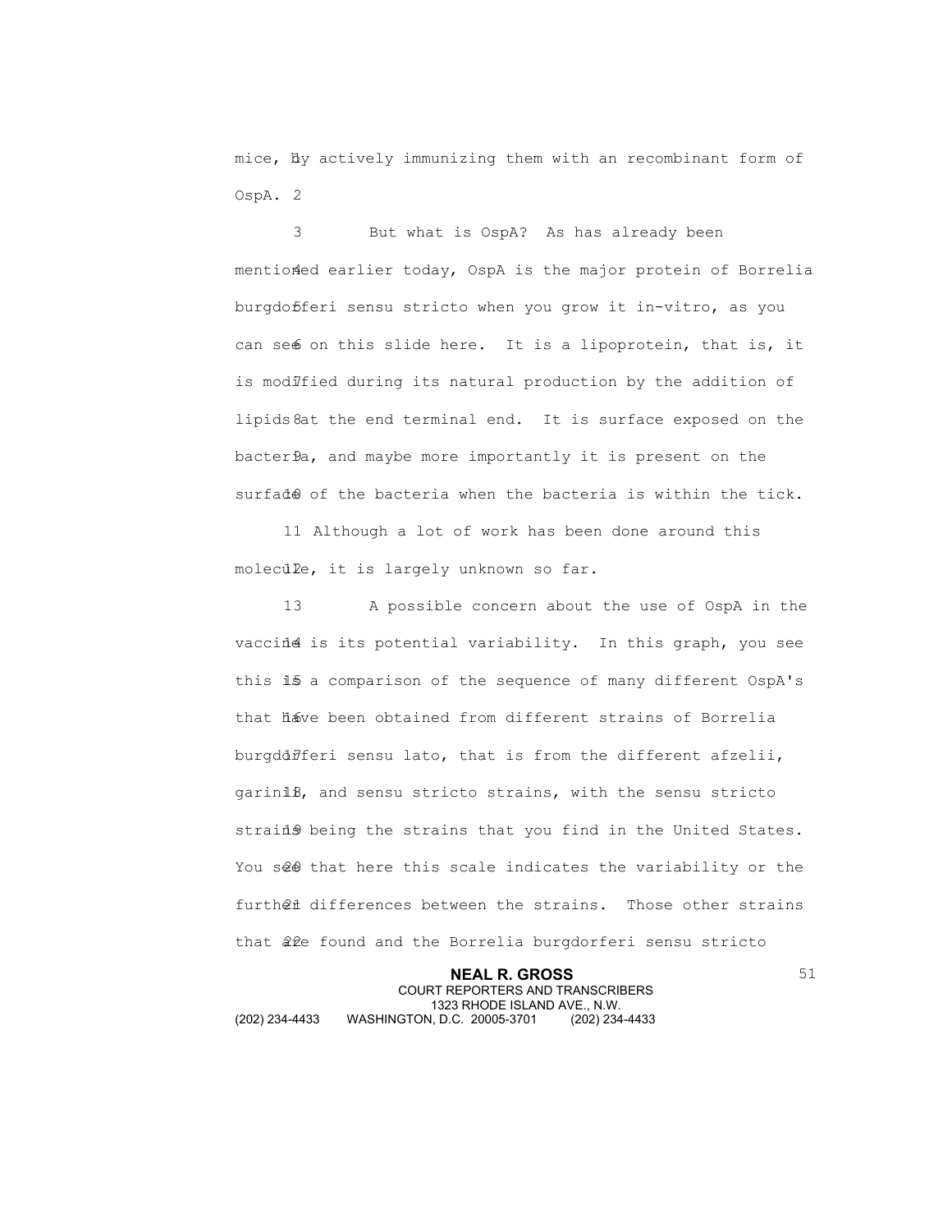mice, by actively immunizing them with an recombinant form of OspA.

But what is OspA? As has already been mentioned earlier today, OspA is the major protein of Borrelia burgdorferi sensu stricto when you grow it in-vitro, as you can see on this slide here. It is a lipoprotein, that is, it is modified during its natural production by the addition of lipids at the end terminal end. It is surface exposed on the bacteria, and maybe more importantly it is present on the surface of the bacteria when the bacteria is within the tick.

Although a lot of work has been done around this molecule, it is largely unknown so far.

A possible concern about the use of OspA in the vaccine is its potential variability. In this graph, you see this is a comparison of the sequence of many different OspA's that have been obtained from different strains of Borrelia burgdorferi sensu lato, that is from the different afzelii, garinii, and sensu stricto strains, with the sensu stricto strains being the strains that you find in the United States. You see that here this scale indicates the variability or the further differences between the strains. Those other strains that are found and the Borrelia burgdorferi sensu stricto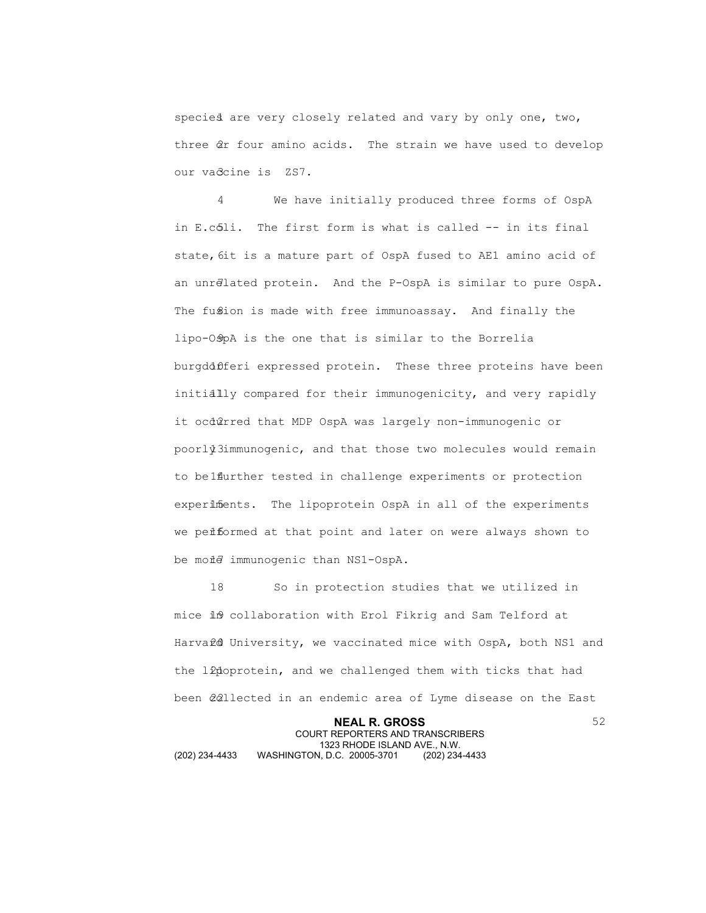species are very closely related and vary by only one, two, three or four amino acids. The strain we have used to develop our vaccine is ZS7.

We have initially produced three forms of OspA in E.coli. The first form is what is called -- in its final state, it is a mature part of OspA fused to AE1 amino acid of an unrelated protein. And the P-OspA is similar to pure OspA. The fusion is made with free immunoassay. And finally the lipo-OspA is the one that is similar to the Borrelia burgdorferi expressed protein. These three proteins have been initially compared for their immunogenicity, and very rapidly it occurred that MDP OspA was largely non-immunogenic or poorly immunogenic, and that those two molecules would remain to be further tested in challenge experiments or protection experiments. The lipoprotein OspA in all of the experiments we performed at that point and later on were always shown to be more immunogenic than NS1-OspA.

So in protection studies that we utilized in mice in collaboration with Erol Fikrig and Sam Telford at Harvard University, we vaccinated mice with OspA, both NS1 and the lipoprotein, and we challenged them with ticks that had been collected in an endemic area of Lyme disease on the East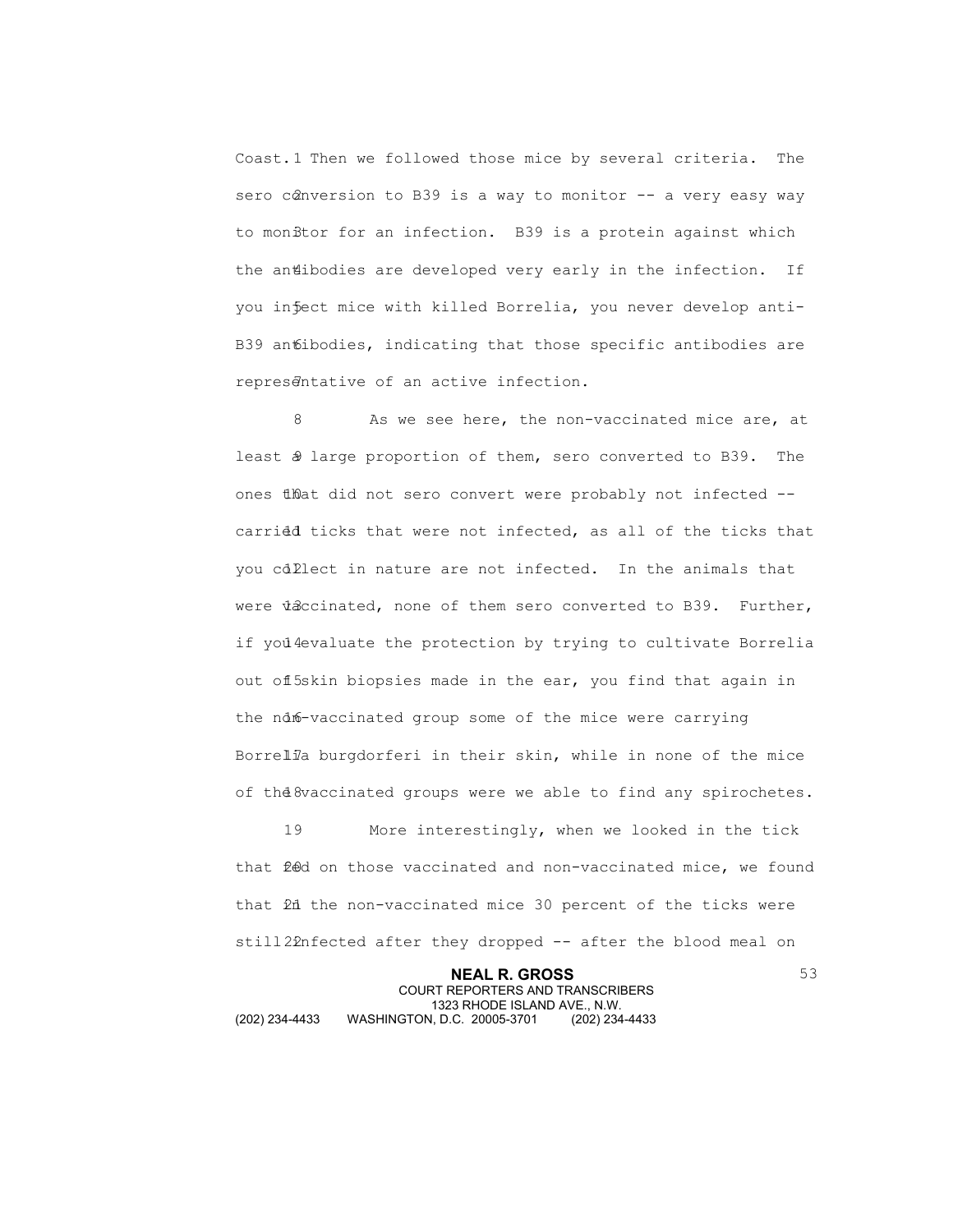Coast. Then we followed those mice by several criteria. The sero conversion to B39 is a way to monitor -- a very easy way to monitor for an infection. B39 is a protein against which the antibodies are developed very early in the infection. If you inject mice with killed Borrelia, you never develop anti-B39 antibodies, indicating that those specific antibodies are representative of an active infection.

As we see here, the non-vaccinated mice are, at least a large proportion of them, sero converted to B39. The ones that did not sero convert were probably not infected -- carried ticks that were not infected, as all of the ticks that you collect in nature are not infected. In the animals that were vaccinated, none of them sero converted to B39. Further, if you evaluate the protection by trying to cultivate Borrelia out of skin biopsies made in the ear, you find that again in the non-vaccinated group some of the mice were carrying Borrelia burgdorferi in their skin, while in none of the mice of the vaccinated groups were we able to find any spirochetes.

More interestingly, when we looked in the tick that fed on those vaccinated and non-vaccinated mice, we found that in the non-vaccinated mice 30 percent of the ticks were still infected after they dropped -- after the blood meal on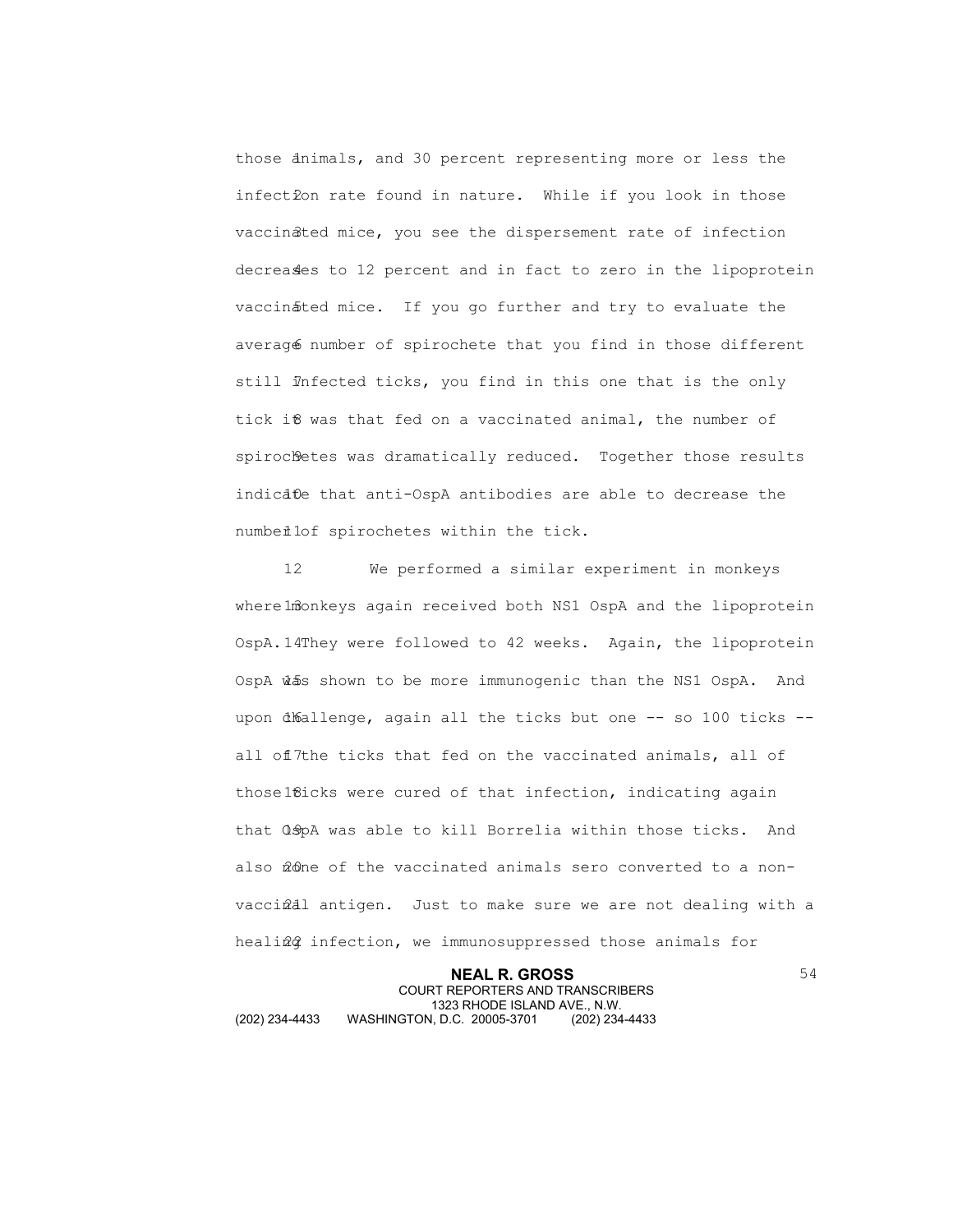those animals, and 30 percent representing more or less the infection rate found in nature. While if you look in those vaccinated mice, you see the dispersement rate of infection decreases to 12 percent and in fact to zero in the lipoprotein vaccinated mice. If you go further and try to evaluate the average number of spirochete that you find in those different still infected ticks, you find in this one that is the only tick it was that fed on a vaccinated animal, the number of spirochetes was dramatically reduced. Together those results indicate that anti-OspA antibodies are able to decrease the number of spirochetes within the tick.

We performed a similar experiment in monkeys where monkeys again received both NS1 OspA and the lipoprotein OspA. They were followed to 42 weeks. Again, the lipoprotein OspA was shown to be more immunogenic than the NS1 OspA. And upon challenge, again all the ticks but one -- so 100 ticks -- all of the ticks that fed on the vaccinated animals, all of those ticks were cured of that infection, indicating again that OspA was able to kill Borrelia within those ticks. And also none of the vaccinated animals sero converted to a non-vaccinal antigen. Just to make sure we are not dealing with a healing infection, we immunosuppressed those animals for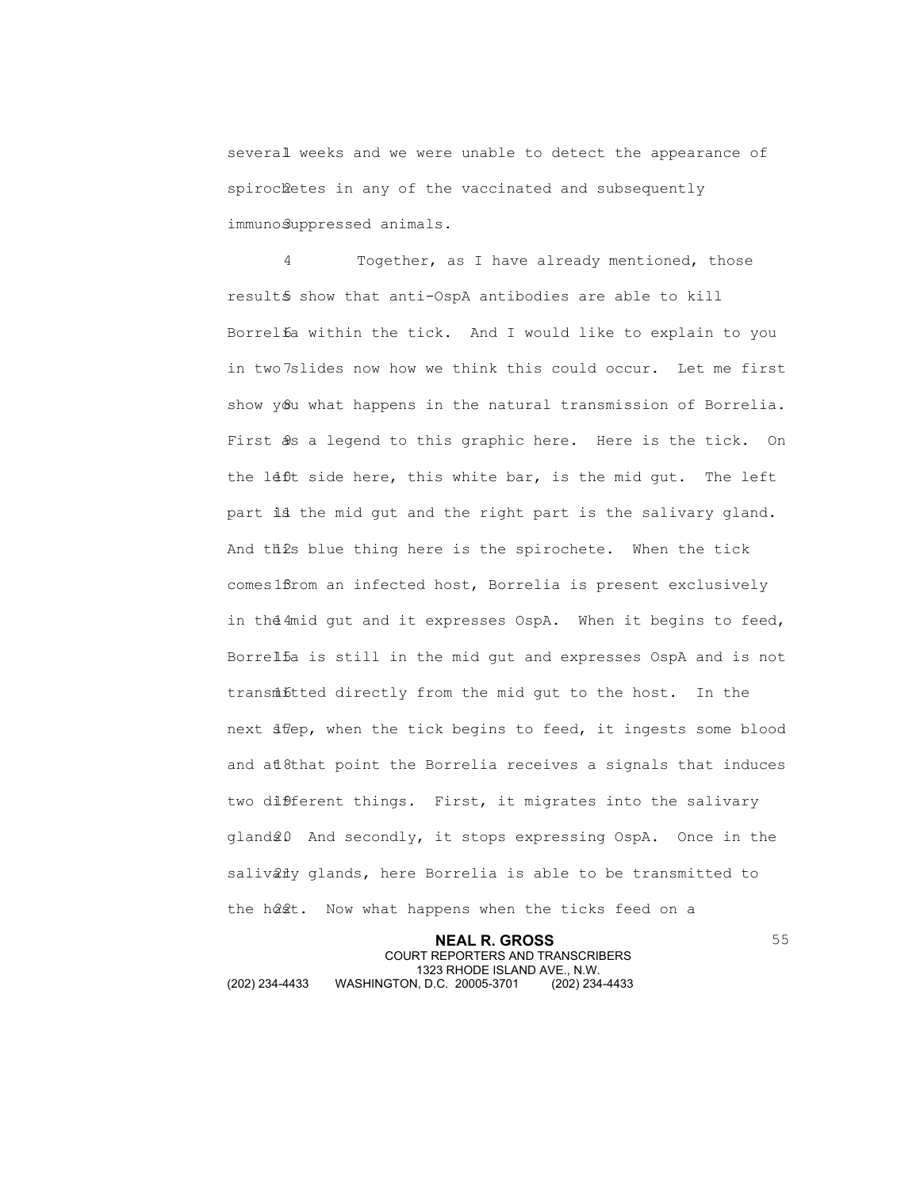several weeks and we were unable to detect the appearance of spirochetes in any of the vaccinated and subsequently immunosuppressed animals.

Together, as I have already mentioned, those results show that anti-OspA antibodies are able to kill Borrelia within the tick. And I would like to explain to you in two slides now how we think this could occur. Let me first show you what happens in the natural transmission of Borrelia. First as a legend to this graphic here. Here is the tick. On the left side here, this white bar, is the mid gut. The left part is the mid gut and the right part is the salivary gland. And this blue thing here is the spirochete. When the tick comes from an infected host, Borrelia is present exclusively in the mid gut and it expresses OspA. When it begins to feed, Borrelia is still in the mid gut and expresses OspA and is not transmitted directly from the mid gut to the host. In the next step, when the tick begins to feed, it ingests some blood and at that point the Borrelia receives a signals that induces two different things. First, it migrates into the salivary glands. And secondly, it stops expressing OspA. Once in the salivary glands, here Borrelia is able to be transmitted to the host. Now what happens when the ticks feed on a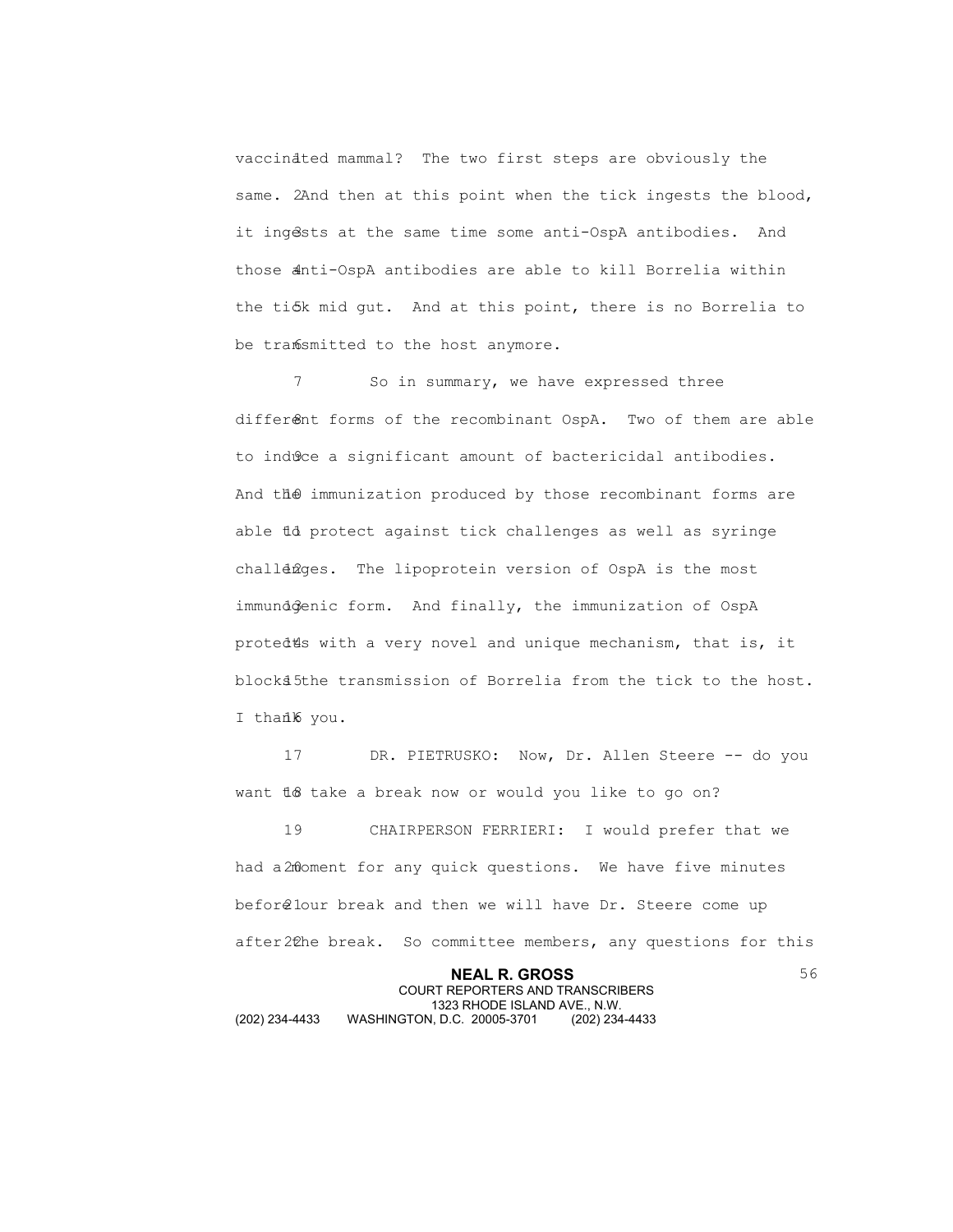vaccinated mammal? The two first steps are obviously the same. And then at this point when the tick ingests the blood, it ingests at the same time some anti-OspA antibodies. And those anti-OspA antibodies are able to kill Borrelia within the tick mid gut. And at this point, there is no Borrelia to be transmitted to the host anymore.

So in summary, we have expressed three different forms of the recombinant OspA. Two of them are able to induce a significant amount of bactericidal antibodies. And the immunization produced by those recombinant forms are able to protect against tick challenges as well as syringe challenges. The lipoprotein version of OspA is the most immunogenic form. And finally, the immunization of OspA protects with a very novel and unique mechanism, that is, it blocks the transmission of Borrelia from the tick to the host. I thank you.

DR. PIETRUSKO: Now, Dr. Allen Steere -- do you want to take a break now or would you like to go on?

CHAIRPERSON FERRIERI: I would prefer that we had a moment for any quick questions. We have five minutes before our break and then we will have Dr. Steere come up after the break. So committee members, any questions for this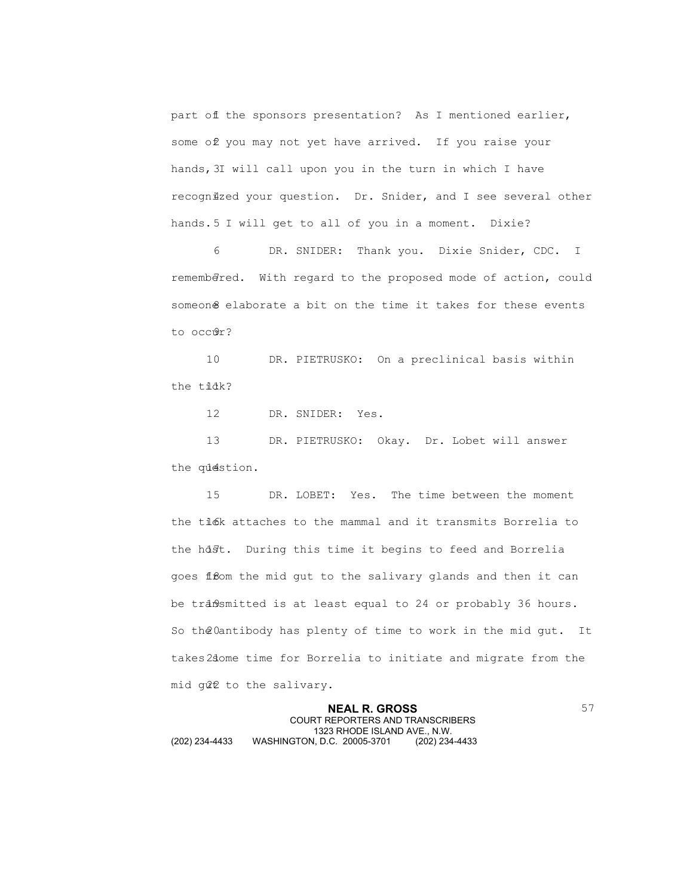part of the sponsors presentation? As I mentioned earlier, some of you may not yet have arrived. If you raise your hands, I will call upon you in the turn in which I have recognized your question. Dr. Snider, and I see several other hands. I will get to all of you in a moment. Dixie?

DR. SNIDER: Thank you. Dixie Snider, CDC. I remembered. With regard to the proposed mode of action, could someone elaborate a bit on the time it takes for these events to occur?

DR. PIETRUSKO: On a preclinical basis within the tick?

DR. SNIDER: Yes.

DR. PIETRUSKO: Okay. Dr. Lobet will answer the question.

DR. LOBET: Yes. The time between the moment the tick attaches to the mammal and it transmits Borrelia to the host. During this time it begins to feed and Borrelia goes from the mid gut to the salivary glands and then it can be transmitted is at least equal to 24 or probably 36 hours. So the antibody has plenty of time to work in the mid gut. It takes some time for Borrelia to initiate and migrate from the mid gut to the salivary.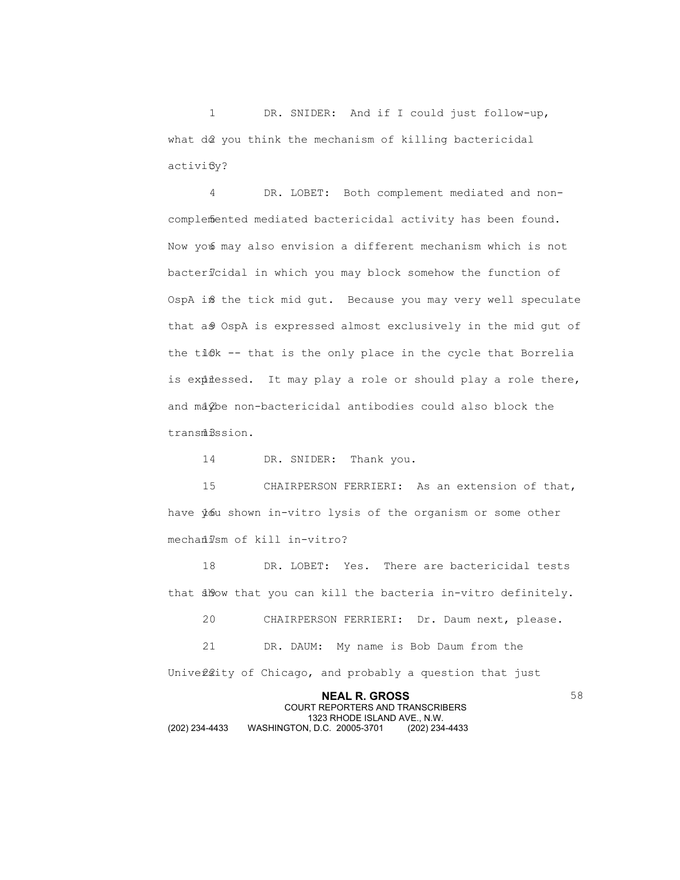DR. SNIDER: And if I could just follow-up, what do you think the mechanism of killing bactericidal activity?

DR. LOBET: Both complement mediated and non-complemented mediated bactericidal activity has been found. Now you may also envision a different mechanism which is not bactericidal in which you may block somehow the function of OspA in the tick mid gut. Because you may very well speculate that as OspA is expressed almost exclusively in the mid gut of the tick -- that is the only place in the cycle that Borrelia is expressed. It may play a role or should play a role there, and maybe non-bactericidal antibodies could also block the transmission.

DR. SNIDER: Thank you.

CHAIRPERSON FERRIERI: As an extension of that, have you shown in-vitro lysis of the organism or some other mechanism of kill in-vitro?

DR. LOBET: Yes. There are bactericidal tests that show that you can kill the bacteria in-vitro definitely.

CHAIRPERSON FERRIERI: Dr. Daum next, please.

DR. DAUM: My name is Bob Daum from the University of Chicago, and probably a question that just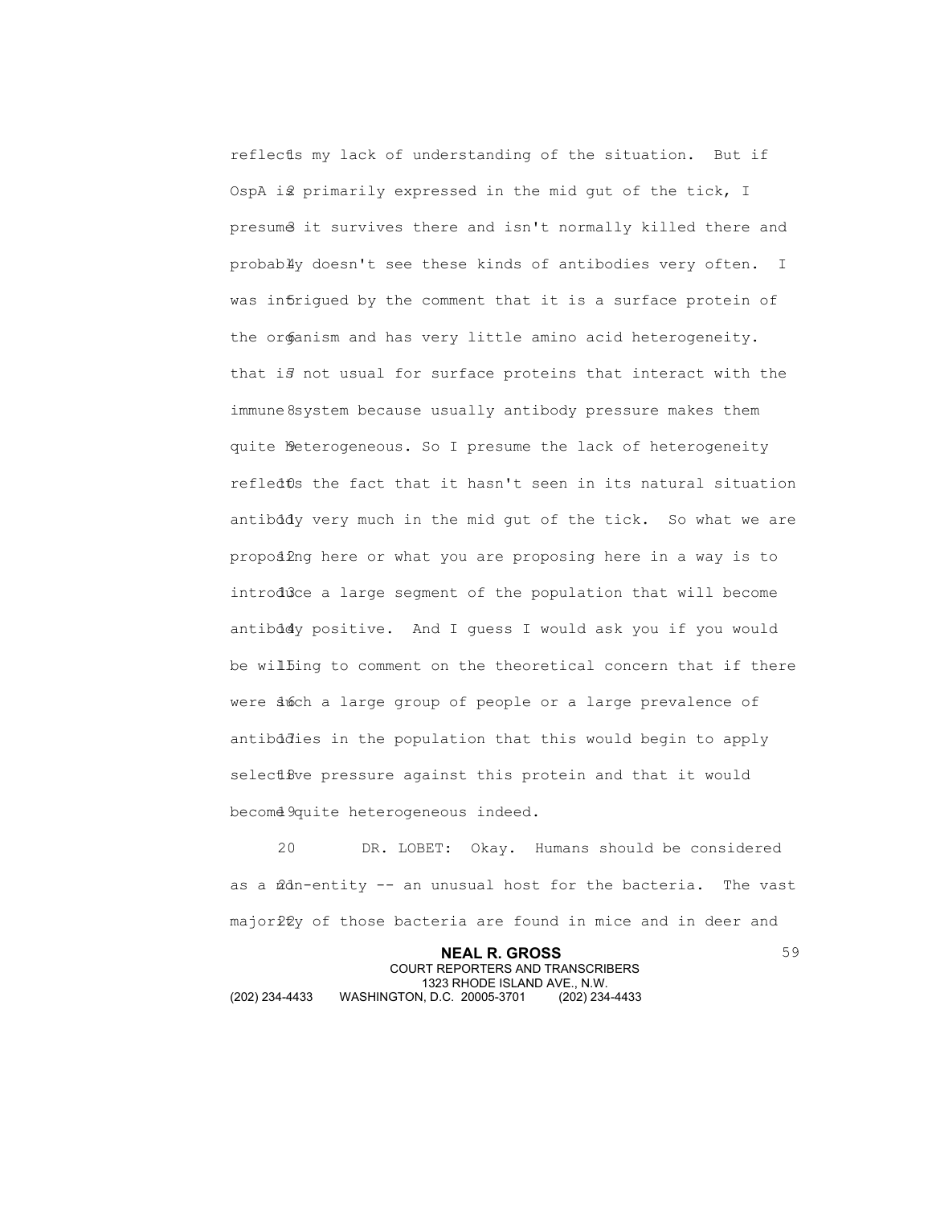reflects my lack of understanding of the situation. But if OspA is primarily expressed in the mid gut of the tick, I presume it survives there and isn't normally killed there and probably doesn't see these kinds of antibodies very often. I was intrigued by the comment that it is a surface protein of the organism and has very little amino acid heterogeneity. that is not usual for surface proteins that interact with the immune system because usually antibody pressure makes them quite heterogeneous. So I presume the lack of heterogeneity reflects the fact that it hasn't seen in its natural situation antibody very much in the mid gut of the tick. So what we are proposing here or what you are proposing here in a way is to introduce a large segment of the population that will become antibody positive. And I guess I would ask you if you would be willing to comment on the theoretical concern that if there were such a large group of people or a large prevalence of antibodies in the population that this would begin to apply selective pressure against this protein and that it would become quite heterogeneous indeed.

DR. LOBET: Okay. Humans should be considered as a non-entity -- an unusual host for the bacteria. The vast majority of those bacteria are found in mice and in deer and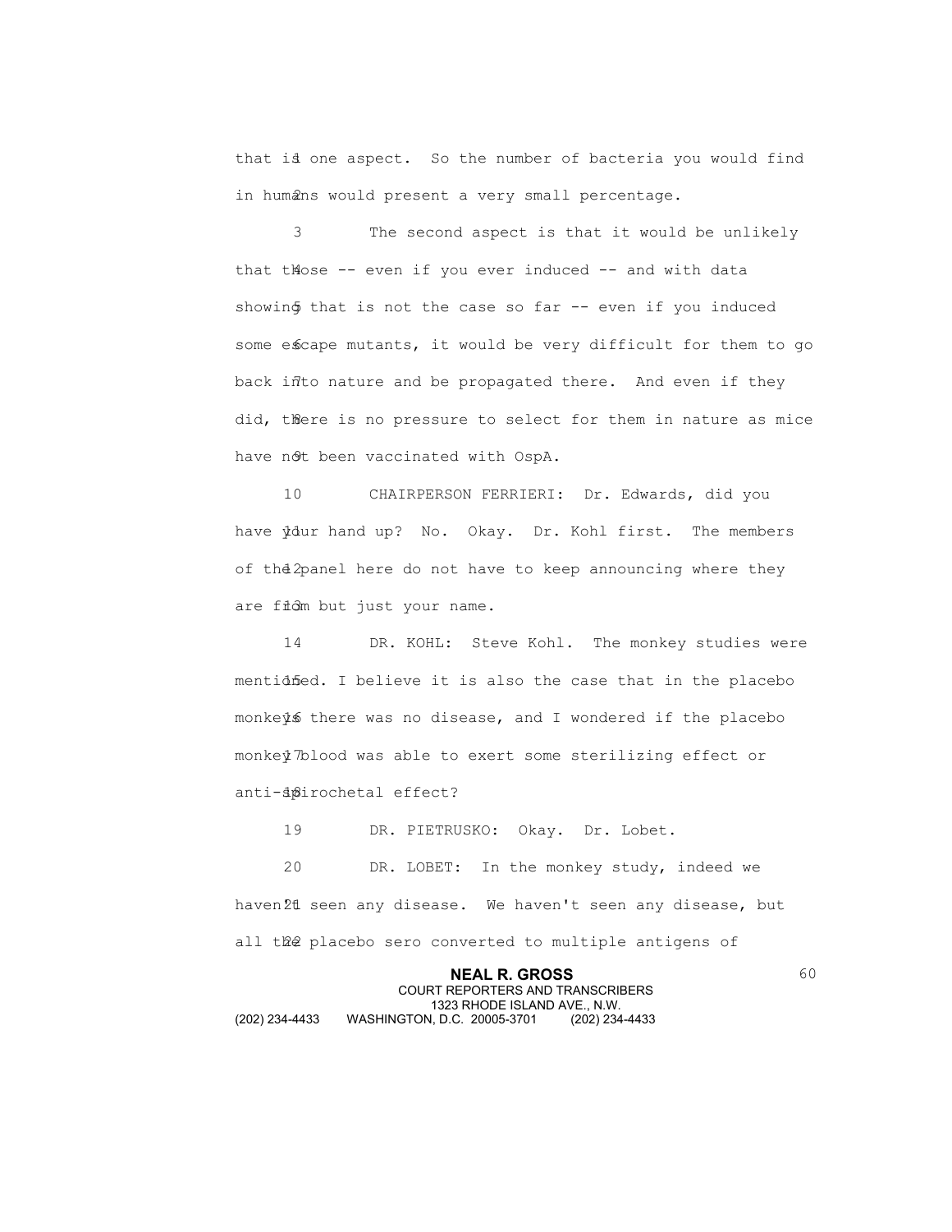that is one aspect. So the number of bacteria you would find in humans would present a very small percentage.

The second aspect is that it would be unlikely that those -- even if you ever induced -- and with data showing that is not the case so far -- even if you induced some escape mutants, it would be very difficult for them to go back into nature and be propagated there. And even if they did, there is no pressure to select for them in nature as mice have not been vaccinated with OspA.

CHAIRPERSON FERRIERI: Dr. Edwards, did you have your hand up? No. Okay. Dr. Kohl first. The members of the panel here do not have to keep announcing where they are from but just your name.

DR. KOHL: Steve Kohl. The monkey studies were mentioned. I believe it is also the case that in the placebo monkeys there was no disease, and I wondered if the placebo monkey blood was able to exert some sterilizing effect or anti-spirochetal effect?

DR. PIETRUSKO: Okay. Dr. Lobet.

DR. LOBET: In the monkey study, indeed we haven't seen any disease. We haven't seen any disease, but all the placebo sero converted to multiple antigens of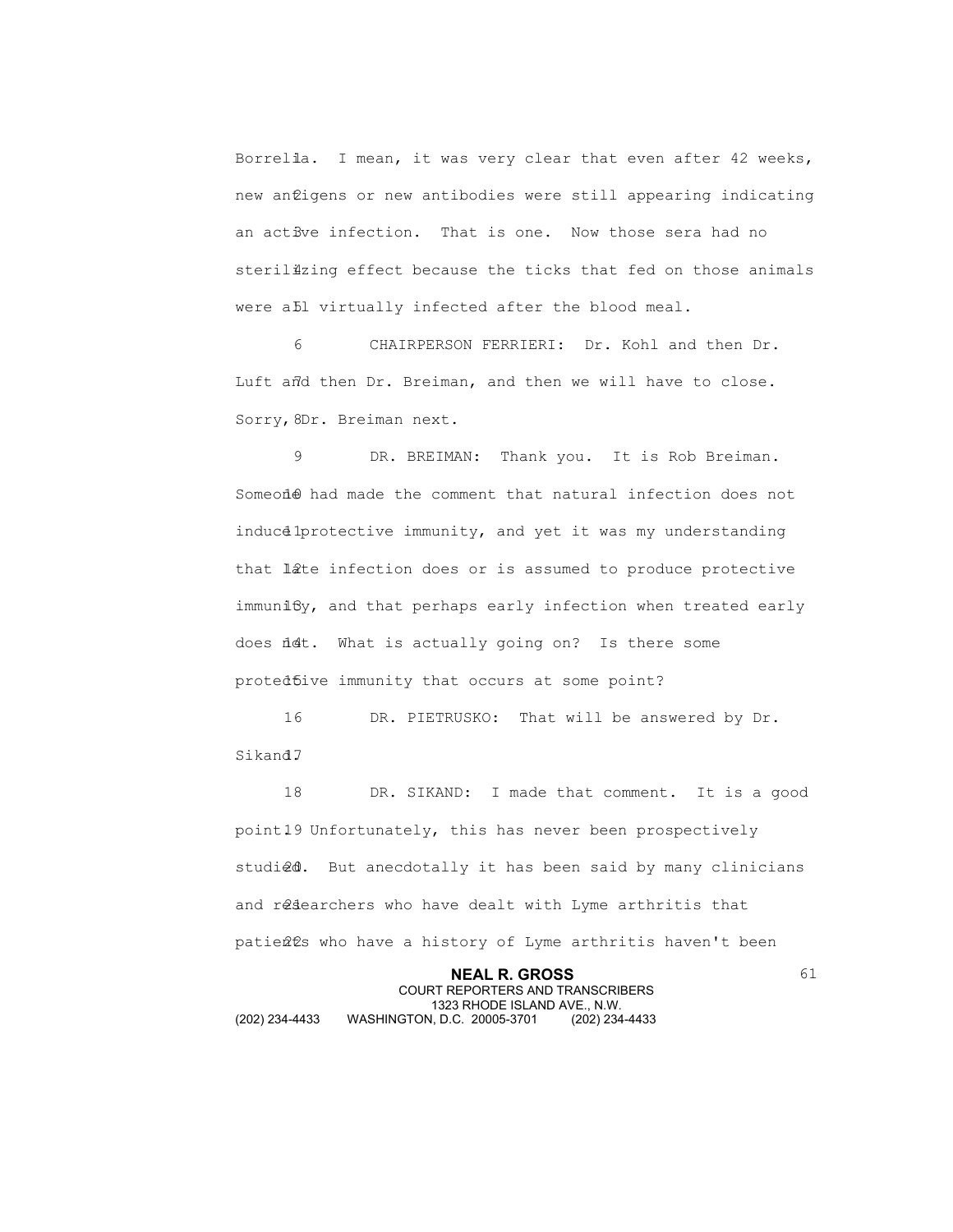Borrelia. I mean, it was very clear that even after 42 weeks, new antigens or new antibodies were still appearing indicating an active infection. That is one. Now those sera had no sterilizing effect because the ticks that fed on those animals were all virtually infected after the blood meal.

CHAIRPERSON FERRIERI: Dr. Kohl and then Dr. Luft and then Dr. Breiman, and then we will have to close. Sorry, Dr. Breiman next.

DR. BREIMAN: Thank you. It is Rob Breiman. Someone had made the comment that natural infection does not induce protective immunity, and yet it was my understanding that late infection does or is assumed to produce protective immunity, and that perhaps early infection when treated early does not. What is actually going on? Is there some protective immunity that occurs at some point?

DR. PIETRUSKO: That will be answered by Dr. Sikand.

DR. SIKAND: I made that comment. It is a good point. Unfortunately, this has never been prospectively studied. But anecdotally it has been said by many clinicians and researchers who have dealt with Lyme arthritis that patients who have a history of Lyme arthritis haven't been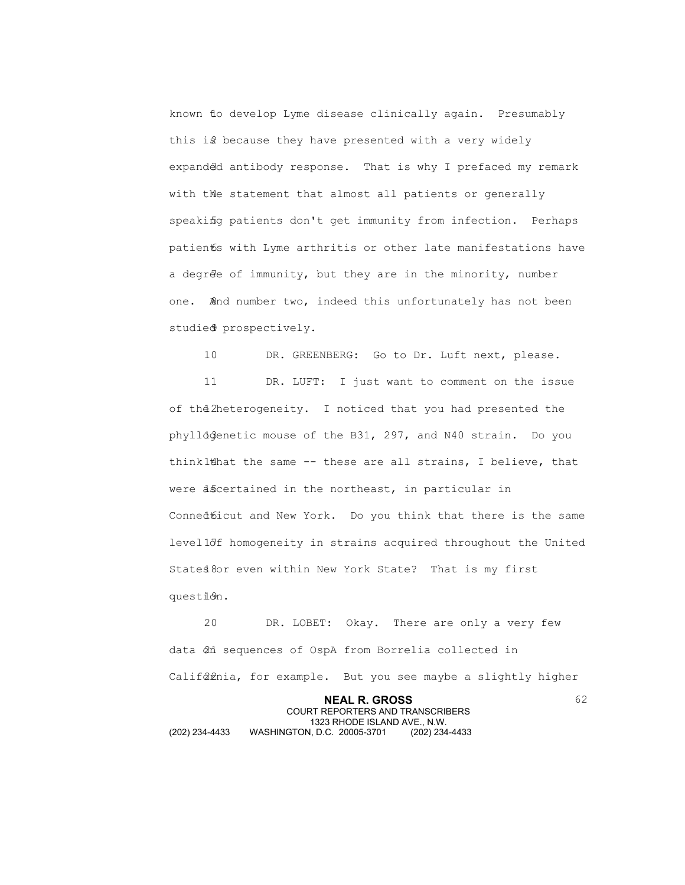known to develop Lyme disease clinically again. Presumably this is because they have presented with a very widely expanded antibody response. That is why I prefaced my remark with the statement that almost all patients or generally speaking patients don't get immunity from infection. Perhaps patients with Lyme arthritis or other late manifestations have a degree of immunity, but they are in the minority, number one. And number two, indeed this unfortunately has not been studied prospectively.

DR. GREENBERG: Go to Dr. Luft next, please.

DR. LUFT: I just want to comment on the issue of the heterogeneity. I noticed that you had presented the phyllogenetic mouse of the B31, 297, and N40 strain. Do you think that the same -- these are all strains, I believe, that were ascertained in the northeast, in particular in Connecticut and New York. Do you think that there is the same level of homogeneity in strains acquired throughout the United States or even within New York State? That is my first question.

DR. LOBET: Okay. There are only a very few data on sequences of OspA from Borrelia collected in California, for example. But you see maybe a slightly higher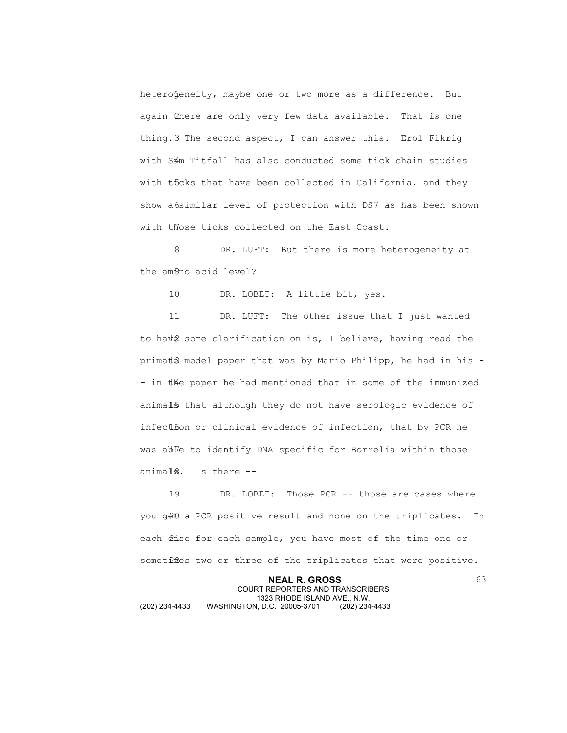heterogeneity, maybe one or two more as a difference. But again there are only very few data available. That is one thing. The second aspect, I can answer this. Erol Fikrig with Sam Titfall has also conducted some tick chain studies with ticks that have been collected in California, and they show a similar level of protection with DS7 as has been shown with those ticks collected on the East Coast.

DR. LUFT: But there is more heterogeneity at the amino acid level?

DR. LOBET: A little bit, yes.

DR. LUFT: The other issue that I just wanted to have some clarification on is, I believe, having read the primate model paper that was by Mario Philipp, he had in his -- in the paper he had mentioned that in some of the immunized animals that although they do not have serologic evidence of infection or clinical evidence of infection, that by PCR he was able to identify DNA specific for Borrelia within those animals. Is there --

DR. LOBET: Those PCR -- those are cases where you get a PCR positive result and none on the triplicates. In each case for each sample, you have most of the time one or sometimes two or three of the triplicates that were positive.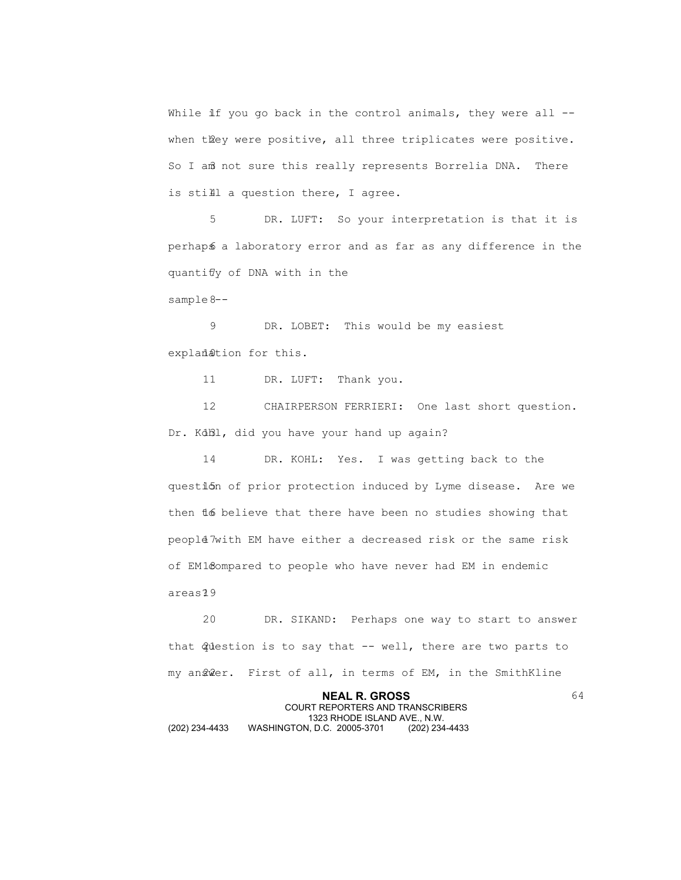While if you go back in the control animals, they were all -- when they were positive, all three triplicates were positive. So I am not sure this really represents Borrelia DNA. There is still a question there, I agree.

DR. LUFT: So your interpretation is that it is perhaps a laboratory error and as far as any difference in the quantity of DNA with in the sample --

DR. LOBET: This would be my easiest explanation for this.

DR. LUFT: Thank you.

CHAIRPERSON FERRIERI: One last short question. Dr. Kohl, did you have your hand up again?

DR. KOHL: Yes. I was getting back to the question of prior protection induced by Lyme disease. Are we then to believe that there have been no studies showing that people with EM have either a decreased risk or the same risk of EM compared to people who have never had EM in endemic areas?

DR. SIKAND: Perhaps one way to start to answer that question is to say that -- well, there are two parts to my answer. First of all, in terms of EM, in the SmithKline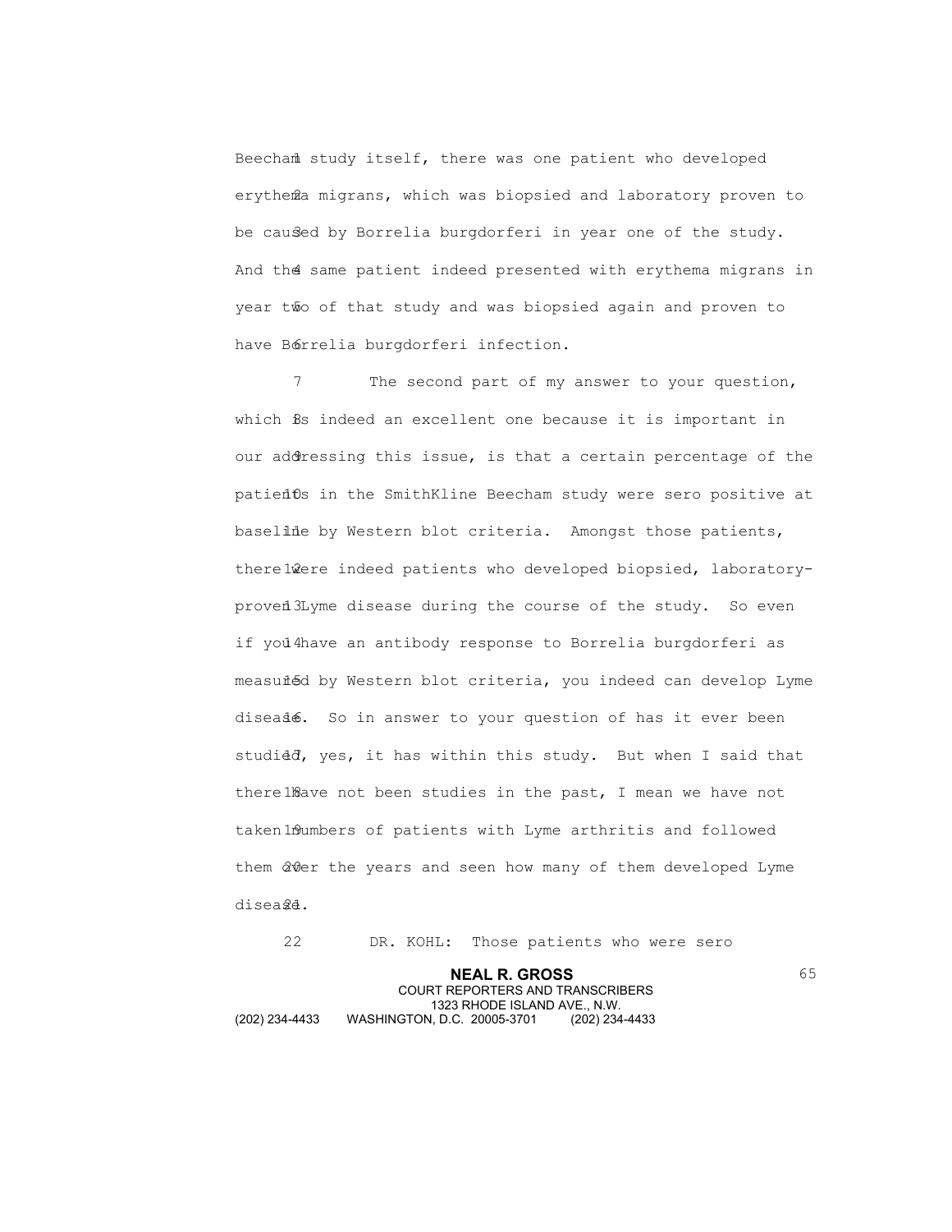Beecham study itself, there was one patient who developed erythema migrans, which was biopsied and laboratory proven to be caused by Borrelia burgdorferi in year one of the study. And the same patient indeed presented with erythema migrans in year two of that study and was biopsied again and proven to have Borrelia burgdorferi infection.

The second part of my answer to your question, which is indeed an excellent one because it is important in our addressing this issue, is that a certain percentage of the patients in the SmithKline Beecham study were sero positive at baseline by Western blot criteria. Amongst those patients, there were indeed patients who developed biopsied, laboratory-proven Lyme disease during the course of the study. So even if you have an antibody response to Borrelia burgdorferi as measured by Western blot criteria, you indeed can develop Lyme disease. So in answer to your question of has it ever been studied, yes, it has within this study. But when I said that there have not been studies in the past, I mean we have not taken numbers of patients with Lyme arthritis and followed them over the years and seen how many of them developed Lyme disease.

DR. KOHL: Those patients who were sero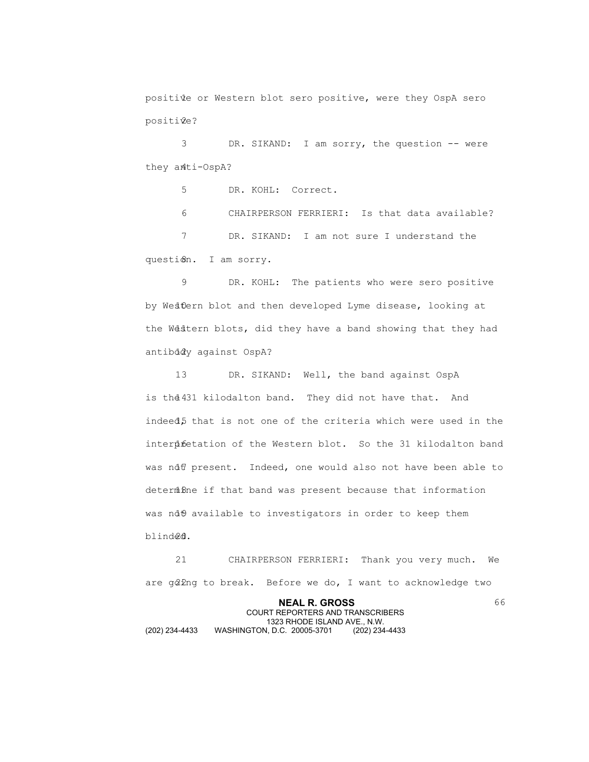positive or Western blot sero positive, were they OspA sero positive?

DR. SIKAND: I am sorry, the question -- were they anti-OspA?

DR. KOHL: Correct.

CHAIRPERSON FERRIERI: Is that data available?

DR. SIKAND: I am not sure I understand the question. I am sorry.

DR. KOHL: The patients who were sero positive by Western blot and then developed Lyme disease, looking at the Western blots, did they have a band showing that they had antibody against OspA?

DR. SIKAND: Well, the band against OspA is the 31 kilodalton band. They did not have that. And indeed, that is not one of the criteria which were used in the interpretation of the Western blot. So the 31 kilodalton band was not present. Indeed, one would also not have been able to determine if that band was present because that information was not available to investigators in order to keep them blinded.

CHAIRPERSON FERRIERI: Thank you very much. We are going to break. Before we do, I want to acknowledge two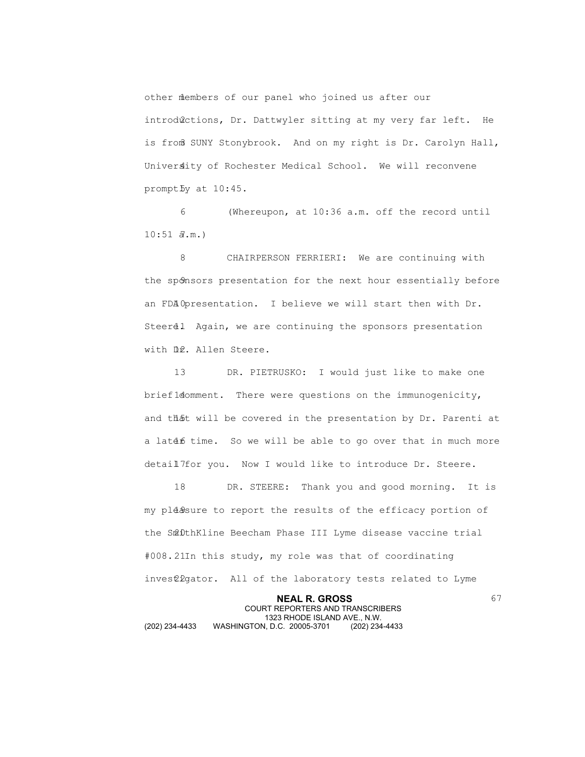other members of our panel who joined us after our introductions, Dr. Dattwyler sitting at my very far left. He is from SUNY Stonybrook. And on my right is Dr. Carolyn Hall, University of Rochester Medical School. We will reconvene promptly at 10:45.

(Whereupon, at 10:36 a.m. off the record until 10:51 a.m.)

CHAIRPERSON FERRIERI: We are continuing with the sponsors presentation for the next hour essentially before an FDA presentation. I believe we will start then with Dr. Steere. Again, we are continuing the sponsors presentation with Dr. Allen Steere.

DR. PIETRUSKO: I would just like to make one brief comment. There were questions on the immunogenicity, and that will be covered in the presentation by Dr. Parenti at a later time. So we will be able to go over that in much more detail for you. Now I would like to introduce Dr. Steere.

DR. STEERE: Thank you and good morning. It is my pleasure to report the results of the efficacy portion of the SmithKline Beecham Phase III Lyme disease vaccine trial #008. In this study, my role was that of coordinating investigator. All of the laboratory tests related to Lyme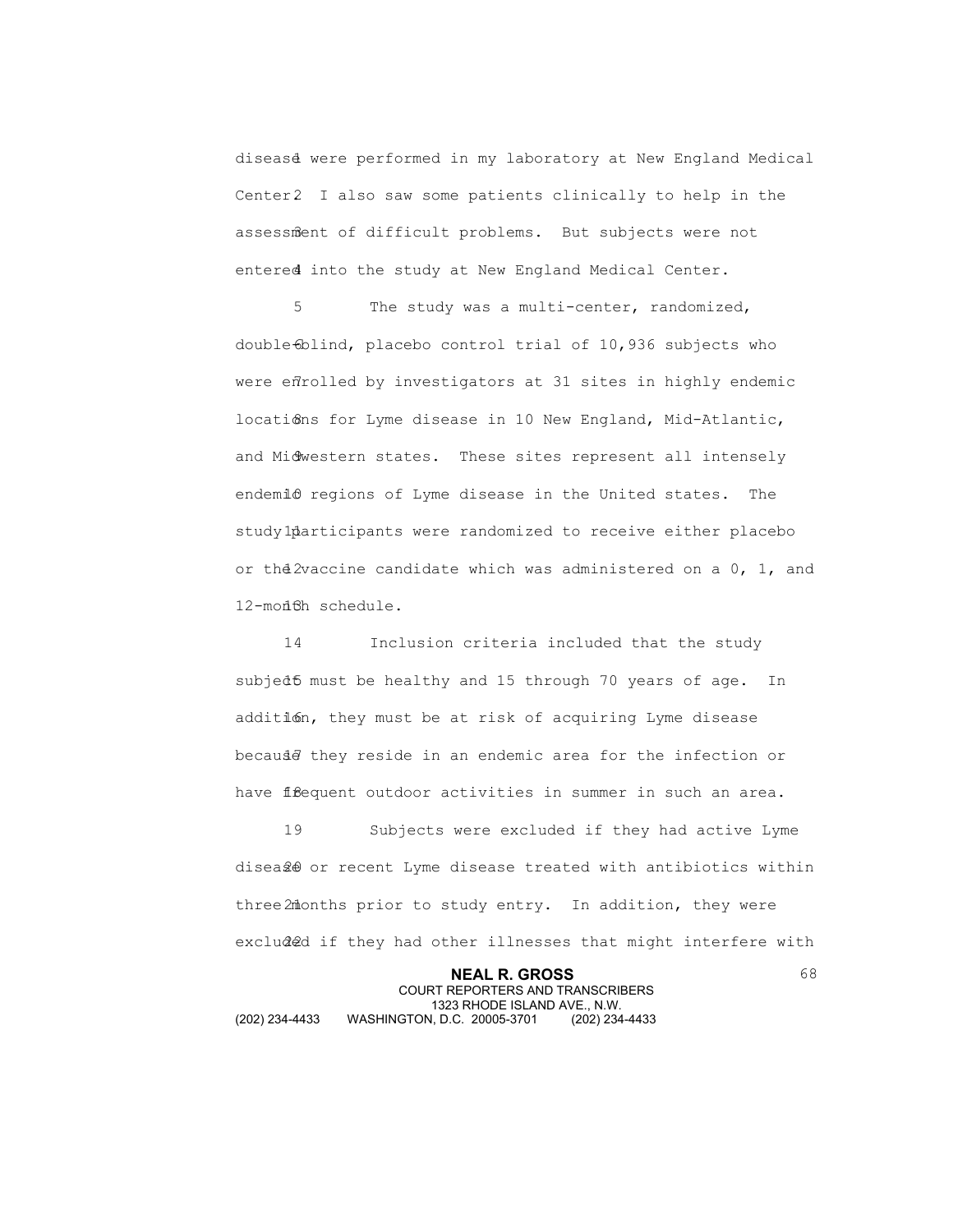disease were performed in my laboratory at New England Medical Center. I also saw some patients clinically to help in the assessment of difficult problems. But subjects were not entered into the study at New England Medical Center.

The study was a multi-center, randomized, double-blind, placebo control trial of 10,936 subjects who were enrolled by investigators at 31 sites in highly endemic locations for Lyme disease in 10 New England, Mid-Atlantic, and Midwestern states. These sites represent all intensely endemic regions of Lyme disease in the United states. The study participants were randomized to receive either placebo or the vaccine candidate which was administered on a 0, 1, and 12-month schedule.

Inclusion criteria included that the study subject must be healthy and 15 through 70 years of age. In addition, they must be at risk of acquiring Lyme disease because they reside in an endemic area for the infection or have frequent outdoor activities in summer in such an area.

Subjects were excluded if they had active Lyme disease or recent Lyme disease treated with antibiotics within three months prior to study entry. In addition, they were excluded if they had other illnesses that might interfere with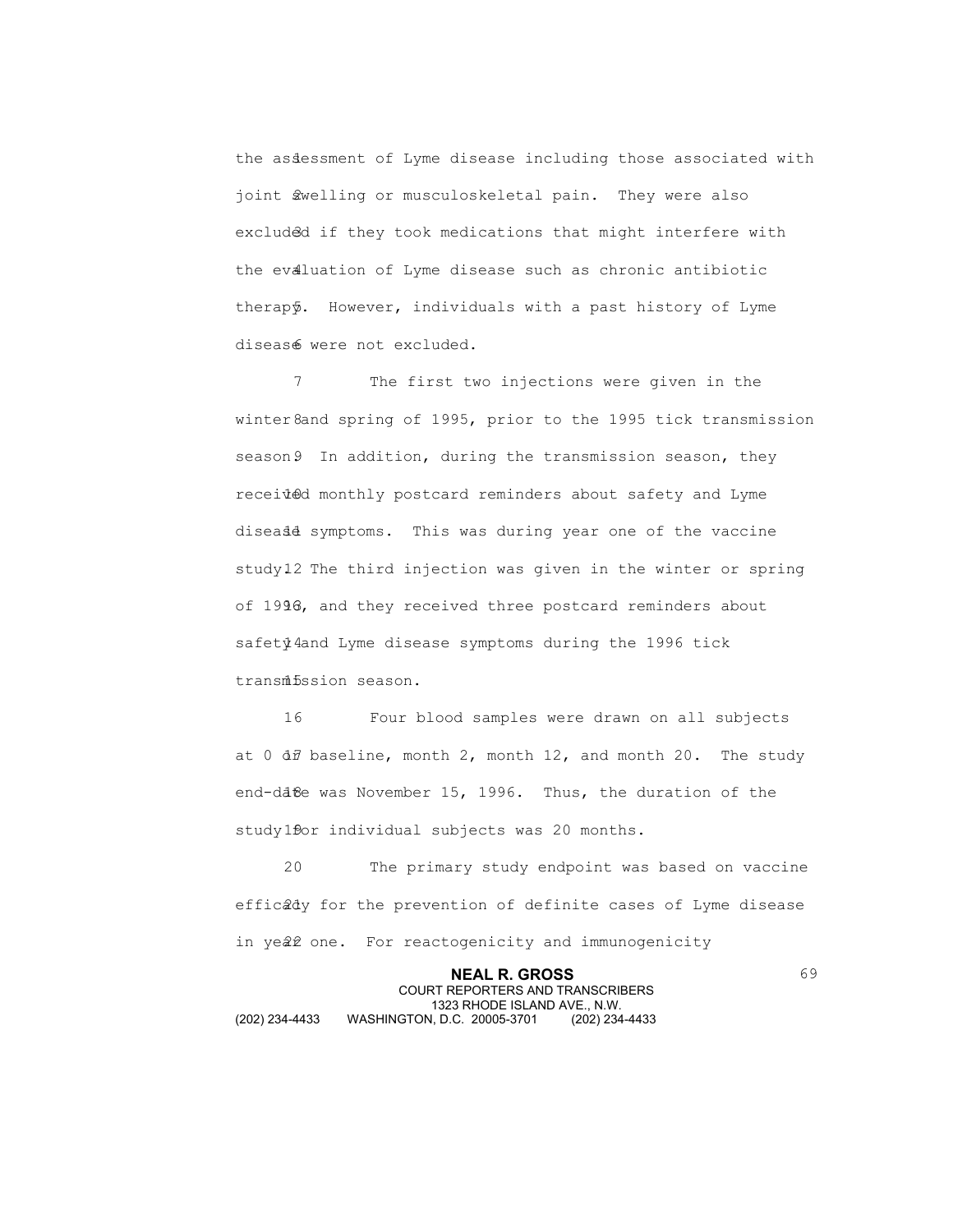the assessment of Lyme disease including those associated with joint swelling or musculoskeletal pain. They were also excluded if they took medications that might interfere with the evaluation of Lyme disease such as chronic antibiotic therapy. However, individuals with a past history of Lyme disease were not excluded.

The first two injections were given in the winter and spring of 1995, prior to the 1995 tick transmission season. In addition, during the transmission season, they received monthly postcard reminders about safety and Lyme disease symptoms. This was during year one of the vaccine study. The third injection was given in the winter or spring of 1996, and they received three postcard reminders about safety and Lyme disease symptoms during the 1996 tick transmission season.

Four blood samples were drawn on all subjects at 0 or baseline, month 2, month 12, and month 20. The study end-date was November 15, 1996. Thus, the duration of the study for individual subjects was 20 months.

The primary study endpoint was based on vaccine efficacy for the prevention of definite cases of Lyme disease in year one. For reactogenicity and immunogenicity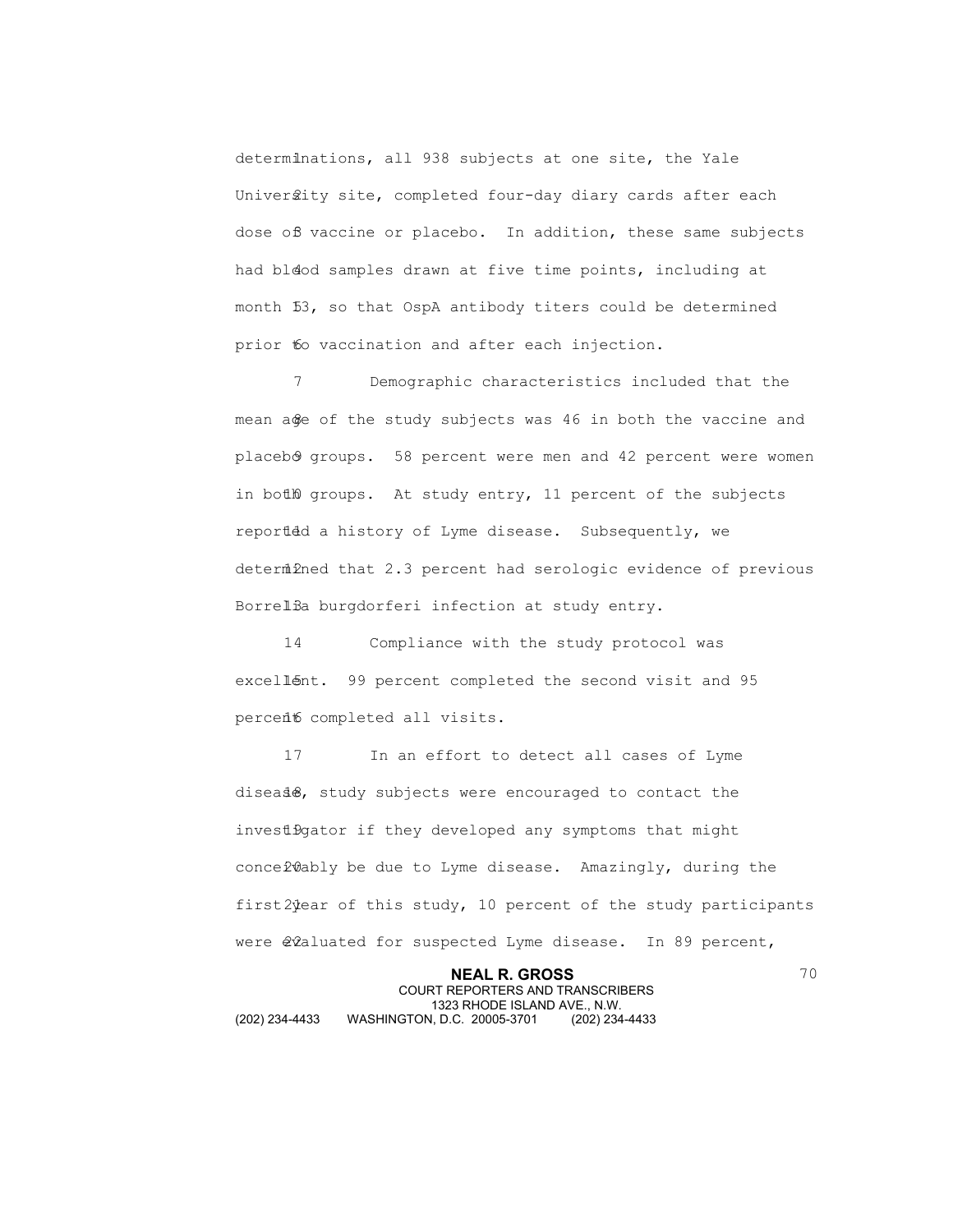determinations, all 938 subjects at one site, the Yale University site, completed four-day diary cards after each dose of vaccine or placebo. In addition, these same subjects had blood samples drawn at five time points, including at month 13, so that OspA antibody titers could be determined prior to vaccination and after each injection.

Demographic characteristics included that the mean age of the study subjects was 46 in both the vaccine and placebo groups. 58 percent were men and 42 percent were women in both groups. At study entry, 11 percent of the subjects reported a history of Lyme disease. Subsequently, we determined that 2.3 percent had serologic evidence of previous Borrelia burgdorferi infection at study entry.

Compliance with the study protocol was excellent. 99 percent completed the second visit and 95 percent completed all visits.

In an effort to detect all cases of Lyme disease, study subjects were encouraged to contact the investigator if they developed any symptoms that might conceivably be due to Lyme disease. Amazingly, during the first year of this study, 10 percent of the study participants were evaluated for suspected Lyme disease. In 89 percent,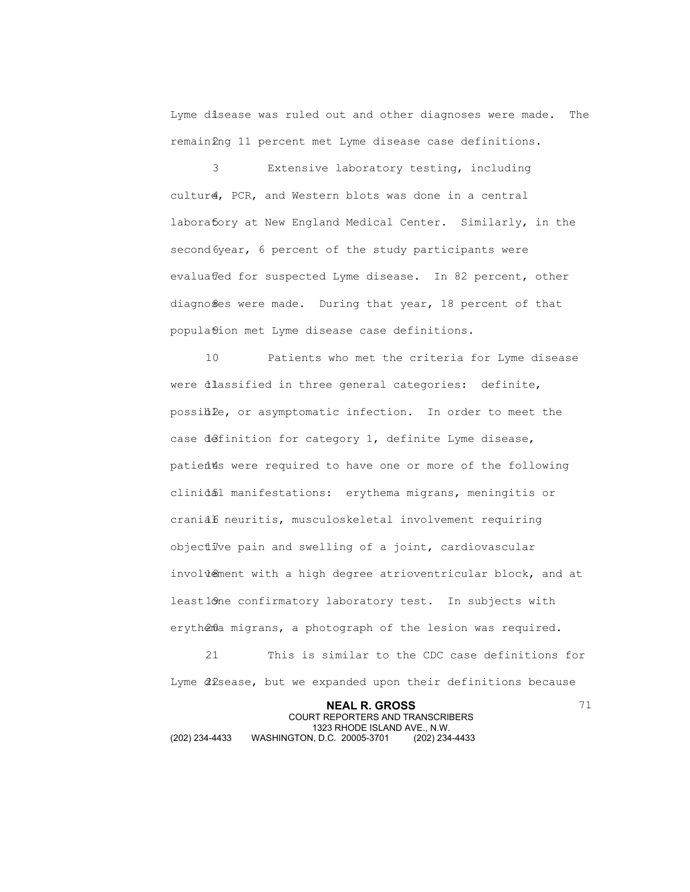Lyme disease was ruled out and other diagnoses were made. The remaining 11 percent met Lyme disease case definitions.

Extensive laboratory testing, including culture, PCR, and Western blots was done in a central laboratory at New England Medical Center. Similarly, in the second year, 6 percent of the study participants were evaluated for suspected Lyme disease. In 82 percent, other diagnoses were made. During that year, 18 percent of that population met Lyme disease case definitions.

Patients who met the criteria for Lyme disease were classified in three general categories: definite, possible, or asymptomatic infection. In order to meet the case definition for category 1, definite Lyme disease, patients were required to have one or more of the following clinical manifestations: erythema migrans, meningitis or cranial neuritis, musculoskeletal involvement requiring objective pain and swelling of a joint, cardiovascular involvement with a high degree atrioventricular block, and at least one confirmatory laboratory test. In subjects with erythema migrans, a photograph of the lesion was required.

This is similar to the CDC case definitions for Lyme disease, but we expanded upon their definitions because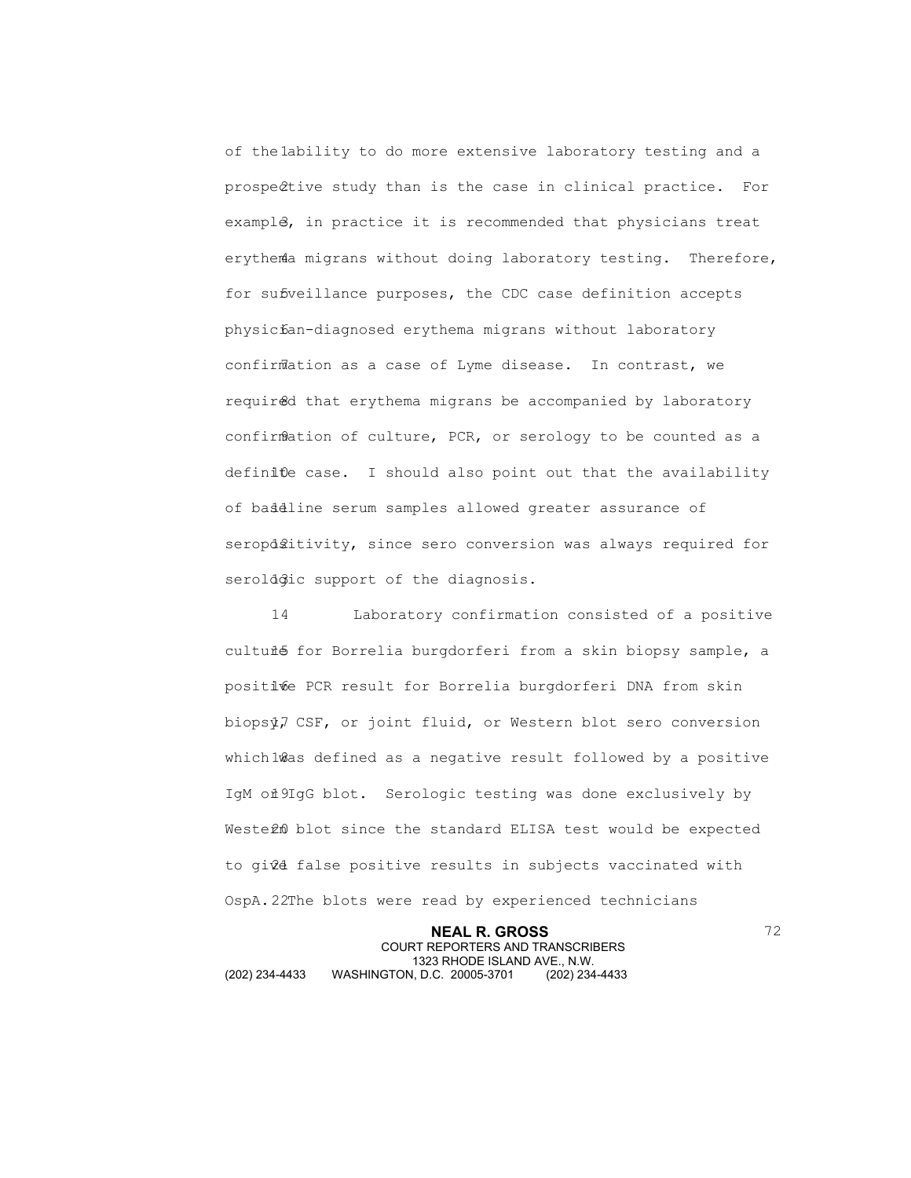of the ability to do more extensive laboratory testing and a prospective study than is the case in clinical practice. For example, in practice it is recommended that physicians treat erythema migrans without doing laboratory testing. Therefore, for surveillance purposes, the CDC case definition accepts physician-diagnosed erythema migrans without laboratory confirmation as a case of Lyme disease. In contrast, we required that erythema migrans be accompanied by laboratory confirmation of culture, PCR, or serology to be counted as a definite case. I should also point out that the availability of baseline serum samples allowed greater assurance of seropositivity, since sero conversion was always required for serologic support of the diagnosis.

Laboratory confirmation consisted of a positive culture for Borrelia burgdorferi from a skin biopsy sample, a positive PCR result for Borrelia burgdorferi DNA from skin biopsy, CSF, or joint fluid, or Western blot sero conversion which was defined as a negative result followed by a positive IgM or IgG blot. Serologic testing was done exclusively by Western blot since the standard ELISA test would be expected to give false positive results in subjects vaccinated with OspA. The blots were read by experienced technicians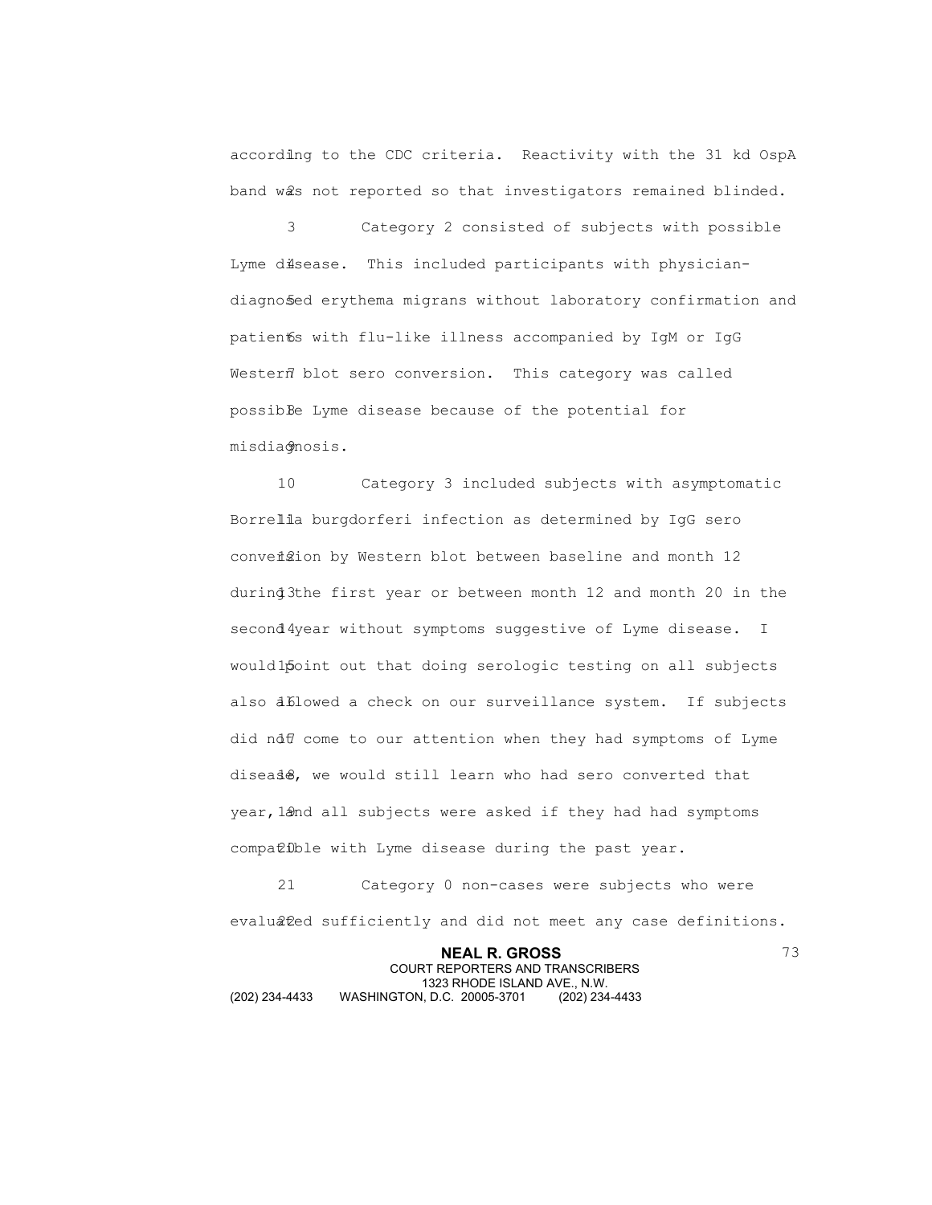according to the CDC criteria. Reactivity with the 31 kd OspA band was not reported so that investigators remained blinded.

Category 2 consisted of subjects with possible Lyme disease. This included participants with physician-diagnosed erythema migrans without laboratory confirmation and patients with flu-like illness accompanied by IgM or IgG Western blot sero conversion. This category was called possible Lyme disease because of the potential for misdiagnosis.

Category 3 included subjects with asymptomatic Borrelia burgdorferi infection as determined by IgG sero conversion by Western blot between baseline and month 12 during the first year or between month 12 and month 20 in the second year without symptoms suggestive of Lyme disease. I would point out that doing serologic testing on all subjects also allowed a check on our surveillance system. If subjects did not come to our attention when they had symptoms of Lyme disease, we would still learn who had sero converted that year, and all subjects were asked if they had had symptoms compatible with Lyme disease during the past year.

Category 0 non-cases were subjects who were evaluated sufficiently and did not meet any case definitions.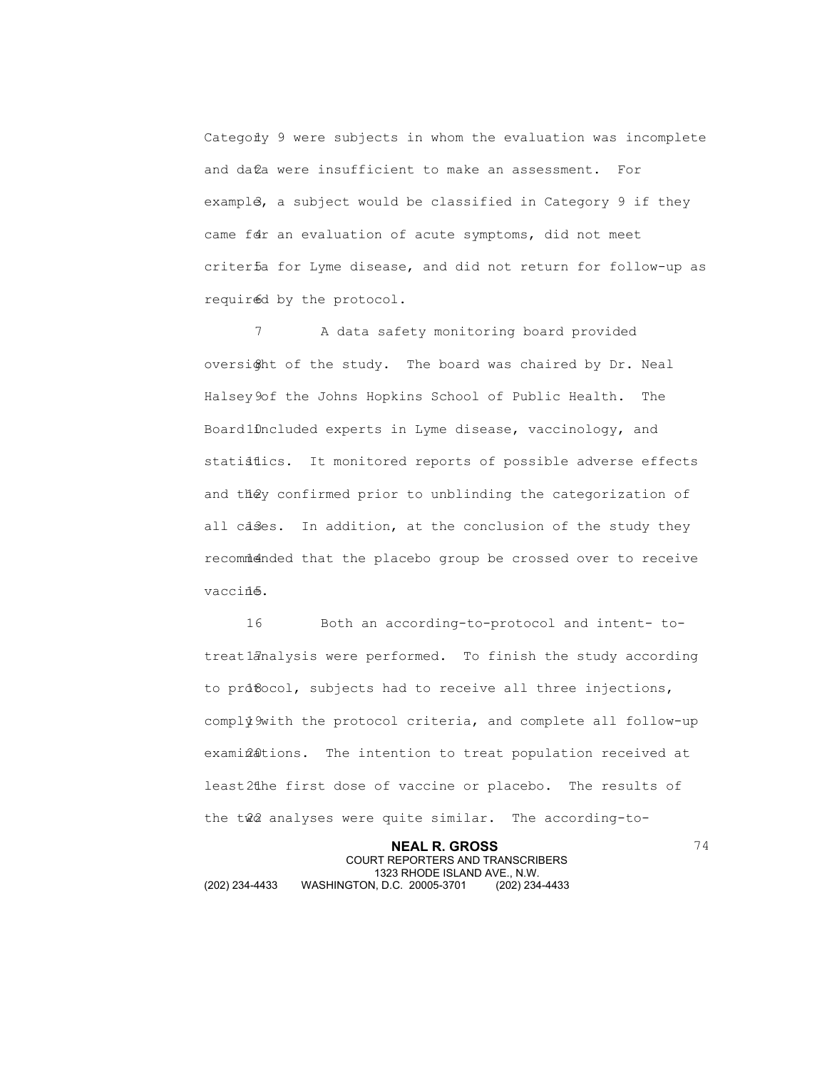Category 9 were subjects in whom the evaluation was incomplete and data were insufficient to make an assessment. For example, a subject would be classified in Category 9 if they came for an evaluation of acute symptoms, did not meet criteria for Lyme disease, and did not return for follow-up as required by the protocol.

A data safety monitoring board provided oversight of the study. The board was chaired by Dr. Neal Halsey of the Johns Hopkins School of Public Health. The Board included experts in Lyme disease, vaccinology, and statistics. It monitored reports of possible adverse effects and they confirmed prior to unblinding the categorization of all cases. In addition, at the conclusion of the study they recommended that the placebo group be crossed over to receive vaccine.

Both an according-to-protocol and intent- to-treat analysis were performed. To finish the study according to protocol, subjects had to receive all three injections, comply with the protocol criteria, and complete all follow-up examinations. The intention to treat population received at least the first dose of vaccine or placebo. The results of the two analyses were quite similar. The according-to-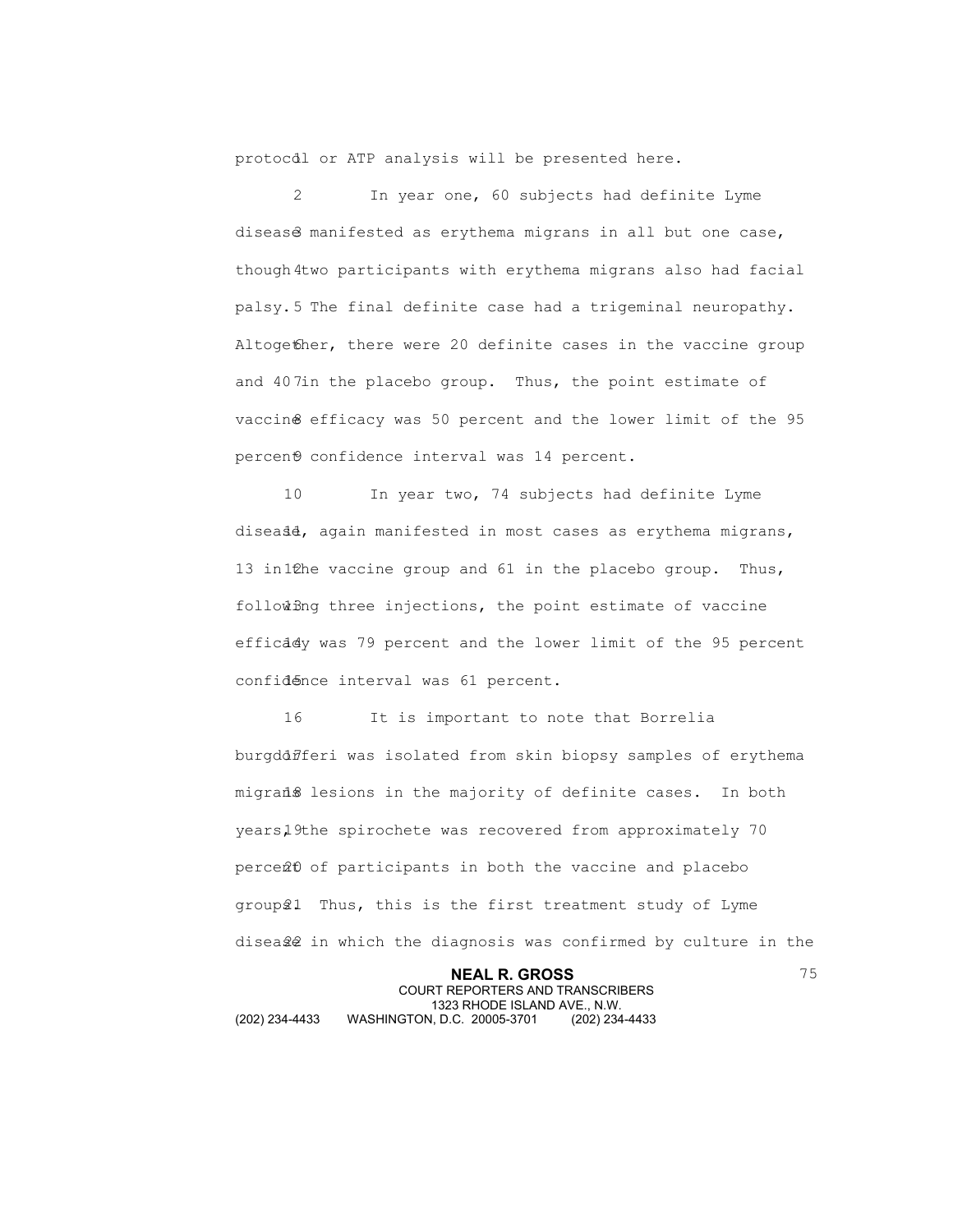protocol or ATP analysis will be presented here.

In year one, 60 subjects had definite Lyme disease manifested as erythema migrans in all but one case, though two participants with erythema migrans also had facial palsy. The final definite case had a trigeminal neuropathy. Altogether, there were 20 definite cases in the vaccine group and 40 in the placebo group. Thus, the point estimate of vaccine efficacy was 50 percent and the lower limit of the 95 percent confidence interval was 14 percent.

In year two, 74 subjects had definite Lyme disease, again manifested in most cases as erythema migrans, 13 in the vaccine group and 61 in the placebo group. Thus, following three injections, the point estimate of vaccine efficacy was 79 percent and the lower limit of the 95 percent confidence interval was 61 percent.

It is important to note that Borrelia burgdorferi was isolated from skin biopsy samples of erythema migrans lesions in the majority of definite cases. In both years, the spirochete was recovered from approximately 70 percent of participants in both the vaccine and placebo groups. Thus, this is the first treatment study of Lyme disease in which the diagnosis was confirmed by culture in the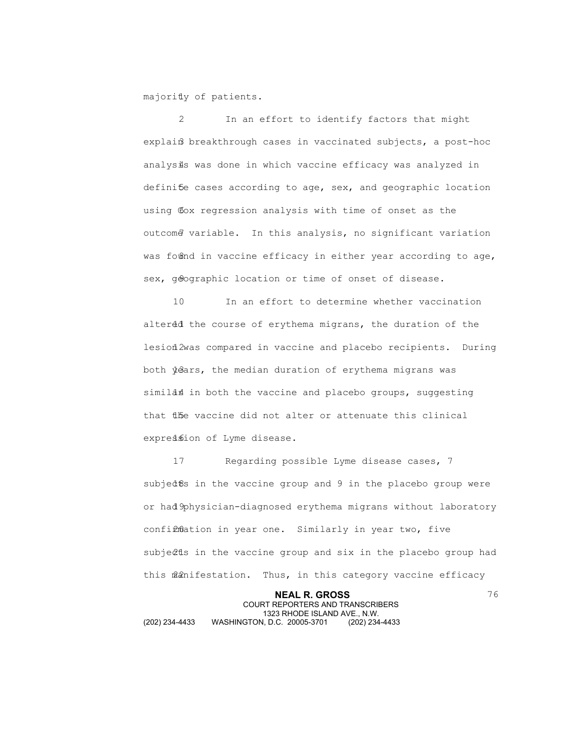majority of patients.

In an effort to identify factors that might explain breakthrough cases in vaccinated subjects, a post-hoc analysis was done in which vaccine efficacy was analyzed in definite cases according to age, sex, and geographic location using Cox regression analysis with time of onset as the outcome variable. In this analysis, no significant variation was found in vaccine efficacy in either year according to age, sex, geographic location or time of onset of disease.

In an effort to determine whether vaccination altered the course of erythema migrans, the duration of the lesion was compared in vaccine and placebo recipients. During both years, the median duration of erythema migrans was similar in both the vaccine and placebo groups, suggesting that the vaccine did not alter or attenuate this clinical expression of Lyme disease.

Regarding possible Lyme disease cases, 7 subjects in the vaccine group and 9 in the placebo group were or had physician-diagnosed erythema migrans without laboratory confirmation in year one. Similarly in year two, five subjects in the vaccine group and six in the placebo group had this manifestation. Thus, in this category vaccine efficacy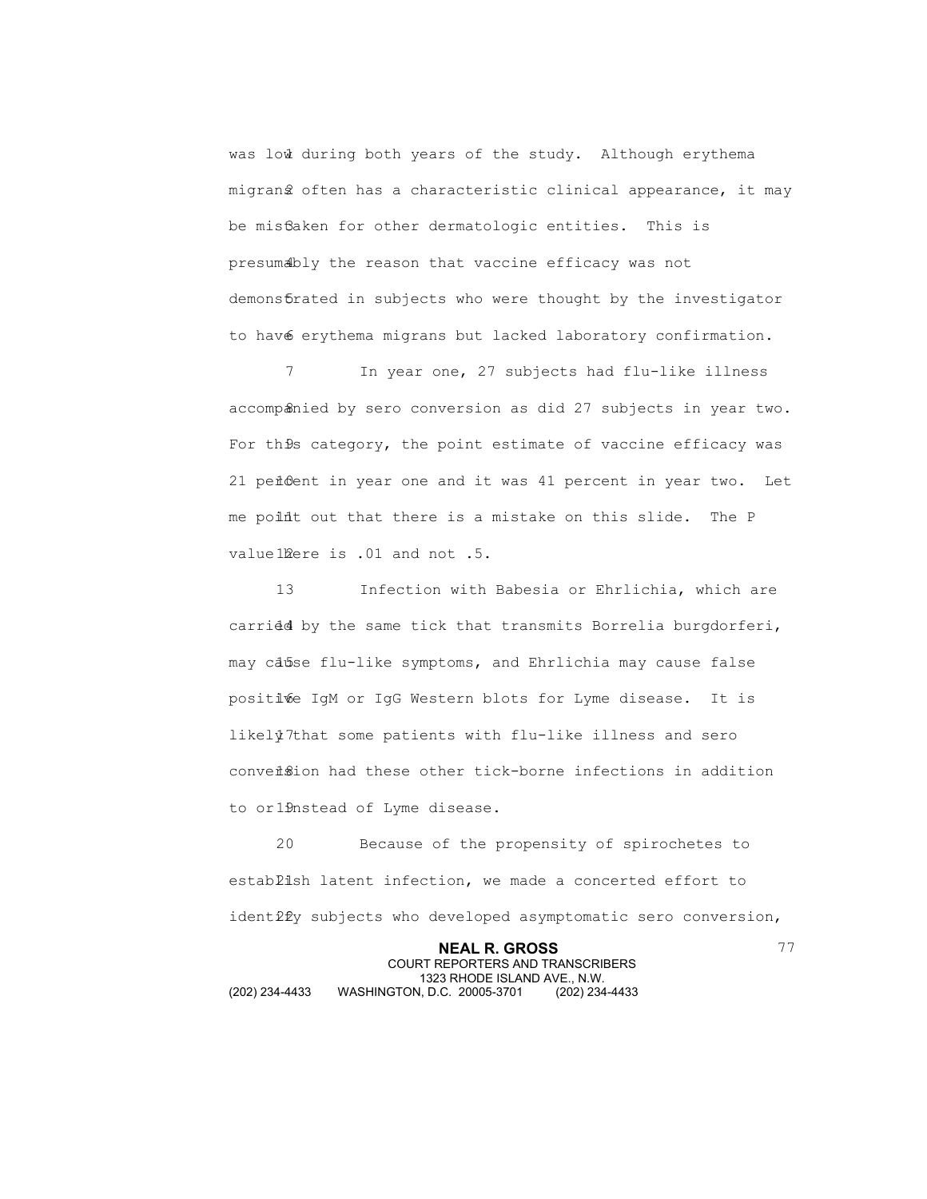was low during both years of the study. Although erythema migrans often has a characteristic clinical appearance, it may be mistaken for other dermatologic entities. This is presumably the reason that vaccine efficacy was not demonstrated in subjects who were thought by the investigator to have erythema migrans but lacked laboratory confirmation.

In year one, 27 subjects had flu-like illness accompanied by sero conversion as did 27 subjects in year two. For this category, the point estimate of vaccine efficacy was 21 percent in year one and it was 41 percent in year two. Let me point out that there is a mistake on this slide. The P value here is .01 and not .5.

Infection with Babesia or Ehrlichia, which are carried by the same tick that transmits Borrelia burgdorferi, may cause flu-like symptoms, and Ehrlichia may cause false positive IgM or IgG Western blots for Lyme disease. It is likely that some patients with flu-like illness and sero conversion had these other tick-borne infections in addition to or instead of Lyme disease.

Because of the propensity of spirochetes to establish latent infection, we made a concerted effort to identify subjects who developed asymptomatic sero conversion,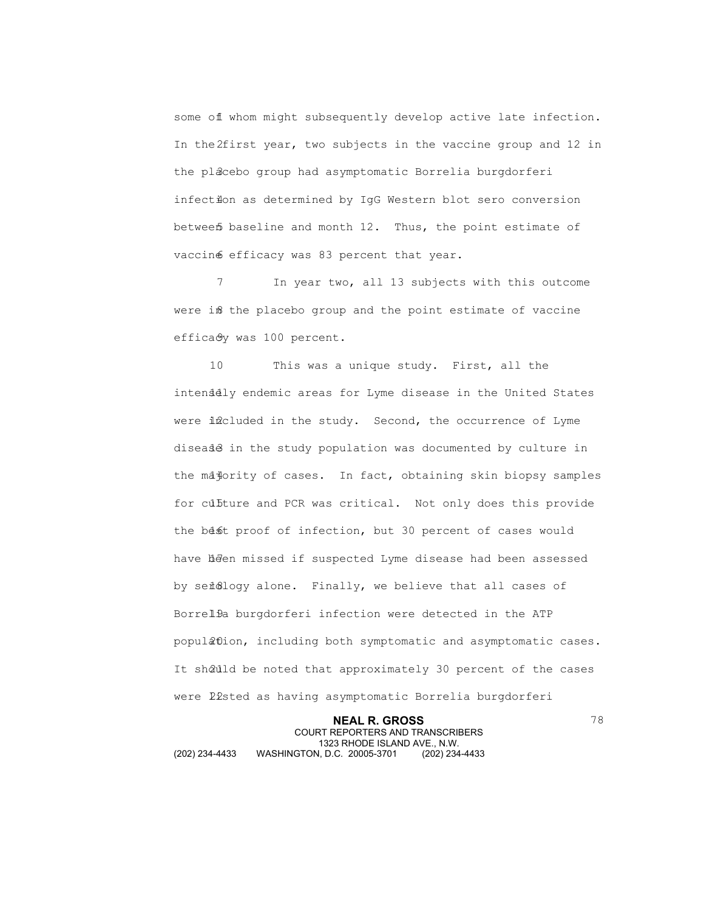some of whom might subsequently develop active late infection. In the first year, two subjects in the vaccine group and 12 in the placebo group had asymptomatic Borrelia burgdorferi infection as determined by IgG Western blot sero conversion between baseline and month 12. Thus, the point estimate of vaccine efficacy was 83 percent that year.

In year two, all 13 subjects with this outcome were in the placebo group and the point estimate of vaccine efficacy was 100 percent.

This was a unique study. First, all the intensely endemic areas for Lyme disease in the United States were included in the study. Second, the occurrence of Lyme disease in the study population was documented by culture in the majority of cases. In fact, obtaining skin biopsy samples for culture and PCR was critical. Not only does this provide the best proof of infection, but 30 percent of cases would have been missed if suspected Lyme disease had been assessed by serology alone. Finally, we believe that all cases of Borrelia burgdorferi infection were detected in the ATP population, including both symptomatic and asymptomatic cases. It should be noted that approximately 30 percent of the cases were listed as having asymptomatic Borrelia burgdorferi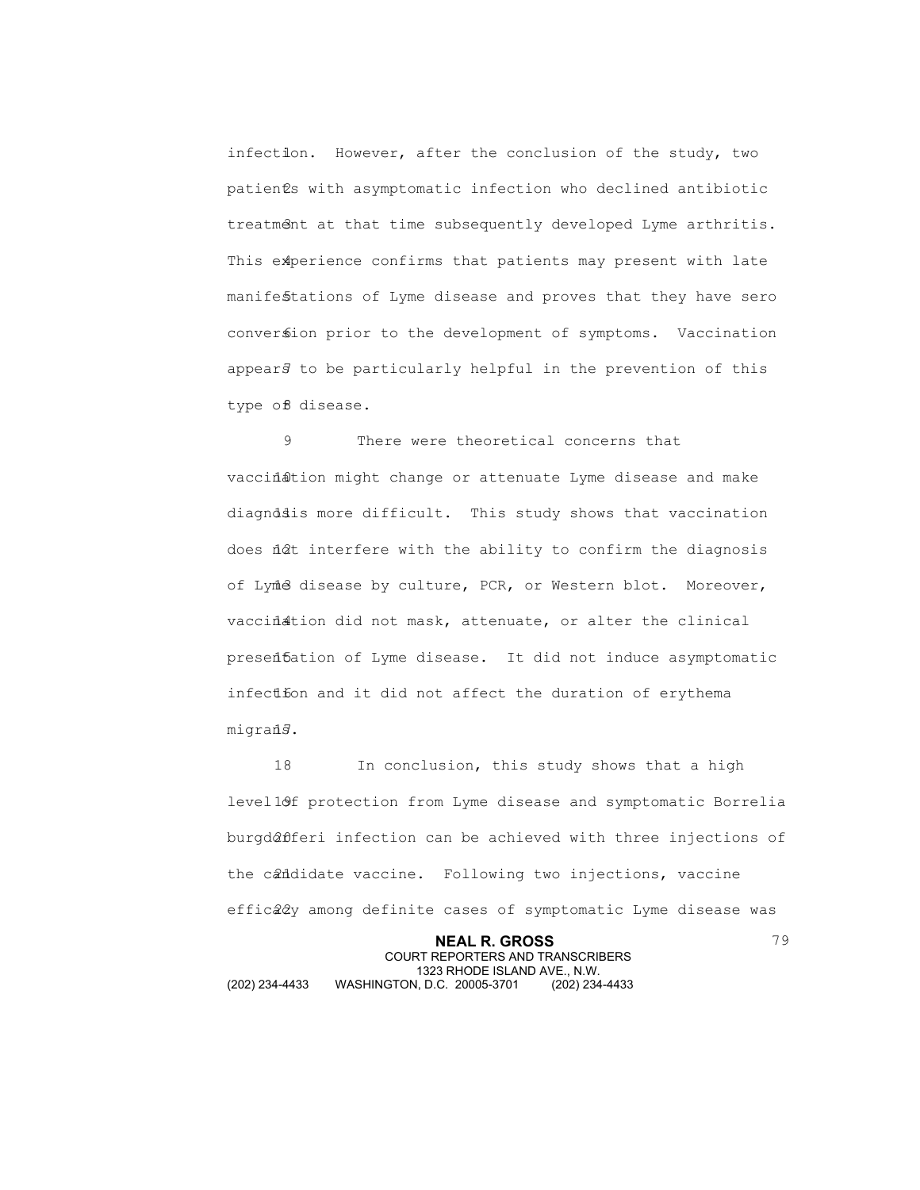infection. However, after the conclusion of the study, two patients with asymptomatic infection who declined antibiotic treatment at that time subsequently developed Lyme arthritis. This experience confirms that patients may present with late manifestations of Lyme disease and proves that they have sero conversion prior to the development of symptoms. Vaccination appears to be particularly helpful in the prevention of this type of disease.

There were theoretical concerns that vaccination might change or attenuate Lyme disease and make diagnosis more difficult. This study shows that vaccination does not interfere with the ability to confirm the diagnosis of Lyme disease by culture, PCR, or Western blot. Moreover, vaccination did not mask, attenuate, or alter the clinical presentation of Lyme disease. It did not induce asymptomatic infection and it did not affect the duration of erythema migrans.

In conclusion, this study shows that a high level of protection from Lyme disease and symptomatic Borrelia burgdorferi infection can be achieved with three injections of the candidate vaccine. Following two injections, vaccine efficacy among definite cases of symptomatic Lyme disease was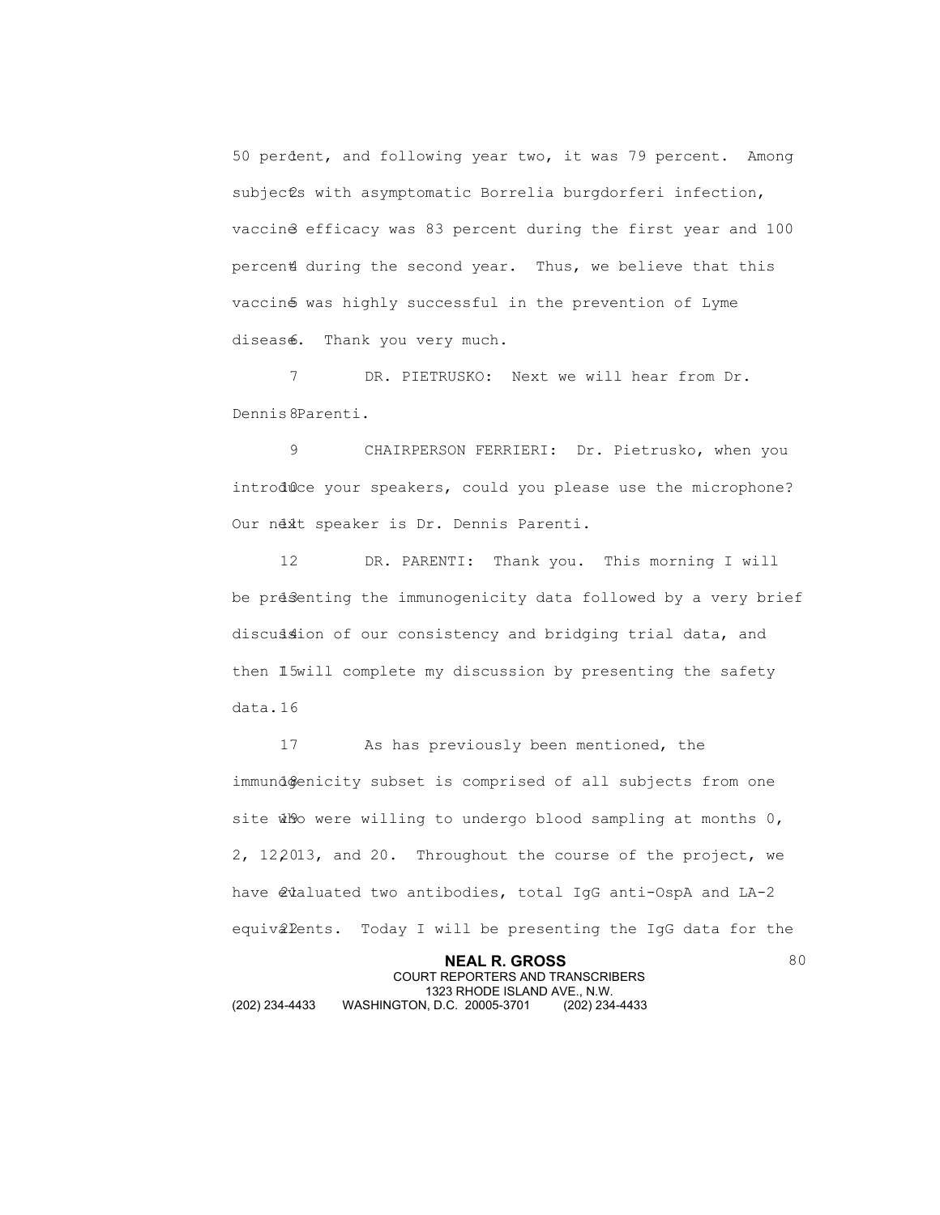50 percent, and following year two, it was 79 percent. Among subjects with asymptomatic Borrelia burgdorferi infection, vaccine efficacy was 83 percent during the first year and 100 percent during the second year. Thus, we believe that this vaccine was highly successful in the prevention of Lyme disease. Thank you very much.

DR. PIETRUSKO: Next we will hear from Dr. Dennis Parenti.

CHAIRPERSON FERRIERI: Dr. Pietrusko, when you introduce your speakers, could you please use the microphone? Our next speaker is Dr. Dennis Parenti.

DR. PARENTI: Thank you. This morning I will be presenting the immunogenicity data followed by a very brief discussion of our consistency and bridging trial data, and then I will complete my discussion by presenting the safety data.

As has previously been mentioned, the immunogenicity subset is comprised of all subjects from one site who were willing to undergo blood sampling at months 0, 2, 12, 13, and 20. Throughout the course of the project, we have evaluated two antibodies, total IgG anti-OspA and LA-2 equivalents. Today I will be presenting the IgG data for the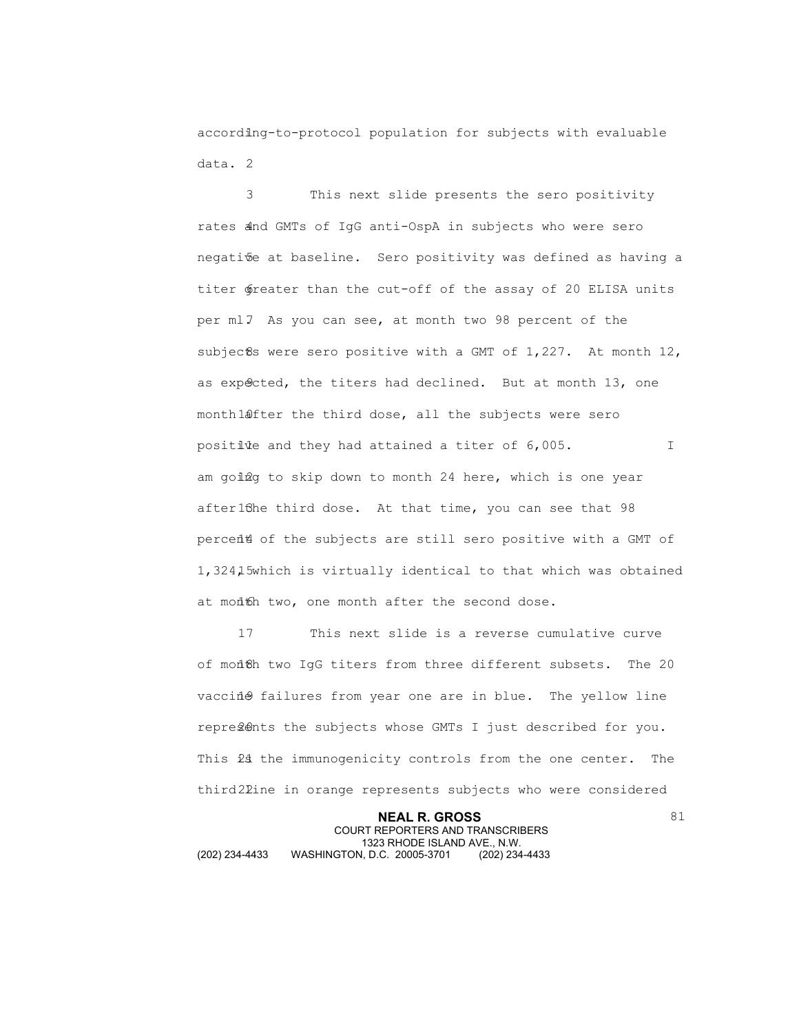according-to-protocol population for subjects with evaluable data.

This next slide presents the sero positivity rates and GMTs of IgG anti-OspA in subjects who were sero negative at baseline. Sero positivity was defined as having a titer greater than the cut-off of the assay of 20 ELISA units per ml. As you can see, at month two 98 percent of the subjects were sero positive with a GMT of 1,227. At month 12, as expected, the titers had declined. But at month 13, one month after the third dose, all the subjects were sero positive and they had attained a titer of 6,005. I am going to skip down to month 24 here, which is one year after the third dose. At that time, you can see that 98 percent of the subjects are still sero positive with a GMT of 1,324, which is virtually identical to that which was obtained at month two, one month after the second dose.

This next slide is a reverse cumulative curve of month two IgG titers from three different subsets. The 20 vaccine failures from year one are in blue. The yellow line represents the subjects whose GMTs I just described for you. This is the immunogenicity controls from the one center. The third line in orange represents subjects who were considered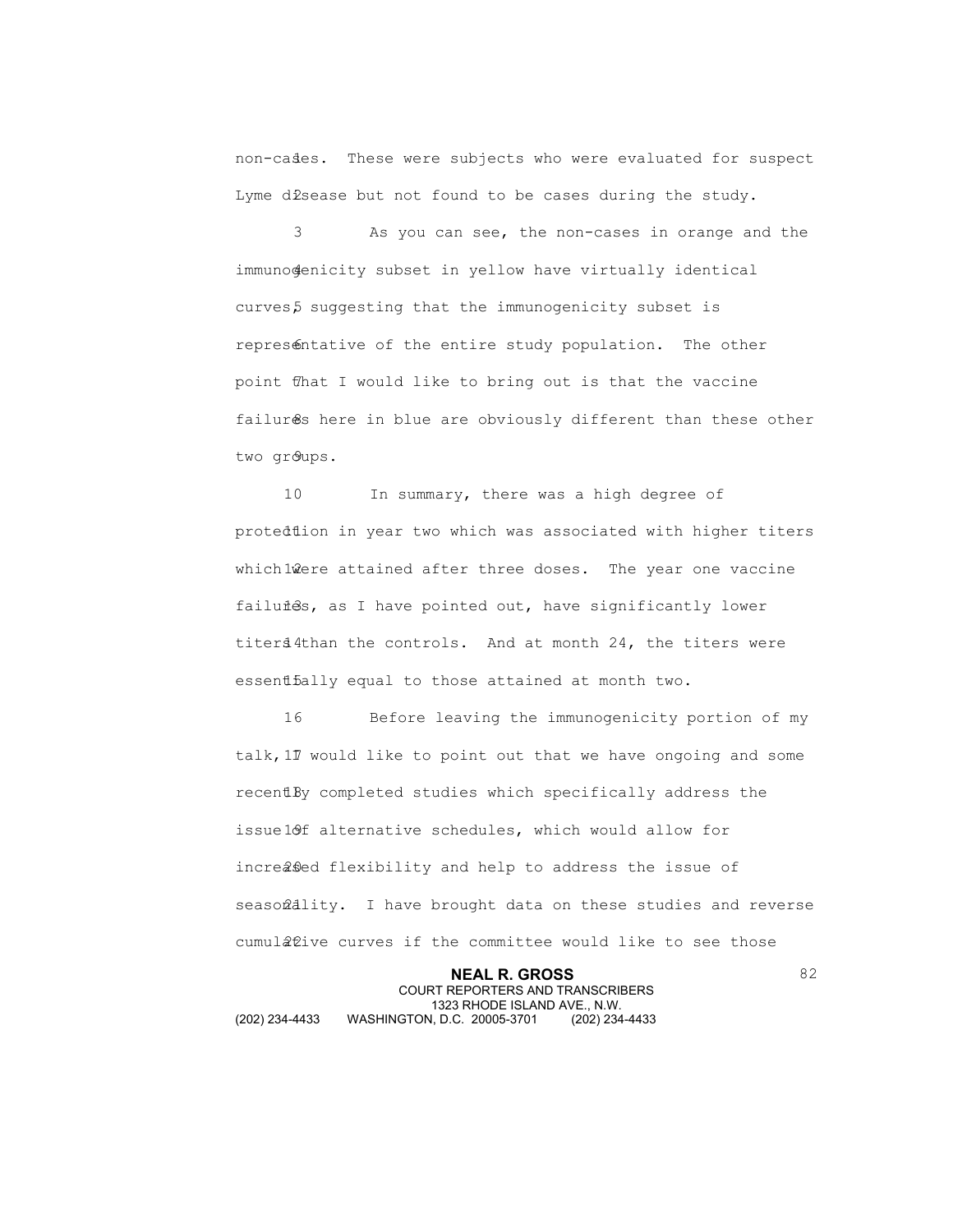non-cases. These were subjects who were evaluated for suspect Lyme disease but not found to be cases during the study.

As you can see, the non-cases in orange and the immunogenicity subset in yellow have virtually identical curves, suggesting that the immunogenicity subset is representative of the entire study population. The other point that I would like to bring out is that the vaccine failures here in blue are obviously different than these other two groups.

In summary, there was a high degree of protection in year two which was associated with higher titers which were attained after three doses. The year one vaccine failures, as I have pointed out, have significantly lower titers than the controls. And at month 24, the titers were essentially equal to those attained at month two.

Before leaving the immunogenicity portion of my talk, I would like to point out that we have ongoing and some recently completed studies which specifically address the issue of alternative schedules, which would allow for increased flexibility and help to address the issue of seasonality. I have brought data on these studies and reverse cumulative curves if the committee would like to see those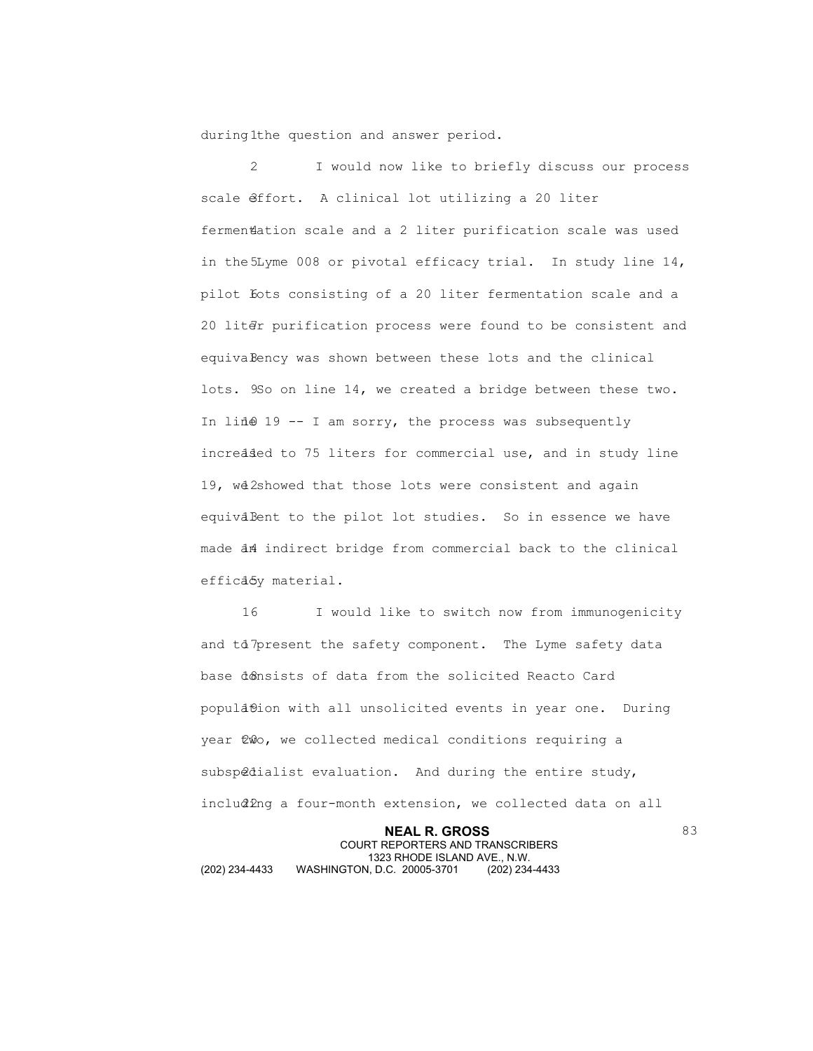during the question and answer period.

I would now like to briefly discuss our process scale effort. A clinical lot utilizing a 20 liter fermentation scale and a 2 liter purification scale was used in the Lyme 008 or pivotal efficacy trial. In study line 14, pilot lots consisting of a 20 liter fermentation scale and a 20 liter purification process were found to be consistent and equivalency was shown between these lots and the clinical lots. So on line 14, we created a bridge between these two. In line 19 -- I am sorry, the process was subsequently increased to 75 liters for commercial use, and in study line 19, we showed that those lots were consistent and again equivalent to the pilot lot studies. So in essence we have made an indirect bridge from commercial back to the clinical efficacy material.

I would like to switch now from immunogenicity and to present the safety component. The Lyme safety data base consists of data from the solicited Reacto Card population with all unsolicited events in year one. During year two, we collected medical conditions requiring a subspecialist evaluation. And during the entire study, including a four-month extension, we collected data on all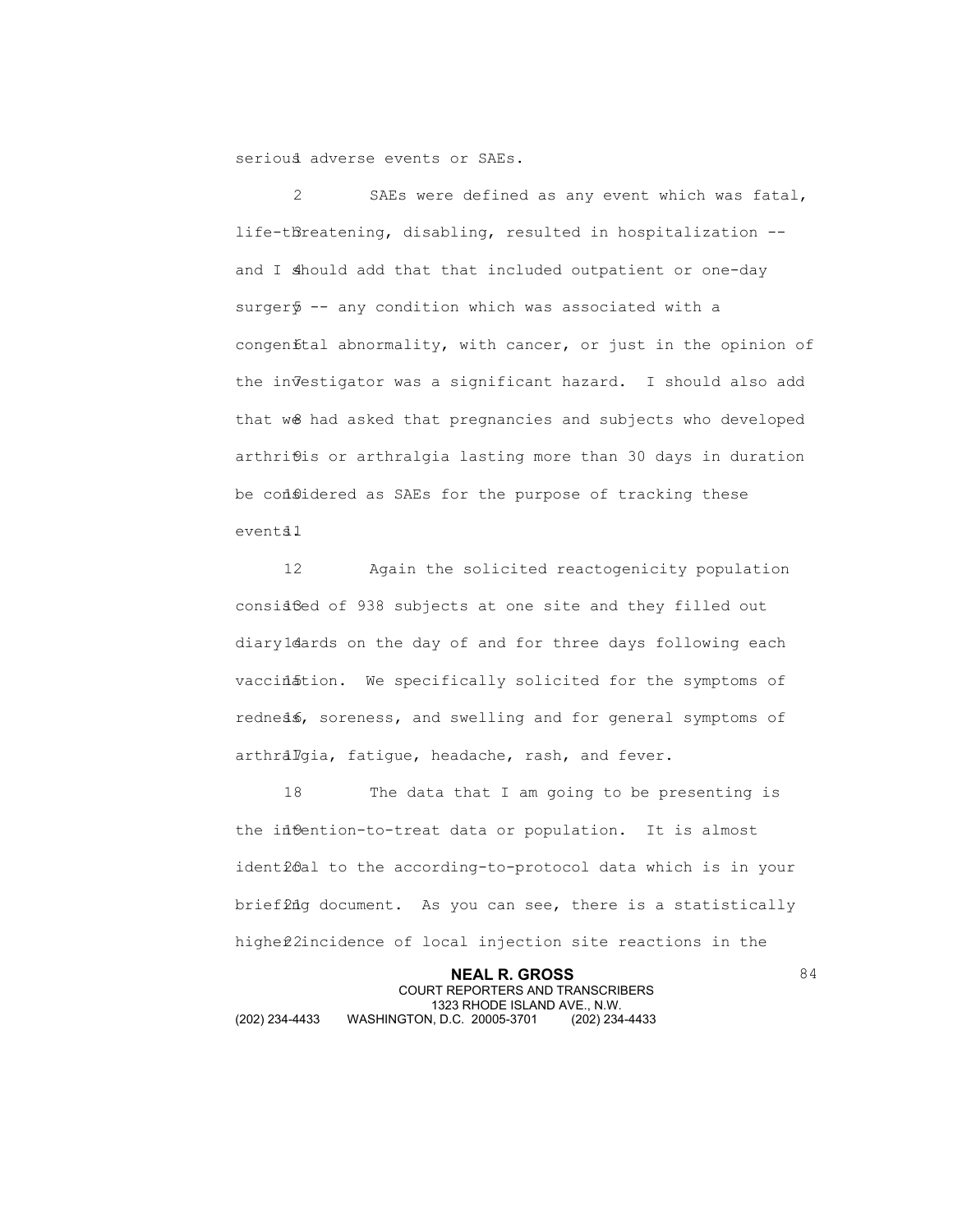serious adverse events or SAEs.

SAEs were defined as any event which was fatal, life-threatening, disabling, resulted in hospitalization -- and I should add that that included outpatient or one-day surgery -- any condition which was associated with a congenital abnormality, with cancer, or just in the opinion of the investigator was a significant hazard. I should also add that we had asked that pregnancies and subjects who developed arthritis or arthralgia lasting more than 30 days in duration be considered as SAEs for the purpose of tracking these events.

Again the solicited reactogenicity population consisted of 938 subjects at one site and they filled out diary cards on the day of and for three days following each vaccination. We specifically solicited for the symptoms of redness, soreness, and swelling and for general symptoms of arthralgia, fatigue, headache, rash, and fever.

The data that I am going to be presenting is the intention-to-treat data or population. It is almost identical to the according-to-protocol data which is in your briefing document. As you can see, there is a statistically higher incidence of local injection site reactions in the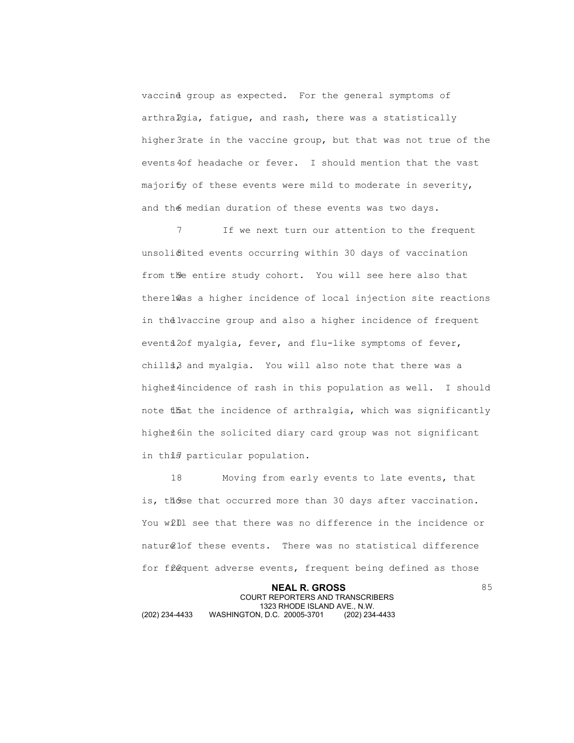vaccine group as expected. For the general symptoms of arthralgia, fatigue, and rash, there was a statistically higher rate in the vaccine group, but that was not true of the events of headache or fever. I should mention that the vast majority of these events were mild to moderate in severity, and the median duration of these events was two days.

If we next turn our attention to the frequent unsolicited events occurring within 30 days of vaccination from the entire study cohort. You will see here also that there was a higher incidence of local injection site reactions in the vaccine group and also a higher incidence of frequent events of myalgia, fever, and flu-like symptoms of fever, chills, and myalgia. You will also note that there was a higher incidence of rash in this population as well. I should note that the incidence of arthralgia, which was significantly higher in the solicited diary card group was not significant in this particular population.

Moving from early events to late events, that is, those that occurred more than 30 days after vaccination. You will see that there was no difference in the incidence or nature of these events. There was no statistical difference for frequent adverse events, frequent being defined as those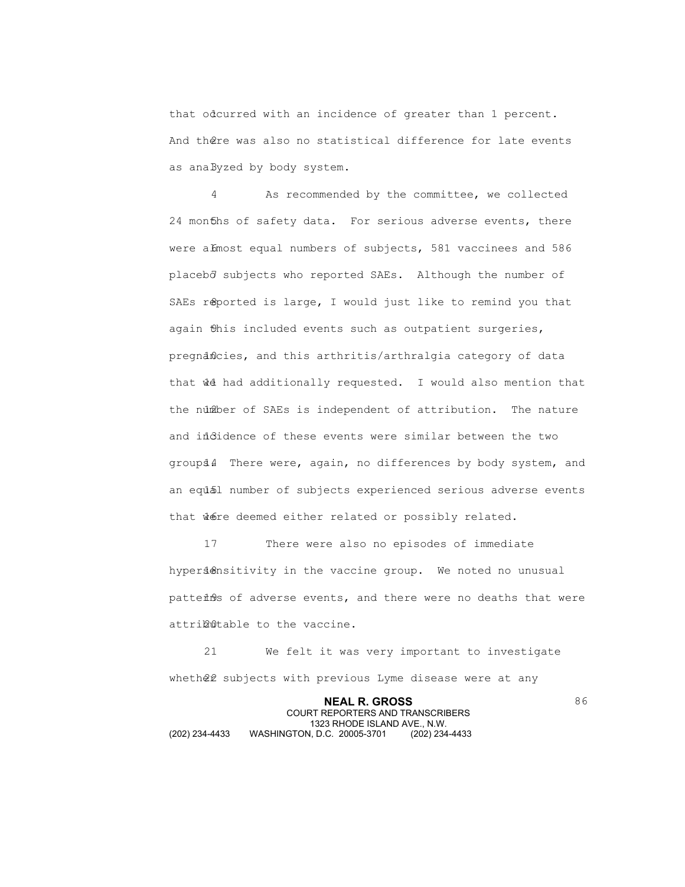that occurred with an incidence of greater than 1 percent. And there was also no statistical difference for late events as analyzed by body system.

As recommended by the committee, we collected 24 months of safety data. For serious adverse events, there were almost equal numbers of subjects, 581 vaccinees and 586 placebo subjects who reported SAEs. Although the number of SAEs reported is large, I would just like to remind you that again this included events such as outpatient surgeries, pregnancies, and this arthritis/arthralgia category of data that we had additionally requested. I would also mention that the number of SAEs is independent of attribution. The nature and incidence of these events were similar between the two groups. There were, again, no differences by body system, and an equal number of subjects experienced serious adverse events that were deemed either related or possibly related.

There were also no episodes of immediate hypersensitivity in the vaccine group. We noted no unusual patterns of adverse events, and there were no deaths that were attributable to the vaccine.

We felt it was very important to investigate whether subjects with previous Lyme disease were at any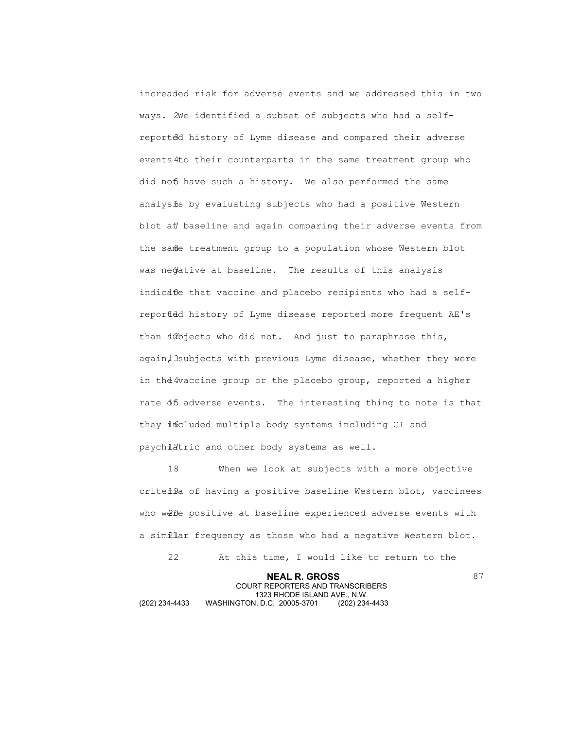increased risk for adverse events and we addressed this in two ways. We identified a subset of subjects who had a self-reported history of Lyme disease and compared their adverse events to their counterparts in the same treatment group who did not have such a history. We also performed the same analysis by evaluating subjects who had a positive Western blot at baseline and again comparing their adverse events from the same treatment group to a population whose Western blot was negative at baseline. The results of this analysis indicate that vaccine and placebo recipients who had a self-reported history of Lyme disease reported more frequent AE's than subjects who did not. And just to paraphrase this, again, subjects with previous Lyme disease, whether they were in the vaccine group or the placebo group, reported a higher rate of adverse events. The interesting thing to note is that they included multiple body systems including GI and psychiatric and other body systems as well.

When we look at subjects with a more objective criteria of having a positive baseline Western blot, vaccinees who were positive at baseline experienced adverse events with a similar frequency as those who had a negative Western blot.

At this time, I would like to return to the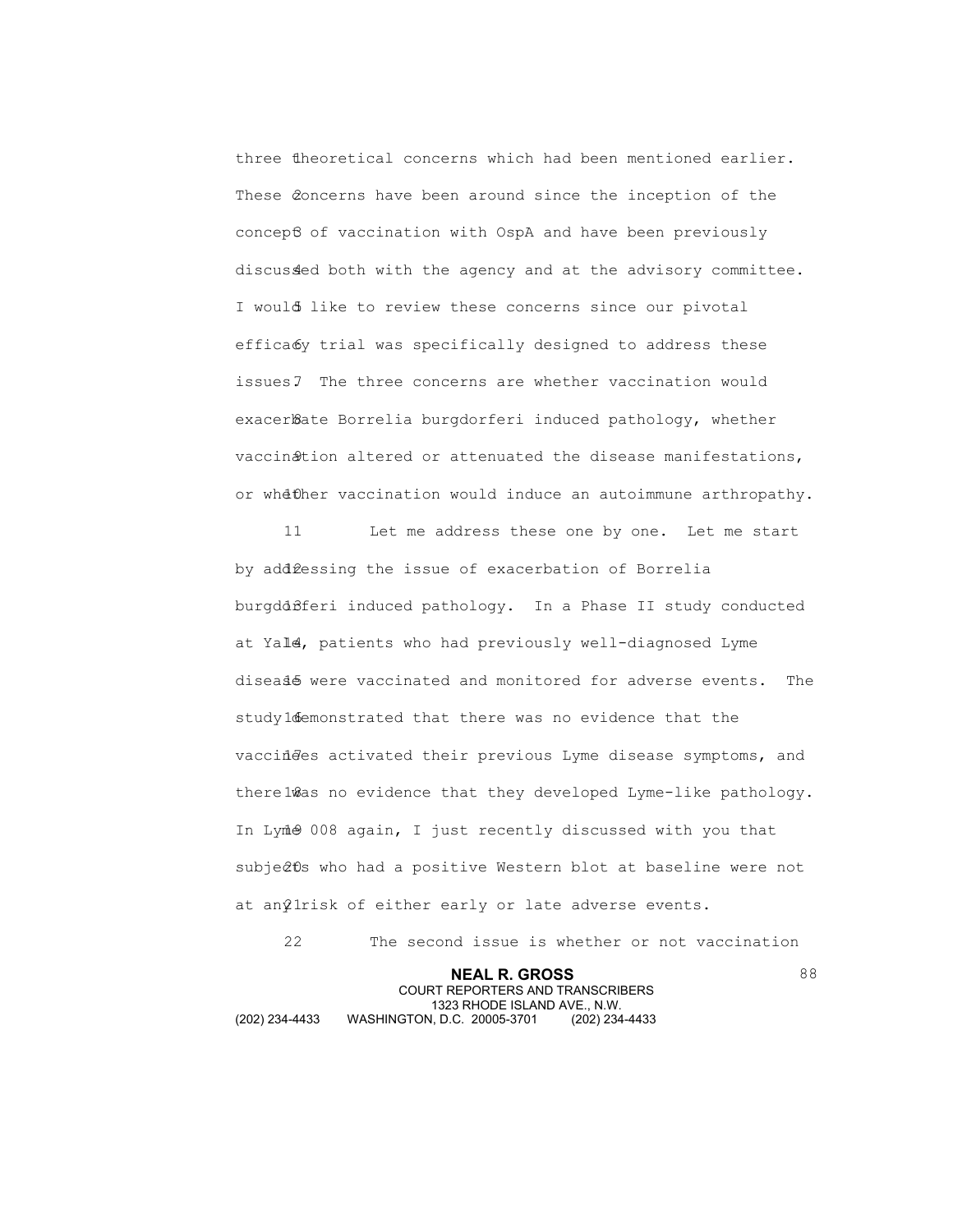three theoretical concerns which had been mentioned earlier. These concerns have been around since the inception of the concept of vaccination with OspA and have been previously discussed both with the agency and at the advisory committee. I would like to review these concerns since our pivotal efficacy trial was specifically designed to address these issues. The three concerns are whether vaccination would exacerbate Borrelia burgdorferi induced pathology, whether vaccination altered or attenuated the disease manifestations, or whether vaccination would induce an autoimmune arthropathy.

Let me address these one by one. Let me start by addressing the issue of exacerbation of Borrelia burgdorferi induced pathology. In a Phase II study conducted at Yale, patients who had previously well-diagnosed Lyme disease were vaccinated and monitored for adverse events. The study demonstrated that there was no evidence that the vaccinees activated their previous Lyme disease symptoms, and there was no evidence that they developed Lyme-like pathology. In Lyme 008 again, I just recently discussed with you that subjects who had a positive Western blot at baseline were not at any risk of either early or late adverse events.

The second issue is whether or not vaccination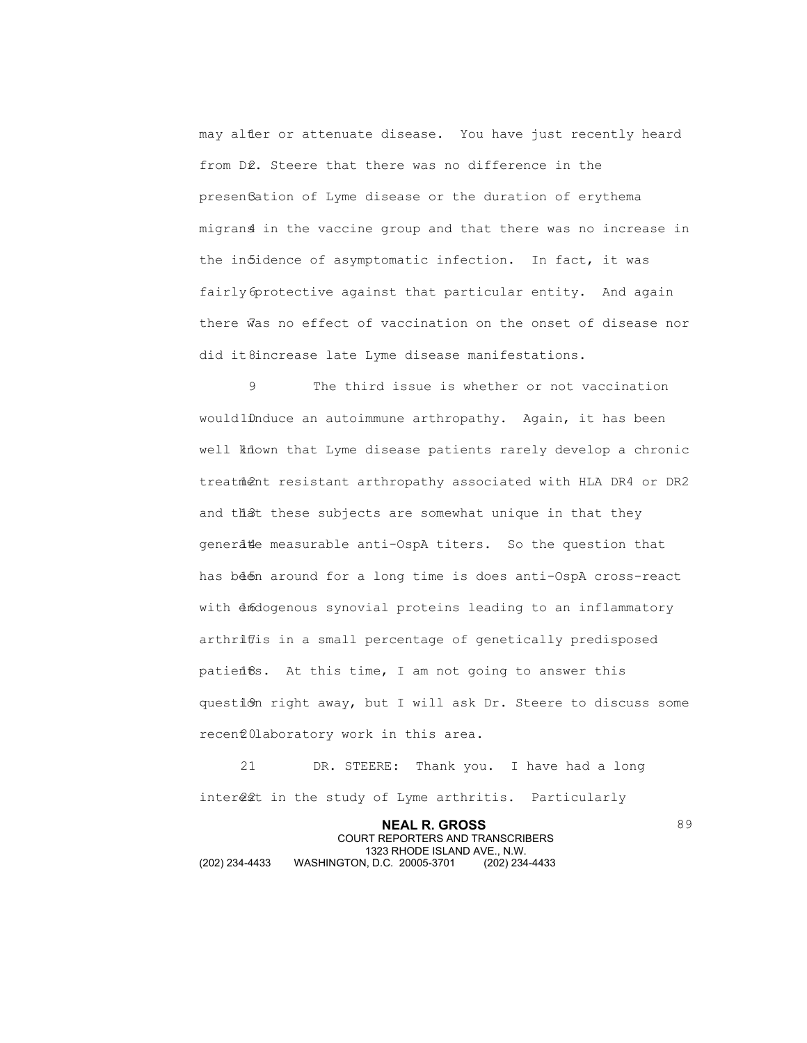may alter or attenuate disease. You have just recently heard from Dr. Steere that there was no difference in the presentation of Lyme disease or the duration of erythema migrans in the vaccine group and that there was no increase in the incidence of asymptomatic infection. In fact, it was fairly protective against that particular entity. And again there was no effect of vaccination on the onset of disease nor did it increase late Lyme disease manifestations.

The third issue is whether or not vaccination would induce an autoimmune arthropathy. Again, it has been well known that Lyme disease patients rarely develop a chronic treatment resistant arthropathy associated with HLA DR4 or DR2 and that these subjects are somewhat unique in that they generate measurable anti-OspA titers. So the question that has been around for a long time is does anti-OspA cross-react with endogenous synovial proteins leading to an inflammatory arthritis in a small percentage of genetically predisposed patients. At this time, I am not going to answer this question right away, but I will ask Dr. Steere to discuss some recent laboratory work in this area.

DR. STEERE: Thank you. I have had a long interest in the study of Lyme arthritis. Particularly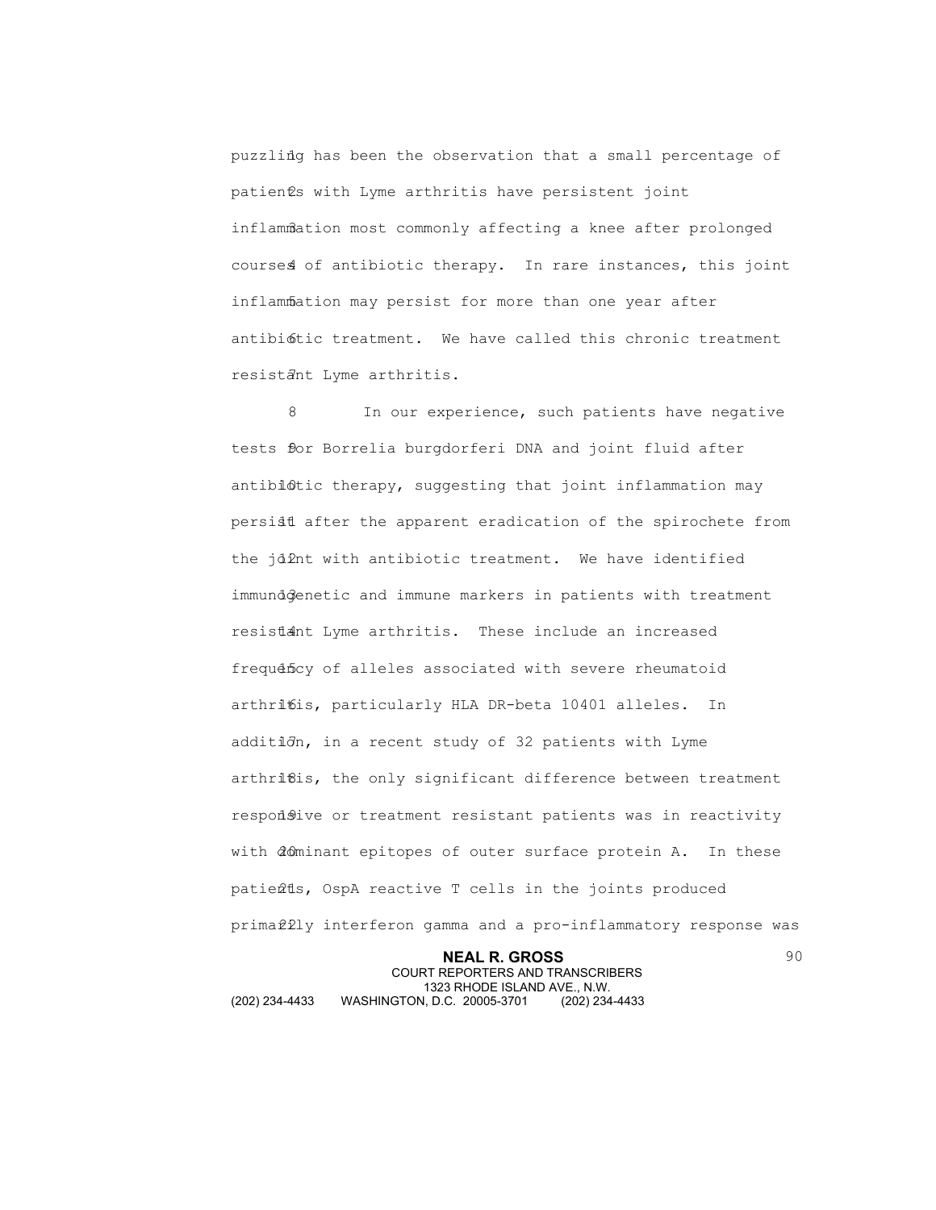puzzling has been the observation that a small percentage of patients with Lyme arthritis have persistent joint inflammation most commonly affecting a knee after prolonged courses of antibiotic therapy. In rare instances, this joint inflammation may persist for more than one year after antibiotic treatment. We have called this chronic treatment resistant Lyme arthritis.

In our experience, such patients have negative tests for Borrelia burgdorferi DNA and joint fluid after antibiotic therapy, suggesting that joint inflammation may persist after the apparent eradication of the spirochete from the joint with antibiotic treatment. We have identified immunogenetic and immune markers in patients with treatment resistant Lyme arthritis. These include an increased frequency of alleles associated with severe rheumatoid arthritis, particularly HLA DR-beta 10401 alleles. In addition, in a recent study of 32 patients with Lyme arthritis, the only significant difference between treatment responsive or treatment resistant patients was in reactivity with dominant epitopes of outer surface protein A. In these patients, OspA reactive T cells in the joints produced primarily interferon gamma and a pro-inflammatory response was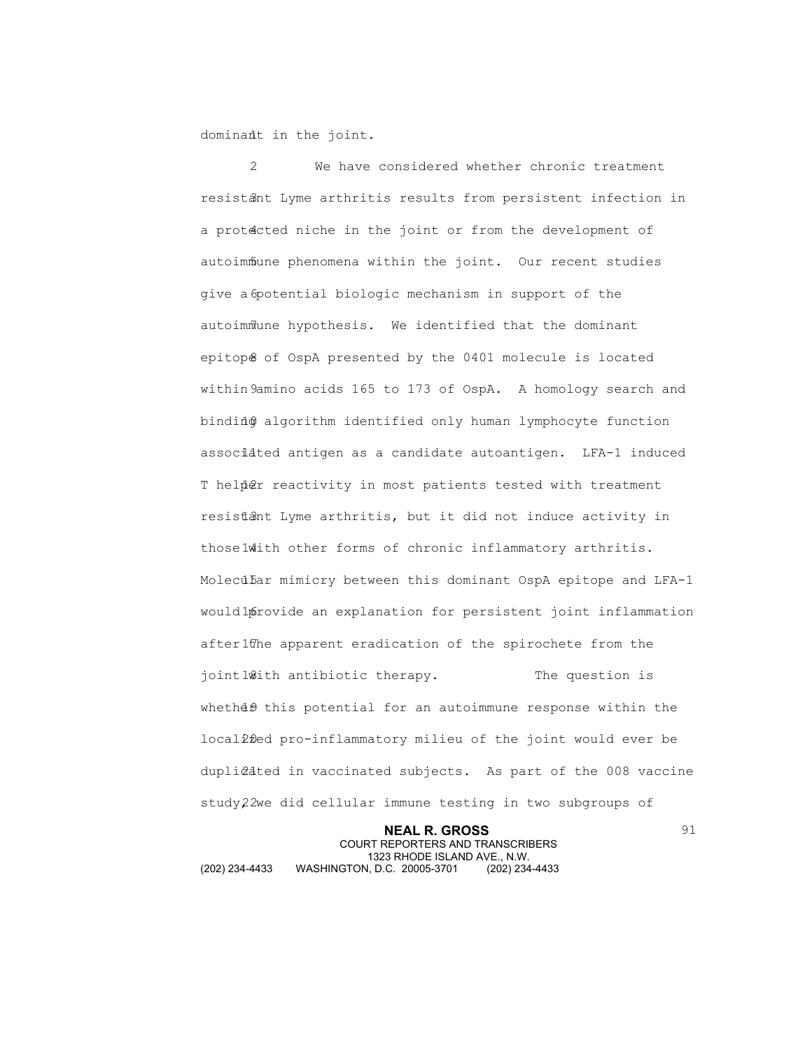dominant in the joint.

We have considered whether chronic treatment resistant Lyme arthritis results from persistent infection in a protected niche in the joint or from the development of autoimmune phenomena within the joint. Our recent studies give a potential biologic mechanism in support of the autoimmune hypothesis. We identified that the dominant epitope of OspA presented by the 0401 molecule is located within amino acids 165 to 173 of OspA. A homology search and binding algorithm identified only human lymphocyte function associated antigen as a candidate autoantigen. LFA-1 induced T helper reactivity in most patients tested with treatment resistant Lyme arthritis, but it did not induce activity in those with other forms of chronic inflammatory arthritis. Molecular mimicry between this dominant OspA epitope and LFA-1 would provide an explanation for persistent joint inflammation after the apparent eradication of the spirochete from the joint with antibiotic therapy. The question is whether this potential for an autoimmune response within the localized pro-inflammatory milieu of the joint would ever be duplicated in vaccinated subjects. As part of the 008 vaccine study, we did cellular immune testing in two subgroups of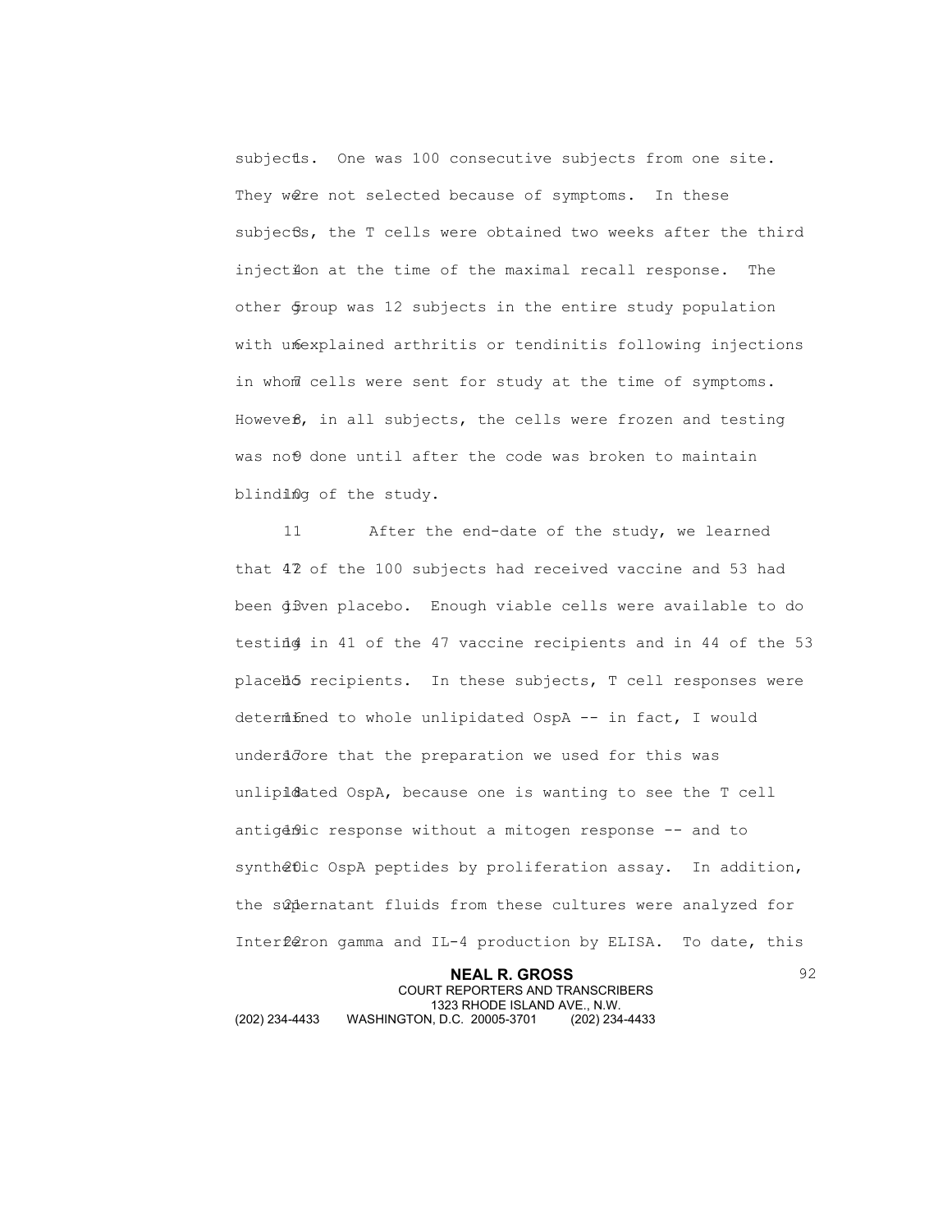subjects. One was 100 consecutive subjects from one site. They were not selected because of symptoms. In these subjects, the T cells were obtained two weeks after the third injection at the time of the maximal recall response. The other group was 12 subjects in the entire study population with unexplained arthritis or tendinitis following injections in whom cells were sent for study at the time of symptoms. However, in all subjects, the cells were frozen and testing was not done until after the code was broken to maintain blinding of the study.

After the end-date of the study, we learned that 47 of the 100 subjects had received vaccine and 53 had been given placebo. Enough viable cells were available to do testing in 41 of the 47 vaccine recipients and in 44 of the 53 placebo recipients. In these subjects, T cell responses were determined to whole unlipidated OspA -- in fact, I would underscore that the preparation we used for this was unlipidated OspA, because one is wanting to see the T cell antigenic response without a mitogen response -- and to synthetic OspA peptides by proliferation assay. In addition, the supernatant fluids from these cultures were analyzed for Interferon gamma and IL-4 production by ELISA. To date, this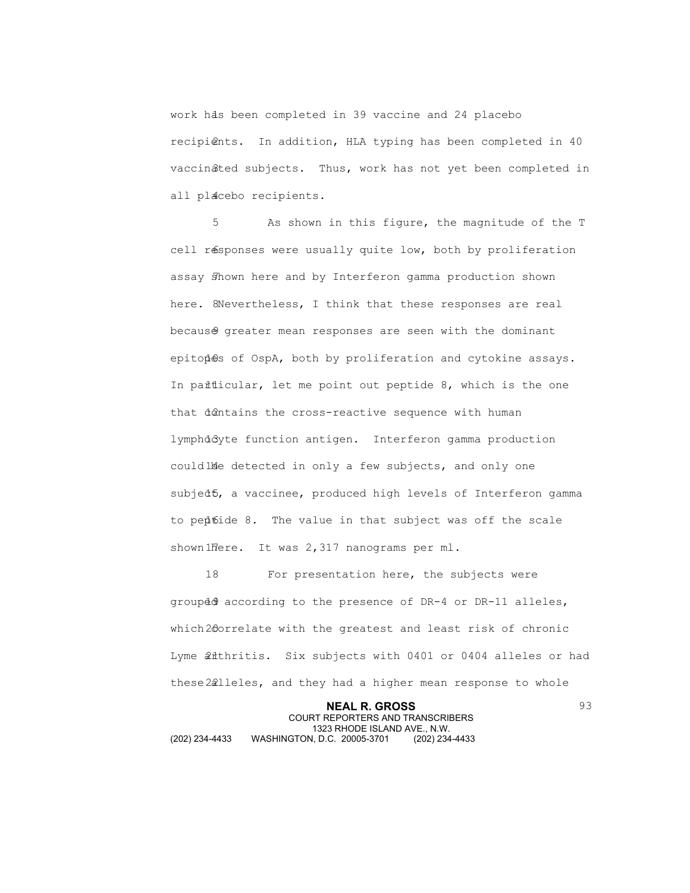work has been completed in 39 vaccine and 24 placebo recipients. In addition, HLA typing has been completed in 40 vaccinated subjects. Thus, work has not yet been completed in all placebo recipients.

As shown in this figure, the magnitude of the T cell responses were usually quite low, both by proliferation assay shown here and by Interferon gamma production shown here. Nevertheless, I think that these responses are real because greater mean responses are seen with the dominant epitopes of OspA, both by proliferation and cytokine assays. In particular, let me point out peptide 8, which is the one that contains the cross-reactive sequence with human lymphocyte function antigen. Interferon gamma production could be detected in only a few subjects, and only one subject, a vaccinee, produced high levels of Interferon gamma to peptide 8. The value in that subject was off the scale shown here. It was 2,317 nanograms per ml.

For presentation here, the subjects were grouped according to the presence of DR-4 or DR-11 alleles, which correlate with the greatest and least risk of chronic Lyme arthritis. Six subjects with 0401 or 0404 alleles or had these alleles, and they had a higher mean response to whole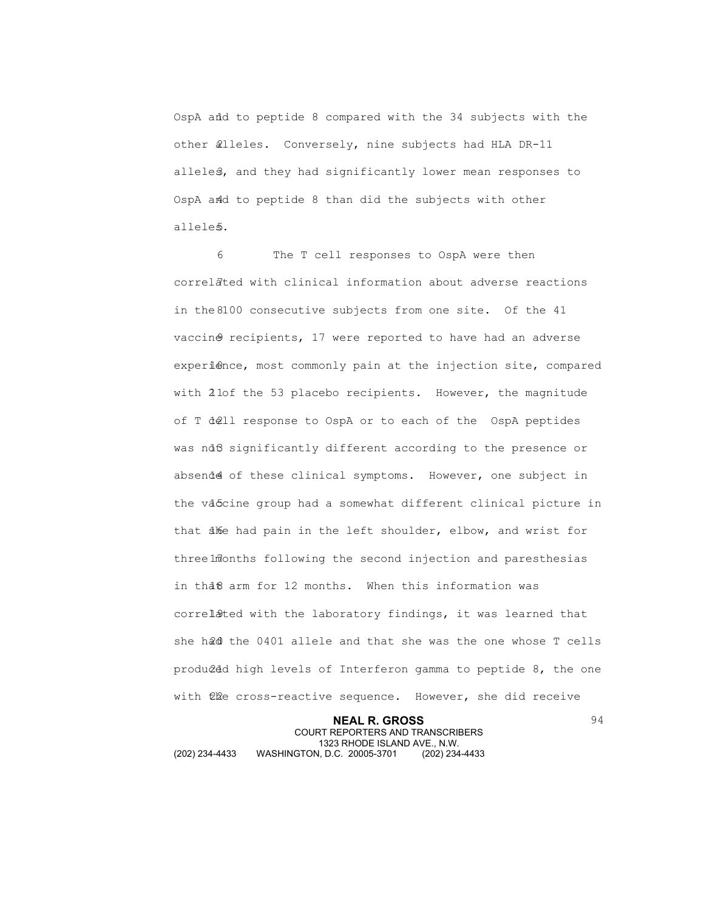OspA and to peptide 8 compared with the 34 subjects with the other alleles. Conversely, nine subjects had HLA DR-11 alleles, and they had significantly lower mean responses to OspA and to peptide 8 than did the subjects with other alleles.

The T cell responses to OspA were then correlated with clinical information about adverse reactions in the 100 consecutive subjects from one site. Of the 41 vaccine recipients, 17 were reported to have had an adverse experience, most commonly pain at the injection site, compared with 2 of the 53 placebo recipients. However, the magnitude of T cell response to OspA or to each of the OspA peptides was not significantly different according to the presence or absence of these clinical symptoms. However, one subject in the vaccine group had a somewhat different clinical picture in that she had pain in the left shoulder, elbow, and wrist for three months following the second injection and paresthesias in that arm for 12 months. When this information was correlated with the laboratory findings, it was learned that she had the 0401 allele and that she was the one whose T cells produced high levels of Interferon gamma to peptide 8, the one with the cross-reactive sequence. However, she did receive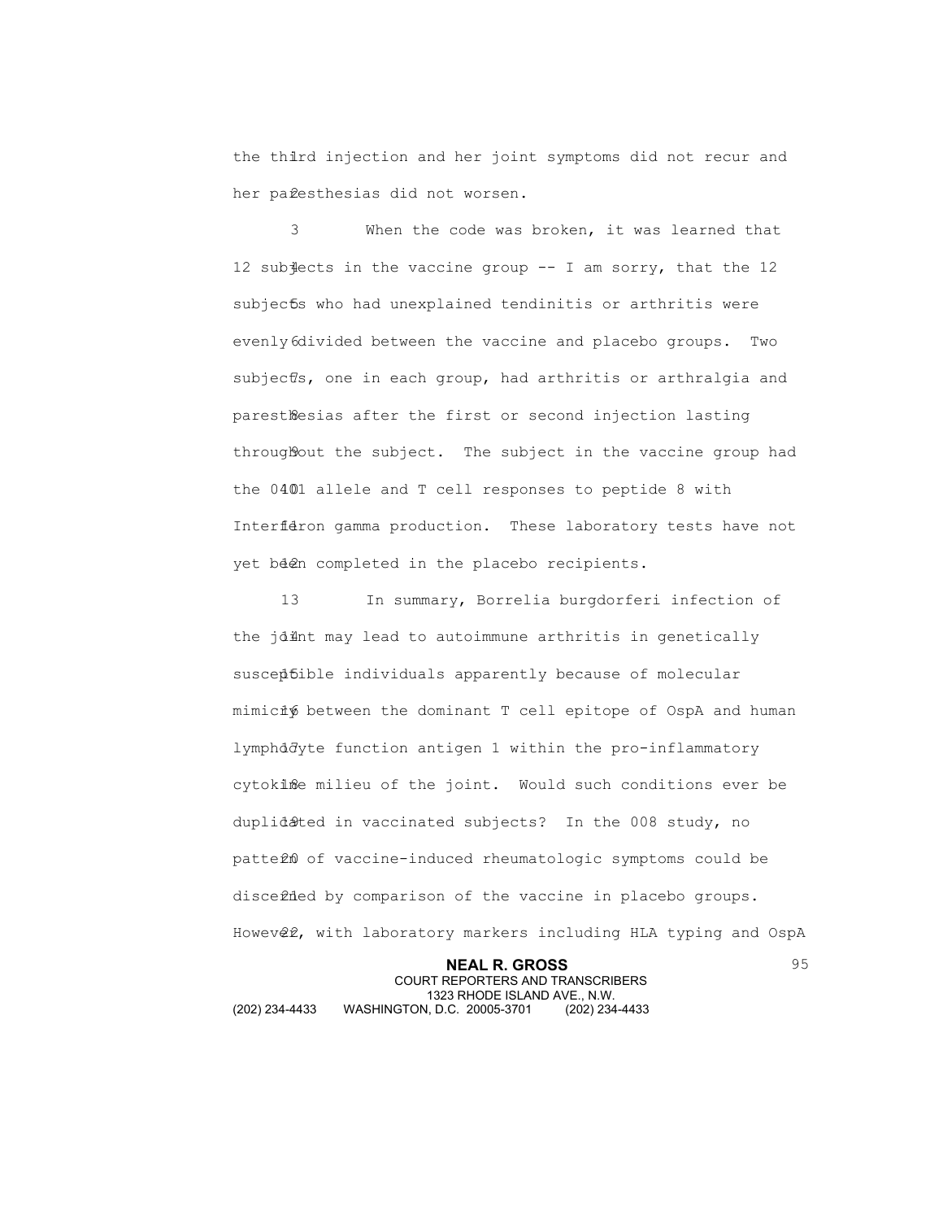the third injection and her joint symptoms did not recur and her paresthesias did not worsen.

When the code was broken, it was learned that 12 subjects in the vaccine group -- I am sorry, that the 12 subjects who had unexplained tendinitis or arthritis were evenly divided between the vaccine and placebo groups. Two subjects, one in each group, had arthritis or arthralgia and paresthesias after the first or second injection lasting throughout the subject. The subject in the vaccine group had the 0401 allele and T cell responses to peptide 8 with Interferon gamma production. These laboratory tests have not yet been completed in the placebo recipients.

In summary, Borrelia burgdorferi infection of the joint may lead to autoimmune arthritis in genetically susceptible individuals apparently because of molecular mimicry between the dominant T cell epitope of OspA and human lymphocyte function antigen 1 within the pro-inflammatory cytokine milieu of the joint. Would such conditions ever be duplicated in vaccinated subjects? In the 008 study, no pattern of vaccine-induced rheumatologic symptoms could be discerned by comparison of the vaccine in placebo groups. However, with laboratory markers including HLA typing and OspA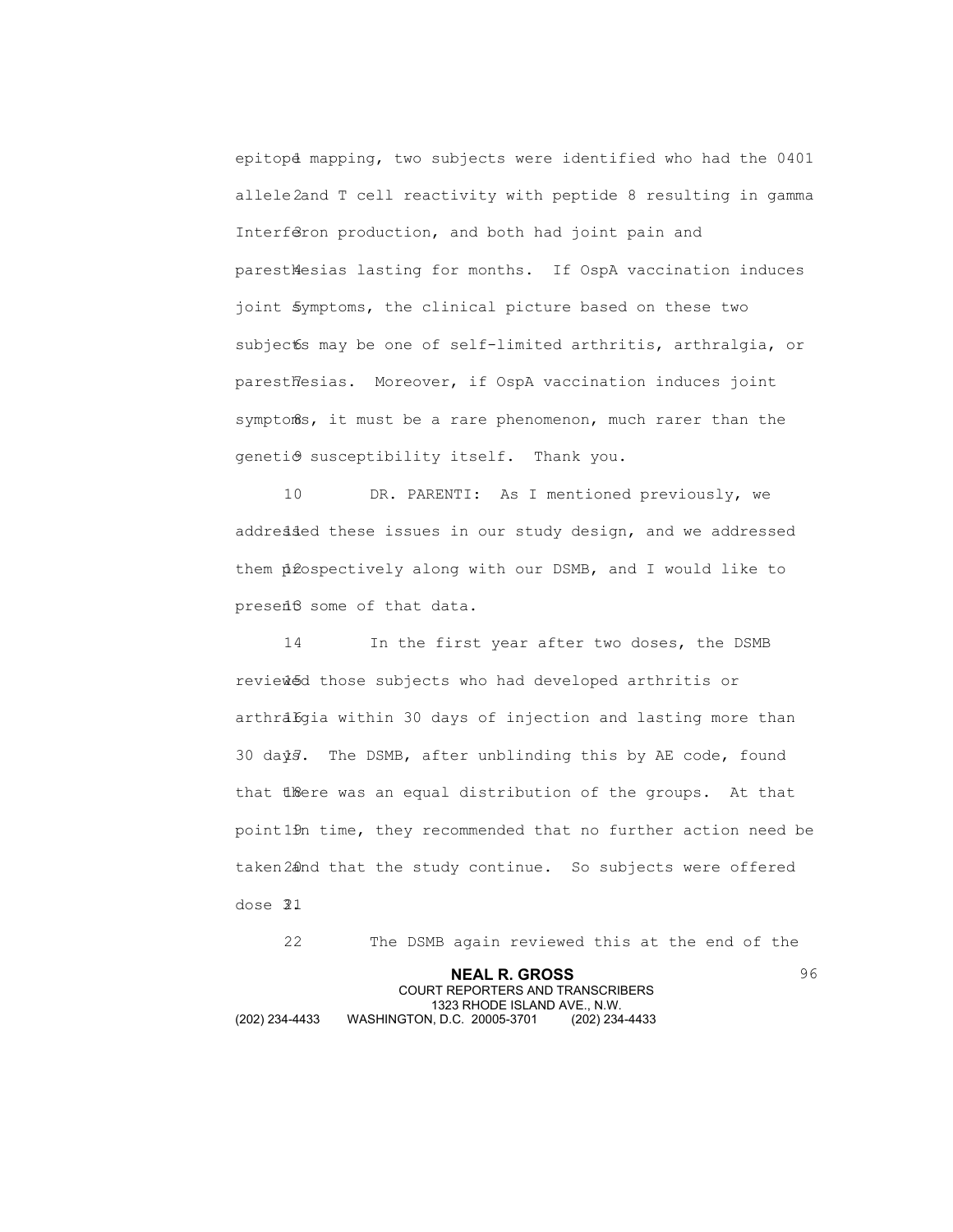epitope mapping, two subjects were identified who had the 0401 allele and T cell reactivity with peptide 8 resulting in gamma Interferon production, and both had joint pain and paresthesias lasting for months. If OspA vaccination induces joint symptoms, the clinical picture based on these two subjects may be one of self-limited arthritis, arthralgia, or paresthesias. Moreover, if OspA vaccination induces joint symptoms, it must be a rare phenomenon, much rarer than the genetic susceptibility itself. Thank you.

DR. PARENTI: As I mentioned previously, we addressed these issues in our study design, and we addressed them prospectively along with our DSMB, and I would like to present some of that data.

In the first year after two doses, the DSMB reviewed those subjects who had developed arthritis or arthralgia within 30 days of injection and lasting more than 30 days. The DSMB, after unblinding this by AE code, found that there was an equal distribution of the groups. At that point in time, they recommended that no further action need be taken and that the study continue. So subjects were offered dose 3.

The DSMB again reviewed this at the end of the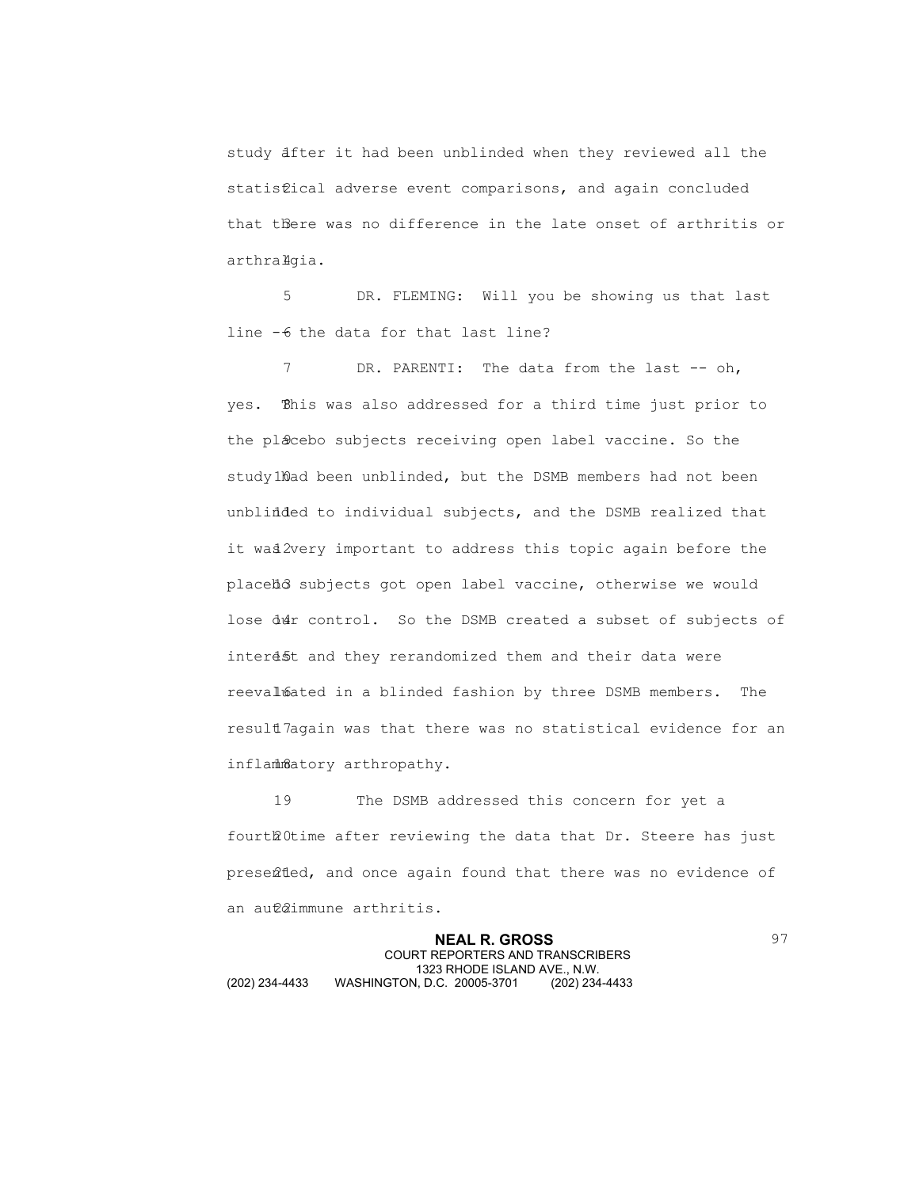study after it had been unblinded when they reviewed all the statistical adverse event comparisons, and again concluded that there was no difference in the late onset of arthritis or arthralgia.

DR. FLEMING: Will you be showing us that last line -- the data for that last line?

DR. PARENTI: The data from the last -- oh, yes. This was also addressed for a third time just prior to the placebo subjects receiving open label vaccine. So the study had been unblinded, but the DSMB members had not been unblinded to individual subjects, and the DSMB realized that it was very important to address this topic again before the placebo subjects got open label vaccine, otherwise we would lose our control. So the DSMB created a subset of subjects of interest and they rerandomized them and their data were reevaluated in a blinded fashion by three DSMB members. The result again was that there was no statistical evidence for an inflammatory arthropathy.

The DSMB addressed this concern for yet a fourth time after reviewing the data that Dr. Steere has just presented, and once again found that there was no evidence of an autoimmune arthritis.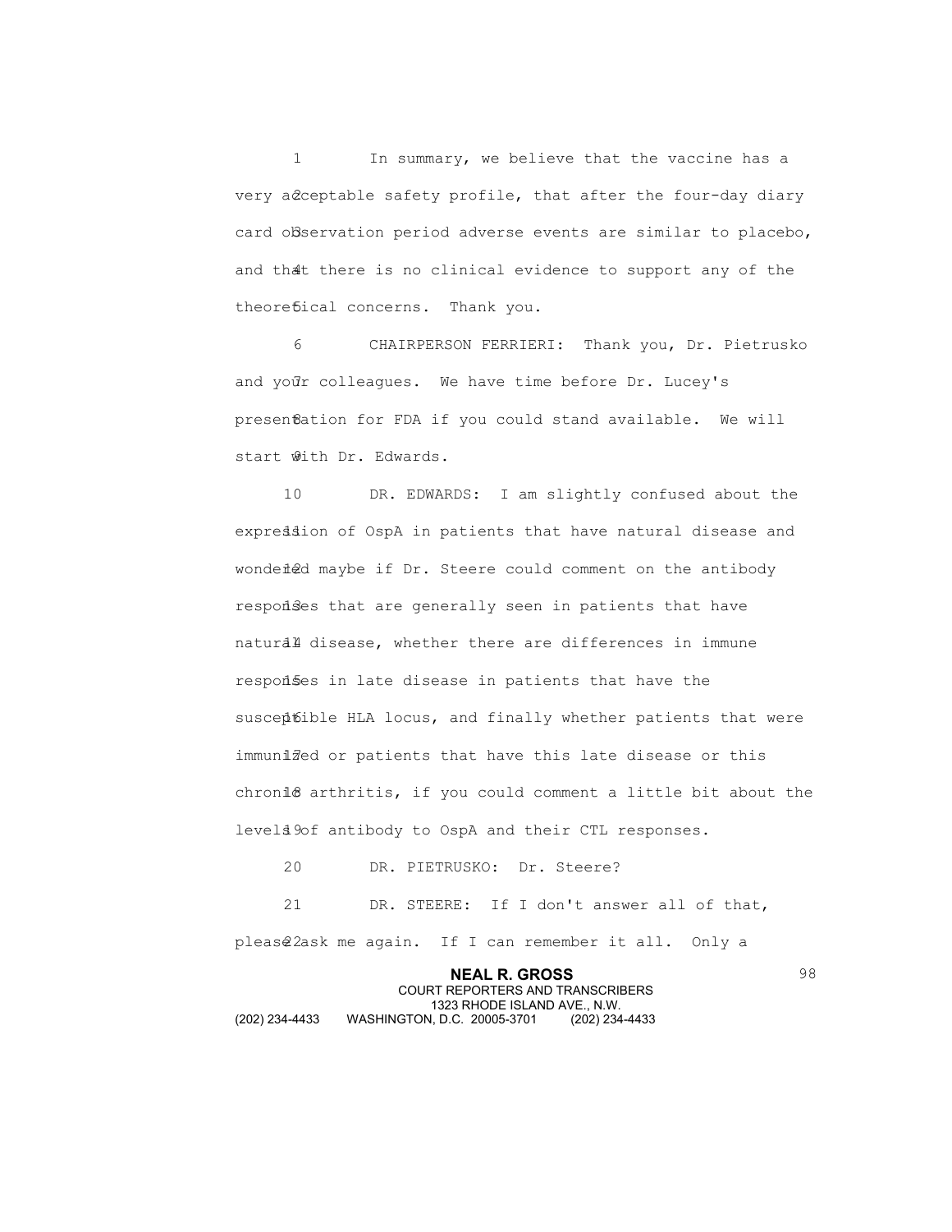In summary, we believe that the vaccine has a very acceptable safety profile, that after the four-day diary card observation period adverse events are similar to placebo, and that there is no clinical evidence to support any of the theoretical concerns. Thank you.

CHAIRPERSON FERRIERI: Thank you, Dr. Pietrusko and your colleagues. We have time before Dr. Lucey's presentation for FDA if you could stand available. We will start with Dr. Edwards.

DR. EDWARDS: I am slightly confused about the expression of OspA in patients that have natural disease and wondered maybe if Dr. Steere could comment on the antibody responses that are generally seen in patients that have natural disease, whether there are differences in immune responses in late disease in patients that have the susceptible HLA locus, and finally whether patients that were immunized or patients that have this late disease or this chronic arthritis, if you could comment a little bit about the levels of antibody to OspA and their CTL responses.

DR. PIETRUSKO: Dr. Steere?

DR. STEERE: If I don't answer all of that, please ask me again. If I can remember it all. Only a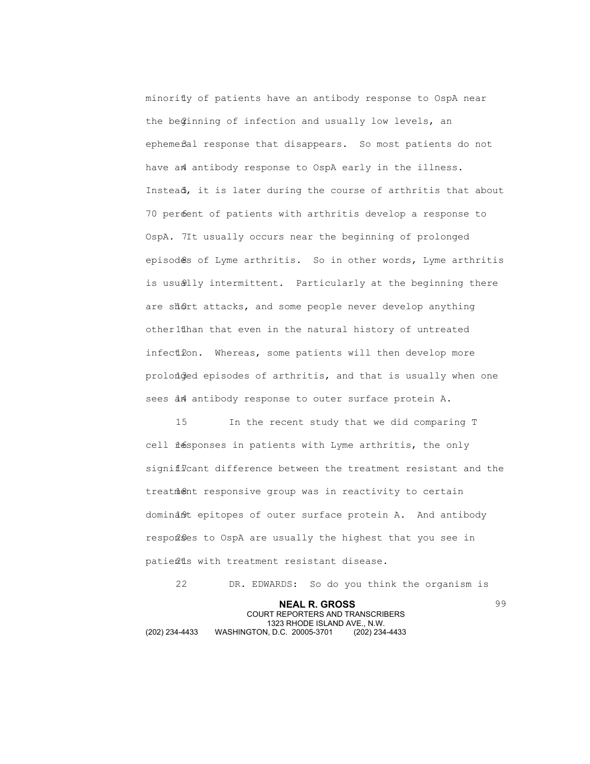minority of patients have an antibody response to OspA near the beginning of infection and usually low levels, an ephemeral response that disappears. So most patients do not have an antibody response to OspA early in the illness. Instead, it is later during the course of arthritis that about 70 percent of patients with arthritis develop a response to OspA. It usually occurs near the beginning of prolonged episodes of Lyme arthritis. So in other words, Lyme arthritis is usually intermittent. Particularly at the beginning there are short attacks, and some people never develop anything other than that even in the natural history of untreated infection. Whereas, some patients will then develop more prolonged episodes of arthritis, and that is usually when one sees an antibody response to outer surface protein A.

In the recent study that we did comparing T cell responses in patients with Lyme arthritis, the only significant difference between the treatment resistant and the treatment responsive group was in reactivity to certain dominant epitopes of outer surface protein A. And antibody responses to OspA are usually the highest that you see in patients with treatment resistant disease.

DR. EDWARDS: So do you think the organism is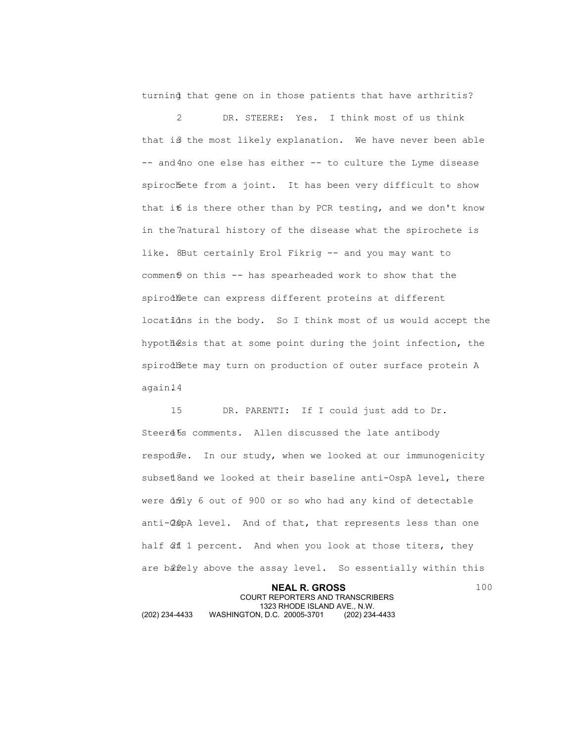turning that gene on in those patients that have arthritis?

DR. STEERE: Yes. I think most of us think that is the most likely explanation. We have never been able -- and no one else has either -- to culture the Lyme disease spirochete from a joint. It has been very difficult to show that it is there other than by PCR testing, and we don't know in the natural history of the disease what the spirochete is like. But certainly Erol Fikrig -- and you may want to comment on this -- has spearheaded work to show that the spirochete can express different proteins at different locations in the body. So I think most of us would accept the hypothesis that at some point during the joint infection, the spirochete may turn on production of outer surface protein A again.

DR. PARENTI: If I could just add to Dr. Steere's comments. Allen discussed the late antibody response. In our study, when we looked at our immunogenicity subset and we looked at their baseline anti-OspA level, there were only 6 out of 900 or so who had any kind of detectable anti-OspA level. And of that, that represents less than one half of 1 percent. And when you look at those titers, they are barely above the assay level. So essentially within this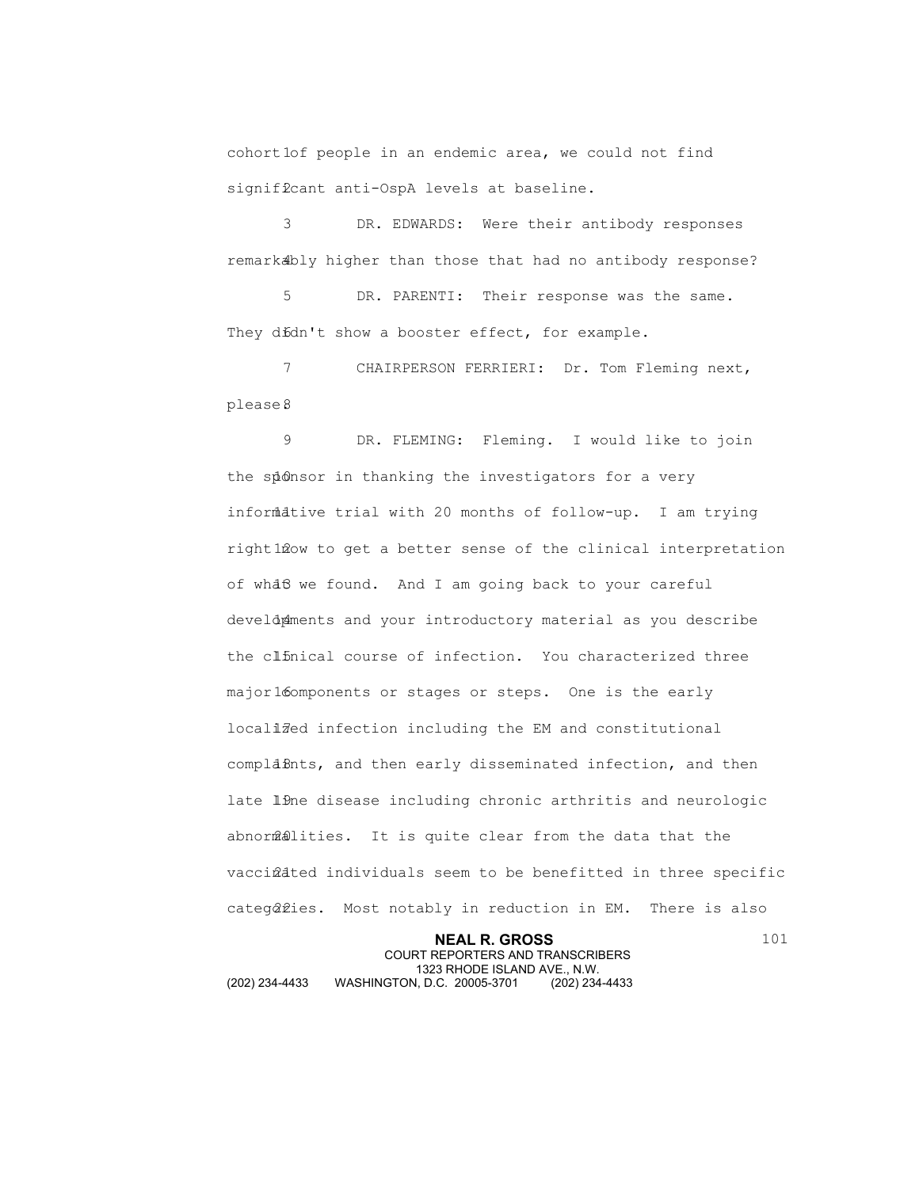cohort of people in an endemic area, we could not find significant anti-OspA levels at baseline.

DR. EDWARDS: Were their antibody responses remarkably higher than those that had no antibody response?

DR. PARENTI: Their response was the same. They didn't show a booster effect, for example.

CHAIRPERSON FERRIERI: Dr. Tom Fleming next, please.

DR. FLEMING: Fleming. I would like to join the sponsor in thanking the investigators for a very informative trial with 20 months of follow-up. I am trying right now to get a better sense of the clinical interpretation of what we found. And I am going back to your careful developments and your introductory material as you describe the clinical course of infection. You characterized three major components or stages or steps. One is the early localized infection including the EM and constitutional complaints, and then early disseminated infection, and then late Lyme disease including chronic arthritis and neurologic abnormalities. It is quite clear from the data that the vaccinated individuals seem to be benefitted in three specific categories. Most notably in reduction in EM. There is also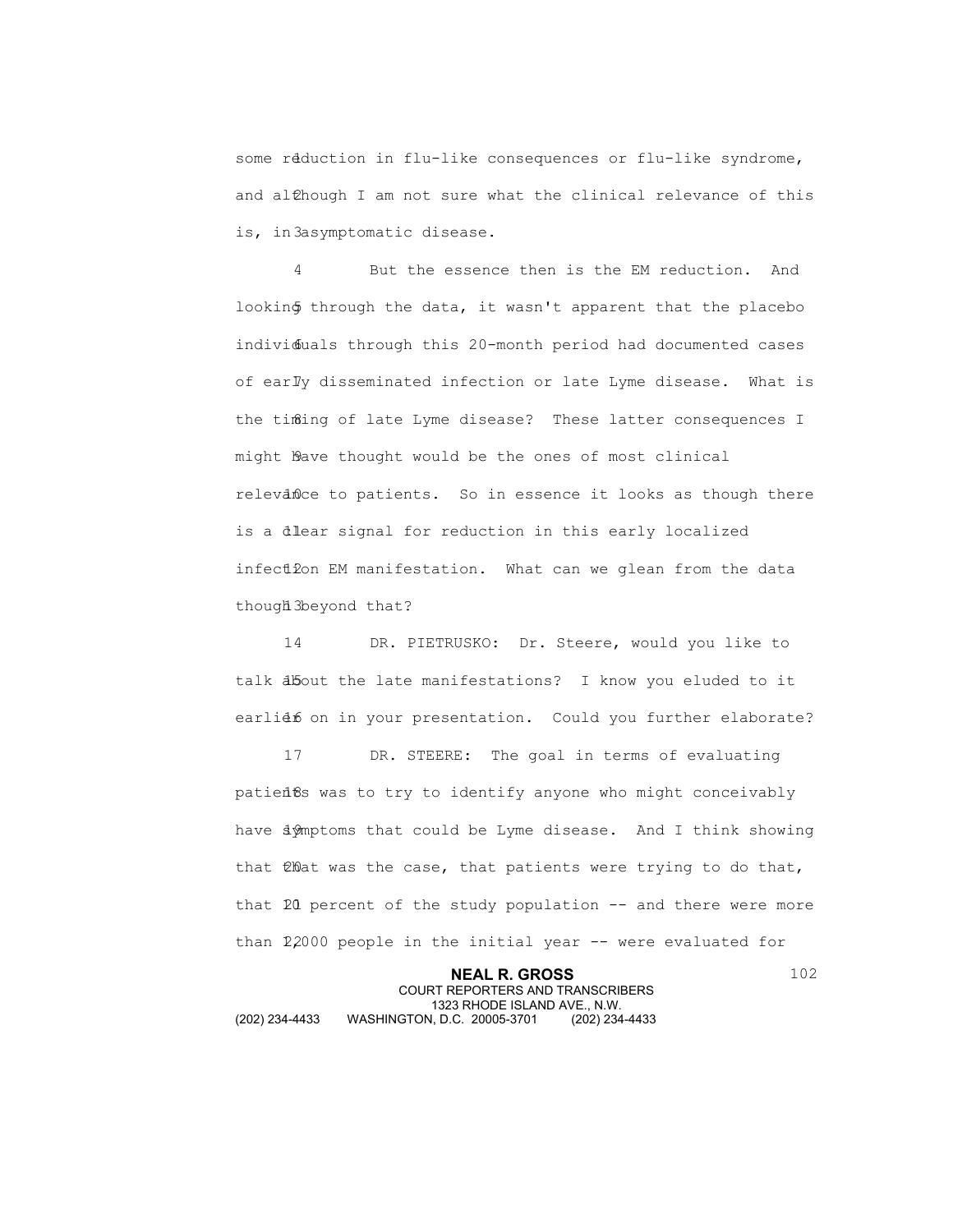some reduction in flu-like consequences or flu-like syndrome, and although I am not sure what the clinical relevance of this is, in asymptomatic disease.

But the essence then is the EM reduction. And looking through the data, it wasn't apparent that the placebo individuals through this 20-month period had documented cases of early disseminated infection or late Lyme disease. What is the timing of late Lyme disease? These latter consequences I might have thought would be the ones of most clinical relevance to patients. So in essence it looks as though there is a clear signal for reduction in this early localized infection EM manifestation. What can we glean from the data though beyond that?

DR. PIETRUSKO: Dr. Steere, would you like to talk about the late manifestations? I know you eluded to it earlier on in your presentation. Could you further elaborate?

DR. STEERE: The goal in terms of evaluating patients was to try to identify anyone who might conceivably have symptoms that could be Lyme disease. And I think showing that that was the case, that patients were trying to do that, that 20 percent of the study population -- and there were more than 12,000 people in the initial year -- were evaluated for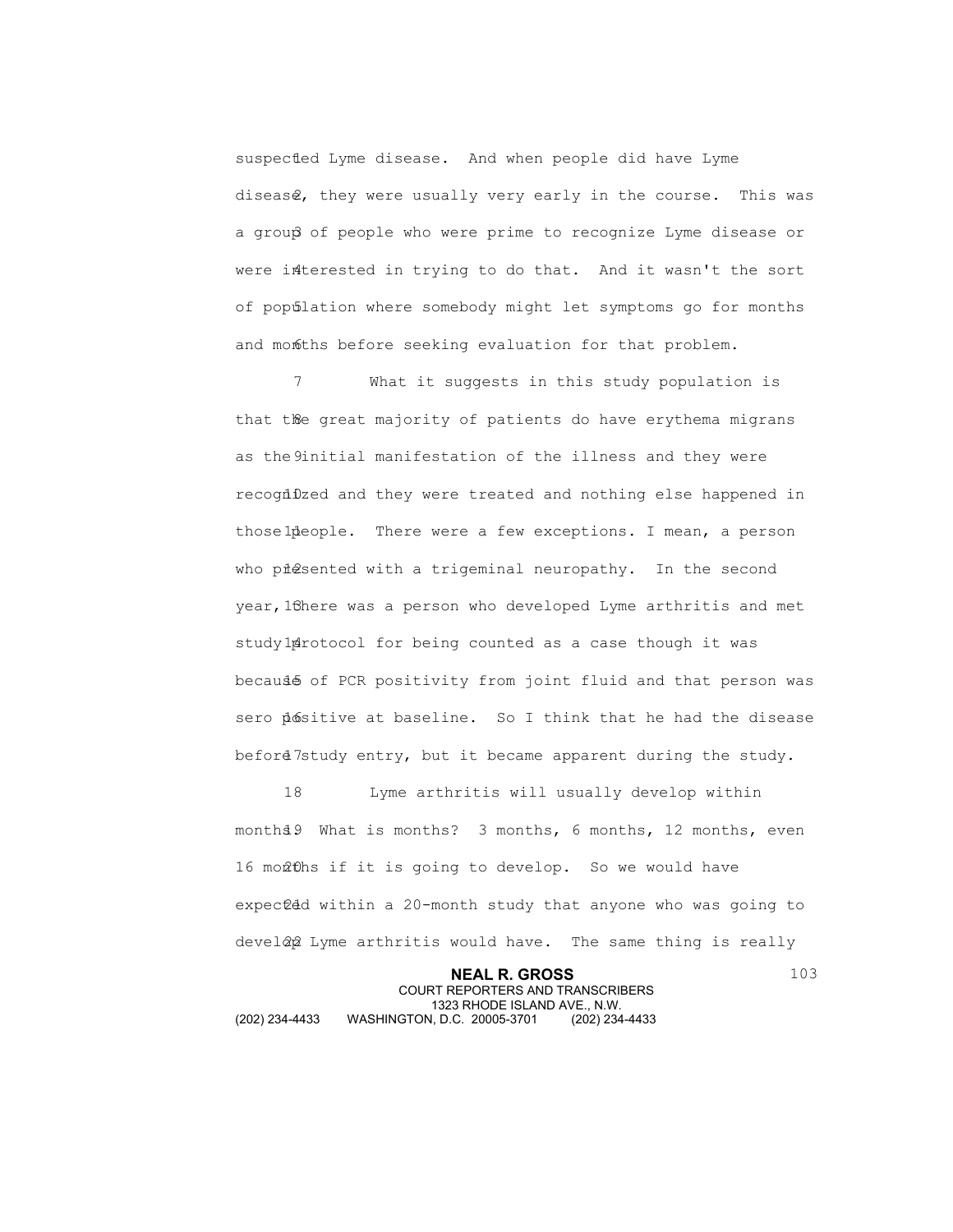suspected Lyme disease. And when people did have Lyme disease, they were usually very early in the course. This was a group of people who were prime to recognize Lyme disease or were interested in trying to do that. And it wasn't the sort of population where somebody might let symptoms go for months and months before seeking evaluation for that problem.

What it suggests in this study population is that the great majority of patients do have erythema migrans as the initial manifestation of the illness and they were recognized and they were treated and nothing else happened in those people. There were a few exceptions. I mean, a person who presented with a trigeminal neuropathy. In the second year, there was a person who developed Lyme arthritis and met study protocol for being counted as a case though it was because of PCR positivity from joint fluid and that person was sero positive at baseline. So I think that he had the disease before study entry, but it became apparent during the study.

Lyme arthritis will usually develop within months. What is months? 3 months, 6 months, 12 months, even 16 months if it is going to develop. So we would have expected within a 20-month study that anyone who was going to develop Lyme arthritis would have. The same thing is really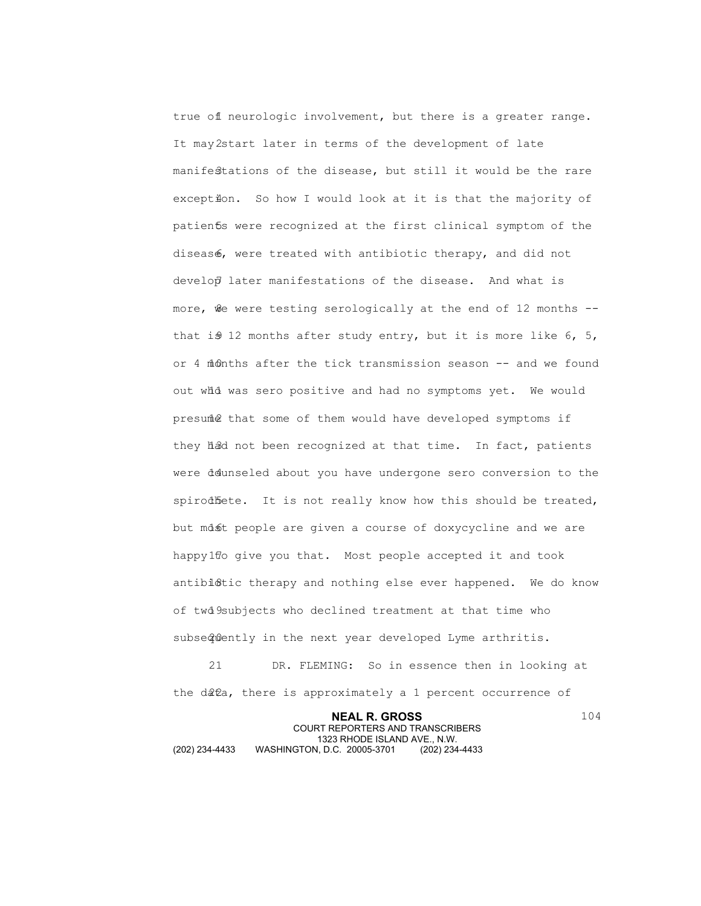true of neurologic involvement, but there is a greater range. It may start later in terms of the development of late manifestations of the disease, but still it would be the rare exception. So how I would look at it is that the majority of patients were recognized at the first clinical symptom of the disease, were treated with antibiotic therapy, and did not develop later manifestations of the disease. And what is more, we were testing serologically at the end of 12 months -- that is 12 months after study entry, but it is more like 6, 5, or 4 months after the tick transmission season -- and we found out who was sero positive and had no symptoms yet. We would presume that some of them would have developed symptoms if they had not been recognized at that time. In fact, patients were counseled about you have undergone sero conversion to the spirochete. It is not really know how this should be treated, but most people are given a course of doxycycline and we are happy to give you that. Most people accepted it and took antibiotic therapy and nothing else ever happened. We do know of two subjects who declined treatment at that time who subsequently in the next year developed Lyme arthritis.

DR. FLEMING: So in essence then in looking at the data, there is approximately a 1 percent occurrence of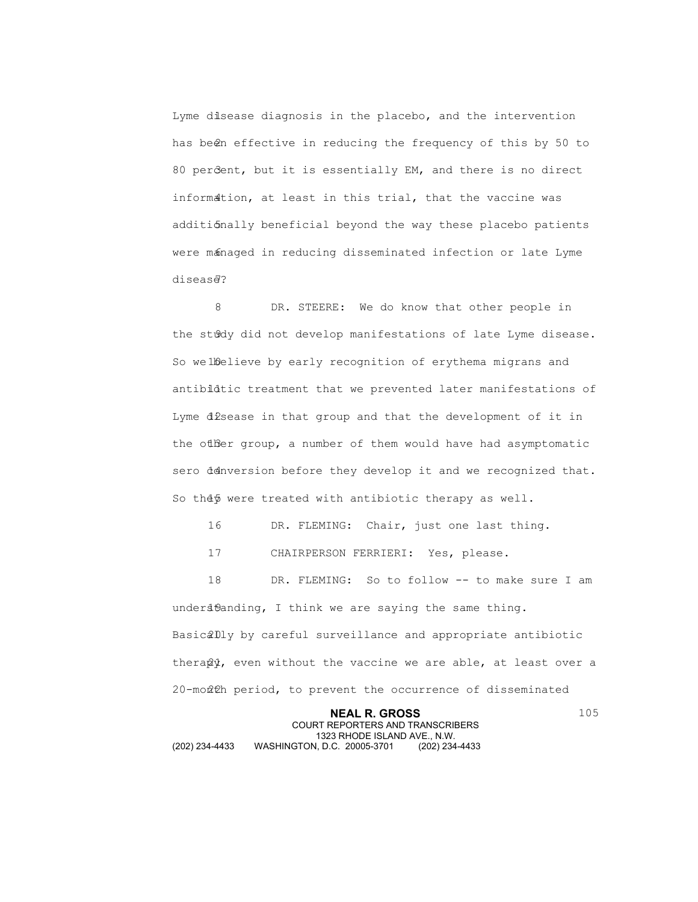Lyme disease diagnosis in the placebo, and the intervention has been effective in reducing the frequency of this by 50 to 80 percent, but it is essentially EM, and there is no direct information, at least in this trial, that the vaccine was additionally beneficial beyond the way these placebo patients were managed in reducing disseminated infection or late Lyme disease?

DR. STEERE: We do know that other people in the study did not develop manifestations of late Lyme disease. So we believe by early recognition of erythema migrans and antibiotic treatment that we prevented later manifestations of Lyme disease in that group and that the development of it in the other group, a number of them would have had asymptomatic sero conversion before they develop it and we recognized that. So they were treated with antibiotic therapy as well.

DR. FLEMING: Chair, just one last thing.

CHAIRPERSON FERRIERI: Yes, please.

DR. FLEMING: So to follow -- to make sure I am understanding, I think we are saying the same thing. Basically by careful surveillance and appropriate antibiotic therapy, even without the vaccine we are able, at least over a 20-month period, to prevent the occurrence of disseminated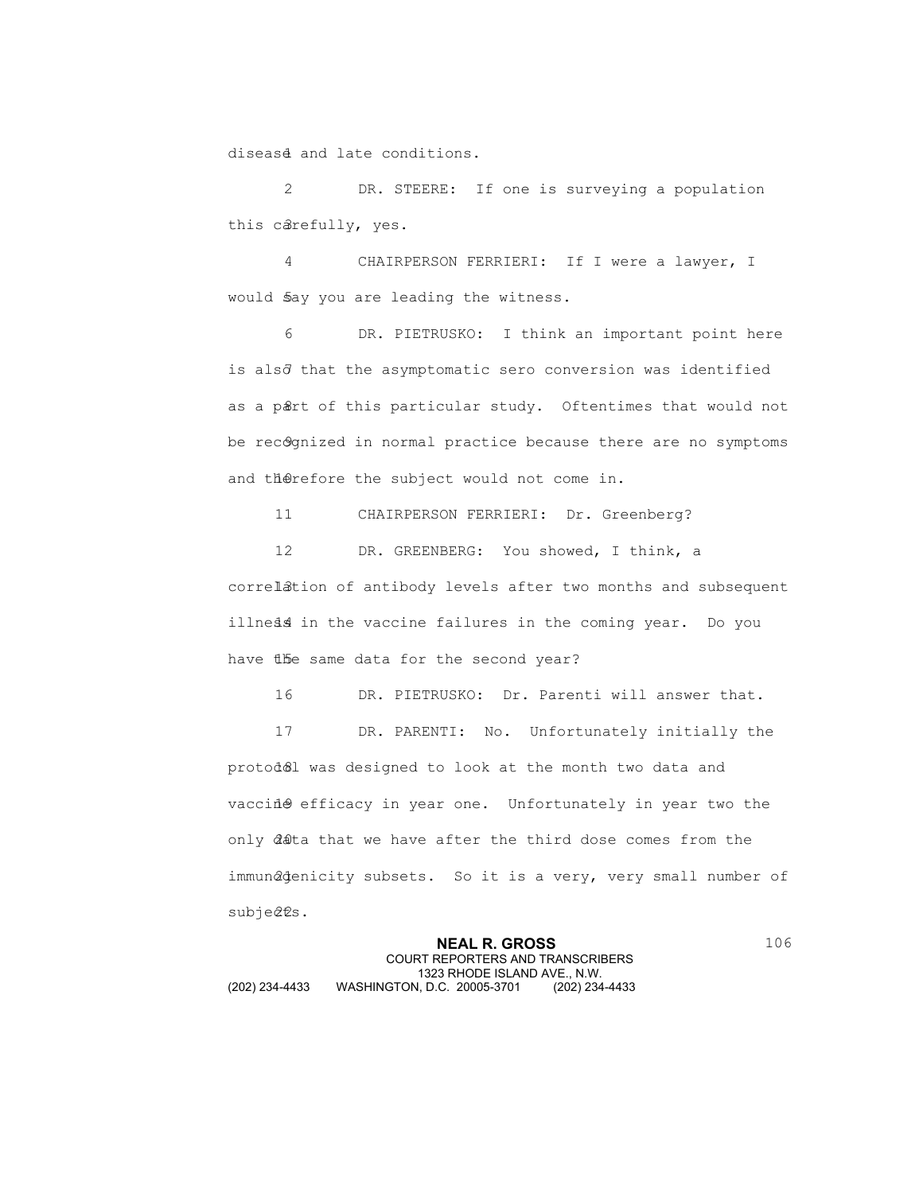disease and late conditions.

DR. STEERE: If one is surveying a population this carefully, yes.

CHAIRPERSON FERRIERI: If I were a lawyer, I would say you are leading the witness.

DR. PIETRUSKO: I think an important point here is also that the asymptomatic sero conversion was identified as a part of this particular study. Oftentimes that would not be recognized in normal practice because there are no symptoms and therefore the subject would not come in.

CHAIRPERSON FERRIERI: Dr. Greenberg?

DR. GREENBERG: You showed, I think, a correlation of antibody levels after two months and subsequent illness in the vaccine failures in the coming year. Do you have the same data for the second year?

DR. PIETRUSKO: Dr. Parenti will answer that.

DR. PARENTI: No. Unfortunately initially the protocol was designed to look at the month two data and vaccine efficacy in year one. Unfortunately in year two the only data that we have after the third dose comes from the immunogenicity subsets. So it is a very, very small number of subjects.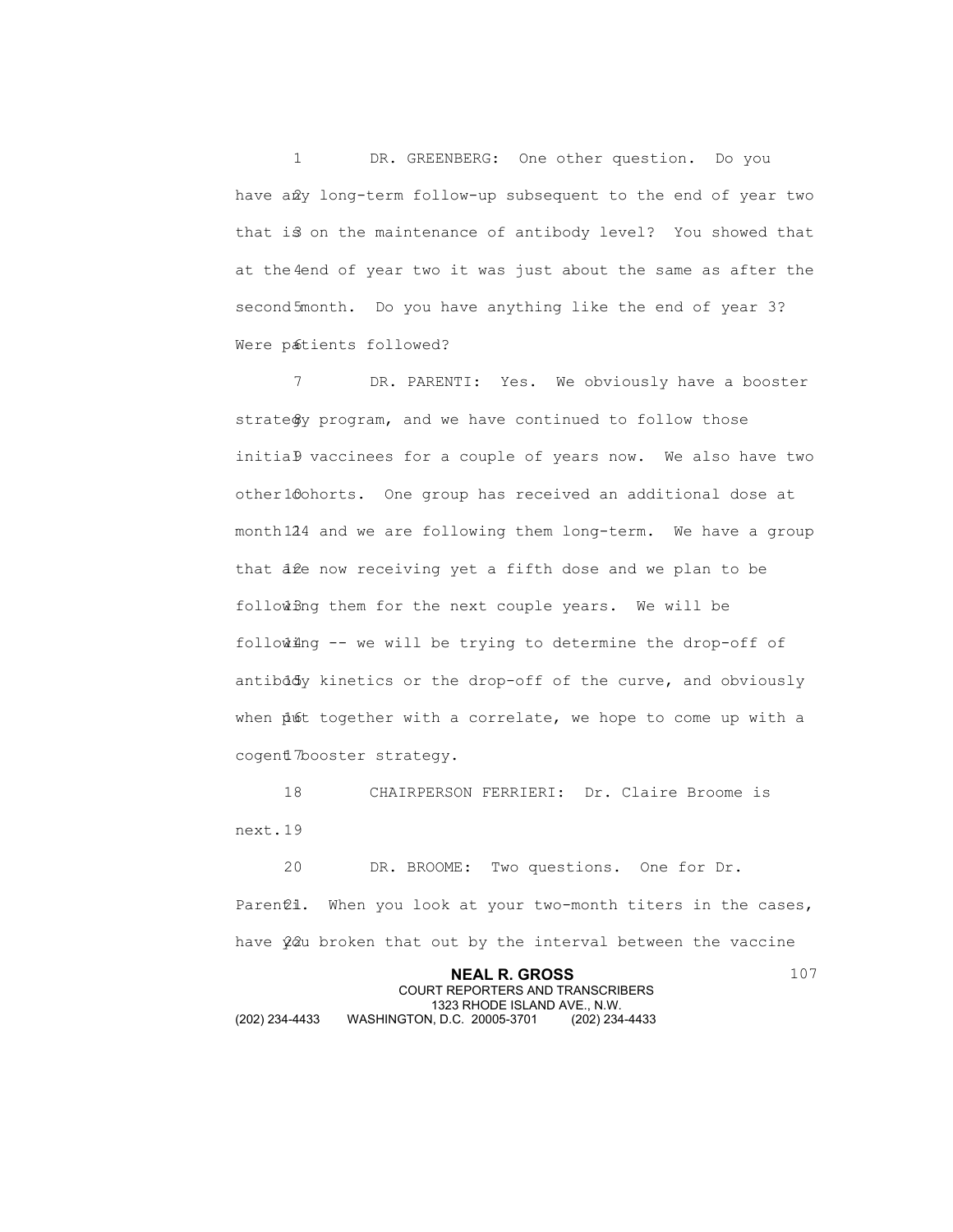DR. GREENBERG: One other question. Do you have any long-term follow-up subsequent to the end of year two that is on the maintenance of antibody level? You showed that at the end of year two it was just about the same as after the second month. Do you have anything like the end of year 3? Were patients followed?

DR. PARENTI: Yes. We obviously have a booster strategy program, and we have continued to follow those initial vaccinees for a couple of years now. We also have two other cohorts. One group has received an additional dose at month 14 and we are following them long-term. We have a group that are now receiving yet a fifth dose and we plan to be following them for the next couple years. We will be following -- we will be trying to determine the drop-off of antibody kinetics or the drop-off of the curve, and obviously when put together with a correlate, we hope to come up with a cogent booster strategy.

CHAIRPERSON FERRIERI: Dr. Claire Broome is next.

DR. BROOME: Two questions. One for Dr. Parenti. When you look at your two-month titers in the cases, have you broken that out by the interval between the vaccine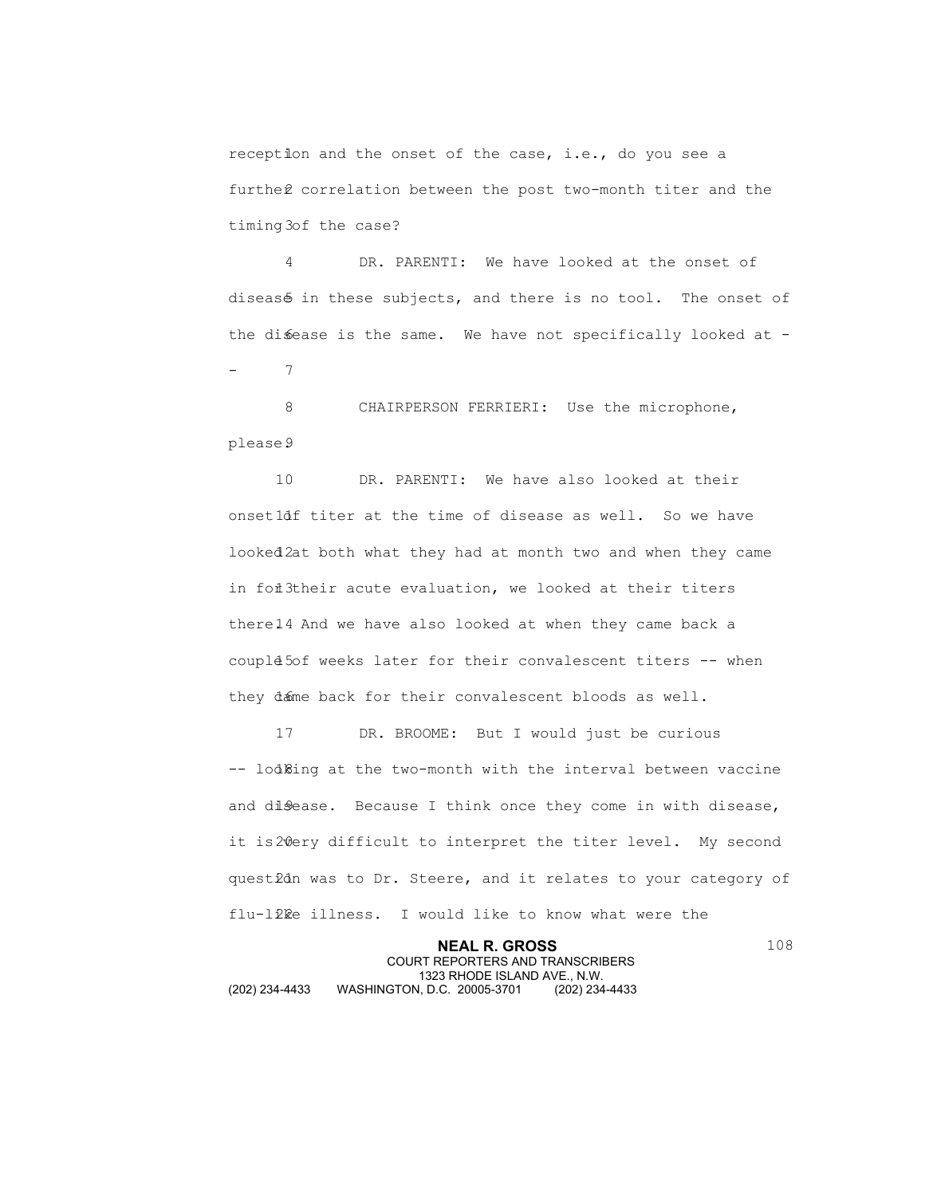reception and the onset of the case, i.e., do you see a further correlation between the post two-month titer and the timing of the case?

DR. PARENTI: We have looked at the onset of disease in these subjects, and there is no tool. The onset of the disease is the same. We have not specifically looked at --

CHAIRPERSON FERRIERI: Use the microphone, please.

DR. PARENTI: We have also looked at their onset of titer at the time of disease as well. So we have looked at both what they had at month two and when they came in for their acute evaluation, we looked at their titers there. And we have also looked at when they came back a couple of weeks later for their convalescent titers -- when they came back for their convalescent bloods as well.

DR. BROOME: But I would just be curious -- looking at the two-month with the interval between vaccine and disease. Because I think once they come in with disease, it is very difficult to interpret the titer level. My second question was to Dr. Steere, and it relates to your category of flu-like illness. I would like to know what were the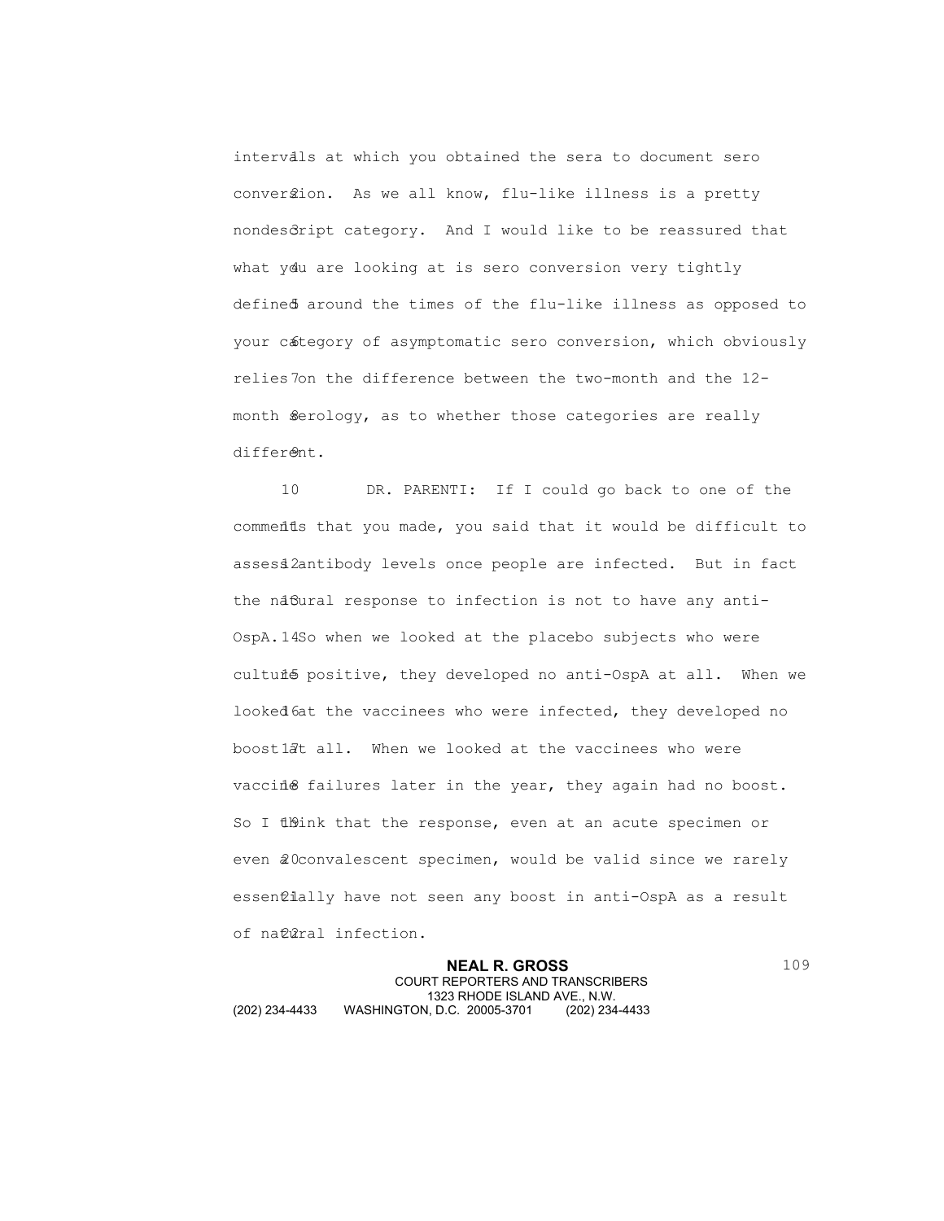intervals at which you obtained the sera to document sero conversion. As we all know, flu-like illness is a pretty nondescript category. And I would like to be reassured that what you are looking at is sero conversion very tightly defined around the times of the flu-like illness as opposed to your category of asymptomatic sero conversion, which obviously relies on the difference between the two-month and the 12-month serology, as to whether those categories are really different.

DR. PARENTI: If I could go back to one of the comments that you made, you said that it would be difficult to assess antibody levels once people are infected. But in fact the natural response to infection is not to have any anti-OspA. So when we looked at the placebo subjects who were culture positive, they developed no anti-OspA at all. When we looked at the vaccinees who were infected, they developed no boost at all. When we looked at the vaccinees who were vaccine failures later in the year, they again had no boost. So I think that the response, even at an acute specimen or even a convalescent specimen, would be valid since we rarely essentially have not seen any boost in anti-OspA as a result of natural infection.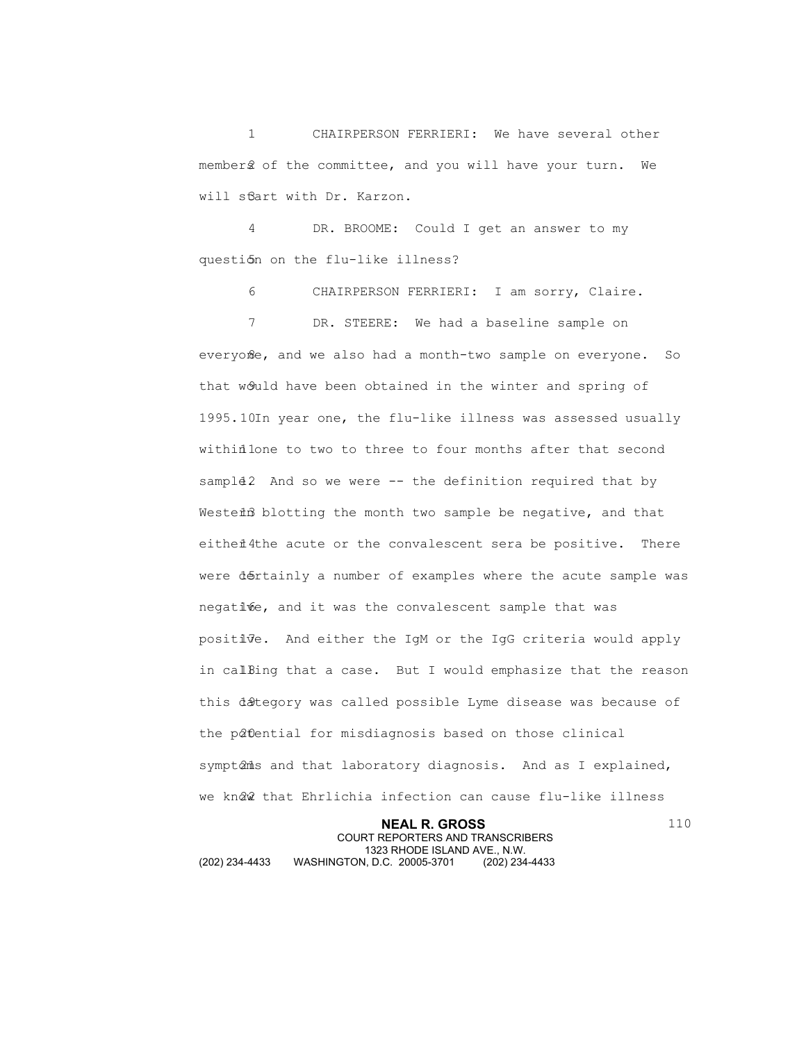CHAIRPERSON FERRIERI: We have several other members of the committee, and you will have your turn. We will start with Dr. Karzon.

DR. BROOME: Could I get an answer to my question on the flu-like illness?

CHAIRPERSON FERRIERI: I am sorry, Claire.

DR. STEERE: We had a baseline sample on everyone, and we also had a month-two sample on everyone. So that would have been obtained in the winter and spring of 1995. In year one, the flu-like illness was assessed usually within one to two to three to four months after that second sample. And so we were -- the definition required that by Western blotting the month two sample be negative, and that either the acute or the convalescent sera be positive. There were certainly a number of examples where the acute sample was negative, and it was the convalescent sample that was positive. And either the IgM or the IgG criteria would apply in calling that a case. But I would emphasize that the reason this category was called possible Lyme disease was because of the potential for misdiagnosis based on those clinical symptoms and that laboratory diagnosis. And as I explained, we know that Ehrlichia infection can cause flu-like illness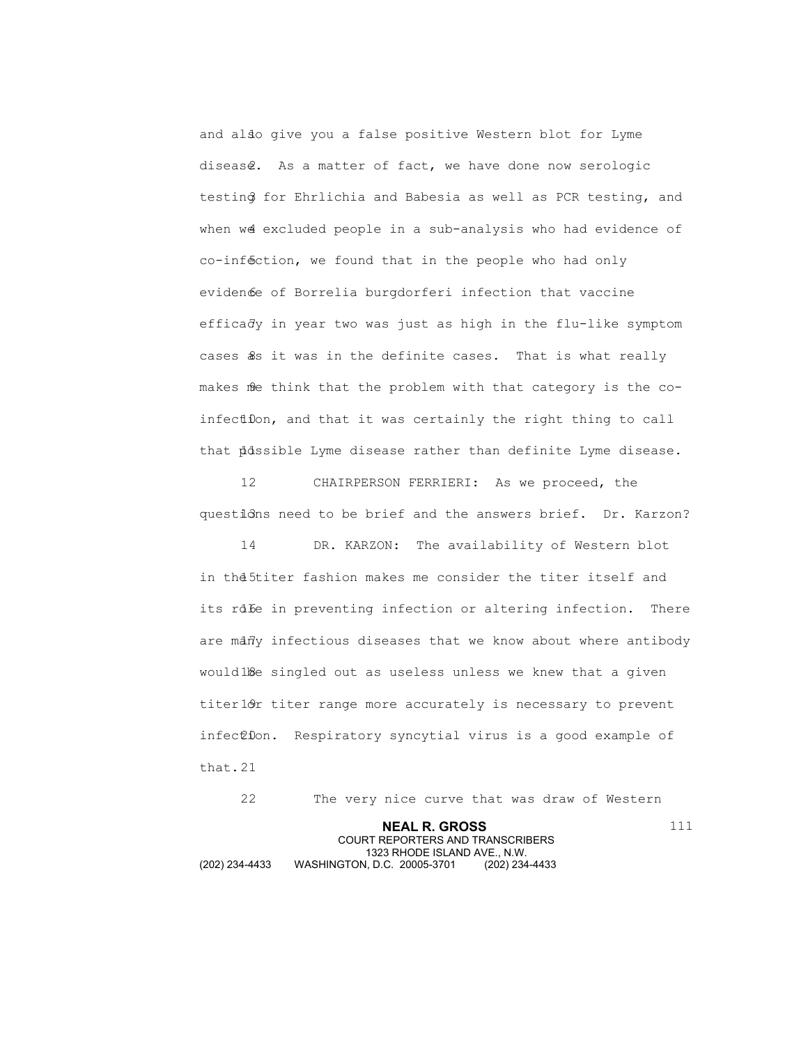and also give you a false positive Western blot for Lyme disease. As a matter of fact, we have done now serologic testing for Ehrlichia and Babesia as well as PCR testing, and when we excluded people in a sub-analysis who had evidence of co-infection, we found that in the people who had only evidence of Borrelia burgdorferi infection that vaccine efficacy in year two was just as high in the flu-like symptom cases as it was in the definite cases. That is what really makes me think that the problem with that category is the co-infection, and that it was certainly the right thing to call that possible Lyme disease rather than definite Lyme disease.

CHAIRPERSON FERRIERI: As we proceed, the questions need to be brief and the answers brief. Dr. Karzon?

DR. KARZON: The availability of Western blot in the titer fashion makes me consider the titer itself and its role in preventing infection or altering infection. There are many infectious diseases that we know about where antibody would be singled out as useless unless we knew that a given titer or titer range more accurately is necessary to prevent infection. Respiratory syncytial virus is a good example of that.

The very nice curve that was draw of Western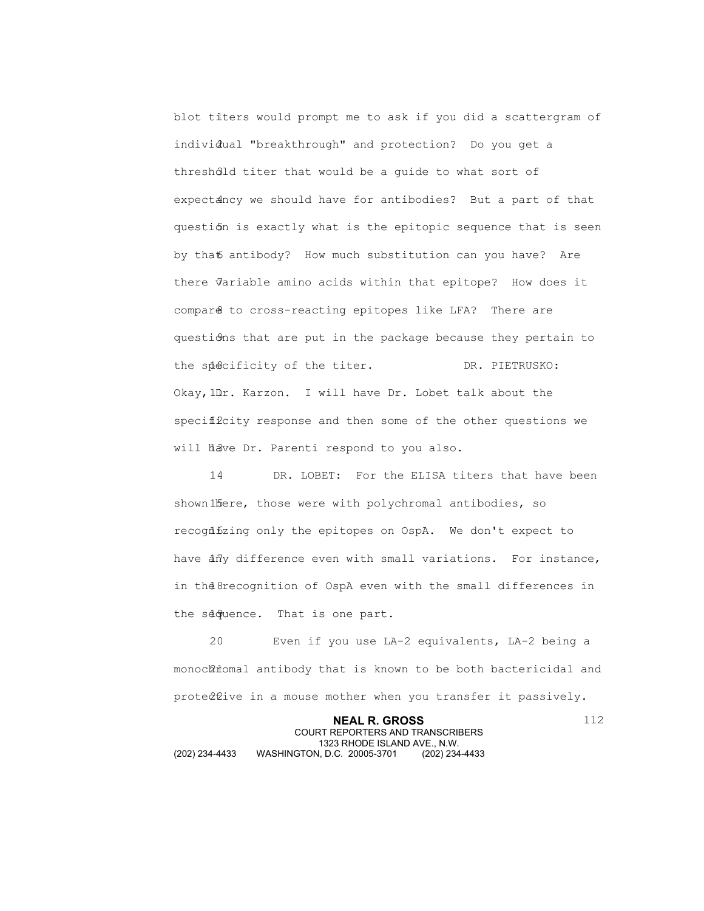blot titers would prompt me to ask if you did a scattergram of individual "breakthrough" and protection? Do you get a threshold titer that would be a guide to what sort of expectancy we should have for antibodies? But a part of that question is exactly what is the epitopic sequence that is seen by that antibody? How much substitution can you have? Are there variable amino acids within that epitope? How does it compare to cross-reacting epitopes like LFA? There are questions that are put in the package because they pertain to the specificity of the titer.

DR. PIETRUSKO: Okay, Dr. Karzon. I will have Dr. Lobet talk about the specificity response and then some of the other questions we will have Dr. Parenti respond to you also.

DR. LOBET: For the ELISA titers that have been shown here, those were with polychromal antibodies, so recognizing only the epitopes on OspA. We don't expect to have any difference even with small variations. For instance, in the recognition of OspA even with the small differences in the sequence. That is one part.

Even if you use LA-2 equivalents, LA-2 being a monochromal antibody that is known to be both bactericidal and protective in a mouse mother when you transfer it passively.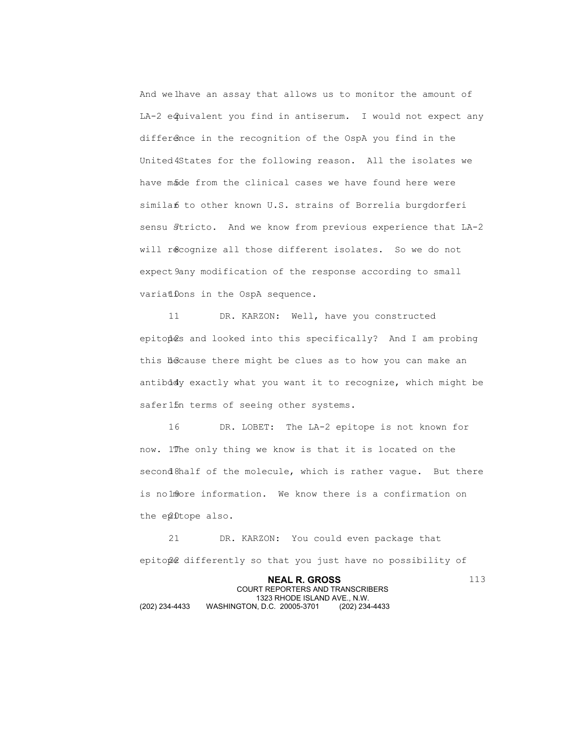And we have an assay that allows us to monitor the amount of LA-2 equivalent you find in antiserum. I would not expect any difference in the recognition of the OspA you find in the United States for the following reason. All the isolates we have made from the clinical cases we have found here were similar to other known U.S. strains of Borrelia burgdorferi sensu stricto. And we know from previous experience that LA-2 will recognize all those different isolates. So we do not expect any modification of the response according to small variations in the OspA sequence.

DR. KARZON: Well, have you constructed epitopes and looked into this specifically? And I am probing this because there might be clues as to how you can make an antibody exactly what you want it to recognize, which might be safer in terms of seeing other systems.

DR. LOBET: The LA-2 epitope is not known for now. The only thing we know is that it is located on the second half of the molecule, which is rather vague. But there is no more information. We know there is a confirmation on the epitope also.

DR. KARZON: You could even package that epitope differently so that you just have no possibility of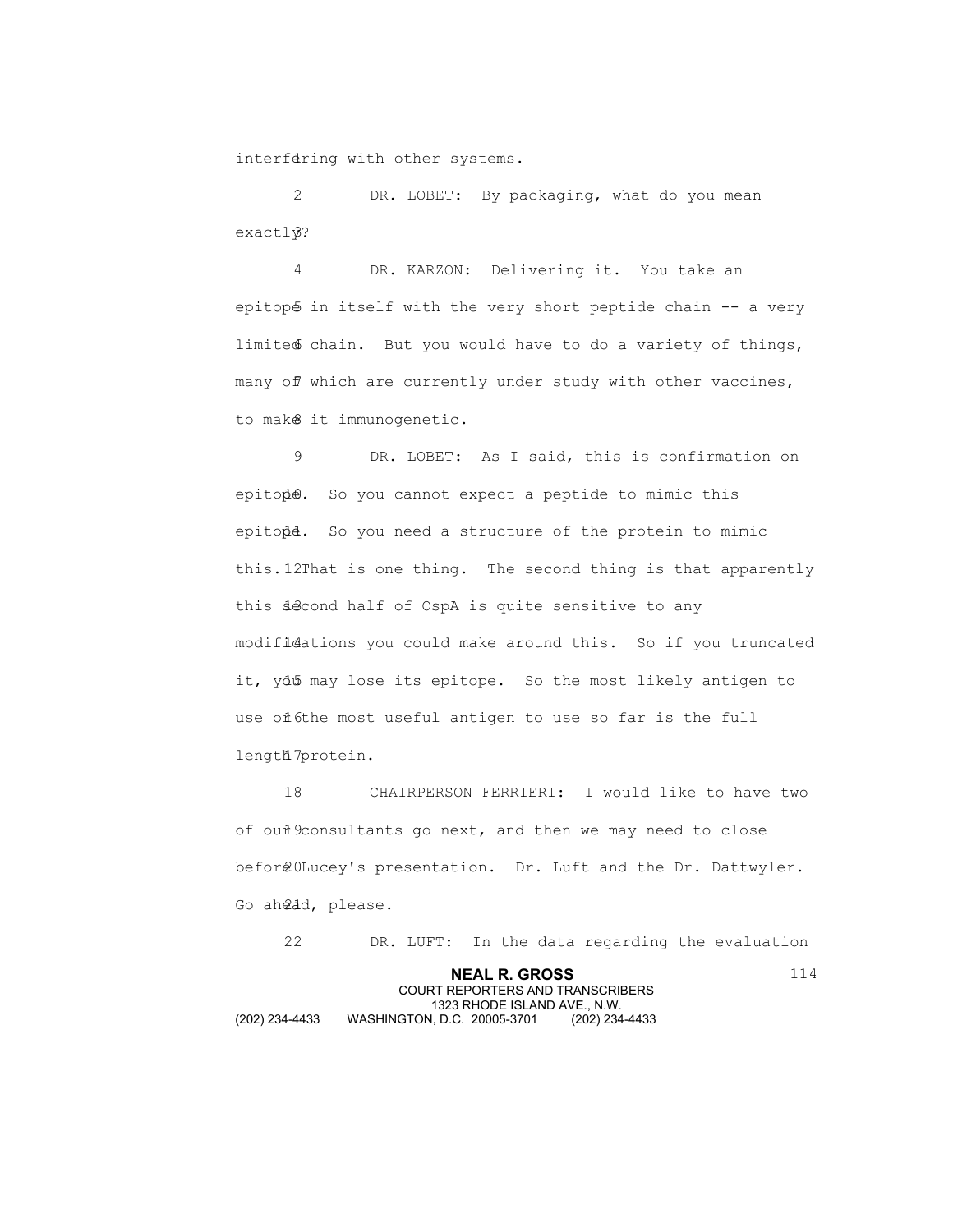interfering with other systems.

DR. LOBET: By packaging, what do you mean exactly?

DR. KARZON: Delivering it. You take an epitope in itself with the very short peptide chain -- a very limited chain. But you would have to do a variety of things, many of which are currently under study with other vaccines, to make it immunogenetic.

DR. LOBET: As I said, this is confirmation on epitope. So you cannot expect a peptide to mimic this epitope. So you need a structure of the protein to mimic this. That is one thing. The second thing is that apparently this second half of OspA is quite sensitive to any modifications you could make around this. So if you truncated it, you may lose its epitope. So the most likely antigen to use or the most useful antigen to use so far is the full length protein.

CHAIRPERSON FERRIERI: I would like to have two of our consultants go next, and then we may need to close before Lucey's presentation. Dr. Luft and the Dr. Dattwyler. Go ahead, please.

DR. LUFT: In the data regarding the evaluation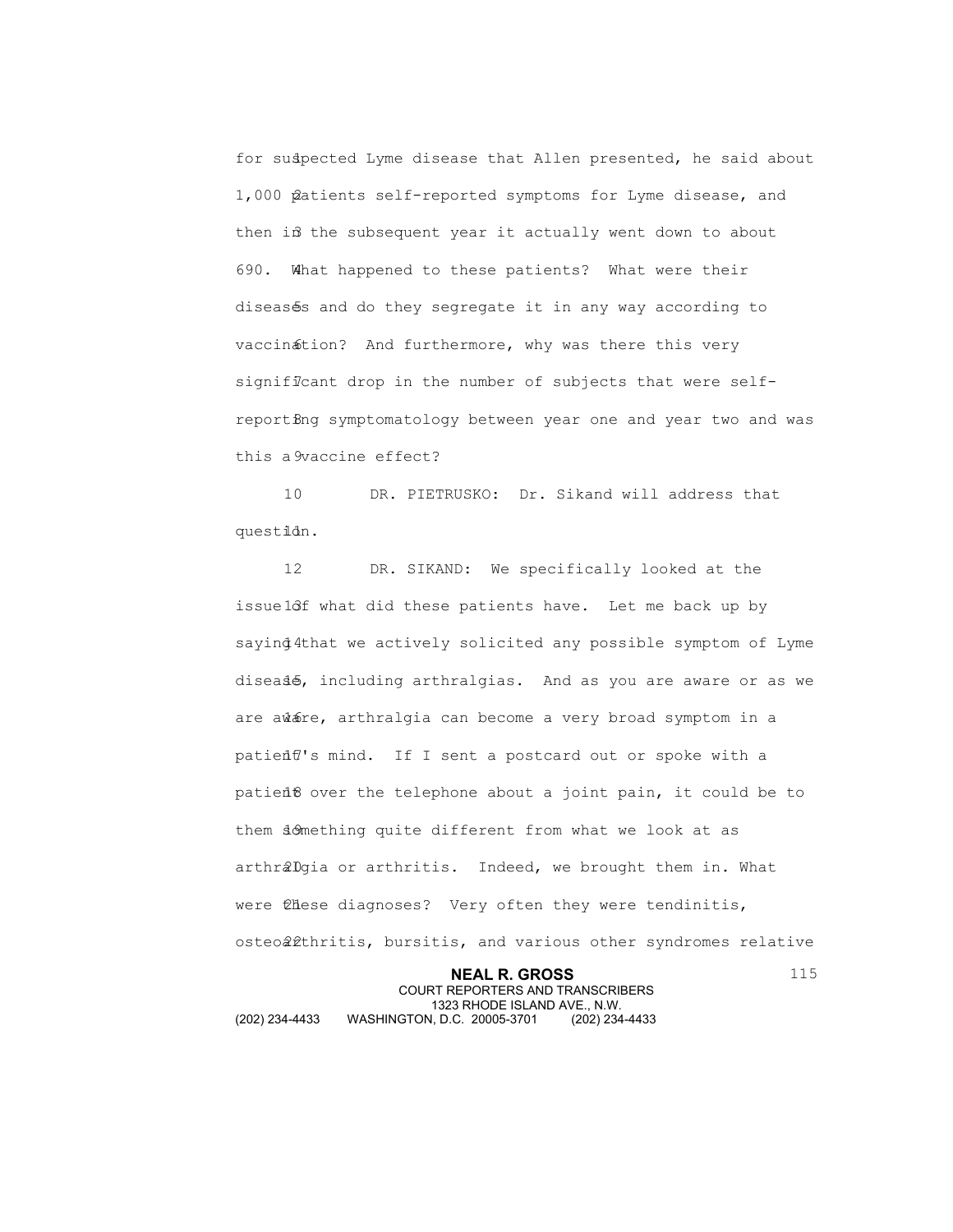for suspected Lyme disease that Allen presented, he said about 1,000 patients self-reported symptoms for Lyme disease, and then in the subsequent year it actually went down to about 690. What happened to these patients? What were their diseases and do they segregate it in any way according to vaccination? And furthermore, why was there this very significant drop in the number of subjects that were self-reporting symptomatology between year one and year two and was this a vaccine effect?

DR. PIETRUSKO: Dr. Sikand will address that question.

DR. SIKAND: We specifically looked at the issue of what did these patients have. Let me back up by saying that we actively solicited any possible symptom of Lyme disease, including arthralgias. And as you are aware or as we are aware, arthralgia can become a very broad symptom in a patient's mind. If I sent a postcard out or spoke with a patient over the telephone about a joint pain, it could be to them something quite different from what we look at as arthralgia or arthritis. Indeed, we brought them in. What were these diagnoses? Very often they were tendinitis, osteoarthritis, bursitis, and various other syndromes relative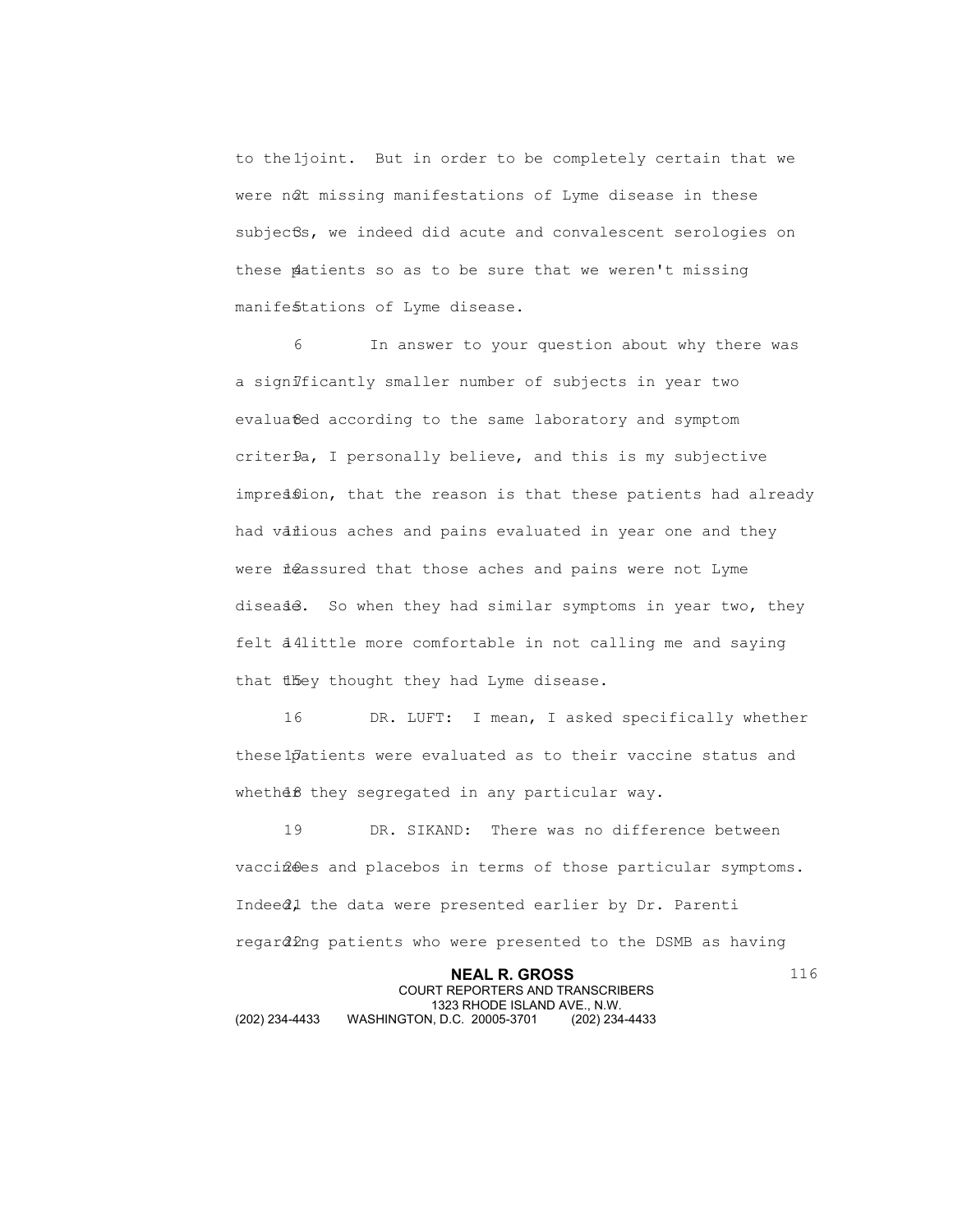to the joint. But in order to be completely certain that we were not missing manifestations of Lyme disease in these subjects, we indeed did acute and convalescent serologies on these patients so as to be sure that we weren't missing manifestations of Lyme disease.

In answer to your question about why there was a significantly smaller number of subjects in year two evaluated according to the same laboratory and symptom criteria, I personally believe, and this is my subjective impression, that the reason is that these patients had already had various aches and pains evaluated in year one and they were reassured that those aches and pains were not Lyme disease. So when they had similar symptoms in year two, they felt a little more comfortable in not calling me and saying that they thought they had Lyme disease.

DR. LUFT: I mean, I asked specifically whether these patients were evaluated as to their vaccine status and whether they segregated in any particular way.

DR. SIKAND: There was no difference between vaccinees and placebos in terms of those particular symptoms. Indeed, the data were presented earlier by Dr. Parenti regarding patients who were presented to the DSMB as having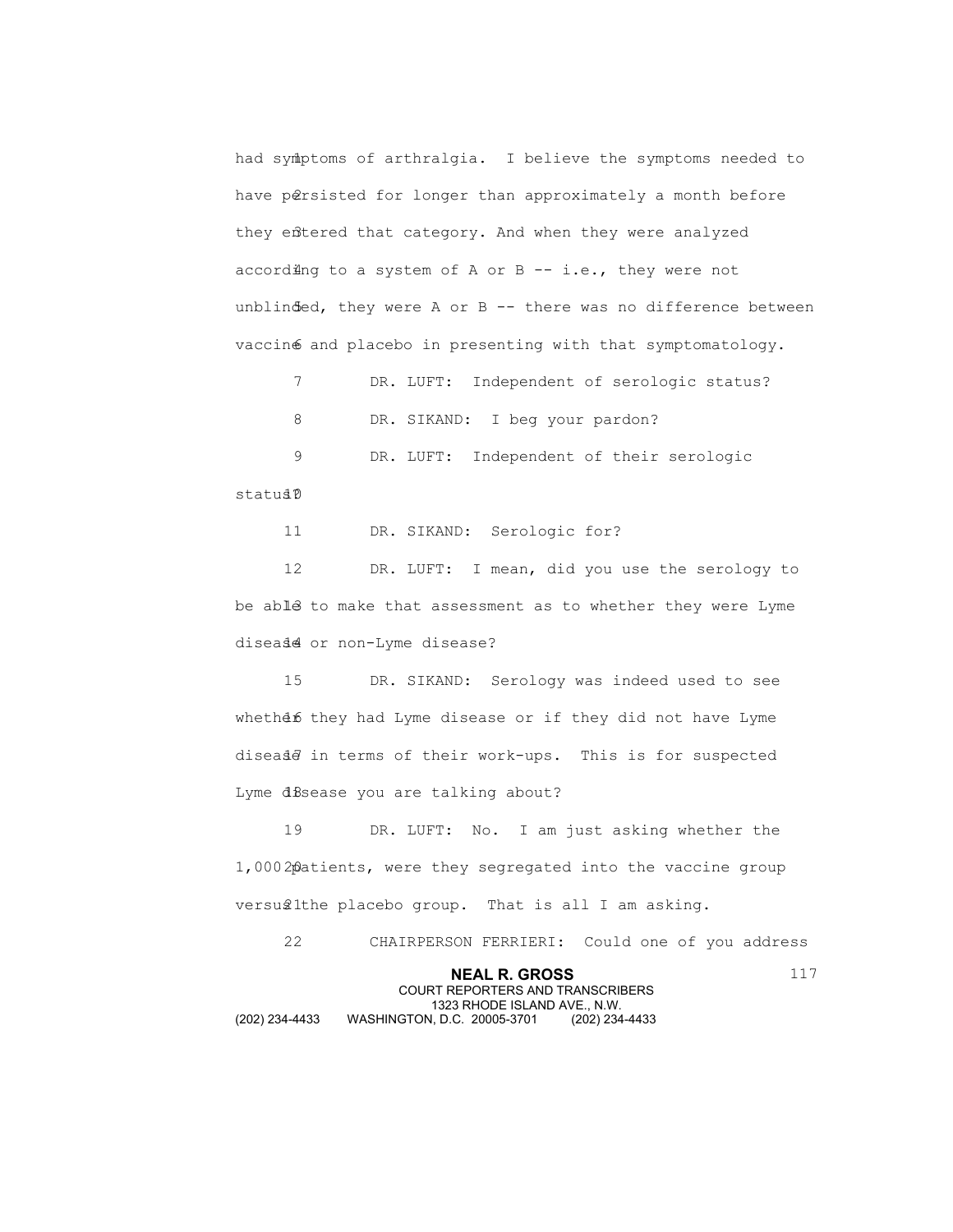had symptoms of arthralgia. I believe the symptoms needed to have persisted for longer than approximately a month before they entered that category. And when they were analyzed according to a system of A or B -- i.e., they were not unblinded, they were A or B -- there was no difference between vaccine and placebo in presenting with that symptomatology.

DR. LUFT: Independent of serologic status?

DR. SIKAND: I beg your pardon?

DR. LUFT: Independent of their serologic status?

DR. SIKAND: Serologic for?

DR. LUFT: I mean, did you use the serology to be able to make that assessment as to whether they were Lyme disease or non-Lyme disease?

DR. SIKAND: Serology was indeed used to see whether they had Lyme disease or if they did not have Lyme disease in terms of their work-ups. This is for suspected Lyme disease you are talking about?

DR. LUFT: No. I am just asking whether the 1,000 patients, were they segregated into the vaccine group versus the placebo group. That is all I am asking.

CHAIRPERSON FERRIERI: Could one of you address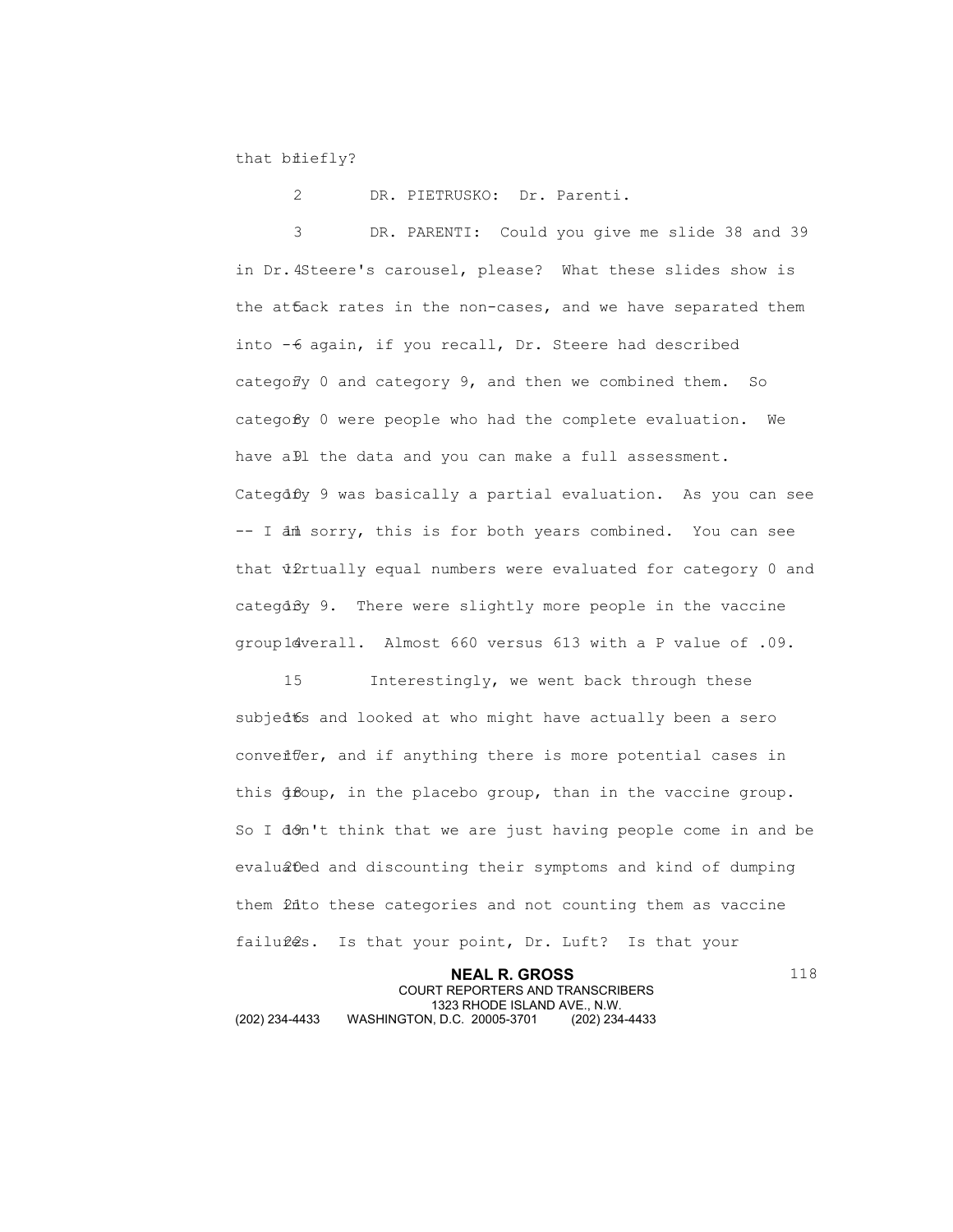that briefly?

DR. PIETRUSKO: Dr. Parenti.

DR. PARENTI: Could you give me slide 38 and 39 in Dr. Steere's carousel, please? What these slides show is the attack rates in the non-cases, and we have separated them into -- again, if you recall, Dr. Steere had described category 0 and category 9, and then we combined them. So category 0 were people who had the complete evaluation. We have all the data and you can make a full assessment. Category 9 was basically a partial evaluation. As you can see -- I am sorry, this is for both years combined. You can see that virtually equal numbers were evaluated for category 0 and category 9. There were slightly more people in the vaccine group overall. Almost 660 versus 613 with a P value of .09.

Interestingly, we went back through these subjects and looked at who might have actually been a sero converter, and if anything there is more potential cases in this group, in the placebo group, than in the vaccine group. So I don't think that we are just having people come in and be evaluated and discounting their symptoms and kind of dumping them into these categories and not counting them as vaccine failures. Is that your point, Dr. Luft? Is that your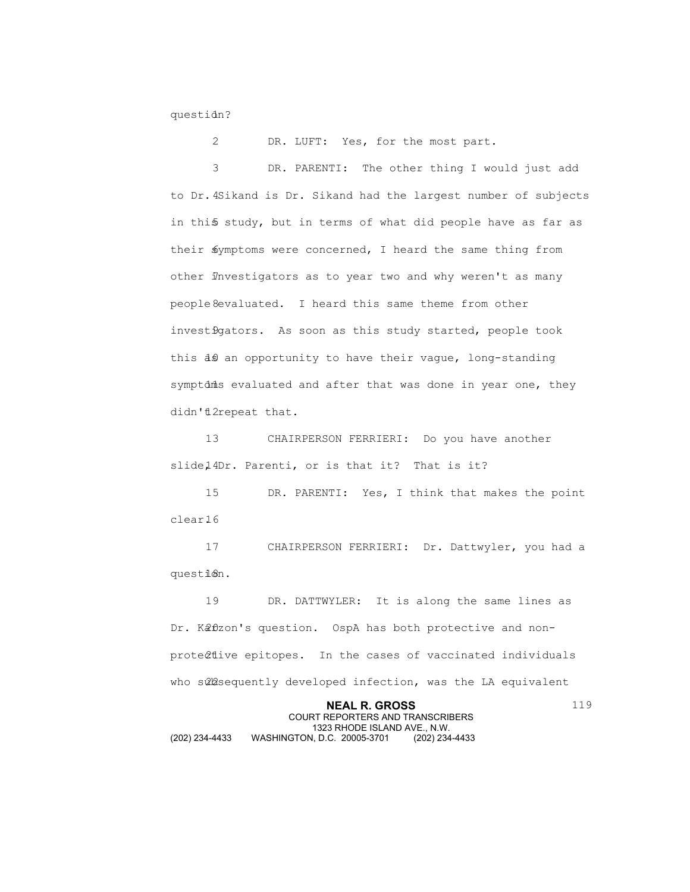question?

DR. LUFT: Yes, for the most part.

DR. PARENTI: The other thing I would just add to Dr. Sikand is Dr. Sikand had the largest number of subjects in this study, but in terms of what did people have as far as their symptoms were concerned, I heard the same thing from other investigators as to year two and why weren't as many people evaluated. I heard this same theme from other investigators. As soon as this study started, people took this as an opportunity to have their vague, long-standing symptoms evaluated and after that was done in year one, they didn't repeat that.

CHAIRPERSON FERRIERI: Do you have another slide, Dr. Parenti, or is that it? That is it?

DR. PARENTI: Yes, I think that makes the point clear.

CHAIRPERSON FERRIERI: Dr. Dattwyler, you had a question.

DR. DATTWYLER: It is along the same lines as Dr. Karzon's question. OspA has both protective and non-protective epitopes. In the cases of vaccinated individuals who subsequently developed infection, was the LA equivalent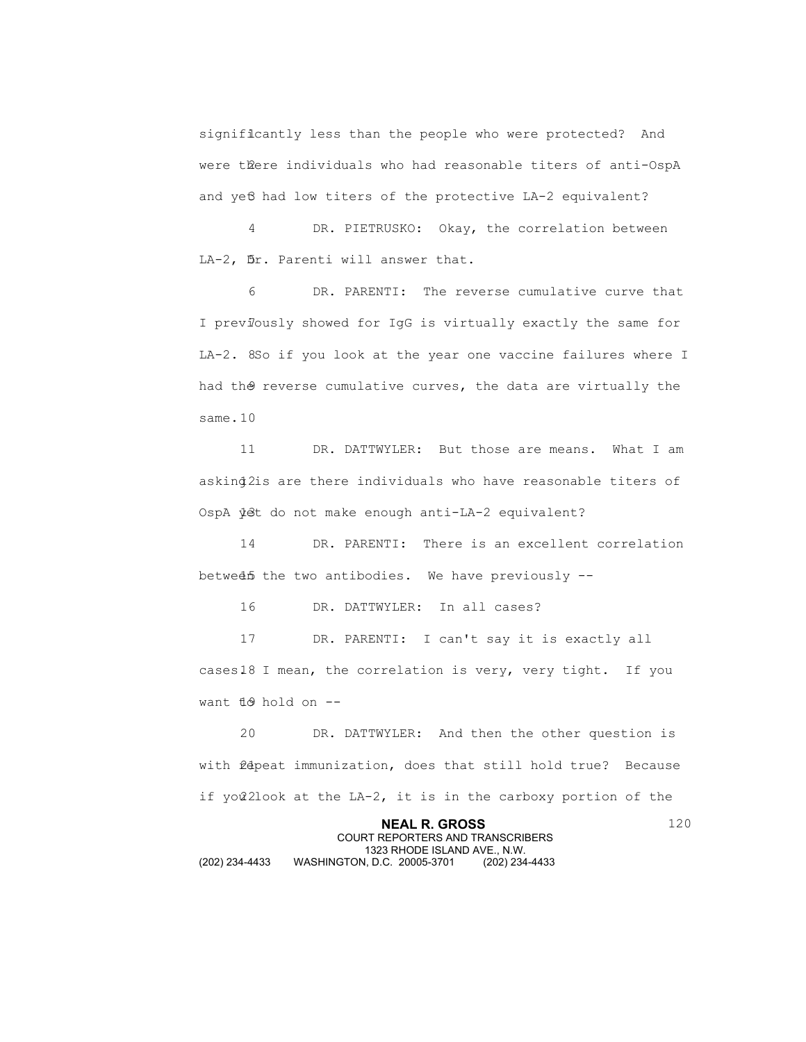significantly less than the people who were protected? And were there individuals who had reasonable titers of anti-OspA and yet had low titers of the protective LA-2 equivalent?

DR. PIETRUSKO: Okay, the correlation between LA-2, Dr. Parenti will answer that.

DR. PARENTI: The reverse cumulative curve that I previously showed for IgG is virtually exactly the same for LA-2. So if you look at the year one vaccine failures where I had the reverse cumulative curves, the data are virtually the same.

DR. DATTWYLER: But those are means. What I am asking is are there individuals who have reasonable titers of OspA yet do not make enough anti-LA-2 equivalent?

DR. PARENTI: There is an excellent correlation between the two antibodies. We have previously --

DR. DATTWYLER: In all cases?

DR. PARENTI: I can't say it is exactly all cases. I mean, the correlation is very, very tight. If you want to hold on --

DR. DATTWYLER: And then the other question is with repeat immunization, does that still hold true? Because if you look at the LA-2, it is in the carboxy portion of the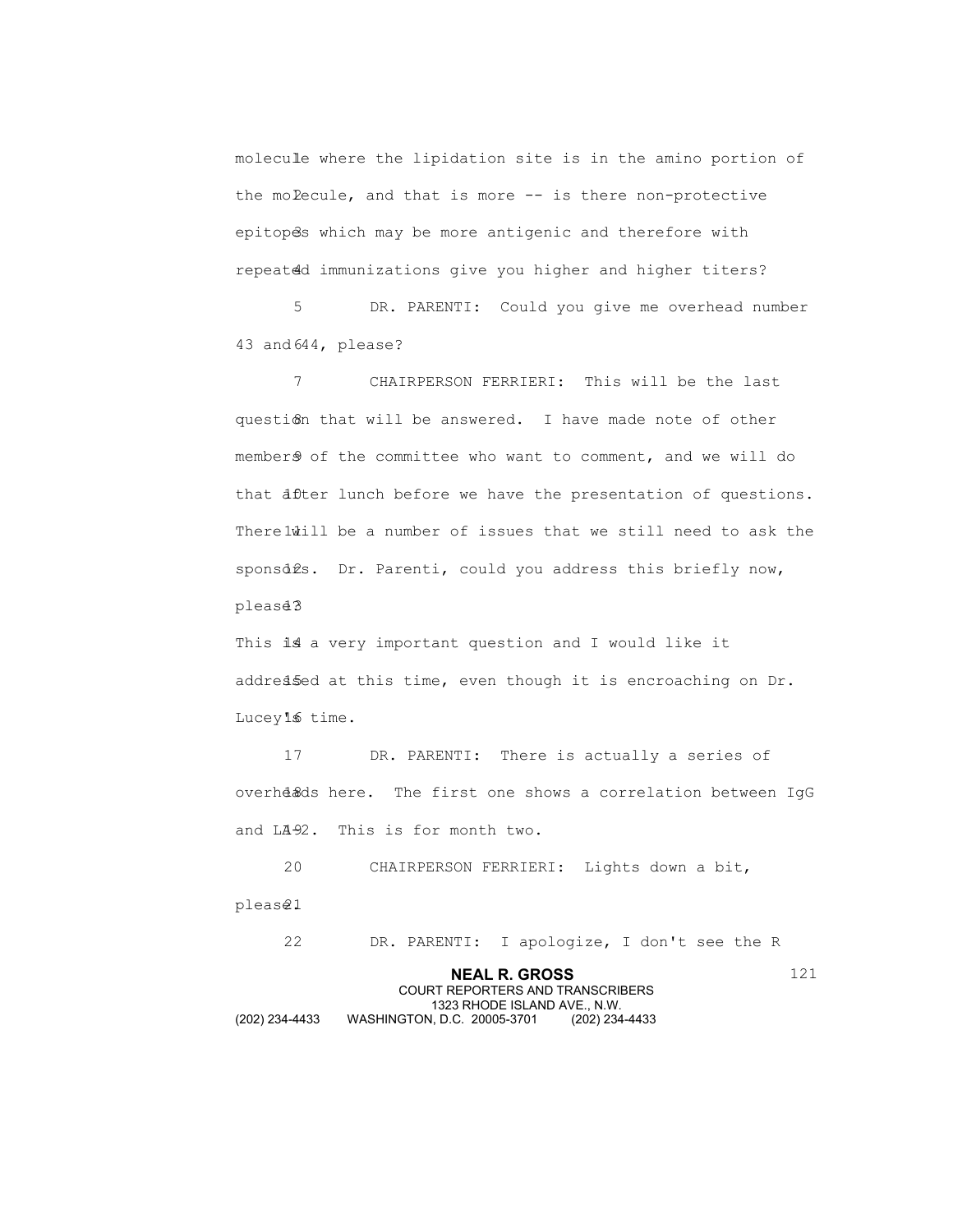molecule where the lipidation site is in the amino portion of the molecule, and that is more -- is there non-protective epitopes which may be more antigenic and therefore with repeated immunizations give you higher and higher titers?

DR. PARENTI: Could you give me overhead number 43 and 44, please?

CHAIRPERSON FERRIERI: This will be the last question that will be answered. I have made note of other members of the committee who want to comment, and we will do that after lunch before we have the presentation of questions. There will be a number of issues that we still need to ask the sponsors. Dr. Parenti, could you address this briefly now, please?

This is a very important question and I would like it addressed at this time, even though it is encroaching on Dr. Lucey's time.

DR. PARENTI: There is actually a series of overheads here. The first one shows a correlation between IgG and LA-2. This is for month two.

CHAIRPERSON FERRIERI: Lights down a bit, please.

DR. PARENTI: I apologize, I don't see the R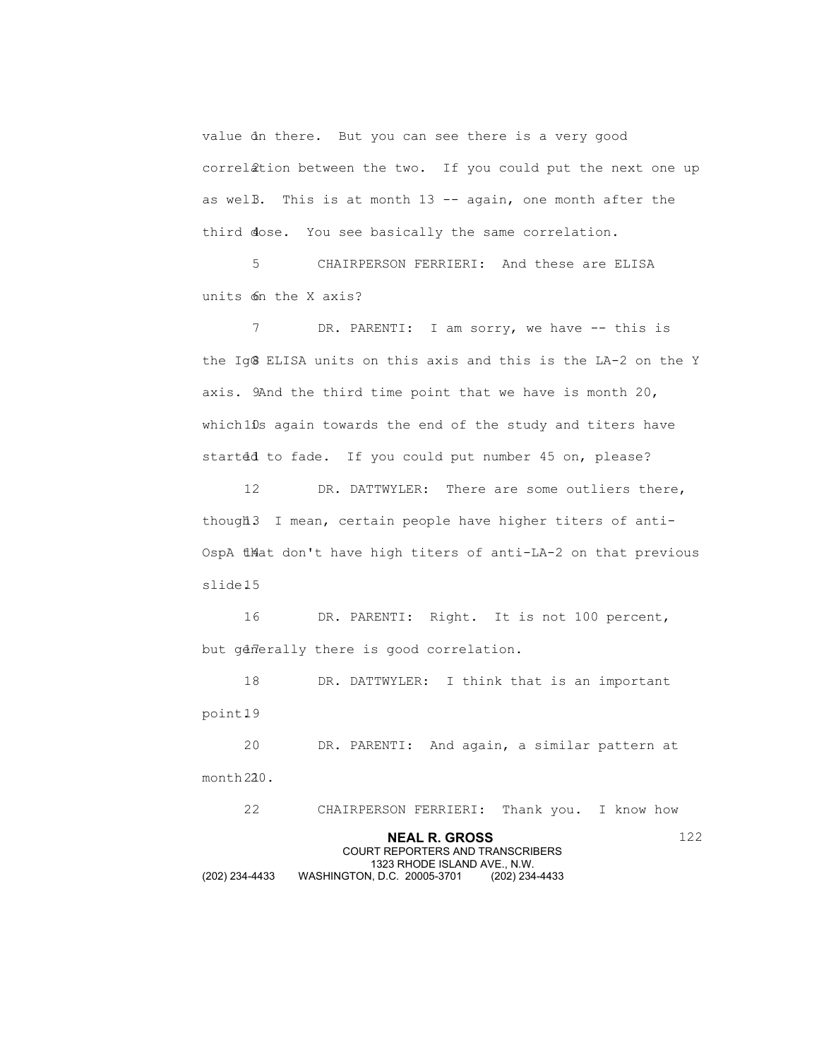value in there. But you can see there is a very good correlation between the two. If you could put the next one up as well. This is at month 13 -- again, one month after the third dose. You see basically the same correlation.

CHAIRPERSON FERRIERI: And these are ELISA units on the X axis?

DR. PARENTI: I am sorry, we have -- this is the IgG ELISA units on this axis and this is the LA-2 on the Y axis. And the third time point that we have is month 20, which is again towards the end of the study and titers have started to fade. If you could put number 45 on, please?

DR. DATTWYLER: There are some outliers there, though. I mean, certain people have higher titers of anti-OspA that don't have high titers of anti-LA-2 on that previous slide.

DR. PARENTI: Right. It is not 100 percent, but generally there is good correlation.

DR. DATTWYLER: I think that is an important point.

DR. PARENTI: And again, a similar pattern at month 20.

CHAIRPERSON FERRIERI: Thank you. I know how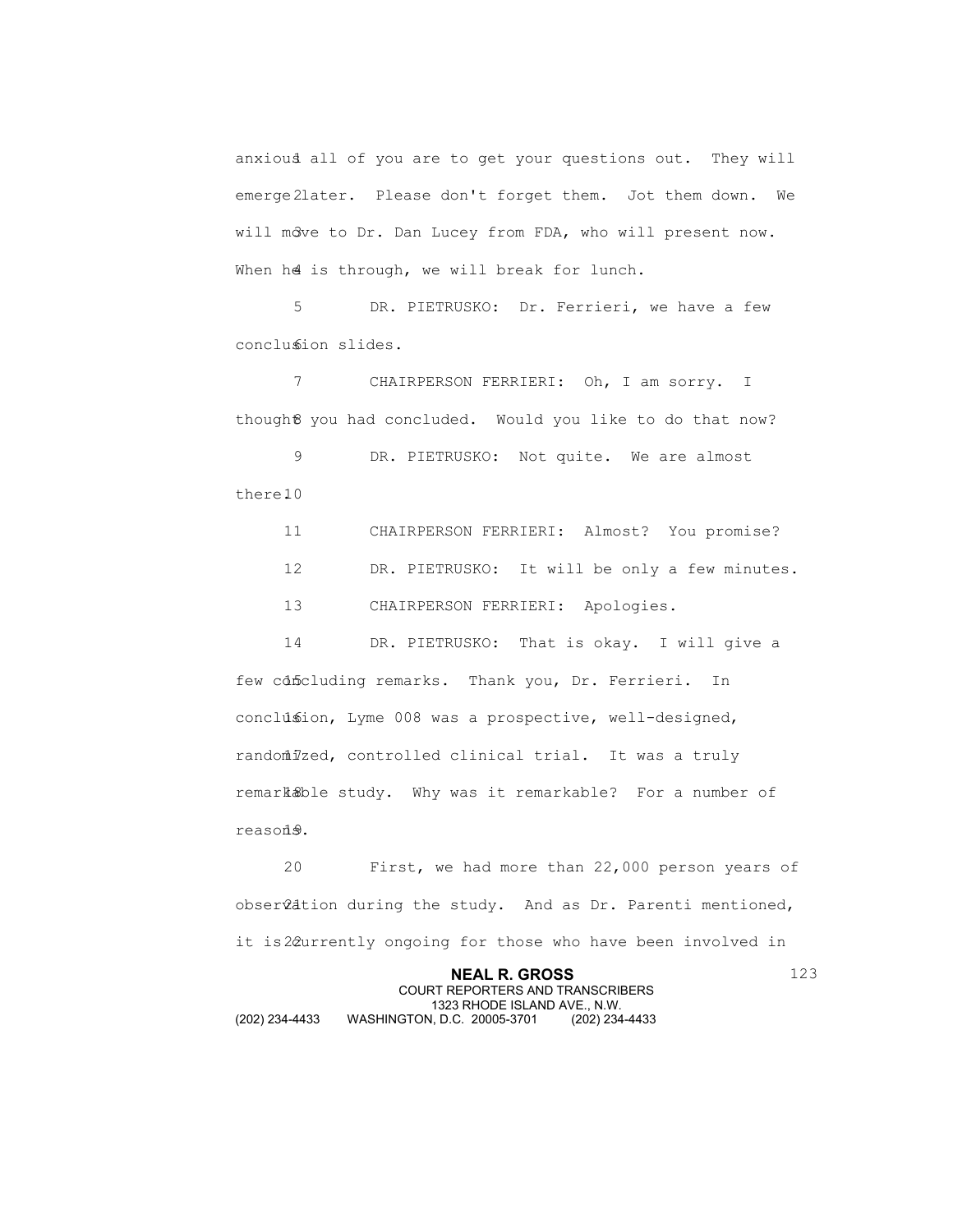anxious all of you are to get your questions out. They will emerge later. Please don't forget them. Jot them down. We will move to Dr. Dan Lucey from FDA, who will present now. When he is through, we will break for lunch.

DR. PIETRUSKO: Dr. Ferrieri, we have a few conclusion slides.

CHAIRPERSON FERRIERI: Oh, I am sorry. I thought you had concluded. Would you like to do that now?

DR. PIETRUSKO: Not quite. We are almost there.

CHAIRPERSON FERRIERI: Almost? You promise?

DR. PIETRUSKO: It will be only a few minutes.

CHAIRPERSON FERRIERI: Apologies.

DR. PIETRUSKO: That is okay. I will give a few concluding remarks. Thank you, Dr. Ferrieri. In conclusion, Lyme 008 was a prospective, well-designed, randomized, controlled clinical trial. It was a truly remarkable study. Why was it remarkable? For a number of reasons.

First, we had more than 22,000 person years of observation during the study. And as Dr. Parenti mentioned, it is currently ongoing for those who have been involved in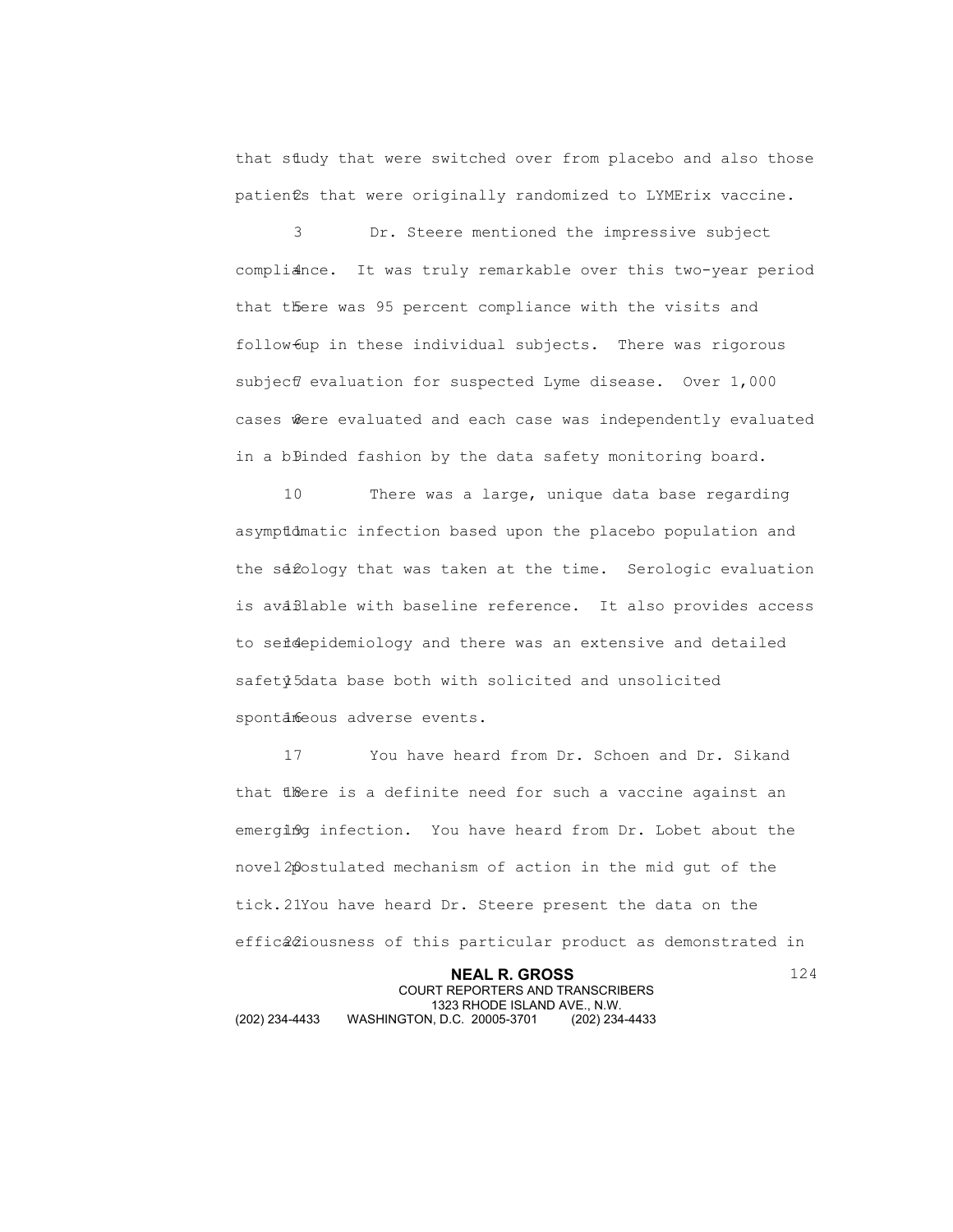that study that were switched over from placebo and also those patients that were originally randomized to LYMErix vaccine.

Dr. Steere mentioned the impressive subject compliance. It was truly remarkable over this two-year period that there was 95 percent compliance with the visits and follow-up in these individual subjects. There was rigorous subject evaluation for suspected Lyme disease. Over 1,000 cases were evaluated and each case was independently evaluated in a blinded fashion by the data safety monitoring board.

There was a large, unique data base regarding asymptomatic infection based upon the placebo population and the serology that was taken at the time. Serologic evaluation is available with baseline reference. It also provides access to seroepidemiology and there was an extensive and detailed safety data base both with solicited and unsolicited spontaneous adverse events.

You have heard from Dr. Schoen and Dr. Sikand that there is a definite need for such a vaccine against an emerging infection. You have heard from Dr. Lobet about the novel postulated mechanism of action in the mid gut of the tick. You have heard Dr. Steere present the data on the efficaciousness of this particular product as demonstrated in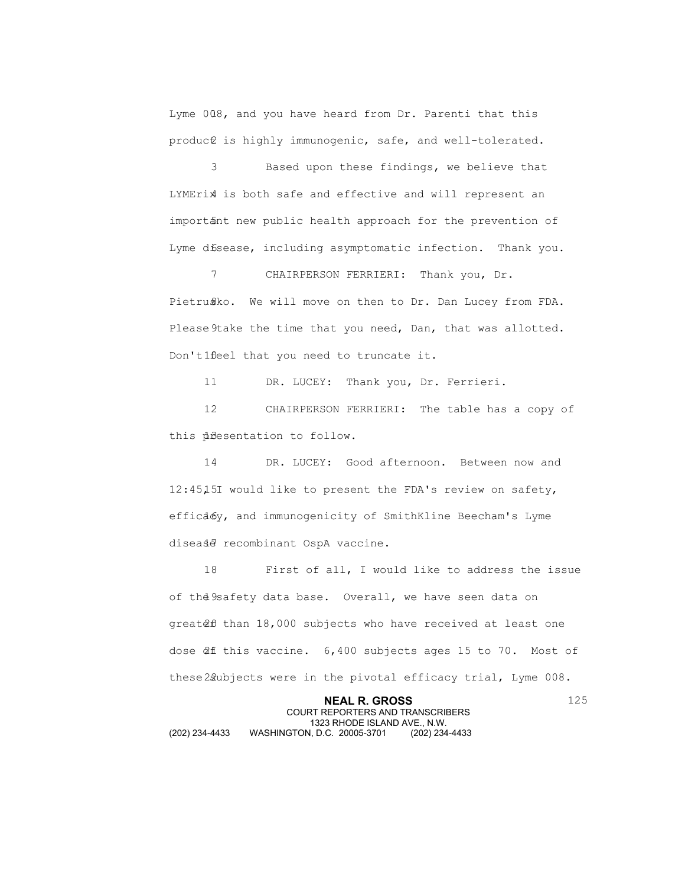Lyme 008, and you have heard from Dr. Parenti that this product is highly immunogenic, safe, and well-tolerated.

Based upon these findings, we believe that LYMErix is both safe and effective and will represent an important new public health approach for the prevention of Lyme disease, including asymptomatic infection. Thank you.

CHAIRPERSON FERRIERI: Thank you, Dr. Pietrusko. We will move on then to Dr. Dan Lucey from FDA. Please take the time that you need, Dan, that was allotted. Don't feel that you need to truncate it.

DR. LUCEY: Thank you, Dr. Ferrieri.

CHAIRPERSON FERRIERI: The table has a copy of this presentation to follow.

DR. LUCEY: Good afternoon. Between now and 12:45, I would like to present the FDA's review on safety, efficacy, and immunogenicity of SmithKline Beecham's Lyme disease recombinant OspA vaccine.

First of all, I would like to address the issue of the safety data base. Overall, we have seen data on greater than 18,000 subjects who have received at least one dose of this vaccine. 6,400 subjects ages 15 to 70. Most of these subjects were in the pivotal efficacy trial, Lyme 008.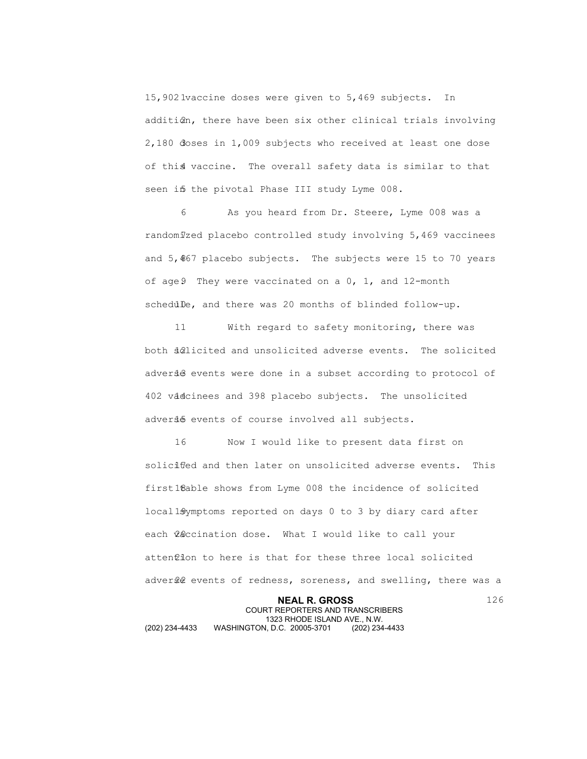15,902 vaccine doses were given to 5,469 subjects. In addition, there have been six other clinical trials involving 2,180 doses in 1,009 subjects who received at least one dose of this vaccine. The overall safety data is similar to that seen in the pivotal Phase III study Lyme 008.

As you heard from Dr. Steere, Lyme 008 was a randomized placebo controlled study involving 5,469 vaccinees and 5,467 placebo subjects. The subjects were 15 to 70 years of age. They were vaccinated on a 0, 1, and 12-month schedule, and there was 20 months of blinded follow-up.

With regard to safety monitoring, there was both solicited and unsolicited adverse events. The solicited adverse events were done in a subset according to protocol of 402 vaccinees and 398 placebo subjects. The unsolicited adverse events of course involved all subjects.

Now I would like to present data first on solicited and then later on unsolicited adverse events. This first table shows from Lyme 008 the incidence of solicited local symptoms reported on days 0 to 3 by diary card after each vaccination dose. What I would like to call your attention to here is that for these three local solicited adverse events of redness, soreness, and swelling, there was a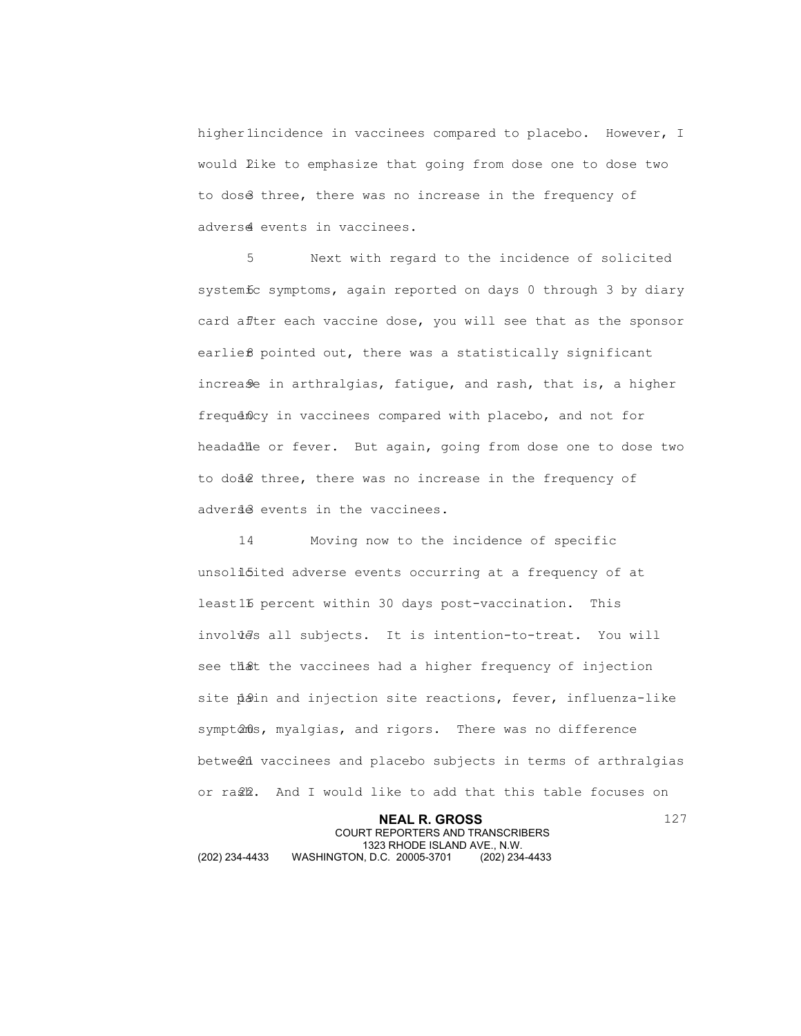higher incidence in vaccinees compared to placebo. However, I would like to emphasize that going from dose one to dose two to dose three, there was no increase in the frequency of adverse events in vaccinees.

Next with regard to the incidence of solicited systemic symptoms, again reported on days 0 through 3 by diary card after each vaccine dose, you will see that as the sponsor earlier pointed out, there was a statistically significant increase in arthralgias, fatigue, and rash, that is, a higher frequency in vaccinees compared with placebo, and not for headache or fever. But again, going from dose one to dose two to dose three, there was no increase in the frequency of adverse events in the vaccinees.

Moving now to the incidence of specific unsolicited adverse events occurring at a frequency of at least 1 percent within 30 days post-vaccination. This involves all subjects. It is intention-to-treat. You will see that the vaccinees had a higher frequency of injection site pain and injection site reactions, fever, influenza-like symptoms, myalgias, and rigors. There was no difference between vaccinees and placebo subjects in terms of arthralgias or rash. And I would like to add that this table focuses on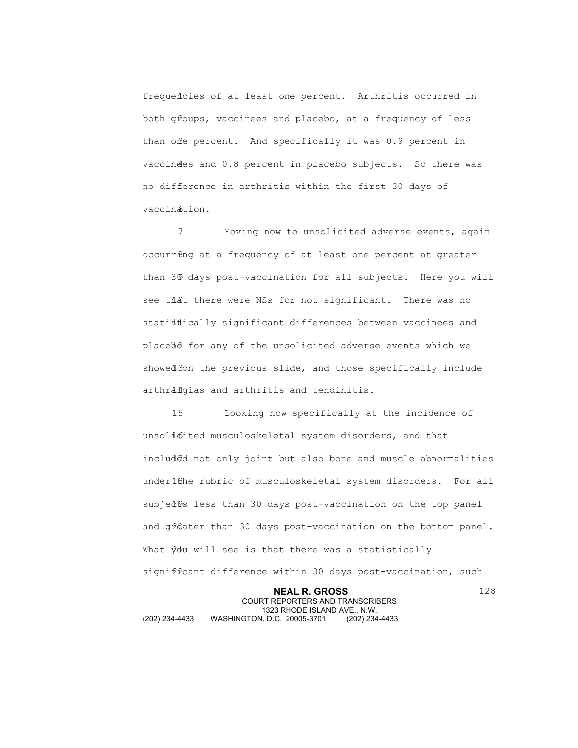frequencies of at least one percent. Arthritis occurred in both groups, vaccinees and placebo, at a frequency of less than one percent. And specifically it was 0.9 percent in vaccinees and 0.8 percent in placebo subjects. So there was no difference in arthritis within the first 30 days of vaccination.

Moving now to unsolicited adverse events, again occurring at a frequency of at least one percent at greater than 30 days post-vaccination for all subjects. Here you will see that there were NSs for not significant. There was no statistically significant differences between vaccinees and placebo for any of the unsolicited adverse events which we showed on the previous slide, and those specifically include arthralgias and arthritis and tendinitis.

Looking now specifically at the incidence of unsolicited musculoskeletal system disorders, and that included not only joint but also bone and muscle abnormalities under the rubric of musculoskeletal system disorders. For all subjects less than 30 days post-vaccination on the top panel and greater than 30 days post-vaccination on the bottom panel. What you will see is that there was a statistically significant difference within 30 days post-vaccination, such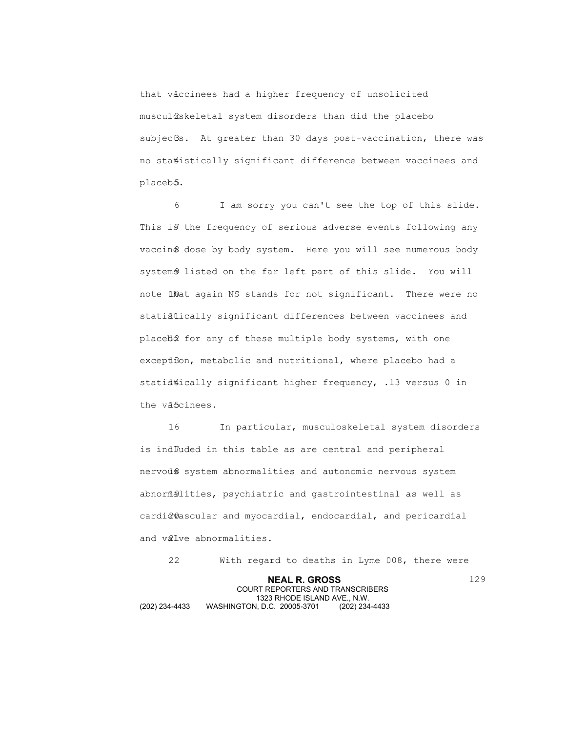that vaccinees had a higher frequency of unsolicited musculoskeletal system disorders than did the placebo subjects. At greater than 30 days post-vaccination, there was no statistically significant difference between vaccinees and placebo.

I am sorry you can't see the top of this slide. This is the frequency of serious adverse events following any vaccine dose by body system. Here you will see numerous body systems listed on the far left part of this slide. You will note that again NS stands for not significant. There were no statistically significant differences between vaccinees and placebo for any of these multiple body systems, with one exception, metabolic and nutritional, where placebo had a statistically significant higher frequency, .13 versus 0 in the vaccinees.

In particular, musculoskeletal system disorders is included in this table as are central and peripheral nervous system abnormalities and autonomic nervous system abnormalities, psychiatric and gastrointestinal as well as cardiovascular and myocardial, endocardial, and pericardial and valve abnormalities.

With regard to deaths in Lyme 008, there were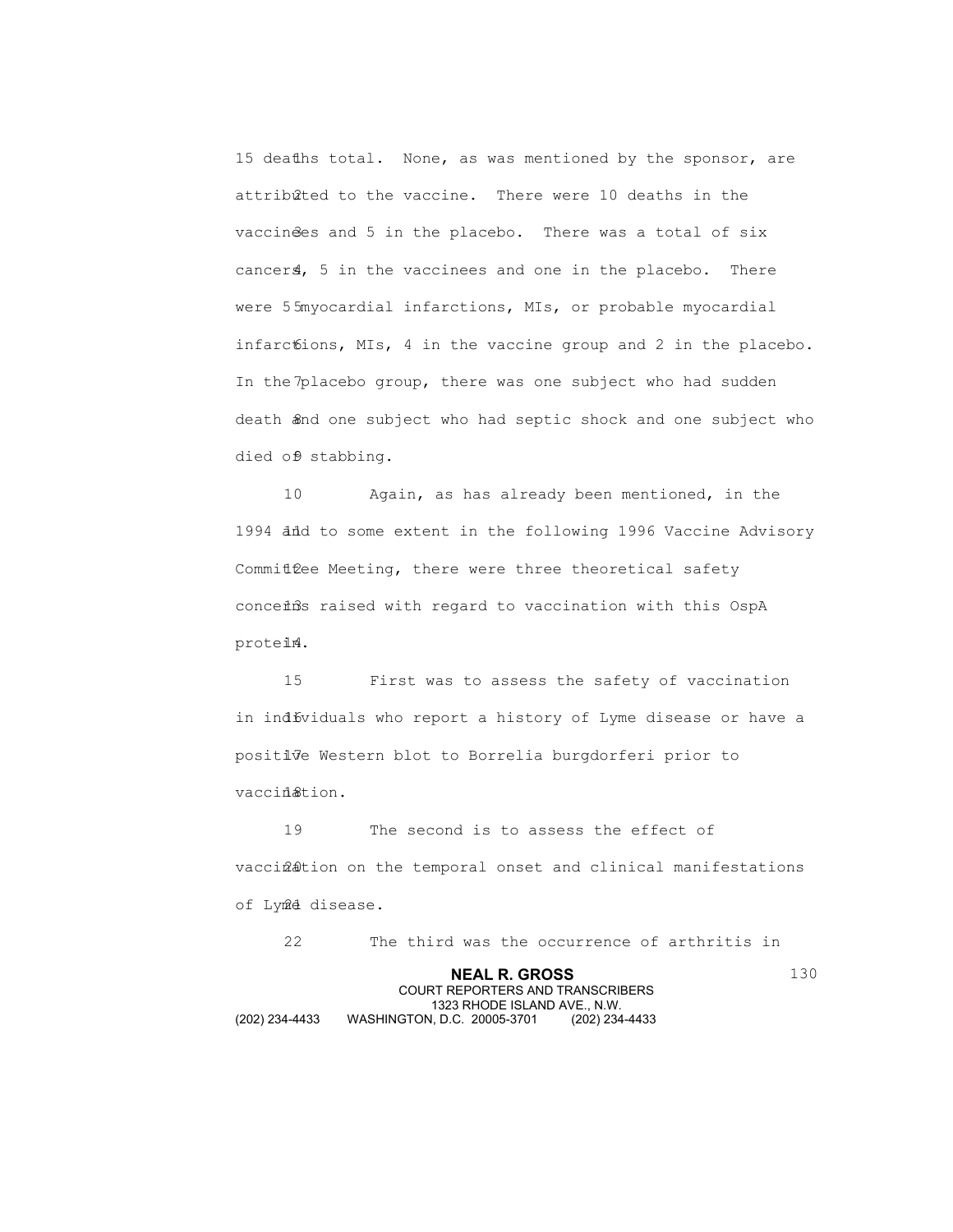15 deaths total. None, as was mentioned by the sponsor, are attributed to the vaccine. There were 10 deaths in the vaccinees and 5 in the placebo. There was a total of six cancers, 5 in the vaccinees and one in the placebo. There were 5 myocardial infarctions, MIs, or probable myocardial infarctions, MIs, 4 in the vaccine group and 2 in the placebo. In the placebo group, there was one subject who had sudden death and one subject who had septic shock and one subject who died of stabbing.

Again, as has already been mentioned, in the 1994 and to some extent in the following 1996 Vaccine Advisory Committee Meeting, there were three theoretical safety concerns raised with regard to vaccination with this OspA protein.

First was to assess the safety of vaccination in individuals who report a history of Lyme disease or have a positive Western blot to Borrelia burgdorferi prior to vaccination.

The second is to assess the effect of vaccination on the temporal onset and clinical manifestations of Lyme disease.

The third was the occurrence of arthritis in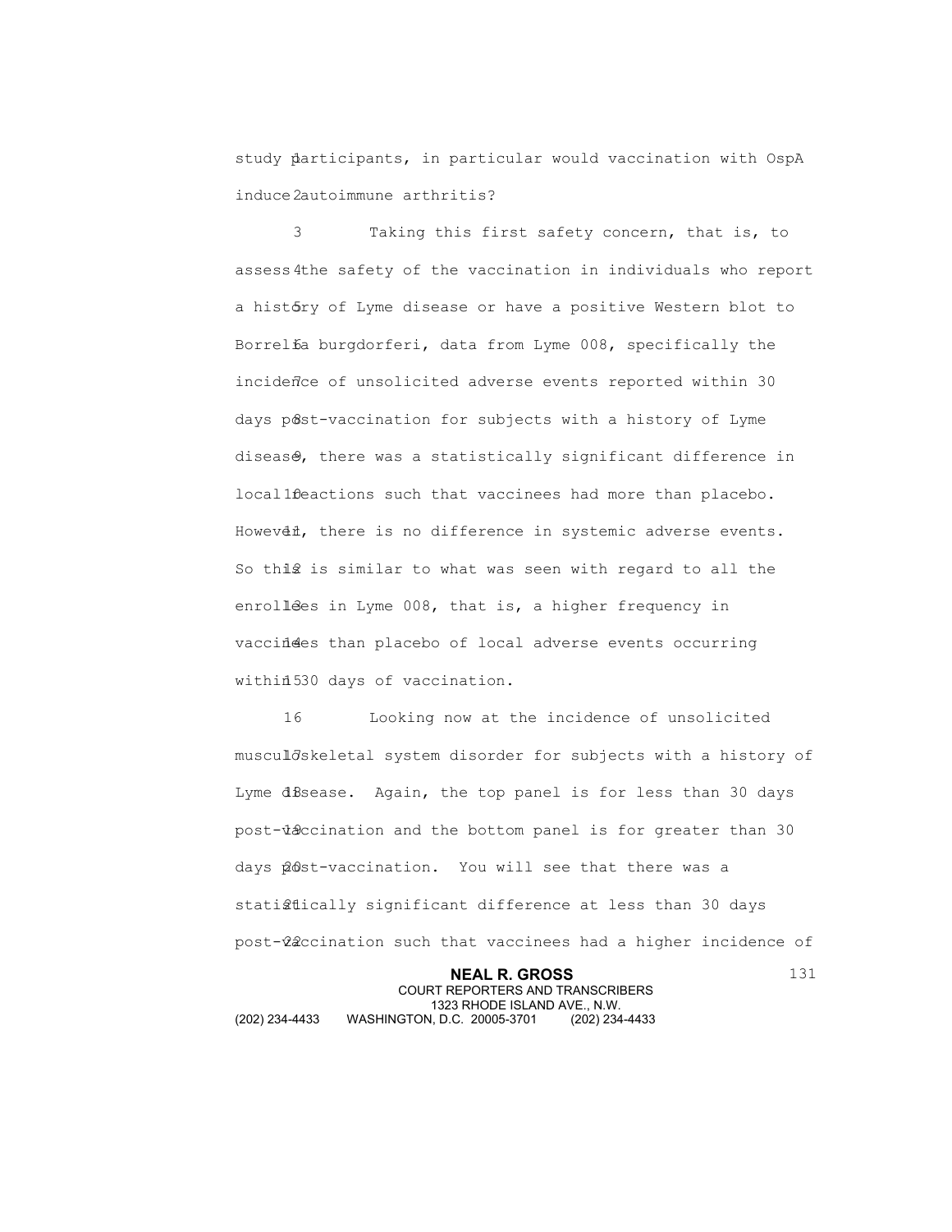study participants, in particular would vaccination with OspA induce autoimmune arthritis?

Taking this first safety concern, that is, to assess the safety of the vaccination in individuals who report a history of Lyme disease or have a positive Western blot to Borrelia burgdorferi, data from Lyme 008, specifically the incidence of unsolicited adverse events reported within 30 days post-vaccination for subjects with a history of Lyme disease, there was a statistically significant difference in local reactions such that vaccinees had more than placebo. However, there is no difference in systemic adverse events. So this is similar to what was seen with regard to all the enrollees in Lyme 008, that is, a higher frequency in vaccinees than placebo of local adverse events occurring within 30 days of vaccination.

Looking now at the incidence of unsolicited musculoskeletal system disorder for subjects with a history of Lyme disease. Again, the top panel is for less than 30 days post-vaccination and the bottom panel is for greater than 30 days post-vaccination. You will see that there was a statistically significant difference at less than 30 days post-vaccination such that vaccinees had a higher incidence of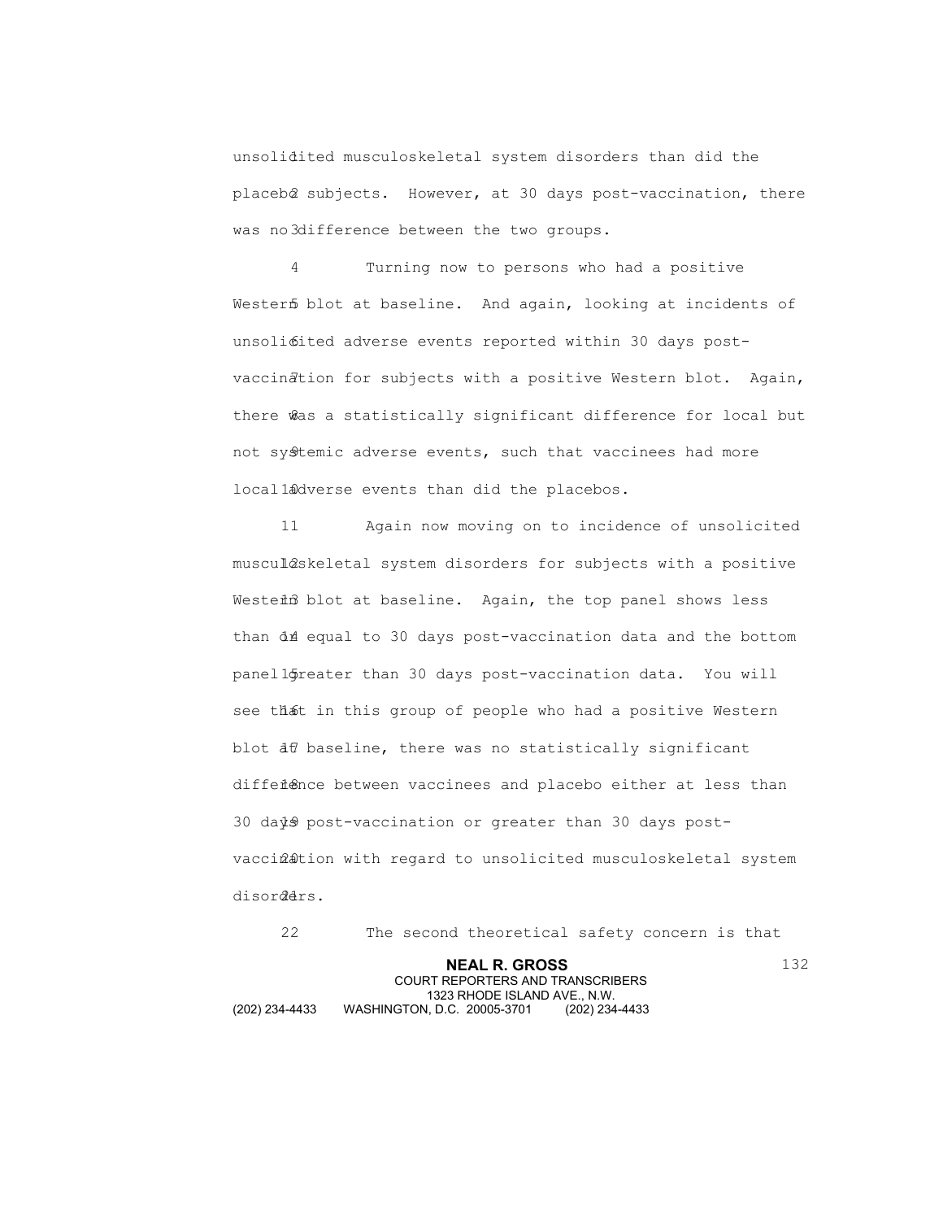unsolicited musculoskeletal system disorders than did the placebo subjects. However, at 30 days post-vaccination, there was no difference between the two groups.

Turning now to persons who had a positive Western blot at baseline. And again, looking at incidents of unsolicited adverse events reported within 30 days post-vaccination for subjects with a positive Western blot. Again, there was a statistically significant difference for local but not systemic adverse events, such that vaccinees had more local adverse events than did the placebos.

Again now moving on to incidence of unsolicited musculoskeletal system disorders for subjects with a positive Western blot at baseline. Again, the top panel shows less than or equal to 30 days post-vaccination data and the bottom panel greater than 30 days post-vaccination data. You will see that in this group of people who had a positive Western blot at baseline, there was no statistically significant difference between vaccinees and placebo either at less than 30 days post-vaccination or greater than 30 days post-vaccination with regard to unsolicited musculoskeletal system disorders.

The second theoretical safety concern is that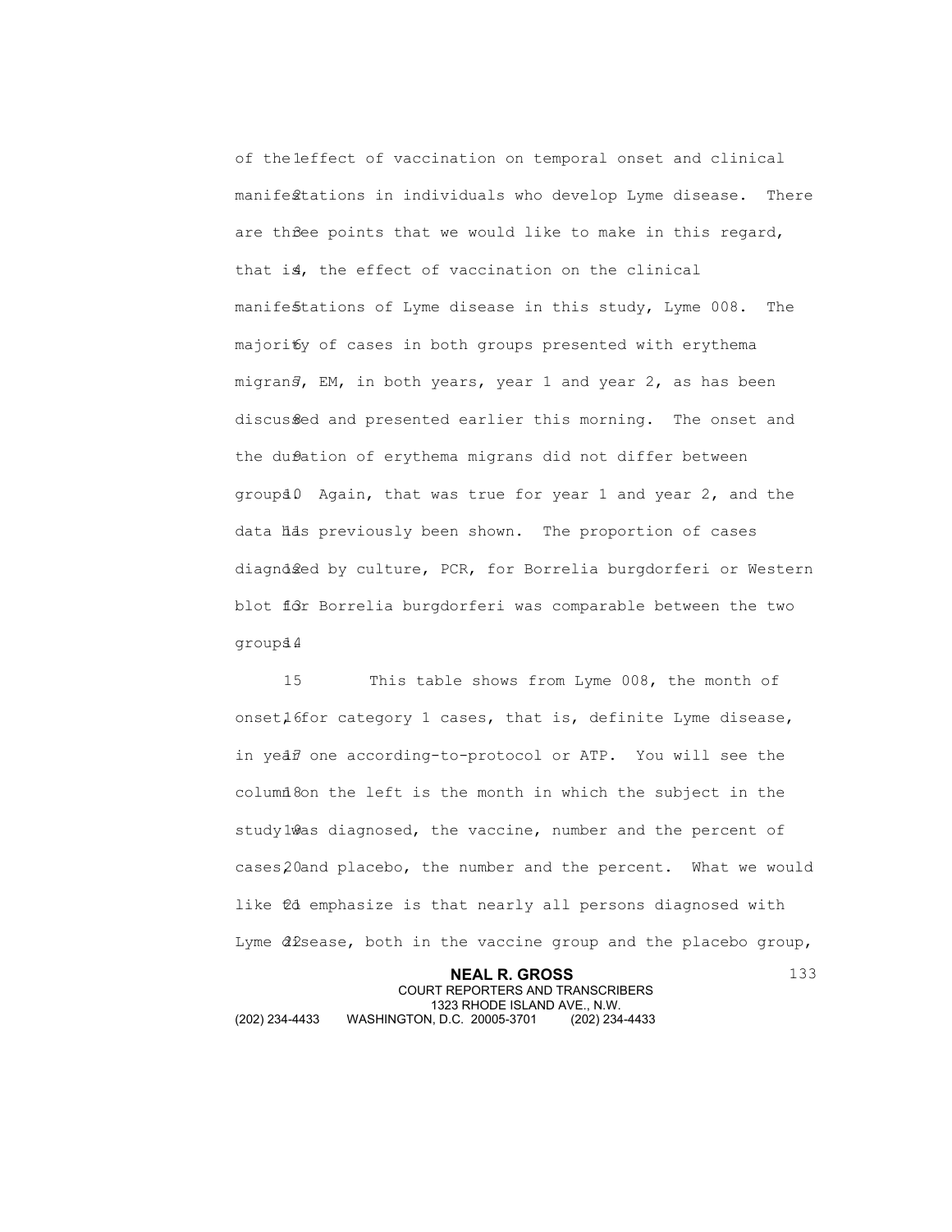of the effect of vaccination on temporal onset and clinical manifestations in individuals who develop Lyme disease. There are three points that we would like to make in this regard, that is, the effect of vaccination on the clinical manifestations of Lyme disease in this study, Lyme 008. The majority of cases in both groups presented with erythema migrans, EM, in both years, year 1 and year 2, as has been discussed and presented earlier this morning. The onset and the duration of erythema migrans did not differ between groups. Again, that was true for year 1 and year 2, and the data has previously been shown. The proportion of cases diagnosed by culture, PCR, for Borrelia burgdorferi or Western blot for Borrelia burgdorferi was comparable between the two groups.

This table shows from Lyme 008, the month of onset for category 1 cases, that is, definite Lyme disease, in year one according-to-protocol or ATP. You will see the column on the left is the month in which the subject in the study was diagnosed, the vaccine, number and the percent of cases, and placebo, the number and the percent. What we would like to emphasize is that nearly all persons diagnosed with Lyme disease, both in the vaccine group and the placebo group,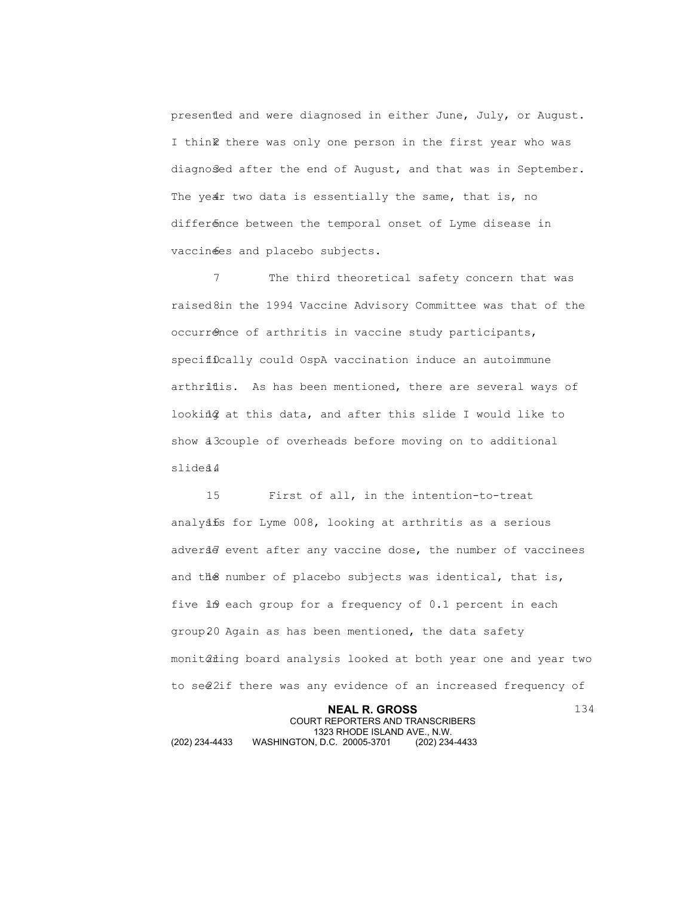presented and were diagnosed in either June, July, or August. I think there was only one person in the first year who was diagnosed after the end of August, and that was in September. The year two data is essentially the same, that is, no difference between the temporal onset of Lyme disease in vaccinees and placebo subjects.

The third theoretical safety concern that was raised in the 1994 Vaccine Advisory Committee was that of the occurrence of arthritis in vaccine study participants, specifically could OspA vaccination induce an autoimmune arthritis. As has been mentioned, there are several ways of looking at this data, and after this slide I would like to show a couple of overheads before moving on to additional slides.

First of all, in the intention-to-treat analysis for Lyme 008, looking at arthritis as a serious adverse event after any vaccine dose, the number of vaccinees and the number of placebo subjects was identical, that is, five in each group for a frequency of 0.1 percent in each group. Again as has been mentioned, the data safety monitoring board analysis looked at both year one and year two to see if there was any evidence of an increased frequency of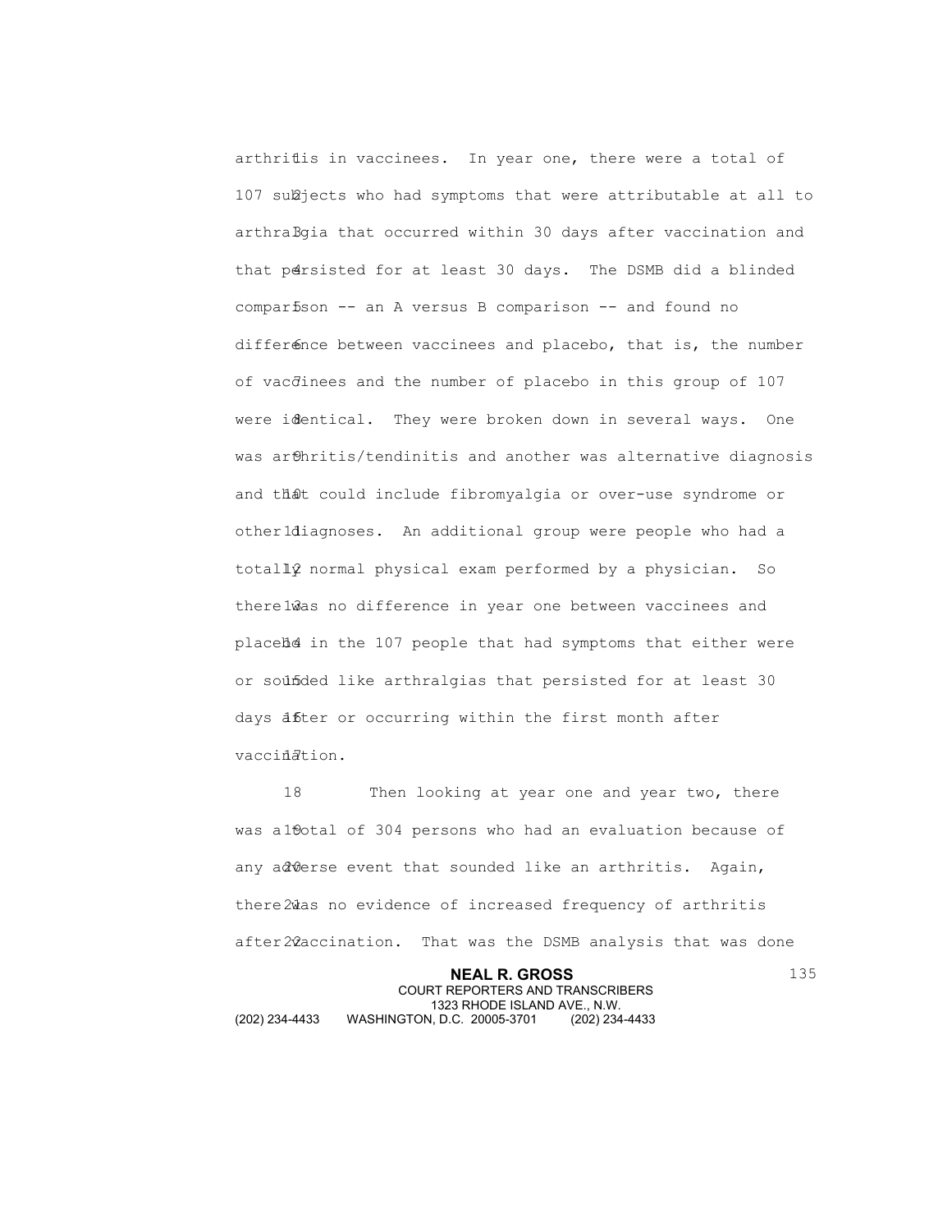arthritis in vaccinees. In year one, there were a total of 107 subjects who had symptoms that were attributable at all to arthralgia that occurred within 30 days after vaccination and that persisted for at least 30 days. The DSMB did a blinded comparison -- an A versus B comparison -- and found no difference between vaccinees and placebo, that is, the number of vaccinees and the number of placebo in this group of 107 were identical. They were broken down in several ways. One was arthritis/tendinitis and another was alternative diagnosis and that could include fibromyalgia or over-use syndrome or other diagnoses. An additional group were people who had a totally normal physical exam performed by a physician. So there was no difference in year one between vaccinees and placebo in the 107 people that had symptoms that either were or sounded like arthralgias that persisted for at least 30 days after or occurring within the first month after vaccination.

Then looking at year one and year two, there was a total of 304 persons who had an evaluation because of any adverse event that sounded like an arthritis. Again, there was no evidence of increased frequency of arthritis after vaccination. That was the DSMB analysis that was done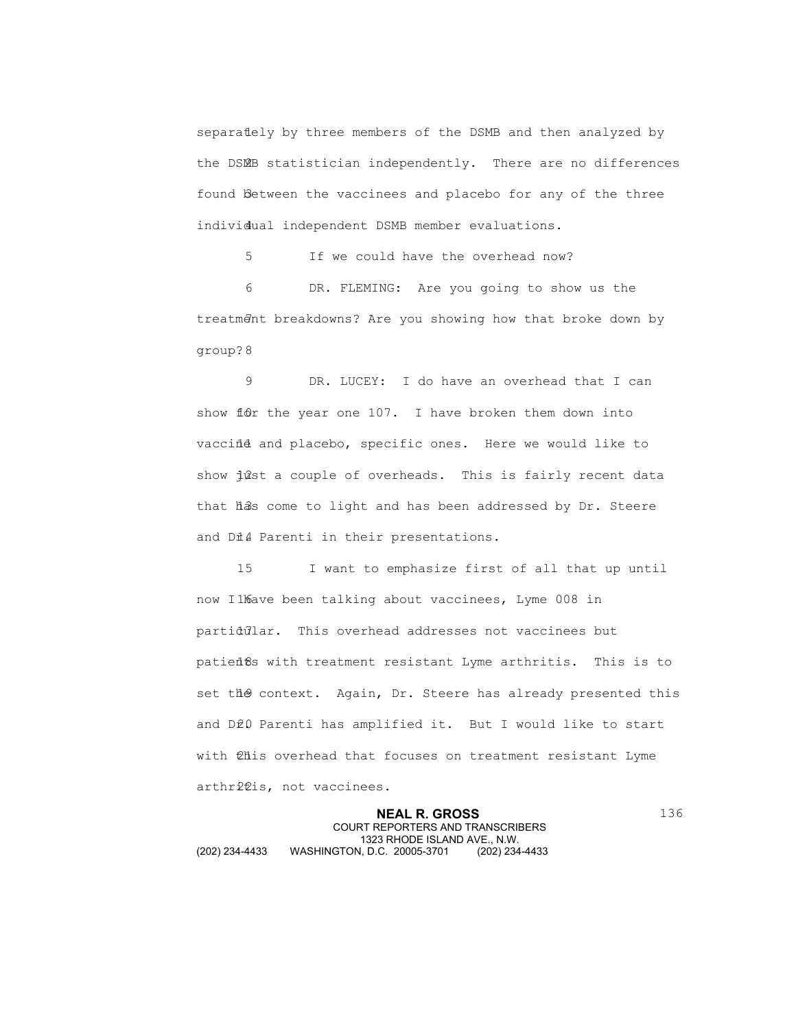separately by three members of the DSMB and then analyzed by the DSMB statistician independently. There are no differences found between the vaccinees and placebo for any of the three individual independent DSMB member evaluations.

If we could have the overhead now?

DR. FLEMING: Are you going to show us the treatment breakdowns? Are you showing how that broke down by group?

DR. LUCEY: I do have an overhead that I can show for the year one 107. I have broken them down into vaccine and placebo, specific ones. Here we would like to show just a couple of overheads. This is fairly recent data that has come to light and has been addressed by Dr. Steere and Dr. Parenti in their presentations.

I want to emphasize first of all that up until now I have been talking about vaccinees, Lyme 008 in particular. This overhead addresses not vaccinees but patients with treatment resistant Lyme arthritis. This is to set the context. Again, Dr. Steere has already presented this and Dr. Parenti has amplified it. But I would like to start with this overhead that focuses on treatment resistant Lyme arthritis, not vaccinees.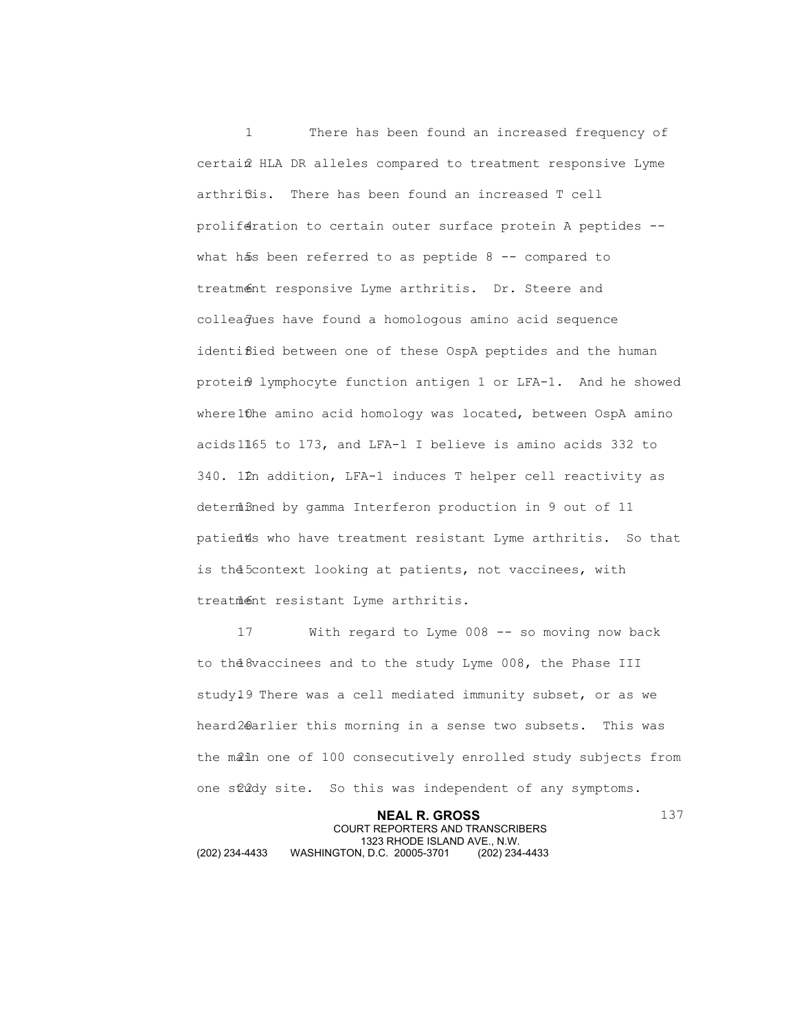There has been found an increased frequency of certain HLA DR alleles compared to treatment responsive Lyme arthritis. There has been found an increased T cell proliferation to certain outer surface protein A peptides -- what has been referred to as peptide 8 -- compared to treatment responsive Lyme arthritis. Dr. Steere and colleagues have found a homologous amino acid sequence identified between one of these OspA peptides and the human protein lymphocyte function antigen 1 or LFA-1. And he showed where the amino acid homology was located, between OspA amino acids 165 to 173, and LFA-1 I believe is amino acids 332 to 340. In addition, LFA-1 induces T helper cell reactivity as determined by gamma Interferon production in 9 out of 11 patients who have treatment resistant Lyme arthritis. So that is the context looking at patients, not vaccinees, with treatment resistant Lyme arthritis.

With regard to Lyme 008 -- so moving now back to the vaccinees and to the study Lyme 008, the Phase III study. There was a cell mediated immunity subset, or as we heard earlier this morning in a sense two subsets. This was the main one of 100 consecutively enrolled study subjects from one study site. So this was independent of any symptoms.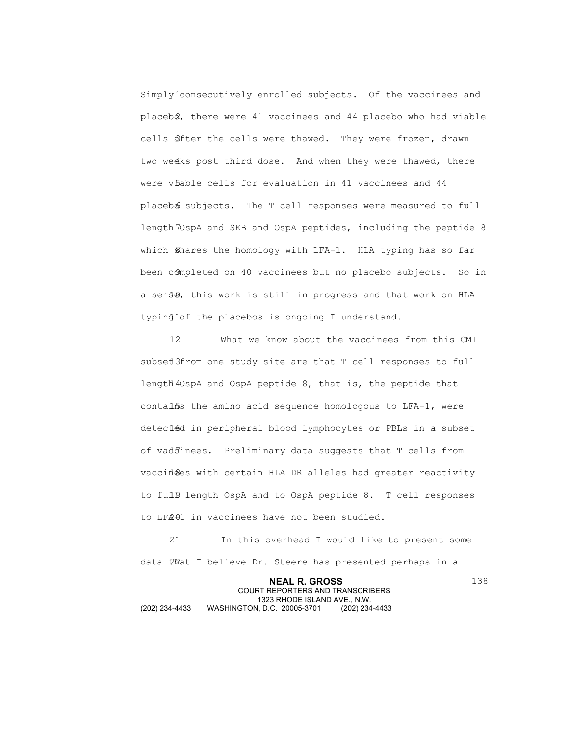Simply consecutively enrolled subjects. Of the vaccinees and placebo, there were 41 vaccinees and 44 placebo who had viable cells after the cells were thawed. They were frozen, drawn two weeks post third dose. And when they were thawed, there were viable cells for evaluation in 41 vaccinees and 44 placebo subjects. The T cell responses were measured to full length OspA and SKB and OspA peptides, including the peptide 8 which shares the homology with LFA-1. HLA typing has so far been completed on 40 vaccinees but no placebo subjects. So in a sense, this work is still in progress and that work on HLA typing of the placebos is ongoing I understand.

What we know about the vaccinees from this CMI subset from one study site are that T cell responses to full length OspA and OspA peptide 8, that is, the peptide that contains the amino acid sequence homologous to LFA-1, were detected in peripheral blood lymphocytes or PBLs in a subset of vaccinees. Preliminary data suggests that T cells from vaccinees with certain HLA DR alleles had greater reactivity to full length OspA and to OspA peptide 8. T cell responses to LFA-1 in vaccinees have not been studied.

In this overhead I would like to present some data that I believe Dr. Steere has presented perhaps in a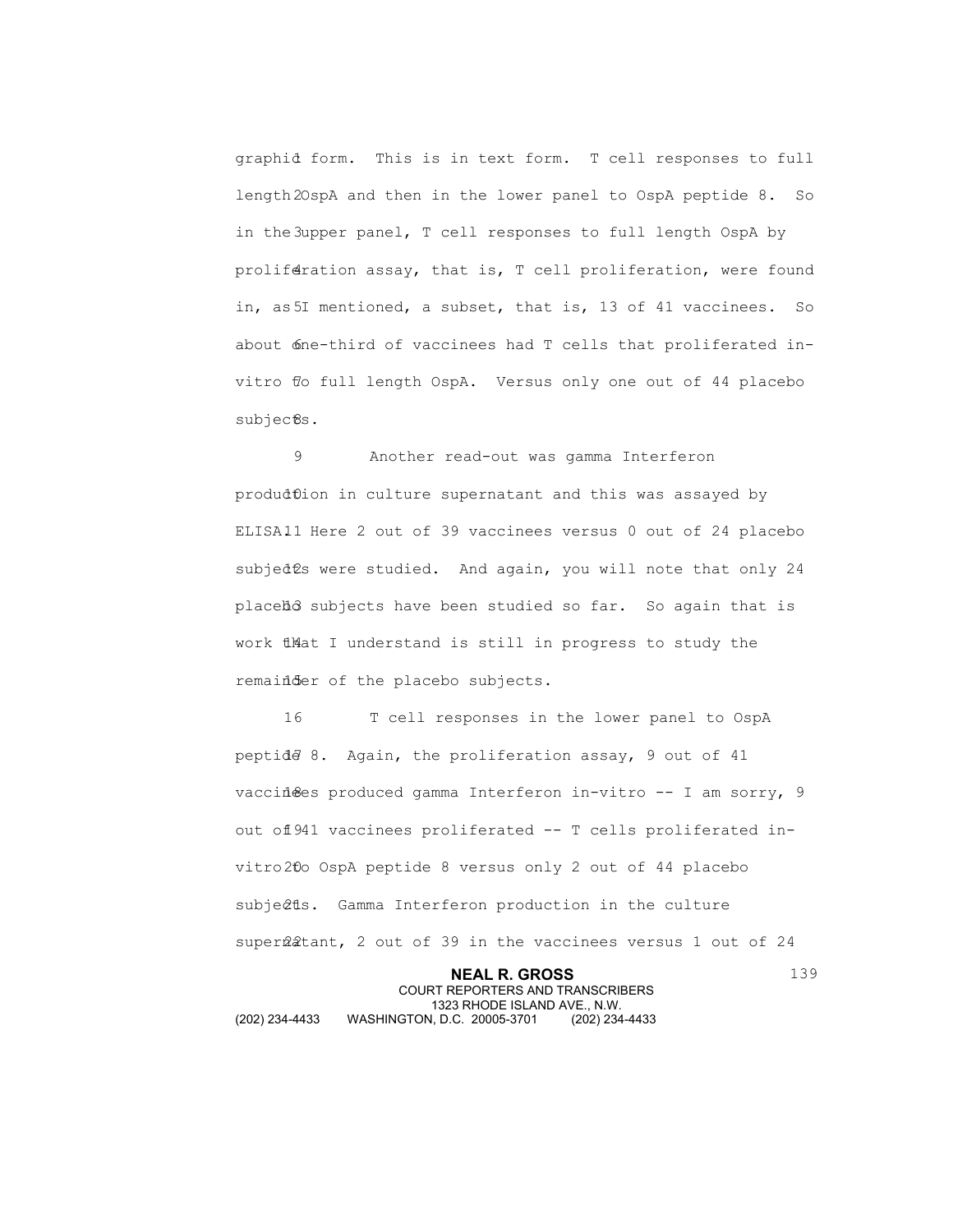graphic form. This is in text form. T cell responses to full length OspA and then in the lower panel to OspA peptide 8. So in the upper panel, T cell responses to full length OspA by proliferation assay, that is, T cell proliferation, were found in, as I mentioned, a subset, that is, 13 of 41 vaccinees. So about one-third of vaccinees had T cells that proliferated in-vitro to full length OspA. Versus only one out of 44 placebo subjects.

Another read-out was gamma Interferon production in culture supernatant and this was assayed by ELISA. Here 2 out of 39 vaccinees versus 0 out of 24 placebo subjects were studied. And again, you will note that only 24 placebo subjects have been studied so far. So again that is work that I understand is still in progress to study the remainder of the placebo subjects.

T cell responses in the lower panel to OspA peptide 8. Again, the proliferation assay, 9 out of 41 vaccinees produced gamma Interferon in-vitro -- I am sorry, 9 out of 41 vaccinees proliferated -- T cells proliferated in-vitro to OspA peptide 8 versus only 2 out of 44 placebo subjects. Gamma Interferon production in the culture supernatant, 2 out of 39 in the vaccinees versus 1 out of 24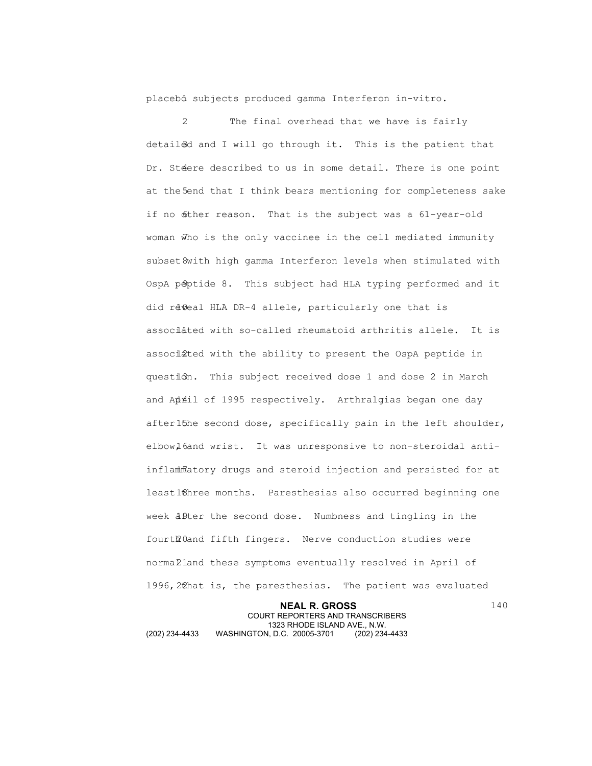placebo subjects produced gamma Interferon in-vitro.

The final overhead that we have is fairly detailed and I will go through it. This is the patient that Dr. Steere described to us in some detail. There is one point at the end that I think bears mentioning for completeness sake if no other reason. That is the subject was a 61-year-old woman who is the only vaccinee in the cell mediated immunity subset with high gamma Interferon levels when stimulated with OspA peptide 8. This subject had HLA typing performed and it did reveal HLA DR-4 allele, particularly one that is associated with so-called rheumatoid arthritis allele. It is associated with the ability to present the OspA peptide in question. This subject received dose 1 and dose 2 in March and April of 1995 respectively. Arthralgias began one day after the second dose, specifically pain in the left shoulder, elbow, and wrist. It was unresponsive to non-steroidal anti-inflammatory drugs and steroid injection and persisted for at least three months. Paresthesias also occurred beginning one week after the second dose. Numbness and tingling in the fourth and fifth fingers. Nerve conduction studies were normal and these symptoms eventually resolved in April of 1996, that is, the paresthesias. The patient was evaluated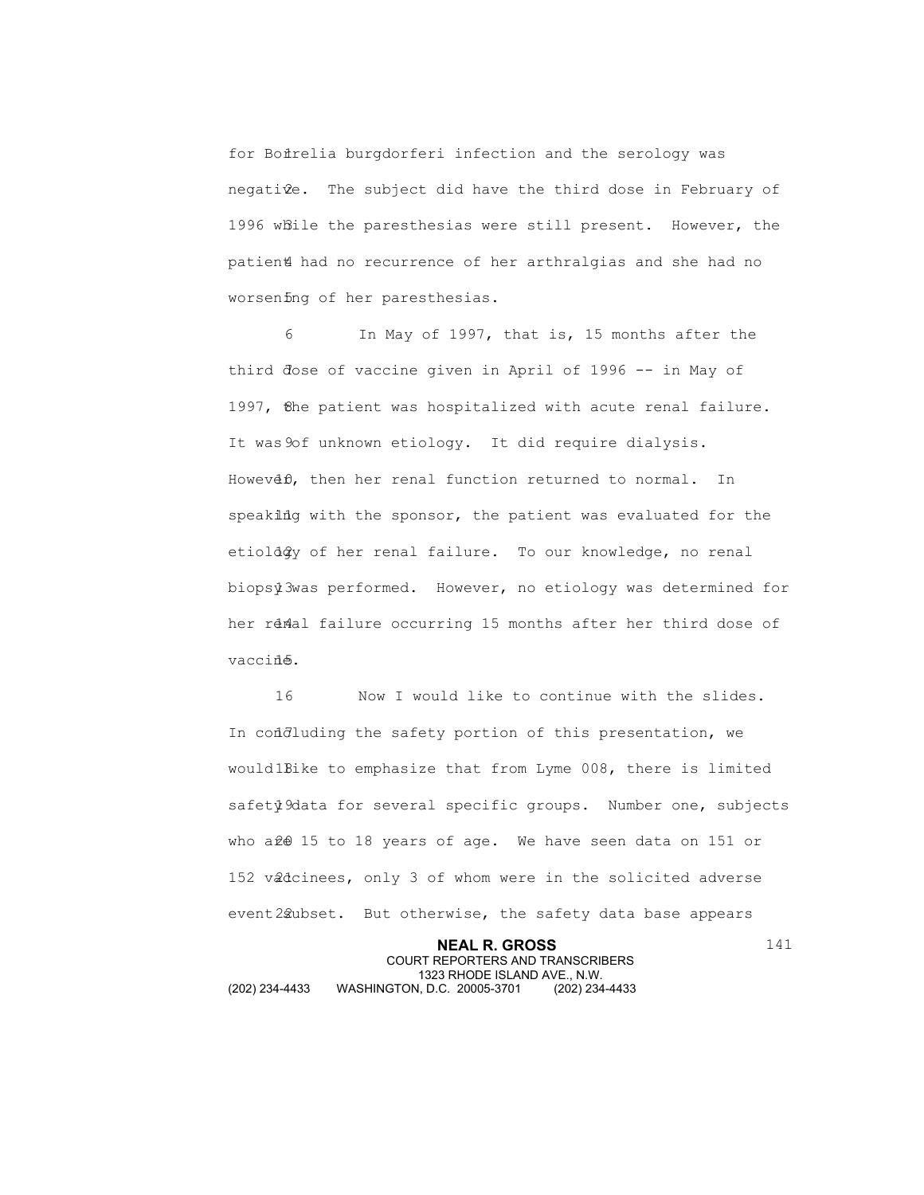for Borrelia burgdorferi infection and the serology was negative. The subject did have the third dose in February of 1996 while the paresthesias were still present. However, the patient had no recurrence of her arthralgias and she had no worsening of her paresthesias.

In May of 1997, that is, 15 months after the third dose of vaccine given in April of 1996 -- in May of 1997, the patient was hospitalized with acute renal failure. It was of unknown etiology. It did require dialysis. However, then her renal function returned to normal. In speaking with the sponsor, the patient was evaluated for the etiology of her renal failure. To our knowledge, no renal biopsy was performed. However, no etiology was determined for her renal failure occurring 15 months after her third dose of vaccine.

Now I would like to continue with the slides. In concluding the safety portion of this presentation, we would like to emphasize that from Lyme 008, there is limited safety data for several specific groups. Number one, subjects who are 15 to 18 years of age. We have seen data on 151 or 152 vaccinees, only 3 of whom were in the solicited adverse event subset. But otherwise, the safety data base appears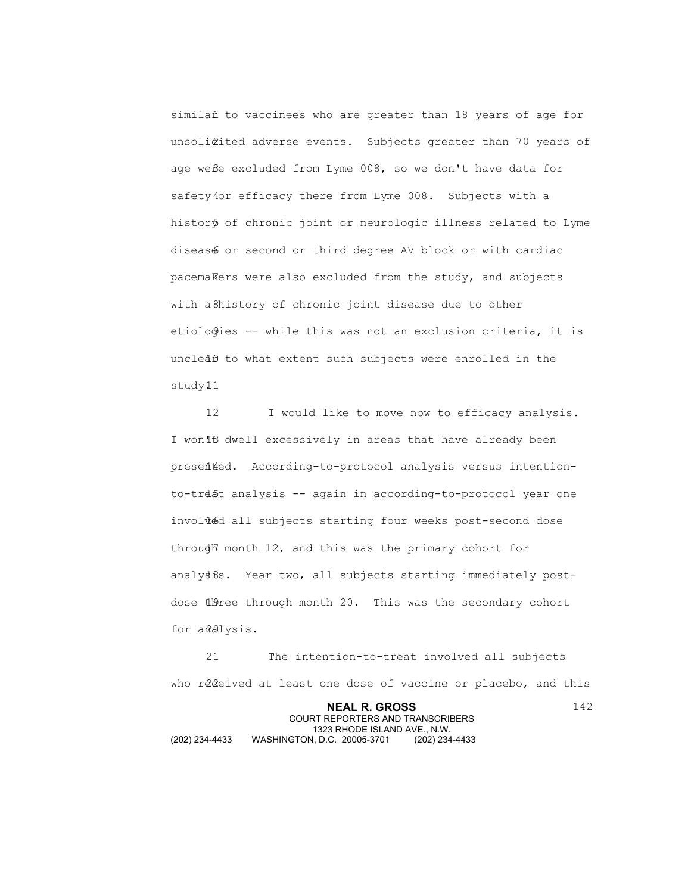similar to vaccinees who are greater than 18 years of age for unsolicited adverse events. Subjects greater than 70 years of age were excluded from Lyme 008, so we don't have data for safety or efficacy there from Lyme 008. Subjects with a history of chronic joint or neurologic illness related to Lyme disease or second or third degree AV block or with cardiac pacemakers were also excluded from the study, and subjects with a history of chronic joint disease due to other etiologies -- while this was not an exclusion criteria, it is unclear to what extent such subjects were enrolled in the study.

I would like to move now to efficacy analysis. I won't dwell excessively in areas that have already been presented. According-to-protocol analysis versus intention-to-treat analysis -- again in according-to-protocol year one involved all subjects starting four weeks post-second dose through month 12, and this was the primary cohort for analysis. Year two, all subjects starting immediately post-dose three through month 20. This was the secondary cohort for analysis.

The intention-to-treat involved all subjects who received at least one dose of vaccine or placebo, and this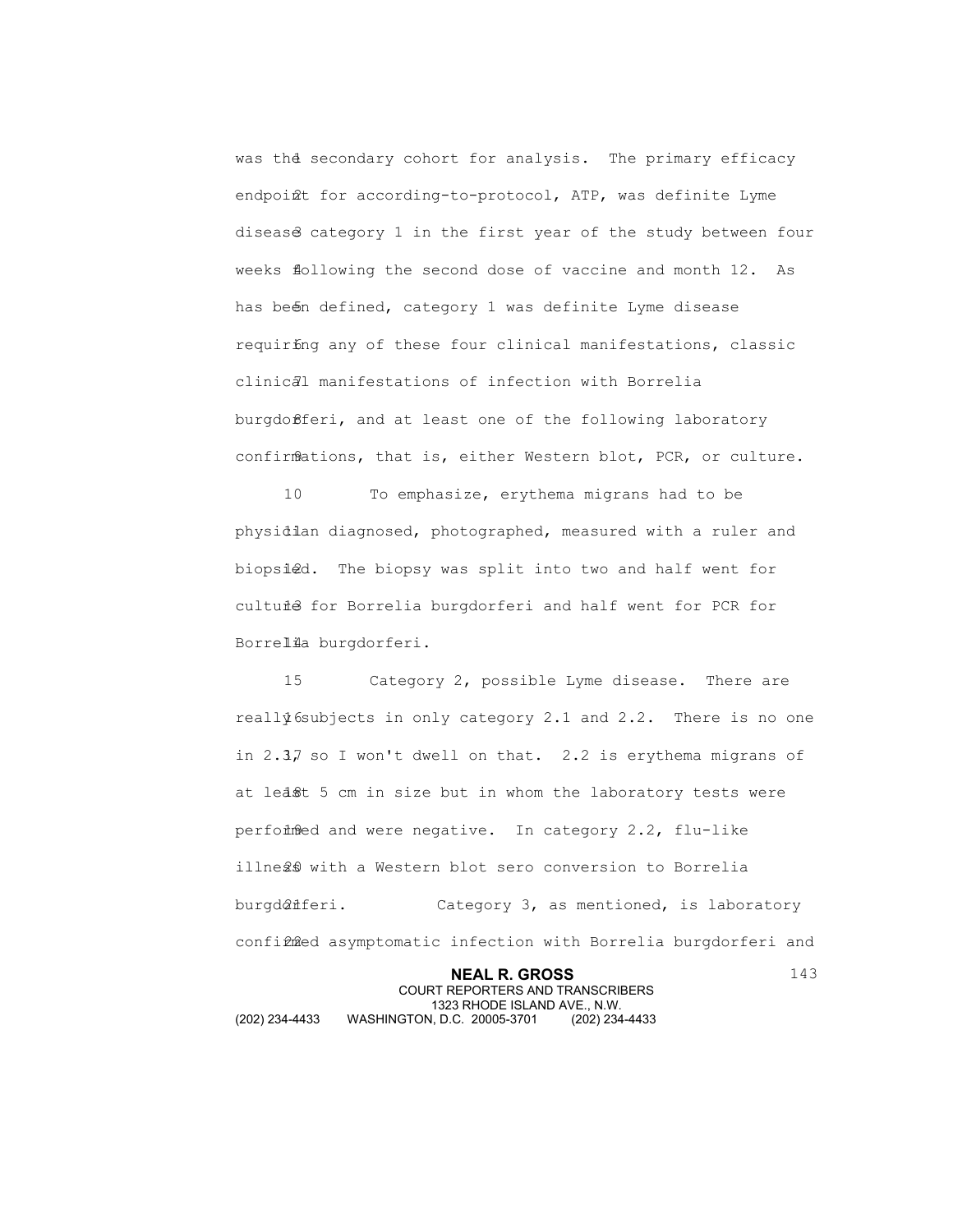was the secondary cohort for analysis. The primary efficacy endpoint for according-to-protocol, ATP, was definite Lyme disease category 1 in the first year of the study between four weeks following the second dose of vaccine and month 12. As has been defined, category 1 was definite Lyme disease requiring any of these four clinical manifestations, classic clinical manifestations of infection with Borrelia burgdorferi, and at least one of the following laboratory confirmations, that is, either Western blot, PCR, or culture.

To emphasize, erythema migrans had to be physician diagnosed, photographed, measured with a ruler and biopsied. The biopsy was split into two and half went for culture for Borrelia burgdorferi and half went for PCR for Borrelia burgdorferi.

Category 2, possible Lyme disease. There are really subjects in only category 2.1 and 2.2. There is no one in 2.3, so I won't dwell on that. 2.2 is erythema migrans of at least 5 cm in size but in whom the laboratory tests were performed and were negative. In category 2.2, flu-like illness with a Western blot sero conversion to Borrelia burgdorferi. Category 3, as mentioned, is laboratory confirmed asymptomatic infection with Borrelia burgdorferi and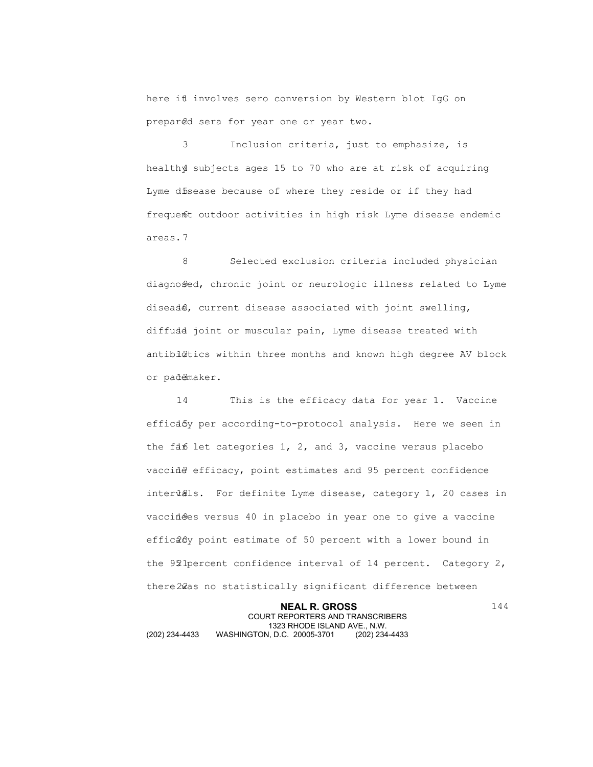here it involves sero conversion by Western blot IgG on prepared sera for year one or year two.

Inclusion criteria, just to emphasize, is healthy subjects ages 15 to 70 who are at risk of acquiring Lyme disease because of where they reside or if they had frequent outdoor activities in high risk Lyme disease endemic areas.

Selected exclusion criteria included physician diagnosed, chronic joint or neurologic illness related to Lyme disease, current disease associated with joint swelling, diffuse joint or muscular pain, Lyme disease treated with antibiotics within three months and known high degree AV block or pacemaker.

This is the efficacy data for year 1. Vaccine efficacy per according-to-protocol analysis. Here we seen in the far let categories 1, 2, and 3, vaccine versus placebo vaccine efficacy, point estimates and 95 percent confidence intervals. For definite Lyme disease, category 1, 20 cases in vaccinees versus 40 in placebo in year one to give a vaccine efficacy point estimate of 50 percent with a lower bound in the 95 percent confidence interval of 14 percent. Category 2, there was no statistically significant difference between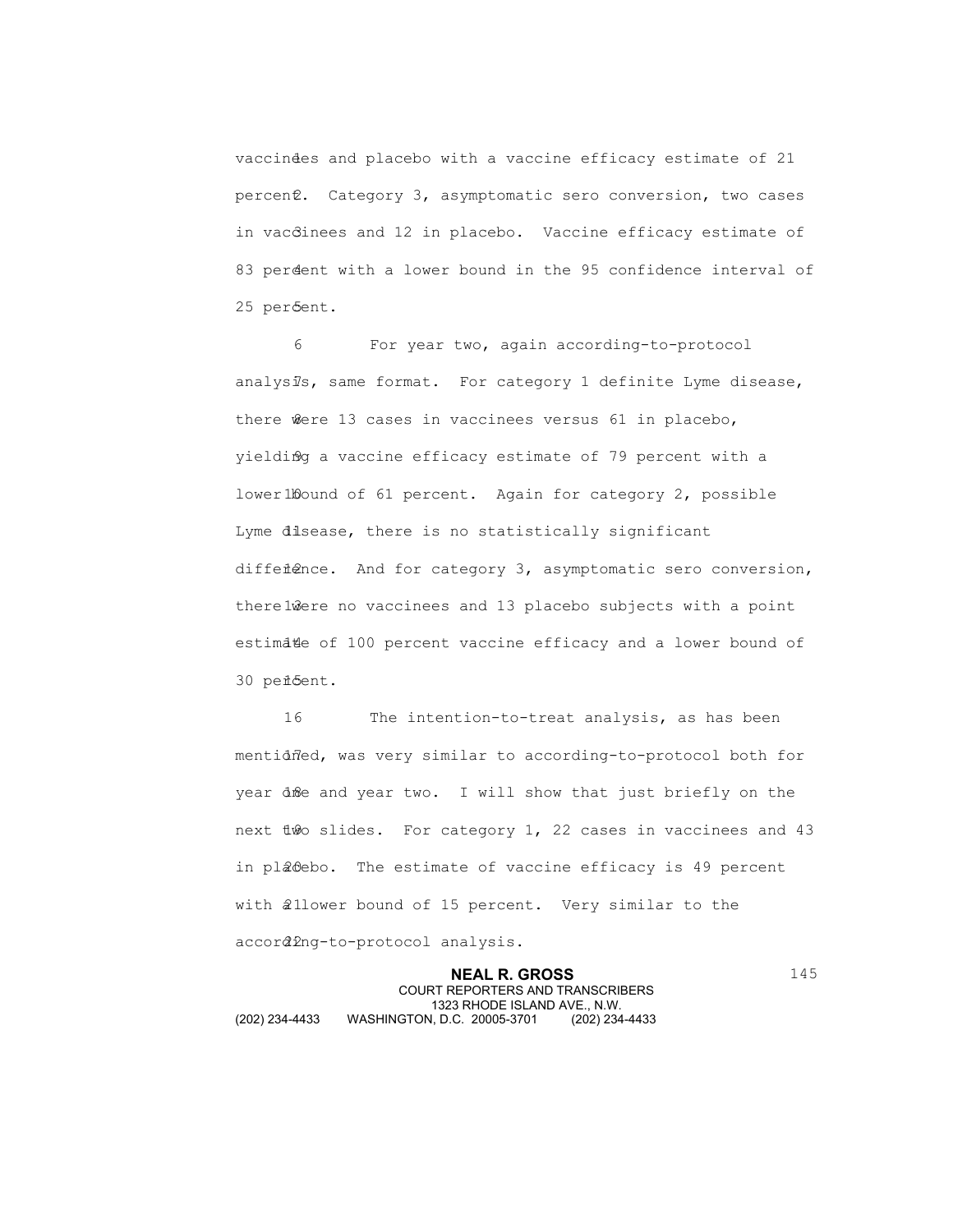vaccinees and placebo with a vaccine efficacy estimate of 21 percent. Category 3, asymptomatic sero conversion, two cases in vaccinees and 12 in placebo. Vaccine efficacy estimate of 83 percent with a lower bound in the 95 confidence interval of 25 percent.

For year two, again according-to-protocol analysis, same format. For category 1 definite Lyme disease, there were 13 cases in vaccinees versus 61 in placebo, yielding a vaccine efficacy estimate of 79 percent with a lower bound of 61 percent. Again for category 2, possible Lyme disease, there is no statistically significant difference. And for category 3, asymptomatic sero conversion, there were no vaccinees and 13 placebo subjects with a point estimate of 100 percent vaccine efficacy and a lower bound of 30 percent.

The intention-to-treat analysis, as has been mentioned, was very similar to according-to-protocol both for year one and year two. I will show that just briefly on the next two slides. For category 1, 22 cases in vaccinees and 43 in placebo. The estimate of vaccine efficacy is 49 percent with a lower bound of 15 percent. Very similar to the according-to-protocol analysis.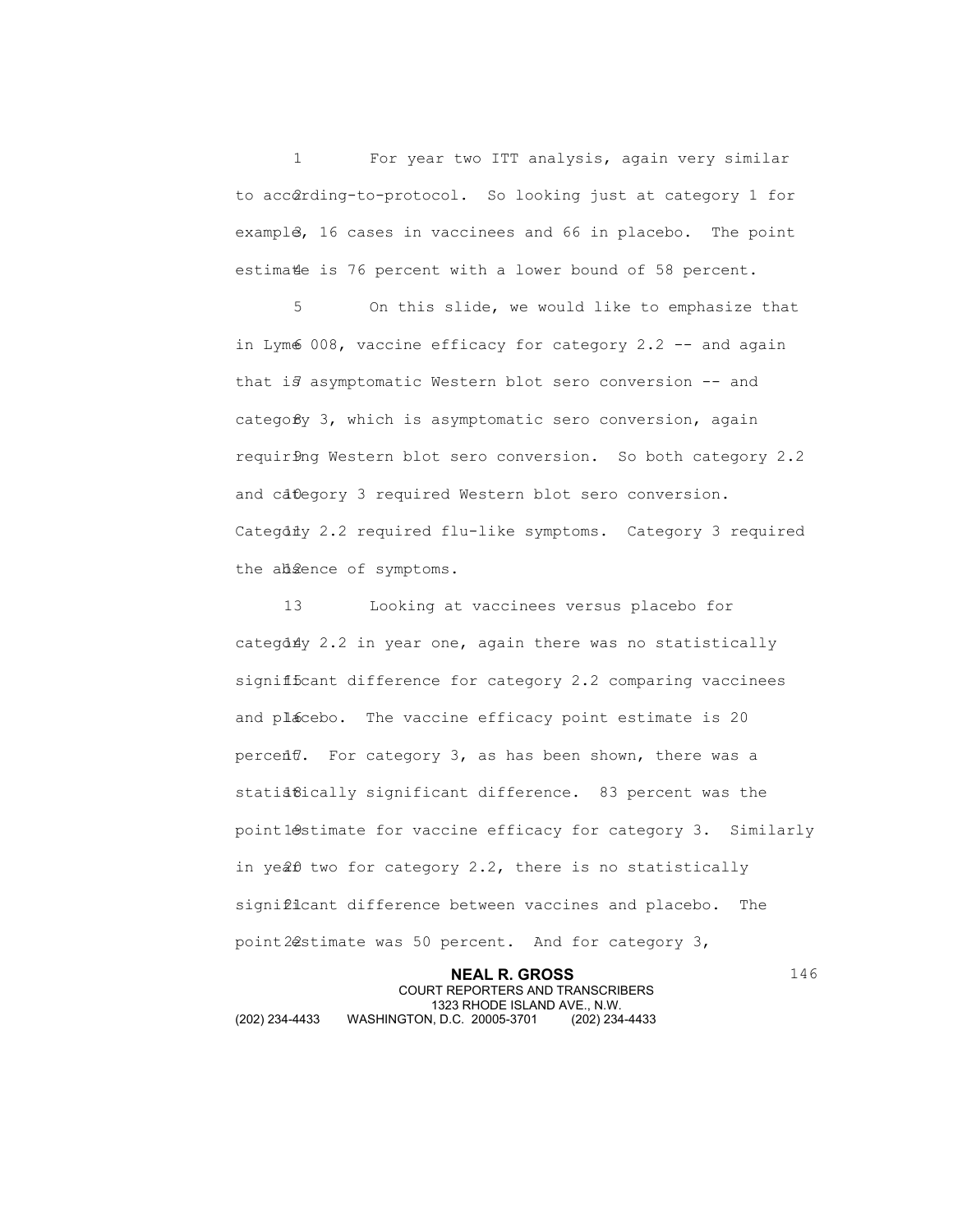For year two ITT analysis, again very similar to according-to-protocol. So looking just at category 1 for example, 16 cases in vaccinees and 66 in placebo. The point estimate is 76 percent with a lower bound of 58 percent.

On this slide, we would like to emphasize that in Lyme 008, vaccine efficacy for category 2.2 -- and again that is asymptomatic Western blot sero conversion -- and category 3, which is asymptomatic sero conversion, again requiring Western blot sero conversion. So both category 2.2 and category 3 required Western blot sero conversion. Category 2.2 required flu-like symptoms. Category 3 required the absence of symptoms.

Looking at vaccinees versus placebo for category 2.2 in year one, again there was no statistically significant difference for category 2.2 comparing vaccinees and placebo. The vaccine efficacy point estimate is 20 percent. For category 3, as has been shown, there was a statistically significant difference. 83 percent was the point estimate for vaccine efficacy for category 3. Similarly in year two for category 2.2, there is no statistically significant difference between vaccines and placebo. The point estimate was 50 percent. And for category 3,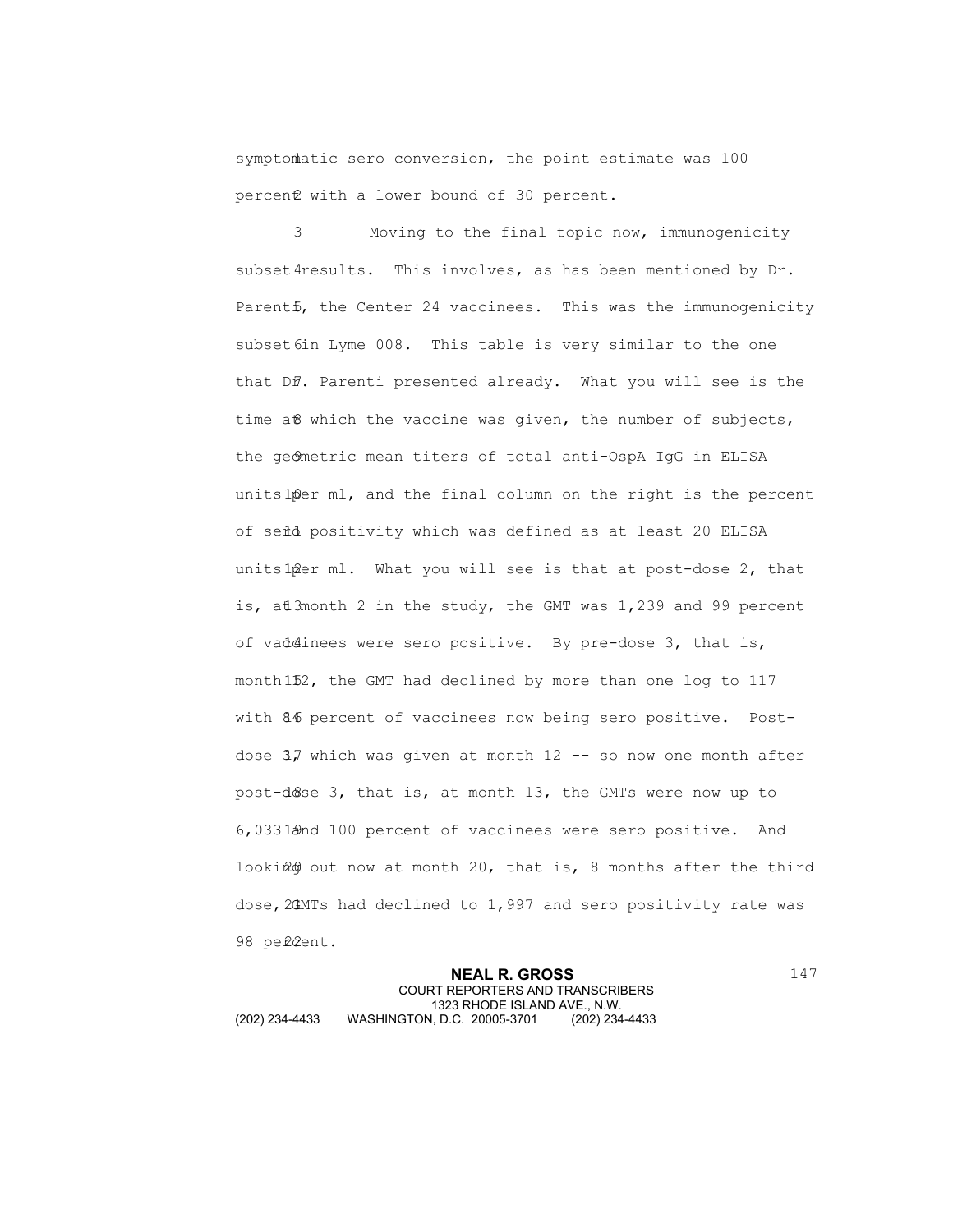symptomatic sero conversion, the point estimate was 100 percent with a lower bound of 30 percent.

Moving to the final topic now, immunogenicity subset results. This involves, as has been mentioned by Dr. Parenti, the Center 24 vaccinees. This was the immunogenicity subset in Lyme 008. This table is very similar to the one that Dr. Parenti presented already. What you will see is the time at which the vaccine was given, the number of subjects, the geometric mean titers of total anti-OspA IgG in ELISA units per ml, and the final column on the right is the percent of sero positivity which was defined as at least 20 ELISA units per ml. What you will see is that at post-dose 2, that is, at month 2 in the study, the GMT was 1,239 and 99 percent of vaccinees were sero positive. By pre-dose 3, that is, month 12, the GMT had declined by more than one log to 117 with 86 percent of vaccinees now being sero positive. Post-dose 3, which was given at month 12 -- so now one month after post-dose 3, that is, at month 13, the GMTs were now up to 6,033 and 100 percent of vaccinees were sero positive. And looking out now at month 20, that is, 8 months after the third dose, GMTs had declined to 1,997 and sero positivity rate was 98 percent.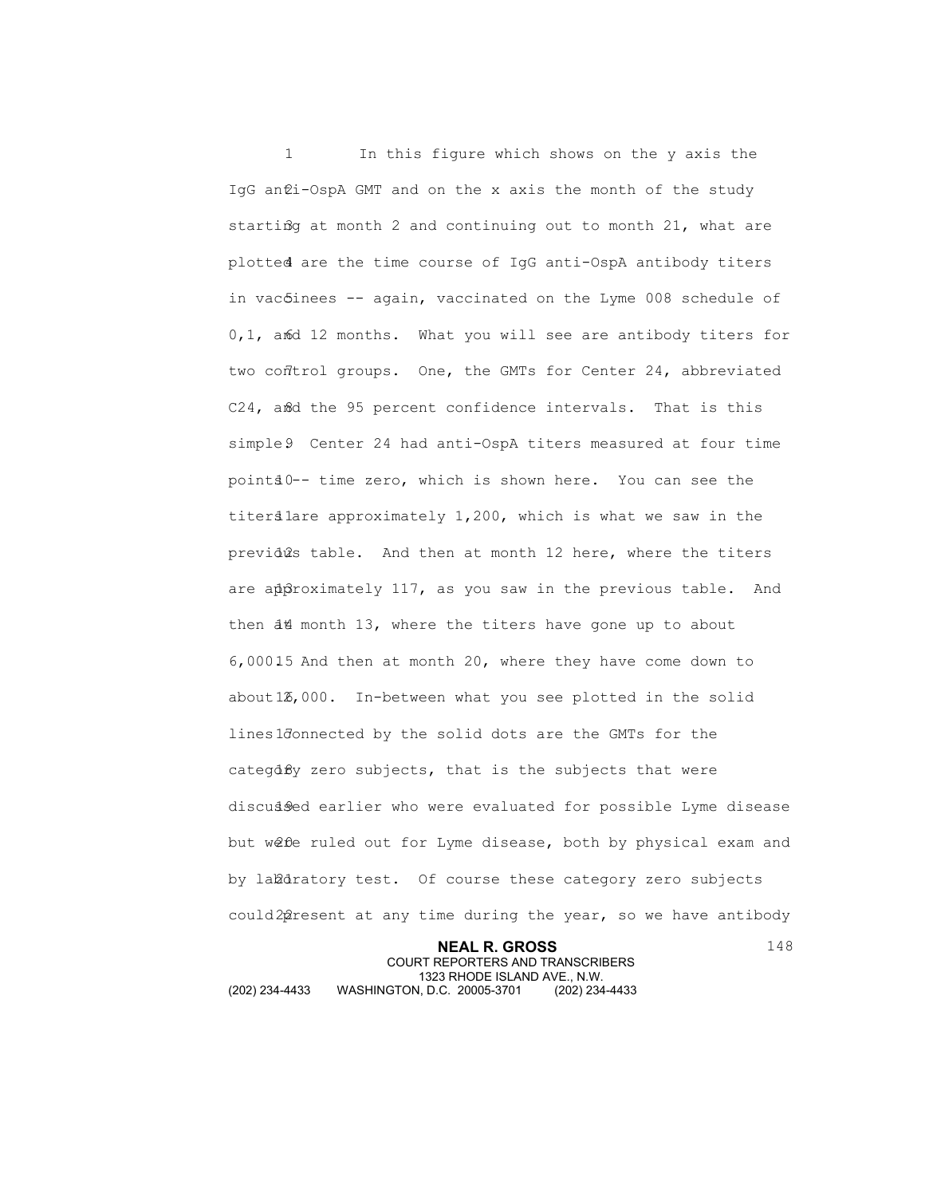In this figure which shows on the y axis the IgG anti-OspA GMT and on the x axis the month of the study starting at month 2 and continuing out to month 21, what are plotted are the time course of IgG anti-OspA antibody titers in vaccinees -- again, vaccinated on the Lyme 008 schedule of 0,1, and 12 months. What you will see are antibody titers for two control groups. One, the GMTs for Center 24, abbreviated C24, and the 95 percent confidence intervals. That is this simple. Center 24 had anti-OspA titers measured at four time points -- time zero, which is shown here. You can see the titers are approximately 1,200, which is what we saw in the previous table. And then at month 12 here, where the titers are approximately 117, as you saw in the previous table. And then at month 13, where the titers have gone up to about 6,000. And then at month 20, where they have come down to about 1,000. In-between what you see plotted in the solid lines connected by the solid dots are the GMTs for the category zero subjects, that is the subjects that were discussed earlier who were evaluated for possible Lyme disease but were ruled out for Lyme disease, both by physical exam and by laboratory test. Of course these category zero subjects could present at any time during the year, so we have antibody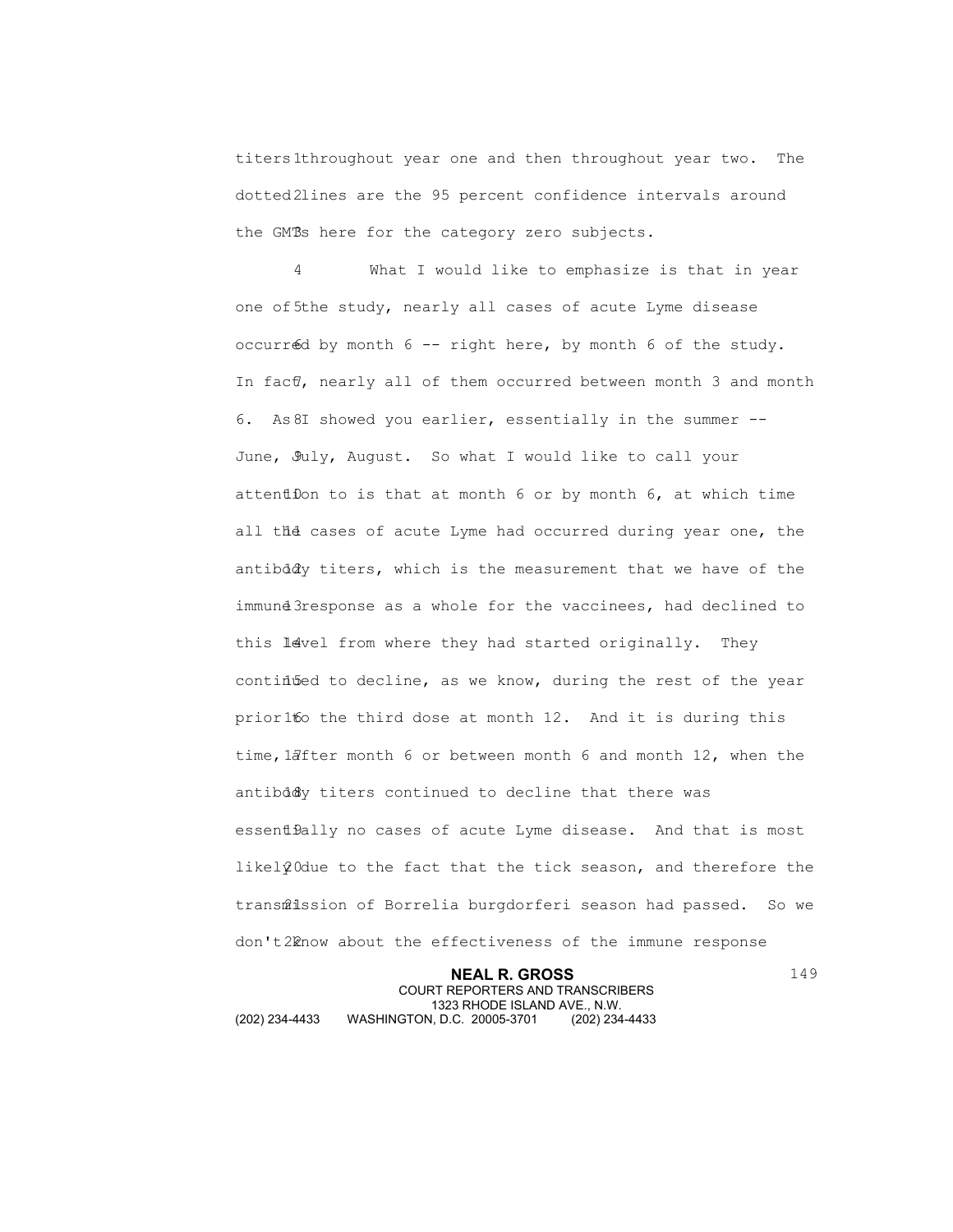titers throughout year one and then throughout year two. The dotted lines are the 95 percent confidence intervals around the GMTs here for the category zero subjects.

What I would like to emphasize is that in year one of the study, nearly all cases of acute Lyme disease occurred by month 6 -- right here, by month 6 of the study. In fact, nearly all of them occurred between month 3 and month 6. As I showed you earlier, essentially in the summer -- June, July, August. So what I would like to call your attention to is that at month 6 or by month 6, at which time all the cases of acute Lyme had occurred during year one, the antibody titers, which is the measurement that we have of the immune response as a whole for the vaccinees, had declined to this level from where they had started originally. They continued to decline, as we know, during the rest of the year prior to the third dose at month 12. And it is during this time, after month 6 or between month 6 and month 12, when the antibody titers continued to decline that there was essentially no cases of acute Lyme disease. And that is most likely due to the fact that the tick season, and therefore the transmission of Borrelia burgdorferi season had passed. So we don't know about the effectiveness of the immune response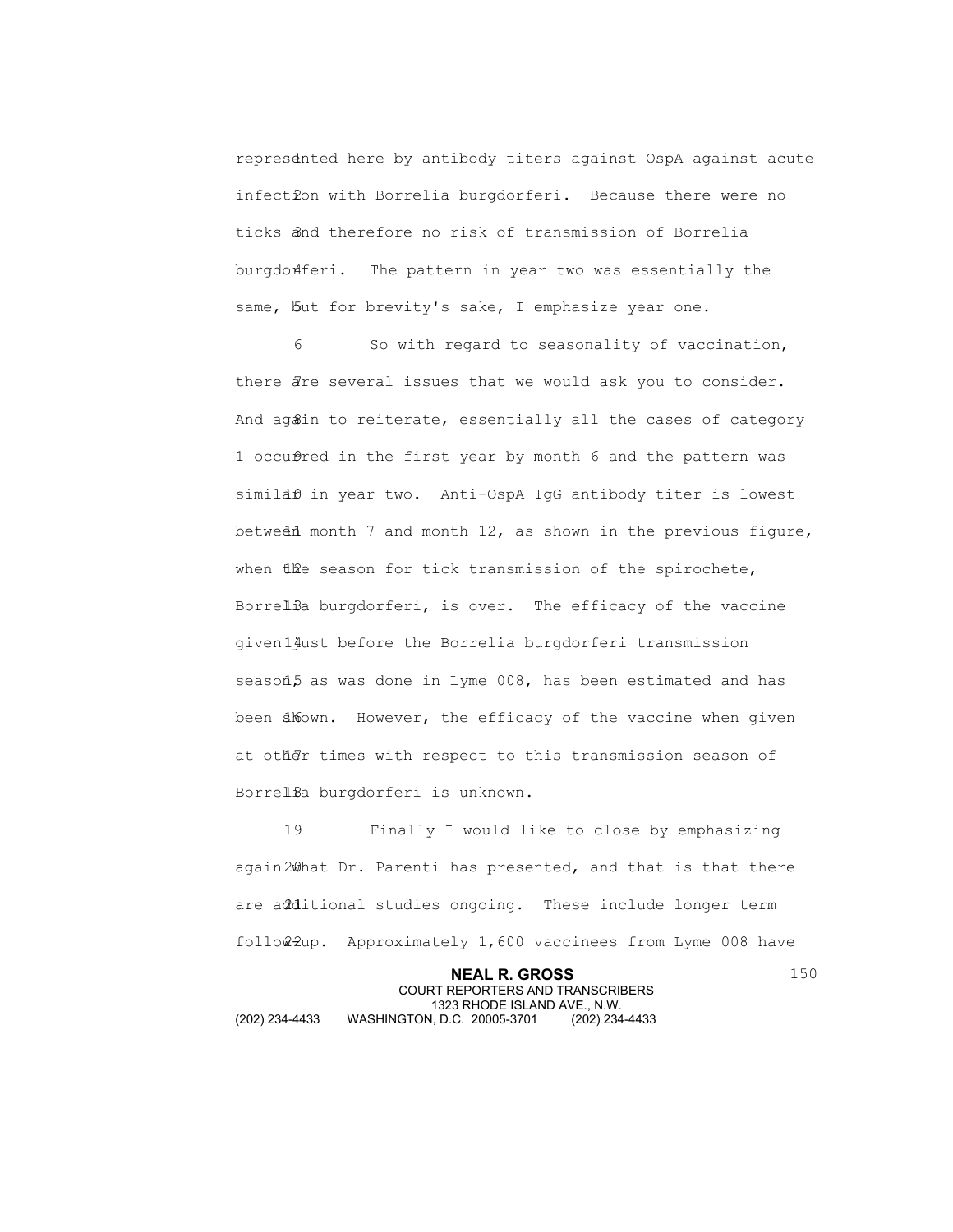represented here by antibody titers against OspA against acute infection with Borrelia burgdorferi. Because there were no ticks and therefore no risk of transmission of Borrelia burgdorferi. The pattern in year two was essentially the same, but for brevity's sake, I emphasize year one.

So with regard to seasonality of vaccination, there are several issues that we would ask you to consider. And again to reiterate, essentially all the cases of category 1 occurred in the first year by month 6 and the pattern was similar in year two. Anti-OspA IgG antibody titer is lowest between month 7 and month 12, as shown in the previous figure, when the season for tick transmission of the spirochete, Borrelia burgdorferi, is over. The efficacy of the vaccine given just before the Borrelia burgdorferi transmission season, as was done in Lyme 008, has been estimated and has been shown. However, the efficacy of the vaccine when given at other times with respect to this transmission season of Borrelia burgdorferi is unknown.

Finally I would like to close by emphasizing again what Dr. Parenti has presented, and that is that there are additional studies ongoing. These include longer term follow-up. Approximately 1,600 vaccinees from Lyme 008 have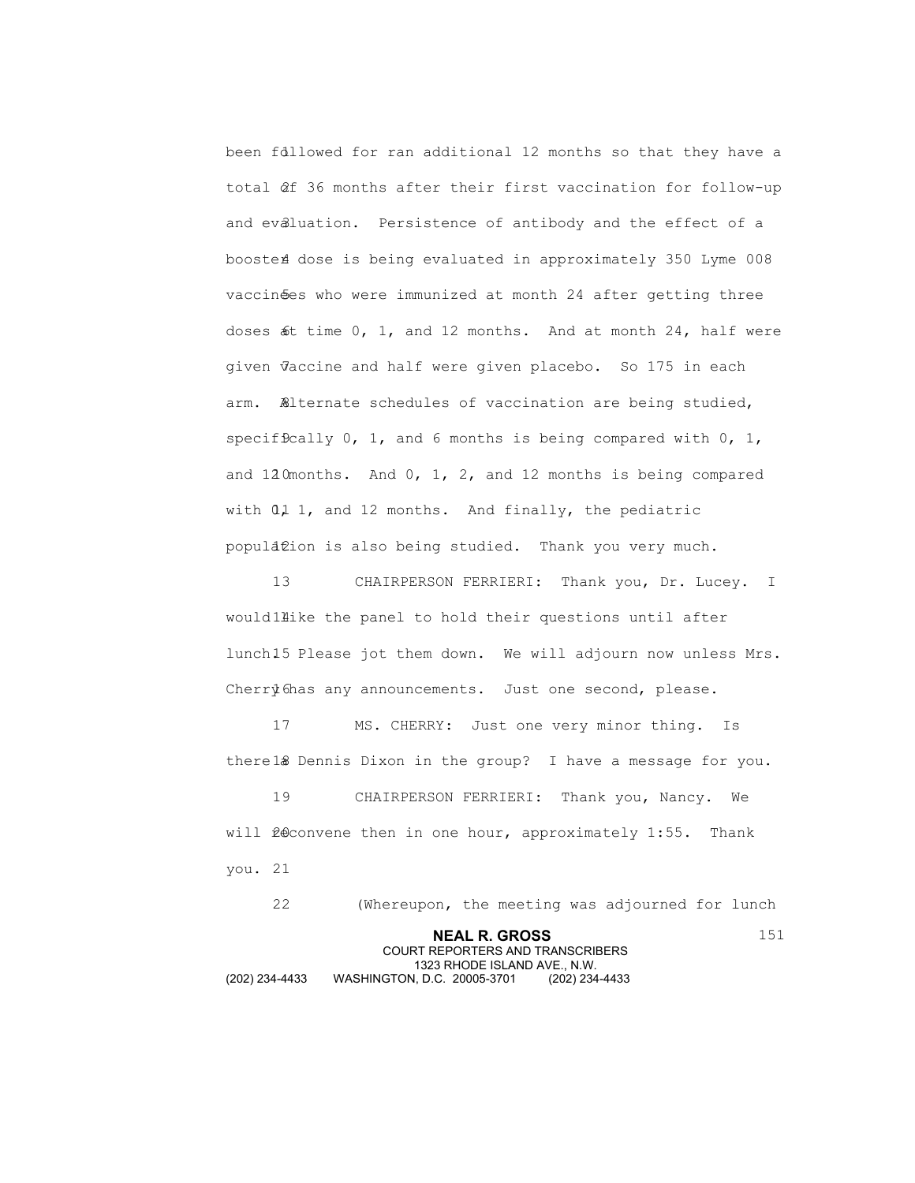been followed for ran additional 12 months so that they have a total of 36 months after their first vaccination for follow-up and evaluation. Persistence of antibody and the effect of a booster dose is being evaluated in approximately 350 Lyme 008 vaccinees who were immunized at month 24 after getting three doses at time 0, 1, and 12 months. And at month 24, half were given vaccine and half were given placebo. So 175 in each arm. Alternate schedules of vaccination are being studied, specifically 0, 1, and 6 months is being compared with 0, 1, and 12 months. And 0, 1, 2, and 12 months is being compared with 0, 1, and 12 months. And finally, the pediatric population is also being studied. Thank you very much.

CHAIRPERSON FERRIERI: Thank you, Dr. Lucey. I would like the panel to hold their questions until after lunch. Please jot them down. We will adjourn now unless Mrs. Cherry has any announcements. Just one second, please.

MS. CHERRY: Just one very minor thing. Is there a Dennis Dixon in the group? I have a message for you.

CHAIRPERSON FERRIERI: Thank you, Nancy. We will reconvene then in one hour, approximately 1:55. Thank you.

(Whereupon, the meeting was adjourned for lunch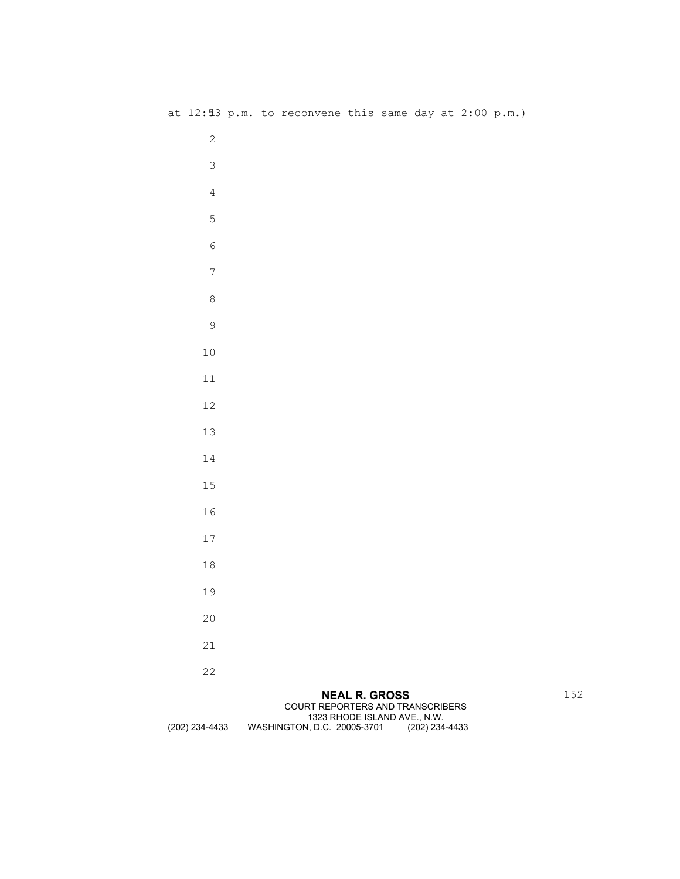at 12:53 p.m. to reconvene this same day at 2:00 p.m.)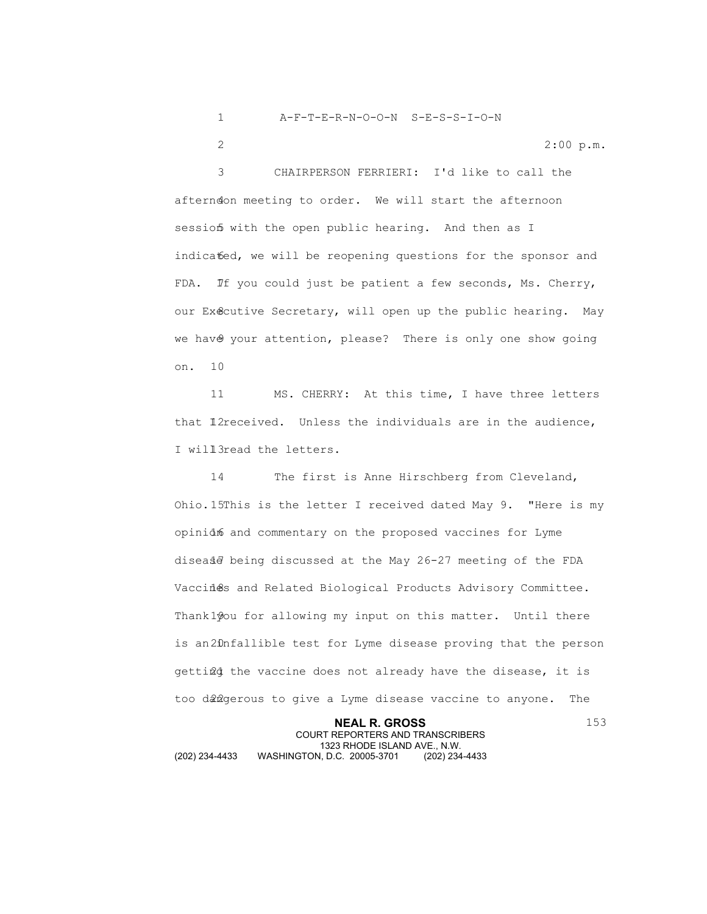A-F-T-E-R-N-O-O-N S-E-S-S-I-O-N

2:00 p.m.

CHAIRPERSON FERRIERI: I'd like to call the afternoon meeting to order. We will start the afternoon session with the open public hearing. And then as I indicated, we will be reopening questions for the sponsor and FDA. If you could just be patient a few seconds, Ms. Cherry, our Executive Secretary, will open up the public hearing. May we have your attention, please? There is only one show going on.

MS. CHERRY: At this time, I have three letters that I received. Unless the individuals are in the audience, I will read the letters.

The first is Anne Hirschberg from Cleveland, Ohio. This is the letter I received dated May 9. "Here is my opinion and commentary on the proposed vaccines for Lyme disease being discussed at the May 26-27 meeting of the FDA Vaccines and Related Biological Products Advisory Committee. Thank you for allowing my input on this matter. Until there is an infallible test for Lyme disease proving that the person getting the vaccine does not already have the disease, it is too dangerous to give a Lyme disease vaccine to anyone. The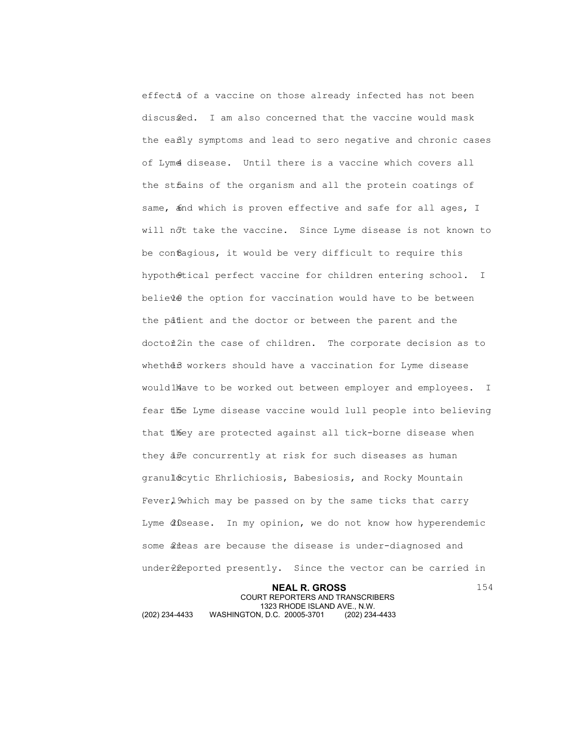effects of a vaccine on those already infected has not been discussed. I am also concerned that the vaccine would mask the early symptoms and lead to sero negative and chronic cases of Lyme disease. Until there is a vaccine which covers all the strains of the organism and all the protein coatings of same, and which is proven effective and safe for all ages, I will not take the vaccine. Since Lyme disease is not known to be contagious, it would be very difficult to require this hypothetical perfect vaccine for children entering school. I believe the option for vaccination would have to be between the patient and the doctor or between the parent and the doctor in the case of children. The corporate decision as to whether workers should have a vaccination for Lyme disease would have to be worked out between employer and employees. I fear the Lyme disease vaccine would lull people into believing that they are protected against all tick-borne disease when they are concurrently at risk for such diseases as human granulocytic Ehrlichiosis, Babesiosis, and Rocky Mountain Fever, which may be passed on by the same ticks that carry Lyme disease. In my opinion, we do not know how hyperendemic some areas are because the disease is under-diagnosed and under-reported presently. Since the vector can be carried in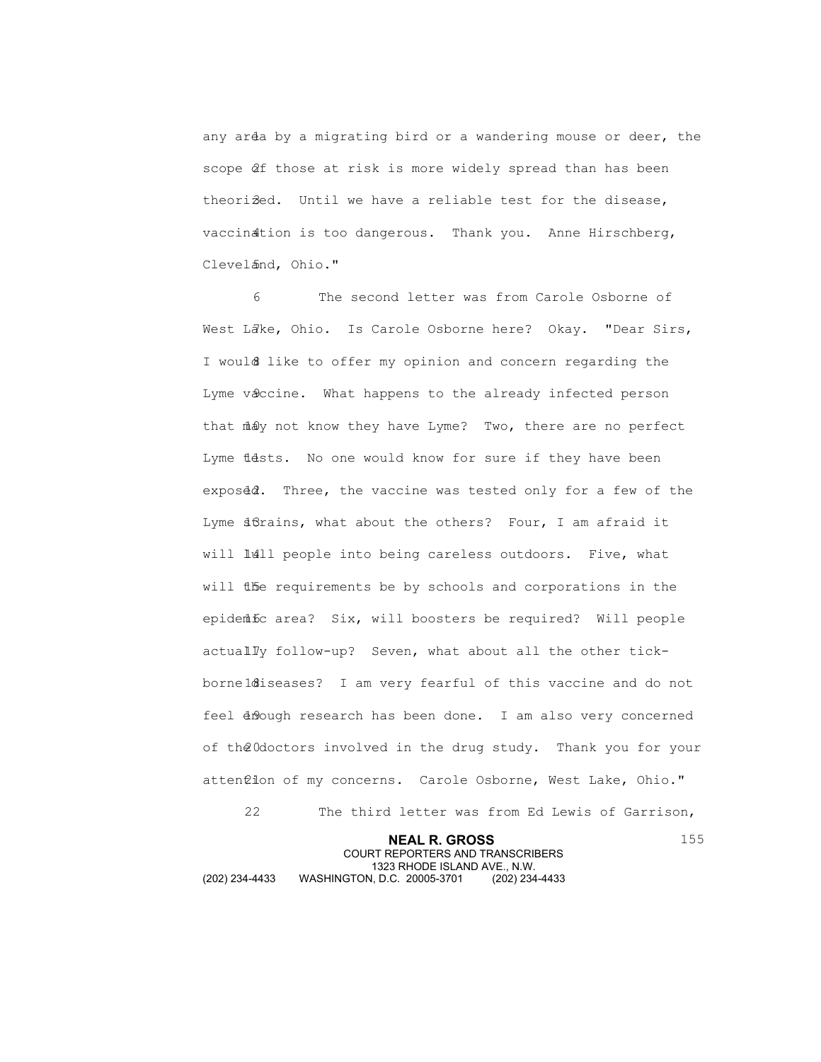any area by a migrating bird or a wandering mouse or deer, the scope of those at risk is more widely spread than has been theorized. Until we have a reliable test for the disease, vaccination is too dangerous. Thank you. Anne Hirschberg, Cleveland, Ohio."

The second letter was from Carole Osborne of West Lake, Ohio. Is Carole Osborne here? Okay. "Dear Sirs, I would like to offer my opinion and concern regarding the Lyme vaccine. What happens to the already infected person that may not know they have Lyme? Two, there are no perfect Lyme tests. No one would know for sure if they have been exposed. Three, the vaccine was tested only for a few of the Lyme strains, what about the others? Four, I am afraid it will lull people into being careless outdoors. Five, what will the requirements be by schools and corporations in the epidemic area? Six, will boosters be required? Will people actually follow-up? Seven, what about all the other tick-borne diseases? I am very fearful of this vaccine and do not feel enough research has been done. I am also very concerned of the doctors involved in the drug study. Thank you for your attention of my concerns. Carole Osborne, West Lake, Ohio."

The third letter was from Ed Lewis of Garrison,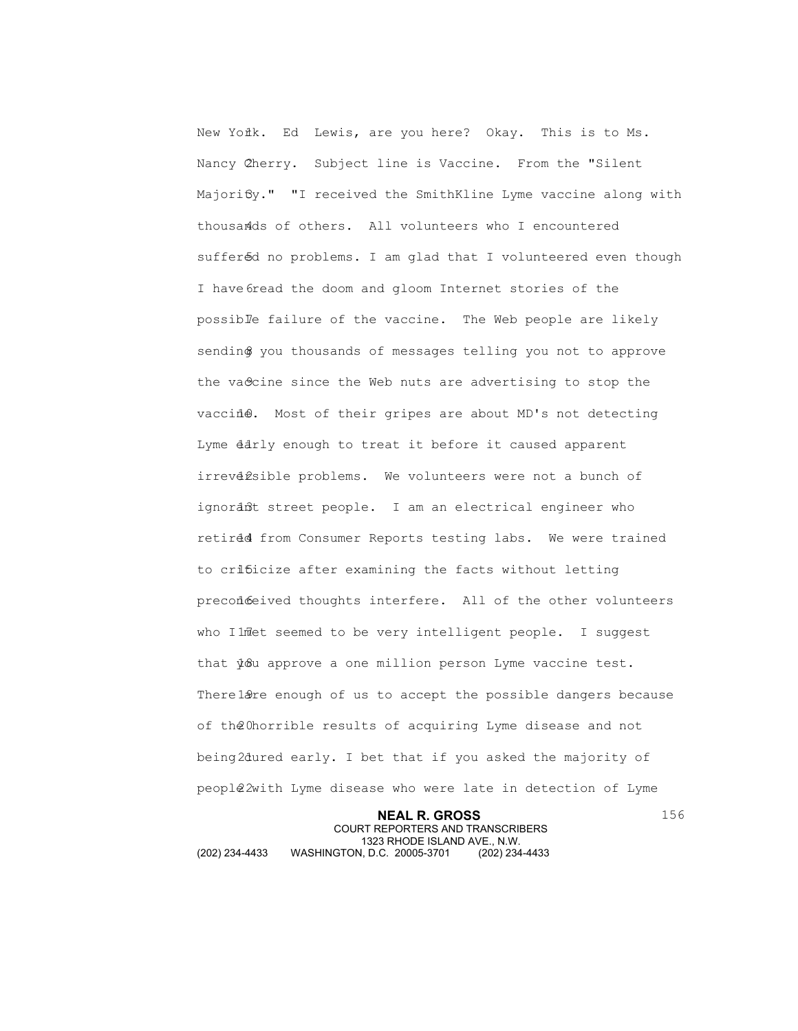New York. Ed Lewis, are you here? Okay. This is to Ms. Nancy Cherry. Subject line is Vaccine. From the "Silent Majority." "I received the SmithKline Lyme vaccine along with thousands of others. All volunteers who I encountered suffered no problems. I am glad that I volunteered even though I have read the doom and gloom Internet stories of the possible failure of the vaccine. The Web people are likely sending you thousands of messages telling you not to approve the vaccine since the Web nuts are advertising to stop the vaccine. Most of their gripes are about MD's not detecting Lyme early enough to treat it before it caused apparent irreversible problems. We volunteers were not a bunch of ignorant street people. I am an electrical engineer who retired from Consumer Reports testing labs. We were trained to criticize after examining the facts without letting preconceived thoughts interfere. All of the other volunteers who I met seemed to be very intelligent people. I suggest that you approve a one million person Lyme vaccine test. There are enough of us to accept the possible dangers because of the horrible results of acquiring Lyme disease and not being cured early. I bet that if you asked the majority of people with Lyme disease who were late in detection of Lyme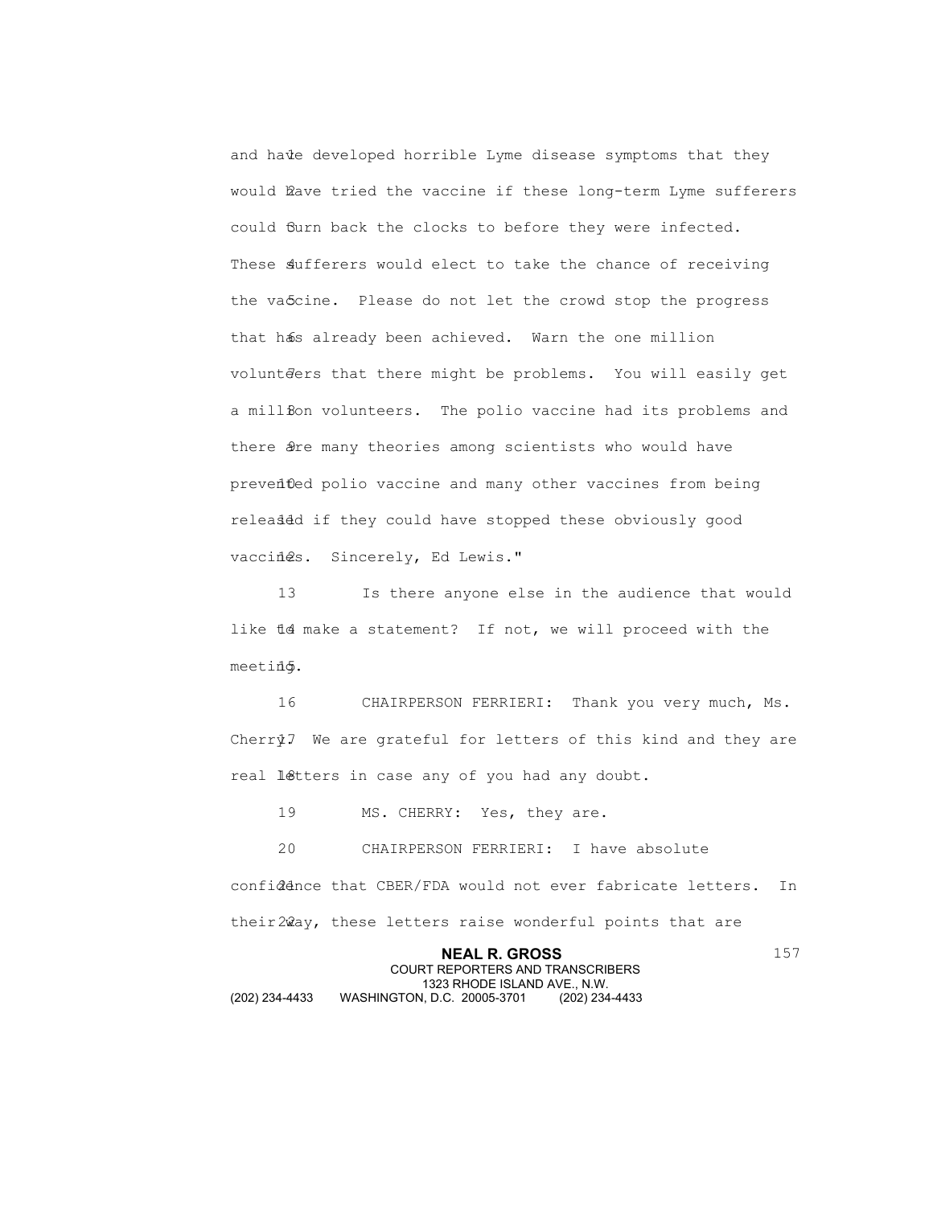and have developed horrible Lyme disease symptoms that they would have tried the vaccine if these long-term Lyme sufferers could turn back the clocks to before they were infected. These sufferers would elect to take the chance of receiving the vaccine. Please do not let the crowd stop the progress that has already been achieved. Warn the one million volunteers that there might be problems. You will easily get a million volunteers. The polio vaccine had its problems and there are many theories among scientists who would have prevented polio vaccine and many other vaccines from being released if they could have stopped these obviously good vaccines. Sincerely, Ed Lewis."

Is there anyone else in the audience that would like to make a statement? If not, we will proceed with the meeting.

CHAIRPERSON FERRIERI: Thank you very much, Ms. Cherry. We are grateful for letters of this kind and they are real letters in case any of you had any doubt.

MS. CHERRY: Yes, they are.

CHAIRPERSON FERRIERI: I have absolute confidence that CBER/FDA would not ever fabricate letters. In their way, these letters raise wonderful points that are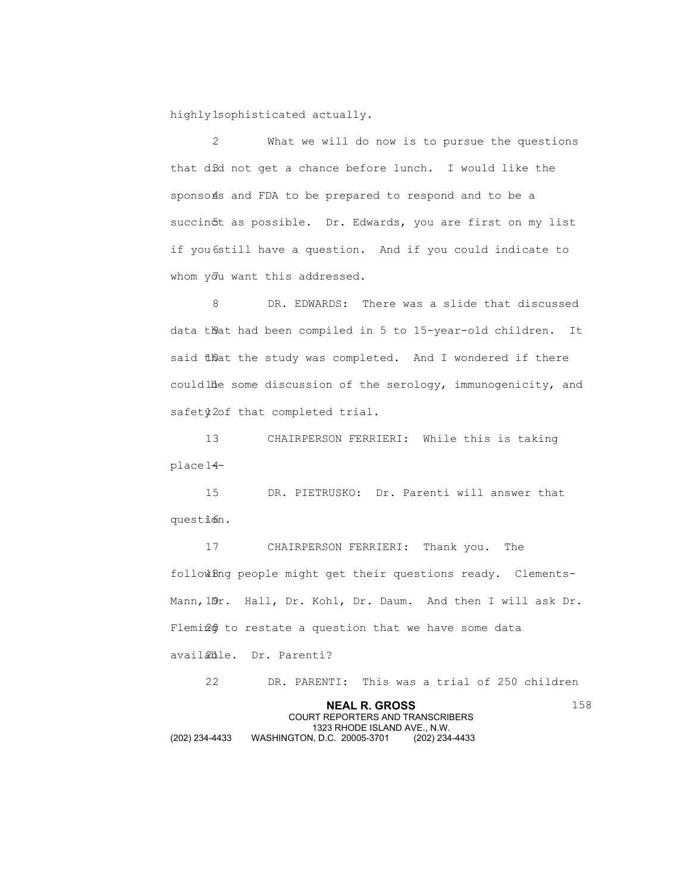highly sophisticated actually.

What we will do now is to pursue the questions that did not get a chance before lunch. I would like the sponsors and FDA to be prepared to respond and to be a succinct as possible. Dr. Edwards, you are first on my list if you still have a question. And if you could indicate to whom you want this addressed.

DR. EDWARDS: There was a slide that discussed data that had been compiled in 5 to 15-year-old children. It said that the study was completed. And I wondered if there could be some discussion of the serology, immunogenicity, and safety of that completed trial.

CHAIRPERSON FERRIERI: While this is taking place --

DR. PIETRUSKO: Dr. Parenti will answer that question.

CHAIRPERSON FERRIERI: Thank you. The following people might get their questions ready. Clements-Mann, Dr. Hall, Dr. Kohl, Dr. Daum. And then I will ask Dr. Fleming to restate a question that we have some data available. Dr. Parenti?

DR. PARENTI: This was a trial of 250 children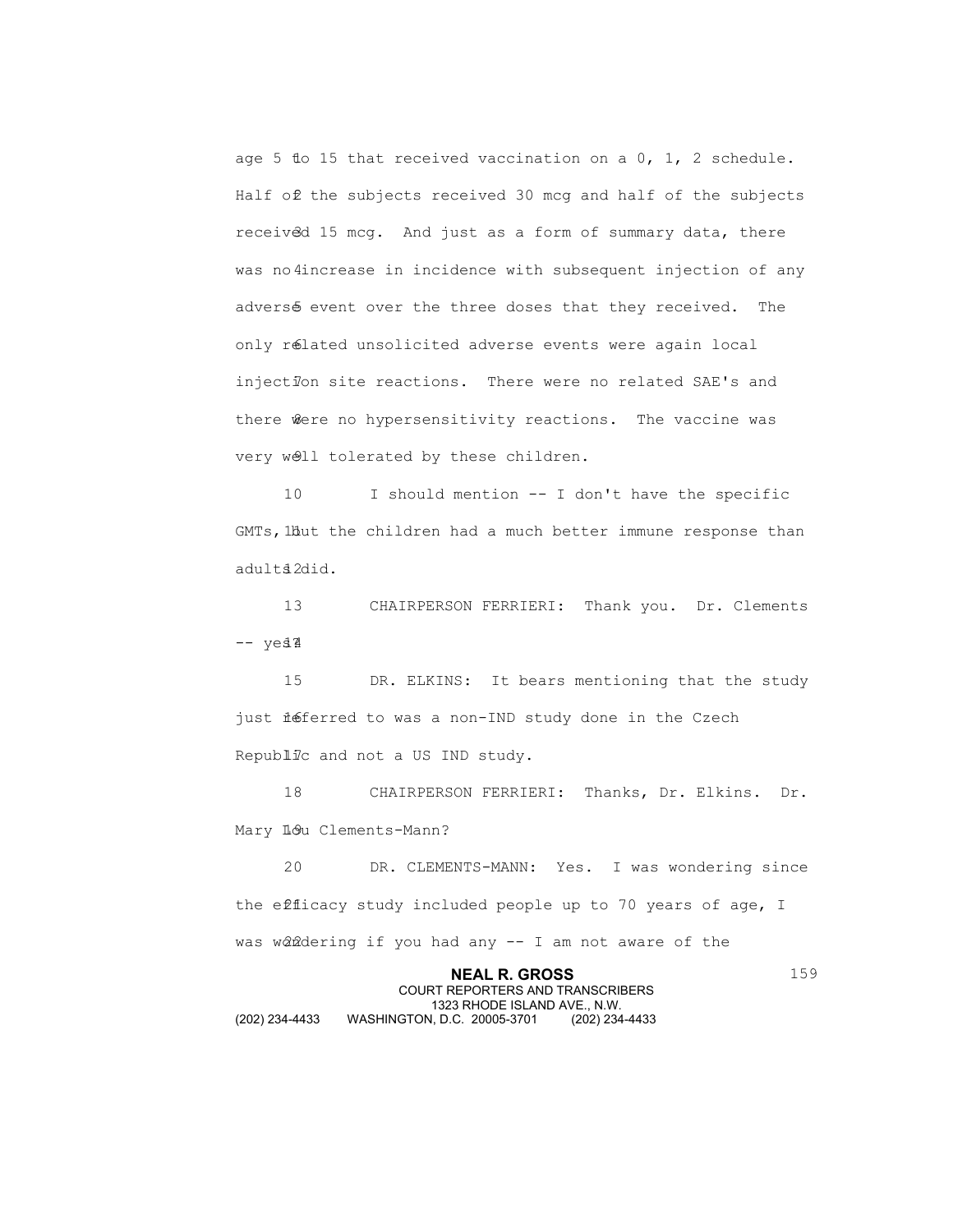age 5 to 15 that received vaccination on a 0, 1, 2 schedule. Half of the subjects received 30 mcg and half of the subjects received 15 mcg. And just as a form of summary data, there was no increase in incidence with subsequent injection of any adverse event over the three doses that they received. The only related unsolicited adverse events were again local injection site reactions. There were no related SAE's and there were no hypersensitivity reactions. The vaccine was very well tolerated by these children.

I should mention -- I don't have the specific GMTs, but the children had a much better immune response than adults did.

CHAIRPERSON FERRIERI: Thank you. Dr. Clements -- yes?

DR. ELKINS: It bears mentioning that the study just referred to was a non-IND study done in the Czech Republic and not a US IND study.

CHAIRPERSON FERRIERI: Thanks, Dr. Elkins. Dr. Mary Lou Clements-Mann?

DR. CLEMENTS-MANN: Yes. I was wondering since the efficacy study included people up to 70 years of age, I was wondering if you had any -- I am not aware of the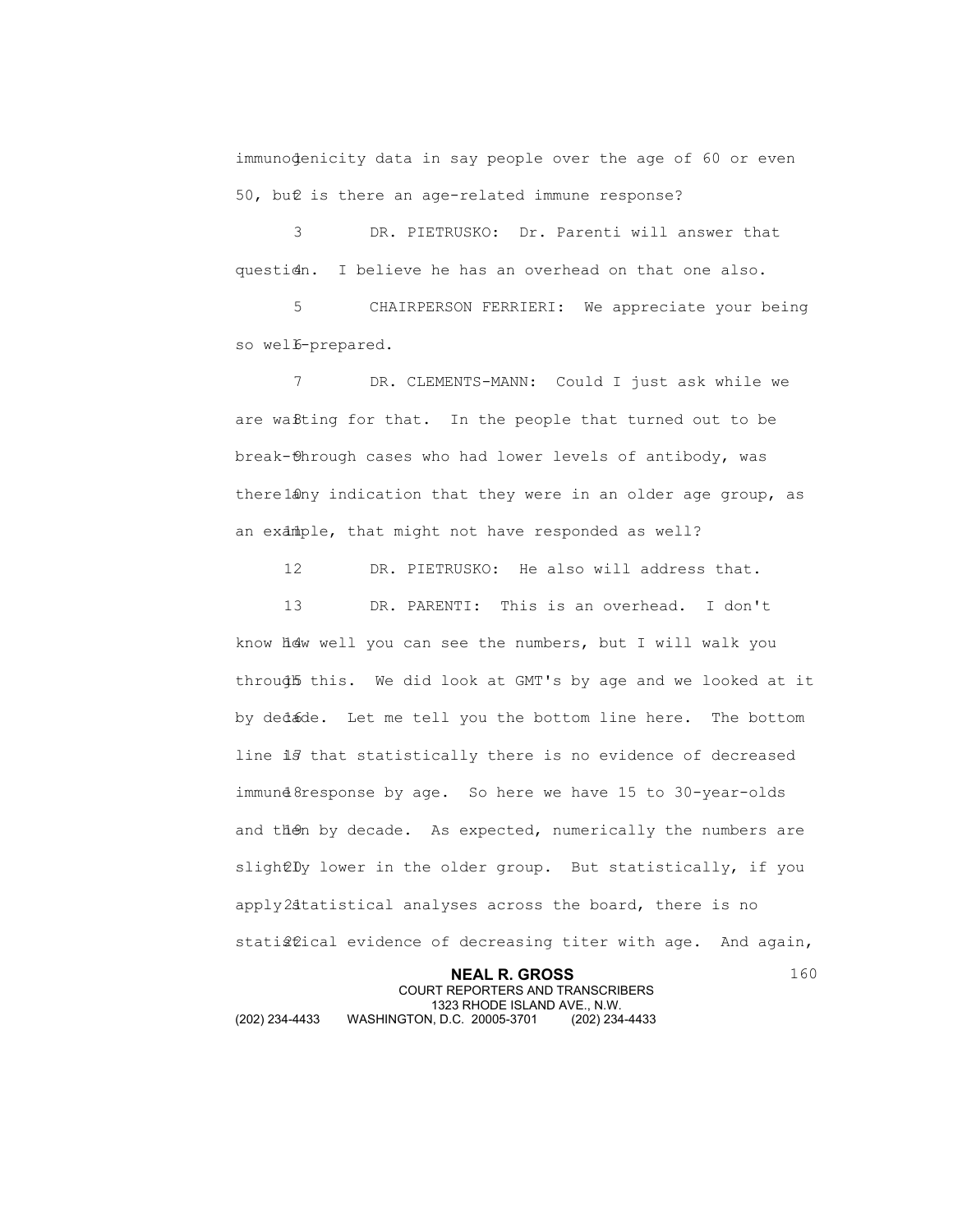immunogenicity data in say people over the age of 60 or even 50, but is there an age-related immune response?

DR. PIETRUSKO: Dr. Parenti will answer that question. I believe he has an overhead on that one also.

CHAIRPERSON FERRIERI: We appreciate your being so well-prepared.

DR. CLEMENTS-MANN: Could I just ask while we are waiting for that. In the people that turned out to be break-through cases who had lower levels of antibody, was there any indication that they were in an older age group, as an example, that might not have responded as well?

DR. PIETRUSKO: He also will address that.

DR. PARENTI: This is an overhead. I don't know how well you can see the numbers, but I will walk you through this. We did look at GMT's by age and we looked at it by decade. Let me tell you the bottom line here. The bottom line is that statistically there is no evidence of decreased immune response by age. So here we have 15 to 30-year-olds and then by decade. As expected, numerically the numbers are slightly lower in the older group. But statistically, if you apply statistical analyses across the board, there is no statistical evidence of decreasing titer with age. And again,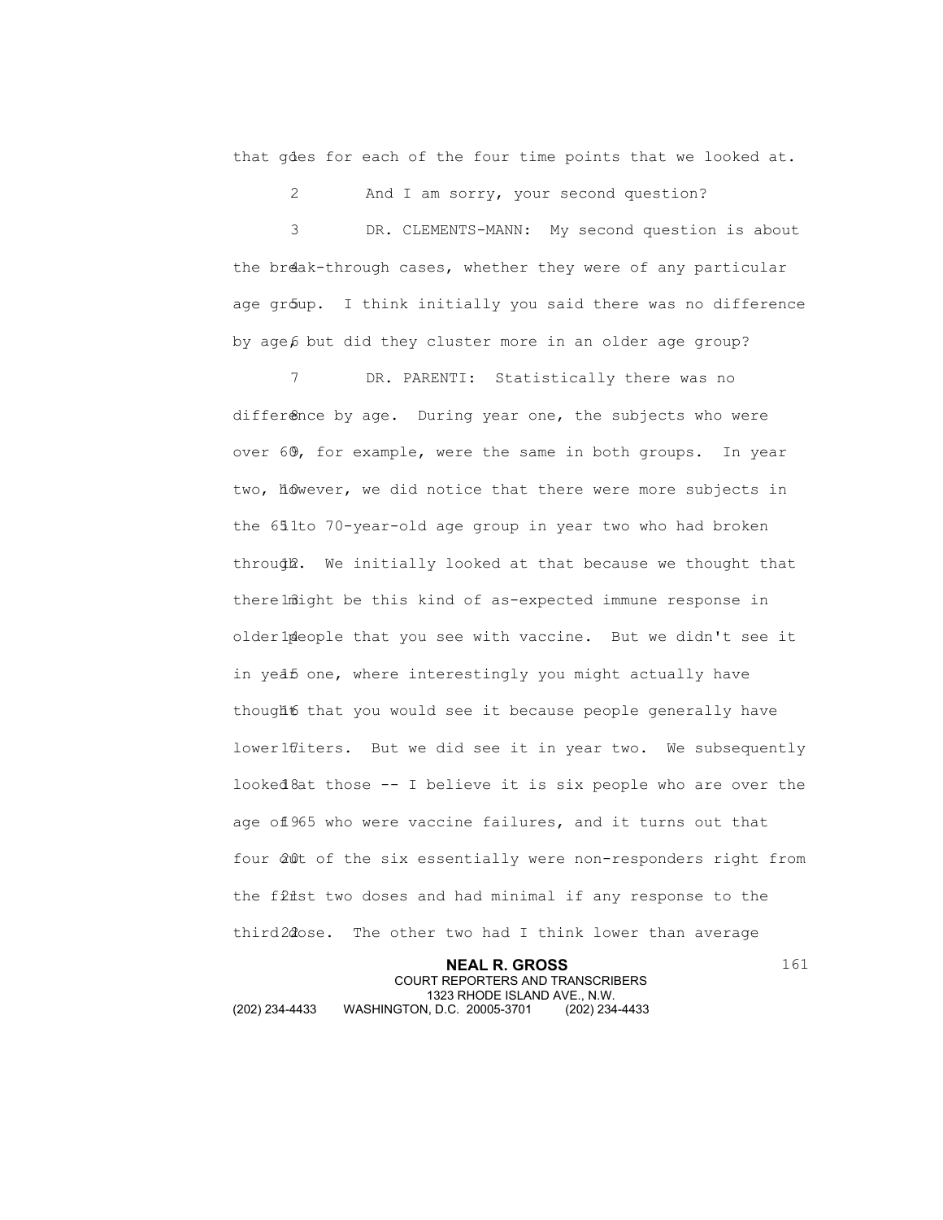that goes for each of the four time points that we looked at.

And I am sorry, your second question?

DR. CLEMENTS-MANN: My second question is about the break-through cases, whether they were of any particular age group. I think initially you said there was no difference by age, but did they cluster more in an older age group?

DR. PARENTI: Statistically there was no difference by age. During year one, the subjects who were over 60, for example, were the same in both groups. In year two, however, we did notice that there were more subjects in the 61 to 70-year-old age group in year two who had broken through. We initially looked at that because we thought that there might be this kind of as-expected immune response in older people that you see with vaccine. But we didn't see it in year one, where interestingly you might actually have thought that you would see it because people generally have lower titers. But we did see it in year two. We subsequently looked at those -- I believe it is six people who are over the age of 65 who were vaccine failures, and it turns out that four out of the six essentially were non-responders right from the first two doses and had minimal if any response to the third dose. The other two had I think lower than average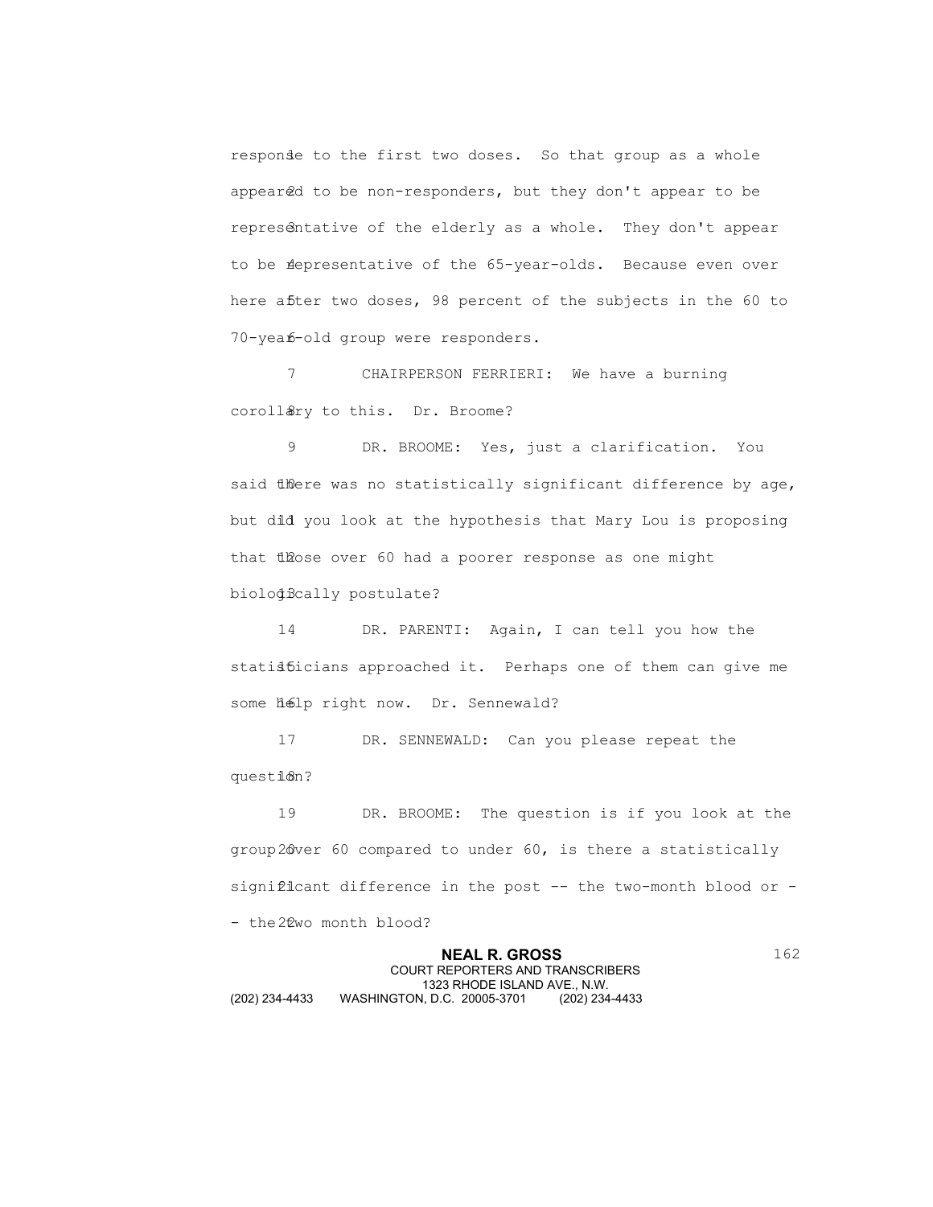response to the first two doses. So that group as a whole appeared to be non-responders, but they don't appear to be representative of the elderly as a whole. They don't appear to be representative of the 65-year-olds. Because even over here after two doses, 98 percent of the subjects in the 60 to 70-year-old group were responders.

CHAIRPERSON FERRIERI: We have a burning corollary to this. Dr. Broome?

DR. BROOME: Yes, just a clarification. You said there was no statistically significant difference by age, but did you look at the hypothesis that Mary Lou is proposing that those over 60 had a poorer response as one might biologically postulate?

DR. PARENTI: Again, I can tell you how the statisticians approached it. Perhaps one of them can give me some help right now. Dr. Sennewald?

DR. SENNEWALD: Can you please repeat the question?

DR. BROOME: The question is if you look at the group over 60 compared to under 60, is there a statistically significant difference in the post -- the two-month blood or -- the two month blood?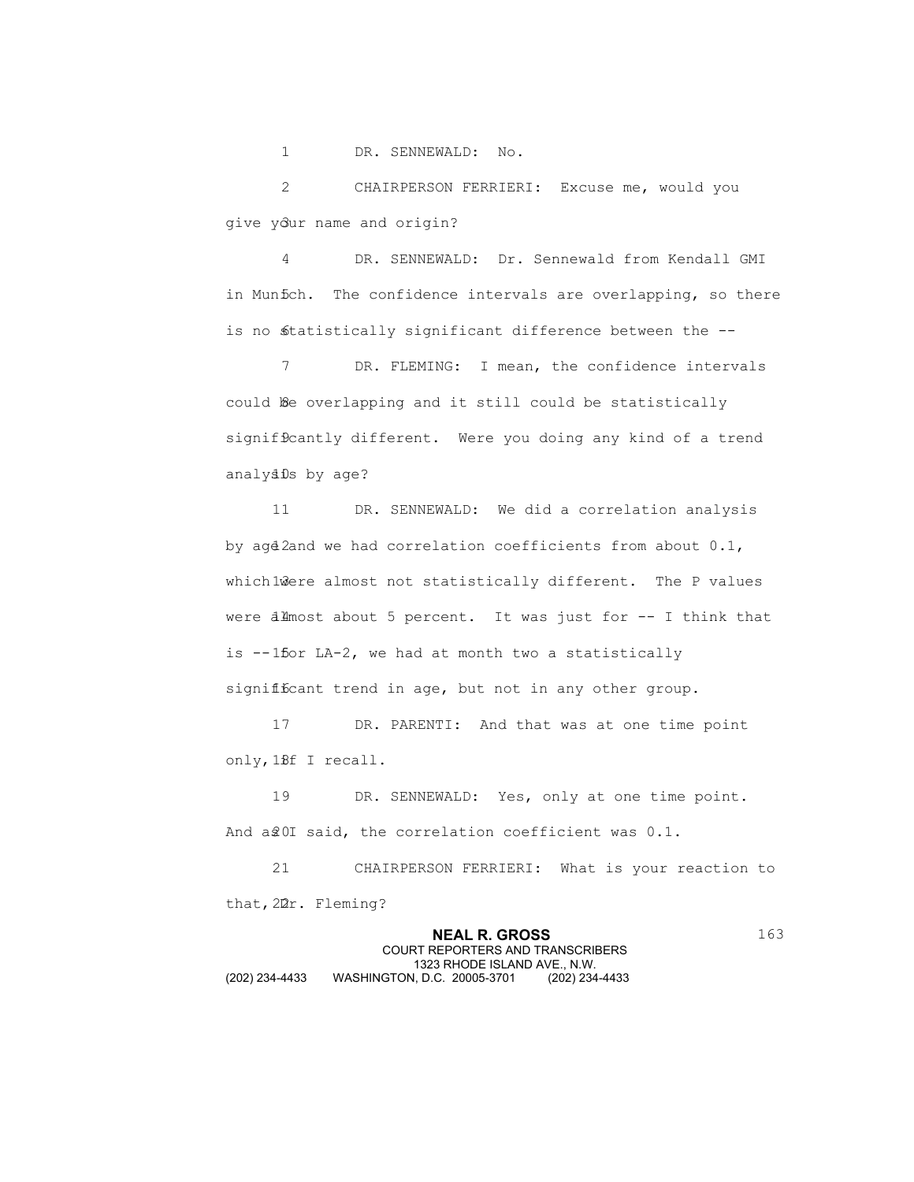DR. SENNEWALD: No.

CHAIRPERSON FERRIERI: Excuse me, would you give your name and origin?

DR. SENNEWALD: Dr. Sennewald from Kendall GMI in Munich. The confidence intervals are overlapping, so there is no statistically significant difference between the --

DR. FLEMING: I mean, the confidence intervals could be overlapping and it still could be statistically significantly different. Were you doing any kind of a trend analysis by age?

DR. SENNEWALD: We did a correlation analysis by age and we had correlation coefficients from about 0.1, which were almost not statistically different. The P values were almost about 5 percent. It was just for -- I think that is -- for LA-2, we had at month two a statistically significant trend in age, but not in any other group.

DR. PARENTI: And that was at one time point only, if I recall.

DR. SENNEWALD: Yes, only at one time point. And as I said, the correlation coefficient was 0.1.

CHAIRPERSON FERRIERI: What is your reaction to that, Dr. Fleming?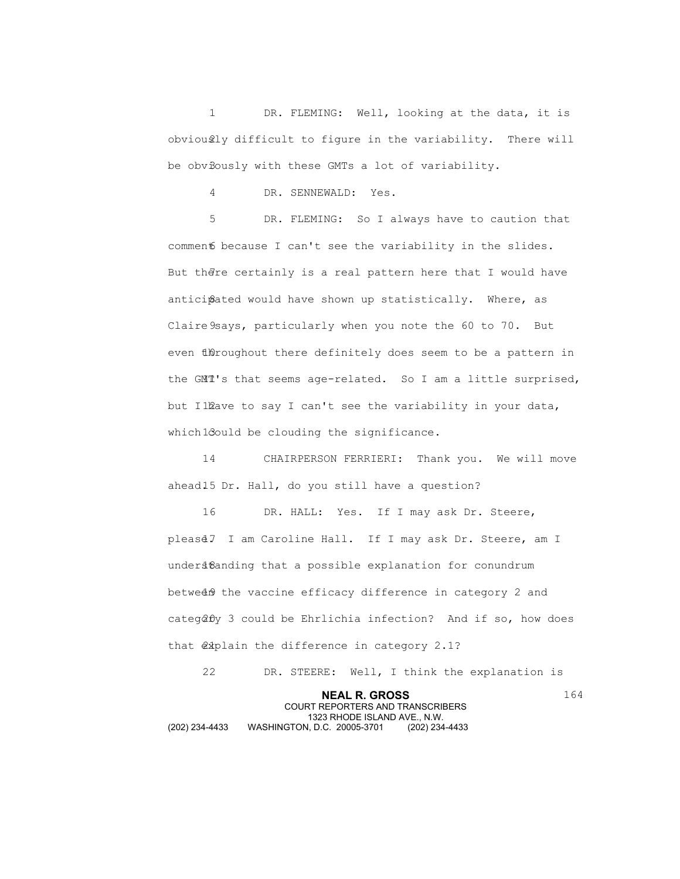DR. FLEMING: Well, looking at the data, it is obviously difficult to figure in the variability. There will be obviously with these GMTs a lot of variability.

DR. SENNEWALD: Yes.

DR. FLEMING: So I always have to caution that comment because I can't see the variability in the slides. But there certainly is a real pattern here that I would have anticipated would have shown up statistically. Where, as Claire says, particularly when you note the 60 to 70. But even throughout there definitely does seem to be a pattern in the GMT's that seems age-related. So I am a little surprised, but I have to say I can't see the variability in your data, which could be clouding the significance.

CHAIRPERSON FERRIERI: Thank you. We will move ahead. Dr. Hall, do you still have a question?

DR. HALL: Yes. If I may ask Dr. Steere, please. I am Caroline Hall. If I may ask Dr. Steere, am I understanding that a possible explanation for conundrum between the vaccine efficacy difference in category 2 and category 3 could be Ehrlichia infection? And if so, how does that explain the difference in category 2.1?

DR. STEERE: Well, I think the explanation is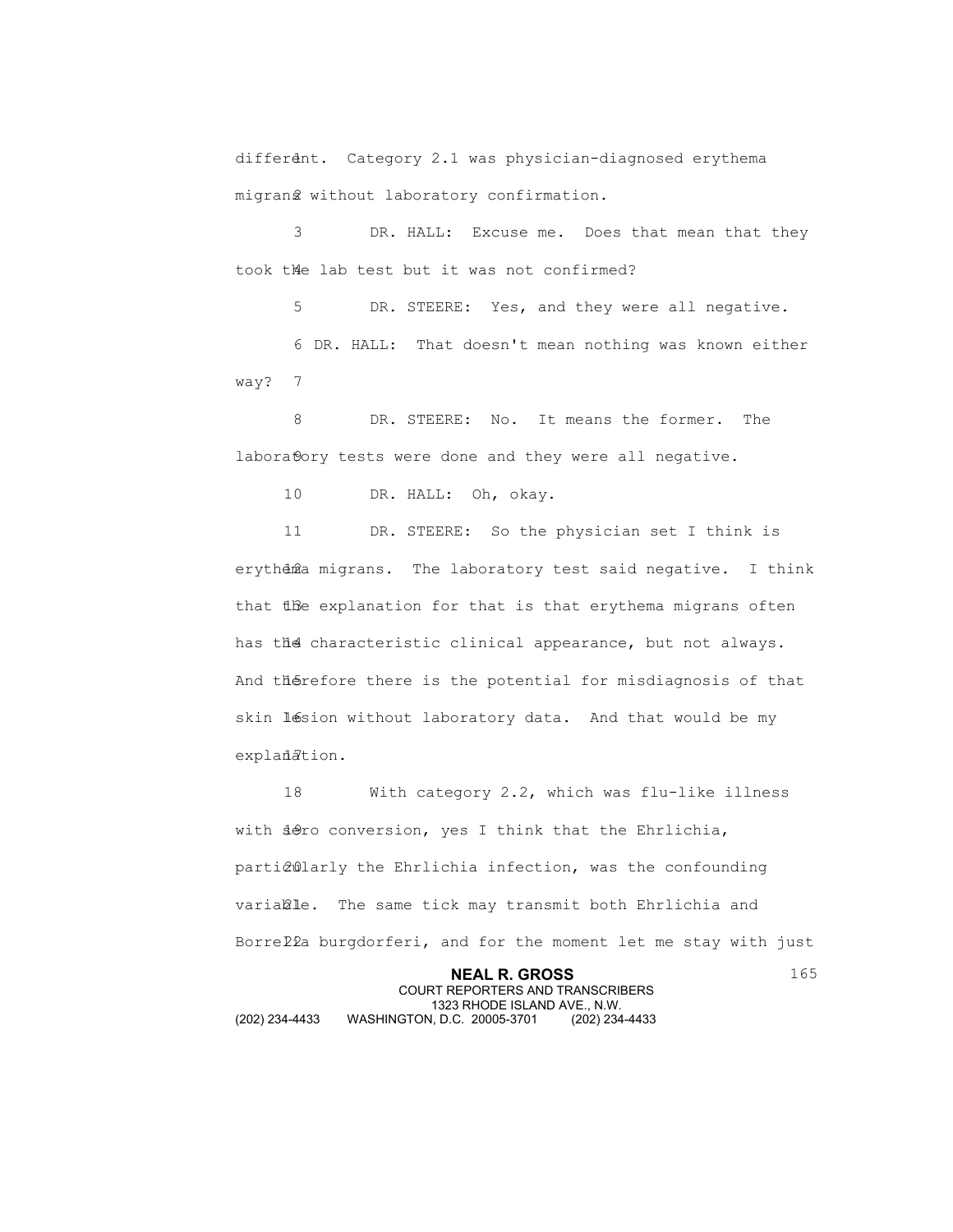different. Category 2.1 was physician-diagnosed erythema migrans without laboratory confirmation.

DR. HALL: Excuse me. Does that mean that they took the lab test but it was not confirmed?

DR. STEERE: Yes, and they were all negative.

DR. HALL: That doesn't mean nothing was known either way?

DR. STEERE: No. It means the former. The laboratory tests were done and they were all negative.

DR. HALL: Oh, okay.

DR. STEERE: So the physician set I think is erythema migrans. The laboratory test said negative. I think that the explanation for that is that erythema migrans often has the characteristic clinical appearance, but not always. And therefore there is the potential for misdiagnosis of that skin lesion without laboratory data. And that would be my explanation.

With category 2.2, which was flu-like illness with sero conversion, yes I think that the Ehrlichia, particularly the Ehrlichia infection, was the confounding variable. The same tick may transmit both Ehrlichia and Borrelia burgdorferi, and for the moment let me stay with just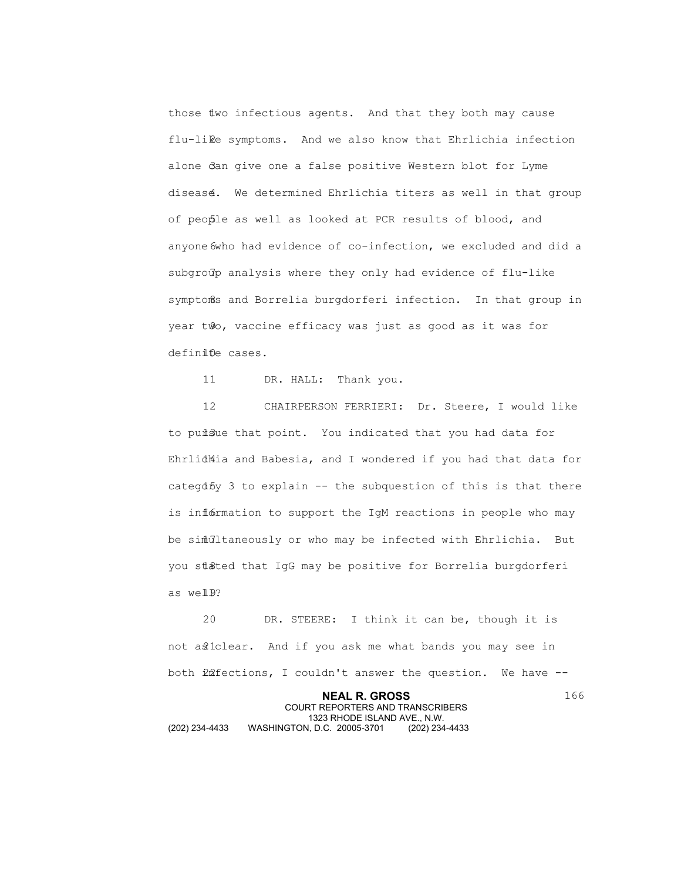those two infectious agents. And that they both may cause flu-like symptoms. And we also know that Ehrlichia infection alone can give one a false positive Western blot for Lyme disease. We determined Ehrlichia titers as well in that group of people as well as looked at PCR results of blood, and anyone who had evidence of co-infection, we excluded and did a subgroup analysis where they only had evidence of flu-like symptoms and Borrelia burgdorferi infection. In that group in year two, vaccine efficacy was just as good as it was for definite cases.

DR. HALL: Thank you.

CHAIRPERSON FERRIERI: Dr. Steere, I would like to pursue that point. You indicated that you had data for Ehrlichia and Babesia, and I wondered if you had that data for category 3 to explain -- the subquestion of this is that there is information to support the IgM reactions in people who may be simultaneously or who may be infected with Ehrlichia. But you stated that IgG may be positive for Borrelia burgdorferi as well?

DR. STEERE: I think it can be, though it is not as clear. And if you ask me what bands you may see in both infections, I couldn't answer the question. We have --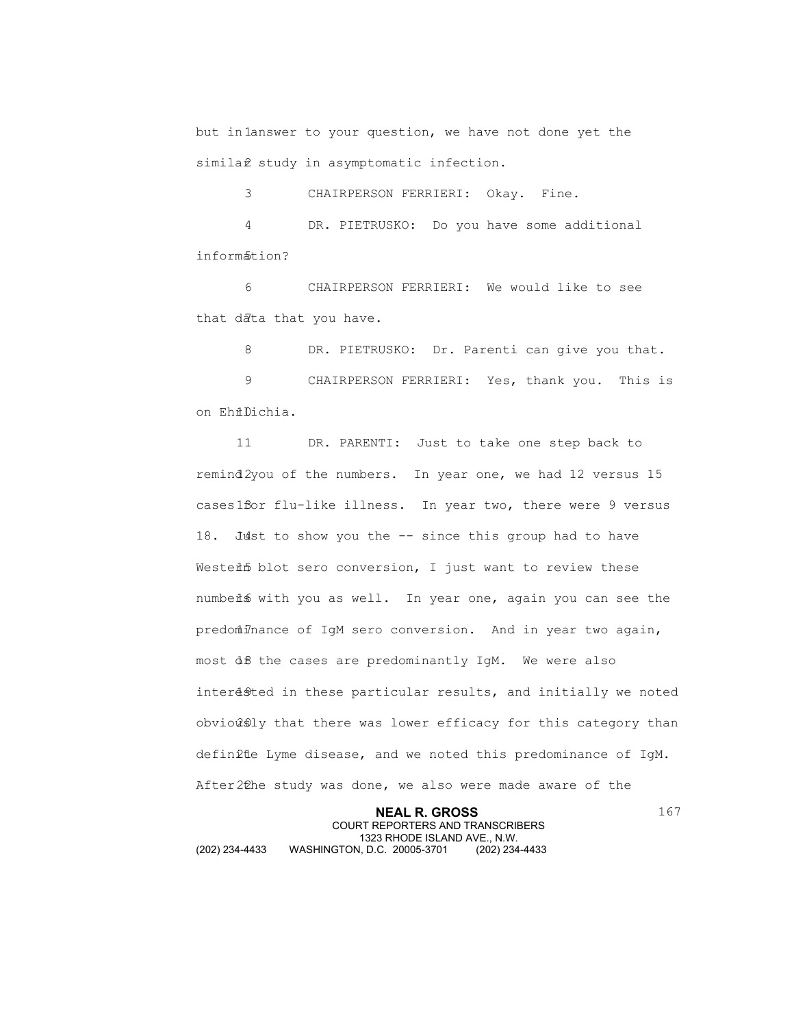but in answer to your question, we have not done yet the similar study in asymptomatic infection.

CHAIRPERSON FERRIERI: Okay. Fine.

DR. PIETRUSKO: Do you have some additional information?

CHAIRPERSON FERRIERI: We would like to see that data that you have.

DR. PIETRUSKO: Dr. Parenti can give you that.

CHAIRPERSON FERRIERI: Yes, thank you. This is on Ehrlichia.

DR. PARENTI: Just to take one step back to remind you of the numbers. In year one, we had 12 versus 15 cases for flu-like illness. In year two, there were 9 versus 18. Just to show you the -- since this group had to have Western blot sero conversion, I just want to review these numbers with you as well. In year one, again you can see the predominance of IgM sero conversion. And in year two again, most of the cases are predominantly IgM. We were also interested in these particular results, and initially we noted obviously that there was lower efficacy for this category than definite Lyme disease, and we noted this predominance of IgM. After the study was done, we also were made aware of the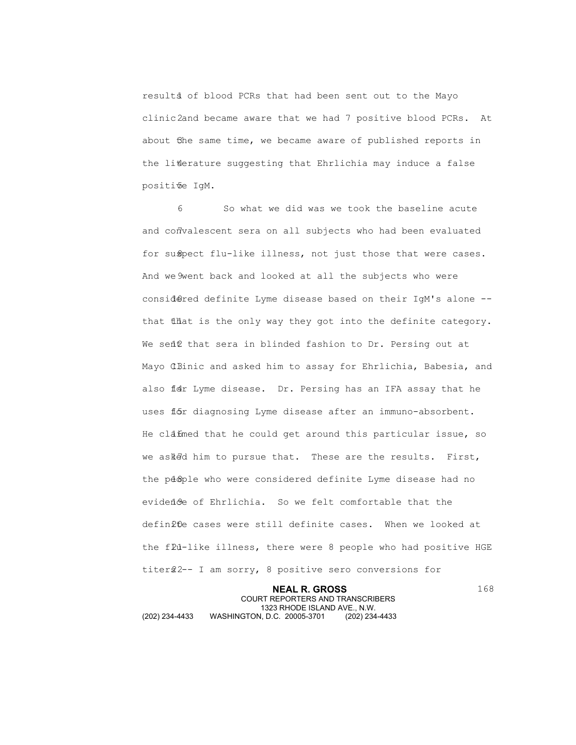results of blood PCRs that had been sent out to the Mayo clinic and became aware that we had 7 positive blood PCRs. At about the same time, we became aware of published reports in the literature suggesting that Ehrlichia may induce a false positive IgM.

So what we did was we took the baseline acute and convalescent sera on all subjects who had been evaluated for suspect flu-like illness, not just those that were cases. And we went back and looked at all the subjects who were considered definite Lyme disease based on their IgM's alone -- that that is the only way they got into the definite category. We sent that sera in blinded fashion to Dr. Persing out at Mayo Clinic and asked him to assay for Ehrlichia, Babesia, and also for Lyme disease. Dr. Persing has an IFA assay that he uses for diagnosing Lyme disease after an immuno-absorbent. He claimed that he could get around this particular issue, so we asked him to pursue that. These are the results. First, the people who were considered definite Lyme disease had no evidence of Ehrlichia. So we felt comfortable that the definite cases were still definite cases. When we looked at the flu-like illness, there were 8 people who had positive HGE titers -- I am sorry, 8 positive sero conversions for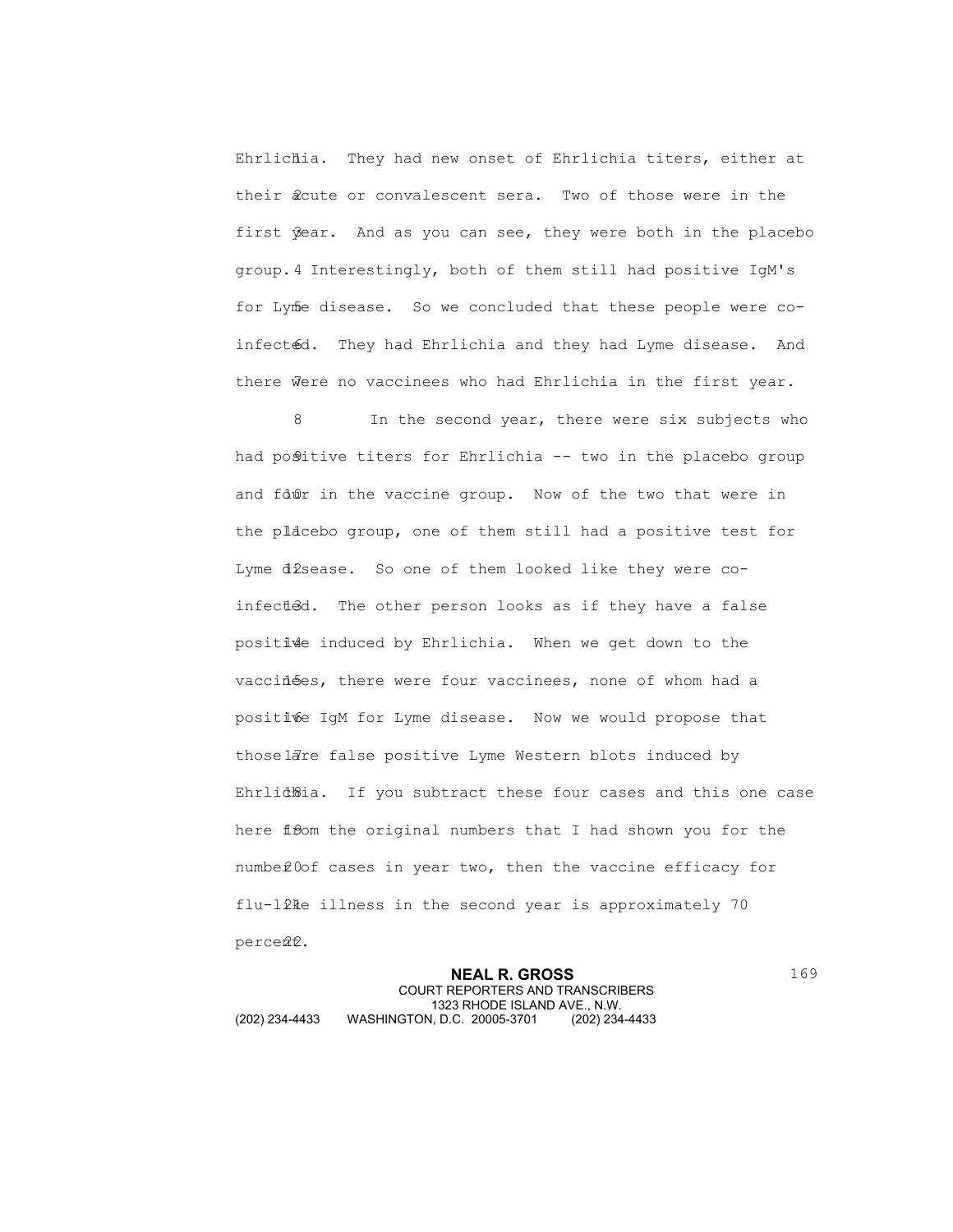Ehrlichia. They had new onset of Ehrlichia titers, either at their acute or convalescent sera. Two of those were in the first year. And as you can see, they were both in the placebo group. Interestingly, both of them still had positive IgM's for Lyme disease. So we concluded that these people were co-infected. They had Ehrlichia and they had Lyme disease. And there were no vaccinees who had Ehrlichia in the first year.

In the second year, there were six subjects who had positive titers for Ehrlichia -- two in the placebo group and four in the vaccine group. Now of the two that were in the placebo group, one of them still had a positive test for Lyme disease. So one of them looked like they were co-infected. The other person looks as if they have a false positive induced by Ehrlichia. When we get down to the vaccinees, there were four vaccinees, none of whom had a positive IgM for Lyme disease. Now we would propose that those are false positive Lyme Western blots induced by Ehrlichia. If you subtract these four cases and this one case here from the original numbers that I had shown you for the number of cases in year two, then the vaccine efficacy for flu-like illness in the second year is approximately 70 percent.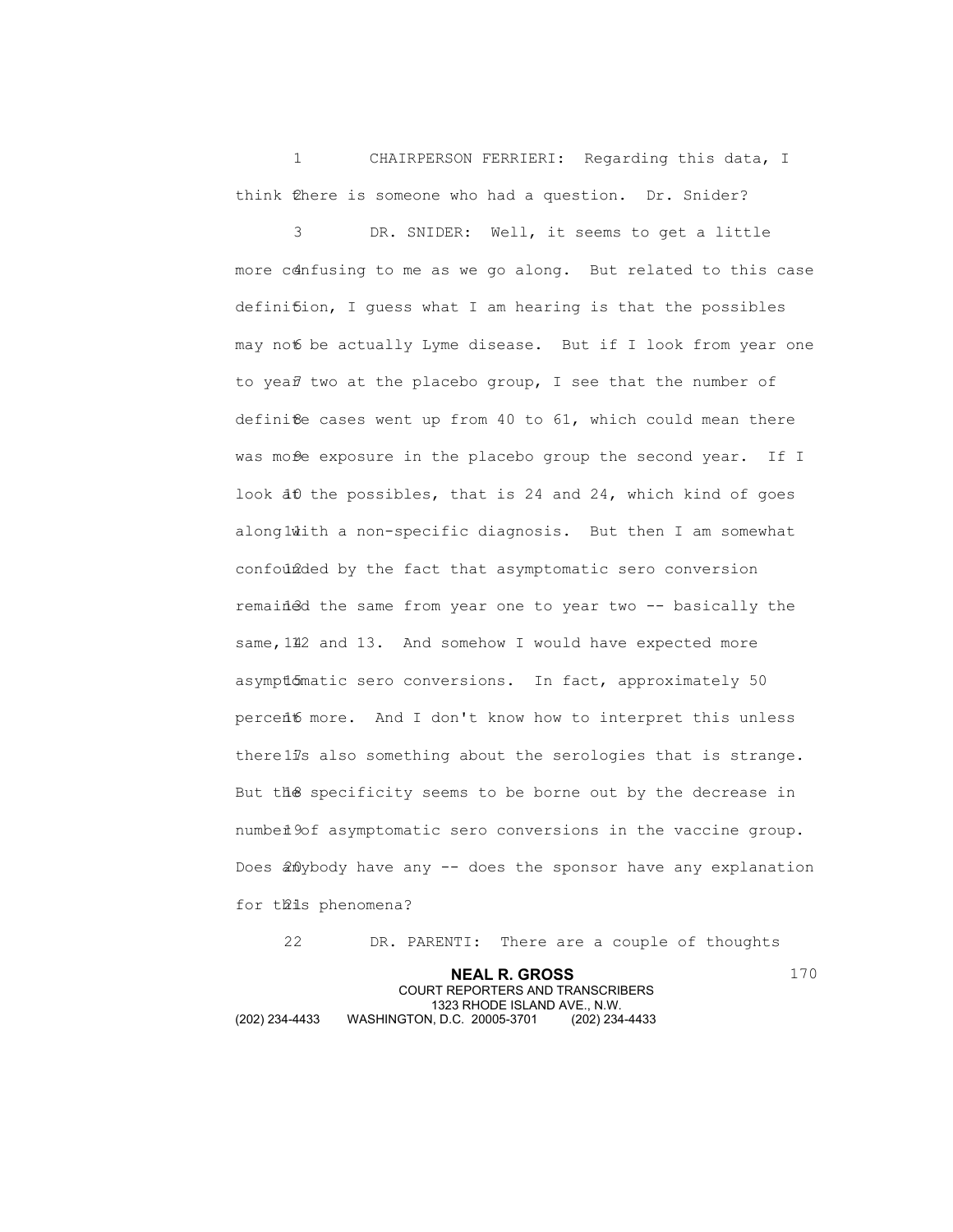CHAIRPERSON FERRIERI: Regarding this data, I think there is someone who had a question. Dr. Snider?

DR. SNIDER: Well, it seems to get a little more confusing to me as we go along. But related to this case definition, I guess what I am hearing is that the possibles may not be actually Lyme disease. But if I look from year one to year two at the placebo group, I see that the number of definite cases went up from 40 to 61, which could mean there was more exposure in the placebo group the second year. If I look at the possibles, that is 24 and 24, which kind of goes along with a non-specific diagnosis. But then I am somewhat confounded by the fact that asymptomatic sero conversion remained the same from year one to year two -- basically the same, 12 and 13. And somehow I would have expected more asymptomatic sero conversions. In fact, approximately 50 percent more. And I don't know how to interpret this unless there is also something about the serologies that is strange. But the specificity seems to be borne out by the decrease in number of asymptomatic sero conversions in the vaccine group. Does anybody have any -- does the sponsor have any explanation for this phenomena?

DR. PARENTI: There are a couple of thoughts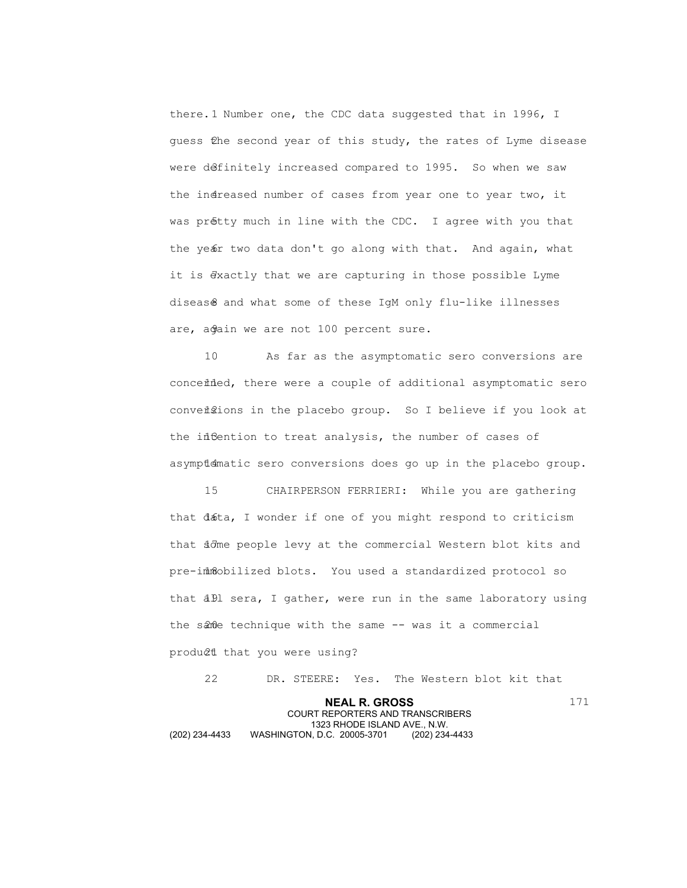there. Number one, the CDC data suggested that in 1996, I guess the second year of this study, the rates of Lyme disease were definitely increased compared to 1995. So when we saw the increased number of cases from year one to year two, it was pretty much in line with the CDC. I agree with you that the year two data don't go along with that. And again, what it is exactly that we are capturing in those possible Lyme disease and what some of these IgM only flu-like illnesses are, again we are not 100 percent sure.

As far as the asymptomatic sero conversions are concerned, there were a couple of additional asymptomatic sero conversions in the placebo group. So I believe if you look at the intention to treat analysis, the number of cases of asymptomatic sero conversions does go up in the placebo group.

CHAIRPERSON FERRIERI: While you are gathering that data, I wonder if one of you might respond to criticism that some people levy at the commercial Western blot kits and pre-immobilized blots. You used a standardized protocol so that all sera, I gather, were run in the same laboratory using the same technique with the same -- was it a commercial product that you were using?

DR. STEERE: Yes. The Western blot kit that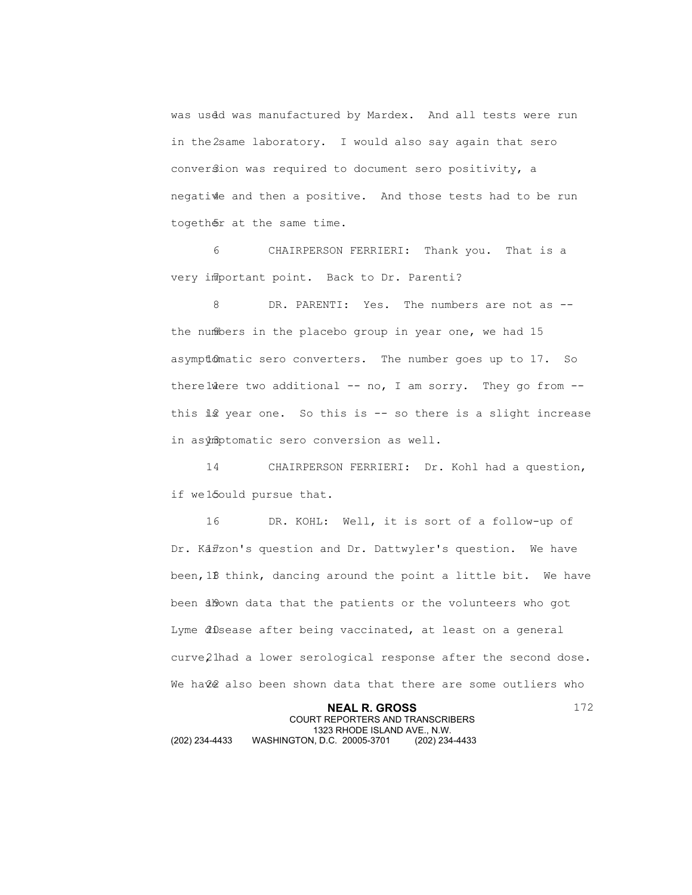was used was manufactured by Mardex. And all tests were run in the same laboratory. I would also say again that sero conversion was required to document sero positivity, a negative and then a positive. And those tests had to be run together at the same time.

CHAIRPERSON FERRIERI: Thank you. That is a very important point. Back to Dr. Parenti?

DR. PARENTI: Yes. The numbers are not as -- the numbers in the placebo group in year one, we had 15 asymptomatic sero converters. The number goes up to 17. So there were two additional -- no, I am sorry. They go from -- this is year one. So this is -- so there is a slight increase in asymptomatic sero conversion as well.

CHAIRPERSON FERRIERI: Dr. Kohl had a question, if we could pursue that.

DR. KOHL: Well, it is sort of a follow-up of Dr. Karzon's question and Dr. Dattwyler's question. We have been, I think, dancing around the point a little bit. We have been shown data that the patients or the volunteers who got Lyme disease after being vaccinated, at least on a general curve, had a lower serological response after the second dose. We have also been shown data that there are some outliers who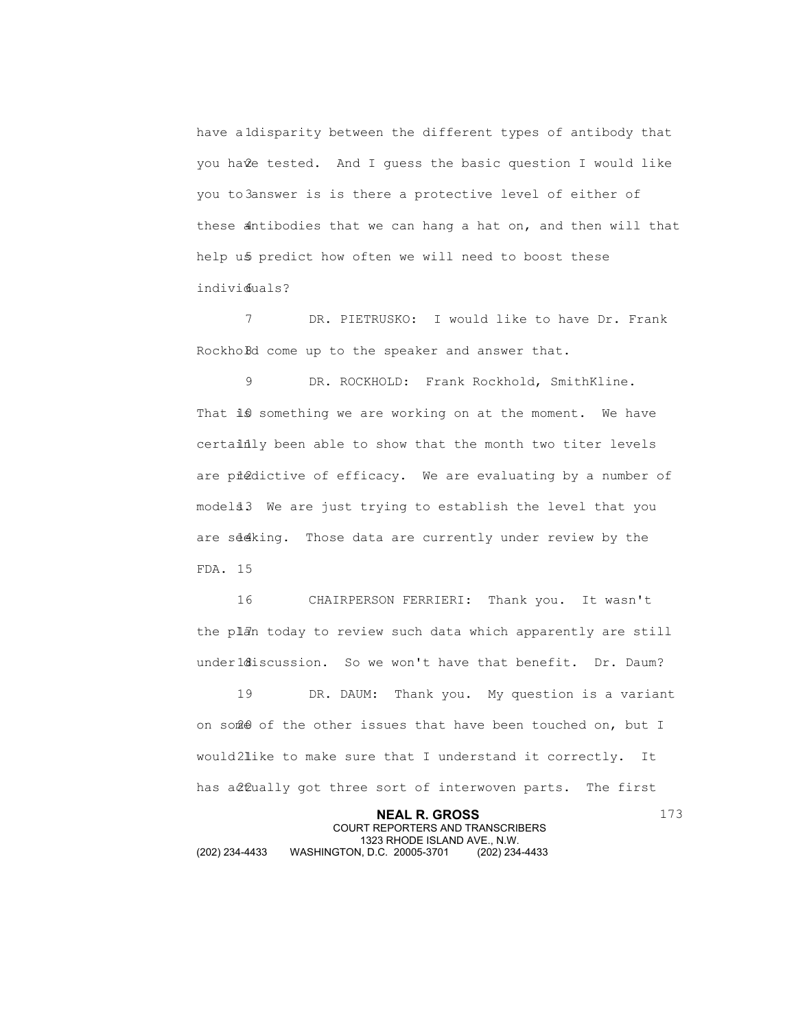have a disparity between the different types of antibody that you have tested. And I guess the basic question I would like you to answer is is there a protective level of either of these antibodies that we can hang a hat on, and then will that help us predict how often we will need to boost these individuals?

DR. PIETRUSKO: I would like to have Dr. Frank Rockhold come up to the speaker and answer that.

DR. ROCKHOLD: Frank Rockhold, SmithKline. That is something we are working on at the moment. We have certainly been able to show that the month two titer levels are predictive of efficacy. We are evaluating by a number of models. We are just trying to establish the level that you are seeking. Those data are currently under review by the FDA.

CHAIRPERSON FERRIERI: Thank you. It wasn't the plan today to review such data which apparently are still under discussion. So we won't have that benefit. Dr. Daum?

DR. DAUM: Thank you. My question is a variant on some of the other issues that have been touched on, but I would like to make sure that I understand it correctly. It has actually got three sort of interwoven parts. The first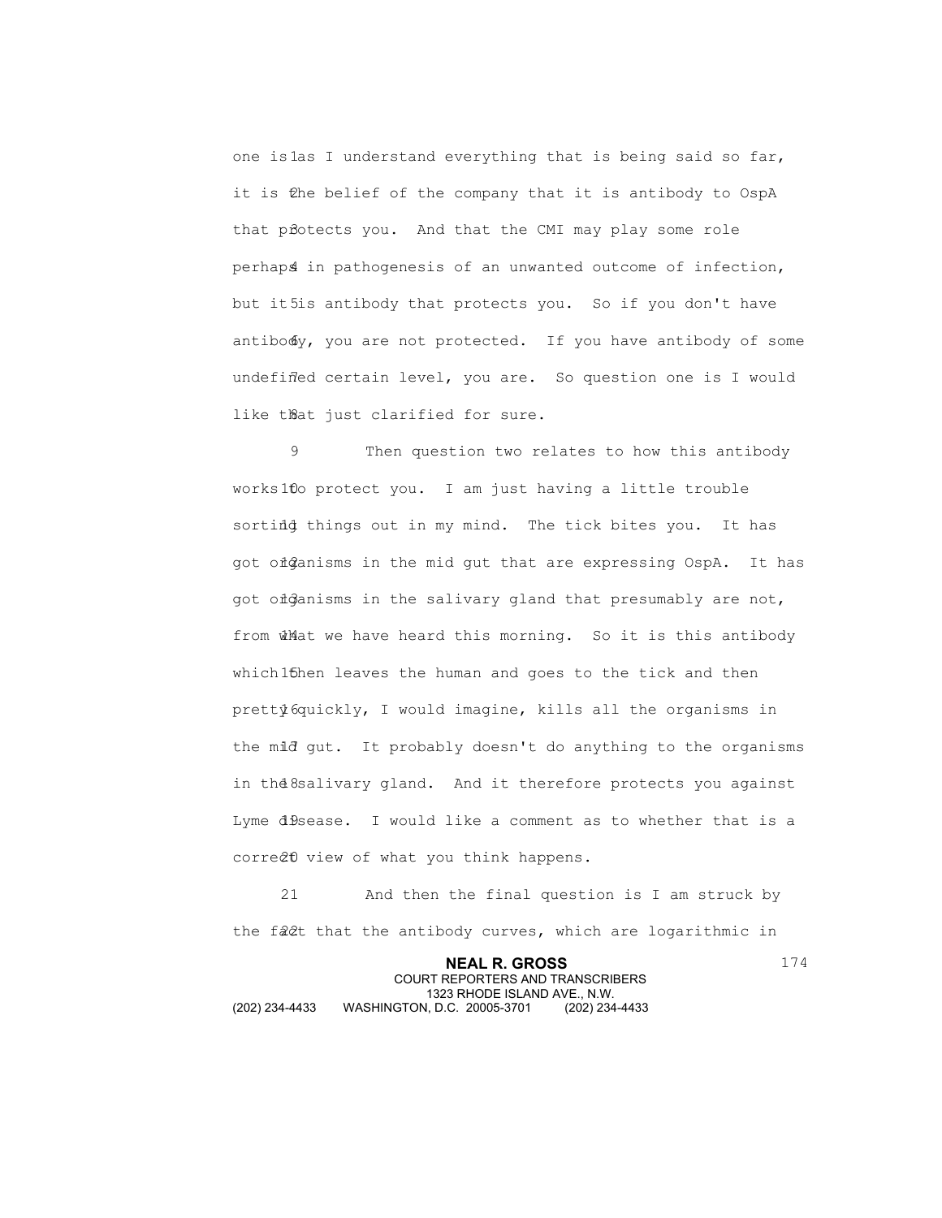one is as I understand everything that is being said so far, it is the belief of the company that it is antibody to OspA that protects you. And that the CMI may play some role perhaps in pathogenesis of an unwanted outcome of infection, but it is antibody that protects you. So if you don't have antibody, you are not protected. If you have antibody of some undefined certain level, you are. So question one is I would like that just clarified for sure.

Then question two relates to how this antibody works to protect you. I am just having a little trouble sorting things out in my mind. The tick bites you. It has got organisms in the mid gut that are expressing OspA. It has got organisms in the salivary gland that presumably are not, from what we have heard this morning. So it is this antibody which then leaves the human and goes to the tick and then pretty quickly, I would imagine, kills all the organisms in the mid gut. It probably doesn't do anything to the organisms in the salivary gland. And it therefore protects you against Lyme disease. I would like a comment as to whether that is a correct view of what you think happens.

And then the final question is I am struck by the fact that the antibody curves, which are logarithmic in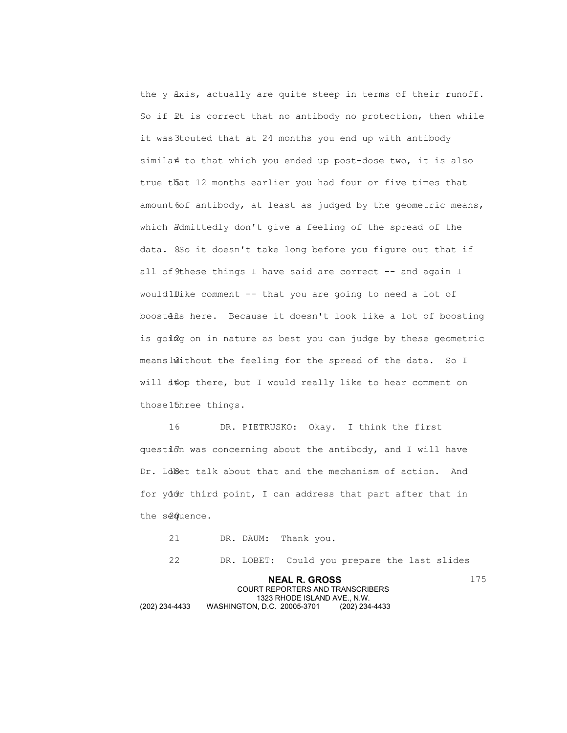the y axis, actually are quite steep in terms of their runoff. So if it is correct that no antibody no protection, then while it was touted that at 24 months you end up with antibody similar to that which you ended up post-dose two, it is also true that 12 months earlier you had four or five times that amount of antibody, at least as judged by the geometric means, which admittedly don't give a feeling of the spread of the data. So it doesn't take long before you figure out that if all of these things I have said are correct -- and again I would like comment -- that you are going to need a lot of boosters here. Because it doesn't look like a lot of boosting is going on in nature as best you can judge by these geometric means without the feeling for the spread of the data. So I will stop there, but I would really like to hear comment on those three things.

DR. PIETRUSKO: Okay. I think the first question was concerning about the antibody, and I will have Dr. Lobet talk about that and the mechanism of action. And for your third point, I can address that part after that in the sequence.

DR. DAUM: Thank you.

DR. LOBET: Could you prepare the last slides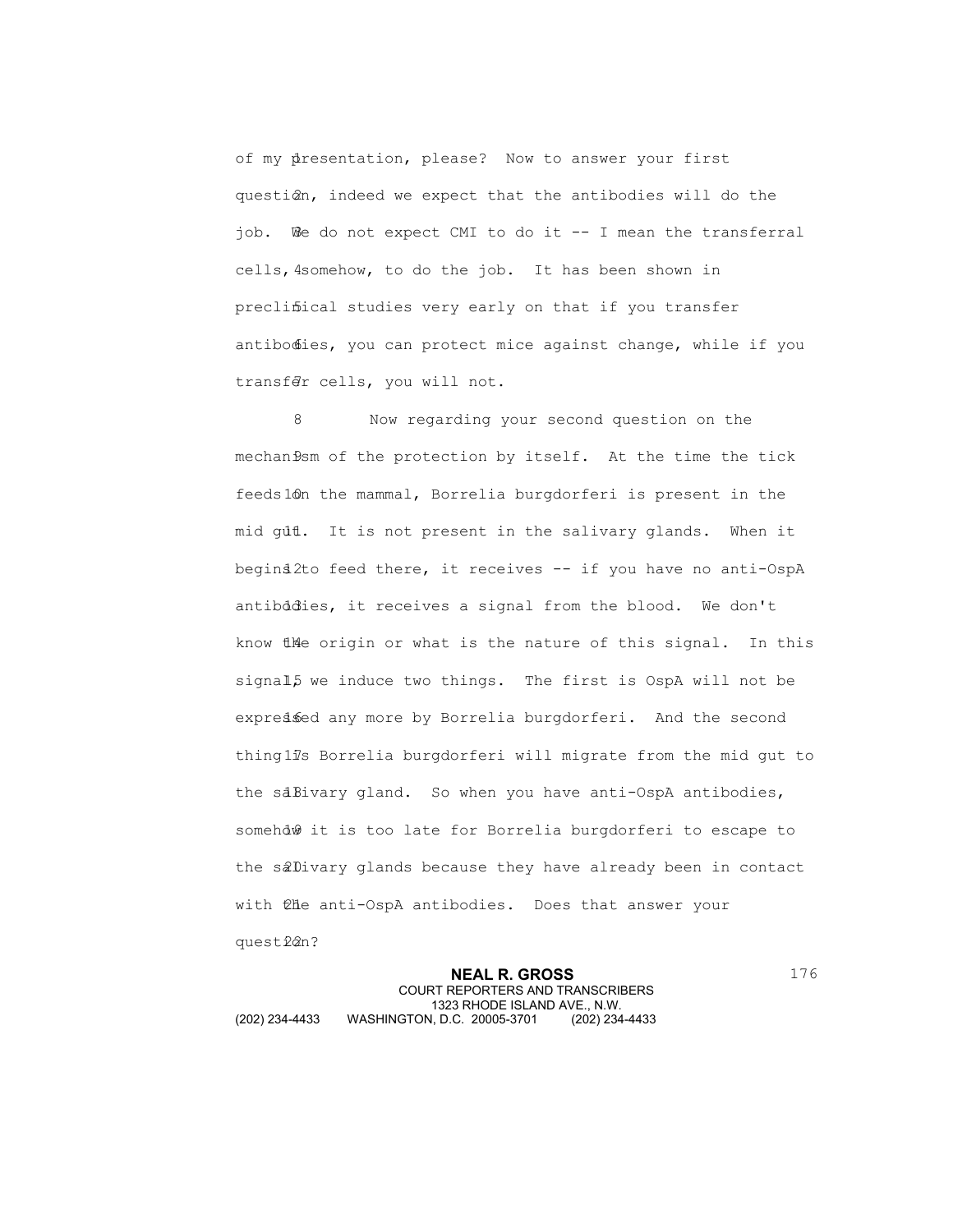of my presentation, please? Now to answer your first question, indeed we expect that the antibodies will do the job. We do not expect CMI to do it -- I mean the transferral cells, somehow, to do the job. It has been shown in preclinical studies very early on that if you transfer antibodies, you can protect mice against change, while if you transfer cells, you will not.

Now regarding your second question on the mechanism of the protection by itself. At the time the tick feeds on the mammal, Borrelia burgdorferi is present in the mid gut. It is not present in the salivary glands. When it begins to feed there, it receives -- if you have no anti-OspA antibodies, it receives a signal from the blood. We don't know the origin or what is the nature of this signal. In this signal, we induce two things. The first is OspA will not be expressed any more by Borrelia burgdorferi. And the second thing is Borrelia burgdorferi will migrate from the mid gut to the salivary gland. So when you have anti-OspA antibodies, somehow it is too late for Borrelia burgdorferi to escape to the salivary glands because they have already been in contact with the anti-OspA antibodies. Does that answer your question?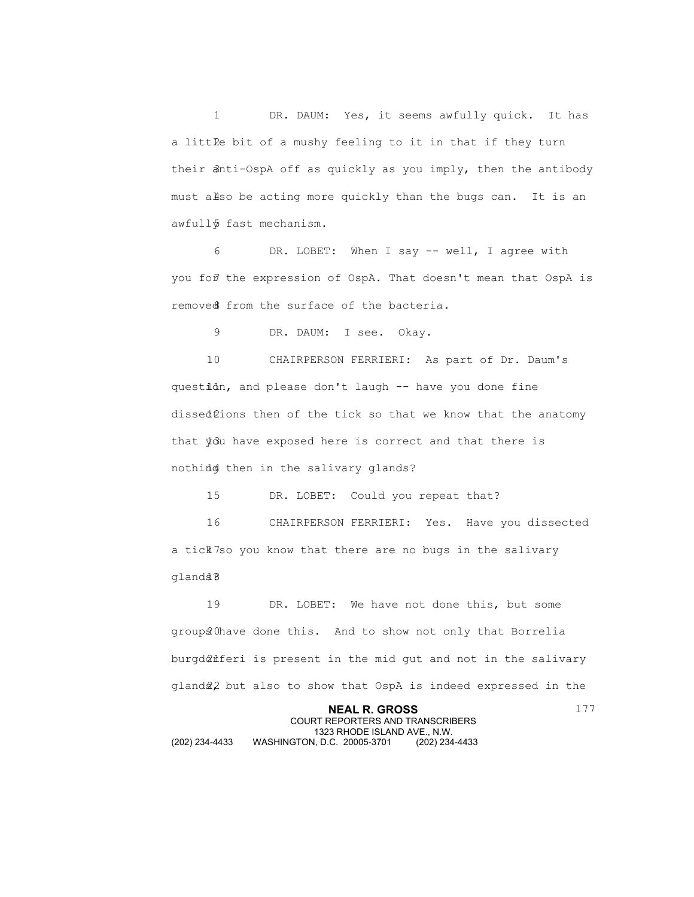DR. DAUM: Yes, it seems awfully quick. It has a little bit of a mushy feeling to it in that if they turn their anti-OspA off as quickly as you imply, then the antibody must also be acting more quickly than the bugs can. It is an awfully fast mechanism.

DR. LOBET: When I say -- well, I agree with you for the expression of OspA. That doesn't mean that OspA is removed from the surface of the bacteria.

DR. DAUM: I see. Okay.

CHAIRPERSON FERRIERI: As part of Dr. Daum's question, and please don't laugh -- have you done fine dissections then of the tick so that we know that the anatomy that you have exposed here is correct and that there is nothing then in the salivary glands?

DR. LOBET: Could you repeat that?

CHAIRPERSON FERRIERI: Yes. Have you dissected a tick so you know that there are no bugs in the salivary glands?

DR. LOBET: We have not done this, but some groups have done this. And to show not only that Borrelia burgdorferi is present in the mid gut and not in the salivary glands, but also to show that OspA is indeed expressed in the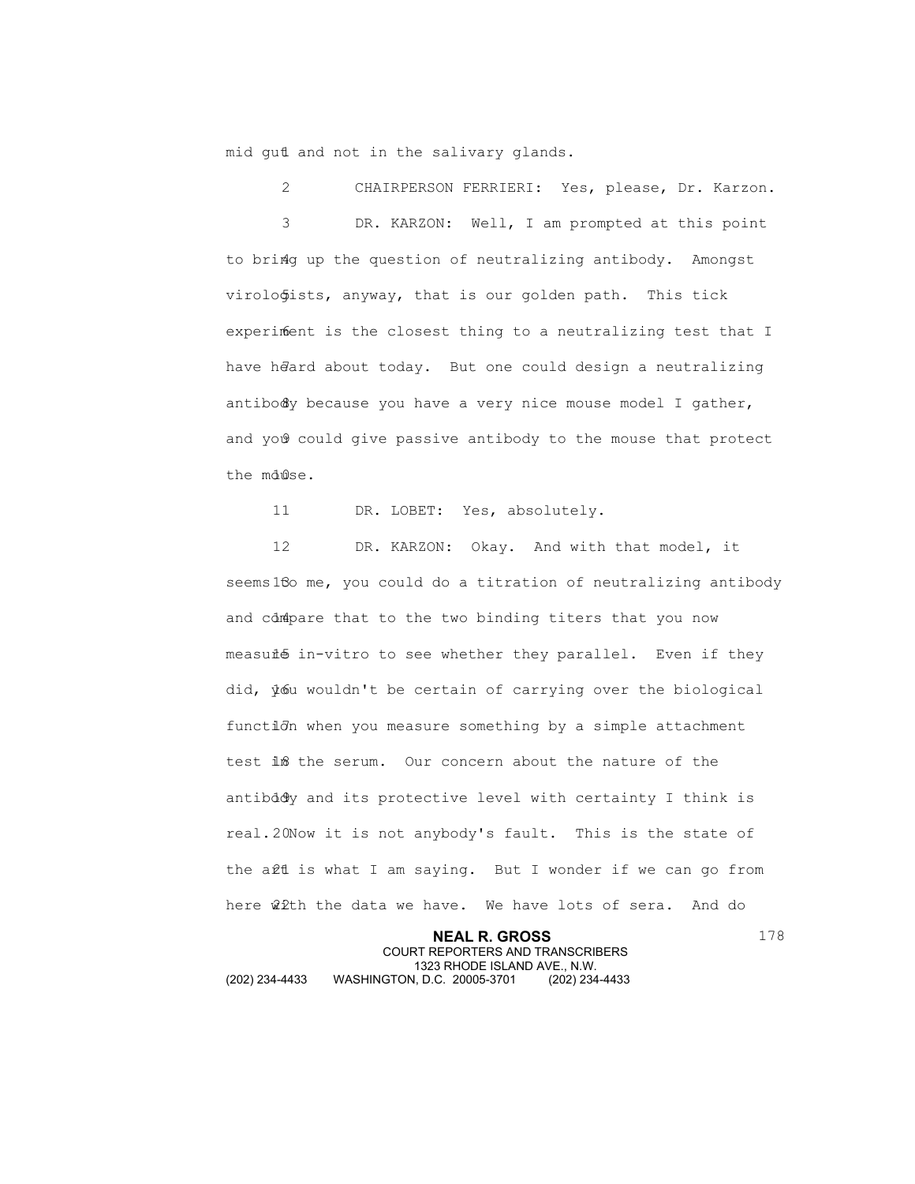mid gut and not in the salivary glands.

CHAIRPERSON FERRIERI: Yes, please, Dr. Karzon.

DR. KARZON: Well, I am prompted at this point to bring up the question of neutralizing antibody. Amongst virologists, anyway, that is our golden path. This tick experiment is the closest thing to a neutralizing test that I have heard about today. But one could design a neutralizing antibody because you have a very nice mouse model I gather, and you could give passive antibody to the mouse that protect the mouse.

DR. LOBET: Yes, absolutely.

DR. KARZON: Okay. And with that model, it seems to me, you could do a titration of neutralizing antibody and compare that to the two binding titers that you now measure in-vitro to see whether they parallel. Even if they did, you wouldn't be certain of carrying over the biological function when you measure something by a simple attachment test in the serum. Our concern about the nature of the antibody and its protective level with certainty I think is real. Now it is not anybody's fault. This is the state of the art is what I am saying. But I wonder if we can go from here with the data we have. We have lots of sera. And do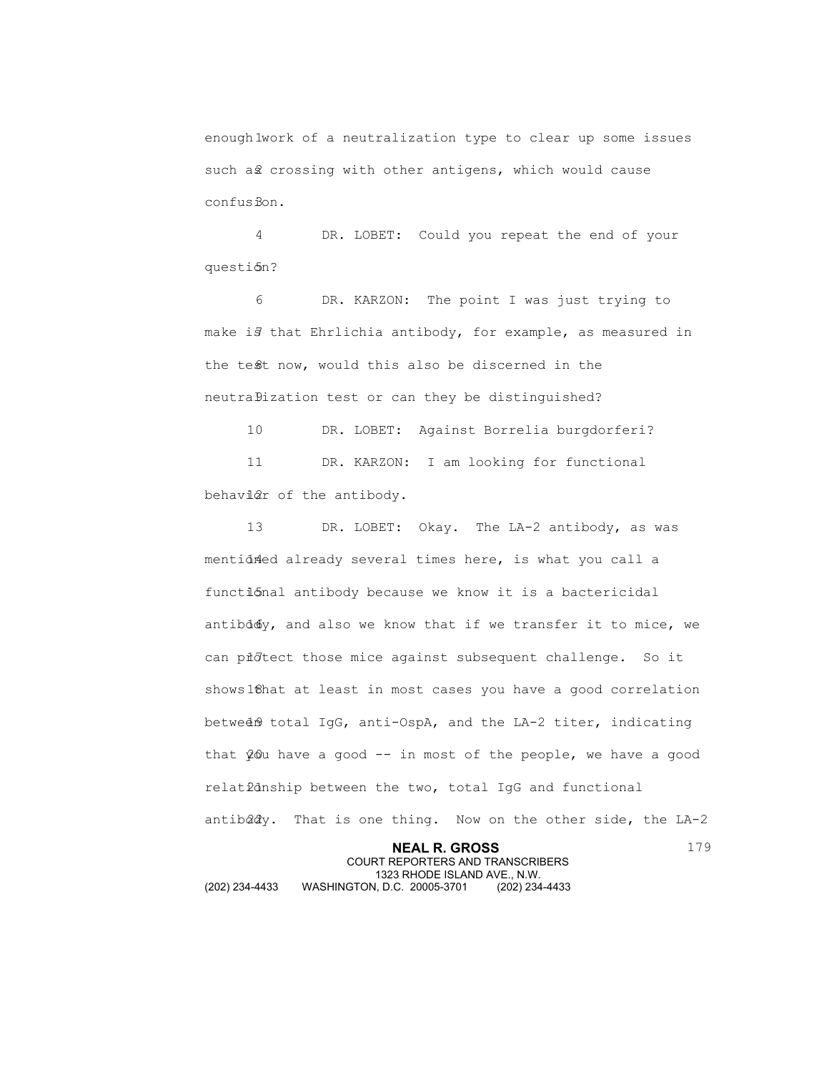enough work of a neutralization type to clear up some issues such as crossing with other antigens, which would cause confusion.

DR. LOBET: Could you repeat the end of your question?

DR. KARZON: The point I was just trying to make is that Ehrlichia antibody, for example, as measured in the test now, would this also be discerned in the neutralization test or can they be distinguished?

DR. LOBET: Against Borrelia burgdorferi?

DR. KARZON: I am looking for functional behavior of the antibody.

DR. LOBET: Okay. The LA-2 antibody, as was mentioned already several times here, is what you call a functional antibody because we know it is a bactericidal antibody, and also we know that if we transfer it to mice, we can protect those mice against subsequent challenge. So it shows that at least in most cases you have a good correlation between total IgG, anti-OspA, and the LA-2 titer, indicating that you have a good -- in most of the people, we have a good relationship between the two, total IgG and functional antibody. That is one thing. Now on the other side, the LA-2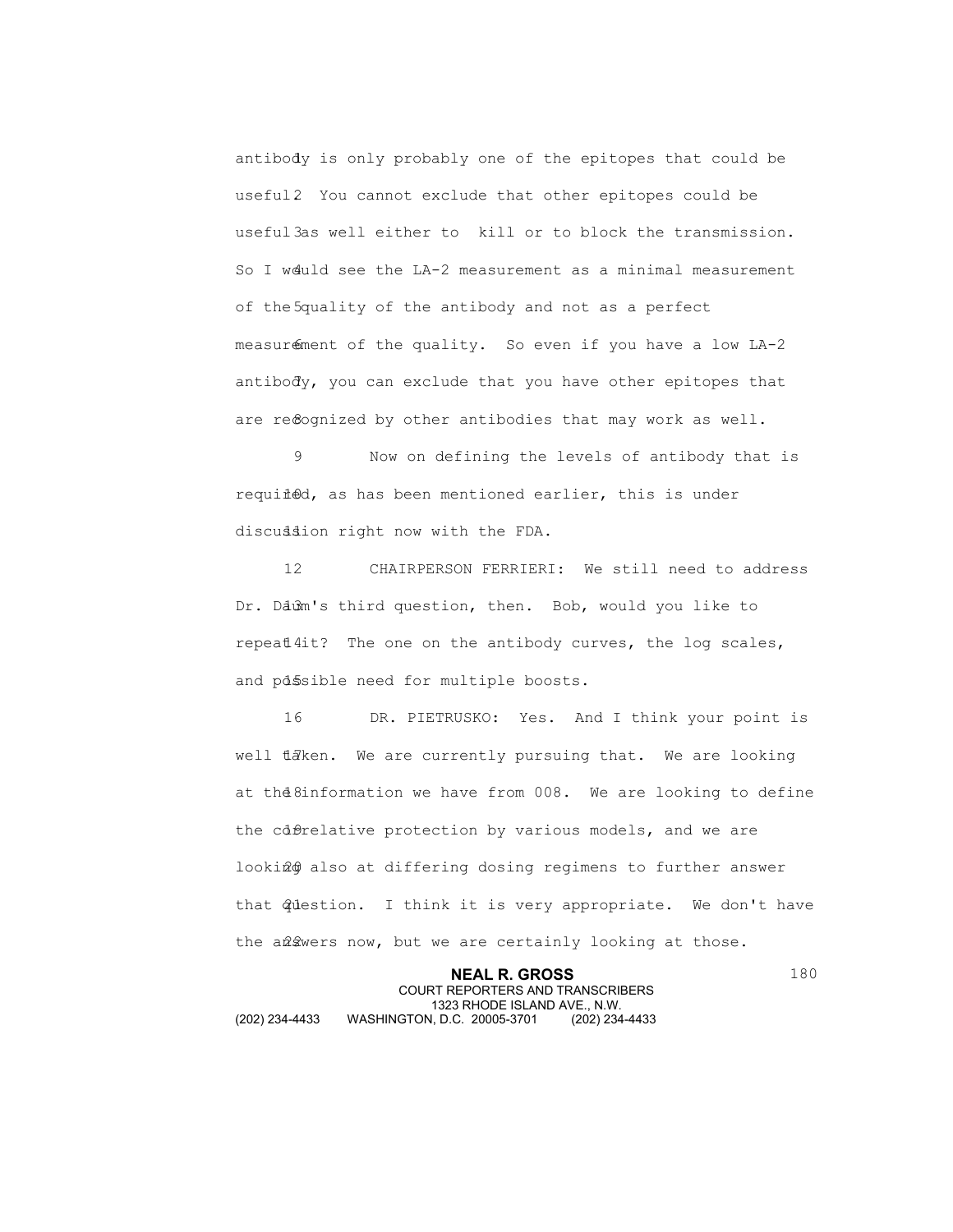antibody is only probably one of the epitopes that could be useful. You cannot exclude that other epitopes could be useful as well either to kill or to block the transmission. So I would see the LA-2 measurement as a minimal measurement of the quality of the antibody and not as a perfect measurement of the quality. So even if you have a low LA-2 antibody, you can exclude that you have other epitopes that are recognized by other antibodies that may work as well.

Now on defining the levels of antibody that is required, as has been mentioned earlier, this is under discussion right now with the FDA.

CHAIRPERSON FERRIERI: We still need to address Dr. Daum's third question, then. Bob, would you like to repeat it? The one on the antibody curves, the log scales, and possible need for multiple boosts.

DR. PIETRUSKO: Yes. And I think your point is well taken. We are currently pursuing that. We are looking at the information we have from 008. We are looking to define the correlative protection by various models, and we are looking also at differing dosing regimens to further answer that question. I think it is very appropriate. We don't have the answers now, but we are certainly looking at those.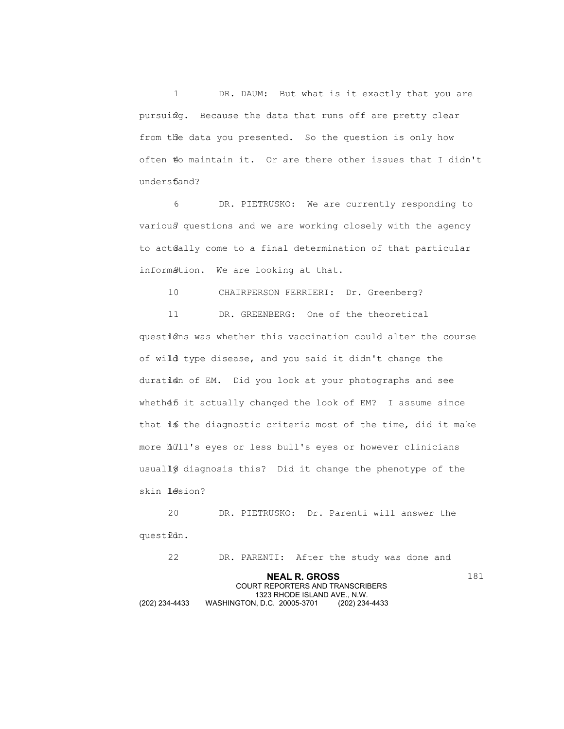DR. DAUM: But what is it exactly that you are pursuing. Because the data that runs off are pretty clear from the data you presented. So the question is only how often to maintain it. Or are there other issues that I didn't understand?

DR. PIETRUSKO: We are currently responding to various questions and we are working closely with the agency to actually come to a final determination of that particular information. We are looking at that.

CHAIRPERSON FERRIERI: Dr. Greenberg?

DR. GREENBERG: One of the theoretical questions was whether this vaccination could alter the course of wild type disease, and you said it didn't change the duration of EM. Did you look at your photographs and see whether it actually changed the look of EM? I assume since that is the diagnostic criteria most of the time, did it make more bull's eyes or less bull's eyes or however clinicians usually diagnosis this? Did it change the phenotype of the skin lesion?

DR. PIETRUSKO: Dr. Parenti will answer the question.

DR. PARENTI: After the study was done and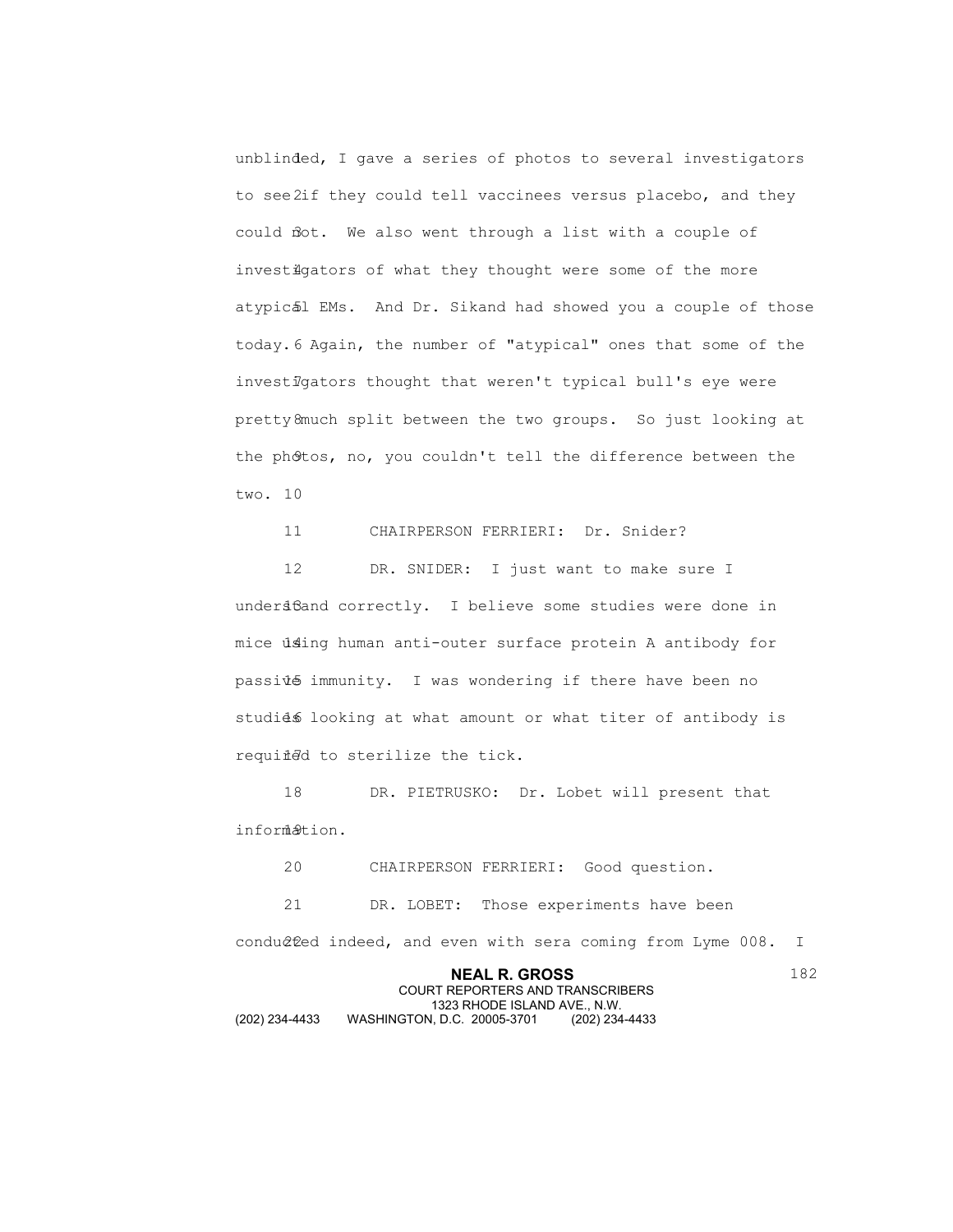unblinded, I gave a series of photos to several investigators to see if they could tell vaccinees versus placebo, and they could not. We also went through a list with a couple of investigators of what they thought were some of the more atypical EMs. And Dr. Sikand had showed you a couple of those today. Again, the number of "atypical" ones that some of the investigators thought that weren't typical bull's eye were pretty much split between the two groups. So just looking at the photos, no, you couldn't tell the difference between the two.

CHAIRPERSON FERRIERI: Dr. Snider?

DR. SNIDER: I just want to make sure I understand correctly. I believe some studies were done in mice using human anti-outer surface protein A antibody for passive immunity. I was wondering if there have been no studies looking at what amount or what titer of antibody is required to sterilize the tick.

DR. PIETRUSKO: Dr. Lobet will present that information.

CHAIRPERSON FERRIERI: Good question.

DR. LOBET: Those experiments have been conducted indeed, and even with sera coming from Lyme 008. I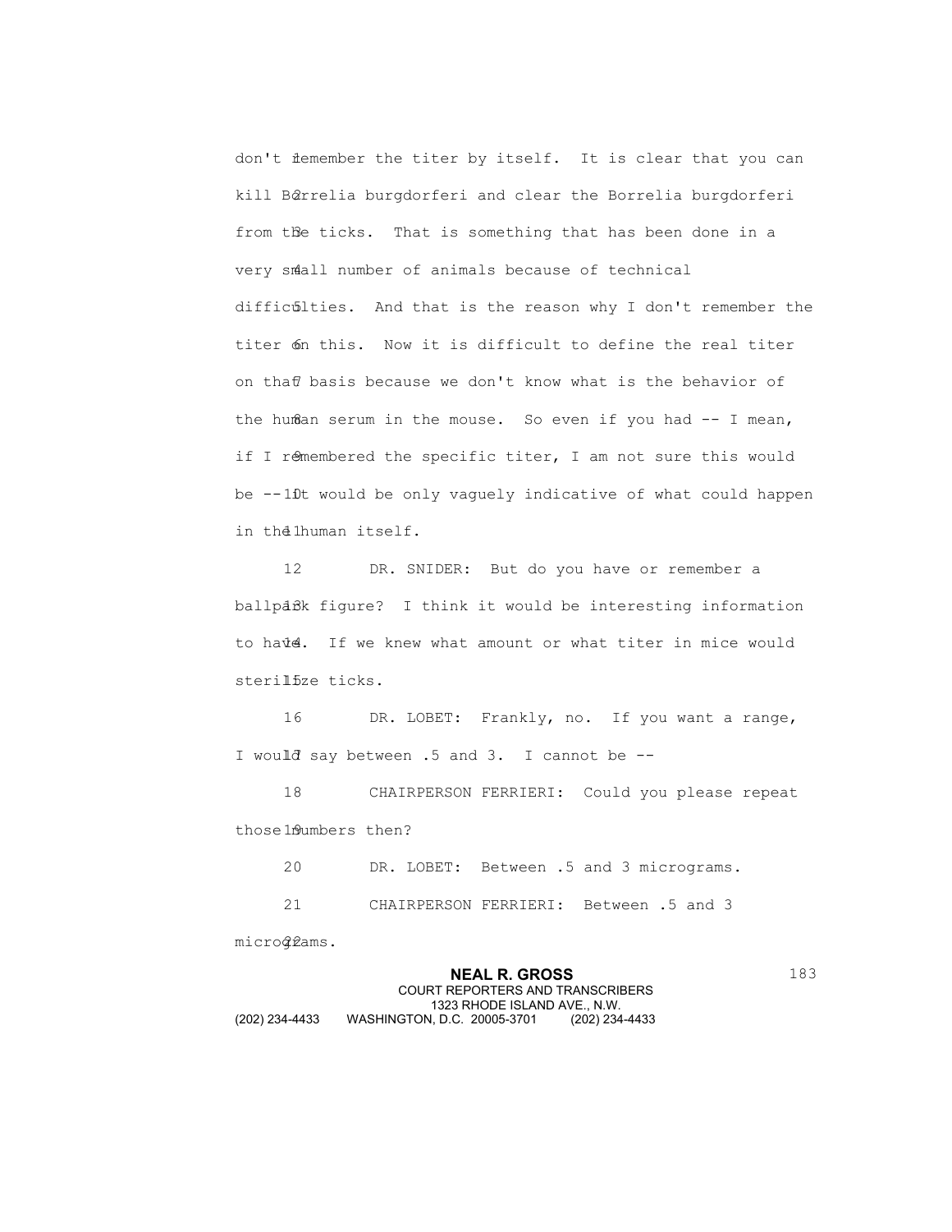don't remember the titer by itself. It is clear that you can kill Borrelia burgdorferi and clear the Borrelia burgdorferi from the ticks. That is something that has been done in a very small number of animals because of technical difficulties. And that is the reason why I don't remember the titer on this. Now it is difficult to define the real titer on that basis because we don't know what is the behavior of the human serum in the mouse. So even if you had -- I mean, if I remembered the specific titer, I am not sure this would be -- it would be only vaguely indicative of what could happen in the human itself.

DR. SNIDER: But do you have or remember a ballpark figure? I think it would be interesting information to have. If we knew what amount or what titer in mice would sterilize ticks.

DR. LOBET: Frankly, no. If you want a range, I would say between .5 and 3. I cannot be --

CHAIRPERSON FERRIERI: Could you please repeat those numbers then?

DR. LOBET: Between .5 and 3 micrograms.

CHAIRPERSON FERRIERI: Between .5 and 3 micrograms.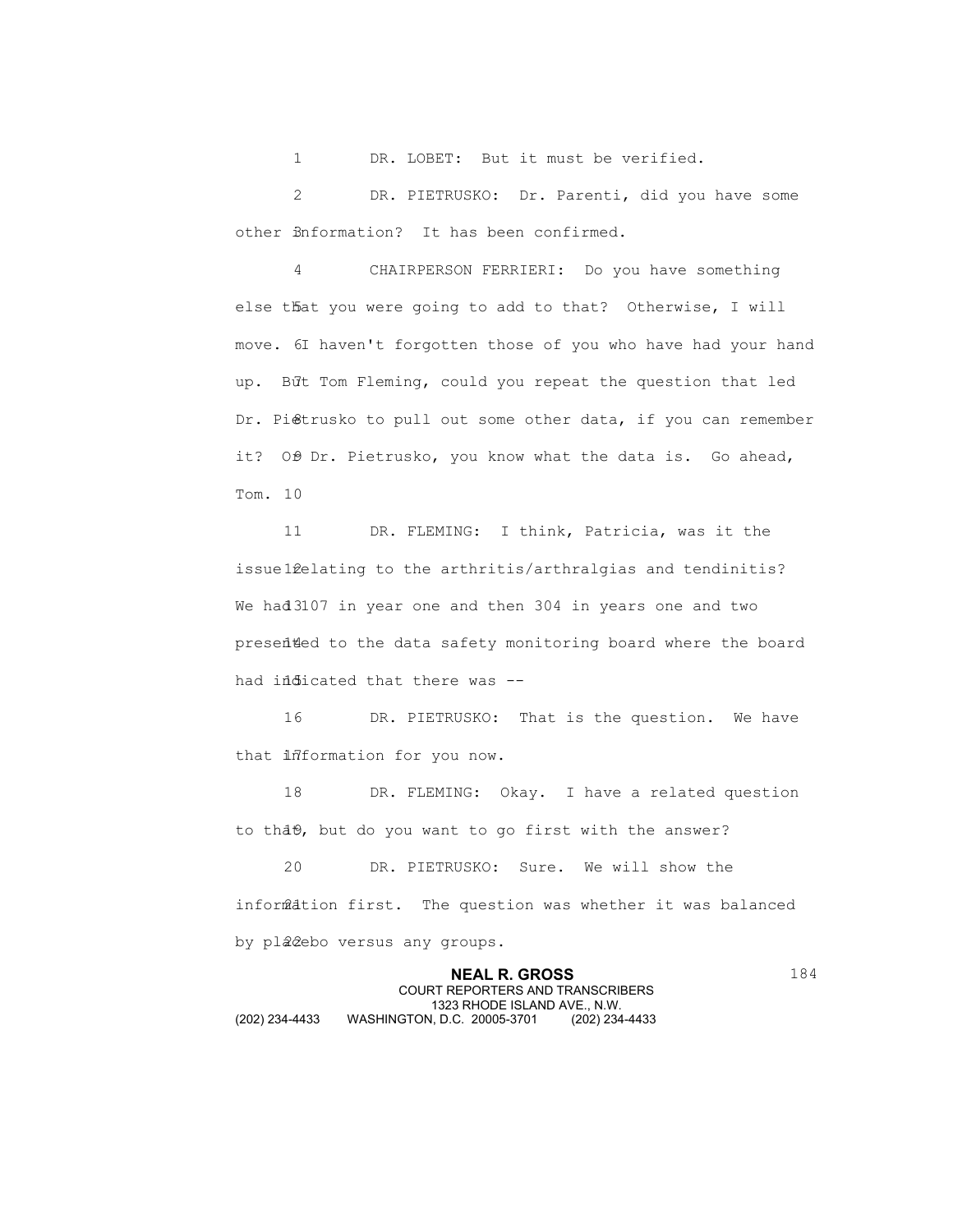DR. LOBET: But it must be verified.

DR. PIETRUSKO: Dr. Parenti, did you have some other information? It has been confirmed.

CHAIRPERSON FERRIERI: Do you have something else that you were going to add to that? Otherwise, I will move. I haven't forgotten those of you who have had your hand up. But Tom Fleming, could you repeat the question that led Dr. Pietrusko to pull out some other data, if you can remember it? Or Dr. Pietrusko, you know what the data is. Go ahead, Tom.

DR. FLEMING: I think, Patricia, was it the issue relating to the arthritis/arthralgias and tendinitis? We had 107 in year one and then 304 in years one and two presented to the data safety monitoring board where the board had indicated that there was --

DR. PIETRUSKO: That is the question. We have that information for you now.

DR. FLEMING: Okay. I have a related question to that, but do you want to go first with the answer?

DR. PIETRUSKO: Sure. We will show the information first. The question was whether it was balanced by placebo versus any groups.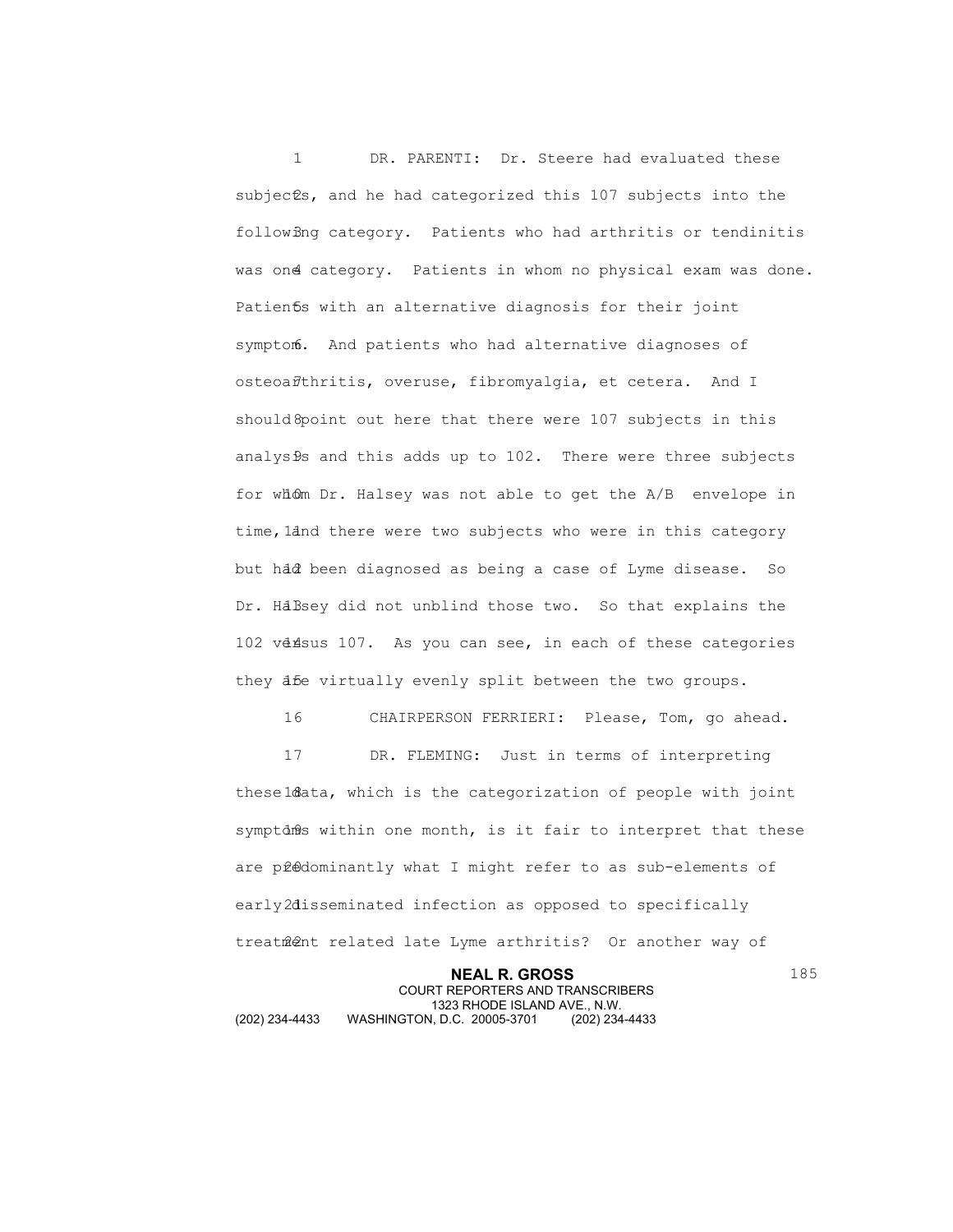DR. PARENTI: Dr. Steere had evaluated these subjects, and he had categorized this 107 subjects into the following category. Patients who had arthritis or tendinitis was one category. Patients in whom no physical exam was done. Patients with an alternative diagnosis for their joint symptom. And patients who had alternative diagnoses of osteoarthritis, overuse, fibromyalgia, et cetera. And I should point out here that there were 107 subjects in this analysis and this adds up to 102. There were three subjects for whom Dr. Halsey was not able to get the A/B envelope in time, and there were two subjects who were in this category but had been diagnosed as being a case of Lyme disease. So Dr. Halsey did not unblind those two. So that explains the 102 versus 107. As you can see, in each of these categories they are virtually evenly split between the two groups.

CHAIRPERSON FERRIERI: Please, Tom, go ahead.

DR. FLEMING: Just in terms of interpreting these data, which is the categorization of people with joint symptoms within one month, is it fair to interpret that these are predominantly what I might refer to as sub-elements of early disseminated infection as opposed to specifically treatment related late Lyme arthritis? Or another way of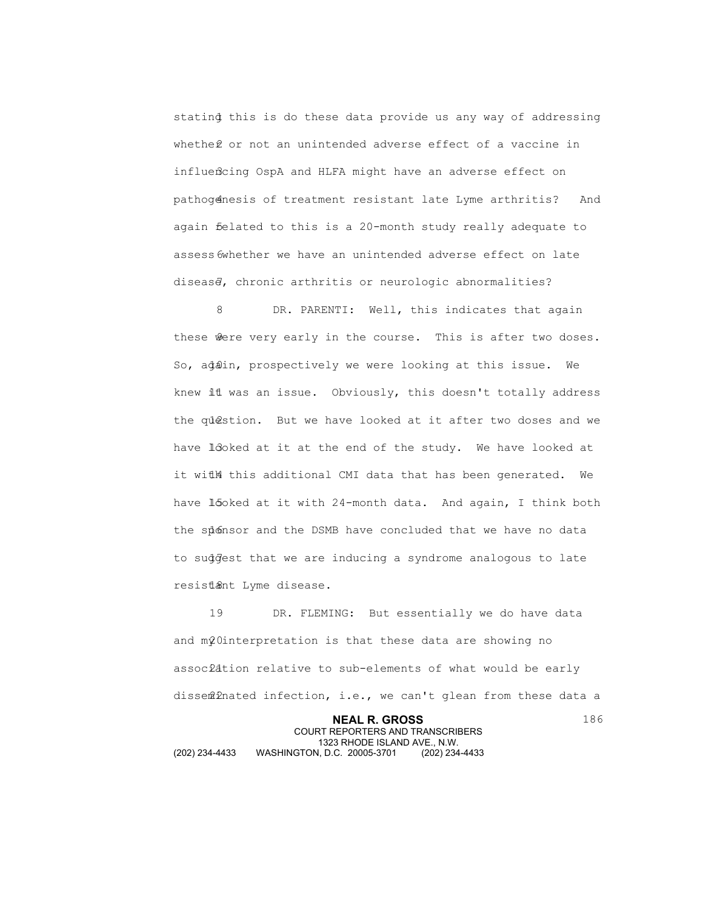stating this is do these data provide us any way of addressing whether or not an unintended adverse effect of a vaccine in influencing OspA and HLFA might have an adverse effect on pathogenesis of treatment resistant late Lyme arthritis? And again related to this is a 20-month study really adequate to assess whether we have an unintended adverse effect on late disease, chronic arthritis or neurologic abnormalities?

DR. PARENTI: Well, this indicates that again these were very early in the course. This is after two doses. So, again, prospectively we were looking at this issue. We knew it was an issue. Obviously, this doesn't totally address the question. But we have looked at it after two doses and we have looked at it at the end of the study. We have looked at it with this additional CMI data that has been generated. We have looked at it with 24-month data. And again, I think both the sponsor and the DSMB have concluded that we have no data to suggest that we are inducing a syndrome analogous to late resistant Lyme disease.

DR. FLEMING: But essentially we do have data and my interpretation is that these data are showing no association relative to sub-elements of what would be early disseminated infection, i.e., we can't glean from these data a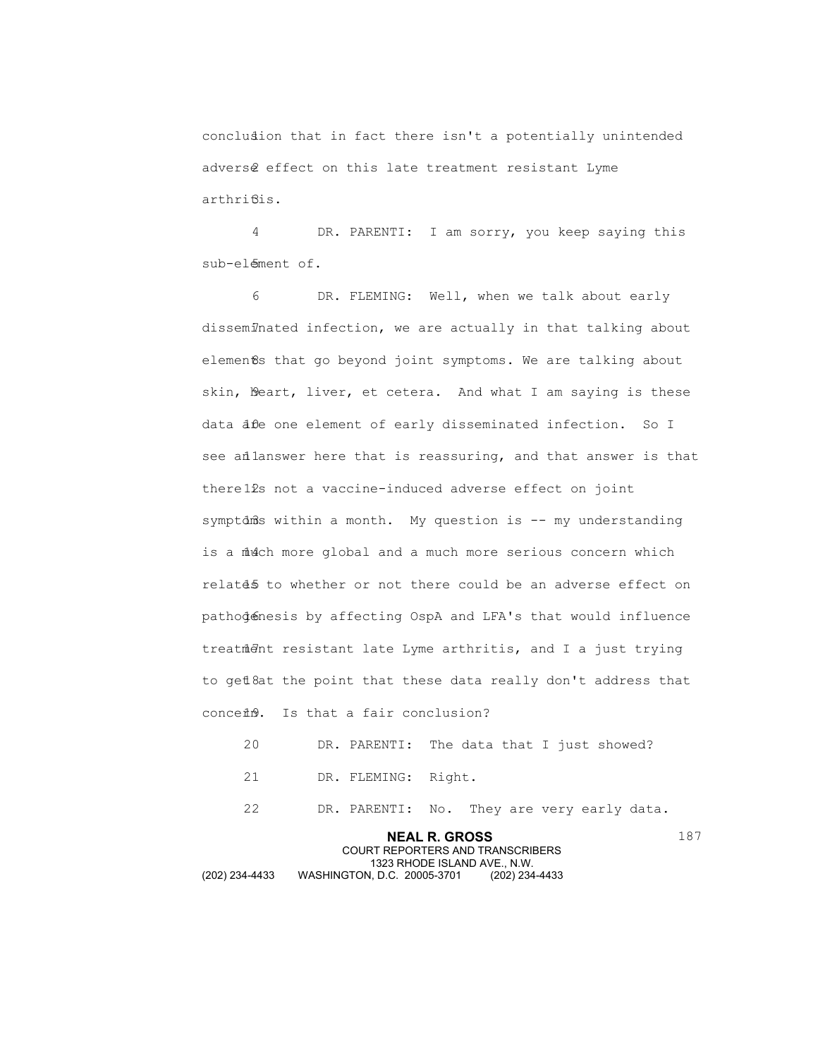conclusion that in fact there isn't a potentially unintended adverse effect on this late treatment resistant Lyme arthritis.

DR. PARENTI: I am sorry, you keep saying this sub-element of.

DR. FLEMING: Well, when we talk about early disseminated infection, we are actually in that talking about elements that go beyond joint symptoms. We are talking about skin, heart, liver, et cetera. And what I am saying is these data are one element of early disseminated infection. So I see an answer here that is reassuring, and that answer is that there is not a vaccine-induced adverse effect on joint symptoms within a month. My question is -- my understanding is a much more global and a much more serious concern which relates to whether or not there could be an adverse effect on pathogenesis by affecting OspA and LFA's that would influence treatment resistant late Lyme arthritis, and I a just trying to get at the point that these data really don't address that concern. Is that a fair conclusion?

DR. PARENTI: The data that I just showed?

DR. FLEMING: Right.

DR. PARENTI: No. They are very early data.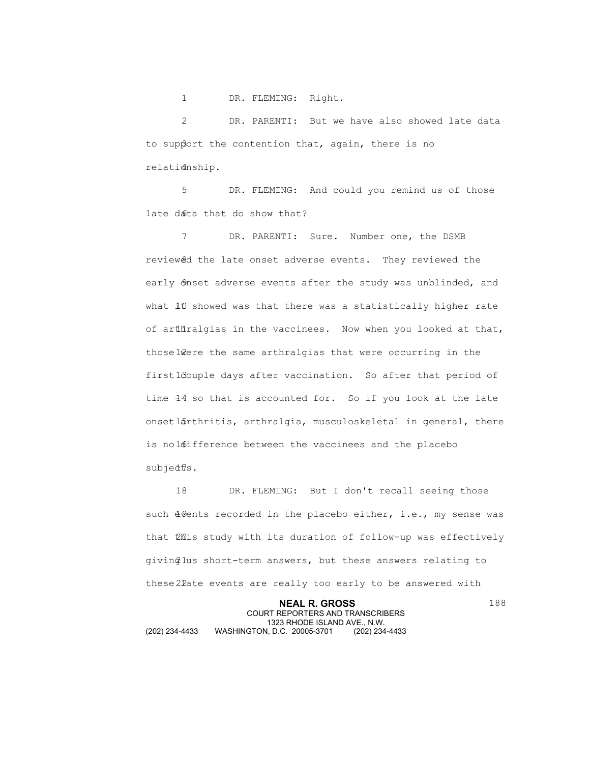DR. FLEMING: Right.

DR. PARENTI: But we have also showed late data to support the contention that, again, there is no relationship.

DR. FLEMING: And could you remind us of those late data that do show that?

DR. PARENTI: Sure. Number one, the DSMB reviewed the late onset adverse events. They reviewed the early onset adverse events after the study was unblinded, and what it showed was that there was a statistically higher rate of arthralgias in the vaccinees. Now when you looked at that, those were the same arthralgias that were occurring in the first couple days after vaccination. So after that period of time -- so that is accounted for. So if you look at the late onset arthritis, arthralgia, musculoskeletal in general, there is no difference between the vaccinees and the placebo subjects.

DR. FLEMING: But I don't recall seeing those such events recorded in the placebo either, i.e., my sense was that this study with its duration of follow-up was effectively giving us short-term answers, but these answers relating to these late events are really too early to be answered with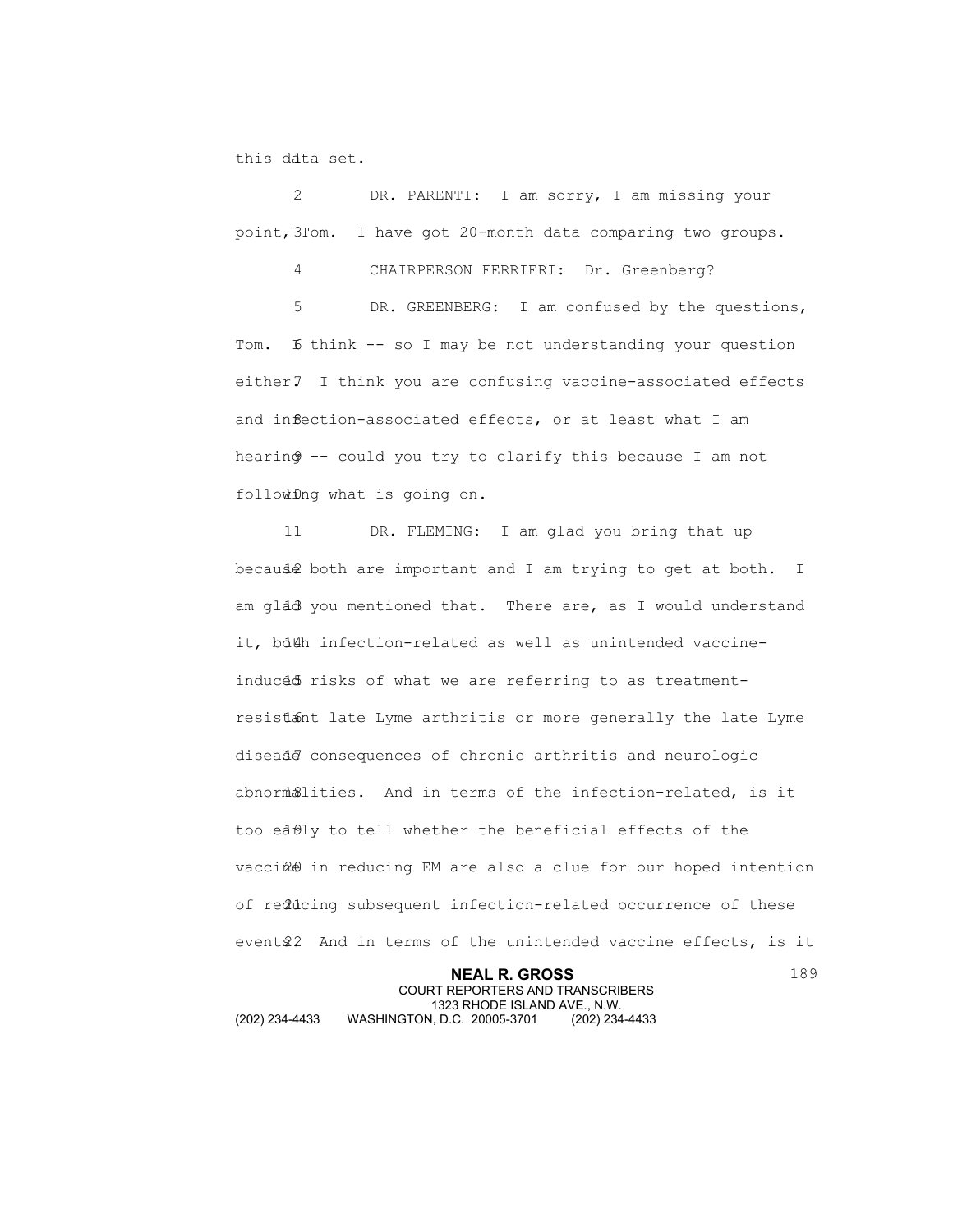this data set.

DR. PARENTI: I am sorry, I am missing your point, Tom. I have got 20-month data comparing two groups.

CHAIRPERSON FERRIERI: Dr. Greenberg?

DR. GREENBERG: I am confused by the questions, Tom. I think -- so I may be not understanding your question either. I think you are confusing vaccine-associated effects and infection-associated effects, or at least what I am hearing -- could you try to clarify this because I am not following what is going on.

DR. FLEMING: I am glad you bring that up because both are important and I am trying to get at both. I am glad you mentioned that. There are, as I would understand it, both infection-related as well as unintended vaccine-induced risks of what we are referring to as treatment-resistant late Lyme arthritis or more generally the late Lyme disease consequences of chronic arthritis and neurologic abnormalities. And in terms of the infection-related, is it too early to tell whether the beneficial effects of the vaccine in reducing EM are also a clue for our hoped intention of reducing subsequent infection-related occurrence of these events. And in terms of the unintended vaccine effects, is it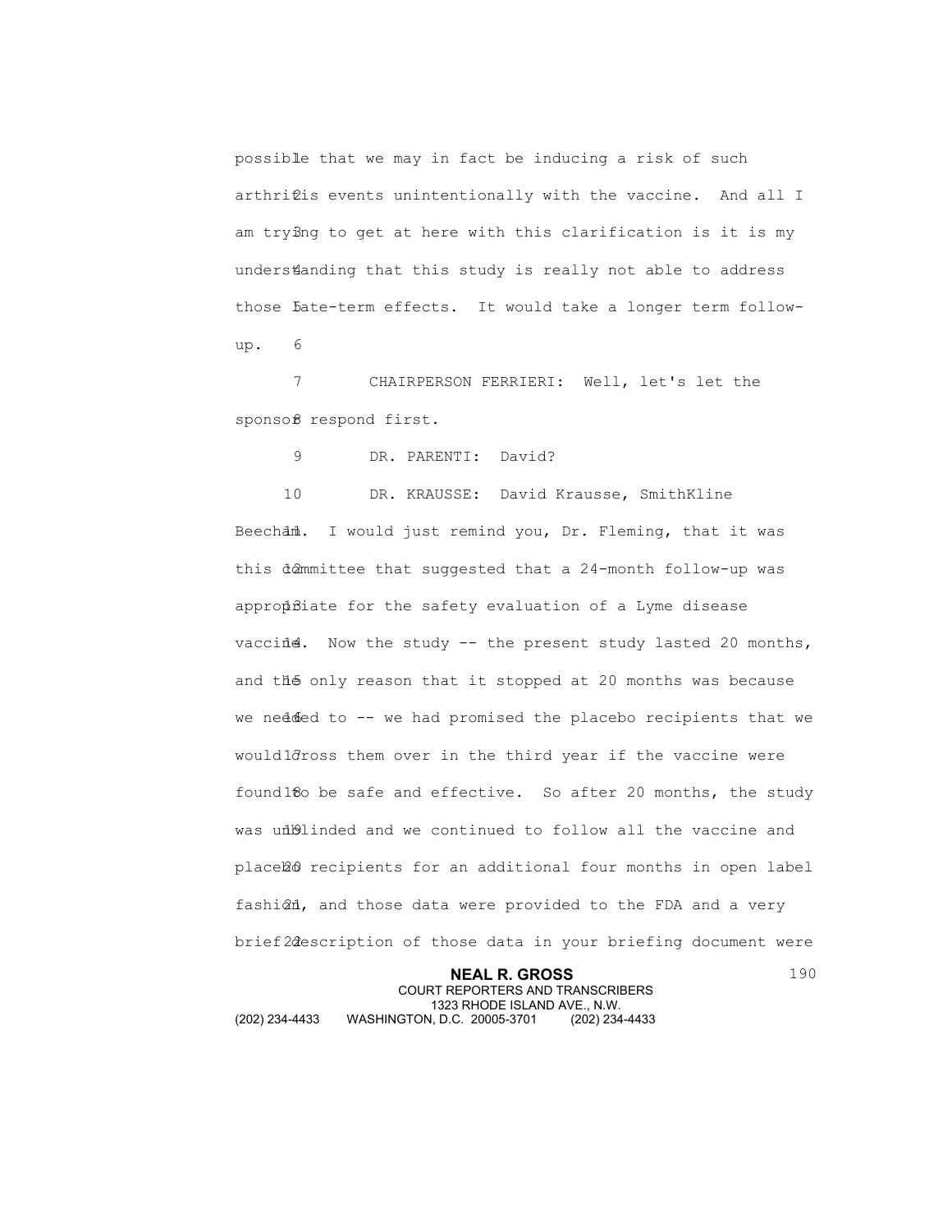possible that we may in fact be inducing a risk of such arthritis events unintentionally with the vaccine. And all I am trying to get at here with this clarification is it is my understanding that this study is really not able to address those late-term effects. It would take a longer term follow-up.

CHAIRPERSON FERRIERI: Well, let's let the sponsor respond first.

DR. PARENTI: David?

DR. KRAUSSE: David Krausse, SmithKline Beecham. I would just remind you, Dr. Fleming, that it was this committee that suggested that a 24-month follow-up was appropriate for the safety evaluation of a Lyme disease vaccine. Now the study -- the present study lasted 20 months, and the only reason that it stopped at 20 months was because we needed to -- we had promised the placebo recipients that we would cross them over in the third year if the vaccine were found to be safe and effective. So after 20 months, the study was unblinded and we continued to follow all the vaccine and placebo recipients for an additional four months in open label fashion, and those data were provided to the FDA and a very brief description of those data in your briefing document were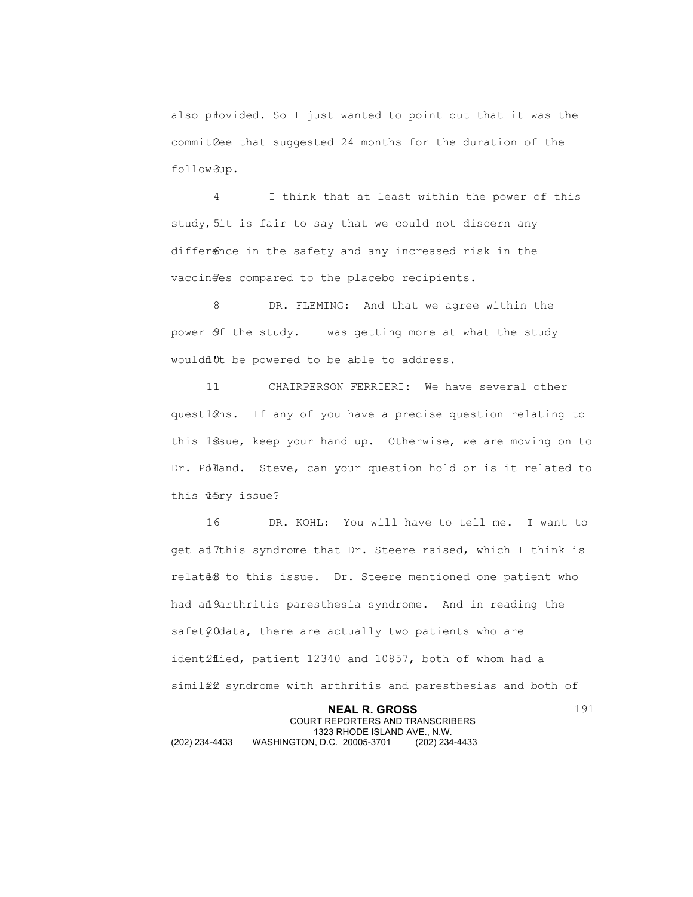also provided. So I just wanted to point out that it was the committee that suggested 24 months for the duration of the follow-up.

I think that at least within the power of this study, it is fair to say that we could not discern any difference in the safety and any increased risk in the vaccinees compared to the placebo recipients.

DR. FLEMING: And that we agree within the power of the study. I was getting more at what the study wouldn't be powered to be able to address.

CHAIRPERSON FERRIERI: We have several other questions. If any of you have a precise question relating to this issue, keep your hand up. Otherwise, we are moving on to Dr. Poland. Steve, can your question hold or is it related to this very issue?

DR. KOHL: You will have to tell me. I want to get at this syndrome that Dr. Steere raised, which I think is related to this issue. Dr. Steere mentioned one patient who had an arthritis paresthesia syndrome. And in reading the safety data, there are actually two patients who are identified, patient 12340 and 10857, both of whom had a similar syndrome with arthritis and paresthesias and both of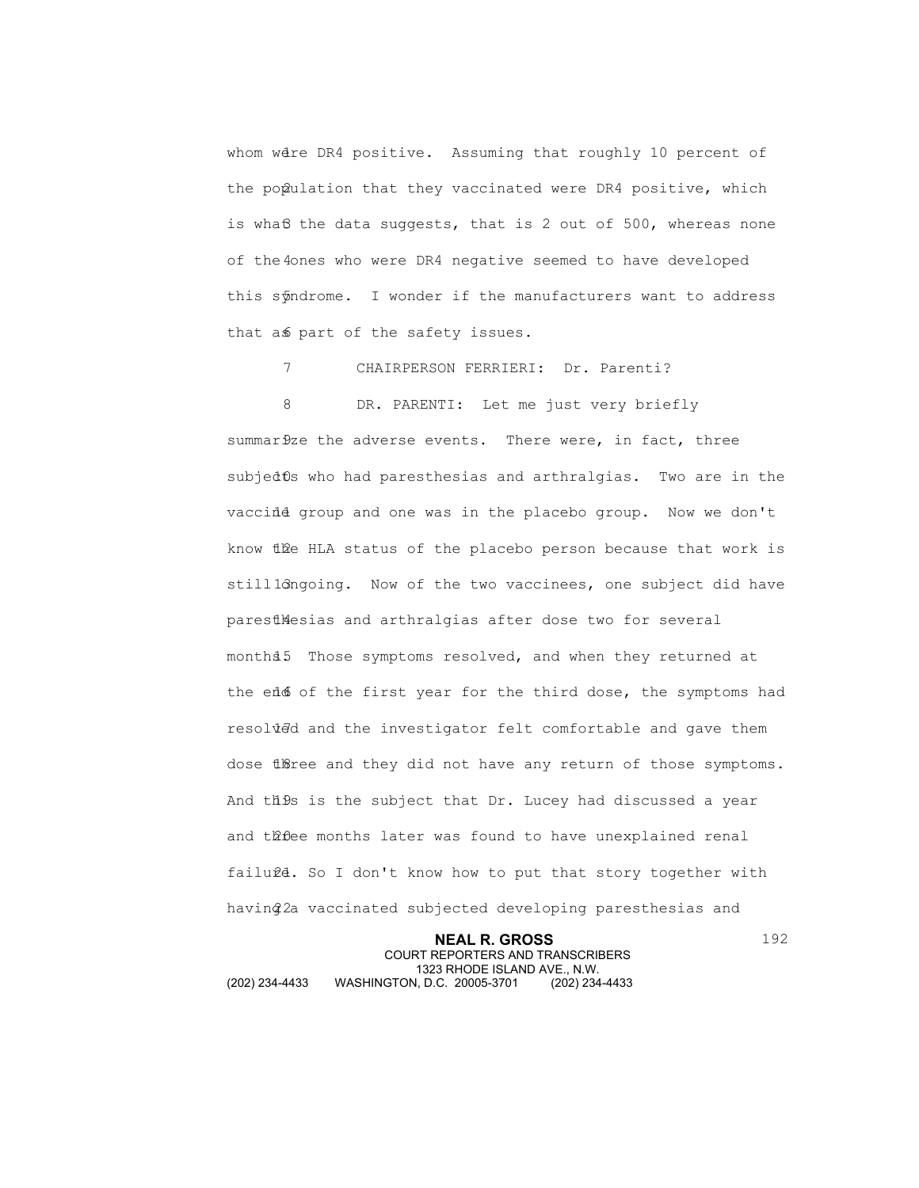whom were DR4 positive. Assuming that roughly 10 percent of the population that they vaccinated were DR4 positive, which is what the data suggests, that is 2 out of 500, whereas none of the ones who were DR4 negative seemed to have developed this syndrome. I wonder if the manufacturers want to address that as part of the safety issues.

CHAIRPERSON FERRIERI: Dr. Parenti?

DR. PARENTI: Let me just very briefly summarize the adverse events. There were, in fact, three subjects who had paresthesias and arthralgias. Two are in the vaccine group and one was in the placebo group. Now we don't know the HLA status of the placebo person because that work is still ongoing. Now of the two vaccinees, one subject did have paresthesias and arthralgias after dose two for several months. Those symptoms resolved, and when they returned at the end of the first year for the third dose, the symptoms had resolved and the investigator felt comfortable and gave them dose three and they did not have any return of those symptoms. And this is the subject that Dr. Lucey had discussed a year and three months later was found to have unexplained renal failure. So I don't know how to put that story together with having a vaccinated subjected developing paresthesias and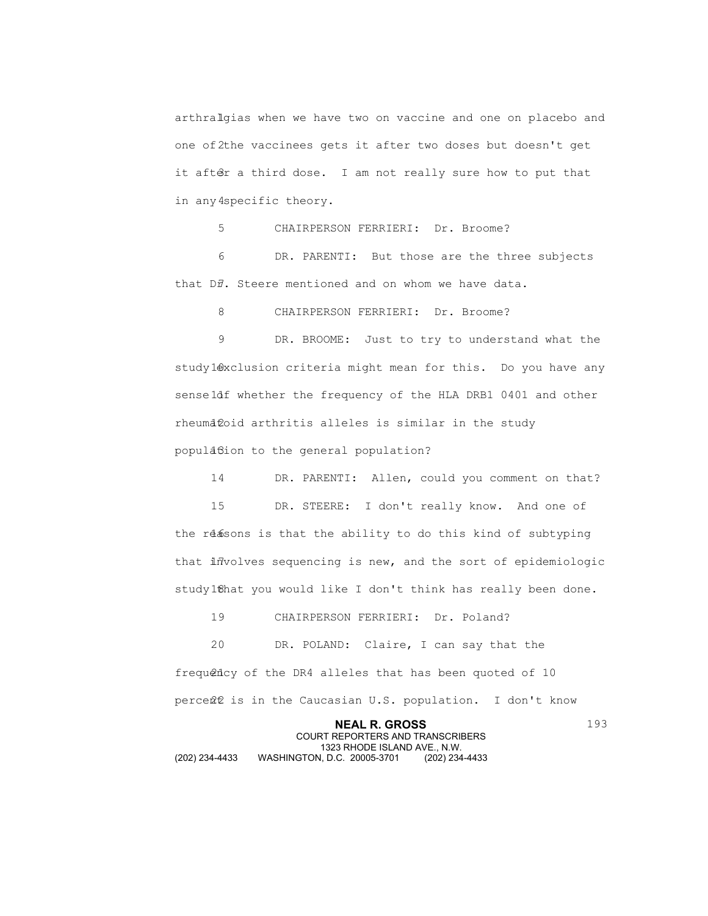arthralgias when we have two on vaccine and one on placebo and one of the vaccinees gets it after two doses but doesn't get it after a third dose. I am not really sure how to put that in any specific theory.

CHAIRPERSON FERRIERI: Dr. Broome?

DR. PARENTI: But those are the three subjects that Dr. Steere mentioned and on whom we have data.

CHAIRPERSON FERRIERI: Dr. Broome?

DR. BROOME: Just to try to understand what the study exclusion criteria might mean for this. Do you have any sense of whether the frequency of the HLA DRB1 0401 and other rheumatoid arthritis alleles is similar in the study population to the general population?

DR. PARENTI: Allen, could you comment on that?

DR. STEERE: I don't really know. And one of the reasons is that the ability to do this kind of subtyping that involves sequencing is new, and the sort of epidemiologic study that you would like I don't think has really been done.

CHAIRPERSON FERRIERI: Dr. Poland?

DR. POLAND: Claire, I can say that the frequency of the DR4 alleles that has been quoted of 10 percent is in the Caucasian U.S. population. I don't know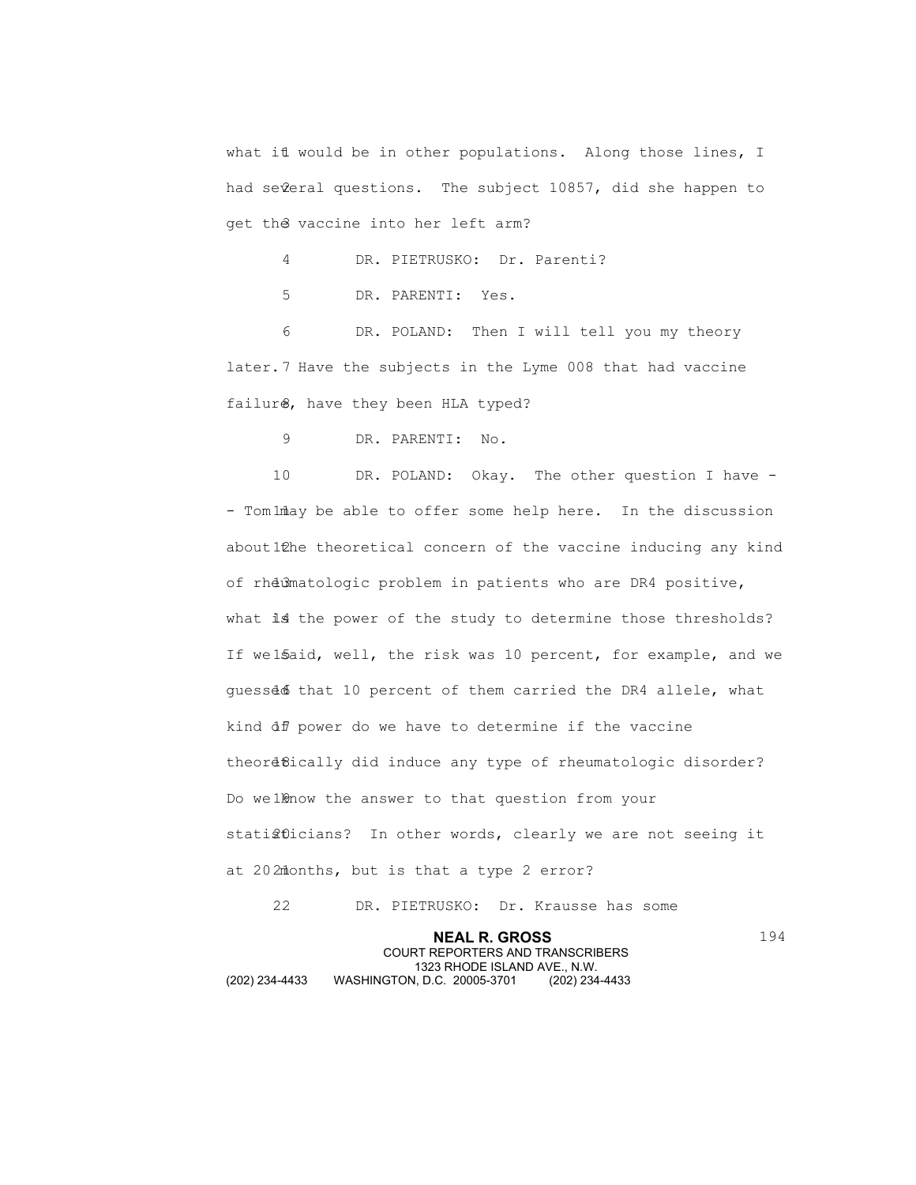what it would be in other populations. Along those lines, I had several questions. The subject 10857, did she happen to get the vaccine into her left arm?

DR. PIETRUSKO: Dr. Parenti?

DR. PARENTI: Yes.

DR. POLAND: Then I will tell you my theory later. Have the subjects in the Lyme 008 that had vaccine failure, have they been HLA typed?

DR. PARENTI: No.

DR. POLAND: Okay. The other question I have -- Tom may be able to offer some help here. In the discussion about the theoretical concern of the vaccine inducing any kind of rheumatologic problem in patients who are DR4 positive, what is the power of the study to determine those thresholds? If we said, well, the risk was 10 percent, for example, and we guessed that 10 percent of them carried the DR4 allele, what kind of power do we have to determine if the vaccine theoretically did induce any type of rheumatologic disorder? Do we know the answer to that question from your statisticians? In other words, clearly we are not seeing it at 20 months, but is that a type 2 error?

DR. PIETRUSKO: Dr. Krausse has some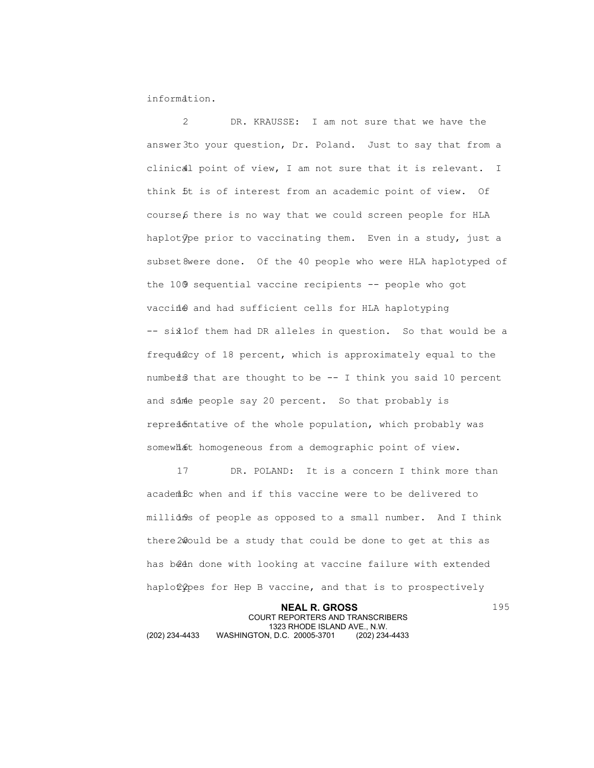information.

DR. KRAUSSE: I am not sure that we have the answer to your question, Dr. Poland. Just to say that from a clinical point of view, I am not sure that it is relevant. I think it is of interest from an academic point of view. Of course, there is no way that we could screen people for HLA haplotype prior to vaccinating them. Even in a study, just a subset were done. Of the 40 people who were HLA haplotyped of the 100 sequential vaccine recipients -- people who got vaccine and had sufficient cells for HLA haplotyping -- six of them had DR alleles in question. So that would be a frequency of 18 percent, which is approximately equal to the numbers that are thought to be -- I think you said 10 percent and some people say 20 percent. So that probably is representative of the whole population, which probably was somewhat homogeneous from a demographic point of view.

DR. POLAND: It is a concern I think more than academic when and if this vaccine were to be delivered to millions of people as opposed to a small number. And I think there could be a study that could be done to get at this as has been done with looking at vaccine failure with extended haplotypes for Hep B vaccine, and that is to prospectively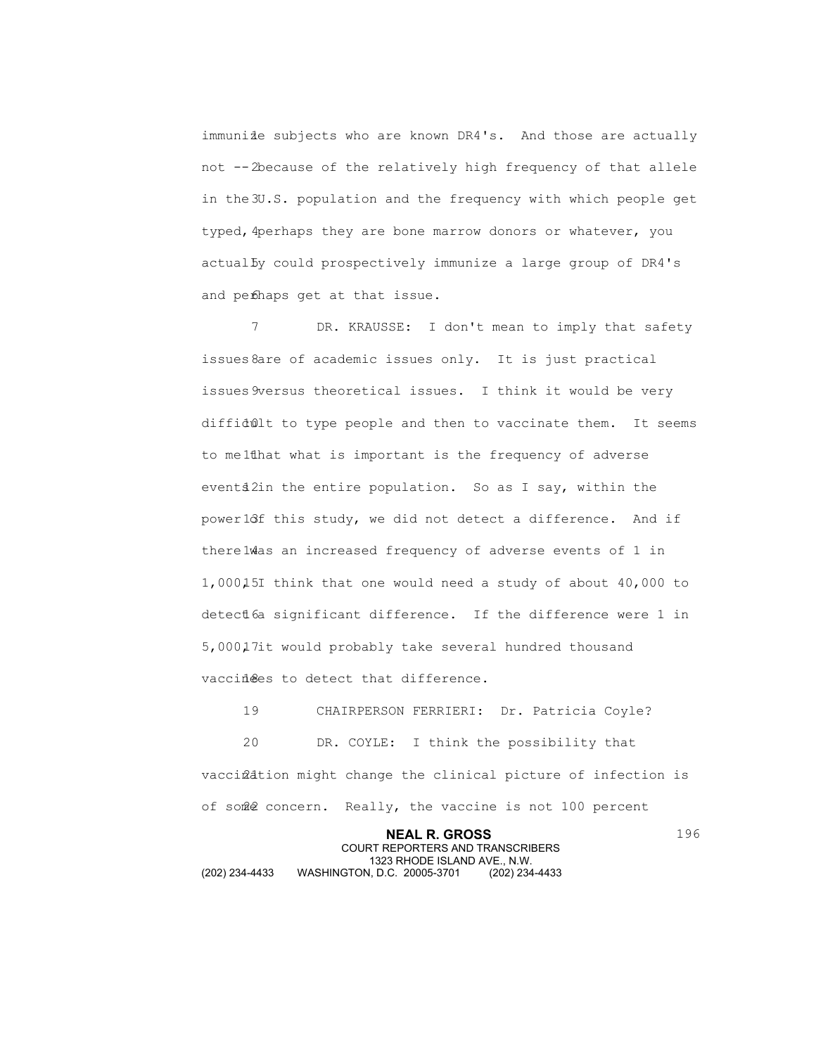immunize subjects who are known DR4's. And those are actually not -- because of the relatively high frequency of that allele in the U.S. population and the frequency with which people get typed, perhaps they are bone marrow donors or whatever, you actually could prospectively immunize a large group of DR4's and perhaps get at that issue.

DR. KRAUSSE: I don't mean to imply that safety issues are of academic issues only. It is just practical issues versus theoretical issues. I think it would be very difficult to type people and then to vaccinate them. It seems to me that what is important is the frequency of adverse events in the entire population. So as I say, within the power of this study, we did not detect a difference. And if there was an increased frequency of adverse events of 1 in 1,000, I think that one would need a study of about 40,000 to detect a significant difference. If the difference were 1 in 5,000, it would probably take several hundred thousand vaccinees to detect that difference.

CHAIRPERSON FERRIERI: Dr. Patricia Coyle?

DR. COYLE: I think the possibility that vaccination might change the clinical picture of infection is of some concern. Really, the vaccine is not 100 percent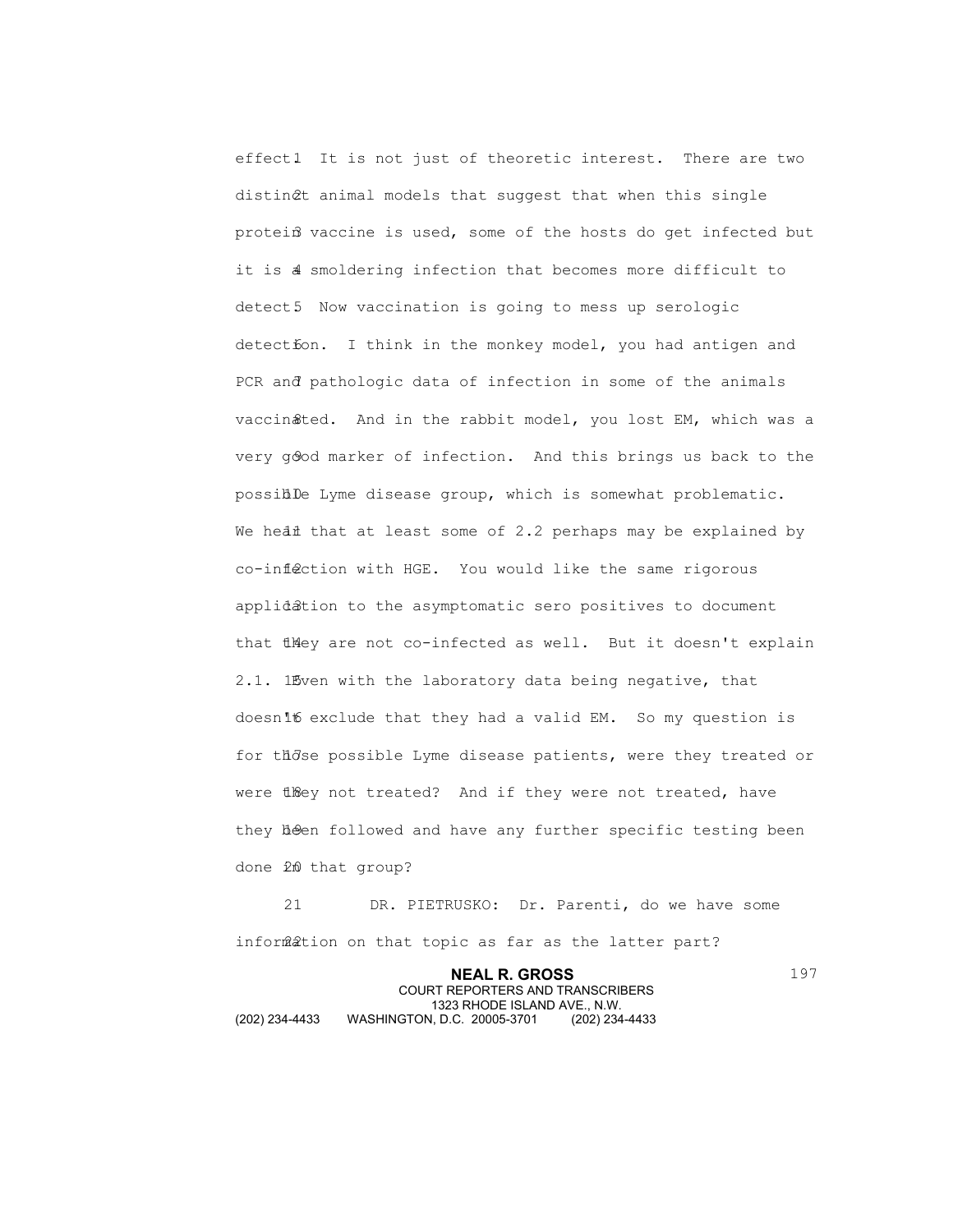effect. It is not just of theoretic interest. There are two distinct animal models that suggest that when this single protein vaccine is used, some of the hosts do get infected but it is a smoldering infection that becomes more difficult to detect. Now vaccination is going to mess up serologic detection. I think in the monkey model, you had antigen and PCR and pathologic data of infection in some of the animals vaccinated. And in the rabbit model, you lost EM, which was a very good marker of infection. And this brings us back to the possible Lyme disease group, which is somewhat problematic. We heard that at least some of 2.2 perhaps may be explained by co-infection with HGE. You would like the same rigorous application to the asymptomatic sero positives to document that they are not co-infected as well. But it doesn't explain 2.1. Even with the laboratory data being negative, that doesn't exclude that they had a valid EM. So my question is for those possible Lyme disease patients, were they treated or were they not treated? And if they were not treated, have they been followed and have any further specific testing been done in that group?

DR. PIETRUSKO: Dr. Parenti, do we have some information on that topic as far as the latter part?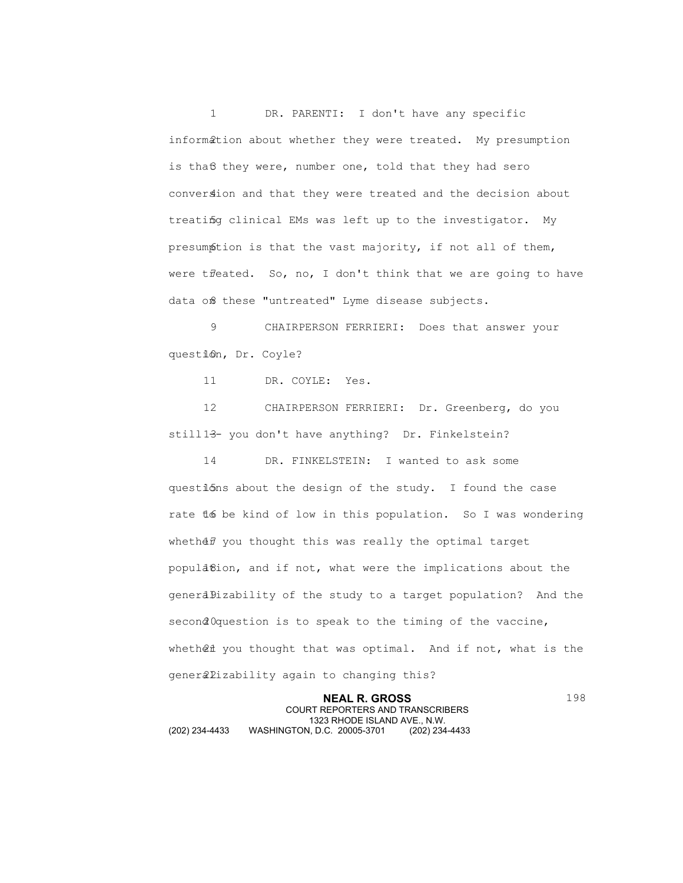DR. PARENTI: I don't have any specific information about whether they were treated. My presumption is that they were, number one, told that they had sero conversion and that they were treated and the decision about treating clinical EMs was left up to the investigator. My presumption is that the vast majority, if not all of them, were treated. So, no, I don't think that we are going to have data on these "untreated" Lyme disease subjects.

CHAIRPERSON FERRIERI: Does that answer your question, Dr. Coyle?

DR. COYLE: Yes.

CHAIRPERSON FERRIERI: Dr. Greenberg, do you still -- you don't have anything? Dr. Finkelstein?

DR. FINKELSTEIN: I wanted to ask some questions about the design of the study. I found the case rate to be kind of low in this population. So I was wondering whether you thought this was really the optimal target population, and if not, what were the implications about the generalizability of the study to a target population? And the second question is to speak to the timing of the vaccine, whether you thought that was optimal. And if not, what is the generalizability again to changing this?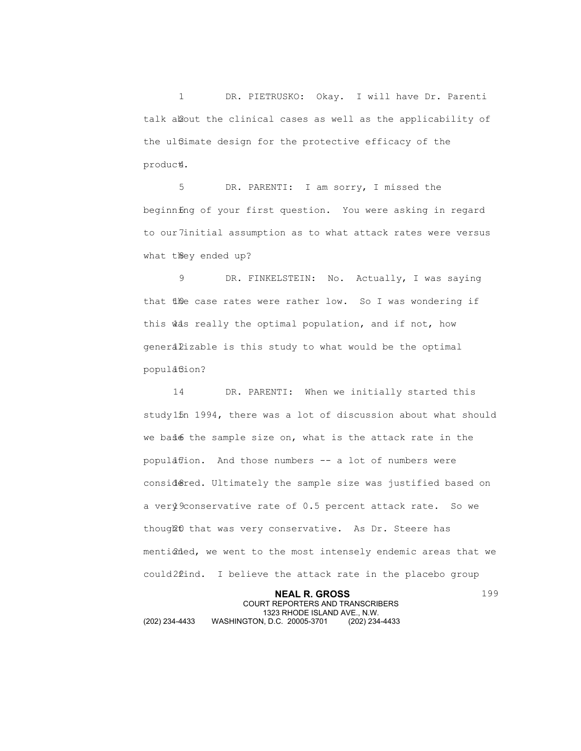DR. PIETRUSKO: Okay. I will have Dr. Parenti talk about the clinical cases as well as the applicability of the ultimate design for the protective efficacy of the product.

DR. PARENTI: I am sorry, I missed the beginning of your first question. You were asking in regard to our initial assumption as to what attack rates were versus what they ended up?

DR. FINKELSTEIN: No. Actually, I was saying that the case rates were rather low. So I was wondering if this was really the optimal population, and if not, how generalizable is this study to what would be the optimal population?

DR. PARENTI: When we initially started this study in 1994, there was a lot of discussion about what should we base the sample size on, what is the attack rate in the population. And those numbers -- a lot of numbers were considered. Ultimately the sample size was justified based on a very conservative rate of 0.5 percent attack rate. So we thought that was very conservative. As Dr. Steere has mentioned, we went to the most intensely endemic areas that we could find. I believe the attack rate in the placebo group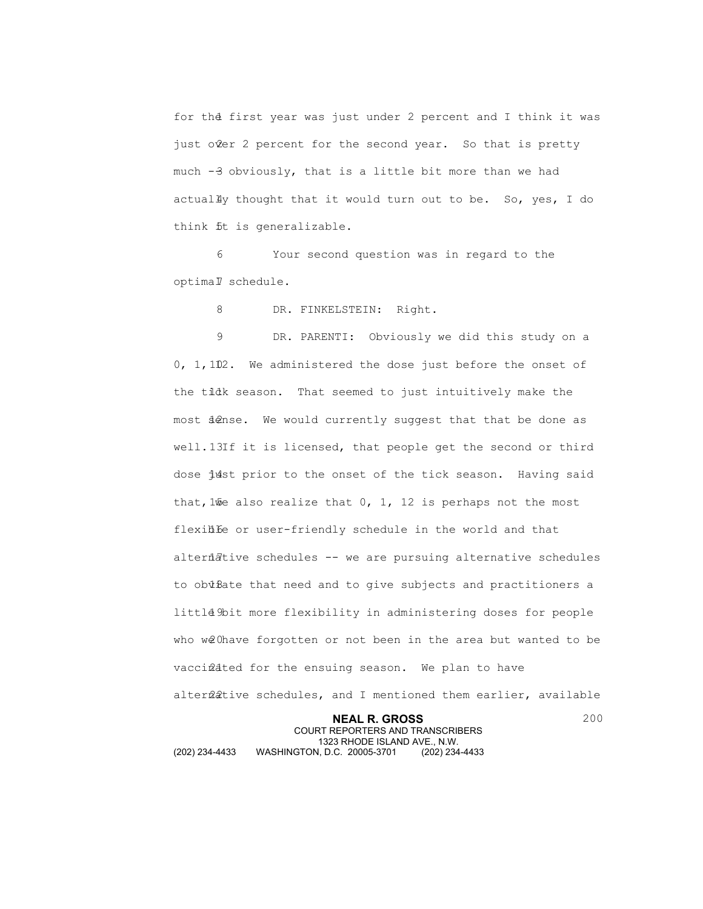for the first year was just under 2 percent and I think it was just over 2 percent for the second year. So that is pretty much -- obviously, that is a little bit more than we had actually thought that it would turn out to be. So, yes, I do think it is generalizable.

Your second question was in regard to the optimal schedule.

DR. FINKELSTEIN: Right.

DR. PARENTI: Obviously we did this study on a 0, 1, 12. We administered the dose just before the onset of the tick season. That seemed to just intuitively make the most sense. We would currently suggest that that be done as well. If it is licensed, that people get the second or third dose just prior to the onset of the tick season. Having said that, we also realize that 0, 1, 12 is perhaps not the most flexible or user-friendly schedule in the world and that alternative schedules -- we are pursuing alternative schedules to obviate that need and to give subjects and practitioners a little bit more flexibility in administering doses for people who we have forgotten or not been in the area but wanted to be vaccinated for the ensuing season. We plan to have alternative schedules, and I mentioned them earlier, available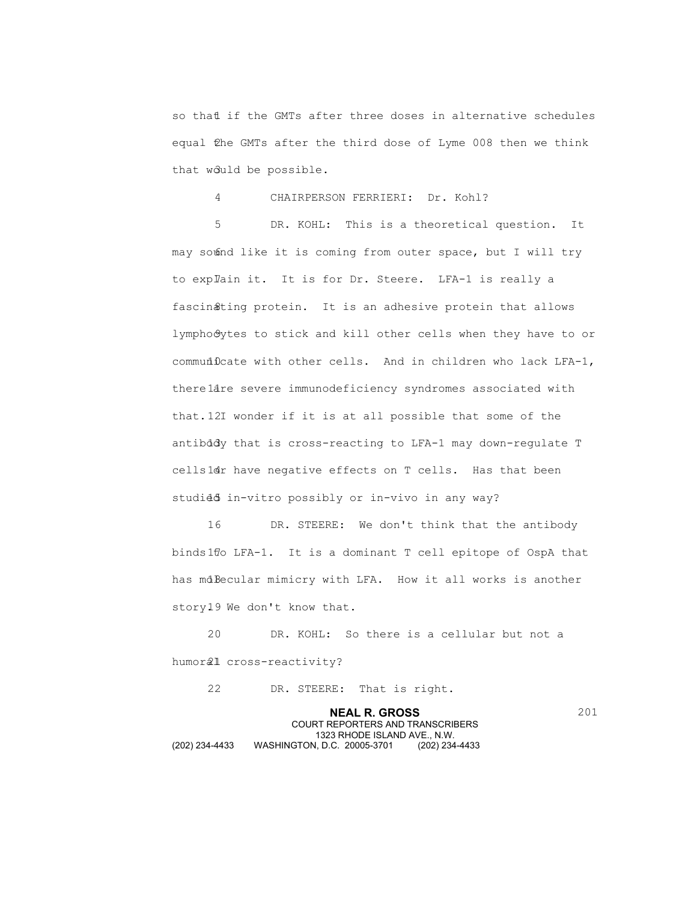so that if the GMTs after three doses in alternative schedules equal the GMTs after the third dose of Lyme 008 then we think that would be possible.

CHAIRPERSON FERRIERI: Dr. Kohl?

DR. KOHL: This is a theoretical question. It may sound like it is coming from outer space, but I will try to explain it. It is for Dr. Steere. LFA-1 is really a fascinating protein. It is an adhesive protein that allows lymphocytes to stick and kill other cells when they have to or communicate with other cells. And in children who lack LFA-1, there are severe immunodeficiency syndromes associated with that. I wonder if it is at all possible that some of the antibody that is cross-reacting to LFA-1 may down-regulate T cells or have negative effects on T cells. Has that been studied in-vitro possibly or in-vivo in any way?

DR. STEERE: We don't think that the antibody binds to LFA-1. It is a dominant T cell epitope of OspA that has molecular mimicry with LFA. How it all works is another story. We don't know that.

DR. KOHL: So there is a cellular but not a humoral cross-reactivity?

DR. STEERE: That is right.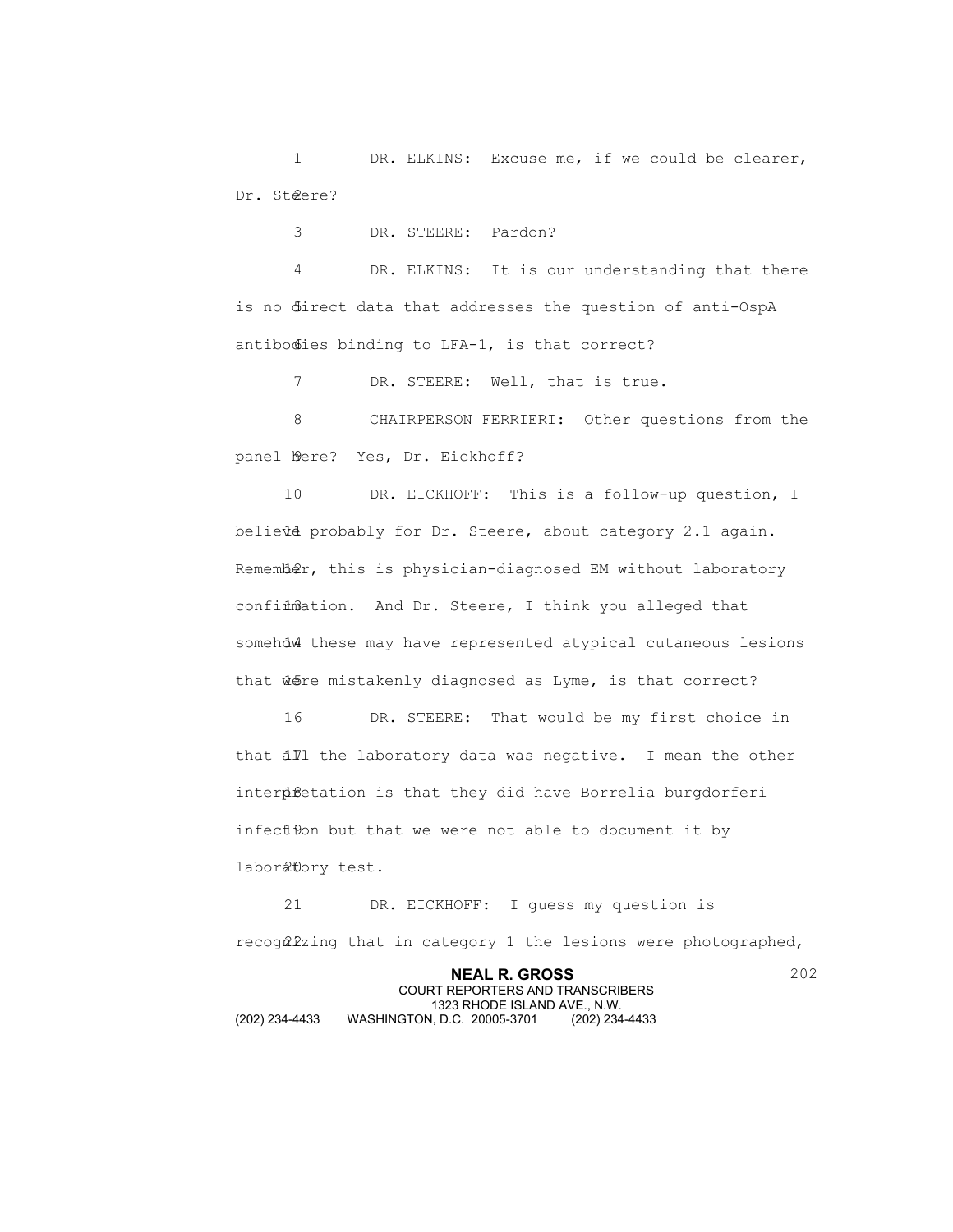DR. ELKINS: Excuse me, if we could be clearer, Dr. Steere?

DR. STEERE: Pardon?

DR. ELKINS: It is our understanding that there is no direct data that addresses the question of anti-OspA antibodies binding to LFA-1, is that correct?

DR. STEERE: Well, that is true.

CHAIRPERSON FERRIERI: Other questions from the panel here? Yes, Dr. Eickhoff?

DR. EICKHOFF: This is a follow-up question, I believe probably for Dr. Steere, about category 2.1 again. Remember, this is physician-diagnosed EM without laboratory confirmation. And Dr. Steere, I think you alleged that somehow these may have represented atypical cutaneous lesions that were mistakenly diagnosed as Lyme, is that correct?

DR. STEERE: That would be my first choice in that all the laboratory data was negative. I mean the other interpretation is that they did have Borrelia burgdorferi infection but that we were not able to document it by laboratory test.

DR. EICKHOFF: I guess my question is recognizing that in category 1 the lesions were photographed,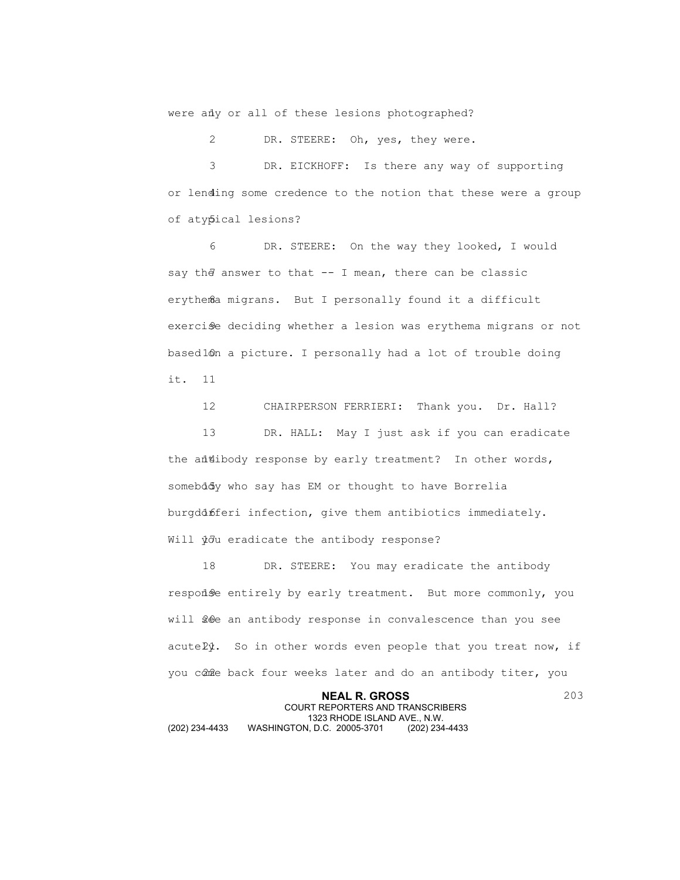were any or all of these lesions photographed?

DR. STEERE: Oh, yes, they were.

DR. EICKHOFF: Is there any way of supporting or lending some credence to the notion that these were a group of atypical lesions?

DR. STEERE: On the way they looked, I would say the answer to that -- I mean, there can be classic erythema migrans. But I personally found it a difficult exercise deciding whether a lesion was erythema migrans or not based on a picture. I personally had a lot of trouble doing it.

CHAIRPERSON FERRIERI: Thank you. Dr. Hall?

DR. HALL: May I just ask if you can eradicate the antibody response by early treatment? In other words, somebody who say has EM or thought to have Borrelia burgdorferi infection, give them antibiotics immediately. Will you eradicate the antibody response?

DR. STEERE: You may eradicate the antibody response entirely by early treatment. But more commonly, you will see an antibody response in convalescence than you see acutely. So in other words even people that you treat now, if you come back four weeks later and do an antibody titer, you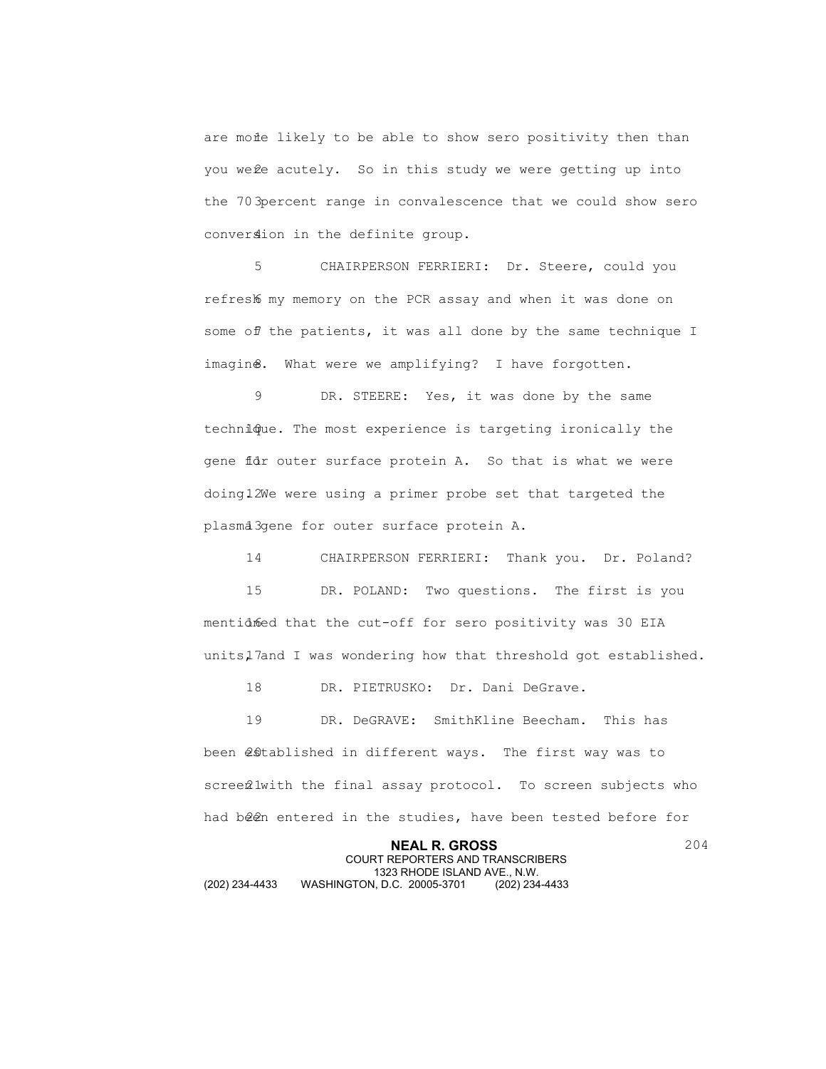are more likely to be able to show sero positivity then than you were acutely. So in this study we were getting up into the 70 percent range in convalescence that we could show sero conversion in the definite group.

CHAIRPERSON FERRIERI: Dr. Steere, could you refresh my memory on the PCR assay and when it was done on some of the patients, it was all done by the same technique I imagine. What were we amplifying? I have forgotten.

DR. STEERE: Yes, it was done by the same technique. The most experience is targeting ironically the gene for outer surface protein A. So that is what we were doing. We were using a primer probe set that targeted the plasma gene for outer surface protein A.

CHAIRPERSON FERRIERI: Thank you. Dr. Poland?

DR. POLAND: Two questions. The first is you mentioned that the cut-off for sero positivity was 30 EIA units, and I was wondering how that threshold got established.

DR. PIETRUSKO: Dr. Dani DeGrave.

DR. DeGRAVE: SmithKline Beecham. This has been established in different ways. The first way was to screen with the final assay protocol. To screen subjects who had been entered in the studies, have been tested before for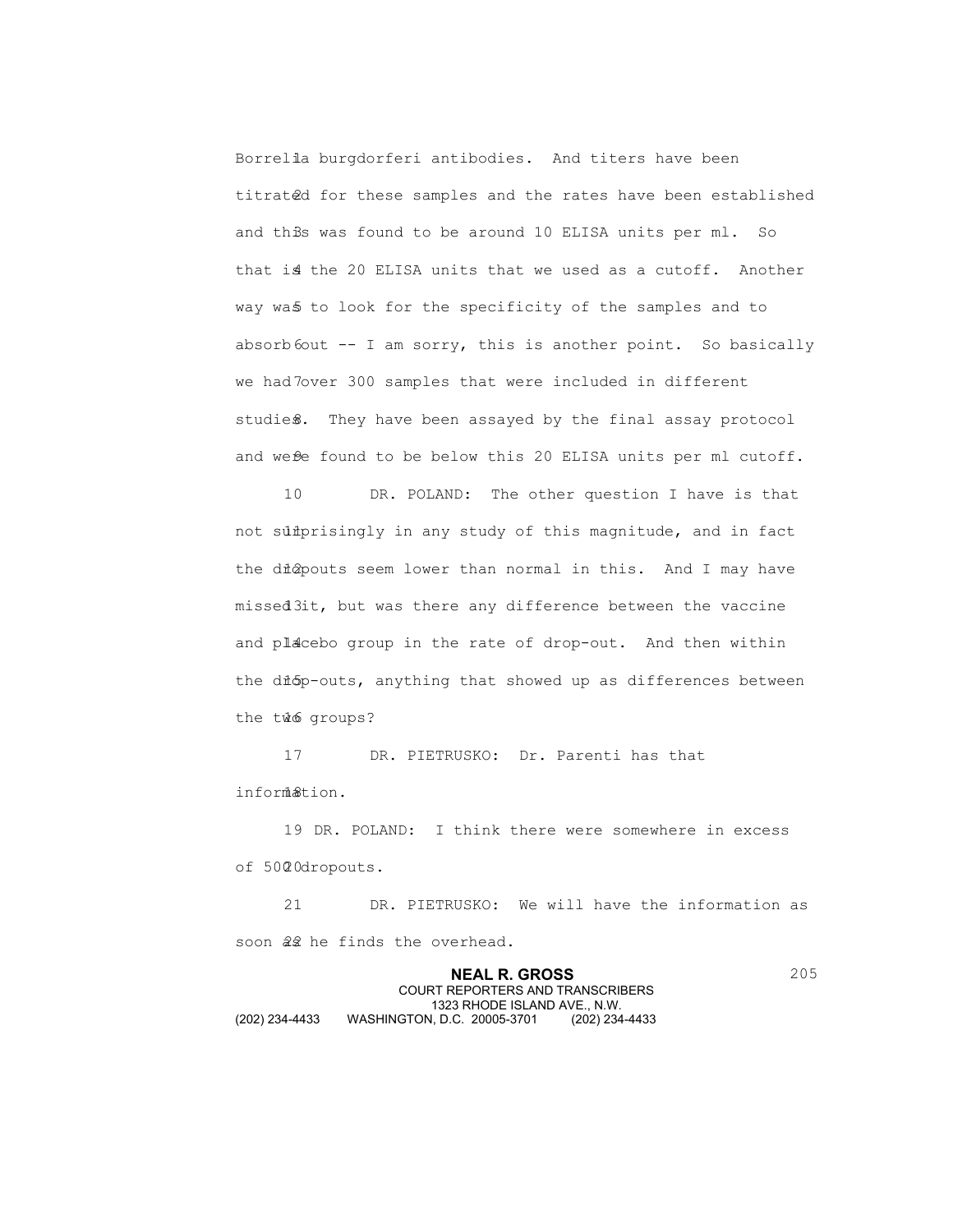Borrelia burgdorferi antibodies. And titers have been titrated for these samples and the rates have been established and this was found to be around 10 ELISA units per ml. So that is the 20 ELISA units that we used as a cutoff. Another way was to look for the specificity of the samples and to absorb out -- I am sorry, this is another point. So basically we had over 300 samples that were included in different studies. They have been assayed by the final assay protocol and were found to be below this 20 ELISA units per ml cutoff.

DR. POLAND: The other question I have is that not surprisingly in any study of this magnitude, and in fact the dropouts seem lower than normal in this. And I may have missed it, but was there any difference between the vaccine and placebo group in the rate of drop-out. And then within the drop-outs, anything that showed up as differences between the two groups?

DR. PIETRUSKO: Dr. Parenti has that information.

DR. POLAND: I think there were somewhere in excess of 500 dropouts.

DR. PIETRUSKO: We will have the information as soon as he finds the overhead.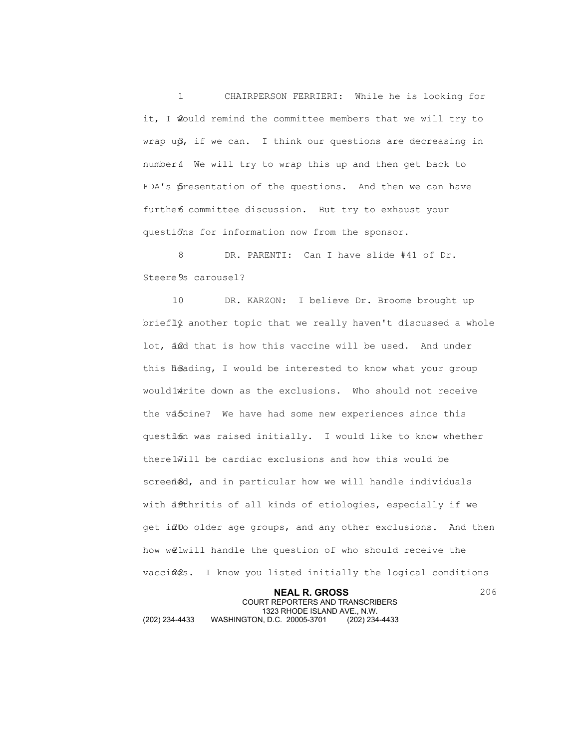CHAIRPERSON FERRIERI: While he is looking for it, I would remind the committee members that we will try to wrap up, if we can. I think our questions are decreasing in number. We will try to wrap this up and then get back to FDA's presentation of the questions. And then we can have further committee discussion. But try to exhaust your questions for information now from the sponsor.

DR. PARENTI: Can I have slide #41 of Dr. Steere's carousel?

DR. KARZON: I believe Dr. Broome brought up briefly another topic that we really haven't discussed a whole lot, and that is how this vaccine will be used. And under this heading, I would be interested to know what your group would write down as the exclusions. Who should not receive the vaccine? We have had some new experiences since this question was raised initially. I would like to know whether there will be cardiac exclusions and how this would be screened, and in particular how we will handle individuals with arthritis of all kinds of etiologies, especially if we get into older age groups, and any other exclusions. And then how we will handle the question of who should receive the vaccines. I know you listed initially the logical conditions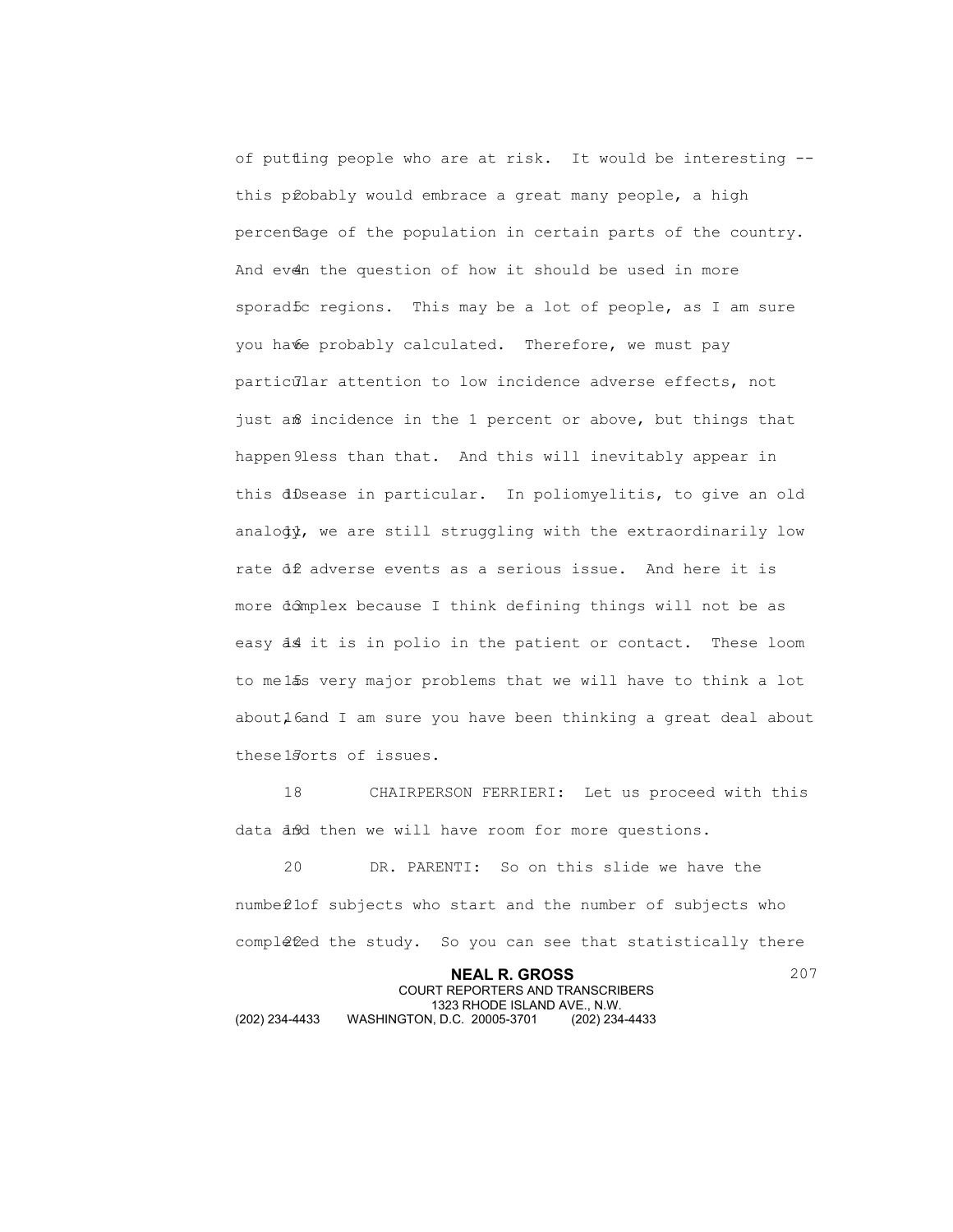of putting people who are at risk. It would be interesting -- this probably would embrace a great many people, a high percentage of the population in certain parts of the country. And even the question of how it should be used in more sporadic regions. This may be a lot of people, as I am sure you have probably calculated. Therefore, we must pay particular attention to low incidence adverse effects, not just an incidence in the 1 percent or above, but things that happen less than that. And this will inevitably appear in this disease in particular. In poliomyelitis, to give an old analogy, we are still struggling with the extraordinarily low rate of adverse events as a serious issue. And here it is more complex because I think defining things will not be as easy as it is in polio in the patient or contact. These loom to me as very major problems that we will have to think a lot about, and I am sure you have been thinking a great deal about these sorts of issues.

CHAIRPERSON FERRIERI: Let us proceed with this data and then we will have room for more questions.

DR. PARENTI: So on this slide we have the number of subjects who start and the number of subjects who completed the study. So you can see that statistically there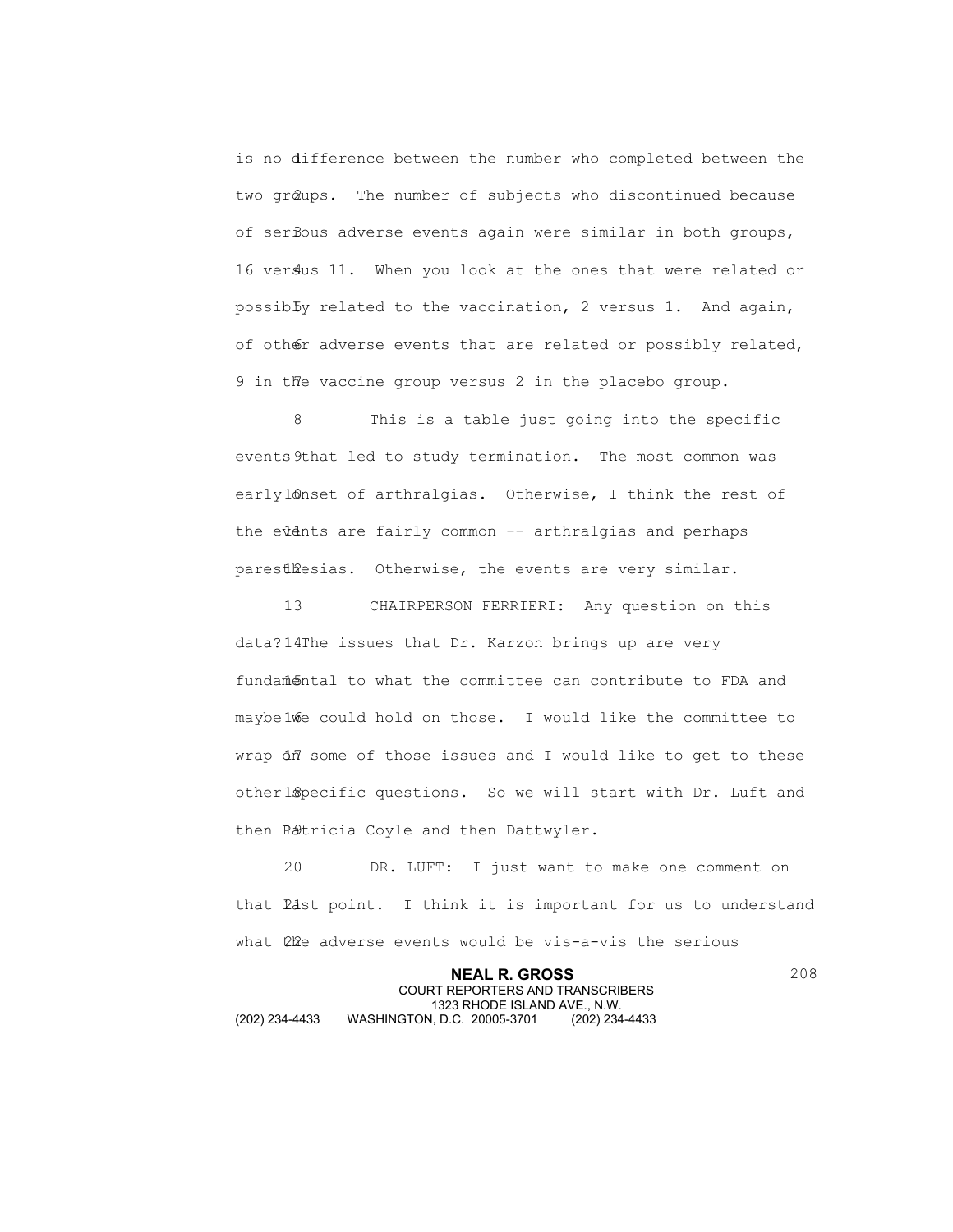is no difference between the number who completed between the two groups. The number of subjects who discontinued because of serious adverse events again were similar in both groups, 16 versus 11. When you look at the ones that were related or possibly related to the vaccination, 2 versus 1. And again, of other adverse events that are related or possibly related, 9 in the vaccine group versus 2 in the placebo group.

This is a table just going into the specific events that led to study termination. The most common was early onset of arthralgias. Otherwise, I think the rest of the events are fairly common -- arthralgias and perhaps paresthesias. Otherwise, the events are very similar.

CHAIRPERSON FERRIERI: Any question on this data? The issues that Dr. Karzon brings up are very fundamental to what the committee can contribute to FDA and maybe we could hold on those. I would like the committee to wrap up some of those issues and I would like to get to these other specific questions. So we will start with Dr. Luft and then Patricia Coyle and then Dattwyler.

DR. LUFT: I just want to make one comment on that last point. I think it is important for us to understand what the adverse events would be vis-a-vis the serious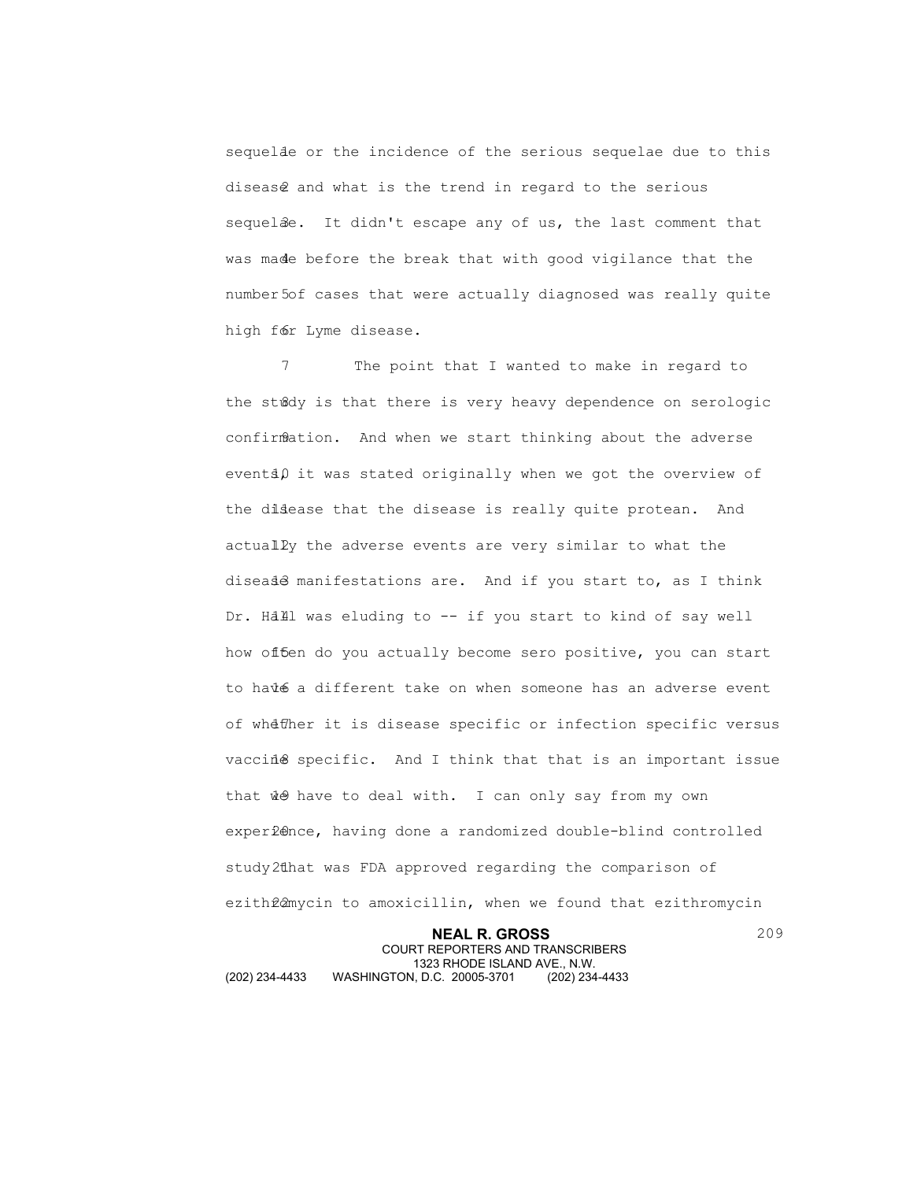sequelae or the incidence of the serious sequelae due to this disease and what is the trend in regard to the serious sequelae. It didn't escape any of us, the last comment that was made before the break that with good vigilance that the number of cases that were actually diagnosed was really quite high for Lyme disease.

The point that I wanted to make in regard to the study is that there is very heavy dependence on serologic confirmation. And when we start thinking about the adverse events, it was stated originally when we got the overview of the disease that the disease is really quite protean. And actually the adverse events are very similar to what the disease manifestations are. And if you start to, as I think Dr. Hall was eluding to -- if you start to kind of say well how often do you actually become sero positive, you can start to have a different take on when someone has an adverse event of whether it is disease specific or infection specific versus vaccine specific. And I think that that is an important issue that we have to deal with. I can only say from my own experience, having done a randomized double-blind controlled study that was FDA approved regarding the comparison of ezithromycin to amoxicillin, when we found that ezithromycin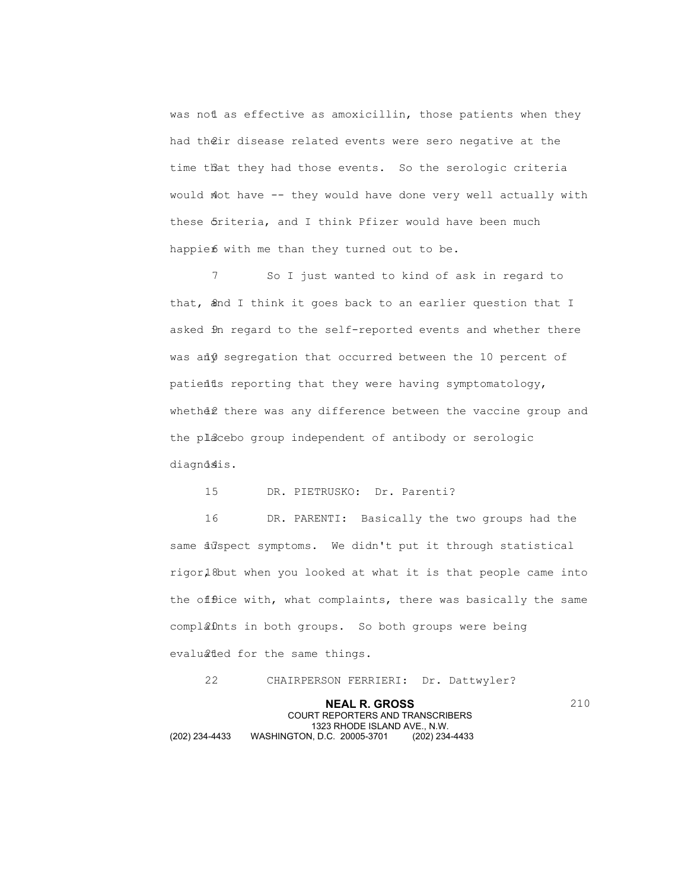was not as effective as amoxicillin, those patients when they had their disease related events were sero negative at the time that they had those events. So the serologic criteria would not have -- they would have done very well actually with these criteria, and I think Pfizer would have been much happier with me than they turned out to be.

So I just wanted to kind of ask in regard to that, and I think it goes back to an earlier question that I asked in regard to the self-reported events and whether there was any segregation that occurred between the 10 percent of patients reporting that they were having symptomatology, whether there was any difference between the vaccine group and the placebo group independent of antibody or serologic diagnosis.

DR. PIETRUSKO: Dr. Parenti?

DR. PARENTI: Basically the two groups had the same suspect symptoms. We didn't put it through statistical rigor, but when you looked at what it is that people came into the office with, what complaints, there was basically the same complaints in both groups. So both groups were being evaluated for the same things.

CHAIRPERSON FERRIERI: Dr. Dattwyler?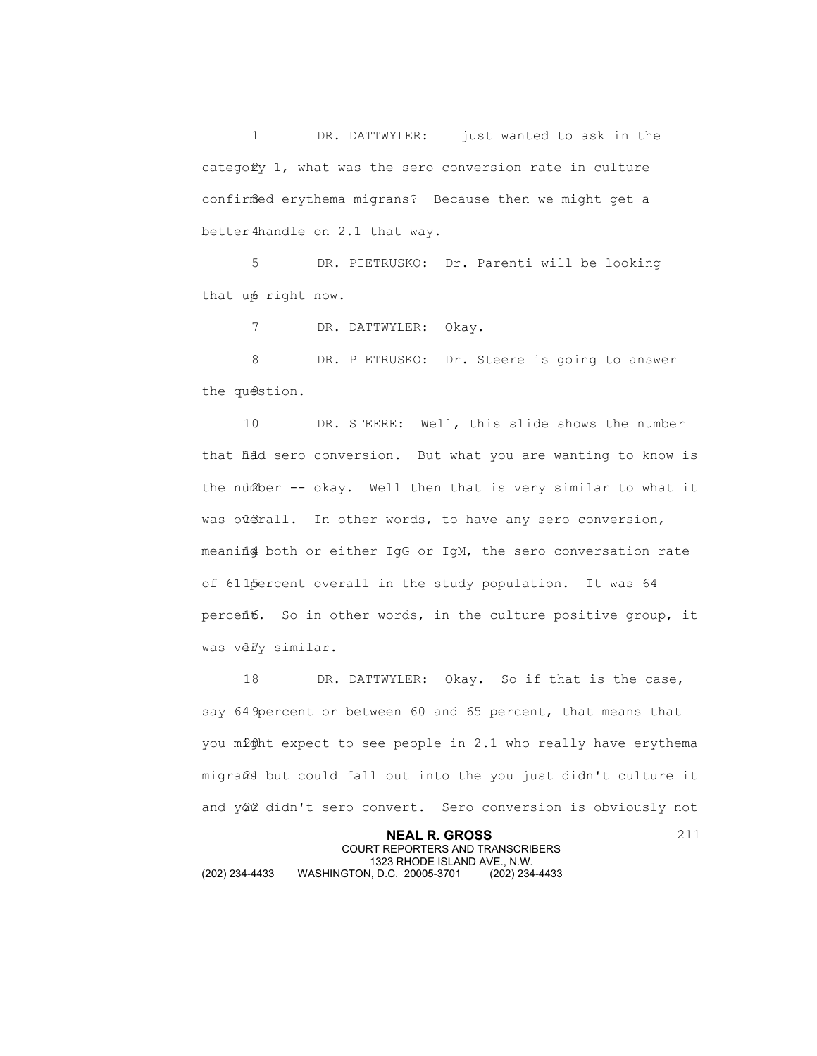DR. DATTWYLER: I just wanted to ask in the category 1, what was the sero conversion rate in culture confirmed erythema migrans? Because then we might get a better handle on 2.1 that way.

DR. PIETRUSKO: Dr. Parenti will be looking that up right now.

DR. DATTWYLER: Okay.

DR. PIETRUSKO: Dr. Steere is going to answer the question.

DR. STEERE: Well, this slide shows the number that had sero conversion. But what you are wanting to know is the number -- okay. Well then that is very similar to what it was overall. In other words, to have any sero conversion, meaning both or either IgG or IgM, the sero conversation rate of 61 percent overall in the study population. It was 64 percent. So in other words, in the culture positive group, it was very similar.

DR. DATTWYLER: Okay. So if that is the case, say 64 percent or between 60 and 65 percent, that means that you might expect to see people in 2.1 who really have erythema migrans but could fall out into the you just didn't culture it and you didn't sero convert. Sero conversion is obviously not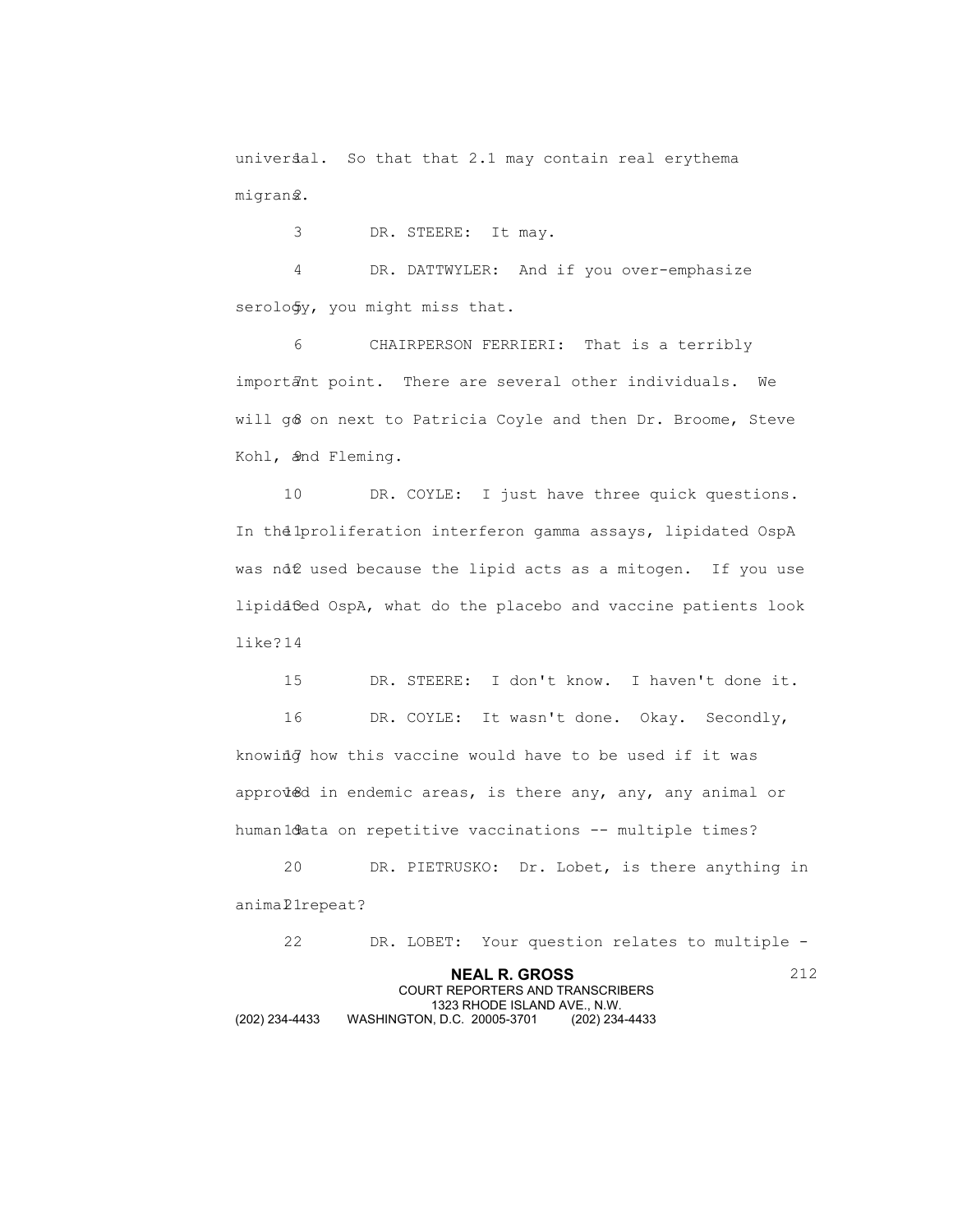universal. So that that 2.1 may contain real erythema migrans.

DR. STEERE: It may.

DR. DATTWYLER: And if you over-emphasize serology, you might miss that.

CHAIRPERSON FERRIERI: That is a terribly important point. There are several other individuals. We will go on next to Patricia Coyle and then Dr. Broome, Steve Kohl, and Fleming.

DR. COYLE: I just have three quick questions. In the proliferation interferon gamma assays, lipidated OspA was not used because the lipid acts as a mitogen. If you use lipidated OspA, what do the placebo and vaccine patients look like?

DR. STEERE: I don't know. I haven't done it.

DR. COYLE: It wasn't done. Okay. Secondly, knowing how this vaccine would have to be used if it was approved in endemic areas, is there any, any, any animal or human data on repetitive vaccinations -- multiple times?

DR. PIETRUSKO: Dr. Lobet, is there anything in animal repeat?

DR. LOBET: Your question relates to multiple -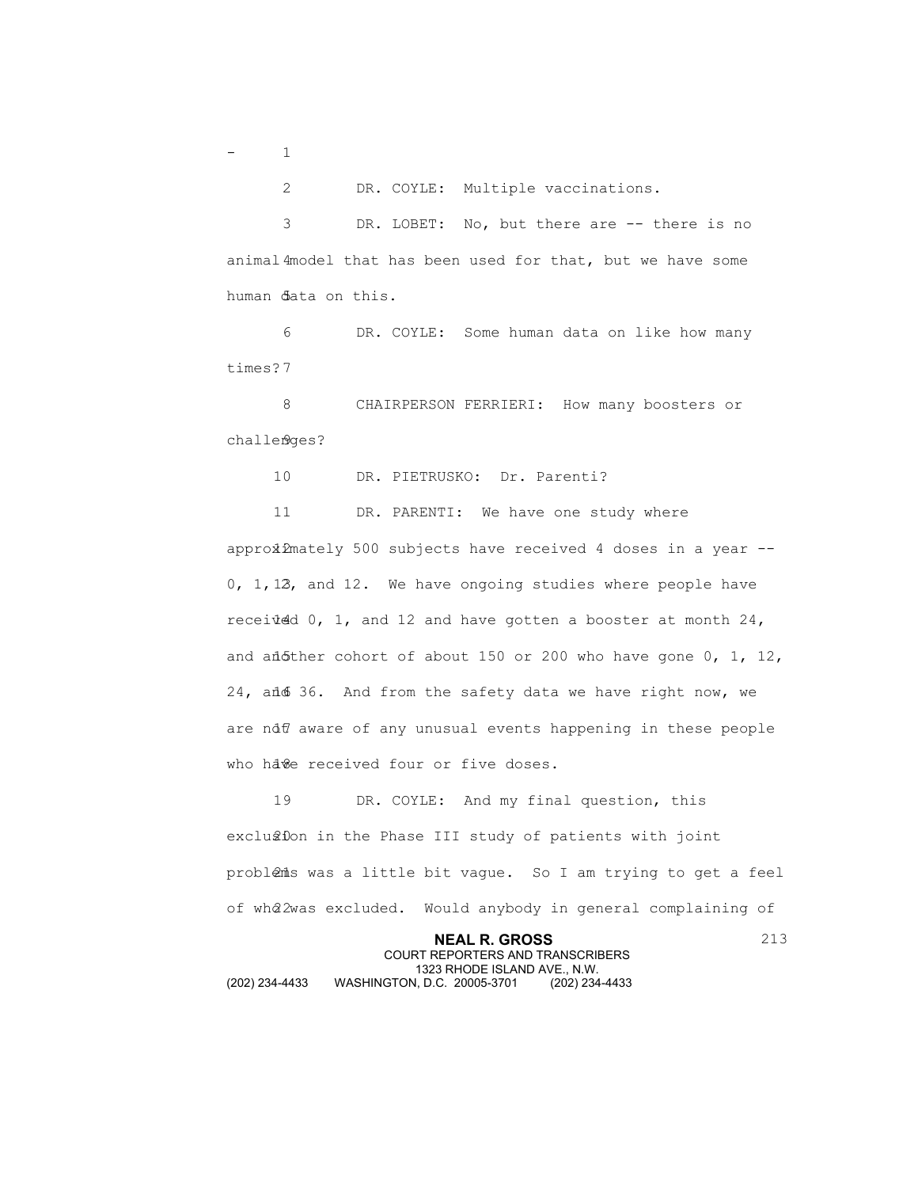DR. COYLE: Multiple vaccinations.

DR. LOBET: No, but there are -- there is no animal model that has been used for that, but we have some human data on this.

DR. COYLE: Some human data on like how many times?

CHAIRPERSON FERRIERI: How many boosters or challenges?

DR. PIETRUSKO: Dr. Parenti?

DR. PARENTI: We have one study where approximately 500 subjects have received 4 doses in a year -- 0, 1, 2, and 12. We have ongoing studies where people have received 0, 1, and 12 and have gotten a booster at month 24, and another cohort of about 150 or 200 who have gone 0, 1, 12, 24, and 36. And from the safety data we have right now, we are not aware of any unusual events happening in these people who have received four or five doses.

DR. COYLE: And my final question, this exclusion in the Phase III study of patients with joint problems was a little bit vague. So I am trying to get a feel of who was excluded. Would anybody in general complaining of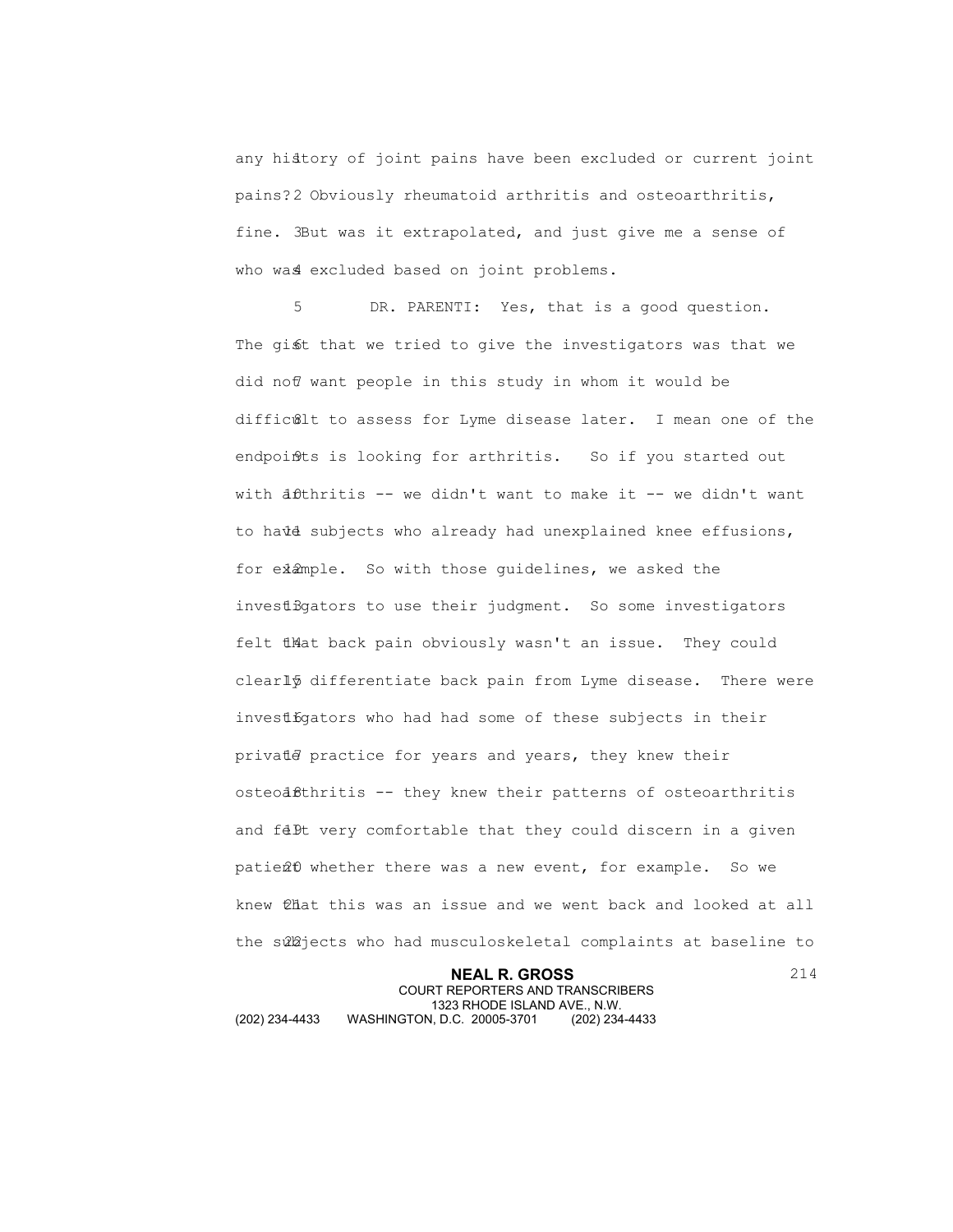any history of joint pains have been excluded or current joint pains? Obviously rheumatoid arthritis and osteoarthritis, fine. But was it extrapolated, and just give me a sense of who was excluded based on joint problems.

DR. PARENTI: Yes, that is a good question. The gist that we tried to give the investigators was that we did not want people in this study in whom it would be difficult to assess for Lyme disease later. I mean one of the endpoints is looking for arthritis. So if you started out with arthritis -- we didn't want to make it -- we didn't want to have subjects who already had unexplained knee effusions, for example. So with those guidelines, we asked the investigators to use their judgment. So some investigators felt that back pain obviously wasn't an issue. They could clearly differentiate back pain from Lyme disease. There were investigators who had had some of these subjects in their private practice for years and years, they knew their osteoarthritis -- they knew their patterns of osteoarthritis and felt very comfortable that they could discern in a given patient whether there was a new event, for example. So we knew that this was an issue and we went back and looked at all the subjects who had musculoskeletal complaints at baseline to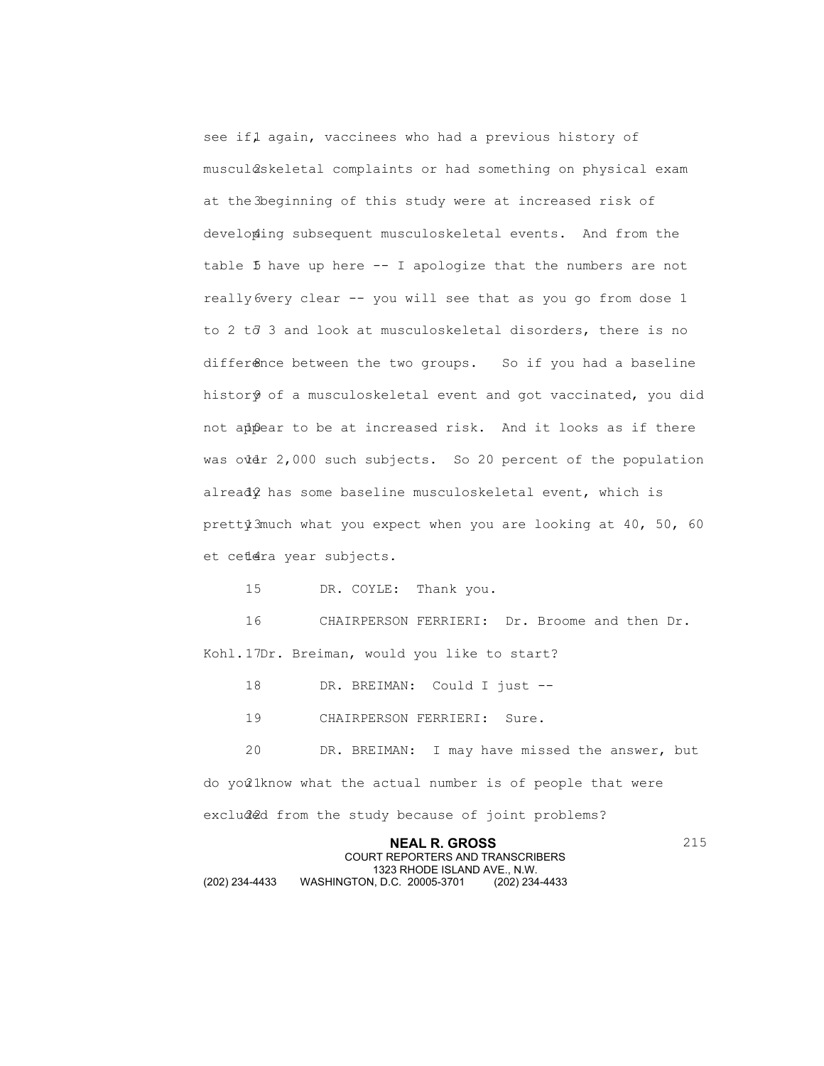see if, again, vaccinees who had a previous history of musculoskeletal complaints or had something on physical exam at the beginning of this study were at increased risk of developing subsequent musculoskeletal events. And from the table I have up here -- I apologize that the numbers are not really very clear -- you will see that as you go from dose 1 to 2 to 3 and look at musculoskeletal disorders, there is no difference between the two groups. So if you had a baseline history of a musculoskeletal event and got vaccinated, you did not appear to be at increased risk. And it looks as if there was over 2,000 such subjects. So 20 percent of the population already has some baseline musculoskeletal event, which is pretty much what you expect when you are looking at 40, 50, 60 et cetera year subjects.

DR. COYLE: Thank you.

CHAIRPERSON FERRIERI: Dr. Broome and then Dr. Kohl. Dr. Breiman, would you like to start?

DR. BREIMAN: Could I just --

CHAIRPERSON FERRIERI: Sure.

DR. BREIMAN: I may have missed the answer, but do you know what the actual number is of people that were excluded from the study because of joint problems?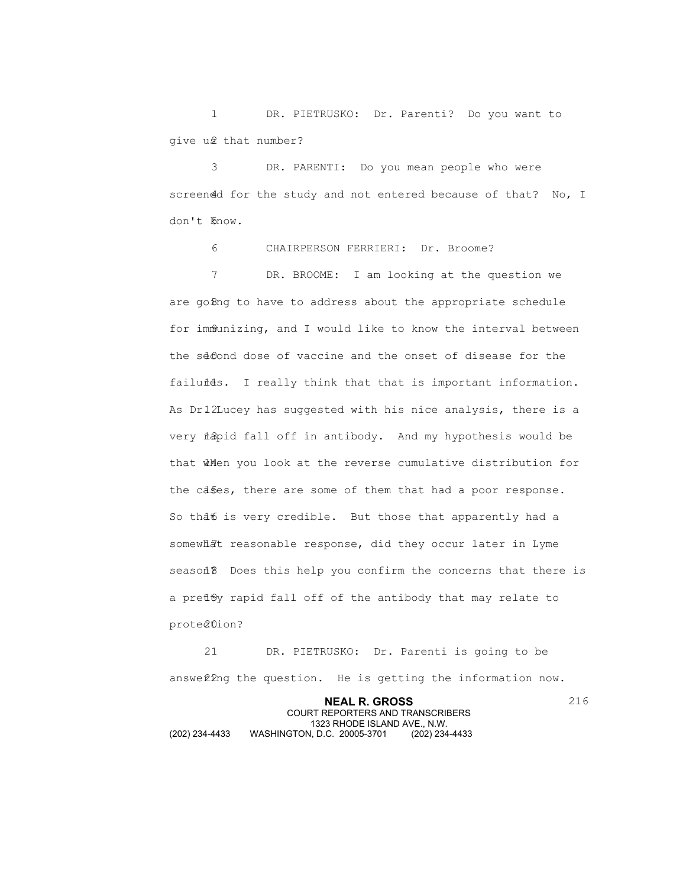DR. PIETRUSKO: Dr. Parenti? Do you want to give us that number?

DR. PARENTI: Do you mean people who were screened for the study and not entered because of that? No, I don't know.

CHAIRPERSON FERRIERI: Dr. Broome?

DR. BROOME: I am looking at the question we are going to have to address about the appropriate schedule for immunizing, and I would like to know the interval between the second dose of vaccine and the onset of disease for the failures. I really think that that is important information. As Dr. Lucey has suggested with his nice analysis, there is a very rapid fall off in antibody. And my hypothesis would be that when you look at the reverse cumulative distribution for the cases, there are some of them that had a poor response. So that is very credible. But those that apparently had a somewhat reasonable response, did they occur later in Lyme season? Does this help you confirm the concerns that there is a pretty rapid fall off of the antibody that may relate to protection?

DR. PIETRUSKO: Dr. Parenti is going to be answering the question. He is getting the information now.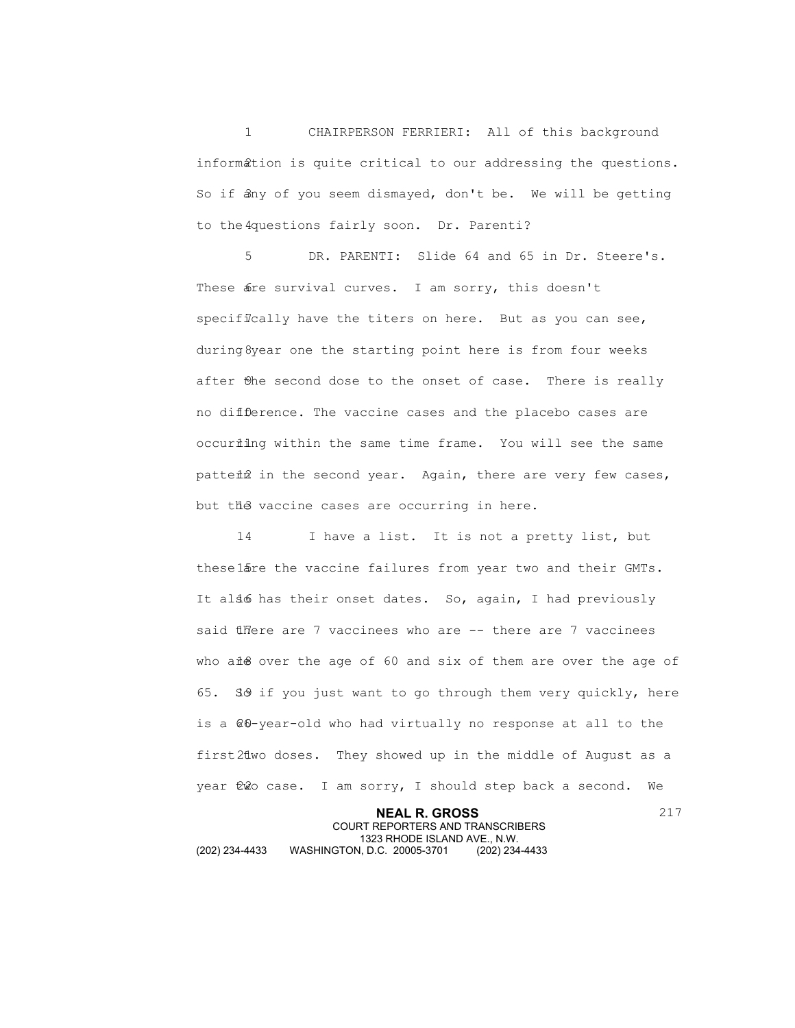CHAIRPERSON FERRIERI: All of this background information is quite critical to our addressing the questions. So if any of you seem dismayed, don't be. We will be getting to the questions fairly soon. Dr. Parenti?

DR. PARENTI: Slide 64 and 65 in Dr. Steere's. These are survival curves. I am sorry, this doesn't specifically have the titers on here. But as you can see, during year one the starting point here is from four weeks after the second dose to the onset of case. There is really no difference. The vaccine cases and the placebo cases are occurring within the same time frame. You will see the same pattern in the second year. Again, there are very few cases, but the vaccine cases are occurring in here.

I have a list. It is not a pretty list, but these are the vaccine failures from year two and their GMTs. It also has their onset dates. So, again, I had previously said there are 7 vaccinees who are -- there are 7 vaccinees who are over the age of 60 and six of them are over the age of 65. So if you just want to go through them very quickly, here is a 60-year-old who had virtually no response at all to the first two doses. They showed up in the middle of August as a year two case. I am sorry, I should step back a second. We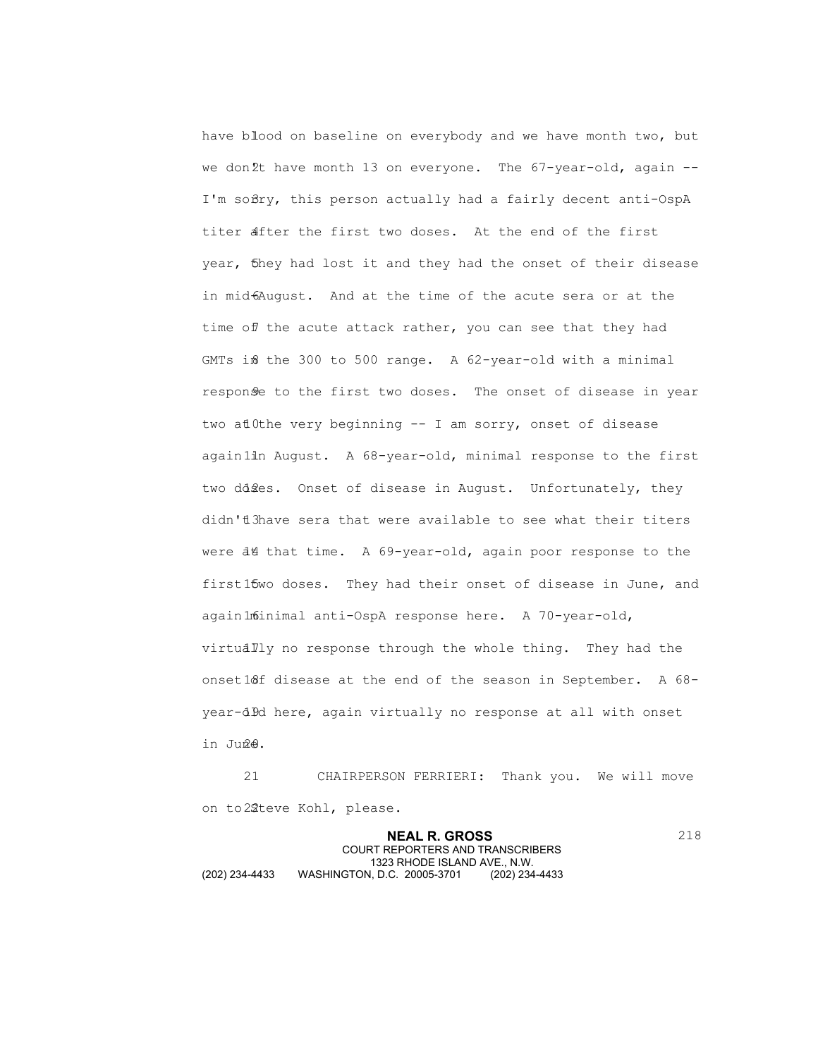have blood on baseline on everybody and we have month two, but we don't have month 13 on everyone. The 67-year-old, again -- I'm sorry, this person actually had a fairly decent anti-OspA titer after the first two doses. At the end of the first year, they had lost it and they had the onset of their disease in mid-August. And at the time of the acute sera or at the time of the acute attack rather, you can see that they had GMTs in the 300 to 500 range. A 62-year-old with a minimal response to the first two doses. The onset of disease in year two at the very beginning -- I am sorry, onset of disease again in August. A 68-year-old, minimal response to the first two doses. Onset of disease in August. Unfortunately, they didn't have sera that were available to see what their titers were at that time. A 69-year-old, again poor response to the first two doses. They had their onset of disease in June, and again minimal anti-OspA response here. A 70-year-old, virtually no response through the whole thing. They had the onset of disease at the end of the season in September. A 68-year-old here, again virtually no response at all with onset in June.

CHAIRPERSON FERRIERI: Thank you. We will move on to Steve Kohl, please.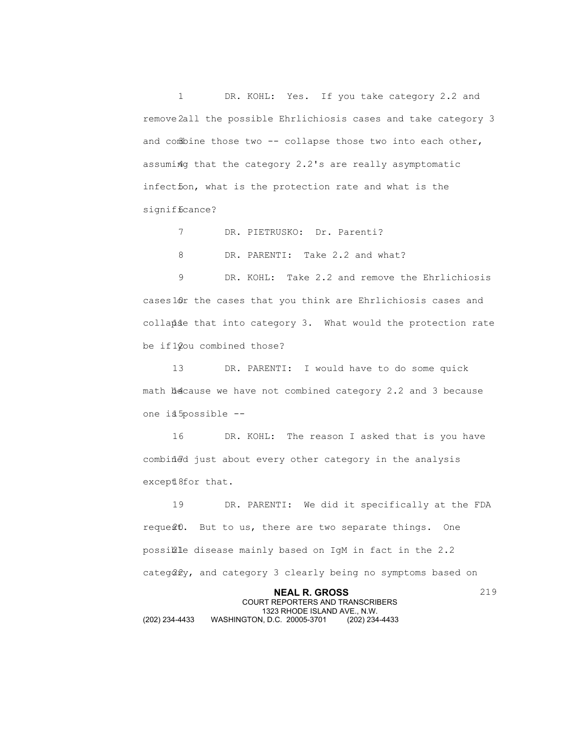DR. KOHL: Yes. If you take category 2.2 and remove all the possible Ehrlichiosis cases and take category 3 and combine those two -- collapse those two into each other, assuming that the category 2.2's are really asymptomatic infection, what is the protection rate and what is the significance?

DR. PIETRUSKO: Dr. Parenti?

DR. PARENTI: Take 2.2 and what?

DR. KOHL: Take 2.2 and remove the Ehrlichiosis cases or the cases that you think are Ehrlichiosis cases and collapse that into category 3. What would the protection rate be if you combined those?

DR. PARENTI: I would have to do some quick math because we have not combined category 2.2 and 3 because one is possible --

DR. KOHL: The reason I asked that is you have combined just about every other category in the analysis except for that.

DR. PARENTI: We did it specifically at the FDA request. But to us, there are two separate things. One possible disease mainly based on IgM in fact in the 2.2 category, and category 3 clearly being no symptoms based on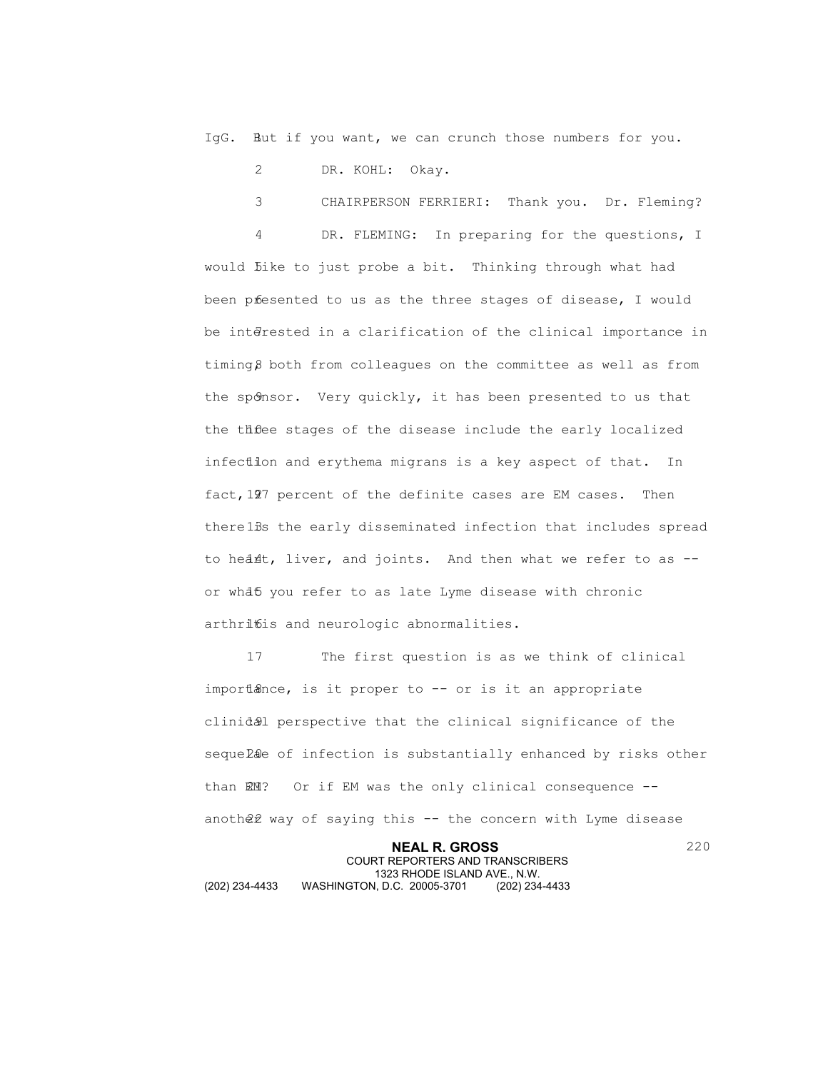IgG. But if you want, we can crunch those numbers for you.

DR. KOHL: Okay.

CHAIRPERSON FERRIERI: Thank you. Dr. Fleming?

DR. FLEMING: In preparing for the questions, I would like to just probe a bit. Thinking through what had been presented to us as the three stages of disease, I would be interested in a clarification of the clinical importance in timing, both from colleagues on the committee as well as from the sponsor. Very quickly, it has been presented to us that the three stages of the disease include the early localized infection and erythema migrans is a key aspect of that. In fact, 97 percent of the definite cases are EM cases. Then there is the early disseminated infection that includes spread to heart, liver, and joints. And then what we refer to as -- or what you refer to as late Lyme disease with chronic arthritis and neurologic abnormalities.

The first question is as we think of clinical importance, is it proper to -- or is it an appropriate clinical perspective that the clinical significance of the sequelae of infection is substantially enhanced by risks other than EM? Or if EM was the only clinical consequence -- another way of saying this -- the concern with Lyme disease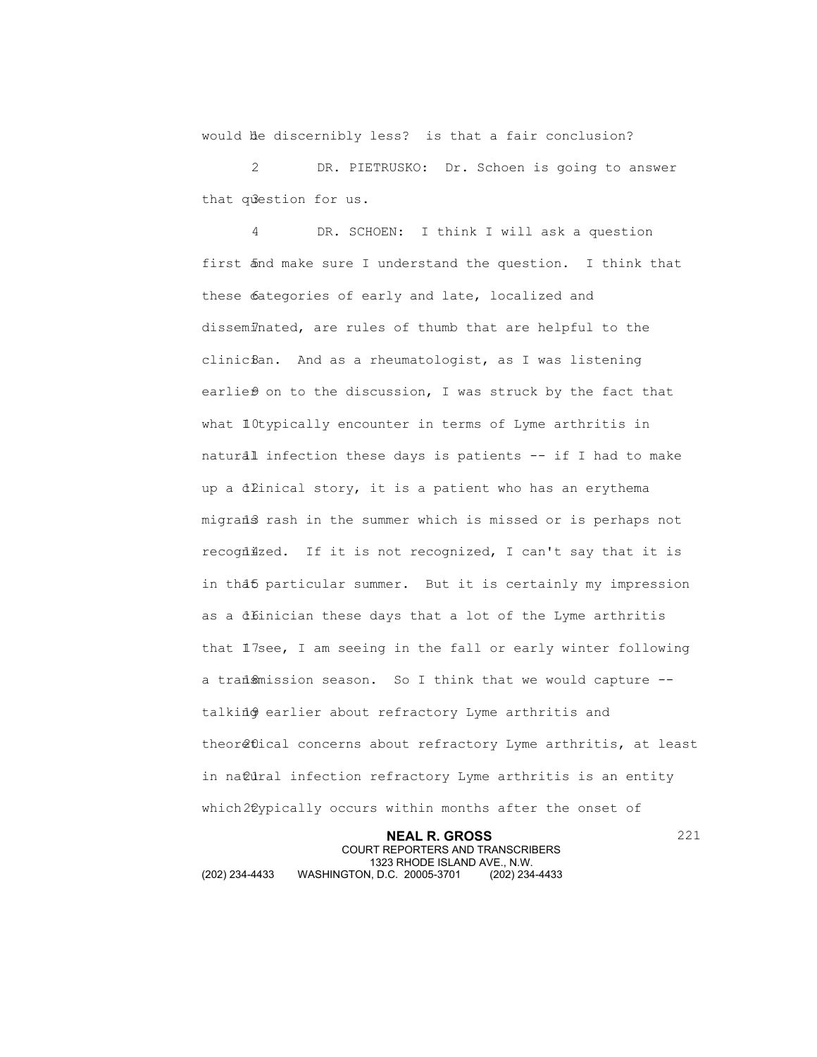would be discernibly less? is that a fair conclusion?

DR. PIETRUSKO: Dr. Schoen is going to answer that question for us.

DR. SCHOEN: I think I will ask a question first and make sure I understand the question. I think that these categories of early and late, localized and disseminated, are rules of thumb that are helpful to the clinician. And as a rheumatologist, as I was listening earlier on to the discussion, I was struck by the fact that what I typically encounter in terms of Lyme arthritis in natural infection these days is patients -- if I had to make up a clinical story, it is a patient who has an erythema migrans rash in the summer which is missed or is perhaps not recognized. If it is not recognized, I can't say that it is in that particular summer. But it is certainly my impression as a clinician these days that a lot of the Lyme arthritis that I see, I am seeing in the fall or early winter following a transmission season. So I think that we would capture -- talking earlier about refractory Lyme arthritis and theoretical concerns about refractory Lyme arthritis, at least in natural infection refractory Lyme arthritis is an entity which typically occurs within months after the onset of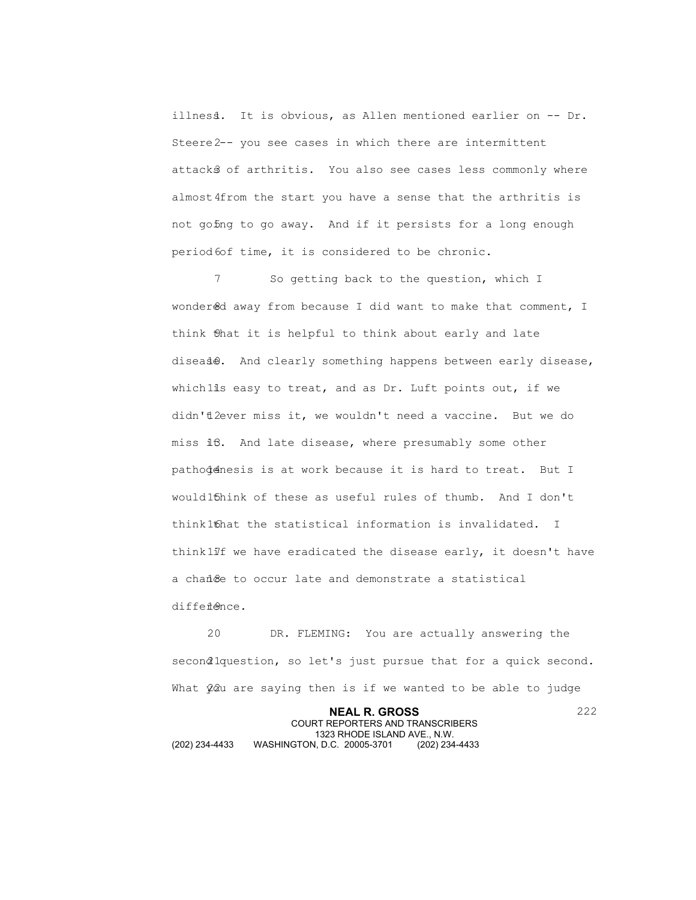illness. It is obvious, as Allen mentioned earlier on -- Dr. Steere -- you see cases in which there are intermittent attacks of arthritis. You also see cases less commonly where almost from the start you have a sense that the arthritis is not going to go away. And if it persists for a long enough period of time, it is considered to be chronic.

So getting back to the question, which I wondered away from because I did want to make that comment, I think that it is helpful to think about early and late disease. And clearly something happens between early disease, which is easy to treat, and as Dr. Luft points out, if we didn't ever miss it, we wouldn't need a vaccine. But we do miss it. And late disease, where presumably some other pathogenesis is at work because it is hard to treat. But I would think of these as useful rules of thumb. And I don't think that the statistical information is invalidated. I think if we have eradicated the disease early, it doesn't have a chance to occur late and demonstrate a statistical difference.

DR. FLEMING: You are actually answering the second question, so let's just pursue that for a quick second. What you are saying then is if we wanted to be able to judge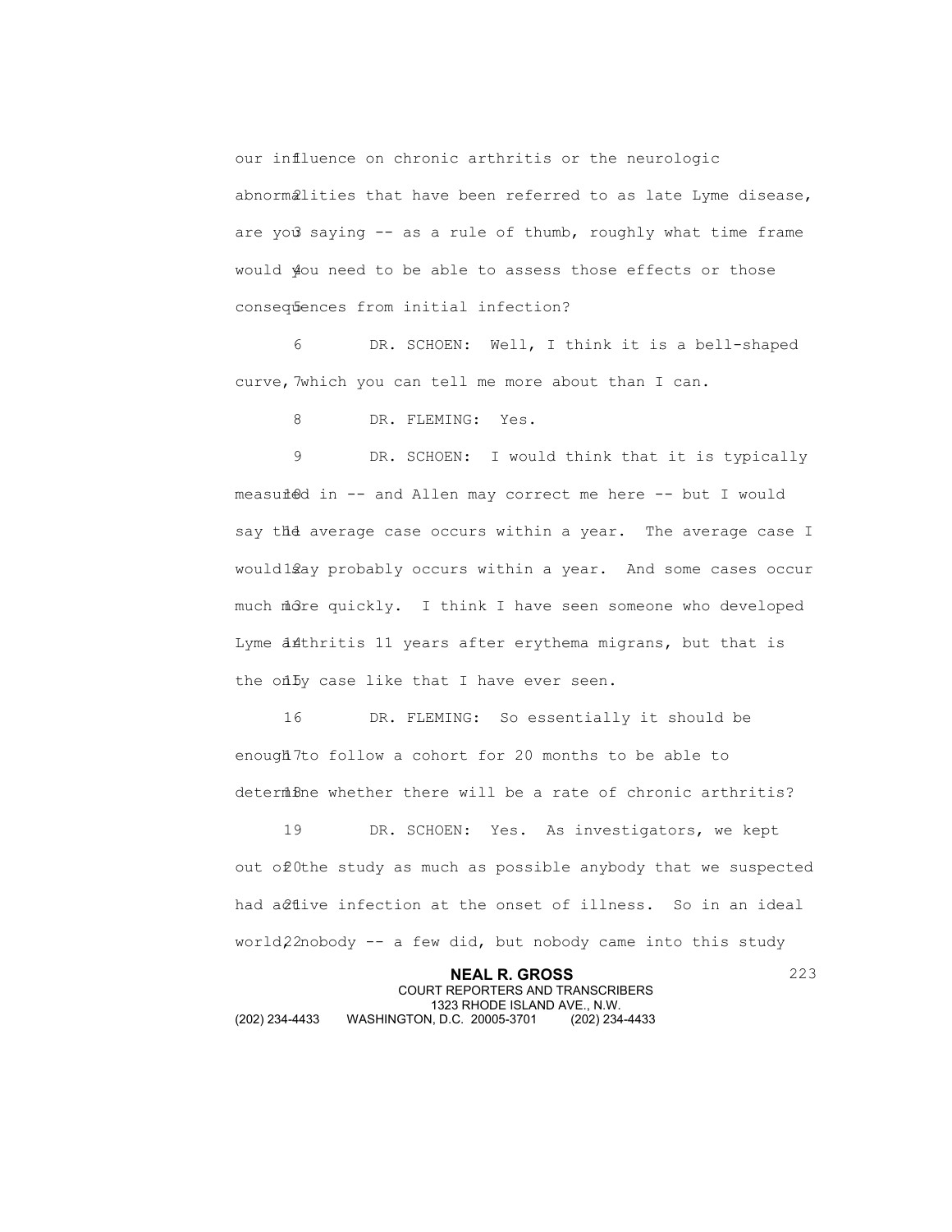our influence on chronic arthritis or the neurologic abnormalities that have been referred to as late Lyme disease, are you saying -- as a rule of thumb, roughly what time frame would you need to be able to assess those effects or those consequences from initial infection?

DR. SCHOEN: Well, I think it is a bell-shaped curve, which you can tell me more about than I can.

DR. FLEMING: Yes.

DR. SCHOEN: I would think that it is typically measured in -- and Allen may correct me here -- but I would say the average case occurs within a year. The average case I would say probably occurs within a year. And some cases occur much more quickly. I think I have seen someone who developed Lyme arthritis 11 years after erythema migrans, but that is the only case like that I have ever seen.

DR. FLEMING: So essentially it should be enough to follow a cohort for 20 months to be able to determine whether there will be a rate of chronic arthritis?

DR. SCHOEN: Yes. As investigators, we kept out of the study as much as possible anybody that we suspected had active infection at the onset of illness. So in an ideal world, nobody -- a few did, but nobody came into this study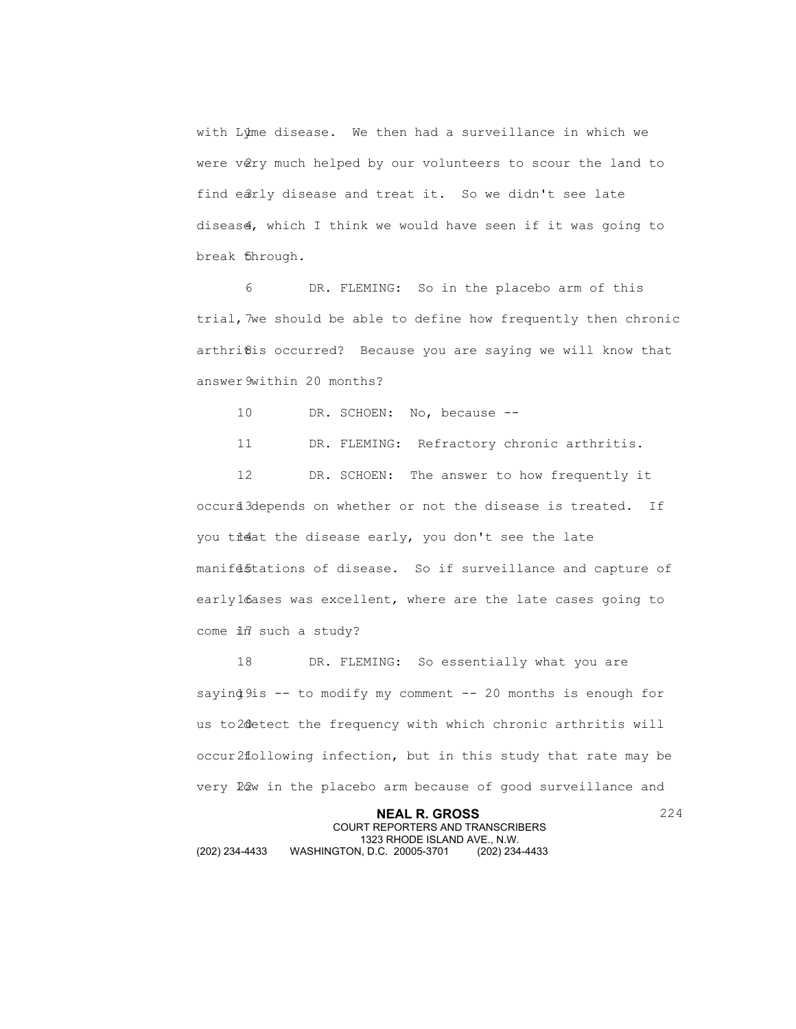with Lyme disease. We then had a surveillance in which we were very much helped by our volunteers to scour the land to find early disease and treat it. So we didn't see late disease, which I think we would have seen if it was going to break through.

DR. FLEMING: So in the placebo arm of this trial, we should be able to define how frequently then chronic arthritis occurred? Because you are saying we will know that answer within 20 months?

DR. SCHOEN: No, because --

DR. FLEMING: Refractory chronic arthritis.

DR. SCHOEN: The answer to how frequently it occurs depends on whether or not the disease is treated. If you treat the disease early, you don't see the late manifestations of disease. So if surveillance and capture of early cases was excellent, where are the late cases going to come in such a study?

DR. FLEMING: So essentially what you are saying is -- to modify my comment -- 20 months is enough for us to detect the frequency with which chronic arthritis will occur following infection, but in this study that rate may be very low in the placebo arm because of good surveillance and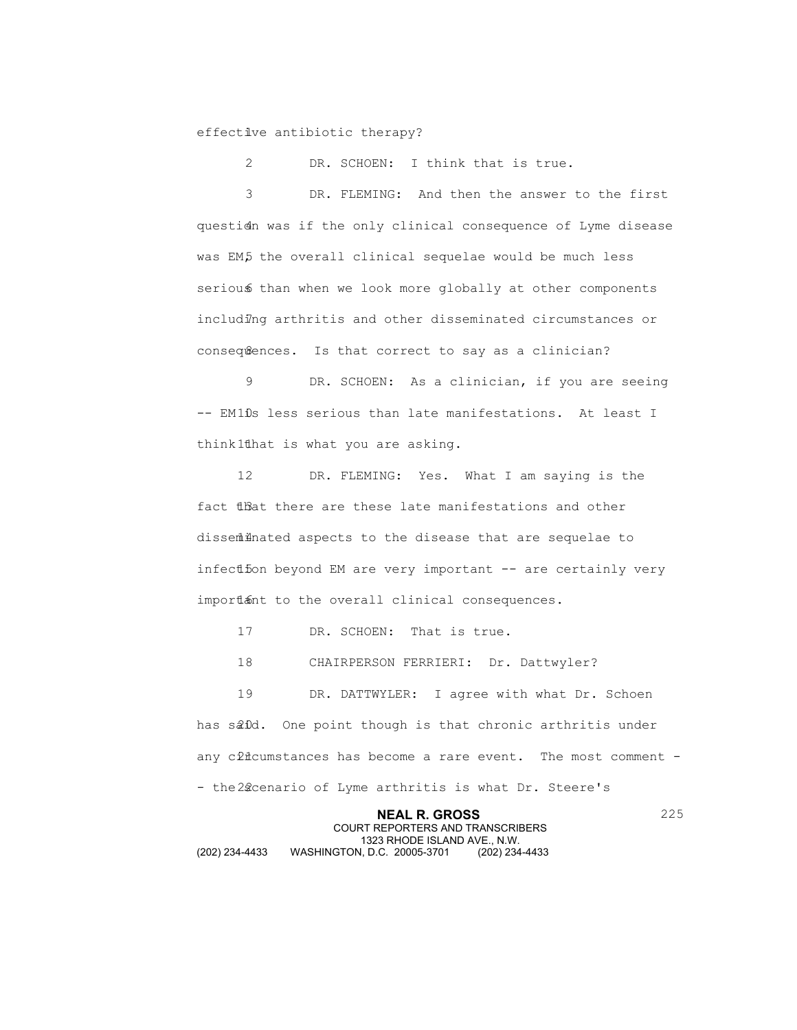effective antibiotic therapy?

DR. SCHOEN: I think that is true.

DR. FLEMING: And then the answer to the first question was if the only clinical consequence of Lyme disease was EM, the overall clinical sequelae would be much less serious than when we look more globally at other components including arthritis and other disseminated circumstances or consequences. Is that correct to say as a clinician?

DR. SCHOEN: As a clinician, if you are seeing -- EM is less serious than late manifestations. At least I think that is what you are asking.

DR. FLEMING: Yes. What I am saying is the fact that there are these late manifestations and other disseminated aspects to the disease that are sequelae to infection beyond EM are very important -- are certainly very important to the overall clinical consequences.

DR. SCHOEN: That is true.

CHAIRPERSON FERRIERI: Dr. Dattwyler?

DR. DATTWYLER: I agree with what Dr. Schoen has said. One point though is that chronic arthritis under any circumstances has become a rare event. The most comment -- the scenario of Lyme arthritis is what Dr. Steere's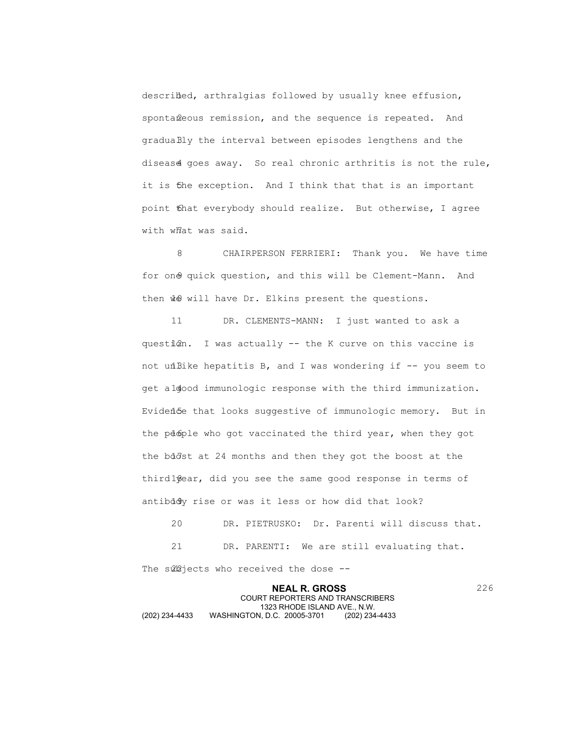described, arthralgias followed by usually knee effusion, spontaneous remission, and the sequence is repeated. And gradually the interval between episodes lengthens and the disease goes away. So real chronic arthritis is not the rule, it is the exception. And I think that that is an important point that everybody should realize. But otherwise, I agree with what was said.

CHAIRPERSON FERRIERI: Thank you. We have time for one quick question, and this will be Clement-Mann. And then we will have Dr. Elkins present the questions.

DR. CLEMENTS-MANN: I just wanted to ask a question. I was actually -- the K curve on this vaccine is not unlike hepatitis B, and I was wondering if -- you seem to get a good immunologic response with the third immunization. Evidence that looks suggestive of immunologic memory. But in the people who got vaccinated the third year, when they got the boost at 24 months and then they got the boost at the third year, did you see the same good response in terms of antibody rise or was it less or how did that look?

DR. PIETRUSKO: Dr. Parenti will discuss that.

DR. PARENTI: We are still evaluating that. The subjects who received the dose --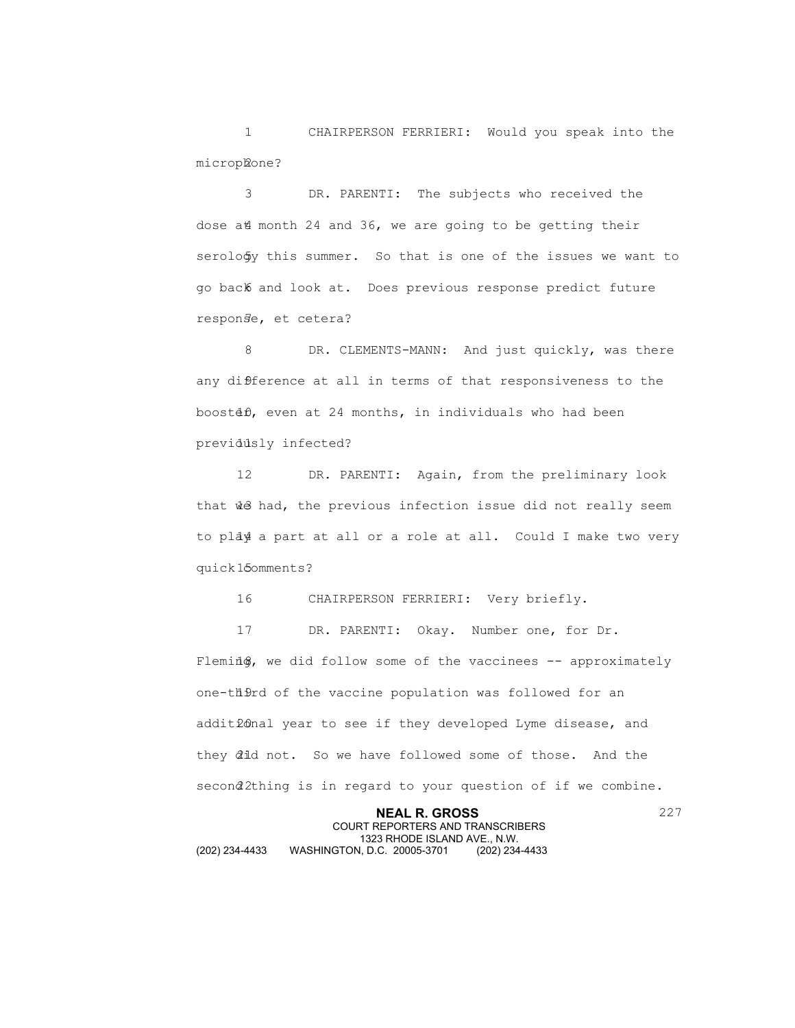CHAIRPERSON FERRIERI: Would you speak into the microphone?

DR. PARENTI: The subjects who received the dose at month 24 and 36, we are going to be getting their serology this summer. So that is one of the issues we want to go back and look at. Does previous response predict future response, et cetera?

DR. CLEMENTS-MANN: And just quickly, was there any difference at all in terms of that responsiveness to the booster, even at 24 months, in individuals who had been previously infected?

DR. PARENTI: Again, from the preliminary look that we had, the previous infection issue did not really seem to play a part at all or a role at all. Could I make two very quick comments?

CHAIRPERSON FERRIERI: Very briefly.

DR. PARENTI: Okay. Number one, for Dr. Fleming, we did follow some of the vaccinees -- approximately one-third of the vaccine population was followed for an additional year to see if they developed Lyme disease, and they did not. So we have followed some of those. And the second thing is in regard to your question of if we combine.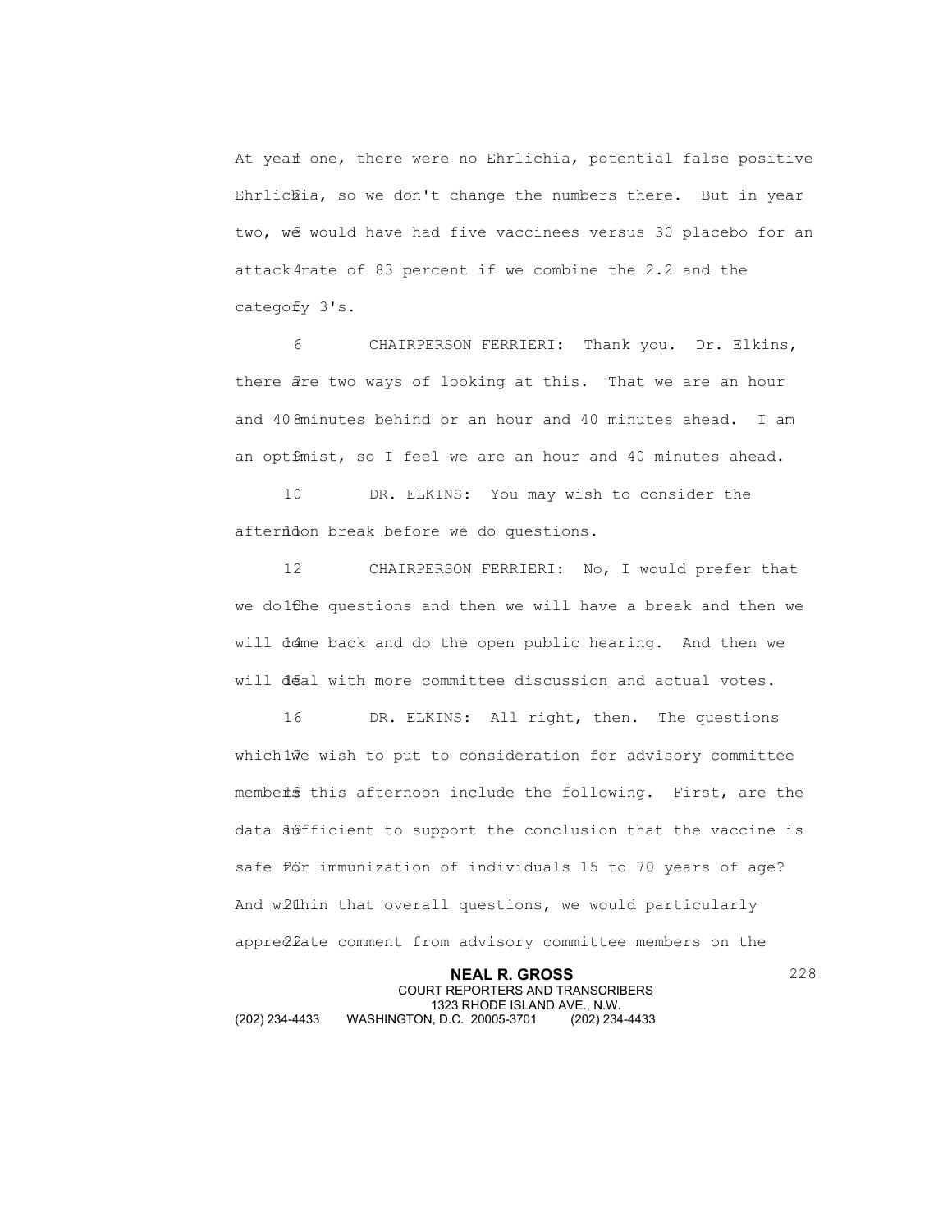At year one, there were no Ehrlichia, potential false positive Ehrlichia, so we don't change the numbers there. But in year two, we would have had five vaccinees versus 30 placebo for an attack rate of 83 percent if we combine the 2.2 and the category 3's.

CHAIRPERSON FERRIERI: Thank you. Dr. Elkins, there are two ways of looking at this. That we are an hour and 40 minutes behind or an hour and 40 minutes ahead. I am an optimist, so I feel we are an hour and 40 minutes ahead.

DR. ELKINS: You may wish to consider the afternoon break before we do questions.

CHAIRPERSON FERRIERI: No, I would prefer that we do the questions and then we will have a break and then we will come back and do the open public hearing. And then we will deal with more committee discussion and actual votes.

DR. ELKINS: All right, then. The questions which we wish to put to consideration for advisory committee members this afternoon include the following. First, are the data sufficient to support the conclusion that the vaccine is safe for immunization of individuals 15 to 70 years of age? And within that overall questions, we would particularly appreciate comment from advisory committee members on the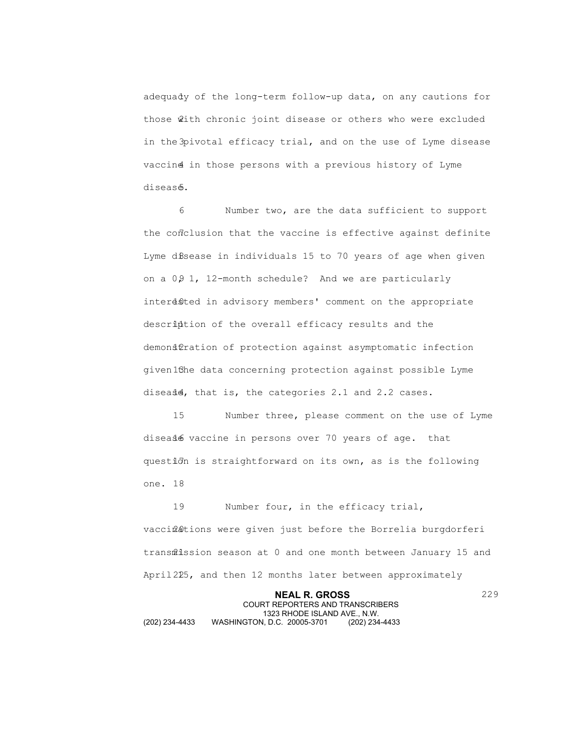adequacy of the long-term follow-up data, on any cautions for those with chronic joint disease or others who were excluded in the pivotal efficacy trial, and on the use of Lyme disease vaccine in those persons with a previous history of Lyme disease.

Number two, are the data sufficient to support the conclusion that the vaccine is effective against definite Lyme disease in individuals 15 to 70 years of age when given on a 0, 1, 12-month schedule? And we are particularly interested in advisory members' comment on the appropriate description of the overall efficacy results and the demonstration of protection against asymptomatic infection given the data concerning protection against possible Lyme disease, that is, the categories 2.1 and 2.2 cases.

Number three, please comment on the use of Lyme disease vaccine in persons over 70 years of age. that question is straightforward on its own, as is the following one.

Number four, in the efficacy trial, vaccinations were given just before the Borrelia burgdorferi transmission season at 0 and one month between January 15 and April 25, and then 12 months later between approximately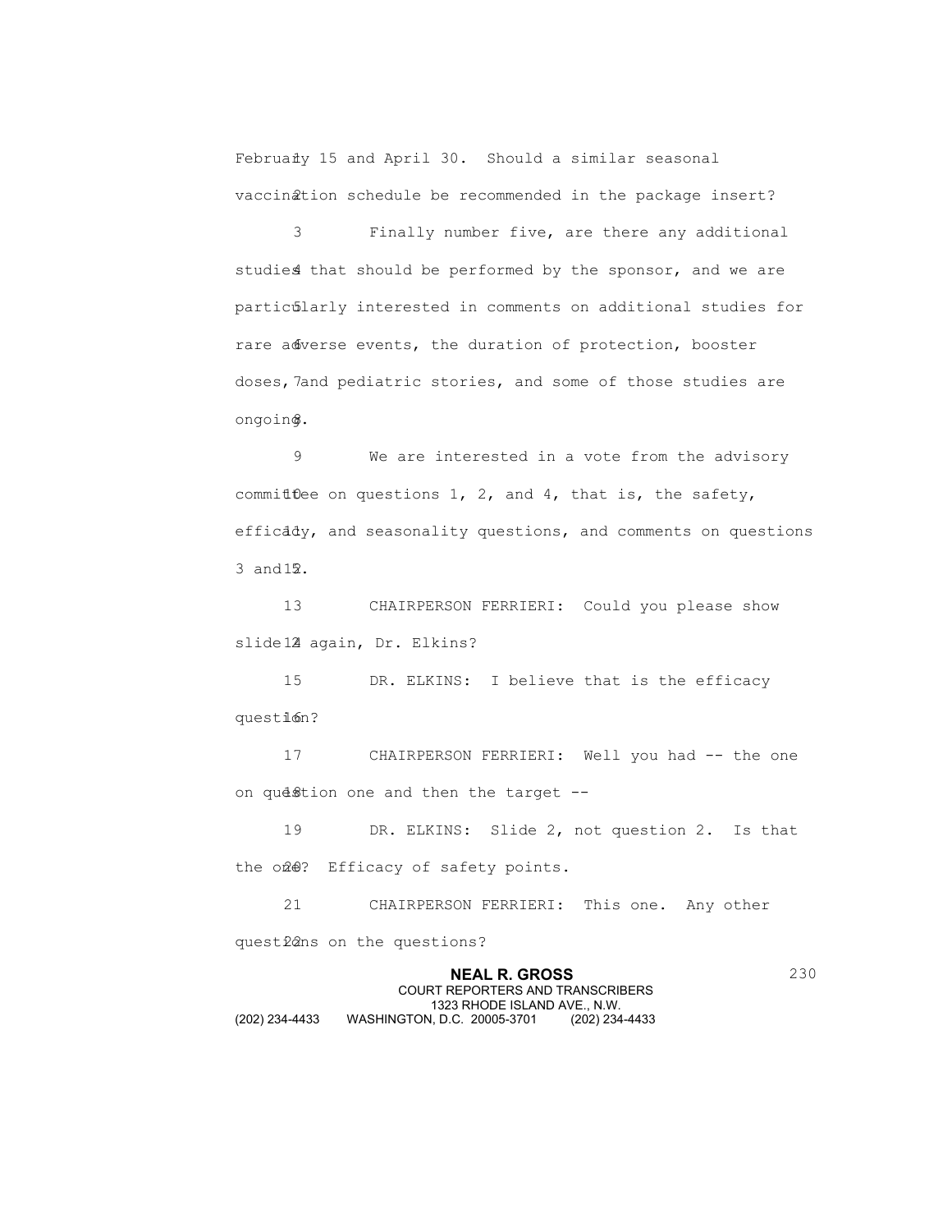February 15 and April 30. Should a similar seasonal vaccination schedule be recommended in the package insert?

Finally number five, are there any additional studies that should be performed by the sponsor, and we are particularly interested in comments on additional studies for rare adverse events, the duration of protection, booster doses, and pediatric stories, and some of those studies are ongoing.

We are interested in a vote from the advisory committee on questions 1, 2, and 4, that is, the safety, efficacy, and seasonality questions, and comments on questions 3 and 5.

CHAIRPERSON FERRIERI: Could you please show slide 2 again, Dr. Elkins?

DR. ELKINS: I believe that is the efficacy question?

CHAIRPERSON FERRIERI: Well you had -- the one on question one and then the target --

DR. ELKINS: Slide 2, not question 2. Is that the one? Efficacy of safety points.

CHAIRPERSON FERRIERI: This one. Any other questions on the questions?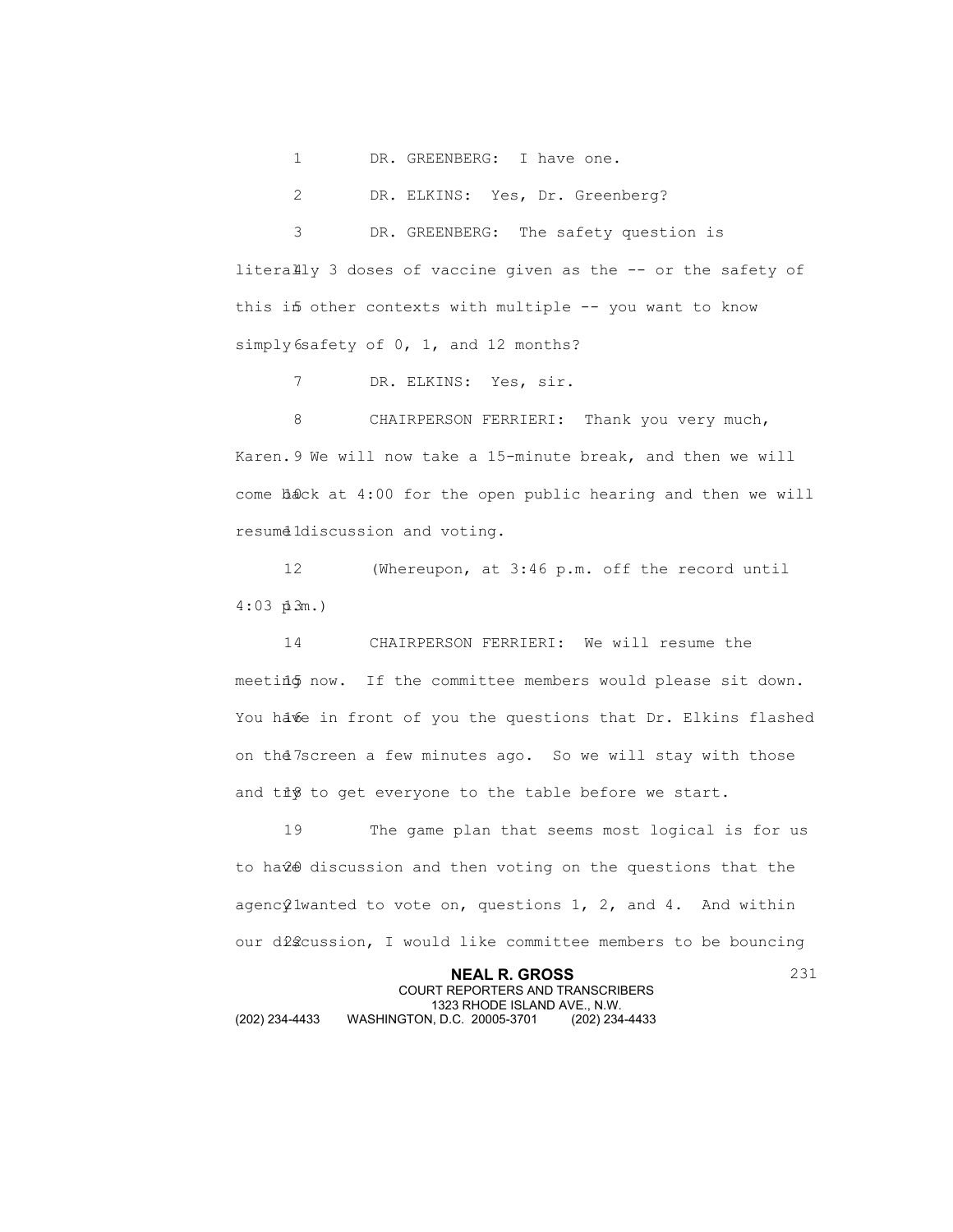DR. GREENBERG: I have one.

DR. ELKINS: Yes, Dr. Greenberg?

DR. GREENBERG: The safety question is literally 3 doses of vaccine given as the -- or the safety of this in other contexts with multiple -- you want to know simply safety of 0, 1, and 12 months?

DR. ELKINS: Yes, sir.

CHAIRPERSON FERRIERI: Thank you very much, Karen. We will now take a 15-minute break, and then we will come back at 4:00 for the open public hearing and then we will resume discussion and voting.

(Whereupon, at 3:46 p.m. off the record until 4:03 p.m.)

CHAIRPERSON FERRIERI: We will resume the meeting now. If the committee members would please sit down. You have in front of you the questions that Dr. Elkins flashed on the screen a few minutes ago. So we will stay with those and try to get everyone to the table before we start.

The game plan that seems most logical is for us to have discussion and then voting on the questions that the agency wanted to vote on, questions 1, 2, and 4. And within our discussion, I would like committee members to be bouncing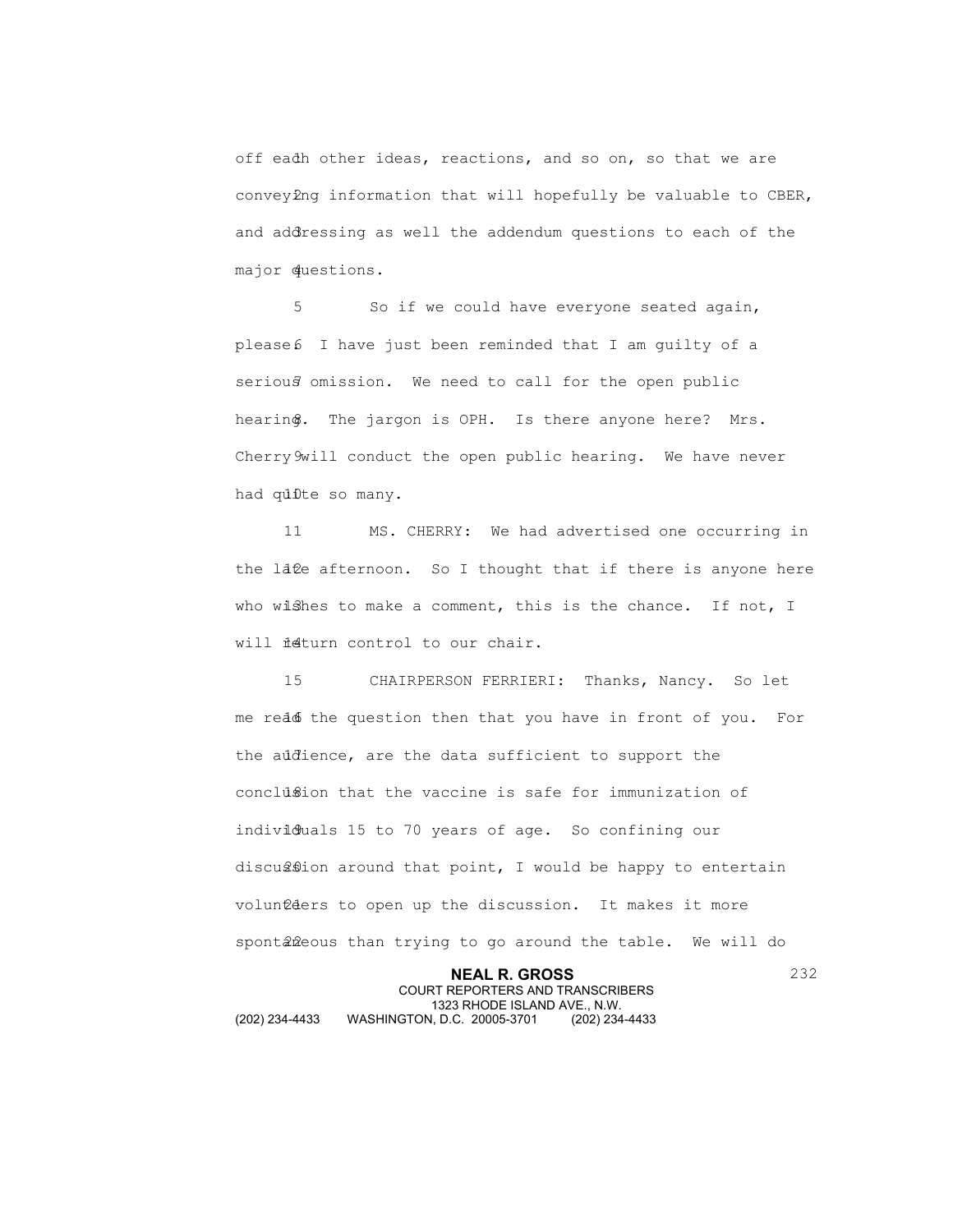off each other ideas, reactions, and so on, so that we are conveying information that will hopefully be valuable to CBER, and addressing as well the addendum questions to each of the major questions.

So if we could have everyone seated again, please. I have just been reminded that I am guilty of a serious omission. We need to call for the open public hearing. The jargon is OPH. Is there anyone here? Mrs. Cherry will conduct the open public hearing. We have never had quite so many.

MS. CHERRY: We had advertised one occurring in the late afternoon. So I thought that if there is anyone here who wishes to make a comment, this is the chance. If not, I will return control to our chair.

CHAIRPERSON FERRIERI: Thanks, Nancy. So let me read the question then that you have in front of you. For the audience, are the data sufficient to support the conclusion that the vaccine is safe for immunization of individuals 15 to 70 years of age. So confining our discussion around that point, I would be happy to entertain volunteers to open up the discussion. It makes it more spontaneous than trying to go around the table. We will do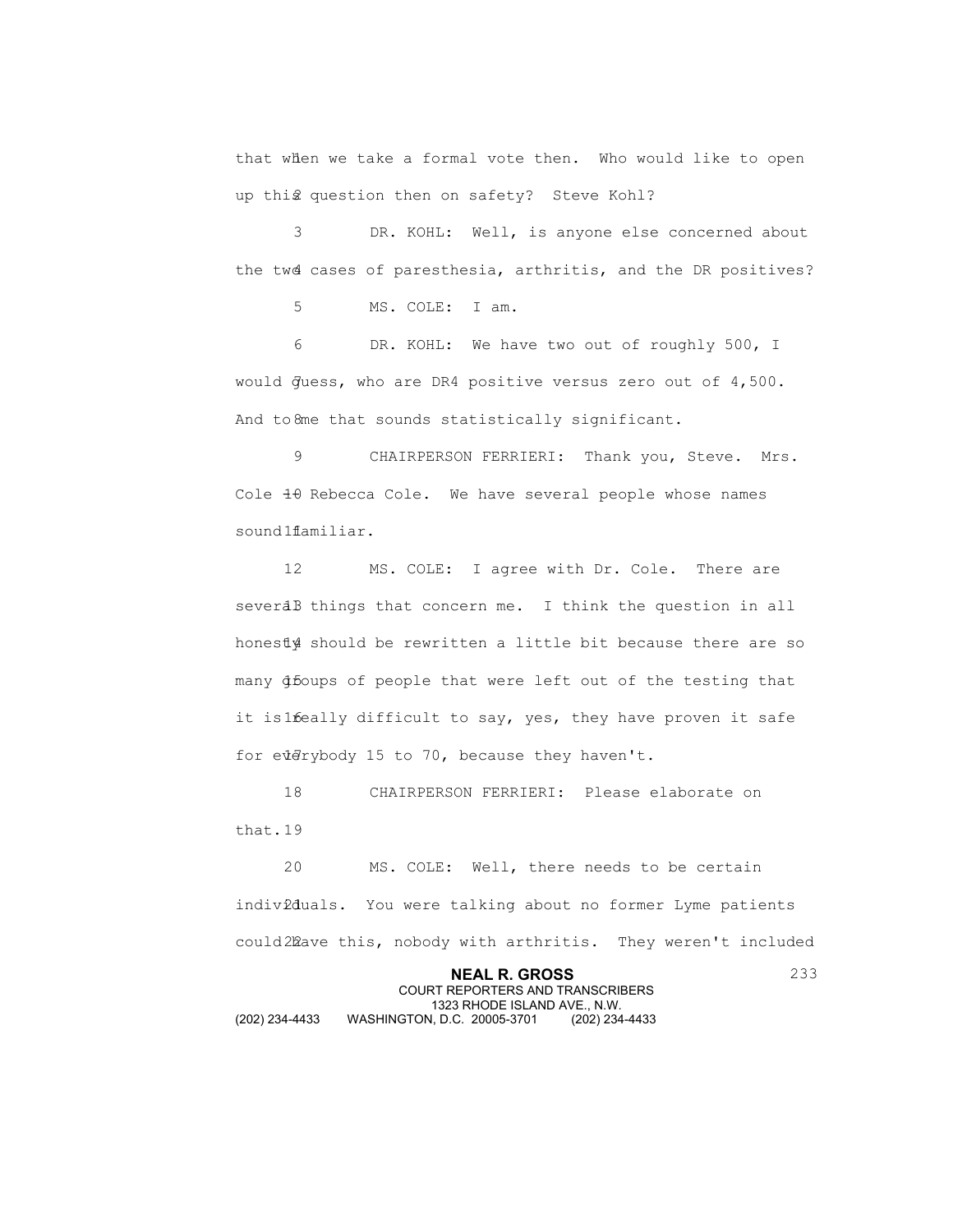that when we take a formal vote then. Who would like to open up this question then on safety? Steve Kohl?

DR. KOHL: Well, is anyone else concerned about the two cases of paresthesia, arthritis, and the DR positives?

MS. COLE: I am.

DR. KOHL: We have two out of roughly 500, I would guess, who are DR4 positive versus zero out of 4,500. And to me that sounds statistically significant.

CHAIRPERSON FERRIERI: Thank you, Steve. Mrs. Cole -- Rebecca Cole. We have several people whose names sound familiar.

MS. COLE: I agree with Dr. Cole. There are several things that concern me. I think the question in all honesty should be rewritten a little bit because there are so many groups of people that were left out of the testing that it is really difficult to say, yes, they have proven it safe for everybody 15 to 70, because they haven't.

CHAIRPERSON FERRIERI: Please elaborate on that.

MS. COLE: Well, there needs to be certain individuals. You were talking about no former Lyme patients could have this, nobody with arthritis. They weren't included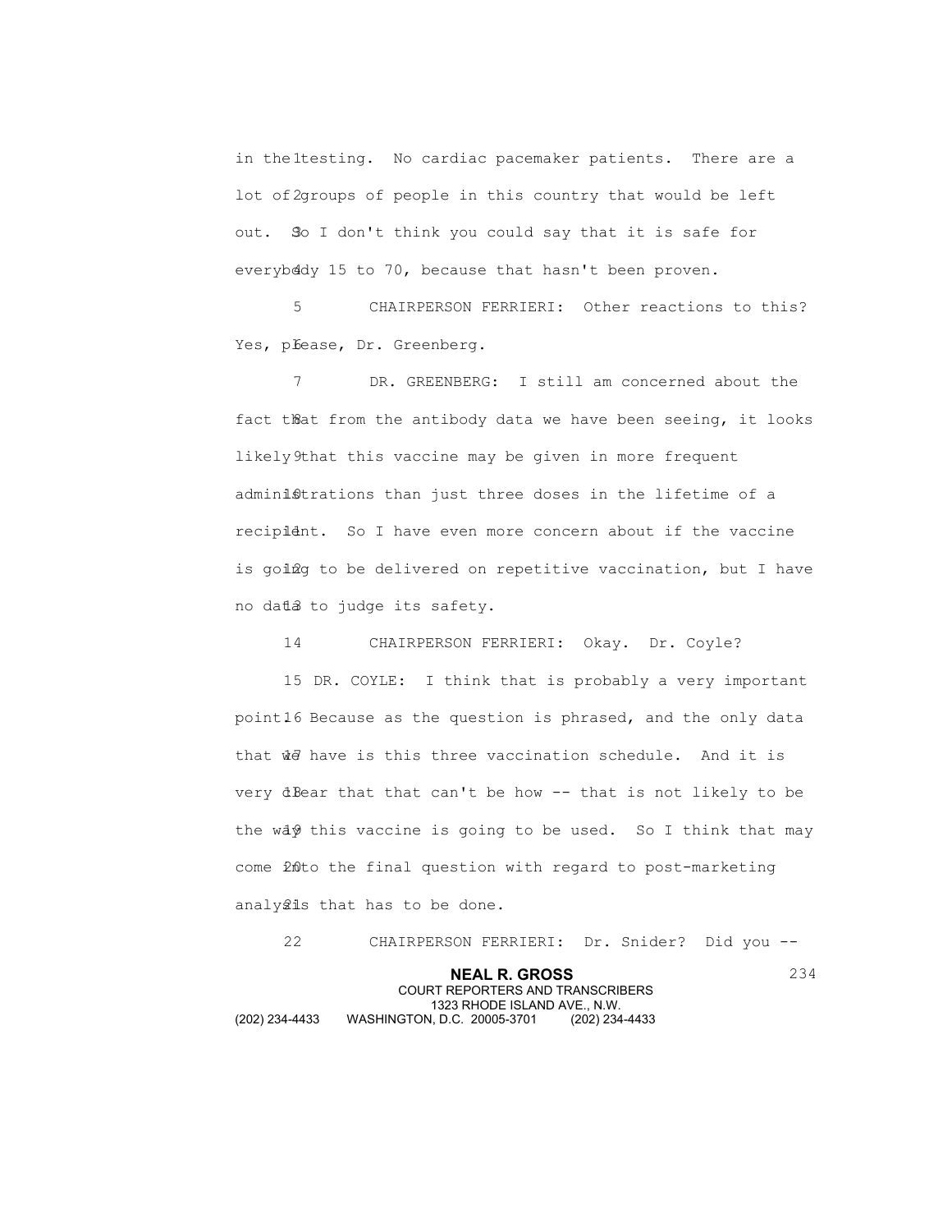in the testing. No cardiac pacemaker patients. There are a lot of groups of people in this country that would be left out. So I don't think you could say that it is safe for everybody 15 to 70, because that hasn't been proven.

CHAIRPERSON FERRIERI: Other reactions to this? Yes, please, Dr. Greenberg.

DR. GREENBERG: I still am concerned about the fact that from the antibody data we have been seeing, it looks likely that this vaccine may be given in more frequent administrations than just three doses in the lifetime of a recipient. So I have even more concern about if the vaccine is going to be delivered on repetitive vaccination, but I have no data to judge its safety.

CHAIRPERSON FERRIERI: Okay. Dr. Coyle?

DR. COYLE: I think that is probably a very important point. Because as the question is phrased, and the only data that we have is this three vaccination schedule. And it is very clear that that can't be how -- that is not likely to be the way this vaccine is going to be used. So I think that may come into the final question with regard to post-marketing analysis that has to be done.

CHAIRPERSON FERRIERI: Dr. Snider? Did you --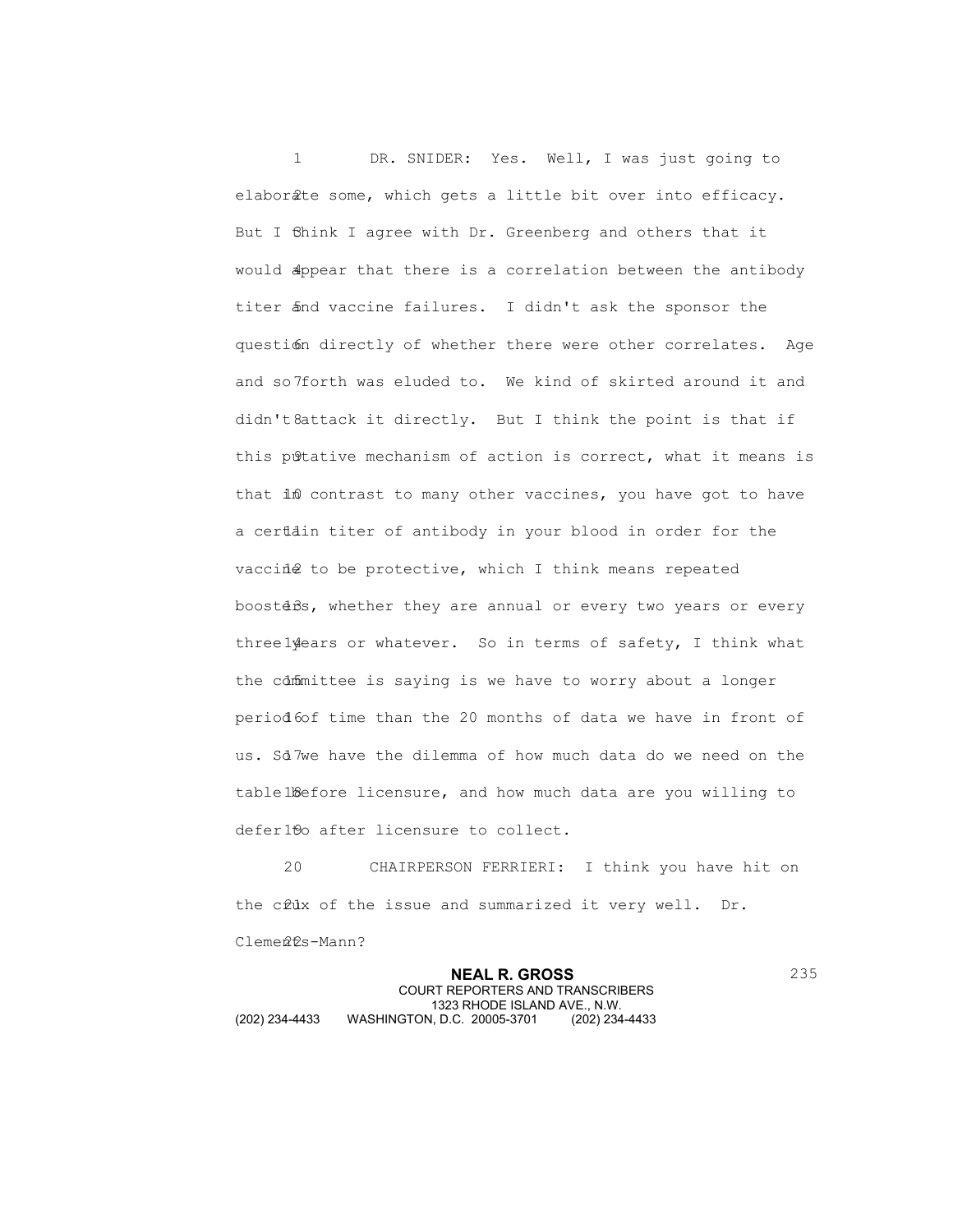DR. SNIDER: Yes. Well, I was just going to elaborate some, which gets a little bit over into efficacy. But I think I agree with Dr. Greenberg and others that it would appear that there is a correlation between the antibody titer and vaccine failures. I didn't ask the sponsor the question directly of whether there were other correlates. Age and so forth was eluded to. We kind of skirted around it and didn't attack it directly. But I think the point is that if this putative mechanism of action is correct, what it means is that in contrast to many other vaccines, you have got to have a certain titer of antibody in your blood in order for the vaccine to be protective, which I think means repeated boosters, whether they are annual or every two years or every three years or whatever. So in terms of safety, I think what the committee is saying is we have to worry about a longer period of time than the 20 months of data we have in front of us. So we have the dilemma of how much data do we need on the table before licensure, and how much data are you willing to defer to after licensure to collect.

CHAIRPERSON FERRIERI: I think you have hit on the crux of the issue and summarized it very well. Dr. Clements-Mann?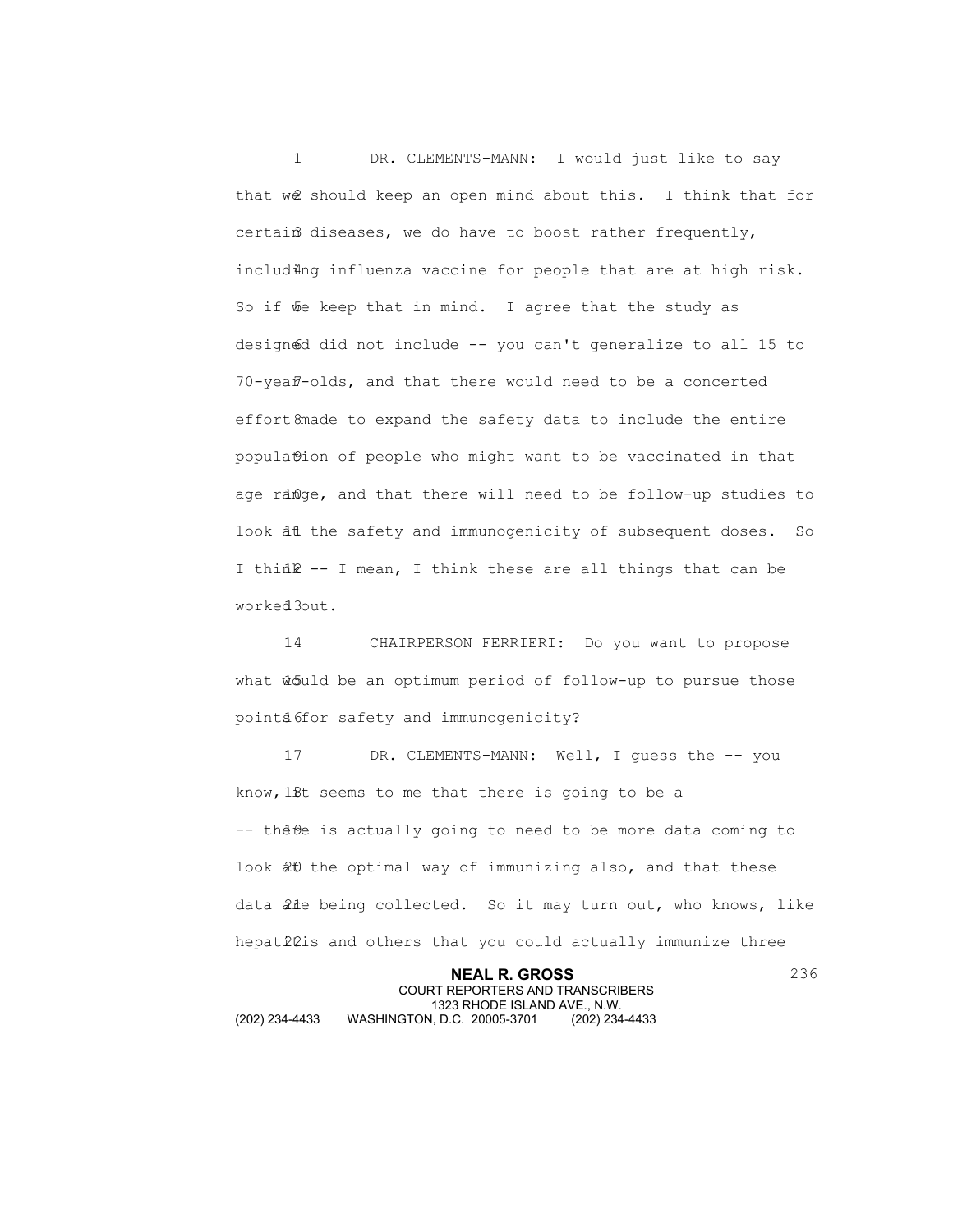DR. CLEMENTS-MANN: I would just like to say that we should keep an open mind about this. I think that for certain diseases, we do have to boost rather frequently, including influenza vaccine for people that are at high risk. So if we keep that in mind. I agree that the study as designed did not include -- you can't generalize to all 15 to 70-year-olds, and that there would need to be a concerted effort made to expand the safety data to include the entire population of people who might want to be vaccinated in that age range, and that there will need to be follow-up studies to look at the safety and immunogenicity of subsequent doses. So I think -- I mean, I think these are all things that can be worked out.

CHAIRPERSON FERRIERI: Do you want to propose what would be an optimum period of follow-up to pursue those points for safety and immunogenicity?

DR. CLEMENTS-MANN: Well, I guess the -- you know, it seems to me that there is going to be a -- there is actually going to need to be more data coming to look at the optimal way of immunizing also, and that these data are being collected. So it may turn out, who knows, like hepatitis and others that you could actually immunize three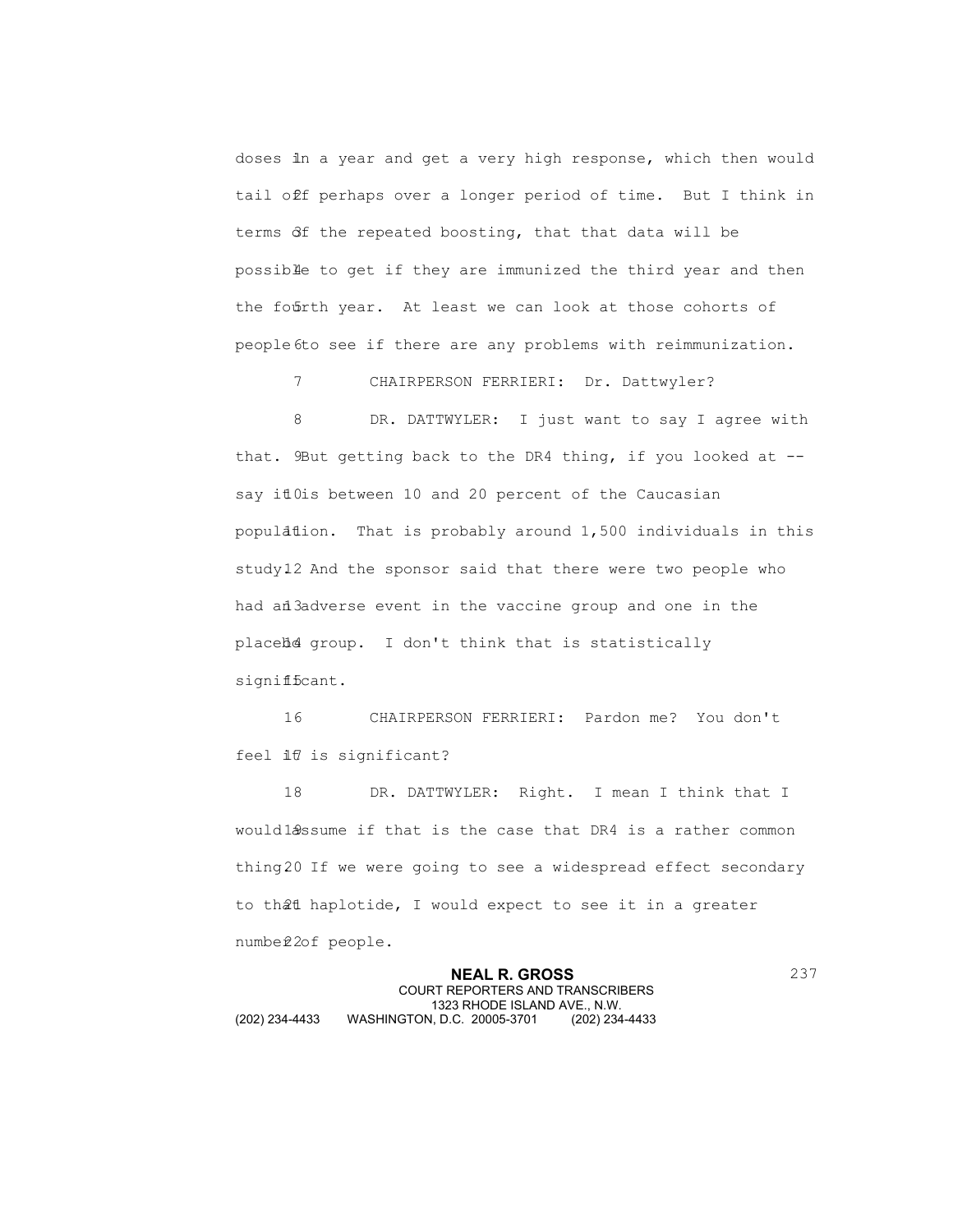doses in a year and get a very high response, which then would tail off perhaps over a longer period of time. But I think in terms of the repeated boosting, that that data will be possible to get if they are immunized the third year and then the fourth year. At least we can look at those cohorts of people to see if there are any problems with reimmunization.

CHAIRPERSON FERRIERI: Dr. Dattwyler?

DR. DATTWYLER: I just want to say I agree with that. But getting back to the DR4 thing, if you looked at -- say it is between 10 and 20 percent of the Caucasian population. That is probably around 1,500 individuals in this study. And the sponsor said that there were two people who had an adverse event in the vaccine group and one in the placebo group. I don't think that is statistically significant.

CHAIRPERSON FERRIERI: Pardon me? You don't feel it is significant?

DR. DATTWYLER: Right. I mean I think that I would assume if that is the case that DR4 is a rather common thing. If we were going to see a widespread effect secondary to that haplotide, I would expect to see it in a greater number of people.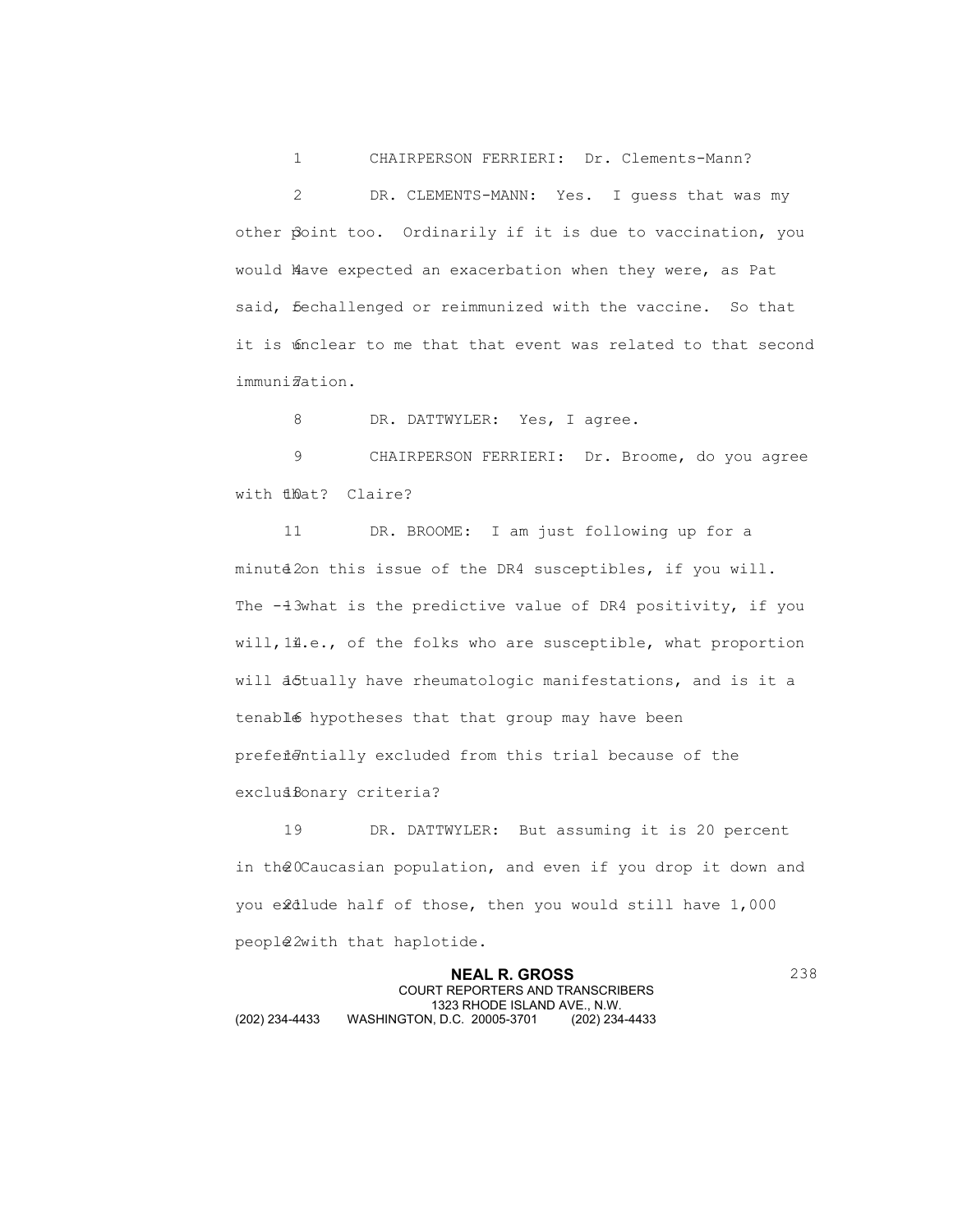CHAIRPERSON FERRIERI: Dr. Clements-Mann?

DR. CLEMENTS-MANN: Yes. I guess that was my other point too. Ordinarily if it is due to vaccination, you would have expected an exacerbation when they were, as Pat said, rechallenged or reimmunized with the vaccine. So that it is unclear to me that that event was related to that second immunization.

DR. DATTWYLER: Yes, I agree.

CHAIRPERSON FERRIERI: Dr. Broome, do you agree with that? Claire?

DR. BROOME: I am just following up for a minute on this issue of the DR4 susceptibles, if you will. The -- what is the predictive value of DR4 positivity, if you will, i.e., of the folks who are susceptible, what proportion will actually have rheumatologic manifestations, and is it a tenable hypotheses that that group may have been preferentially excluded from this trial because of the exclusionary criteria?

DR. DATTWYLER: But assuming it is 20 percent in the Caucasian population, and even if you drop it down and you exclude half of those, then you would still have 1,000 people with that haplotide.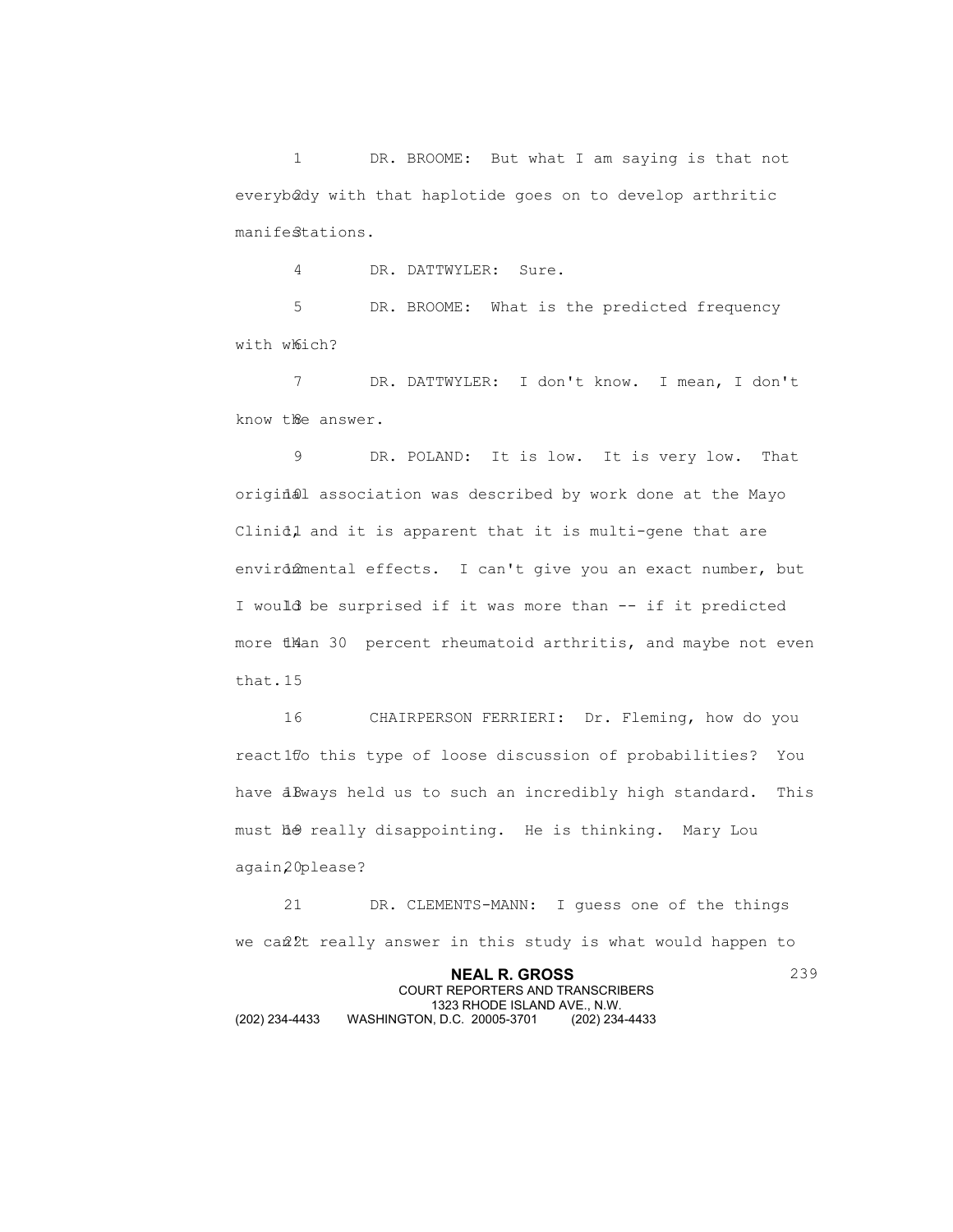DR. BROOME: But what I am saying is that not everybody with that haplotide goes on to develop arthritic manifestations.

DR. DATTWYLER: Sure.

DR. BROOME: What is the predicted frequency with which?

DR. DATTWYLER: I don't know. I mean, I don't know the answer.

DR. POLAND: It is low. It is very low. That original association was described by work done at the Mayo Clinic, and it is apparent that it is multi-gene that are environmental effects. I can't give you an exact number, but I would be surprised if it was more than -- if it predicted more than 30 percent rheumatoid arthritis, and maybe not even that.

CHAIRPERSON FERRIERI: Dr. Fleming, how do you react to this type of loose discussion of probabilities? You have always held us to such an incredibly high standard. This must be really disappointing. He is thinking. Mary Lou again, please?

DR. CLEMENTS-MANN: I guess one of the things we can't really answer in this study is what would happen to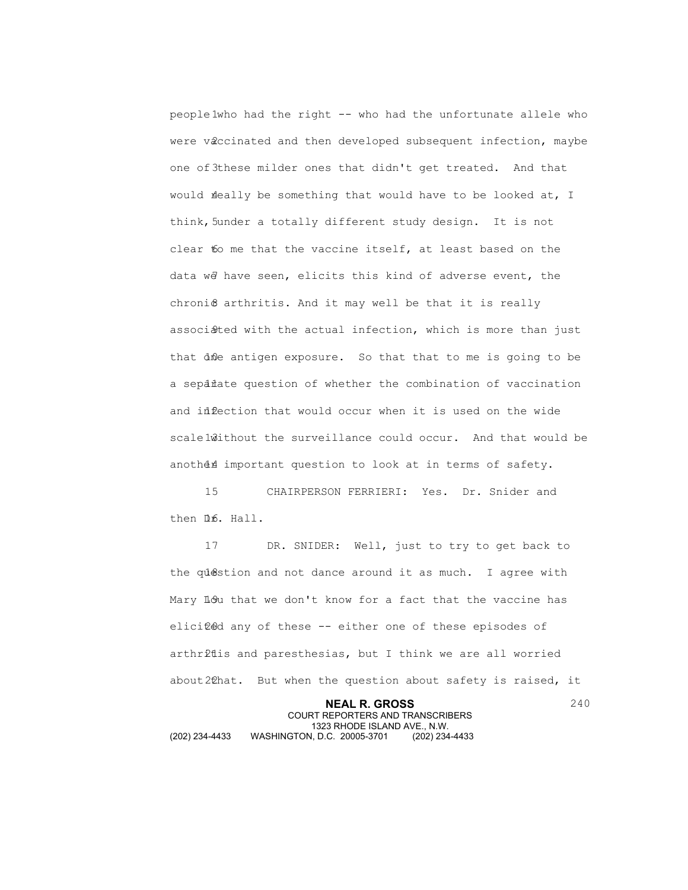people who had the right -- who had the unfortunate allele who were vaccinated and then developed subsequent infection, maybe one of these milder ones that didn't get treated. And that would really be something that would have to be looked at, I think, under a totally different study design. It is not clear to me that the vaccine itself, at least based on the data we have seen, elicits this kind of adverse event, the chronic arthritis. And it may well be that it is really associated with the actual infection, which is more than just that one antigen exposure. So that that to me is going to be a separate question of whether the combination of vaccination and infection that would occur when it is used on the wide scale without the surveillance could occur. And that would be another important question to look at in terms of safety.

CHAIRPERSON FERRIERI: Yes. Dr. Snider and then Dr. Hall.

DR. SNIDER: Well, just to try to get back to the question and not dance around it as much. I agree with Mary Lou that we don't know for a fact that the vaccine has elicited any of these -- either one of these episodes of arthritis and paresthesias, but I think we are all worried about that. But when the question about safety is raised, it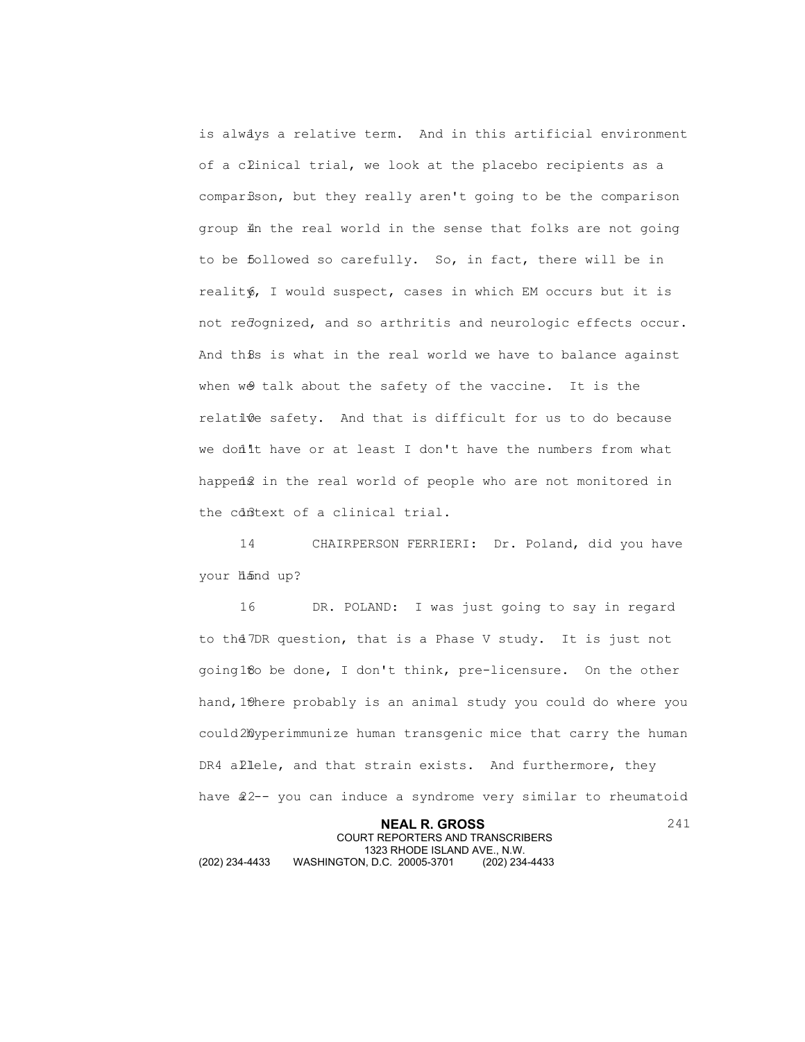is always a relative term. And in this artificial environment of a clinical trial, we look at the placebo recipients as a comparison, but they really aren't going to be the comparison group in the real world in the sense that folks are not going to be followed so carefully. So, in fact, there will be in reality, I would suspect, cases in which EM occurs but it is not recognized, and so arthritis and neurologic effects occur. And this is what in the real world we have to balance against when we talk about the safety of the vaccine. It is the relative safety. And that is difficult for us to do because we don't have or at least I don't have the numbers from what happens in the real world of people who are not monitored in the context of a clinical trial.

CHAIRPERSON FERRIERI: Dr. Poland, did you have your hand up?

DR. POLAND: I was just going to say in regard to the DR question, that is a Phase V study. It is just not going to be done, I don't think, pre-licensure. On the other hand, there probably is an animal study you could do where you could hyperimmunize human transgenic mice that carry the human DR4 allele, and that strain exists. And furthermore, they have -- you can induce a syndrome very similar to rheumatoid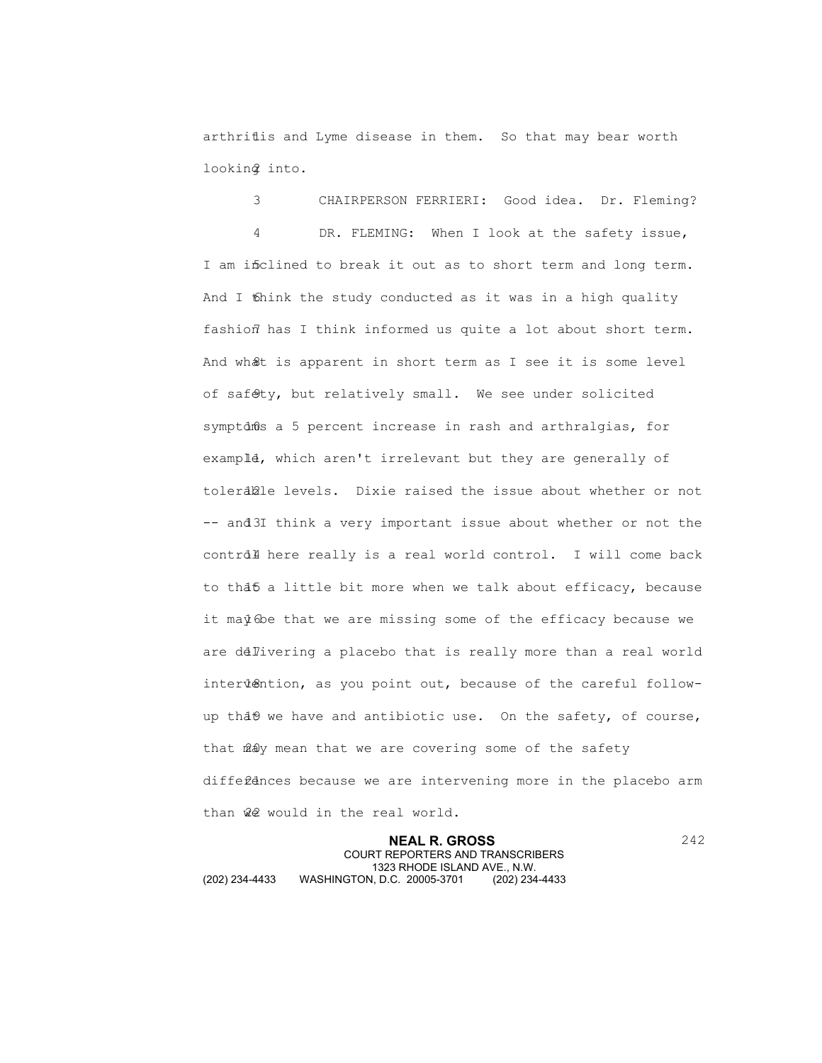arthritis and Lyme disease in them. So that may bear worth looking into.

CHAIRPERSON FERRIERI: Good idea. Dr. Fleming?

DR. FLEMING: When I look at the safety issue, I am inclined to break it out as to short term and long term. And I think the study conducted as it was in a high quality fashion has I think informed us quite a lot about short term. And what is apparent in short term as I see it is some level of safety, but relatively small. We see under solicited symptoms a 5 percent increase in rash and arthralgias, for example, which aren't irrelevant but they are generally of tolerable levels. Dixie raised the issue about whether or not -- and I think a very important issue about whether or not the control here really is a real world control. I will come back to that a little bit more when we talk about efficacy, because it may be that we are missing some of the efficacy because we are delivering a placebo that is really more than a real world intervention, as you point out, because of the careful follow-up that we have and antibiotic use. On the safety, of course, that may mean that we are covering some of the safety differences because we are intervening more in the placebo arm than we would in the real world.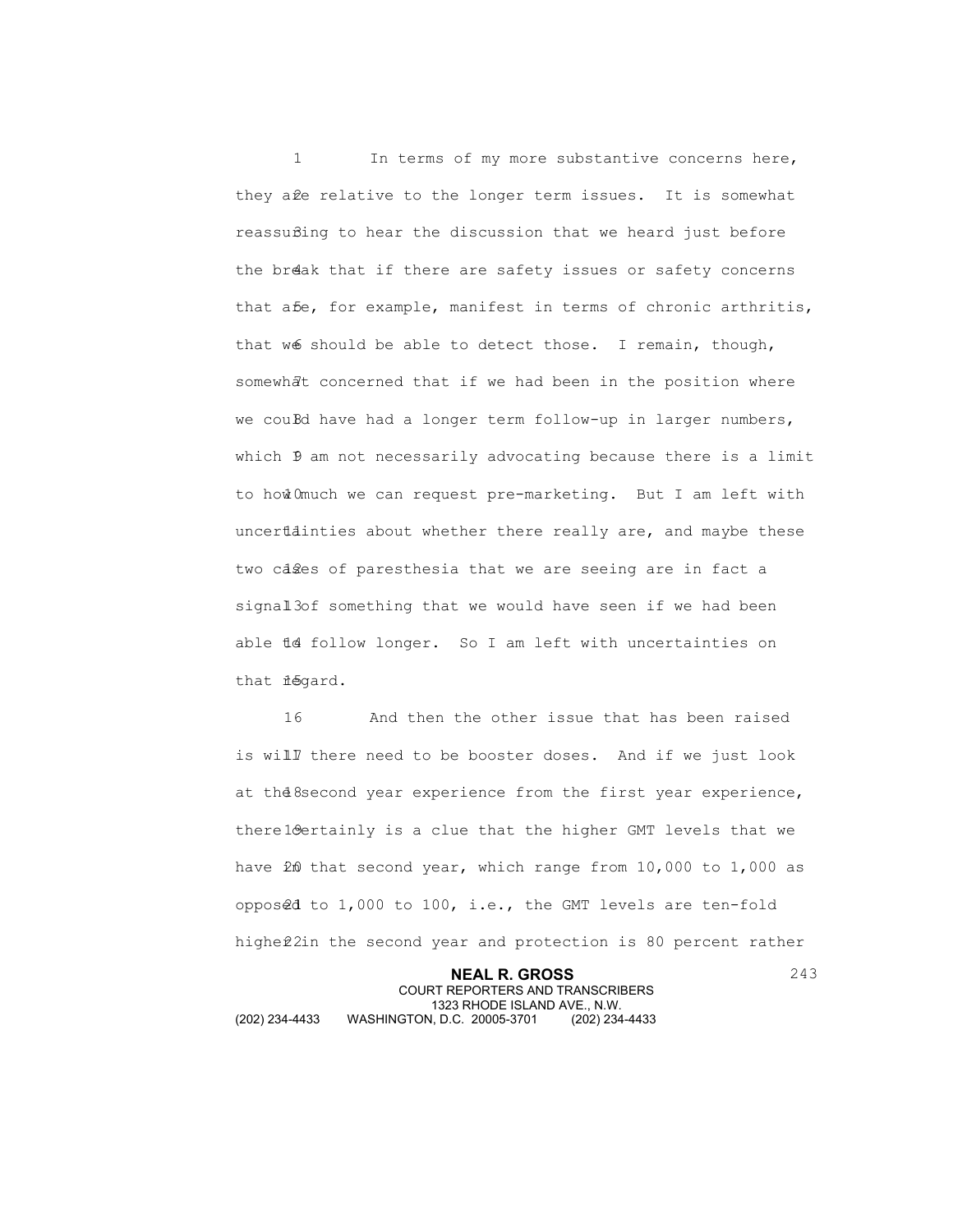In terms of my more substantive concerns here, they are relative to the longer term issues. It is somewhat reassuring to hear the discussion that we heard just before the break that if there are safety issues or safety concerns that are, for example, manifest in terms of chronic arthritis, that we should be able to detect those. I remain, though, somewhat concerned that if we had been in the position where we could have had a longer term follow-up in larger numbers, which I am not necessarily advocating because there is a limit to how much we can request pre-marketing. But I am left with uncertainties about whether there really are, and maybe these two cases of paresthesia that we are seeing are in fact a signal of something that we would have seen if we had been able to follow longer. So I am left with uncertainties on that regard.

And then the other issue that has been raised is will there need to be booster doses. And if we just look at the second year experience from the first year experience, there certainly is a clue that the higher GMT levels that we have in that second year, which range from 10,000 to 1,000 as opposed to 1,000 to 100, i.e., the GMT levels are ten-fold higher in the second year and protection is 80 percent rather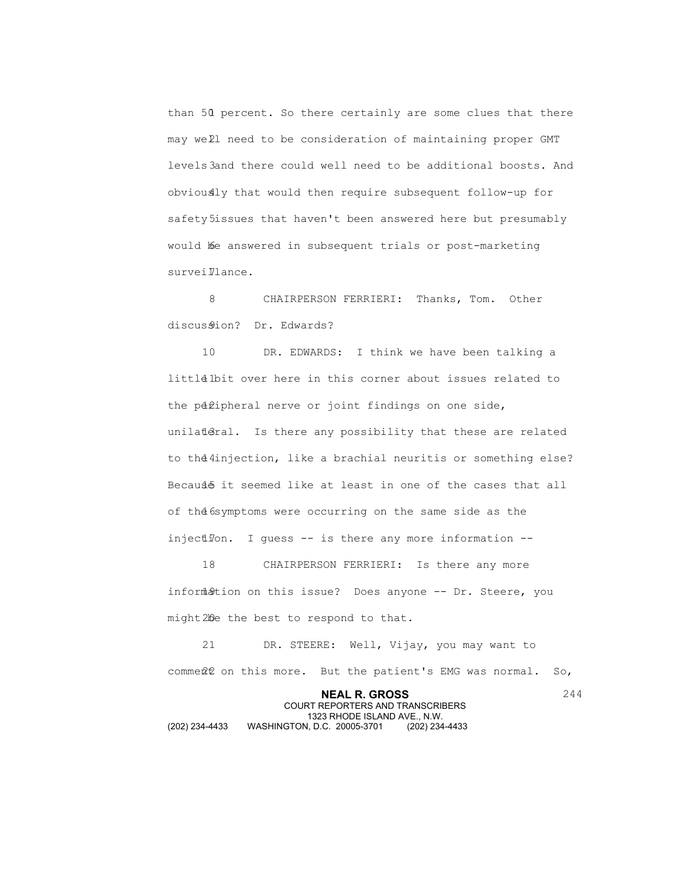than 50 percent. So there certainly are some clues that there may well need to be consideration of maintaining proper GMT levels and there could well need to be additional boosts. And obviously that would then require subsequent follow-up for safety issues that haven't been answered here but presumably would be answered in subsequent trials or post-marketing surveillance.

CHAIRPERSON FERRIERI: Thanks, Tom. Other discussion? Dr. Edwards?

DR. EDWARDS: I think we have been talking a little bit over here in this corner about issues related to the peripheral nerve or joint findings on one side, unilateral. Is there any possibility that these are related to the injection, like a brachial neuritis or something else? Because it seemed like at least in one of the cases that all of the symptoms were occurring on the same side as the injection. I guess -- is there any more information --

CHAIRPERSON FERRIERI: Is there any more information on this issue? Does anyone -- Dr. Steere, you might be the best to respond to that.

DR. STEERE: Well, Vijay, you may want to comment on this more. But the patient's EMG was normal. So,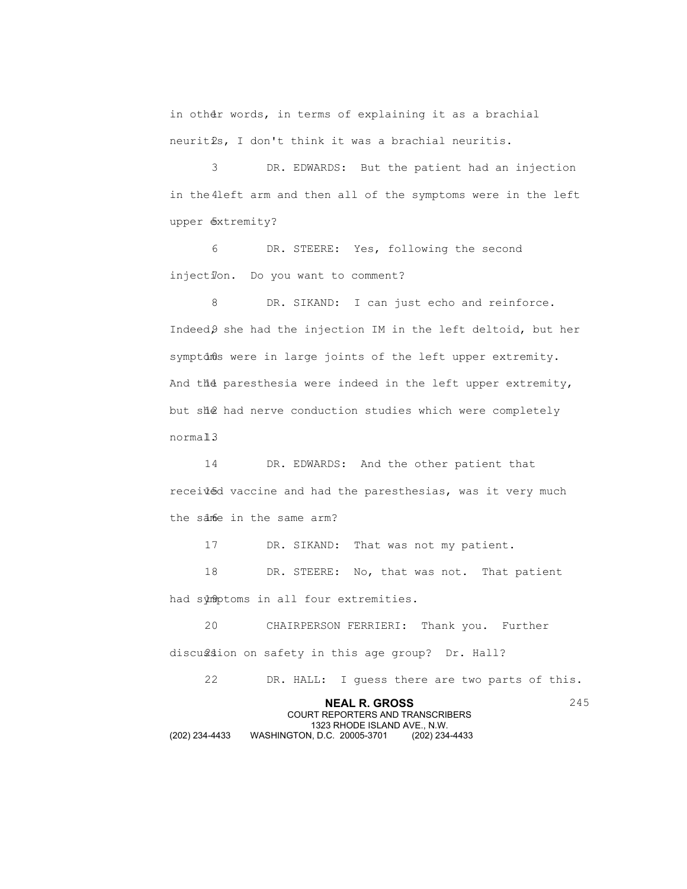in other words, in terms of explaining it as a brachial neuritis, I don't think it was a brachial neuritis.

DR. EDWARDS: But the patient had an injection in the left arm and then all of the symptoms were in the left upper extremity?

DR. STEERE: Yes, following the second injection. Do you want to comment?

DR. SIKAND: I can just echo and reinforce. Indeed, she had the injection IM in the left deltoid, but her symptoms were in large joints of the left upper extremity. And the paresthesia were indeed in the left upper extremity, but she had nerve conduction studies which were completely normal.

DR. EDWARDS: And the other patient that received vaccine and had the paresthesias, was it very much the same in the same arm?

DR. SIKAND: That was not my patient.

DR. STEERE: No, that was not. That patient had symptoms in all four extremities.

CHAIRPERSON FERRIERI: Thank you. Further discussion on safety in this age group? Dr. Hall?

DR. HALL: I guess there are two parts of this.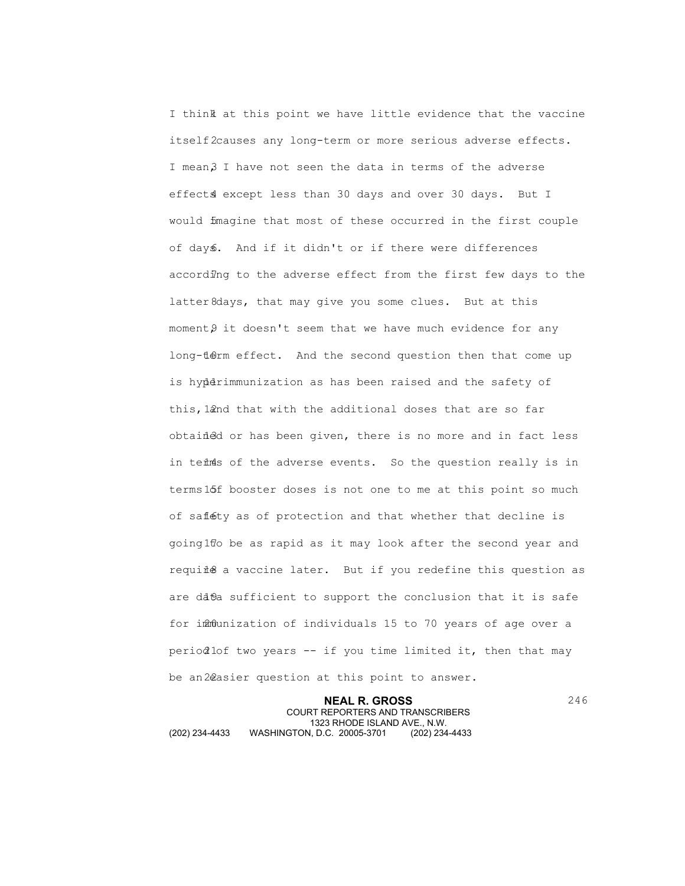I think at this point we have little evidence that the vaccine itself causes any long-term or more serious adverse effects. I mean, I have not seen the data in terms of the adverse effects except less than 30 days and over 30 days. But I would imagine that most of these occurred in the first couple of days. And if it didn't or if there were differences according to the adverse effect from the first few days to the latter days, that may give you some clues. But at this moment, it doesn't seem that we have much evidence for any long-term effect. And the second question then that come up is hyperimmunization as has been raised and the safety of this, and that with the additional doses that are so far obtained or has been given, there is no more and in fact less in terms of the adverse events. So the question really is in terms of booster doses is not one to me at this point so much of safety as of protection and that whether that decline is going to be as rapid as it may look after the second year and require a vaccine later. But if you redefine this question as are data sufficient to support the conclusion that it is safe for immunization of individuals 15 to 70 years of age over a period of two years -- if you time limited it, then that may be an easier question at this point to answer.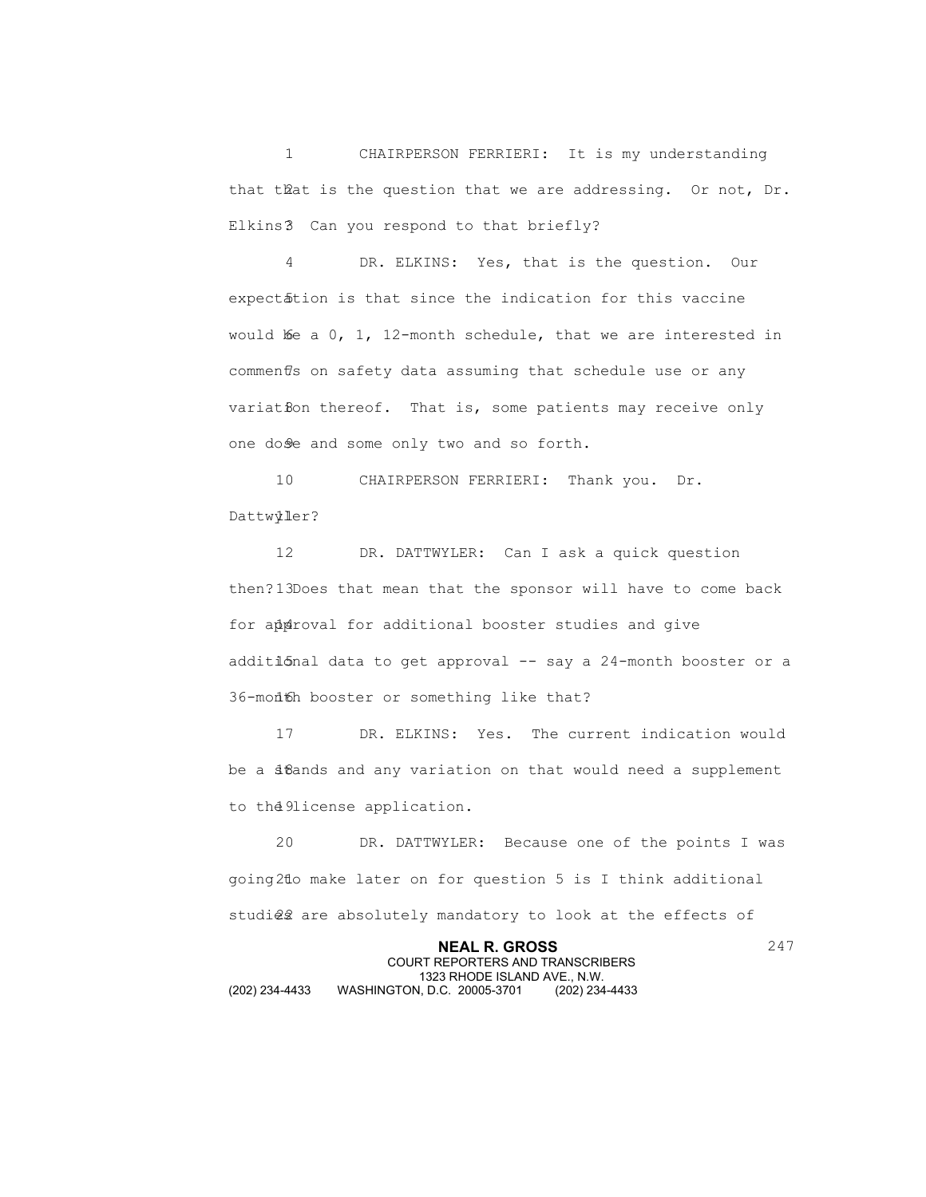CHAIRPERSON FERRIERI: It is my understanding that that is the question that we are addressing. Or not, Dr. Elkins? Can you respond to that briefly?

DR. ELKINS: Yes, that is the question. Our expectation is that since the indication for this vaccine would be a 0, 1, 12-month schedule, that we are interested in comments on safety data assuming that schedule use or any variation thereof. That is, some patients may receive only one dose and some only two and so forth.

CHAIRPERSON FERRIERI: Thank you. Dr. Dattwyler?

DR. DATTWYLER: Can I ask a quick question then? Does that mean that the sponsor will have to come back for approval for additional booster studies and give additional data to get approval -- say a 24-month booster or a 36-month booster or something like that?

DR. ELKINS: Yes. The current indication would be a stands and any variation on that would need a supplement to the license application.

DR. DATTWYLER: Because one of the points I was going to make later on for question 5 is I think additional studies are absolutely mandatory to look at the effects of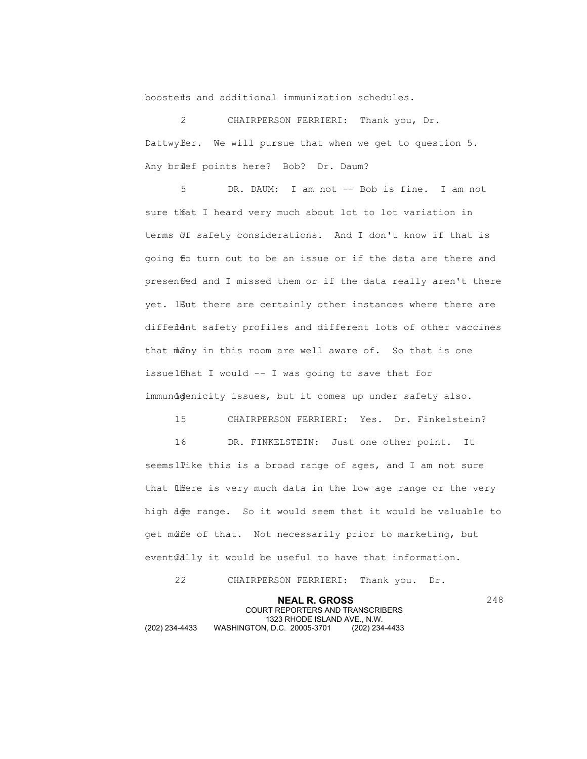boosters and additional immunization schedules.

CHAIRPERSON FERRIERI: Thank you, Dr. Dattwyler. We will pursue that when we get to question 5. Any brief points here? Bob? Dr. Daum?

DR. DAUM: I am not -- Bob is fine. I am not sure that I heard very much about lot to lot variation in terms of safety considerations. And I don't know if that is going to turn out to be an issue or if the data are there and presented and I missed them or if the data really aren't there yet. But there are certainly other instances where there are different safety profiles and different lots of other vaccines that many in this room are well aware of. So that is one issue that I would -- I was going to save that for immunogenicity issues, but it comes up under safety also.

CHAIRPERSON FERRIERI: Yes. Dr. Finkelstein?

DR. FINKELSTEIN: Just one other point. It seems like this is a broad range of ages, and I am not sure that there is very much data in the low age range or the very high age range. So it would seem that it would be valuable to get more of that. Not necessarily prior to marketing, but eventually it would be useful to have that information.

CHAIRPERSON FERRIERI: Thank you. Dr.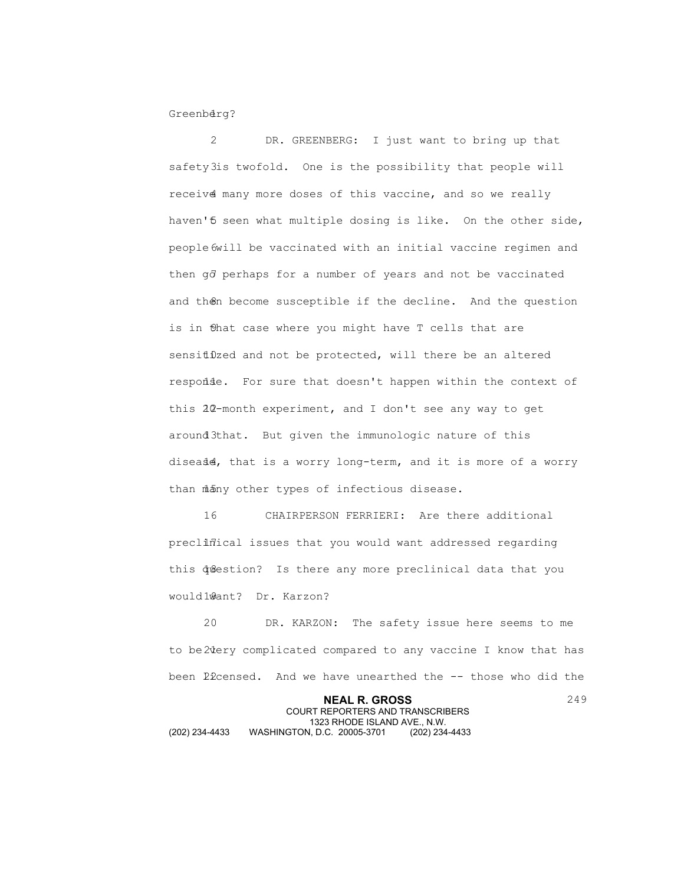Greenberg?

DR. GREENBERG: I just want to bring up that safety is twofold. One is the possibility that people will receive many more doses of this vaccine, and so we really haven't seen what multiple dosing is like. On the other side, people will be vaccinated with an initial vaccine regimen and then go perhaps for a number of years and not be vaccinated and then become susceptible if the decline. And the question is in that case where you might have T cells that are sensitized and not be protected, will there be an altered response. For sure that doesn't happen within the context of this 20-month experiment, and I don't see any way to get around that. But given the immunologic nature of this disease, that is a worry long-term, and it is more of a worry than many other types of infectious disease.

CHAIRPERSON FERRIERI: Are there additional preclinical issues that you would want addressed regarding this question? Is there any more preclinical data that you would want? Dr. Karzon?

DR. KARZON: The safety issue here seems to me to be very complicated compared to any vaccine I know that has been licensed. And we have unearthed the -- those who did the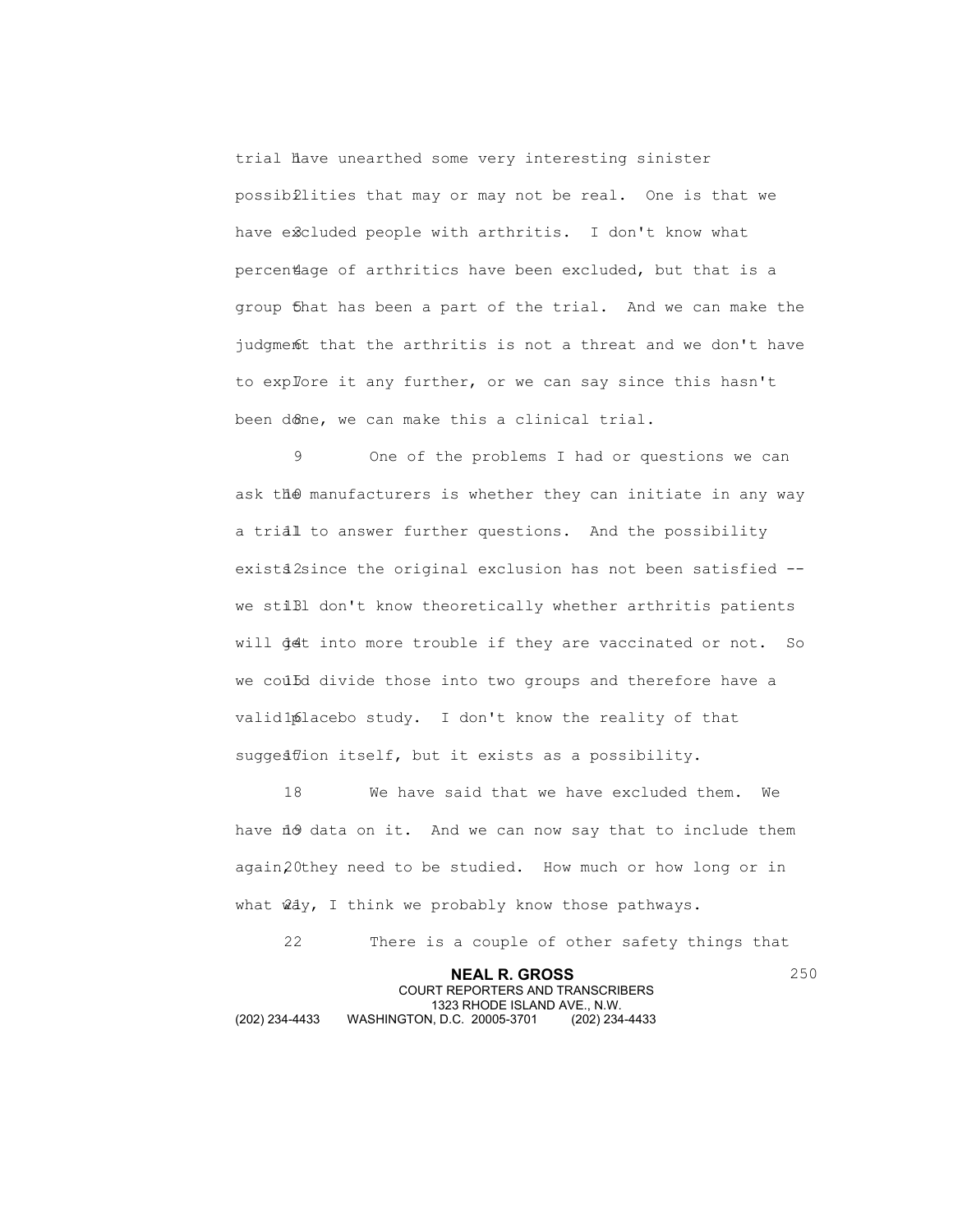trial have unearthed some very interesting sinister possibilities that may or may not be real. One is that we have excluded people with arthritis. I don't know what percentage of arthritics have been excluded, but that is a group that has been a part of the trial. And we can make the judgment that the arthritis is not a threat and we don't have to explore it any further, or we can say since this hasn't been done, we can make this a clinical trial.

One of the problems I had or questions we can ask the manufacturers is whether they can initiate in any way a trial to answer further questions. And the possibility exists since the original exclusion has not been satisfied -- we still don't know theoretically whether arthritis patients will get into more trouble if they are vaccinated or not. So we could divide those into two groups and therefore have a valid placebo study. I don't know the reality of that suggestion itself, but it exists as a possibility.

We have said that we have excluded them. We have no data on it. And we can now say that to include them again, they need to be studied. How much or how long or in what way, I think we probably know those pathways.

There is a couple of other safety things that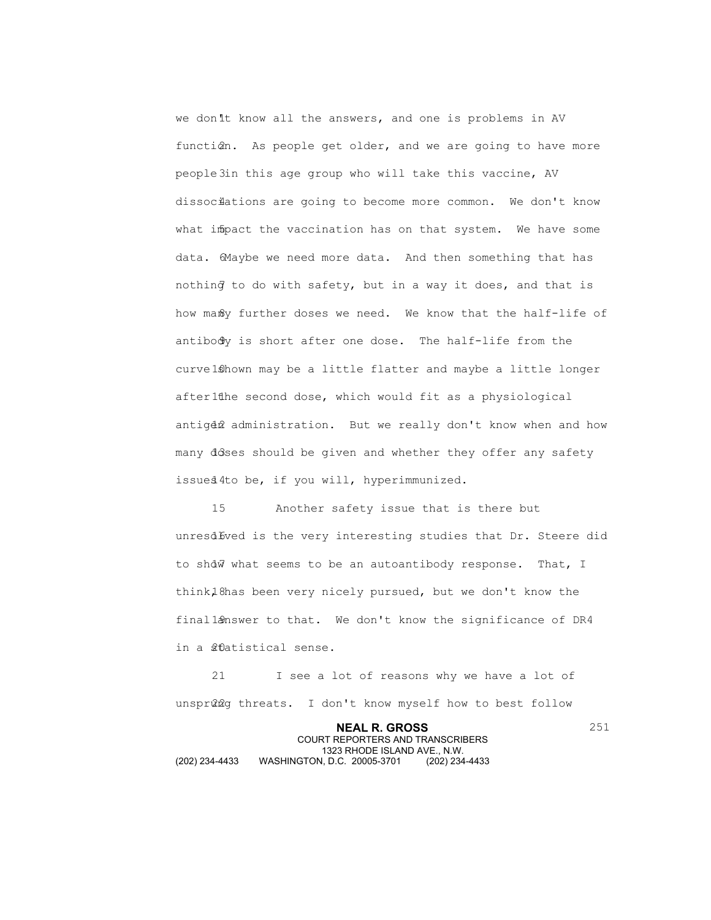we don't know all the answers, and one is problems in AV function. As people get older, and we are going to have more people in this age group who will take this vaccine, AV dissociations are going to become more common. We don't know what impact the vaccination has on that system. We have some data. Maybe we need more data. And then something that has nothing to do with safety, but in a way it does, and that is how many further doses we need. We know that the half-life of antibody is short after one dose. The half-life from the curve shown may be a little flatter and maybe a little longer after the second dose, which would fit as a physiological antigen administration. But we really don't know when and how many doses should be given and whether they offer any safety issues to be, if you will, hyperimmunized.

Another safety issue that is there but unresolved is the very interesting studies that Dr. Steere did to show what seems to be an autoantibody response. That, I think, has been very nicely pursued, but we don't know the final answer to that. We don't know the significance of DR4 in a statistical sense.

I see a lot of reasons why we have a lot of unsprung threats. I don't know myself how to best follow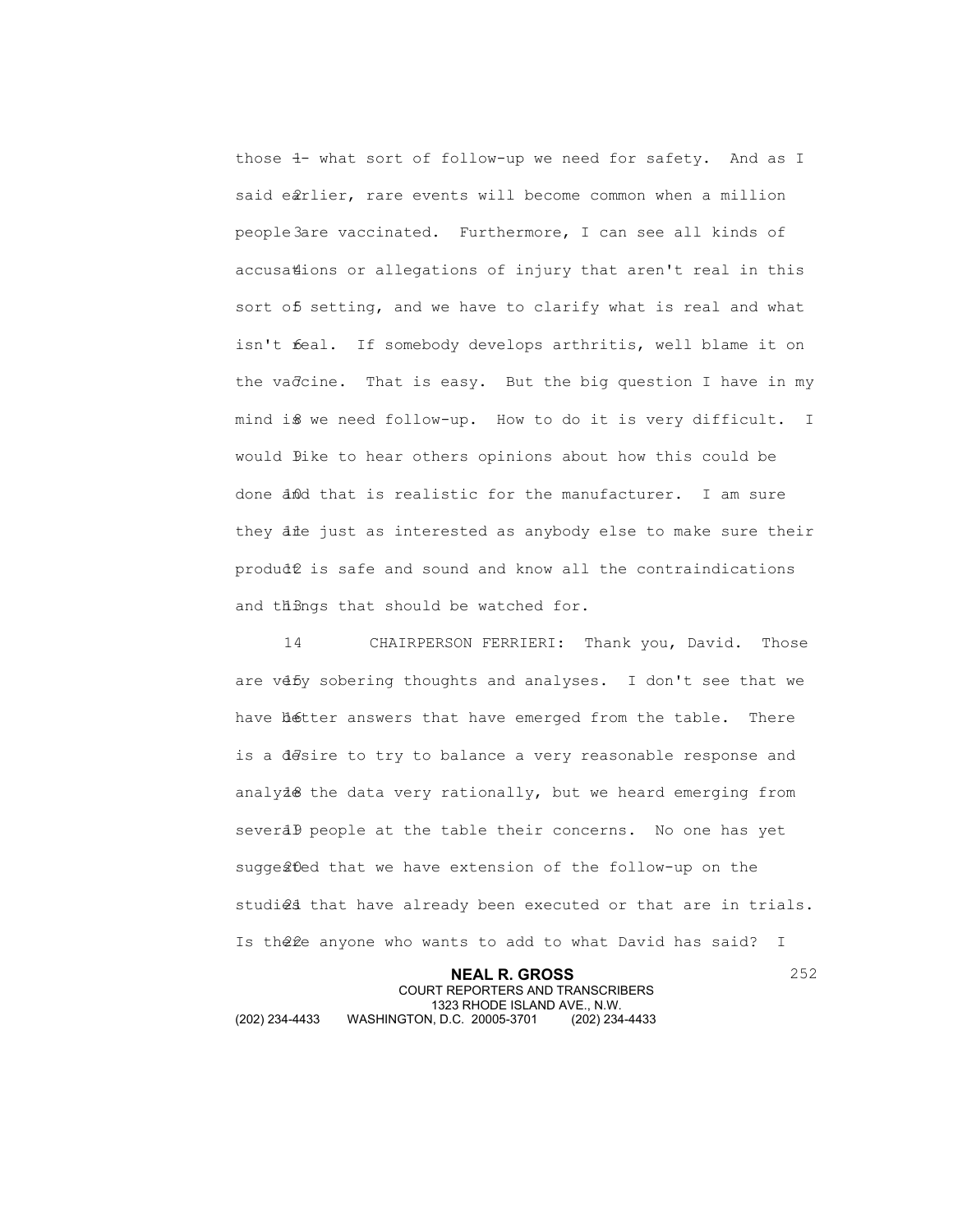those -- what sort of follow-up we need for safety. And as I said earlier, rare events will become common when a million people are vaccinated. Furthermore, I can see all kinds of accusations or allegations of injury that aren't real in this sort of setting, and we have to clarify what is real and what isn't real. If somebody develops arthritis, well blame it on the vaccine. That is easy. But the big question I have in my mind is we need follow-up. How to do it is very difficult. I would like to hear others opinions about how this could be done and that is realistic for the manufacturer. I am sure they are just as interested as anybody else to make sure their product is safe and sound and know all the contraindications and things that should be watched for.

CHAIRPERSON FERRIERI: Thank you, David. Those are very sobering thoughts and analyses. I don't see that we have better answers that have emerged from the table. There is a desire to try to balance a very reasonable response and analyze the data very rationally, but we heard emerging from several people at the table their concerns. No one has yet suggested that we have extension of the follow-up on the studies that have already been executed or that are in trials. Is there anyone who wants to add to what David has said? I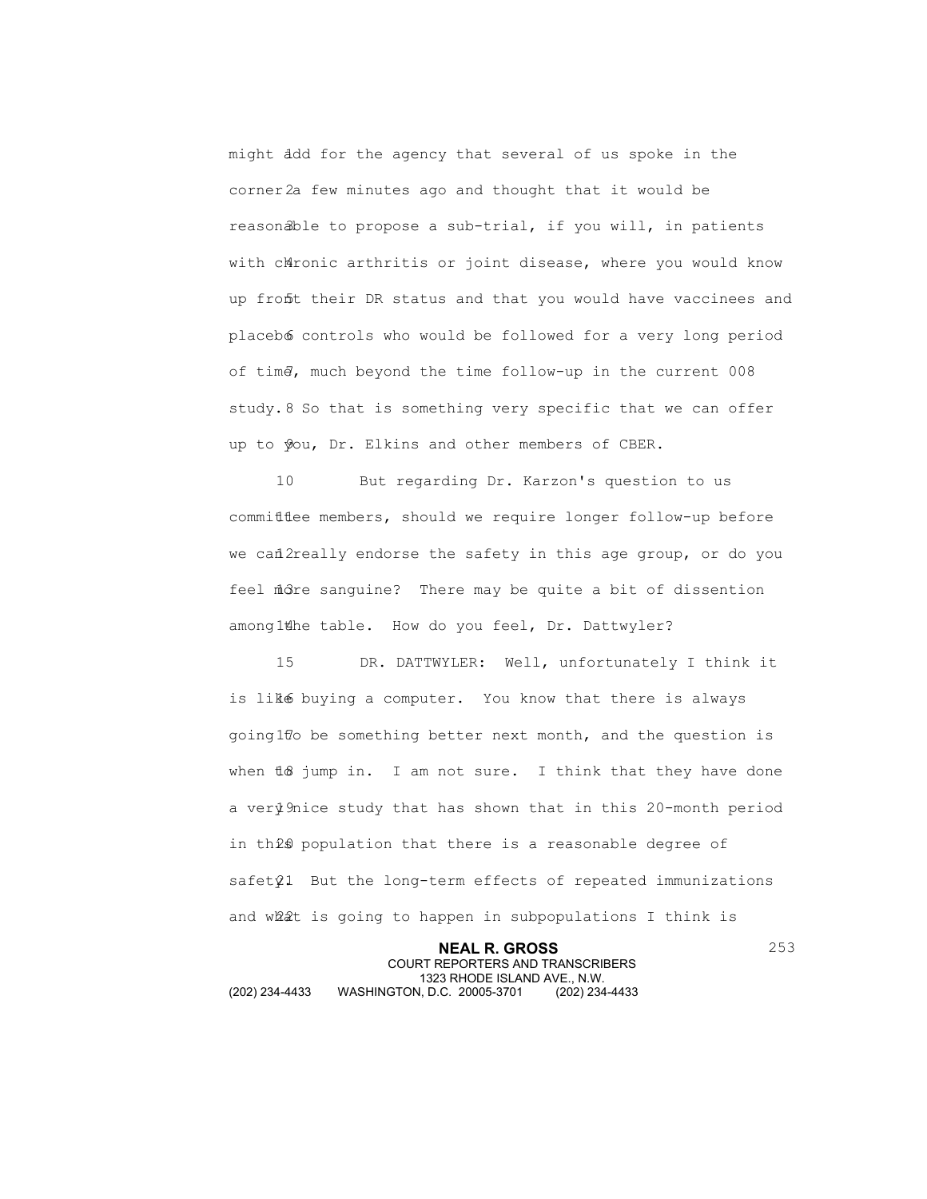might add for the agency that several of us spoke in the corner a few minutes ago and thought that it would be reasonable to propose a sub-trial, if you will, in patients with chronic arthritis or joint disease, where you would know up front their DR status and that you would have vaccinees and placebo controls who would be followed for a very long period of time, much beyond the time follow-up in the current 008 study. So that is something very specific that we can offer up to you, Dr. Elkins and other members of CBER.

But regarding Dr. Karzon's question to us committee members, should we require longer follow-up before we can really endorse the safety in this age group, or do you feel more sanguine? There may be quite a bit of dissention among the table. How do you feel, Dr. Dattwyler?

DR. DATTWYLER: Well, unfortunately I think it is like buying a computer. You know that there is always going to be something better next month, and the question is when to jump in. I am not sure. I think that they have done a very nice study that has shown that in this 20-month period in this population that there is a reasonable degree of safety. But the long-term effects of repeated immunizations and what is going to happen in subpopulations I think is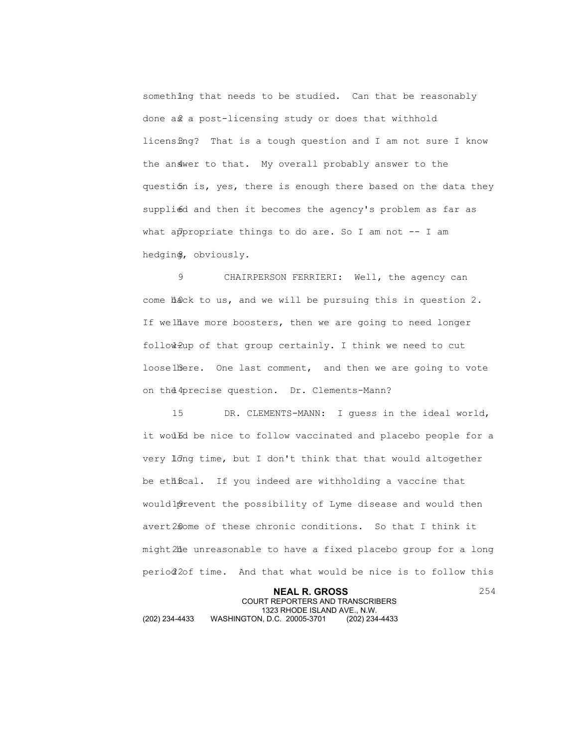something that needs to be studied. Can that be reasonably done as a post-licensing study or does that withhold licensing? That is a tough question and I am not sure I know the answer to that. My overall probably answer to the question is, yes, there is enough there based on the data they supplied and then it becomes the agency's problem as far as what appropriate things to do are. So I am not -- I am hedging, obviously.

CHAIRPERSON FERRIERI: Well, the agency can come back to us, and we will be pursuing this in question 2. If we have more boosters, then we are going to need longer follow-up of that group certainly. I think we need to cut loose here. One last comment, and then we are going to vote on the precise question. Dr. Clements-Mann?

DR. CLEMENTS-MANN: I guess in the ideal world, it would be nice to follow vaccinated and placebo people for a very long time, but I don't think that that would altogether be ethical. If you indeed are withholding a vaccine that would prevent the possibility of Lyme disease and would then avert some of these chronic conditions. So that I think it might be unreasonable to have a fixed placebo group for a long period of time. And that what would be nice is to follow this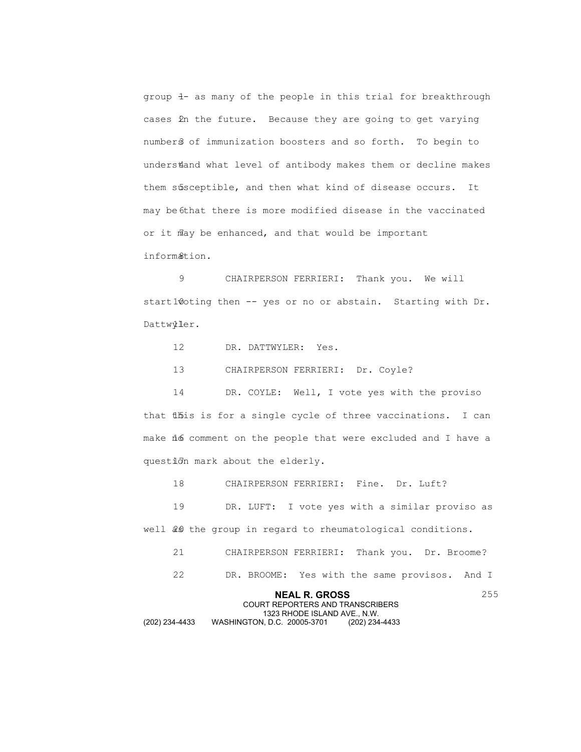group -- as many of the people in this trial for breakthrough cases in the future. Because they are going to get varying numbers of immunization boosters and so forth. To begin to understand what level of antibody makes them or decline makes them susceptible, and then what kind of disease occurs. It may be that there is more modified disease in the vaccinated or it may be enhanced, and that would be important information.

CHAIRPERSON FERRIERI: Thank you. We will start voting then -- yes or no or abstain. Starting with Dr. Dattwyler.

DR. DATTWYLER: Yes.

CHAIRPERSON FERRIERI: Dr. Coyle?

DR. COYLE: Well, I vote yes with the proviso that this is for a single cycle of three vaccinations. I can make no comment on the people that were excluded and I have a question mark about the elderly.

CHAIRPERSON FERRIERI: Fine. Dr. Luft?

DR. LUFT: I vote yes with a similar proviso as well as the group in regard to rheumatological conditions.

CHAIRPERSON FERRIERI: Thank you. Dr. Broome?

DR. BROOME: Yes with the same provisos. And I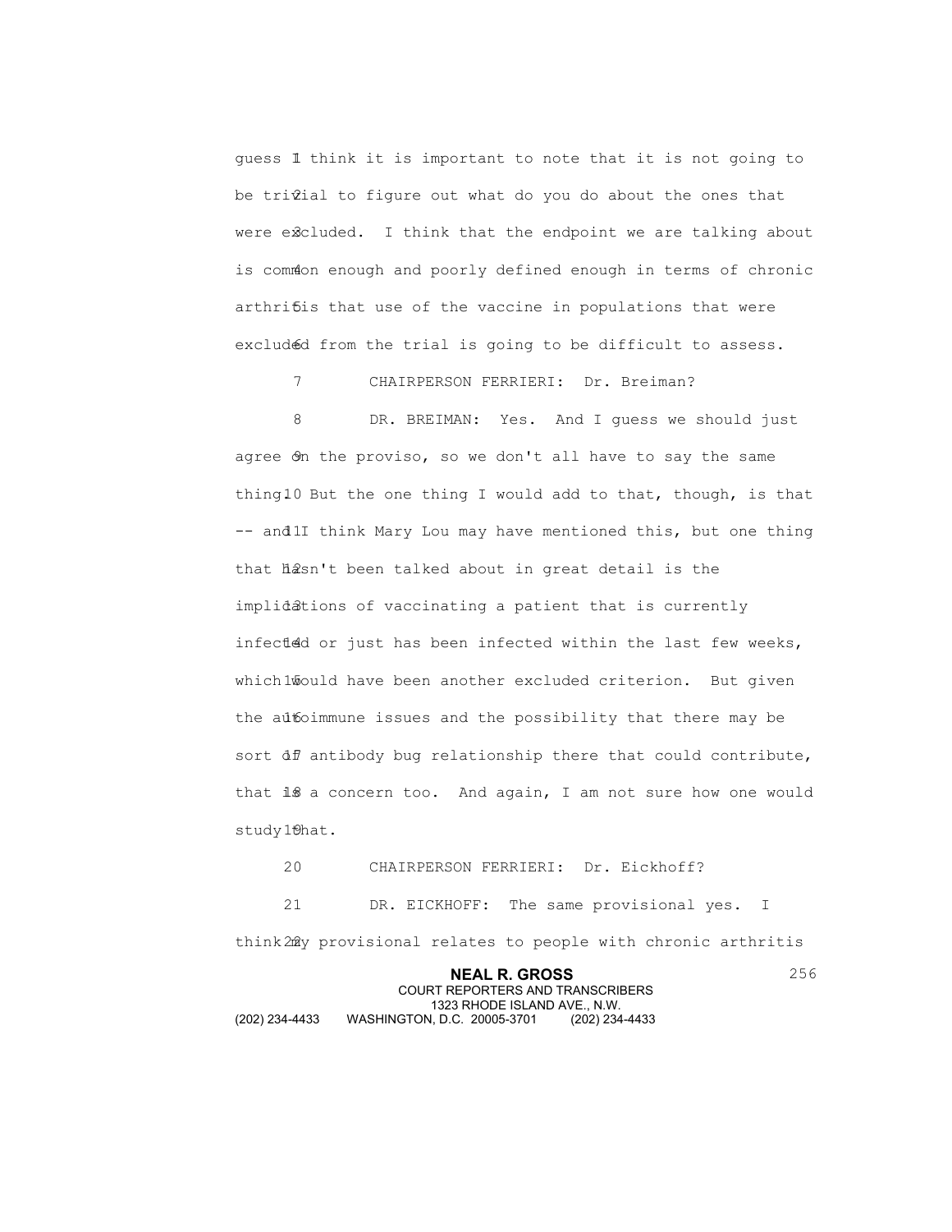guess I think it is important to note that it is not going to be trivial to figure out what do you do about the ones that were excluded. I think that the endpoint we are talking about is common enough and poorly defined enough in terms of chronic arthritis that use of the vaccine in populations that were excluded from the trial is going to be difficult to assess.

CHAIRPERSON FERRIERI: Dr. Breiman?

DR. BREIMAN: Yes. And I guess we should just agree on the proviso, so we don't all have to say the same thing. But the one thing I would add to that, though, is that -- and I think Mary Lou may have mentioned this, but one thing that hasn't been talked about in great detail is the implications of vaccinating a patient that is currently infected or just has been infected within the last few weeks, which would have been another excluded criterion. But given the autoimmune issues and the possibility that there may be sort of antibody bug relationship there that could contribute, that is a concern too. And again, I am not sure how one would study that.

CHAIRPERSON FERRIERI: Dr. Eickhoff?

DR. EICKHOFF: The same provisional yes. I think my provisional relates to people with chronic arthritis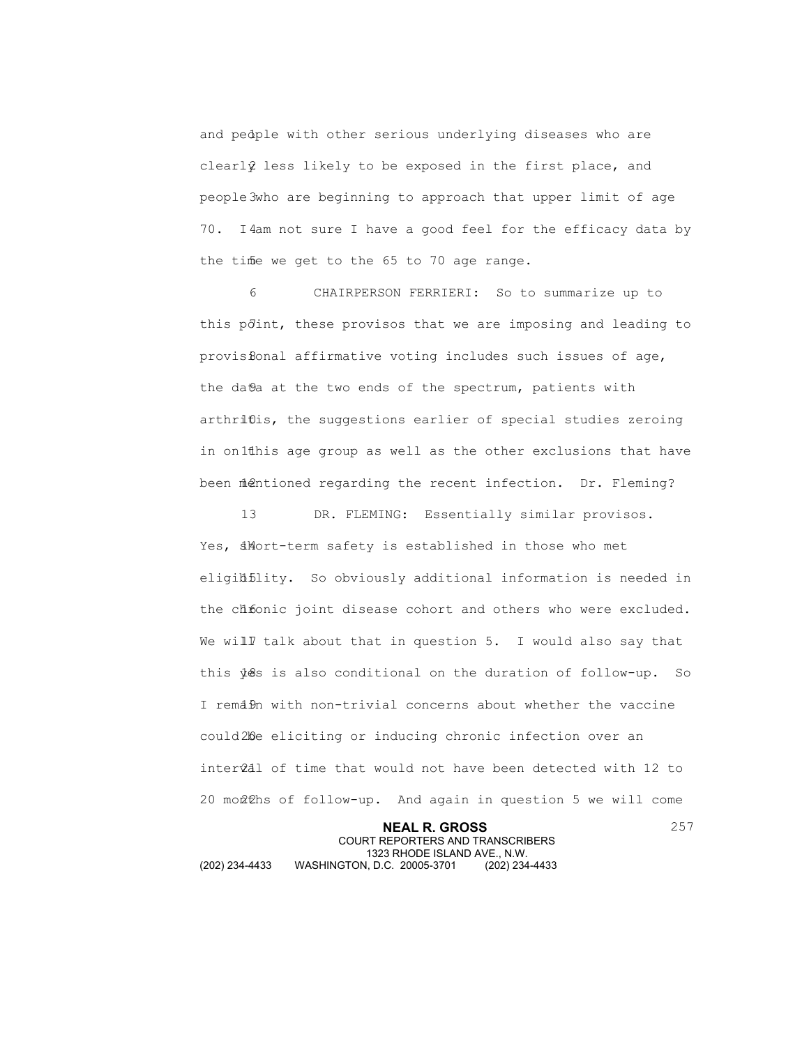and people with other serious underlying diseases who are clearly less likely to be exposed in the first place, and people who are beginning to approach that upper limit of age 70. I am not sure I have a good feel for the efficacy data by the time we get to the 65 to 70 age range.

CHAIRPERSON FERRIERI: So to summarize up to this point, these provisos that we are imposing and leading to provisional affirmative voting includes such issues of age, the data at the two ends of the spectrum, patients with arthritis, the suggestions earlier of special studies zeroing in on this age group as well as the other exclusions that have been mentioned regarding the recent infection. Dr. Fleming?

DR. FLEMING: Essentially similar provisos. Yes, short-term safety is established in those who met eligibility. So obviously additional information is needed in the chronic joint disease cohort and others who were excluded. We will talk about that in question 5. I would also say that this yes is also conditional on the duration of follow-up. So I remain with non-trivial concerns about whether the vaccine could be eliciting or inducing chronic infection over an interval of time that would not have been detected with 12 to 20 months of follow-up. And again in question 5 we will come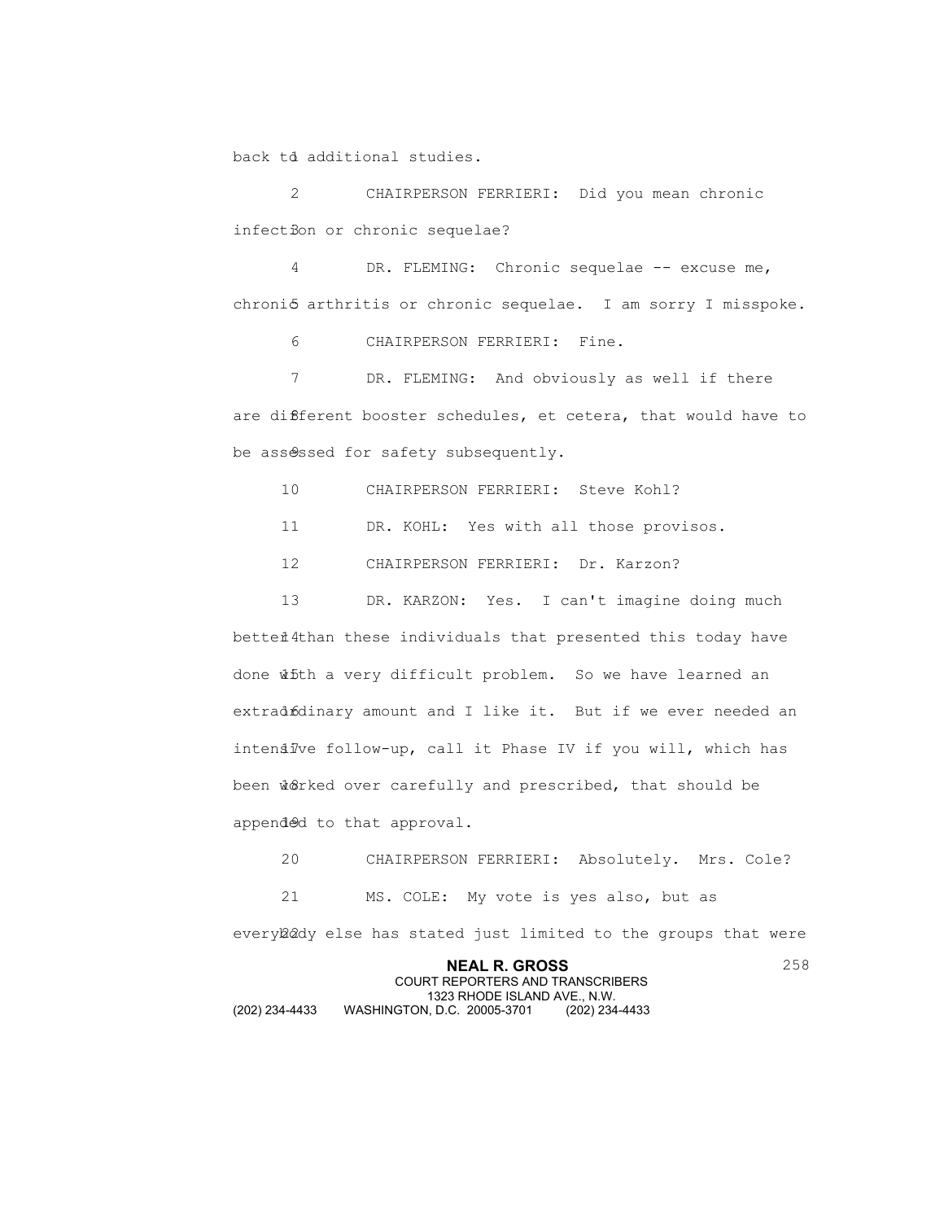back to additional studies.

CHAIRPERSON FERRIERI: Did you mean chronic infection or chronic sequelae?

DR. FLEMING: Chronic sequelae -- excuse me, chronic arthritis or chronic sequelae. I am sorry I misspoke.

CHAIRPERSON FERRIERI: Fine.

DR. FLEMING: And obviously as well if there are different booster schedules, et cetera, that would have to be assessed for safety subsequently.

CHAIRPERSON FERRIERI: Steve Kohl?

DR. KOHL: Yes with all those provisos.

CHAIRPERSON FERRIERI: Dr. Karzon?

DR. KARZON: Yes. I can't imagine doing much better than these individuals that presented this today have done with a very difficult problem. So we have learned an extraordinary amount and I like it. But if we ever needed an intensive follow-up, call it Phase IV if you will, which has been worked over carefully and prescribed, that should be appended to that approval.

CHAIRPERSON FERRIERI: Absolutely. Mrs. Cole?

MS. COLE: My vote is yes also, but as everybody else has stated just limited to the groups that were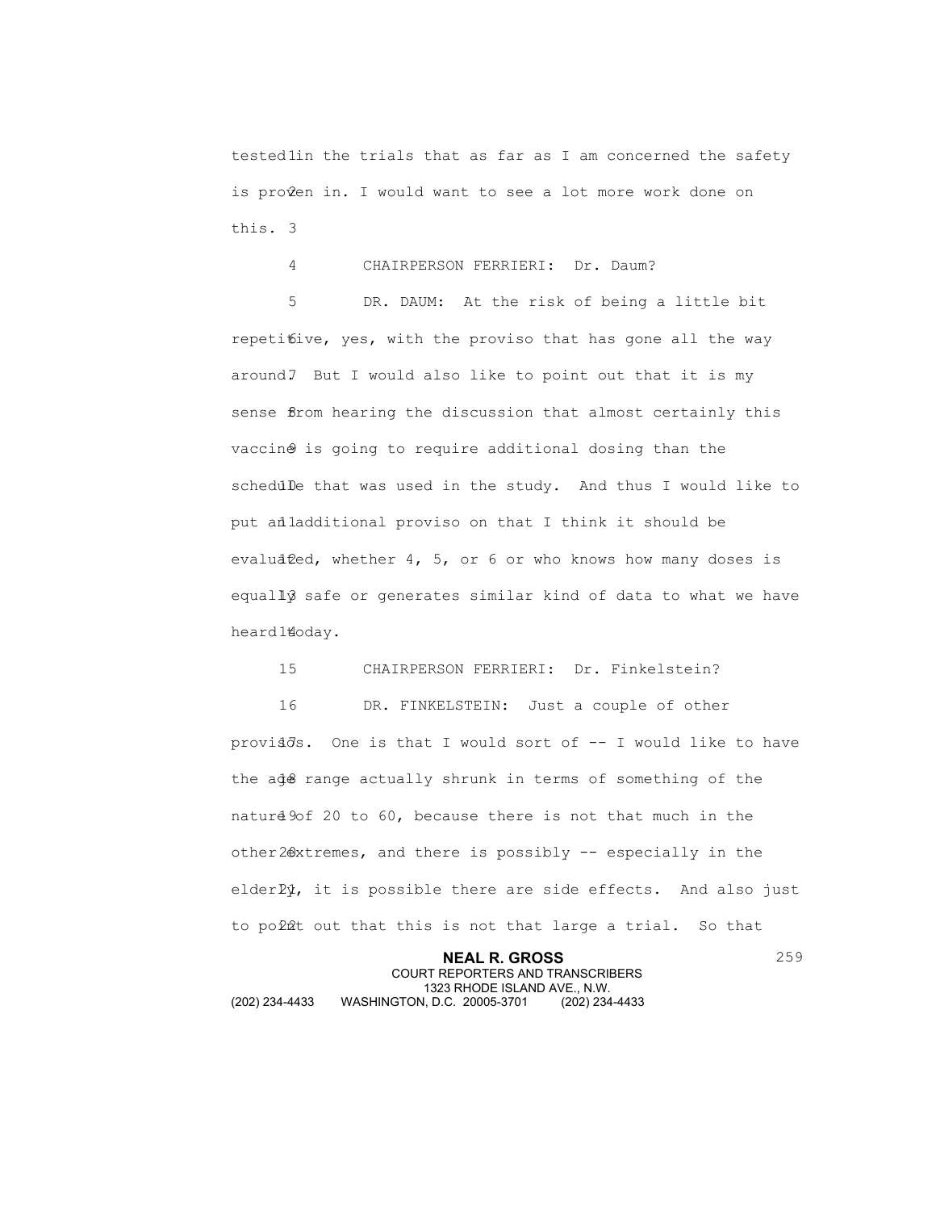tested in the trials that as far as I am concerned the safety is proven in. I would want to see a lot more work done on this.

CHAIRPERSON FERRIERI: Dr. Daum?

DR. DAUM: At the risk of being a little bit repetitive, yes, with the proviso that has gone all the way around. But I would also like to point out that it is my sense from hearing the discussion that almost certainly this vaccine is going to require additional dosing than the schedule that was used in the study. And thus I would like to put an additional proviso on that I think it should be evaluated, whether 4, 5, or 6 or who knows how many doses is equally safe or generates similar kind of data to what we have heard today.

CHAIRPERSON FERRIERI: Dr. Finkelstein?

DR. FINKELSTEIN: Just a couple of other provisos. One is that I would sort of -- I would like to have the age range actually shrunk in terms of something of the nature of 20 to 60, because there is not that much in the other extremes, and there is possibly -- especially in the elderly, it is possible there are side effects. And also just to point out that this is not that large a trial. So that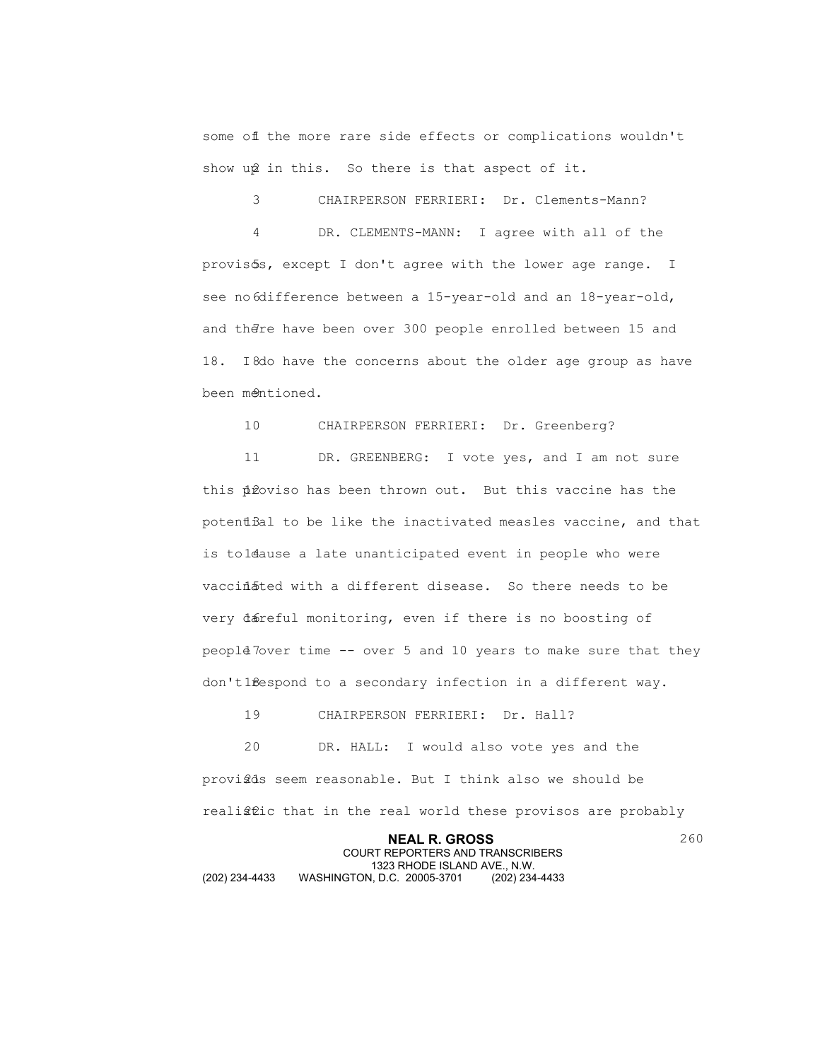some of the more rare side effects or complications wouldn't show up in this. So there is that aspect of it.

CHAIRPERSON FERRIERI: Dr. Clements-Mann?

DR. CLEMENTS-MANN: I agree with all of the provisos, except I don't agree with the lower age range. I see no difference between a 15-year-old and an 18-year-old, and there have been over 300 people enrolled between 15 and 18. I do have the concerns about the older age group as have been mentioned.

CHAIRPERSON FERRIERI: Dr. Greenberg?

DR. GREENBERG: I vote yes, and I am not sure this proviso has been thrown out. But this vaccine has the potential to be like the inactivated measles vaccine, and that is to cause a late unanticipated event in people who were vaccinated with a different disease. So there needs to be very careful monitoring, even if there is no boosting of people over time -- over 5 and 10 years to make sure that they don't respond to a secondary infection in a different way.

CHAIRPERSON FERRIERI: Dr. Hall?

DR. HALL: I would also vote yes and the provisos seem reasonable. But I think also we should be realistic that in the real world these provisos are probably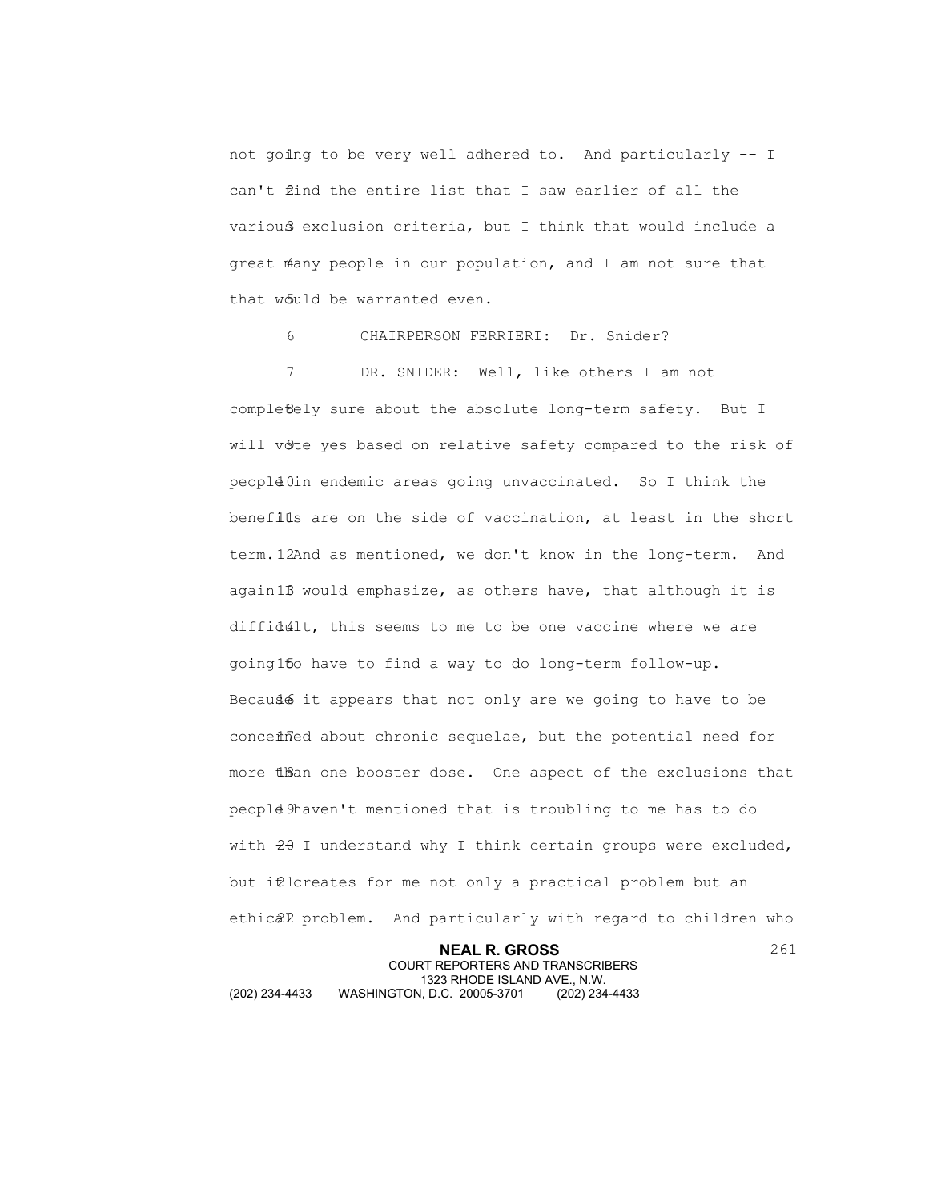not going to be very well adhered to. And particularly -- I can't find the entire list that I saw earlier of all the various exclusion criteria, but I think that would include a great many people in our population, and I am not sure that that would be warranted even.

CHAIRPERSON FERRIERI: Dr. Snider?

DR. SNIDER: Well, like others I am not completely sure about the absolute long-term safety. But I will vote yes based on relative safety compared to the risk of people in endemic areas going unvaccinated. So I think the benefits are on the side of vaccination, at least in the short term. And as mentioned, we don't know in the long-term. And again I would emphasize, as others have, that although it is difficult, this seems to me to be one vaccine where we are going to have to find a way to do long-term follow-up. Because it appears that not only are we going to have to be concerned about chronic sequelae, but the potential need for more than one booster dose. One aspect of the exclusions that people haven't mentioned that is troubling to me has to do with -- I understand why I think certain groups were excluded, but it creates for me not only a practical problem but an ethical problem. And particularly with regard to children who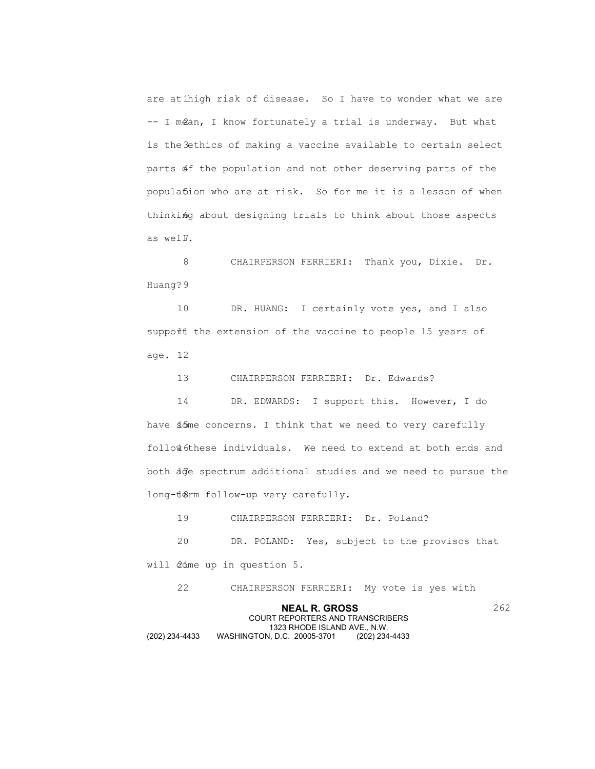are at high risk of disease. So I have to wonder what we are -- I mean, I know fortunately a trial is underway. But what is the ethics of making a vaccine available to certain select parts of the population and not other deserving parts of the population who are at risk. So for me it is a lesson of when thinking about designing trials to think about those aspects as well.

CHAIRPERSON FERRIERI: Thank you, Dixie. Dr. Huang?

DR. HUANG: I certainly vote yes, and I also support the extension of the vaccine to people 15 years of age.

CHAIRPERSON FERRIERI: Dr. Edwards?

DR. EDWARDS: I support this. However, I do have some concerns. I think that we need to very carefully follow these individuals. We need to extend at both ends and both age spectrum additional studies and we need to pursue the long-term follow-up very carefully.

CHAIRPERSON FERRIERI: Dr. Poland?

DR. POLAND: Yes, subject to the provisos that will come up in question 5.

CHAIRPERSON FERRIERI: My vote is yes with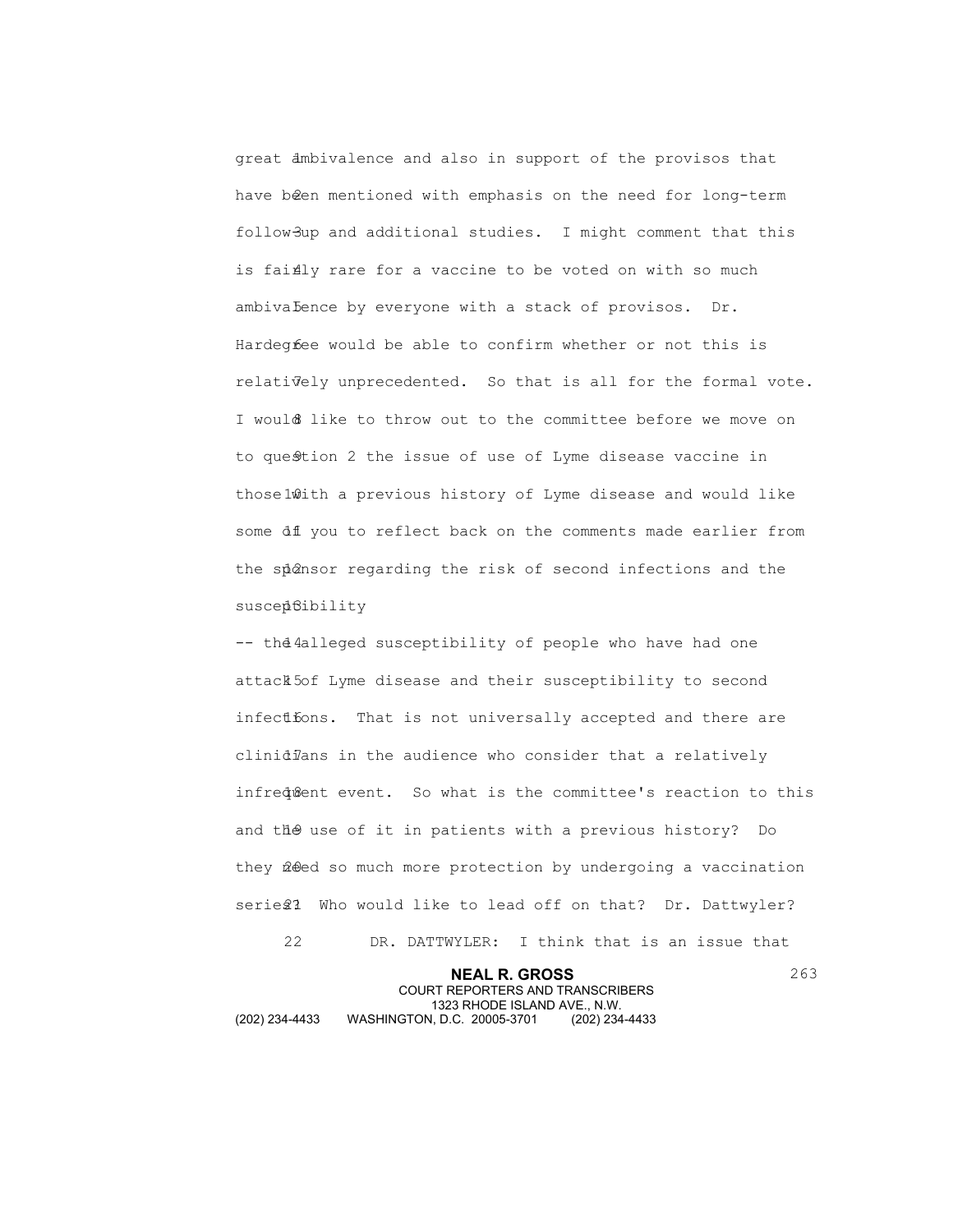great ambivalence and also in support of the provisos that have been mentioned with emphasis on the need for long-term follow-up and additional studies. I might comment that this is fairly rare for a vaccine to be voted on with so much ambivalence by everyone with a stack of provisos. Dr. Hardegree would be able to confirm whether or not this is relatively unprecedented. So that is all for the formal vote. I would like to throw out to the committee before we move on to question 2 the issue of use of Lyme disease vaccine in those with a previous history of Lyme disease and would like some of you to reflect back on the comments made earlier from the sponsor regarding the risk of second infections and the susceptibility

-- the alleged susceptibility of people who have had one attack of Lyme disease and their susceptibility to second infections. That is not universally accepted and there are clinicians in the audience who consider that a relatively infrequent event. So what is the committee's reaction to this and the use of it in patients with a previous history? Do they need so much more protection by undergoing a vaccination series? Who would like to lead off on that? Dr. Dattwyler?

DR. DATTWYLER: I think that is an issue that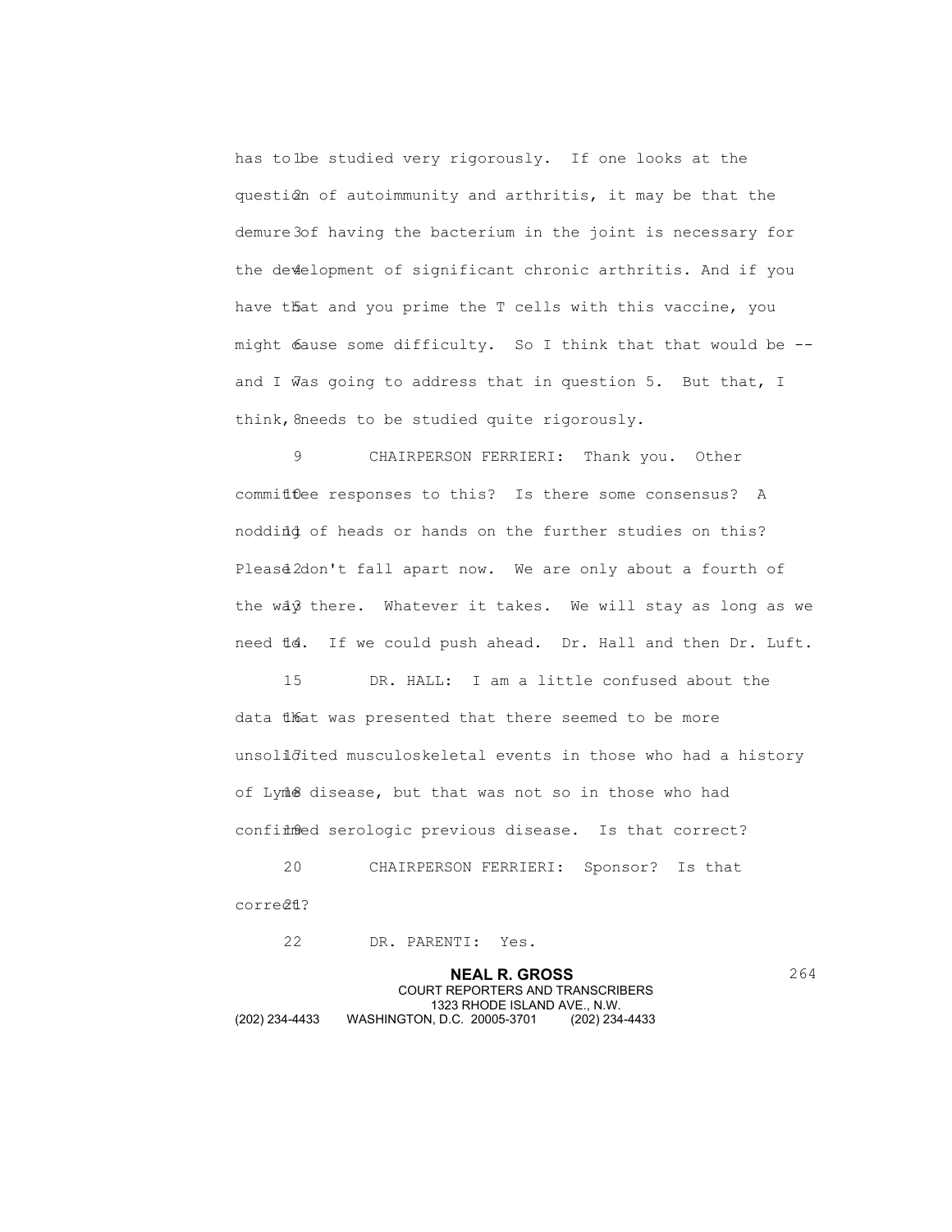has to be studied very rigorously. If one looks at the question of autoimmunity and arthritis, it may be that the demure of having the bacterium in the joint is necessary for the development of significant chronic arthritis. And if you have that and you prime the T cells with this vaccine, you might cause some difficulty. So I think that that would be -- and I was going to address that in question 5. But that, I think, needs to be studied quite rigorously.

CHAIRPERSON FERRIERI: Thank you. Other committee responses to this? Is there some consensus? A nodding of heads or hands on the further studies on this? Please don't fall apart now. We are only about a fourth of the way there. Whatever it takes. We will stay as long as we need to. If we could push ahead. Dr. Hall and then Dr. Luft.

DR. HALL: I am a little confused about the data that was presented that there seemed to be more unsolicited musculoskeletal events in those who had a history of Lyme disease, but that was not so in those who had confirmed serologic previous disease. Is that correct?

CHAIRPERSON FERRIERI: Sponsor? Is that correct?

DR. PARENTI: Yes.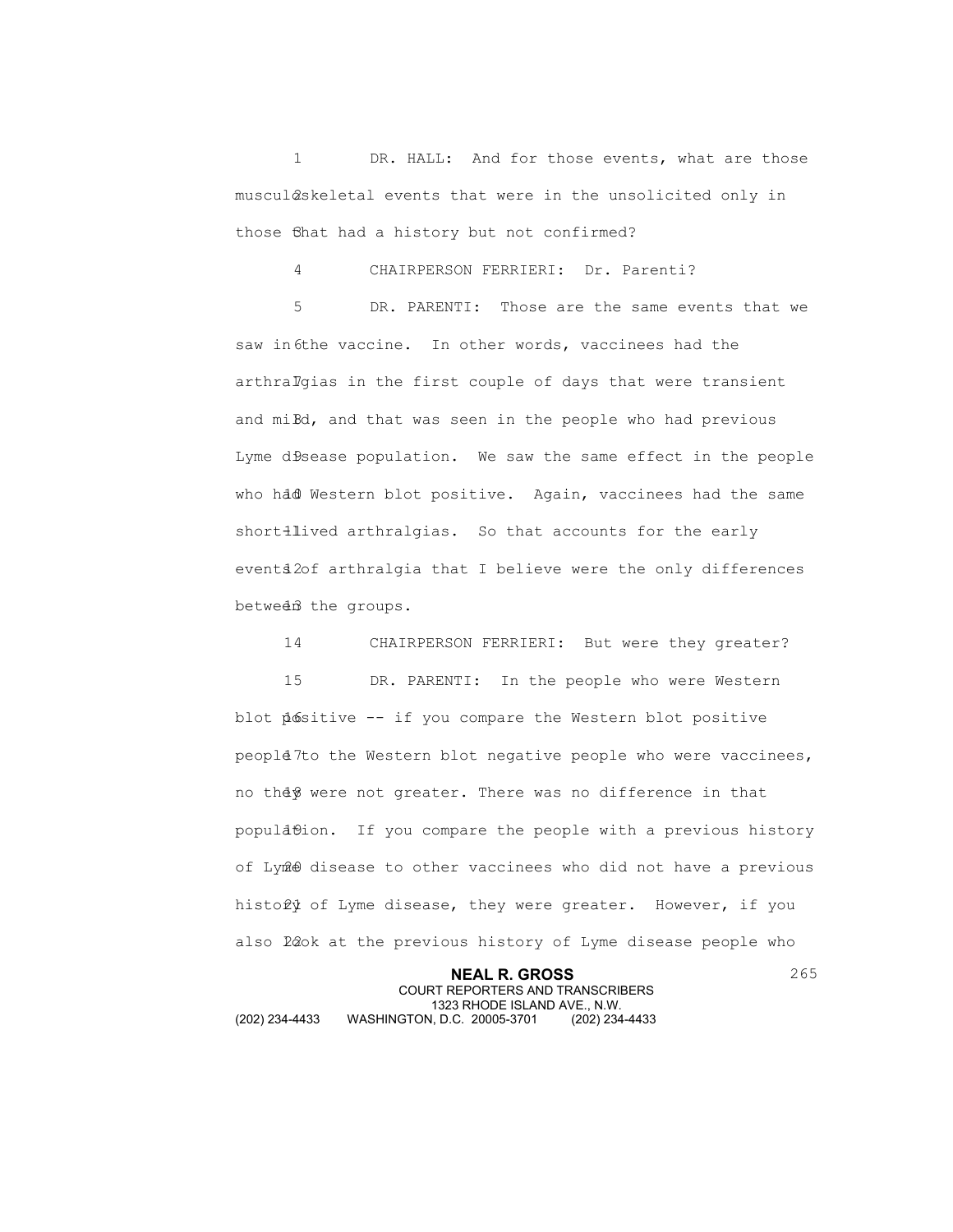DR. HALL: And for those events, what are those musculoskeletal events that were in the unsolicited only in those that had a history but not confirmed?

CHAIRPERSON FERRIERI: Dr. Parenti?

DR. PARENTI: Those are the same events that we saw in the vaccine. In other words, vaccinees had the arthralgias in the first couple of days that were transient and mild, and that was seen in the people who had previous Lyme disease population. We saw the same effect in the people who had Western blot positive. Again, vaccinees had the same short-lived arthralgias. So that accounts for the early events of arthralgia that I believe were the only differences between the groups.

CHAIRPERSON FERRIERI: But were they greater?

DR. PARENTI: In the people who were Western blot positive -- if you compare the Western blot positive people to the Western blot negative people who were vaccinees, no they were not greater. There was no difference in that population. If you compare the people with a previous history of Lyme disease to other vaccinees who did not have a previous history of Lyme disease, they were greater. However, if you also look at the previous history of Lyme disease people who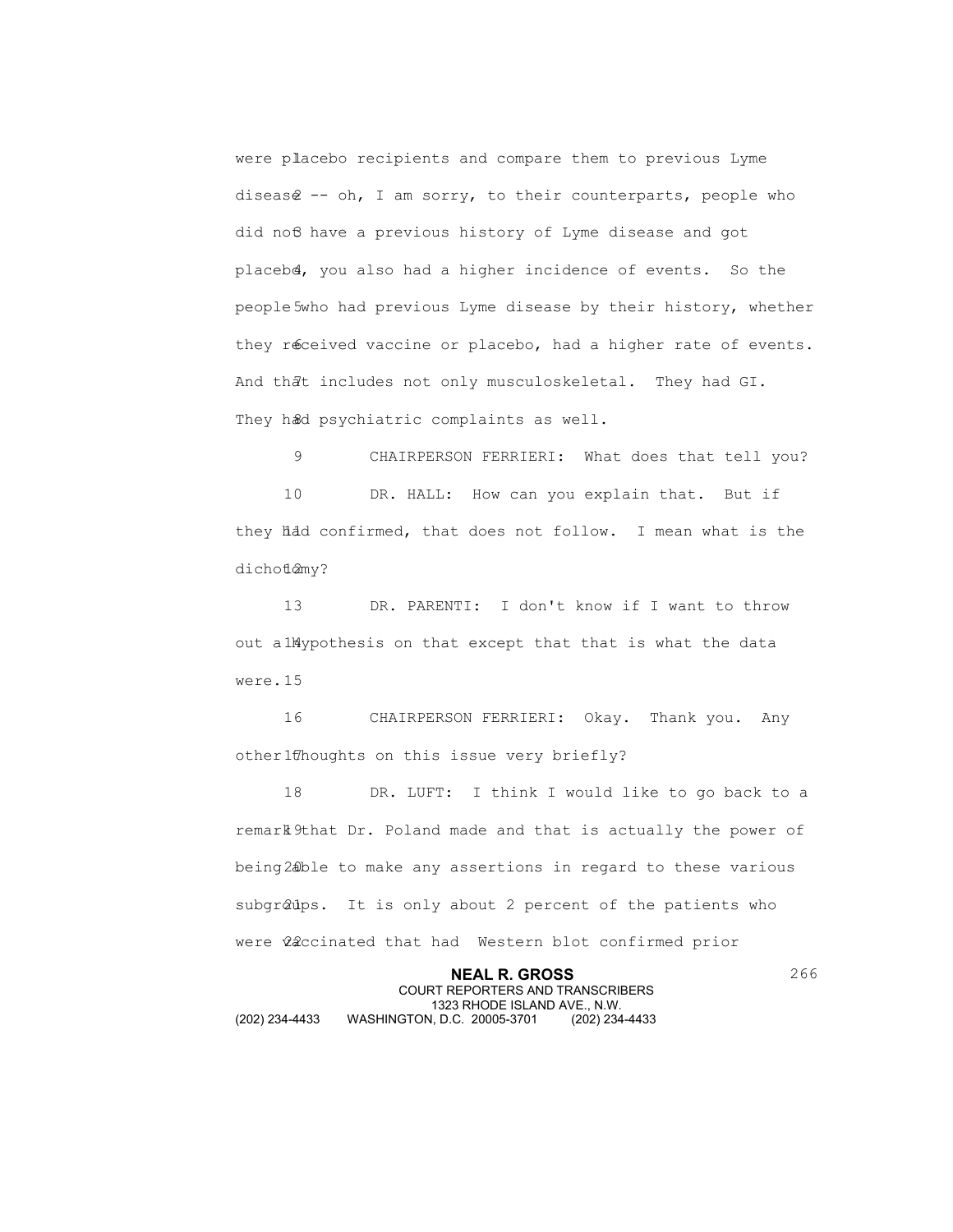were placebo recipients and compare them to previous Lyme disease -- oh, I am sorry, to their counterparts, people who did not have a previous history of Lyme disease and got placebo, you also had a higher incidence of events. So the people who had previous Lyme disease by their history, whether they received vaccine or placebo, had a higher rate of events. And that includes not only musculoskeletal. They had GI. They had psychiatric complaints as well.

CHAIRPERSON FERRIERI: What does that tell you?

DR. HALL: How can you explain that. But if they had confirmed, that does not follow. I mean what is the dichotomy?

DR. PARENTI: I don't know if I want to throw out a hypothesis on that except that that is what the data were.

CHAIRPERSON FERRIERI: Okay. Thank you. Any other thoughts on this issue very briefly?

DR. LUFT: I think I would like to go back to a remark that Dr. Poland made and that is actually the power of being able to make any assertions in regard to these various subgroups. It is only about 2 percent of the patients who were vaccinated that had Western blot confirmed prior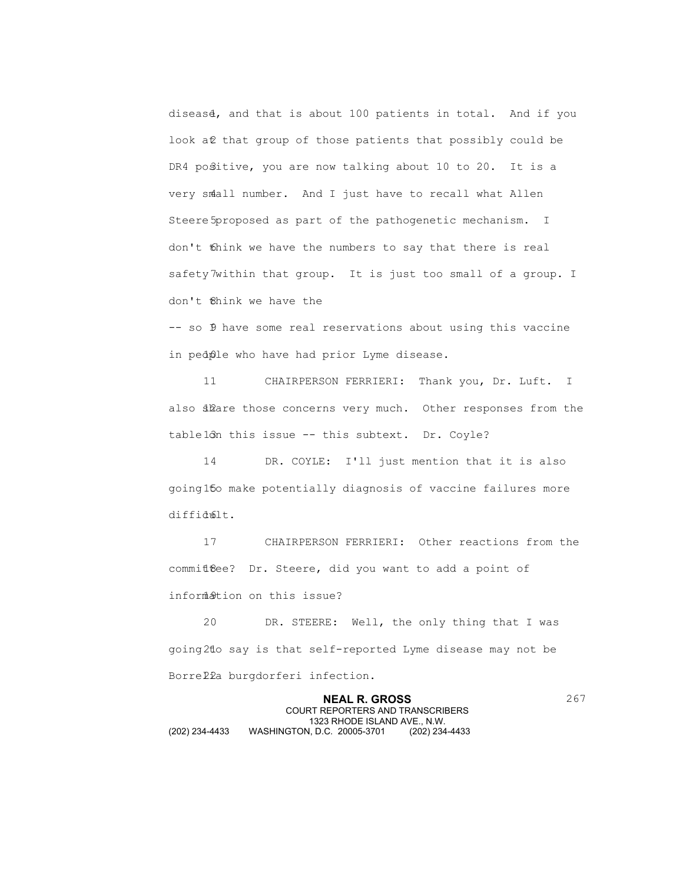disease, and that is about 100 patients in total. And if you look at that group of those patients that possibly could be DR4 positive, you are now talking about 10 to 20. It is a very small number. And I just have to recall what Allen Steere proposed as part of the pathogenetic mechanism. I don't think we have the numbers to say that there is real safety within that group. It is just too small of a group. I don't think we have the

-- so I have some real reservations about using this vaccine in people who have had prior Lyme disease.

CHAIRPERSON FERRIERI: Thank you, Dr. Luft. I also share those concerns very much. Other responses from the table on this issue -- this subtext. Dr. Coyle?

DR. COYLE: I'll just mention that it is also going to make potentially diagnosis of vaccine failures more difficult.

CHAIRPERSON FERRIERI: Other reactions from the committee? Dr. Steere, did you want to add a point of information on this issue?

DR. STEERE: Well, the only thing that I was going to say is that self-reported Lyme disease may not be Borrelia burgdorferi infection.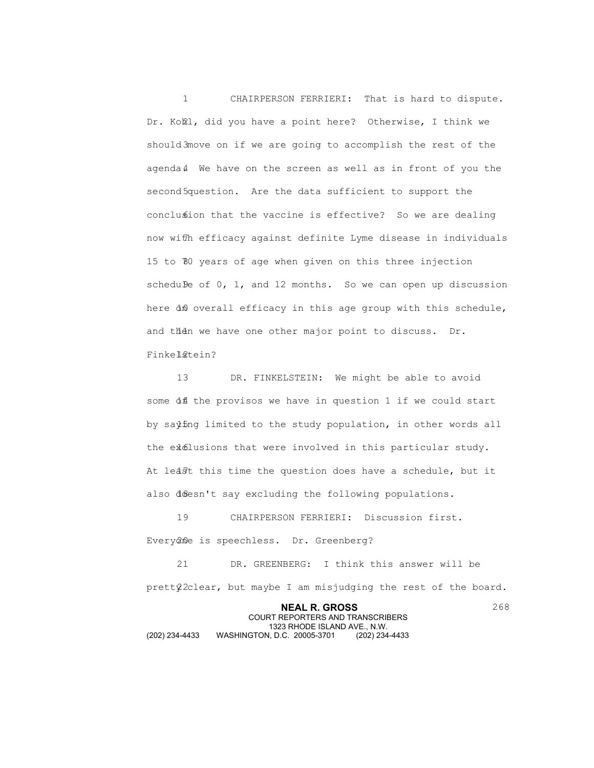CHAIRPERSON FERRIERI: That is hard to dispute. Dr. Kohl, did you have a point here? Otherwise, I think we should move on if we are going to accomplish the rest of the agenda. We have on the screen as well as in front of you the second question. Are the data sufficient to support the conclusion that the vaccine is effective? So we are dealing now with efficacy against definite Lyme disease in individuals 15 to 70 years of age when given on this three injection schedule of 0, 1, and 12 months. So we can open up discussion here on overall efficacy in this age group with this schedule, and then we have one other major point to discuss. Dr. Finkelstein?

DR. FINKELSTEIN: We might be able to avoid some of the provisos we have in question 1 if we could start by saying limited to the study population, in other words all the exclusions that were involved in this particular study. At least this time the question does have a schedule, but it also doesn't say excluding the following populations.

CHAIRPERSON FERRIERI: Discussion first. Everyone is speechless. Dr. Greenberg?

DR. GREENBERG: I think this answer will be pretty clear, but maybe I am misjudging the rest of the board.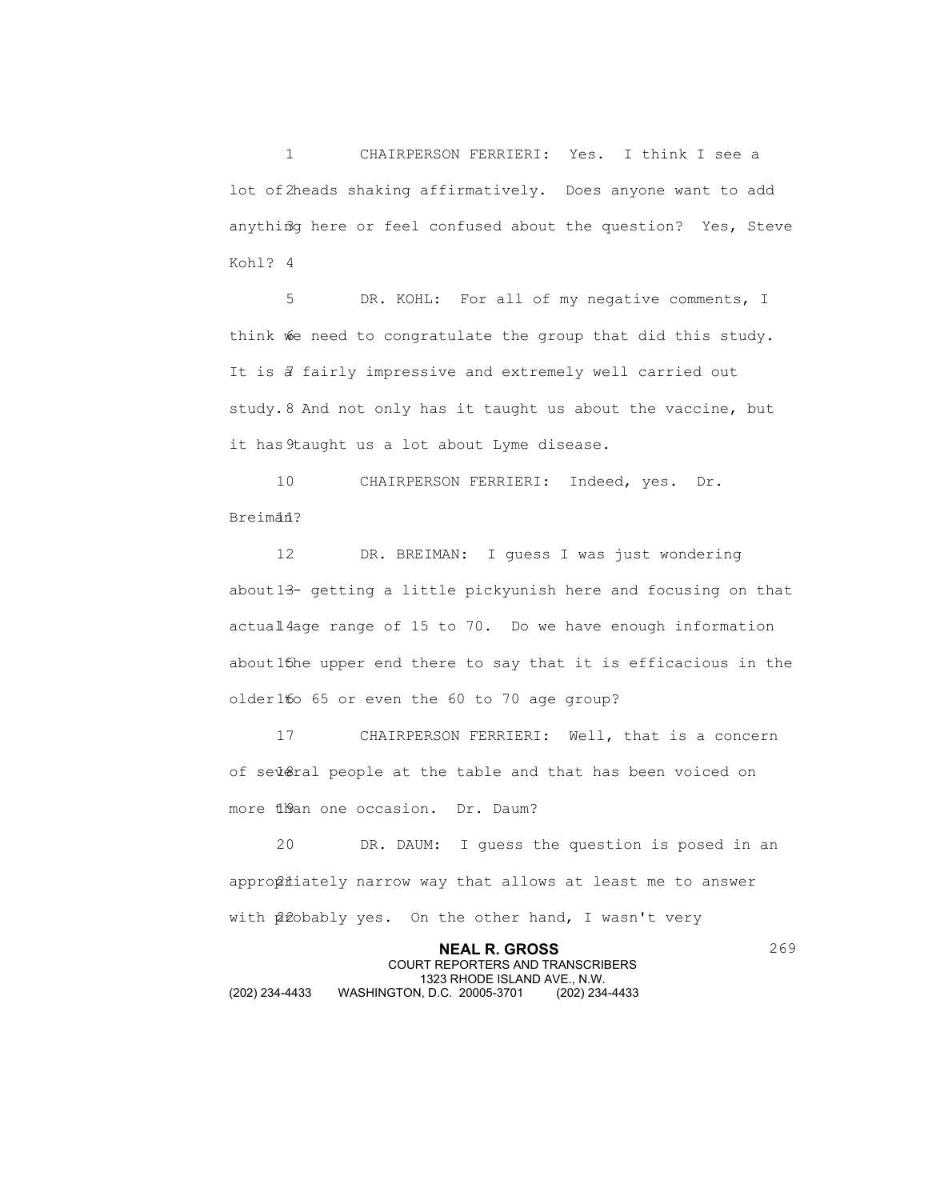CHAIRPERSON FERRIERI: Yes. I think I see a lot of heads shaking affirmatively. Does anyone want to add anything here or feel confused about the question? Yes, Steve Kohl?

DR. KOHL: For all of my negative comments, I think we need to congratulate the group that did this study. It is a fairly impressive and extremely well carried out study. And not only has it taught us about the vaccine, but it has taught us a lot about Lyme disease.

CHAIRPERSON FERRIERI: Indeed, yes. Dr. Breiman?

DR. BREIMAN: I guess I was just wondering about -- getting a little pickyunish here and focusing on that actual age range of 15 to 70. Do we have enough information about the upper end there to say that it is efficacious in the older to 65 or even the 60 to 70 age group?

CHAIRPERSON FERRIERI: Well, that is a concern of several people at the table and that has been voiced on more than one occasion. Dr. Daum?

DR. DAUM: I guess the question is posed in an appropriately narrow way that allows at least me to answer with probably yes. On the other hand, I wasn't very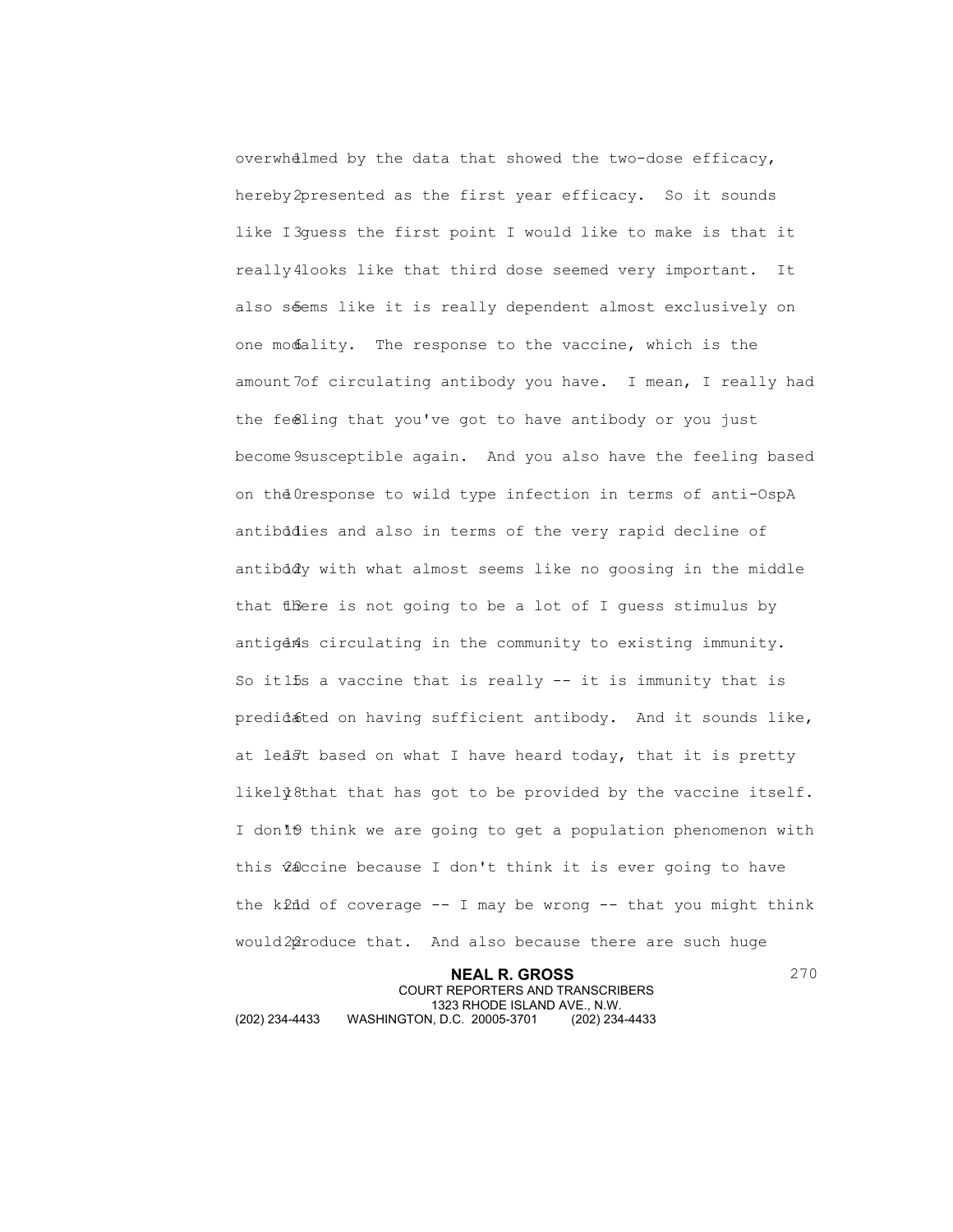overwhelmed by the data that showed the two-dose efficacy, hereby presented as the first year efficacy. So it sounds like I guess the first point I would like to make is that it really looks like that third dose seemed very important. It also seems like it is really dependent almost exclusively on one modality. The response to the vaccine, which is the amount of circulating antibody you have. I mean, I really had the feeling that you've got to have antibody or you just become susceptible again. And you also have the feeling based on the response to wild type infection in terms of anti-OspA antibodies and also in terms of the very rapid decline of antibody with what almost seems like no goosing in the middle that there is not going to be a lot of I guess stimulus by antigens circulating in the community to existing immunity. So it is a vaccine that is really -- it is immunity that is predicated on having sufficient antibody. And it sounds like, at least based on what I have heard today, that it is pretty likely that that has got to be provided by the vaccine itself. I don't think we are going to get a population phenomenon with this vaccine because I don't think it is ever going to have the kind of coverage -- I may be wrong -- that you might think would produce that. And also because there are such huge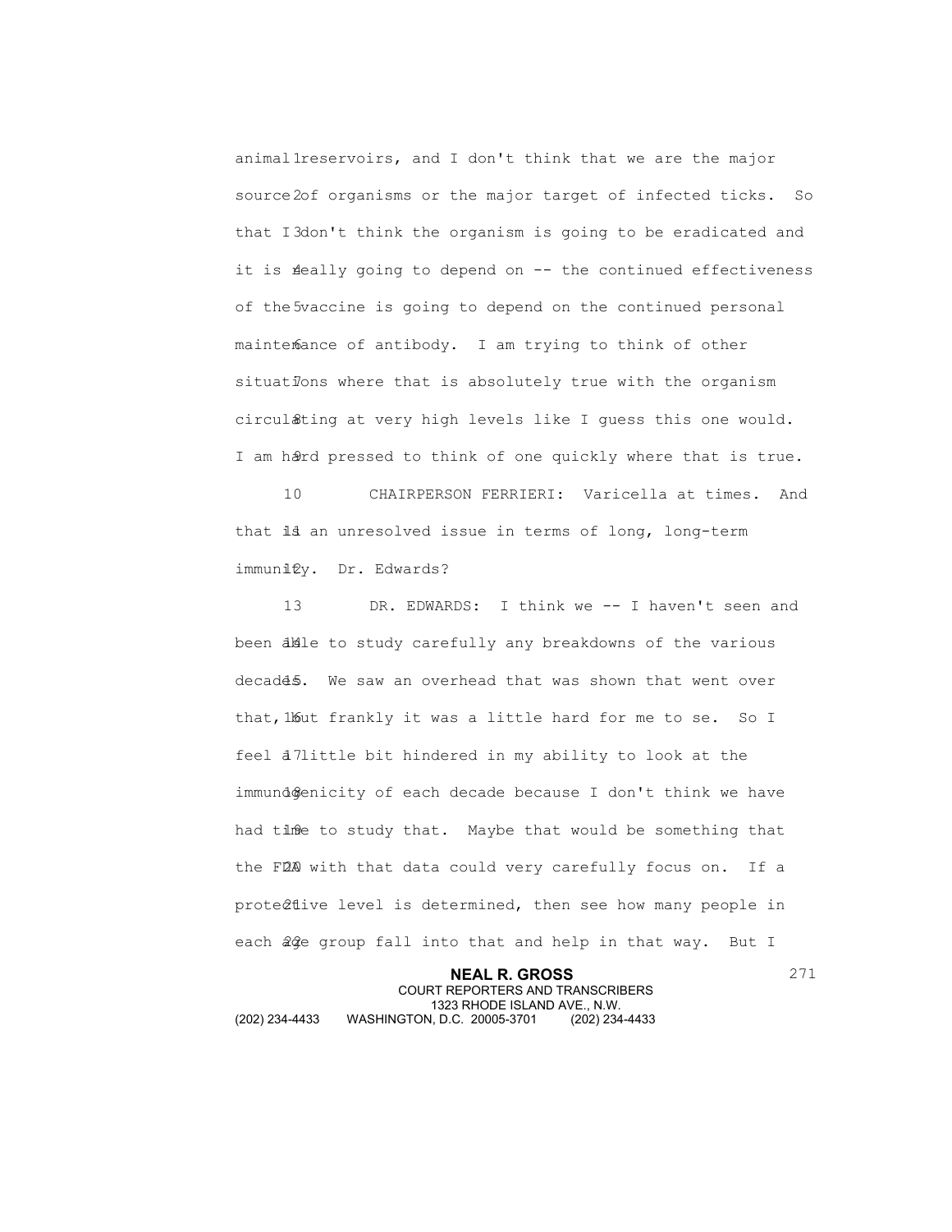animal reservoirs, and I don't think that we are the major source of organisms or the major target of infected ticks. So that I don't think the organism is going to be eradicated and it is really going to depend on -- the continued effectiveness of the vaccine is going to depend on the continued personal maintenance of antibody. I am trying to think of other situations where that is absolutely true with the organism circulating at very high levels like I guess this one would. I am hard pressed to think of one quickly where that is true.

CHAIRPERSON FERRIERI: Varicella at times. And that is an unresolved issue in terms of long, long-term immunity. Dr. Edwards?

DR. EDWARDS: I think we -- I haven't seen and been able to study carefully any breakdowns of the various decades. We saw an overhead that was shown that went over that, but frankly it was a little hard for me to se. So I feel a little bit hindered in my ability to look at the immunogenicity of each decade because I don't think we have had time to study that. Maybe that would be something that the FDA with that data could very carefully focus on. If a protective level is determined, then see how many people in each age group fall into that and help in that way. But I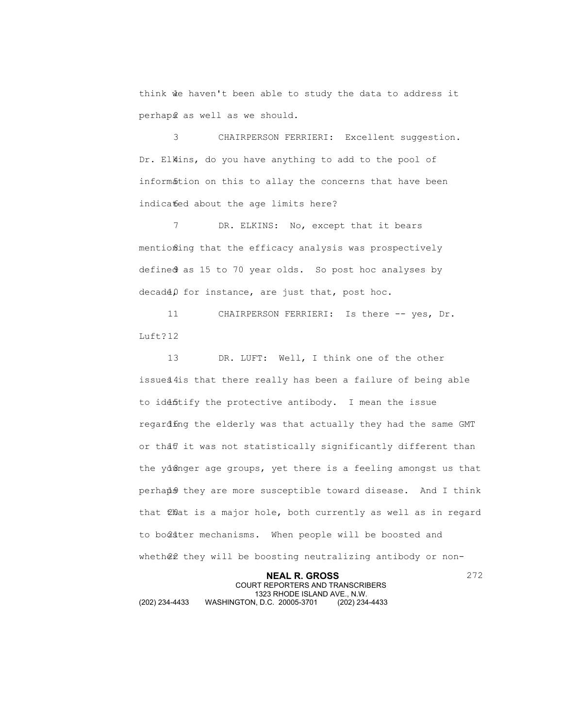think we haven't been able to study the data to address it perhaps as well as we should.

CHAIRPERSON FERRIERI: Excellent suggestion. Dr. Elkins, do you have anything to add to the pool of information on this to allay the concerns that have been indicated about the age limits here?

DR. ELKINS: No, except that it bears mentioning that the efficacy analysis was prospectively defined as 15 to 70 year olds. So post hoc analyses by decade, for instance, are just that, post hoc.

CHAIRPERSON FERRIERI: Is there -- yes, Dr. Luft?

DR. LUFT: Well, I think one of the other issues is that there really has been a failure of being able to identify the protective antibody. I mean the issue regarding the elderly was that actually they had the same GMT or that it was not statistically significantly different than the younger age groups, yet there is a feeling amongst us that perhaps they are more susceptible toward disease. And I think that that is a major hole, both currently as well as in regard to booster mechanisms. When people will be boosted and whether they will be boosting neutralizing antibody or non-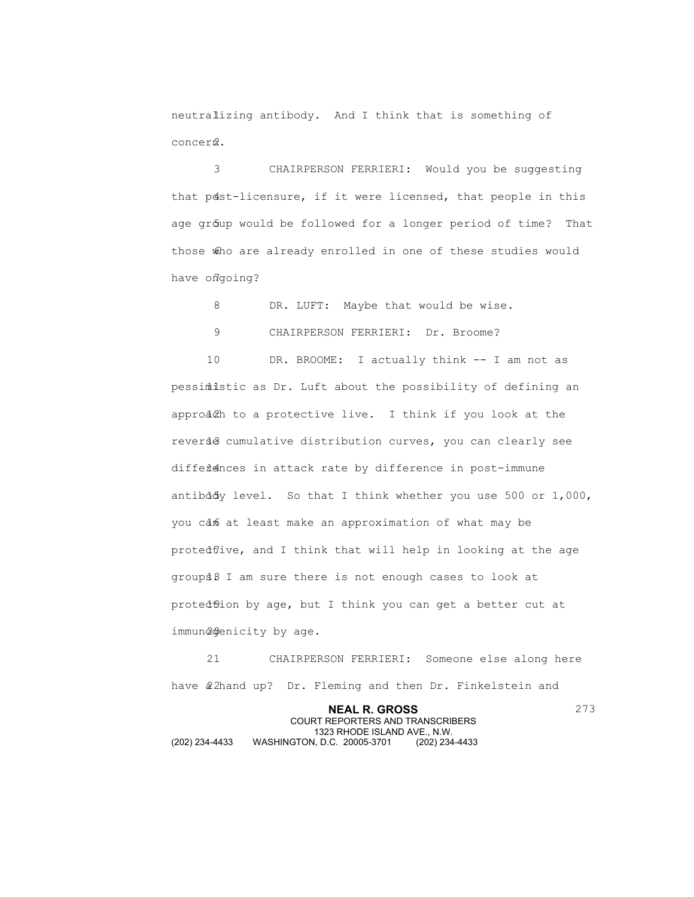neutralizing antibody. And I think that is something of concern.

CHAIRPERSON FERRIERI: Would you be suggesting that post-licensure, if it were licensed, that people in this age group would be followed for a longer period of time? That those who are already enrolled in one of these studies would have ongoing?

DR. LUFT: Maybe that would be wise.

CHAIRPERSON FERRIERI: Dr. Broome?

DR. BROOME: I actually think -- I am not as pessimistic as Dr. Luft about the possibility of defining an approach to a protective live. I think if you look at the reverse cumulative distribution curves, you can clearly see differences in attack rate by difference in post-immune antibody level. So that I think whether you use 500 or 1,000, you can at least make an approximation of what may be protective, and I think that will help in looking at the age groups. I am sure there is not enough cases to look at protection by age, but I think you can get a better cut at immunogenicity by age.

CHAIRPERSON FERRIERI: Someone else along here have a hand up? Dr. Fleming and then Dr. Finkelstein and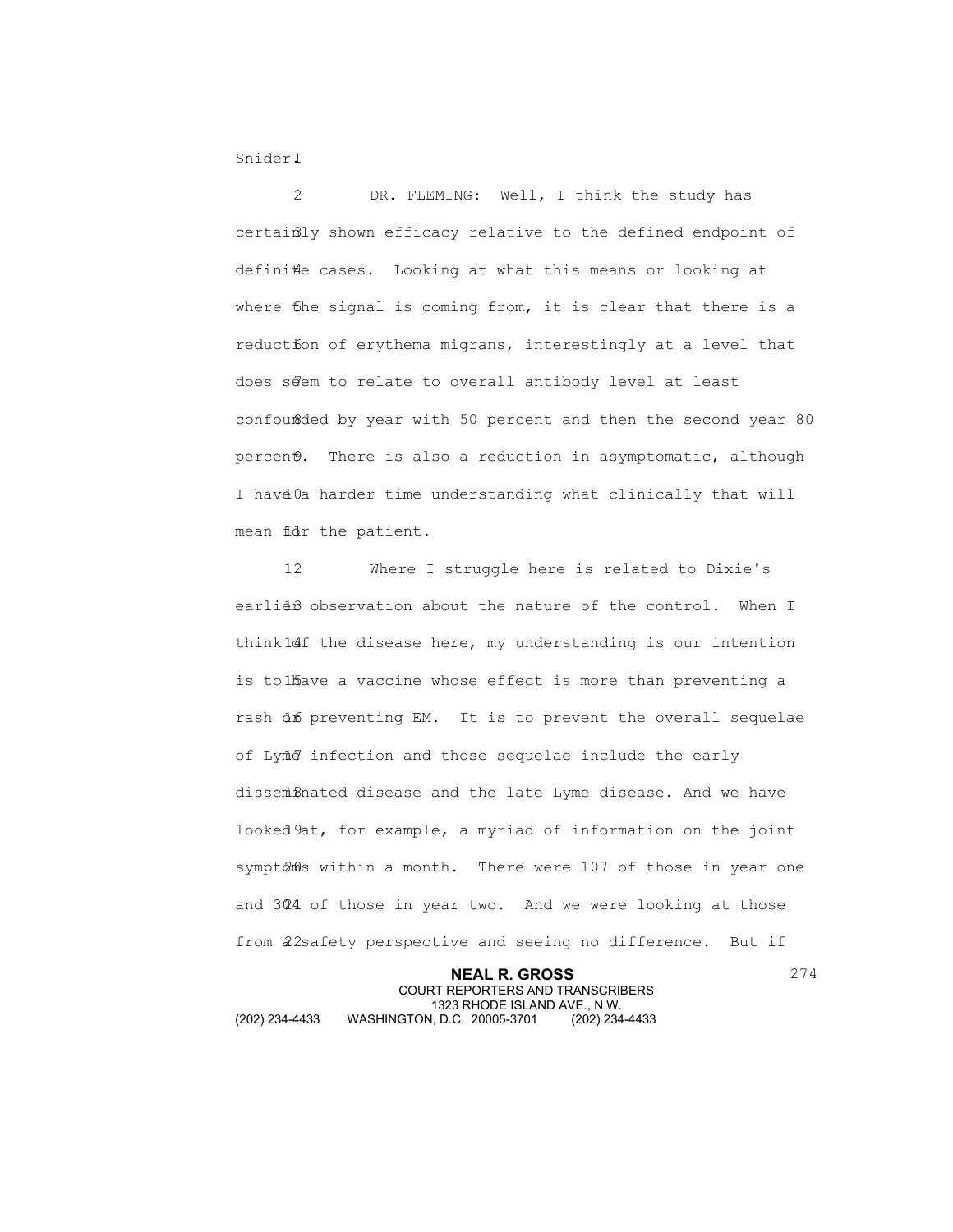Snider

DR. FLEMING: Well, I think the study has certainly shown efficacy relative to the defined endpoint of definite cases. Looking at what this means or looking at where the signal is coming from, it is clear that there is a reduction of erythema migrans, interestingly at a level that does seem to relate to overall antibody level at least confounded by year with 50 percent and then the second year 80 percent. There is also a reduction in asymptomatic, although I have a harder time understanding what clinically that will mean for the patient.

Where I struggle here is related to Dixie's earlier observation about the nature of the control. When I think of the disease here, my understanding is our intention is to have a vaccine whose effect is more than preventing a rash or preventing EM. It is to prevent the overall sequelae of Lyme infection and those sequelae include the early disseminated disease and the late Lyme disease. And we have looked at, for example, a myriad of information on the joint symptoms within a month. There were 107 of those in year one and 304 of those in year two. And we were looking at those from a safety perspective and seeing no difference. But if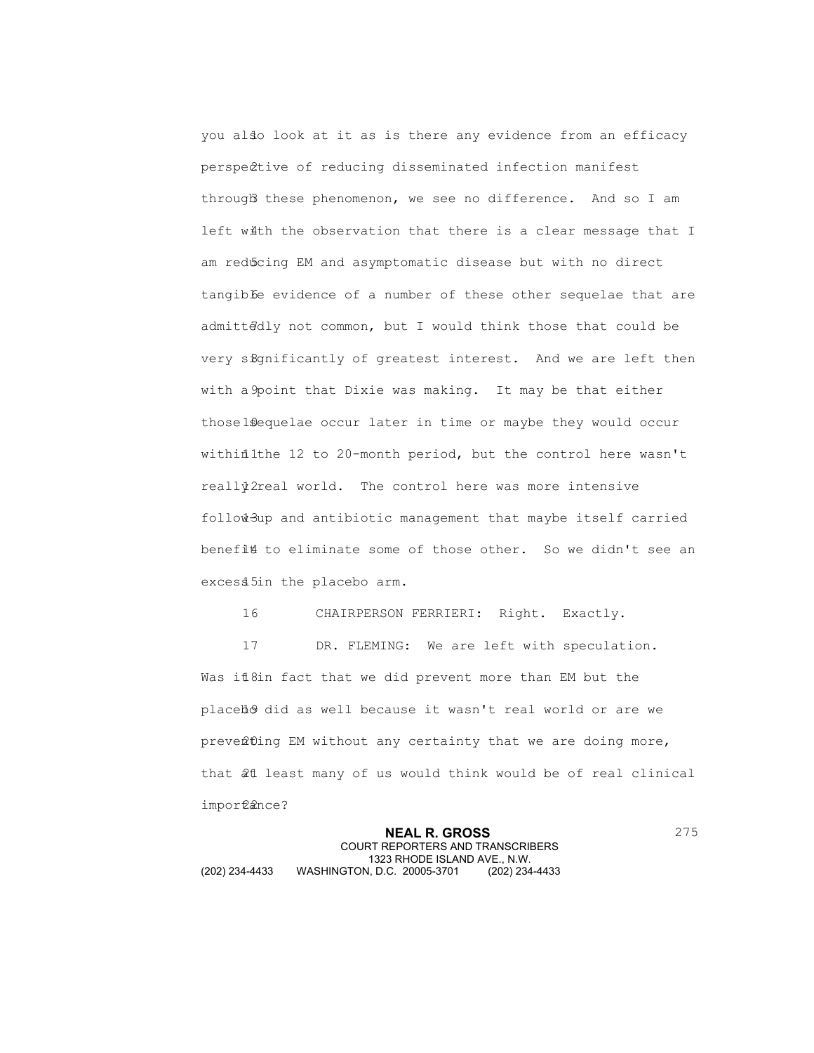you also look at it as is there any evidence from an efficacy perspective of reducing disseminated infection manifest through these phenomenon, we see no difference. And so I am left with the observation that there is a clear message that I am reducing EM and asymptomatic disease but with no direct tangible evidence of a number of these other sequelae that are admittedly not common, but I would think those that could be very significantly of greatest interest. And we are left then with a point that Dixie was making. It may be that either those sequelae occur later in time or maybe they would occur within the 12 to 20-month period, but the control here wasn't really real world. The control here was more intensive follow-up and antibiotic management that maybe itself carried benefit to eliminate some of those other. So we didn't see an excess in the placebo arm.

CHAIRPERSON FERRIERI: Right. Exactly.

DR. FLEMING: We are left with speculation. Was it in fact that we did prevent more than EM but the placebo did as well because it wasn't real world or are we preventing EM without any certainty that we are doing more, that at least many of us would think would be of real clinical importance?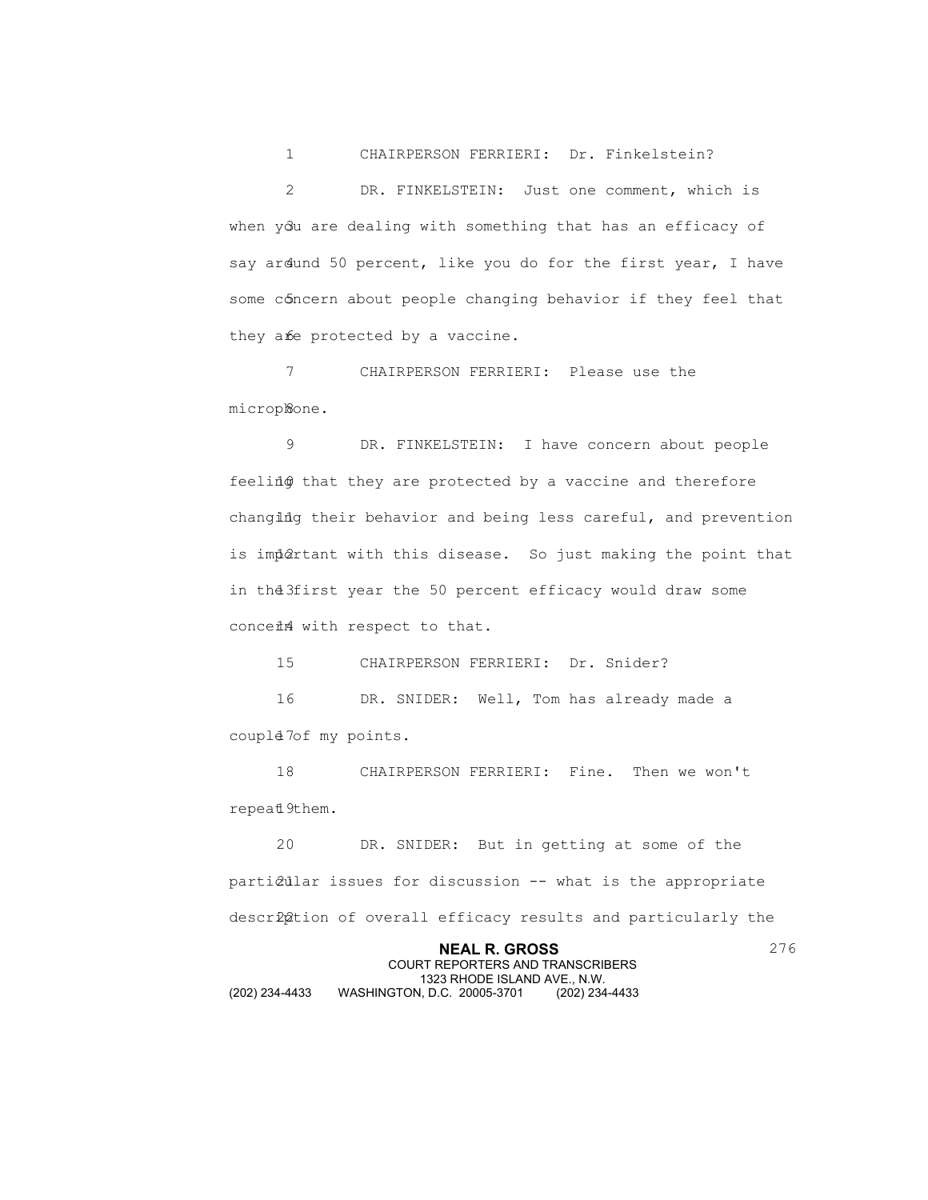CHAIRPERSON FERRIERI: Dr. Finkelstein?

DR. FINKELSTEIN: Just one comment, which is when you are dealing with something that has an efficacy of say around 50 percent, like you do for the first year, I have some concern about people changing behavior if they feel that they are protected by a vaccine.

CHAIRPERSON FERRIERI: Please use the microphone.

DR. FINKELSTEIN: I have concern about people feeling that they are protected by a vaccine and therefore changing their behavior and being less careful, and prevention is important with this disease. So just making the point that in the first year the 50 percent efficacy would draw some concern with respect to that.

CHAIRPERSON FERRIERI: Dr. Snider?

DR. SNIDER: Well, Tom has already made a couple of my points.

CHAIRPERSON FERRIERI: Fine. Then we won't repeat them.

DR. SNIDER: But in getting at some of the particular issues for discussion -- what is the appropriate description of overall efficacy results and particularly the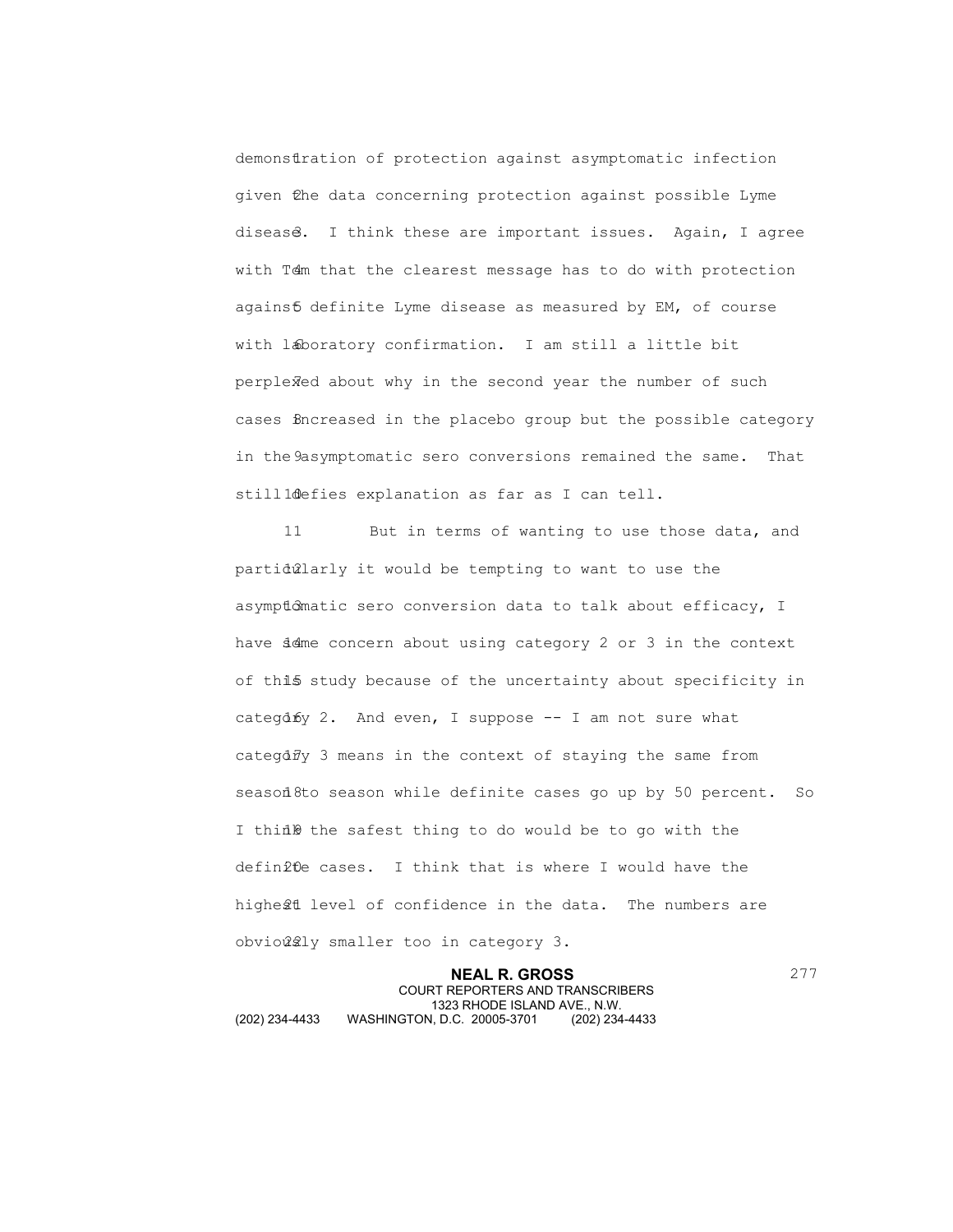demonstration of protection against asymptomatic infection given the data concerning protection against possible Lyme disease. I think these are important issues. Again, I agree with Tom that the clearest message has to do with protection against definite Lyme disease as measured by EM, of course with laboratory confirmation. I am still a little bit perplexed about why in the second year the number of such cases increased in the placebo group but the possible category in the asymptomatic sero conversions remained the same. That still defies explanation as far as I can tell.

But in terms of wanting to use those data, and particularly it would be tempting to want to use the asymptomatic sero conversion data to talk about efficacy, I have some concern about using category 2 or 3 in the context of this study because of the uncertainty about specificity in category 2. And even, I suppose -- I am not sure what category 3 means in the context of staying the same from season to season while definite cases go up by 50 percent. So I think the safest thing to do would be to go with the definite cases. I think that is where I would have the highest level of confidence in the data. The numbers are obviously smaller too in category 3.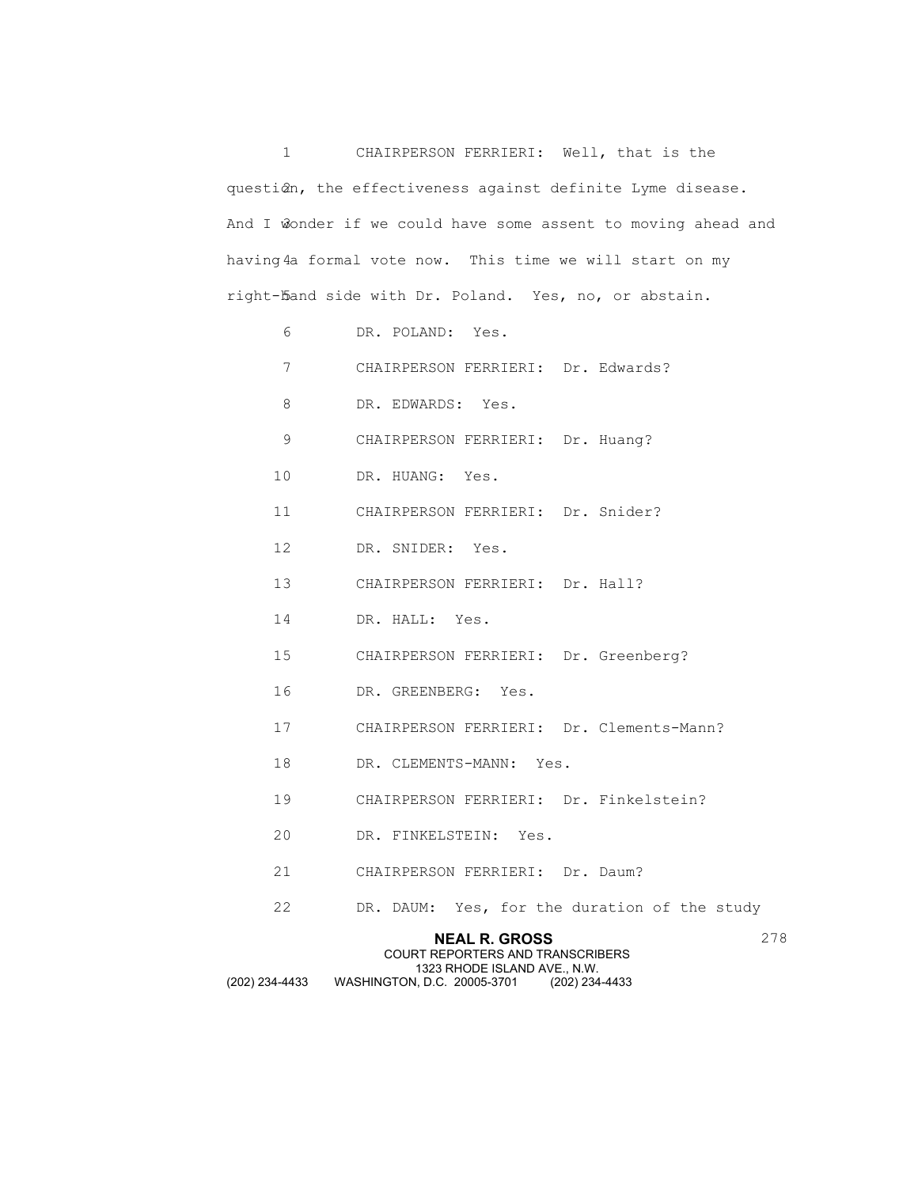CHAIRPERSON FERRIERI: Well, that is the question, the effectiveness against definite Lyme disease. And I wonder if we could have some assent to moving ahead and having a formal vote now. This time we will start on my right-hand side with Dr. Poland. Yes, no, or abstain.

DR. POLAND: Yes.

CHAIRPERSON FERRIERI: Dr. Edwards?

DR. EDWARDS: Yes.

CHAIRPERSON FERRIERI: Dr. Huang?

DR. HUANG: Yes.

CHAIRPERSON FERRIERI: Dr. Snider?

DR. SNIDER: Yes.

CHAIRPERSON FERRIERI: Dr. Hall?

DR. HALL: Yes.

CHAIRPERSON FERRIERI: Dr. Greenberg?

DR. GREENBERG: Yes.

CHAIRPERSON FERRIERI: Dr. Clements-Mann?

DR. CLEMENTS-MANN: Yes.

CHAIRPERSON FERRIERI: Dr. Finkelstein?

DR. FINKELSTEIN: Yes.

CHAIRPERSON FERRIERI: Dr. Daum?

DR. DAUM: Yes, for the duration of the study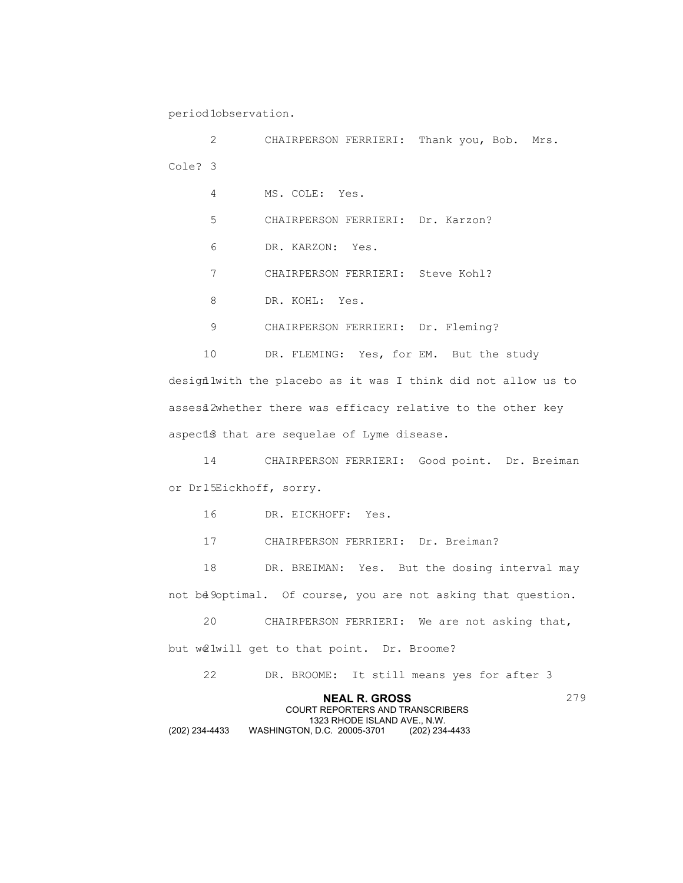period observation.

CHAIRPERSON FERRIERI: Thank you, Bob. Mrs. Cole?

MS. COLE: Yes.

CHAIRPERSON FERRIERI: Dr. Karzon?

DR. KARZON: Yes.

CHAIRPERSON FERRIERI: Steve Kohl?

DR. KOHL: Yes.

CHAIRPERSON FERRIERI: Dr. Fleming?

DR. FLEMING: Yes, for EM. But the study design with the placebo as it was I think did not allow us to assess whether there was efficacy relative to the other key aspects that are sequelae of Lyme disease.

CHAIRPERSON FERRIERI: Good point. Dr. Breiman or Dr. Eickhoff, sorry.

DR. EICKHOFF: Yes.

CHAIRPERSON FERRIERI: Dr. Breiman?

DR. BREIMAN: Yes. But the dosing interval may not be optimal. Of course, you are not asking that question.

CHAIRPERSON FERRIERI: We are not asking that, but we will get to that point. Dr. Broome?

DR. BROOME: It still means yes for after 3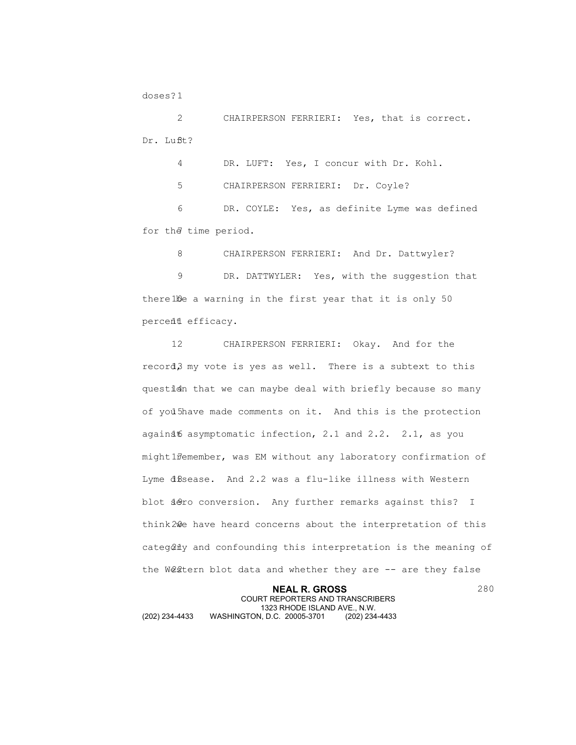doses?

CHAIRPERSON FERRIERI: Yes, that is correct. Dr. Luft?

DR. LUFT: Yes, I concur with Dr. Kohl.

CHAIRPERSON FERRIERI: Dr. Coyle?

DR. COYLE: Yes, as definite Lyme was defined for the time period.

CHAIRPERSON FERRIERI: And Dr. Dattwyler?

DR. DATTWYLER: Yes, with the suggestion that there be a warning in the first year that it is only 50 percent efficacy.

CHAIRPERSON FERRIERI: Okay. And for the record, my vote is yes as well. There is a subtext to this question that we can maybe deal with briefly because so many of you have made comments on it. And this is the protection against asymptomatic infection, 2.1 and 2.2. 2.1, as you might remember, was EM without any laboratory confirmation of Lyme disease. And 2.2 was a flu-like illness with Western blot sero conversion. Any further remarks against this? I think we have heard concerns about the interpretation of this category and confounding this interpretation is the meaning of the Western blot data and whether they are -- are they false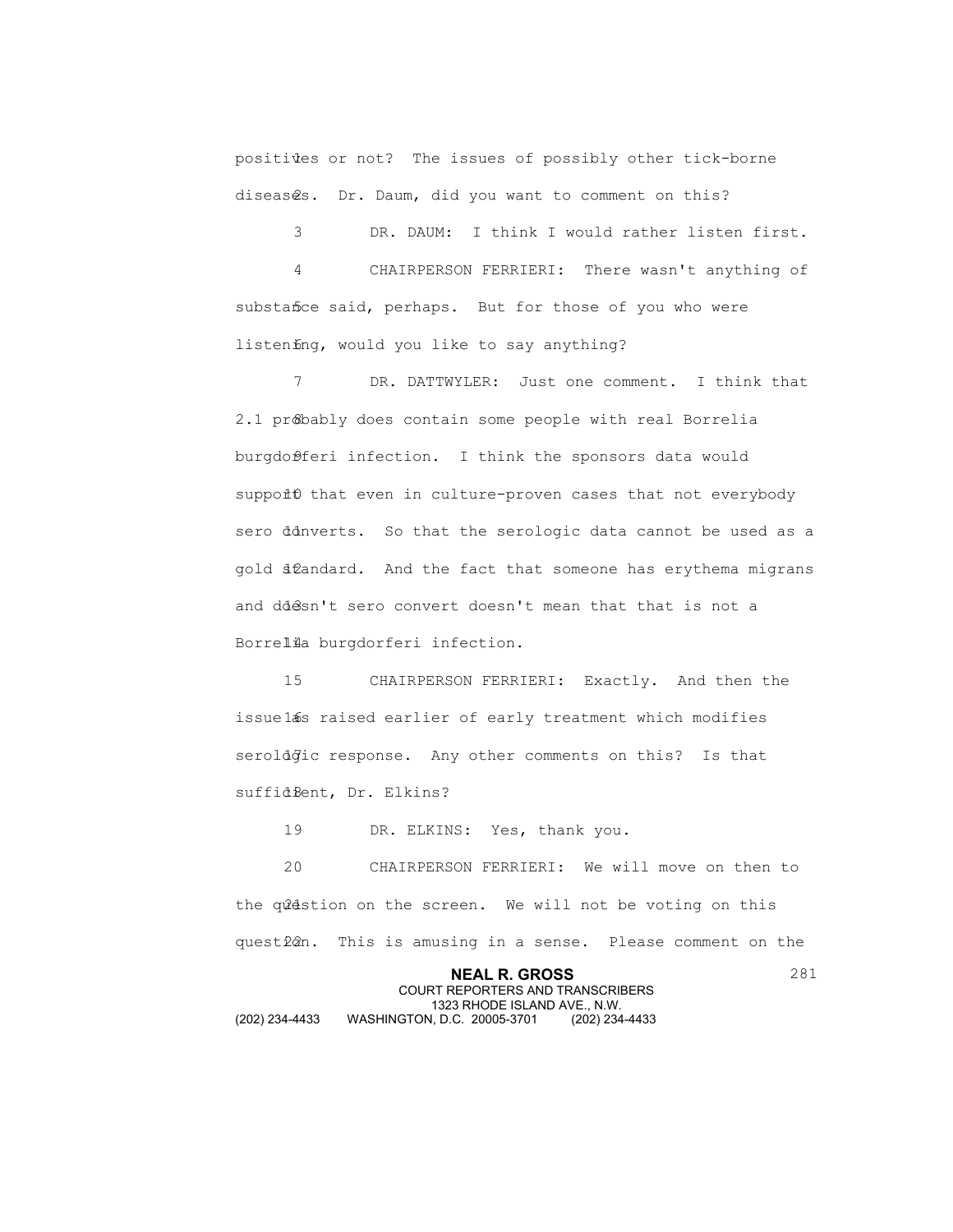positives or not? The issues of possibly other tick-borne diseases. Dr. Daum, did you want to comment on this?

DR. DAUM: I think I would rather listen first.

CHAIRPERSON FERRIERI: There wasn't anything of substance said, perhaps. But for those of you who were listening, would you like to say anything?

DR. DATTWYLER: Just one comment. I think that 2.1 probably does contain some people with real Borrelia burgdorferi infection. I think the sponsors data would support that even in culture-proven cases that not everybody sero converts. So that the serologic data cannot be used as a gold standard. And the fact that someone has erythema migrans and doesn't sero convert doesn't mean that that is not a Borrelia burgdorferi infection.

CHAIRPERSON FERRIERI: Exactly. And then the issue is raised earlier of early treatment which modifies serologic response. Any other comments on this? Is that sufficient, Dr. Elkins?

DR. ELKINS: Yes, thank you.

CHAIRPERSON FERRIERI: We will move on then to the question on the screen. We will not be voting on this question. This is amusing in a sense. Please comment on the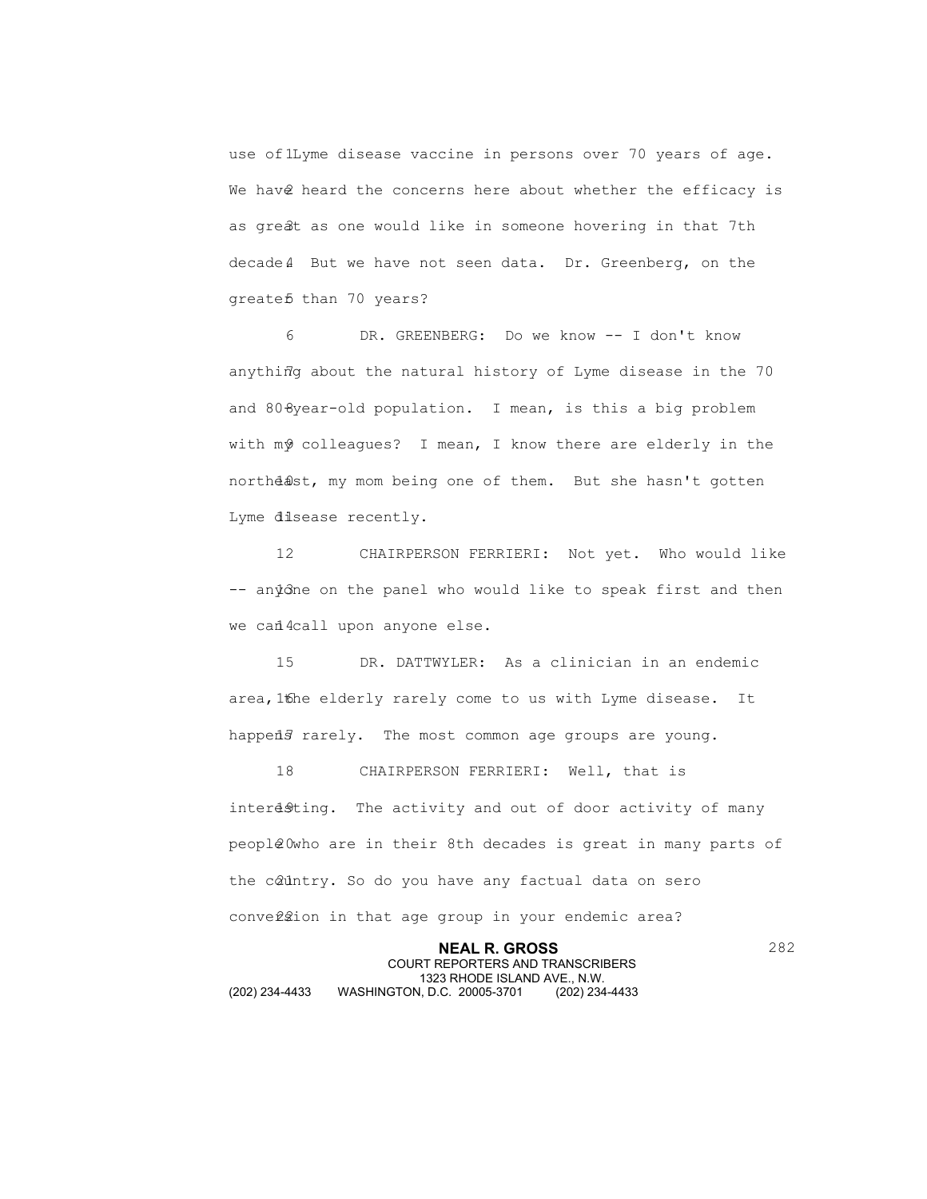use of Lyme disease vaccine in persons over 70 years of age. We have heard the concerns here about whether the efficacy is as great as one would like in someone hovering in that 7th decade. But we have not seen data. Dr. Greenberg, on the greater than 70 years?

DR. GREENBERG: Do we know -- I don't know anything about the natural history of Lyme disease in the 70 and 80-year-old population. I mean, is this a big problem with my colleagues? I mean, I know there are elderly in the northeast, my mom being one of them. But she hasn't gotten Lyme disease recently.

CHAIRPERSON FERRIERI: Not yet. Who would like -- anyone on the panel who would like to speak first and then we can call upon anyone else.

DR. DATTWYLER: As a clinician in an endemic area, the elderly rarely come to us with Lyme disease. It happens rarely. The most common age groups are young.

CHAIRPERSON FERRIERI: Well, that is interesting. The activity and out of door activity of many people who are in their 8th decades is great in many parts of the country. So do you have any factual data on sero conversion in that age group in your endemic area?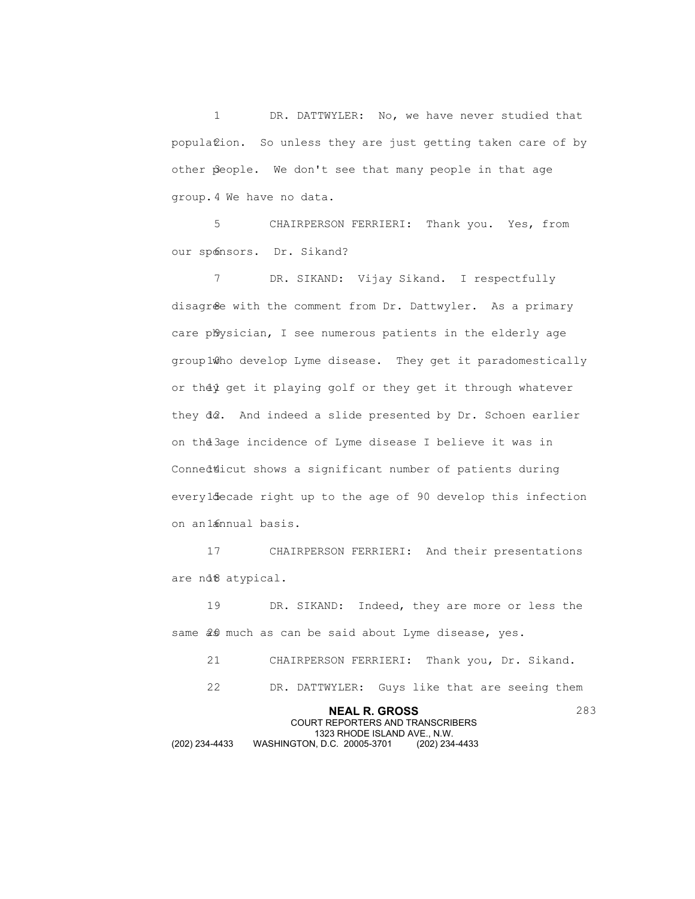DR. DATTWYLER: No, we have never studied that population. So unless they are just getting taken care of by other people. We don't see that many people in that age group. We have no data.

CHAIRPERSON FERRIERI: Thank you. Yes, from our sponsors. Dr. Sikand?

DR. SIKAND: Vijay Sikand. I respectfully disagree with the comment from Dr. Dattwyler. As a primary care physician, I see numerous patients in the elderly age group who develop Lyme disease. They get it paradomestically or they get it playing golf or they get it through whatever they do. And indeed a slide presented by Dr. Schoen earlier on the age incidence of Lyme disease I believe it was in Connecticut shows a significant number of patients during every decade right up to the age of 90 develop this infection on an annual basis.

CHAIRPERSON FERRIERI: And their presentations are not atypical.

DR. SIKAND: Indeed, they are more or less the same as much as can be said about Lyme disease, yes.

CHAIRPERSON FERRIERI: Thank you, Dr. Sikand.

DR. DATTWYLER: Guys like that are seeing them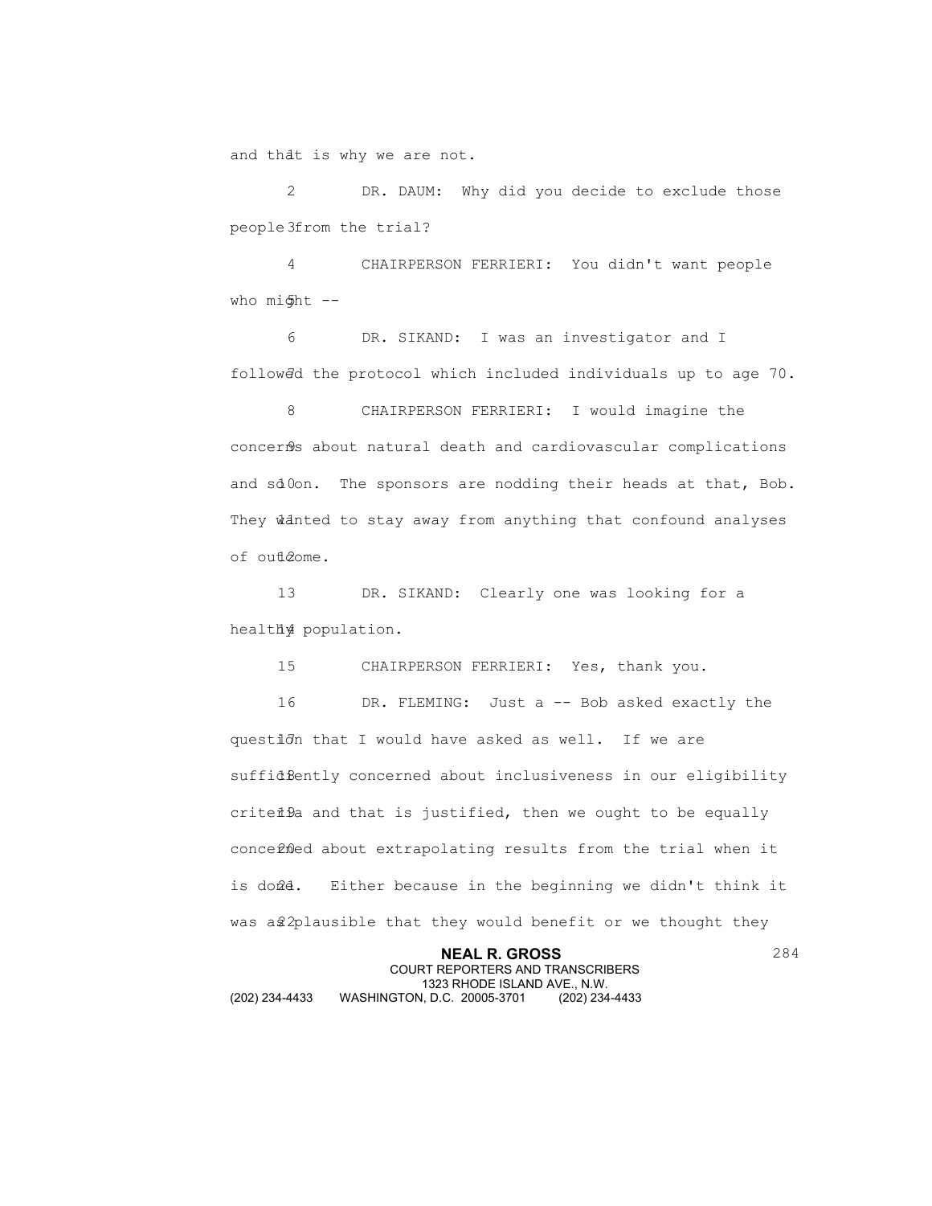and that is why we are not.

DR. DAUM: Why did you decide to exclude those people from the trial?

CHAIRPERSON FERRIERI: You didn't want people who might --

DR. SIKAND: I was an investigator and I followed the protocol which included individuals up to age 70.

CHAIRPERSON FERRIERI: I would imagine the concerns about natural death and cardiovascular complications and so on. The sponsors are nodding their heads at that, Bob. They wanted to stay away from anything that confound analyses of outcome.

DR. SIKAND: Clearly one was looking for a healthy population.

CHAIRPERSON FERRIERI: Yes, thank you.

DR. FLEMING: Just a -- Bob asked exactly the question that I would have asked as well. If we are sufficiently concerned about inclusiveness in our eligibility criteria and that is justified, then we ought to be equally concerned about extrapolating results from the trial when it is done. Either because in the beginning we didn't think it was as plausible that they would benefit or we thought they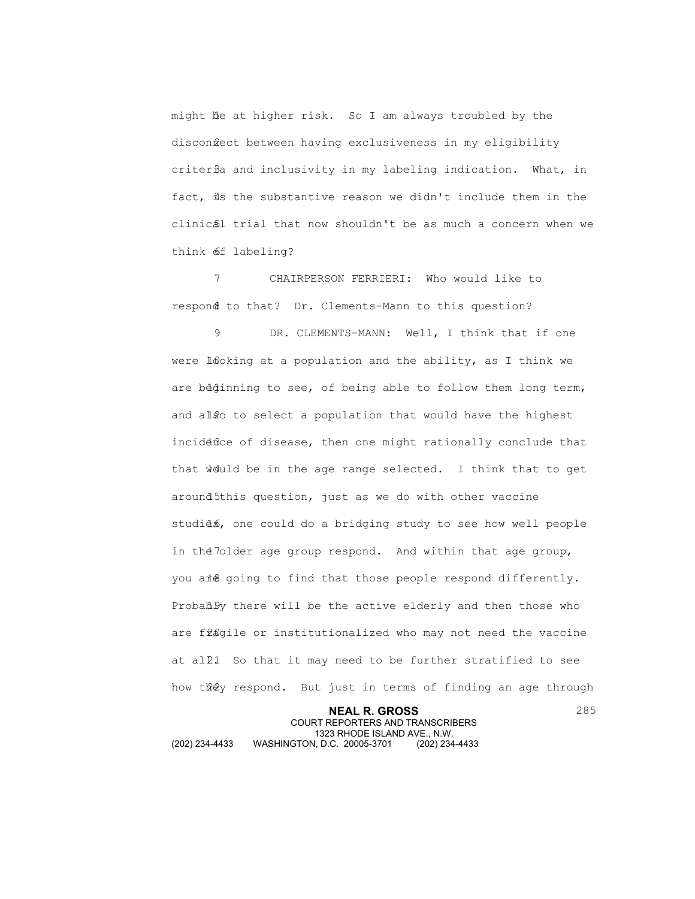might be at higher risk. So I am always troubled by the disconnect between having exclusiveness in my eligibility criteria and inclusivity in my labeling indication. What, in fact, is the substantive reason we didn't include them in the clinical trial that now shouldn't be as much a concern when we think of labeling?

CHAIRPERSON FERRIERI: Who would like to respond to that? Dr. Clements-Mann to this question?

DR. CLEMENTS-MANN: Well, I think that if one were looking at a population and the ability, as I think we are beginning to see, of being able to follow them long term, and also to select a population that would have the highest incidence of disease, then one might rationally conclude that that would be in the age range selected. I think that to get around this question, just as we do with other vaccine studies, one could do a bridging study to see how well people in the older age group respond. And within that age group, you are going to find that those people respond differently. Probably there will be the active elderly and then those who are fragile or institutionalized who may not need the vaccine at all. So that it may need to be further stratified to see how they respond. But just in terms of finding an age through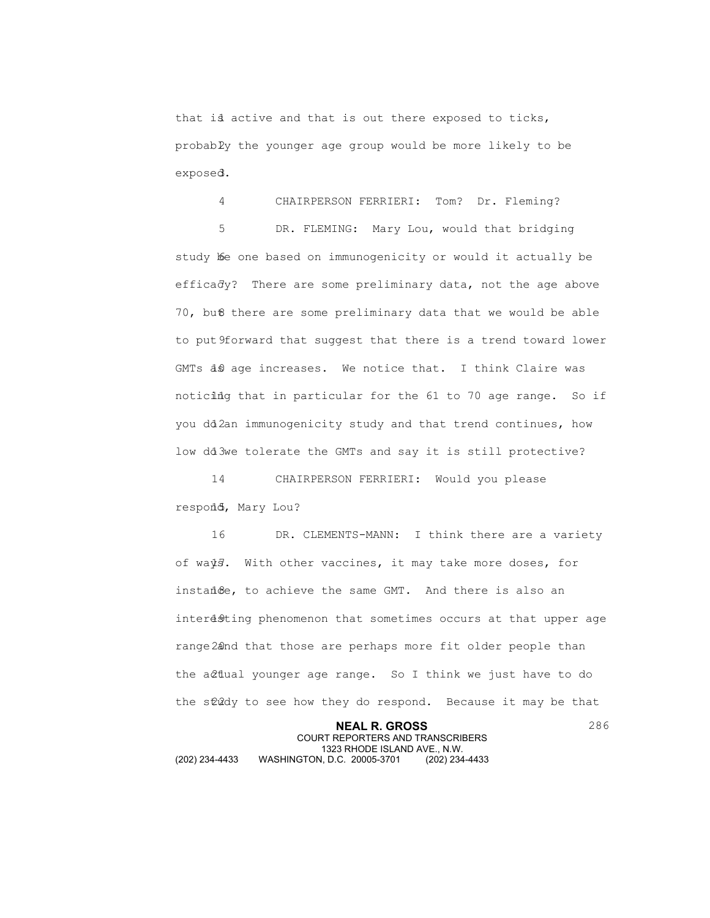that is active and that is out there exposed to ticks, probably the younger age group would be more likely to be exposed.

CHAIRPERSON FERRIERI: Tom? Dr. Fleming?

DR. FLEMING: Mary Lou, would that bridging study be one based on immunogenicity or would it actually be efficacy? There are some preliminary data, not the age above 70, but there are some preliminary data that we would be able to put forward that suggest that there is a trend toward lower GMTs as age increases. We notice that. I think Claire was noticing that in particular for the 61 to 70 age range. So if you do an immunogenicity study and that trend continues, how low do we tolerate the GMTs and say it is still protective?

CHAIRPERSON FERRIERI: Would you please respond, Mary Lou?

DR. CLEMENTS-MANN: I think there are a variety of ways. With other vaccines, it may take more doses, for instance, to achieve the same GMT. And there is also an interesting phenomenon that sometimes occurs at that upper age range and that those are perhaps more fit older people than the actual younger age range. So I think we just have to do the study to see how they do respond. Because it may be that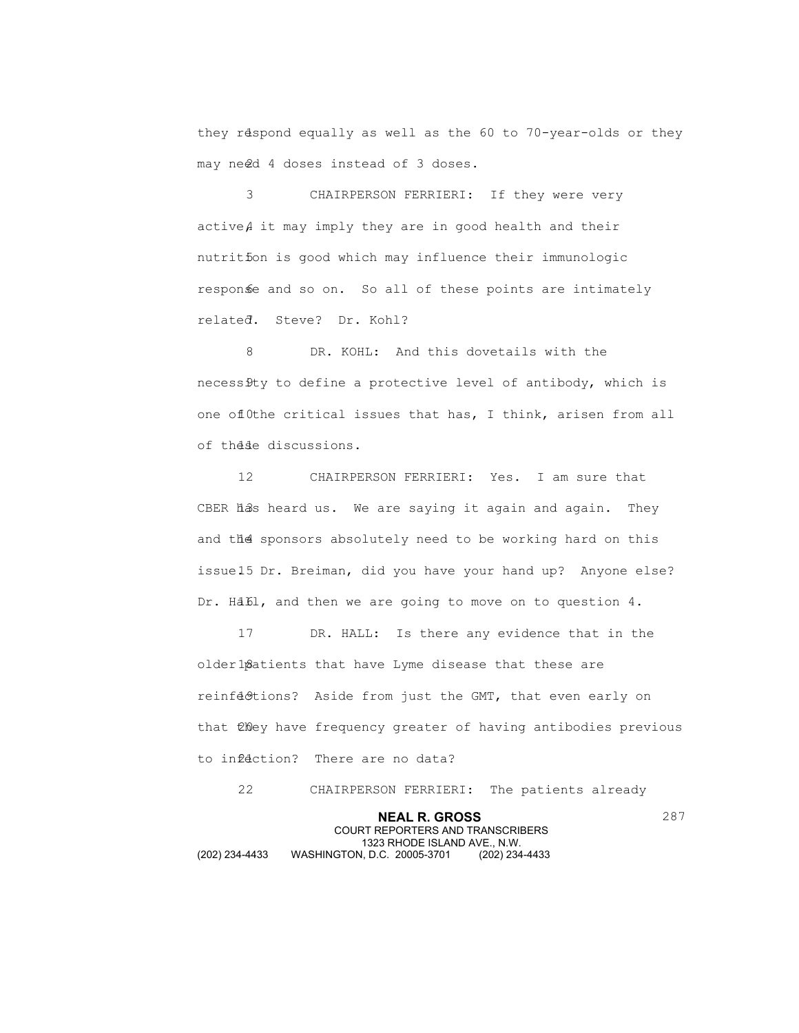they respond equally as well as the 60 to 70-year-olds or they may need 4 doses instead of 3 doses.

CHAIRPERSON FERRIERI: If they were very active, it may imply they are in good health and their nutrition is good which may influence their immunologic response and so on. So all of these points are intimately related. Steve? Dr. Kohl?

DR. KOHL: And this dovetails with the necessity to define a protective level of antibody, which is one of the critical issues that has, I think, arisen from all of these discussions.

CHAIRPERSON FERRIERI: Yes. I am sure that CBER has heard us. We are saying it again and again. They and the sponsors absolutely need to be working hard on this issue. Dr. Breiman, did you have your hand up? Anyone else? Dr. Hall, and then we are going to move on to question 4.

DR. HALL: Is there any evidence that in the older patients that have Lyme disease that these are reinfections? Aside from just the GMT, that even early on that they have frequency greater of having antibodies previous to infection? There are no data?

CHAIRPERSON FERRIERI: The patients already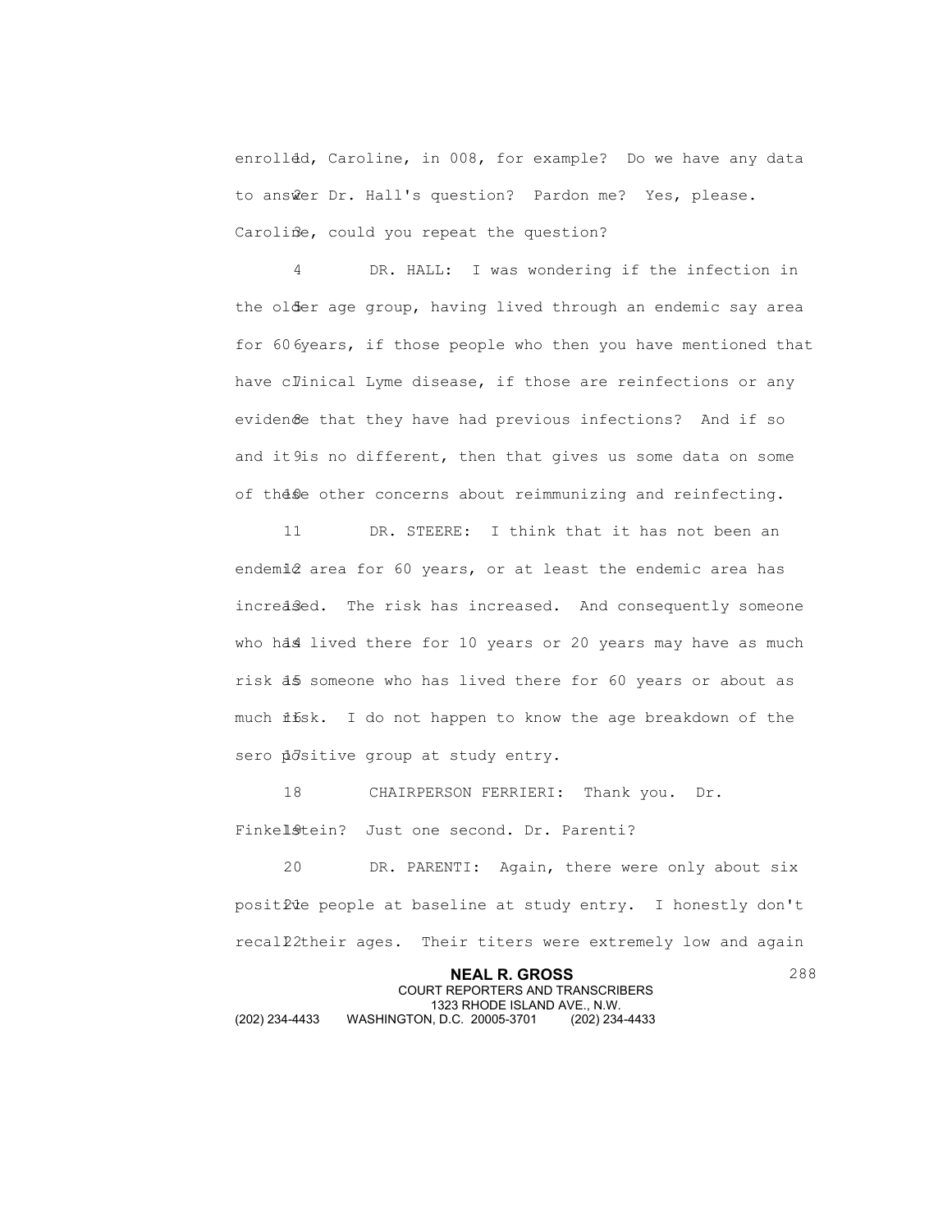enrolled, Caroline, in 008, for example? Do we have any data to answer Dr. Hall's question? Pardon me? Yes, please. Caroline, could you repeat the question?

DR. HALL: I was wondering if the infection in the older age group, having lived through an endemic say area for 60 years, if those people who then you have mentioned that have clinical Lyme disease, if those are reinfections or any evidence that they have had previous infections? And if so and it is no different, then that gives us some data on some of these other concerns about reimmunizing and reinfecting.

DR. STEERE: I think that it has not been an endemic area for 60 years, or at least the endemic area has increased. The risk has increased. And consequently someone who has lived there for 10 years or 20 years may have as much risk as someone who has lived there for 60 years or about as much risk. I do not happen to know the age breakdown of the sero positive group at study entry.

CHAIRPERSON FERRIERI: Thank you. Dr. Finkelstein? Just one second. Dr. Parenti?

DR. PARENTI: Again, there were only about six positive people at baseline at study entry. I honestly don't recall their ages. Their titers were extremely low and again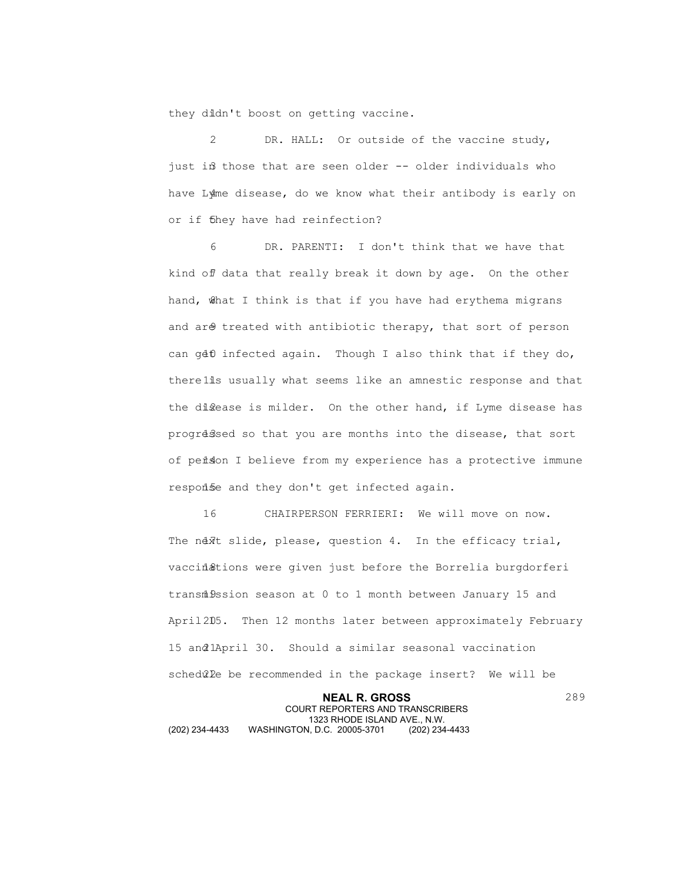they didn't boost on getting vaccine.

DR. HALL: Or outside of the vaccine study, just in those that are seen older -- older individuals who have Lyme disease, do we know what their antibody is early on or if they have had reinfection?

DR. PARENTI: I don't think that we have that kind of data that really break it down by age. On the other hand, what I think is that if you have had erythema migrans and are treated with antibiotic therapy, that sort of person can get infected again. Though I also think that if they do, there is usually what seems like an amnestic response and that the disease is milder. On the other hand, if Lyme disease has progressed so that you are months into the disease, that sort of person I believe from my experience has a protective immune response and they don't get infected again.

CHAIRPERSON FERRIERI: We will move on now. The next slide, please, question 4. In the efficacy trial, vaccinations were given just before the Borrelia burgdorferi transmission season at 0 to 1 month between January 15 and April 15. Then 12 months later between approximately February 15 and April 30. Should a similar seasonal vaccination schedule be recommended in the package insert? We will be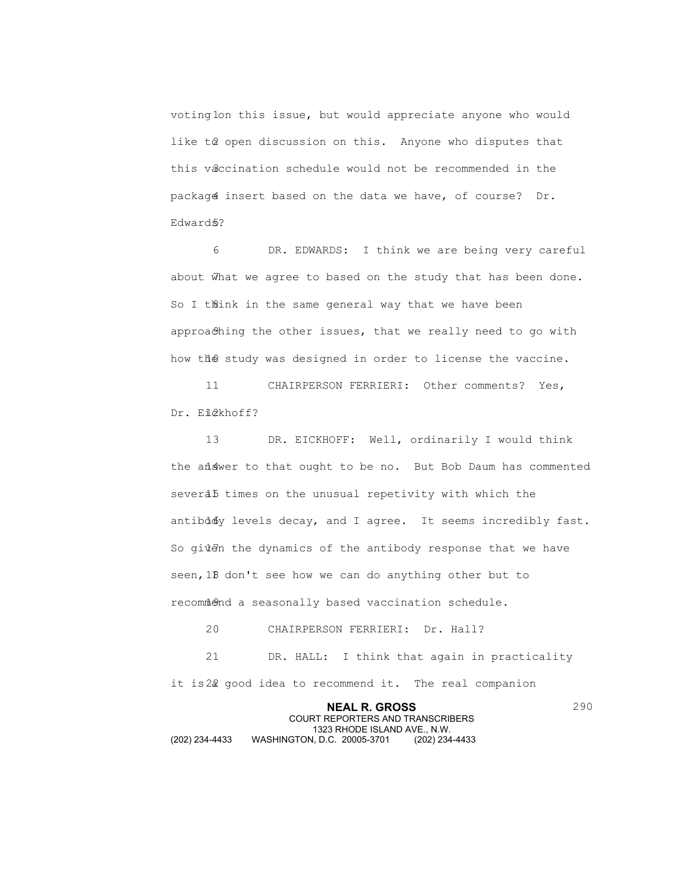voting on this issue, but would appreciate anyone who would like to open discussion on this. Anyone who disputes that this vaccination schedule would not be recommended in the package insert based on the data we have, of course? Dr. Edwards?

DR. EDWARDS: I think we are being very careful about what we agree to based on the study that has been done. So I think in the same general way that we have been approaching the other issues, that we really need to go with how the study was designed in order to license the vaccine.

CHAIRPERSON FERRIERI: Other comments? Yes, Dr. Eickhoff?

DR. EICKHOFF: Well, ordinarily I would think the answer to that ought to be no. But Bob Daum has commented several times on the unusual repetivity with which the antibody levels decay, and I agree. It seems incredibly fast. So given the dynamics of the antibody response that we have seen, I don't see how we can do anything other but to recommend a seasonally based vaccination schedule.

CHAIRPERSON FERRIERI: Dr. Hall?

DR. HALL: I think that again in practicality it is a good idea to recommend it. The real companion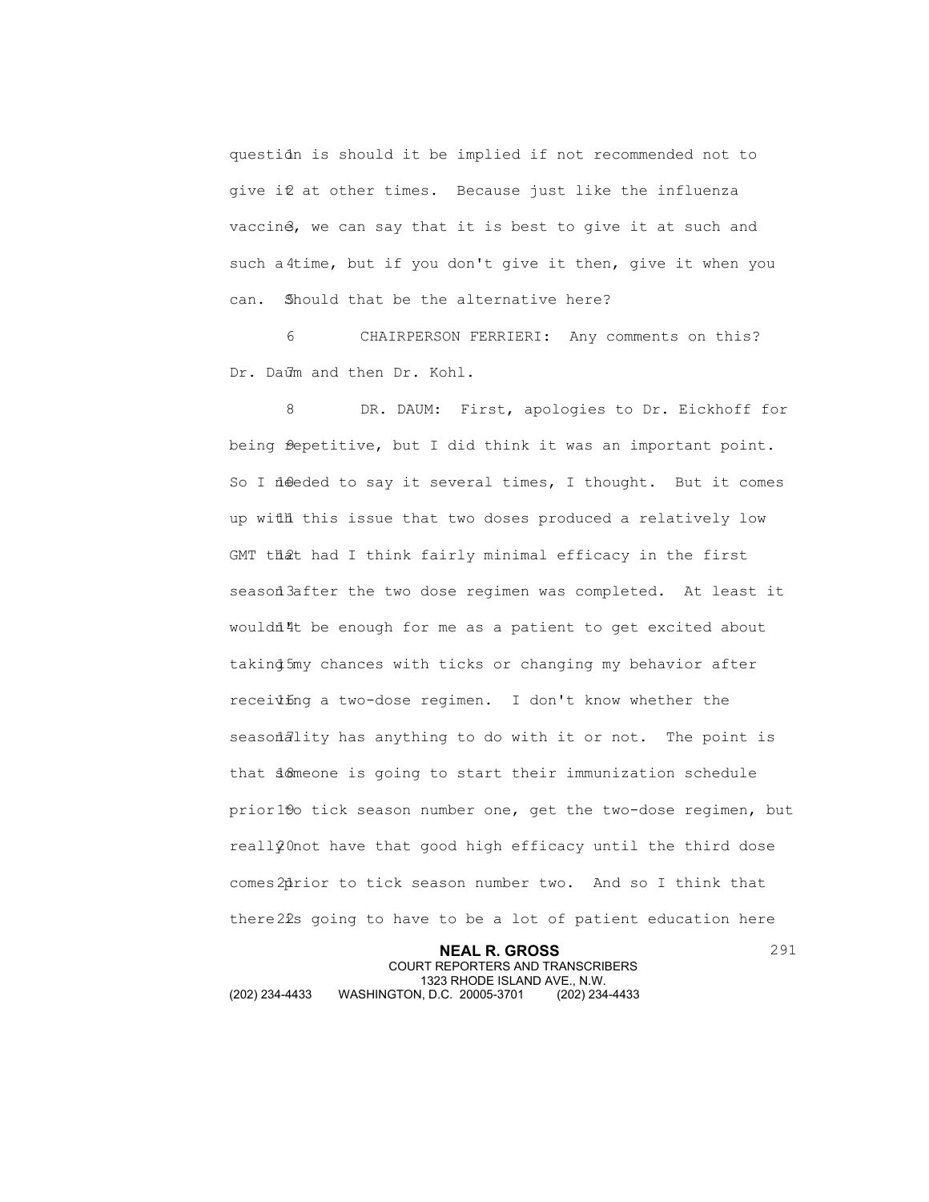question is should it be implied if not recommended not to give it at other times. Because just like the influenza vaccine, we can say that it is best to give it at such and such a time, but if you don't give it then, give it when you can. Should that be the alternative here?

CHAIRPERSON FERRIERI: Any comments on this? Dr. Daum and then Dr. Kohl.

DR. DAUM: First, apologies to Dr. Eickhoff for being repetitive, but I did think it was an important point. So I needed to say it several times, I thought. But it comes up with this issue that two doses produced a relatively low GMT that had I think fairly minimal efficacy in the first season after the two dose regimen was completed. At least it wouldn't be enough for me as a patient to get excited about taking my chances with ticks or changing my behavior after receiving a two-dose regimen. I don't know whether the seasonality has anything to do with it or not. The point is that someone is going to start their immunization schedule prior to tick season number one, get the two-dose regimen, but really not have that good high efficacy until the third dose comes prior to tick season number two. And so I think that there's going to have to be a lot of patient education here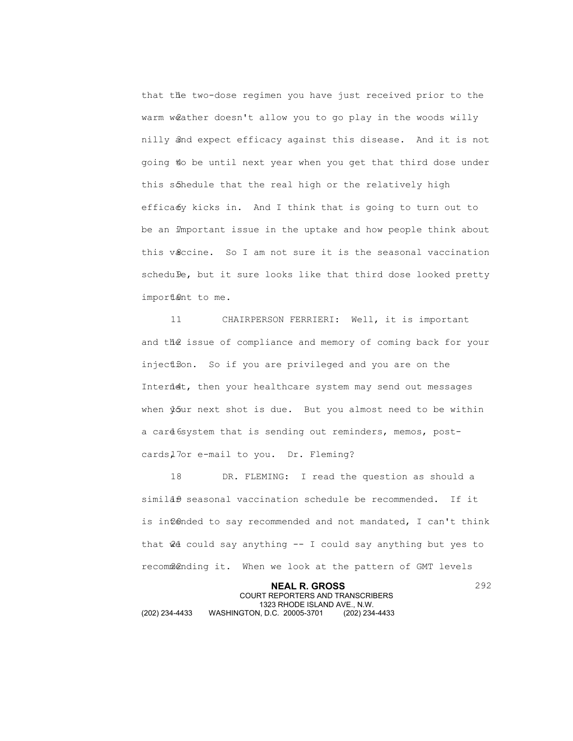that the two-dose regimen you have just received prior to the warm weather doesn't allow you to go play in the woods willy nilly and expect efficacy against this disease. And it is not going to be until next year when you get that third dose under this schedule that the real high or the relatively high efficacy kicks in. And I think that is going to turn out to be an important issue in the uptake and how people think about this vaccine. So I am not sure it is the seasonal vaccination schedule, but it sure looks like that third dose looked pretty important to me.

CHAIRPERSON FERRIERI: Well, it is important and the issue of compliance and memory of coming back for your injection. So if you are privileged and you are on the Internet, then your healthcare system may send out messages when your next shot is due. But you almost need to be within a care system that is sending out reminders, memos, post-cards, or e-mail to you. Dr. Fleming?

DR. FLEMING: I read the question as should a similar seasonal vaccination schedule be recommended. If it is intended to say recommended and not mandated, I can't think that we could say anything -- I could say anything but yes to recommending it. When we look at the pattern of GMT levels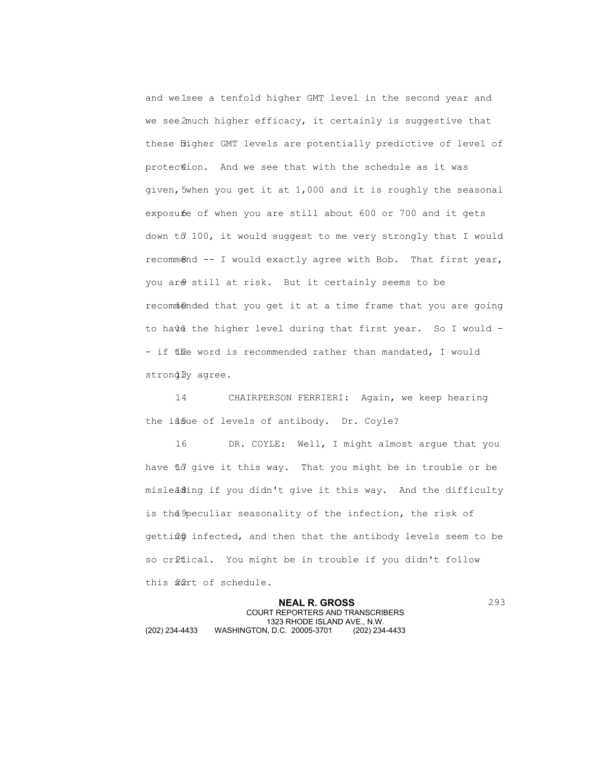and we see a tenfold higher GMT level in the second year and we see much higher efficacy, it certainly is suggestive that these higher GMT levels are potentially predictive of level of protection. And we see that with the schedule as it was given, when you get it at 1,000 and it is roughly the seasonal exposure of when you are still about 600 or 700 and it gets down to 100, it would suggest to me very strongly that I would recommend -- I would exactly agree with Bob. That first year, you are still at risk. But it certainly seems to be recommended that you get it at a time frame that you are going to have the higher level during that first year. So I would -- if the word is recommended rather than mandated, I would strongly agree.

CHAIRPERSON FERRIERI: Again, we keep hearing the issue of levels of antibody. Dr. Coyle?

DR. COYLE: Well, I might almost argue that you have to give it this way. That you might be in trouble or be misleading if you didn't give it this way. And the difficulty is the peculiar seasonality of the infection, the risk of getting infected, and then that the antibody levels seem to be so critical. You might be in trouble if you didn't follow this sort of schedule.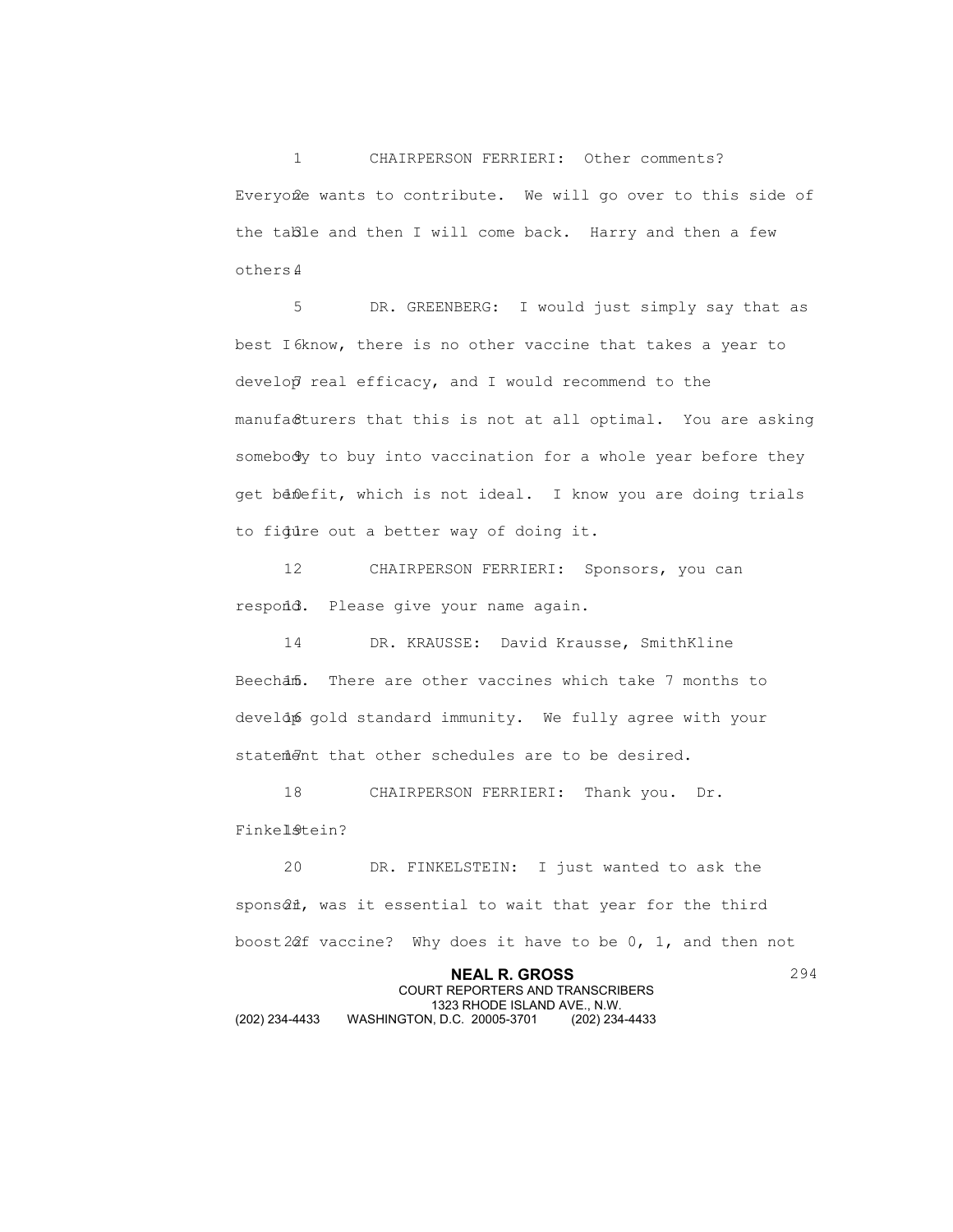CHAIRPERSON FERRIERI: Other comments? Everyone wants to contribute. We will go over to this side of the table and then I will come back. Harry and then a few others.

DR. GREENBERG: I would just simply say that as best I know, there is no other vaccine that takes a year to develop real efficacy, and I would recommend to the manufacturers that this is not at all optimal. You are asking somebody to buy into vaccination for a whole year before they get benefit, which is not ideal. I know you are doing trials to figure out a better way of doing it.

CHAIRPERSON FERRIERI: Sponsors, you can respond. Please give your name again.

DR. KRAUSSE: David Krausse, SmithKline Beecham. There are other vaccines which take 7 months to develop gold standard immunity. We fully agree with your statement that other schedules are to be desired.

CHAIRPERSON FERRIERI: Thank you. Dr. Finkelstein?

DR. FINKELSTEIN: I just wanted to ask the sponsor, was it essential to wait that year for the third boost of vaccine? Why does it have to be 0, 1, and then not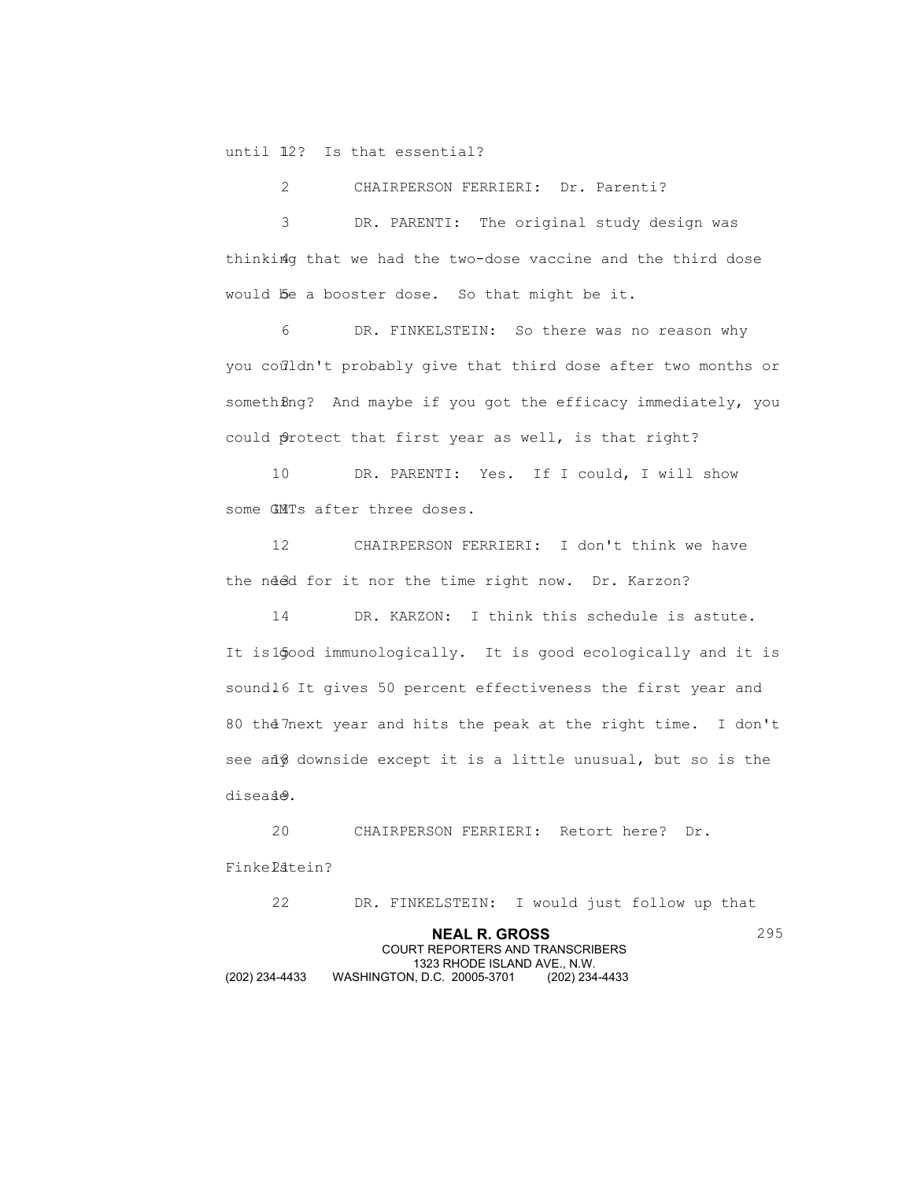until 12? Is that essential?

CHAIRPERSON FERRIERI: Dr. Parenti?

DR. PARENTI: The original study design was thinking that we had the two-dose vaccine and the third dose would be a booster dose. So that might be it.

DR. FINKELSTEIN: So there was no reason why you couldn't probably give that third dose after two months or something? And maybe if you got the efficacy immediately, you could protect that first year as well, is that right?

DR. PARENTI: Yes. If I could, I will show some GMTs after three doses.

CHAIRPERSON FERRIERI: I don't think we have the need for it nor the time right now. Dr. Karzon?

DR. KARZON: I think this schedule is astute. It is good immunologically. It is good ecologically and it is sound. It gives 50 percent effectiveness the first year and 80 the next year and hits the peak at the right time. I don't see any downside except it is a little unusual, but so is the disease.

CHAIRPERSON FERRIERI: Retort here? Dr. Finkelstein?

DR. FINKELSTEIN: I would just follow up that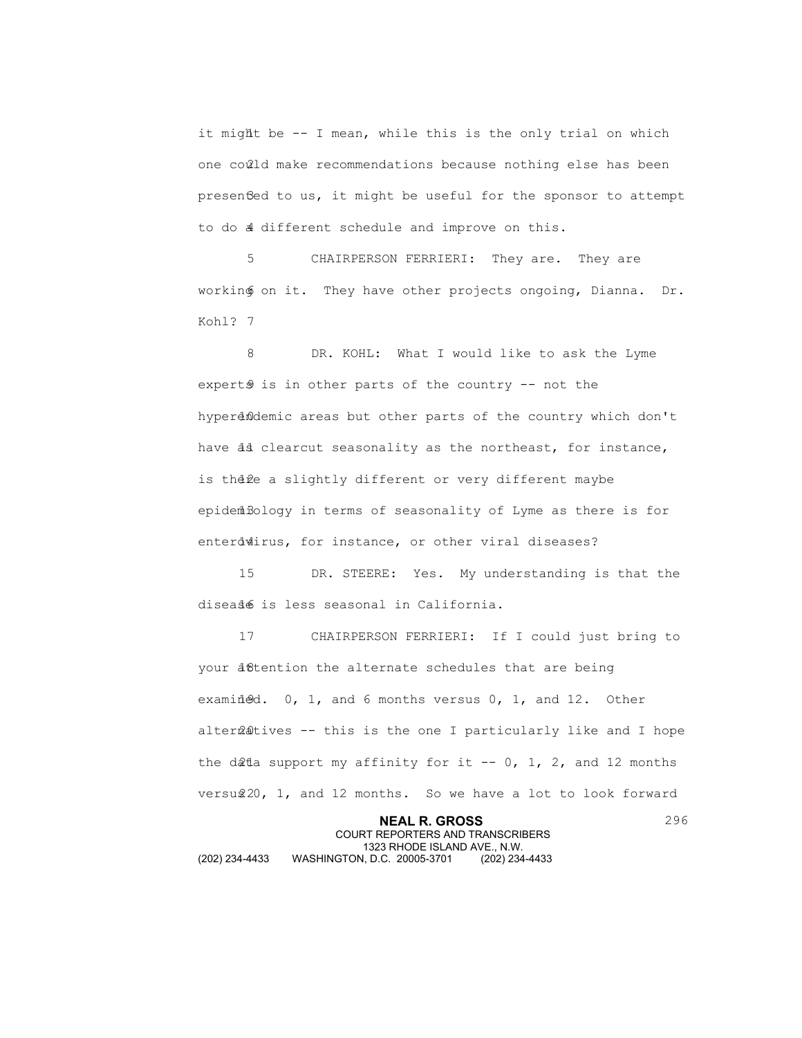it might be -- I mean, while this is the only trial on which one could make recommendations because nothing else has been presented to us, it might be useful for the sponsor to attempt to do a different schedule and improve on this.

CHAIRPERSON FERRIERI: They are. They are working on it. They have other projects ongoing, Dianna. Dr. Kohl?

DR. KOHL: What I would like to ask the Lyme experts is in other parts of the country -- not the hyperendemic areas but other parts of the country which don't have as clearcut seasonality as the northeast, for instance, is there a slightly different or very different maybe epidemiology in terms of seasonality of Lyme as there is for enterovirus, for instance, or other viral diseases?

DR. STEERE: Yes. My understanding is that the disease is less seasonal in California.

CHAIRPERSON FERRIERI: If I could just bring to your attention the alternate schedules that are being examined. 0, 1, and 6 months versus 0, 1, and 12. Other alternatives -- this is the one I particularly like and I hope the data support my affinity for it -- 0, 1, 2, and 12 months versus 0, 1, and 12 months. So we have a lot to look forward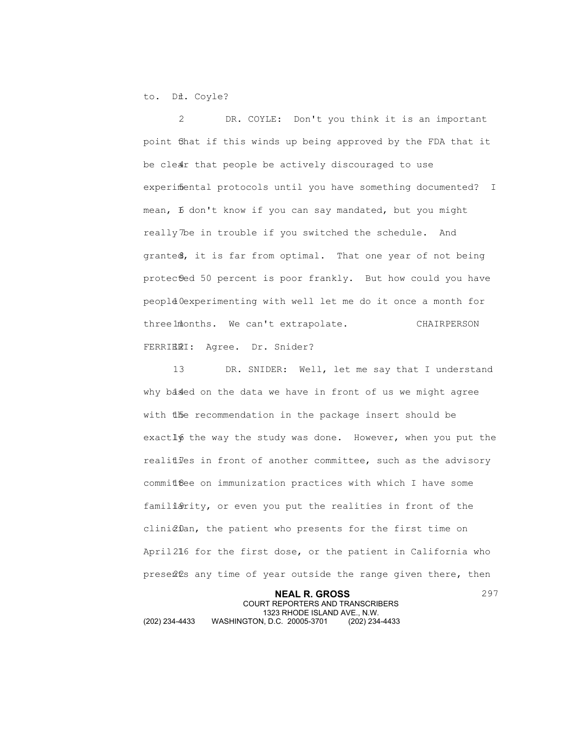to. Dr. Coyle?

DR. COYLE: Don't you think it is an important point that if this winds up being approved by the FDA that it be clear that people be actively discouraged to use experimental protocols until you have something documented? I mean, I don't know if you can say mandated, but you might really be in trouble if you switched the schedule. And granted, it is far from optimal. That one year of not being protected 50 percent is poor frankly. But how could you have people experimenting with well let me do it once a month for three months. We can't extrapolate.

CHAIRPERSON FERRIERI: Agree. Dr. Snider?

DR. SNIDER: Well, let me say that I understand why based on the data we have in front of us we might agree with the recommendation in the package insert should be exactly the way the study was done. However, when you put the realities in front of another committee, such as the advisory committee on immunization practices with which I have some familiarity, or even you put the realities in front of the clinician, the patient who presents for the first time on April 16 for the first dose, or the patient in California who presents any time of year outside the range given there, then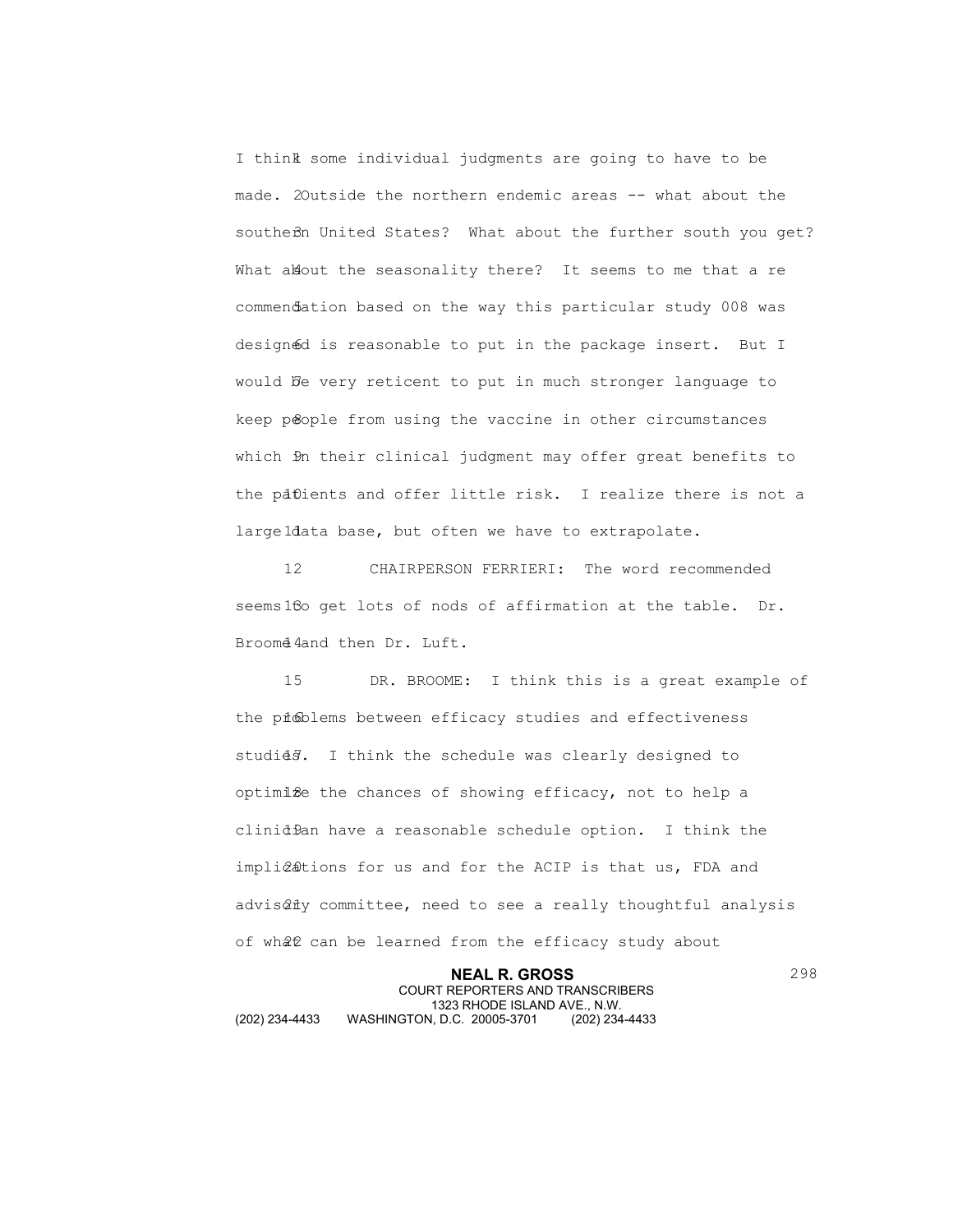I think some individual judgments are going to have to be made. Outside the northern endemic areas -- what about the southern United States? What about the further south you get? What about the seasonality there? It seems to me that a re commendation based on the way this particular study 008 was designed is reasonable to put in the package insert. But I would be very reticent to put in much stronger language to keep people from using the vaccine in other circumstances which in their clinical judgment may offer great benefits to the patients and offer little risk. I realize there is not a large data base, but often we have to extrapolate.

CHAIRPERSON FERRIERI: The word recommended seems to get lots of nods of affirmation at the table. Dr. Broome and then Dr. Luft.

DR. BROOME: I think this is a great example of the problems between efficacy studies and effectiveness studies. I think the schedule was clearly designed to optimize the chances of showing efficacy, not to help a clinician have a reasonable schedule option. I think the implications for us and for the ACIP is that us, FDA and advisory committee, need to see a really thoughtful analysis of what can be learned from the efficacy study about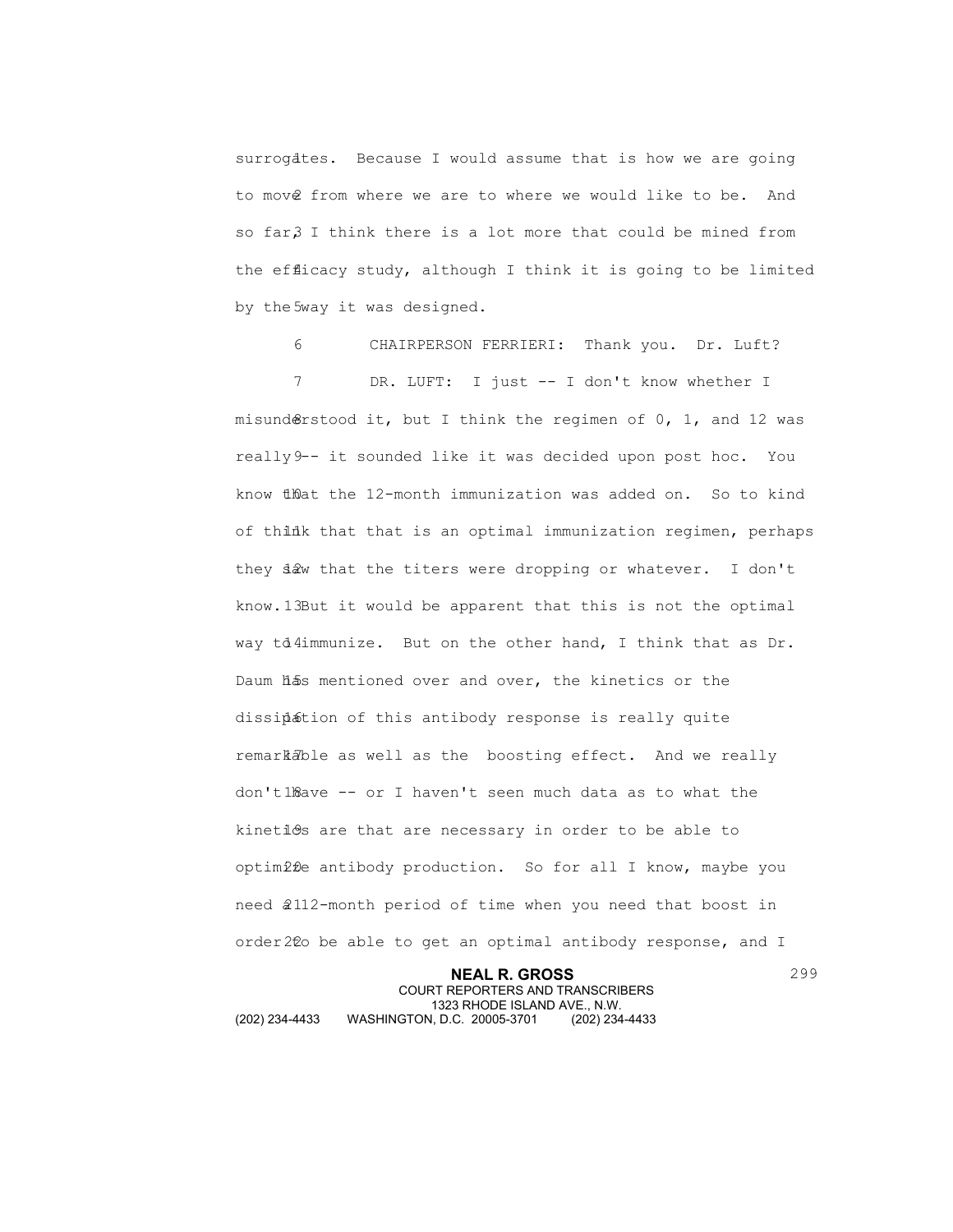surrogates. Because I would assume that is how we are going to move from where we are to where we would like to be. And so far, I think there is a lot more that could be mined from the efficacy study, although I think it is going to be limited by the way it was designed.

CHAIRPERSON FERRIERI: Thank you. Dr. Luft?

DR. LUFT: I just -- I don't know whether I misunderstood it, but I think the regimen of 0, 1, and 12 was really -- it sounded like it was decided upon post hoc. You know that the 12-month immunization was added on. So to kind of think that that is an optimal immunization regimen, perhaps they saw that the titers were dropping or whatever. I don't know. But it would be apparent that this is not the optimal way to immunize. But on the other hand, I think that as Dr. Daum has mentioned over and over, the kinetics or the dissipation of this antibody response is really quite remarkable as well as the boosting effect. And we really don't have -- or I haven't seen much data as to what the kinetics are that are necessary in order to be able to optimize antibody production. So for all I know, maybe you need a 12-month period of time when you need that boost in order to be able to get an optimal antibody response, and I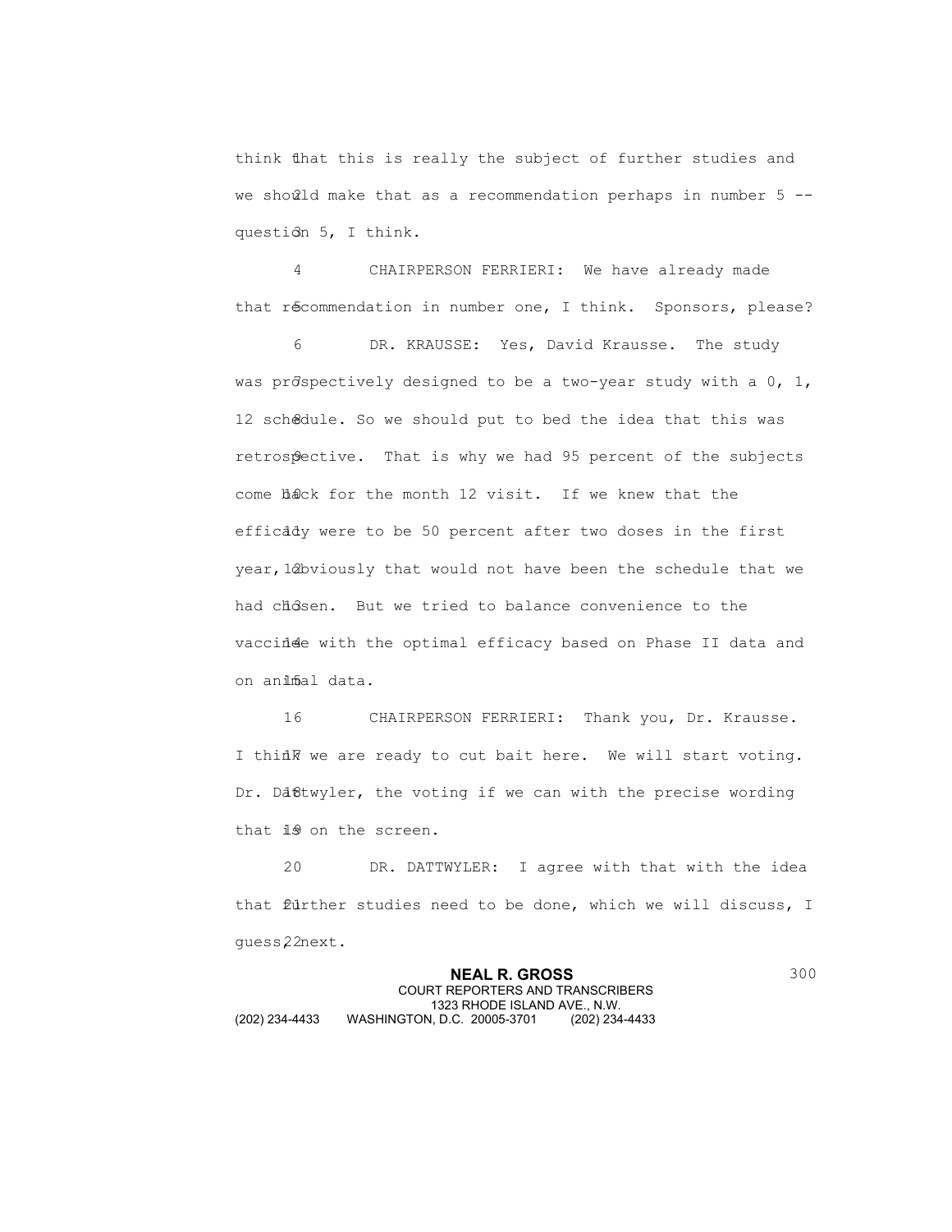think that this is really the subject of further studies and we should make that as a recommendation perhaps in number 5 -- question 5, I think.

CHAIRPERSON FERRIERI: We have already made that recommendation in number one, I think. Sponsors, please?

DR. KRAUSSE: Yes, David Krausse. The study was prospectively designed to be a two-year study with a 0, 1, 12 schedule. So we should put to bed the idea that this was retrospective. That is why we had 95 percent of the subjects come back for the month 12 visit. If we knew that the efficacy were to be 50 percent after two doses in the first year, obviously that would not have been the schedule that we had chosen. But we tried to balance convenience to the vaccinee with the optimal efficacy based on Phase II data and on animal data.

CHAIRPERSON FERRIERI: Thank you, Dr. Krausse. I think we are ready to cut bait here. We will start voting. Dr. Dattwyler, the voting if we can with the precise wording that is on the screen.

DR. DATTWYLER: I agree with that with the idea that further studies need to be done, which we will discuss, I guess, next.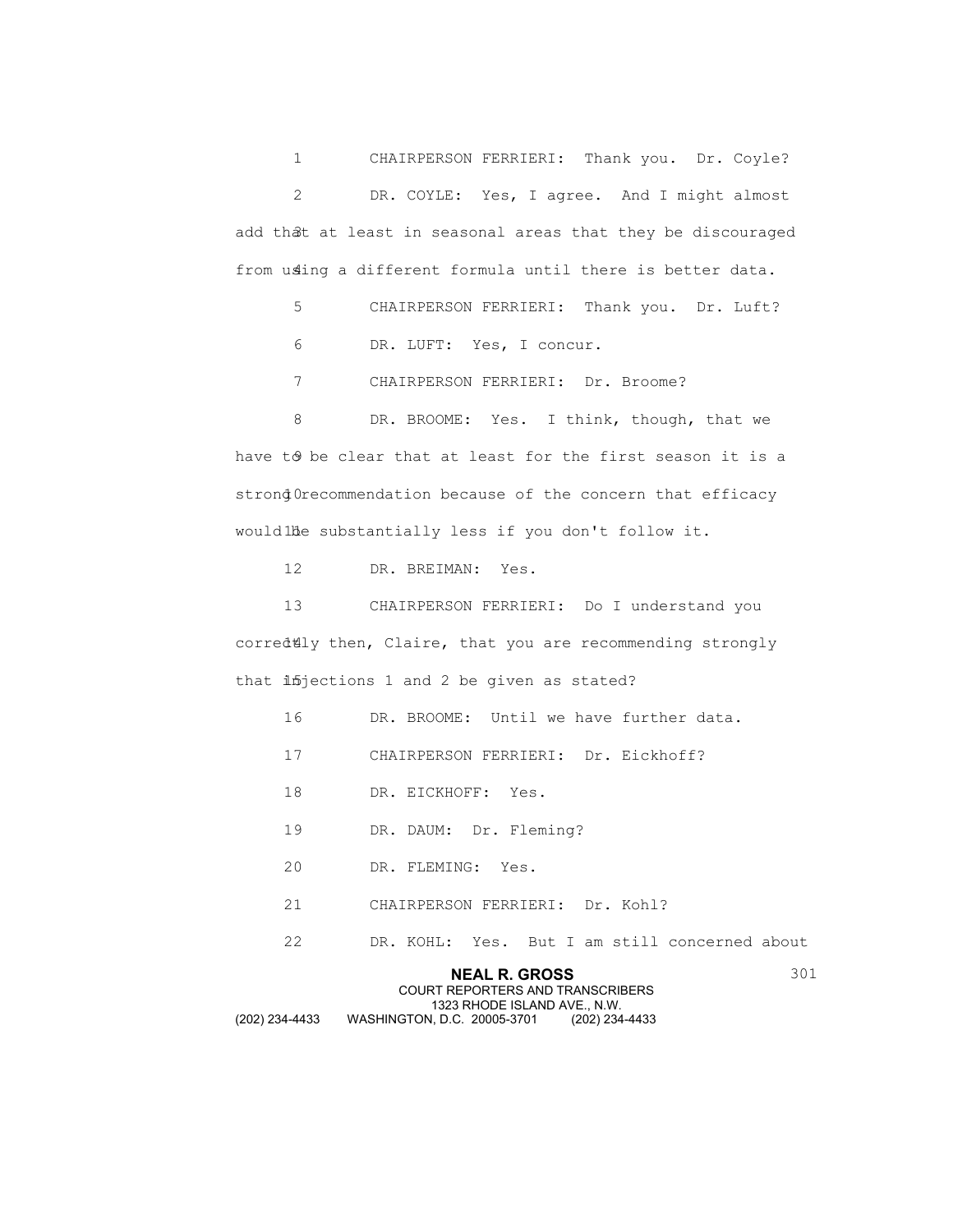CHAIRPERSON FERRIERI: Thank you. Dr. Coyle?

DR. COYLE: Yes, I agree. And I might almost add that at least in seasonal areas that they be discouraged from using a different formula until there is better data.

CHAIRPERSON FERRIERI: Thank you. Dr. Luft?

DR. LUFT: Yes, I concur.

CHAIRPERSON FERRIERI: Dr. Broome?

DR. BROOME: Yes. I think, though, that we have to be clear that at least for the first season it is a strong recommendation because of the concern that efficacy would be substantially less if you don't follow it.

DR. BREIMAN: Yes.

CHAIRPERSON FERRIERI: Do I understand you correctly then, Claire, that you are recommending strongly that injections 1 and 2 be given as stated?

DR. BROOME: Until we have further data.

CHAIRPERSON FERRIERI: Dr. Eickhoff?

DR. EICKHOFF: Yes.

DR. DAUM: Dr. Fleming?

DR. FLEMING: Yes.

CHAIRPERSON FERRIERI: Dr. Kohl?

DR. KOHL: Yes. But I am still concerned about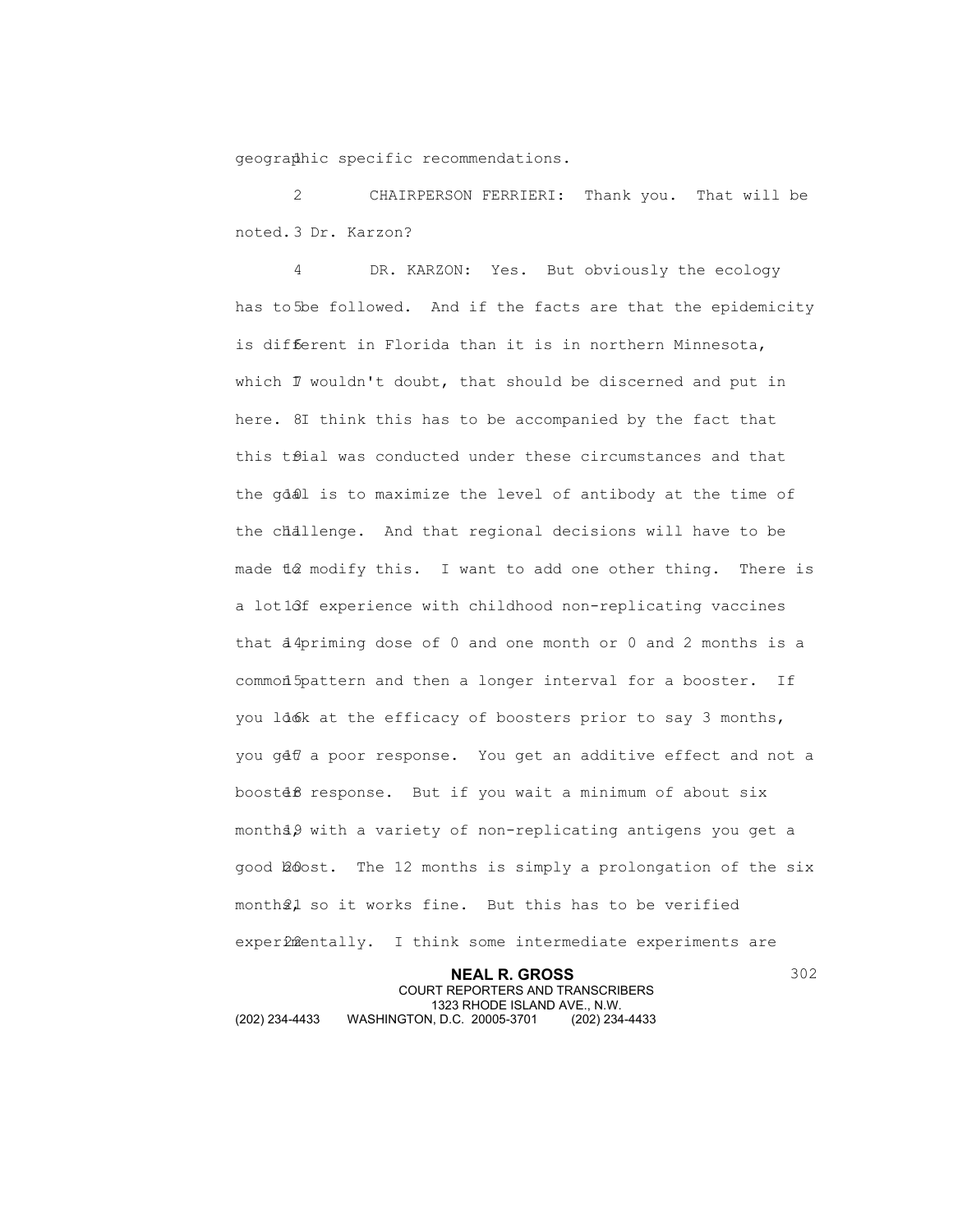geographic specific recommendations.

CHAIRPERSON FERRIERI: Thank you. That will be noted. Dr. Karzon?

DR. KARZON: Yes. But obviously the ecology has to be followed. And if the facts are that the epidemicity is different in Florida than it is in northern Minnesota, which I wouldn't doubt, that should be discerned and put in here. I think this has to be accompanied by the fact that this trial was conducted under these circumstances and that the goal is to maximize the level of antibody at the time of the challenge. And that regional decisions will have to be made to modify this. I want to add one other thing. There is a lot of experience with childhood non-replicating vaccines that a priming dose of 0 and one month or 0 and 2 months is a common pattern and then a longer interval for a booster. If you look at the efficacy of boosters prior to say 3 months, you get a poor response. You get an additive effect and not a booster response. But if you wait a minimum of about six months, with a variety of non-replicating antigens you get a good boost. The 12 months is simply a prolongation of the six months, so it works fine. But this has to be verified experimentally. I think some intermediate experiments are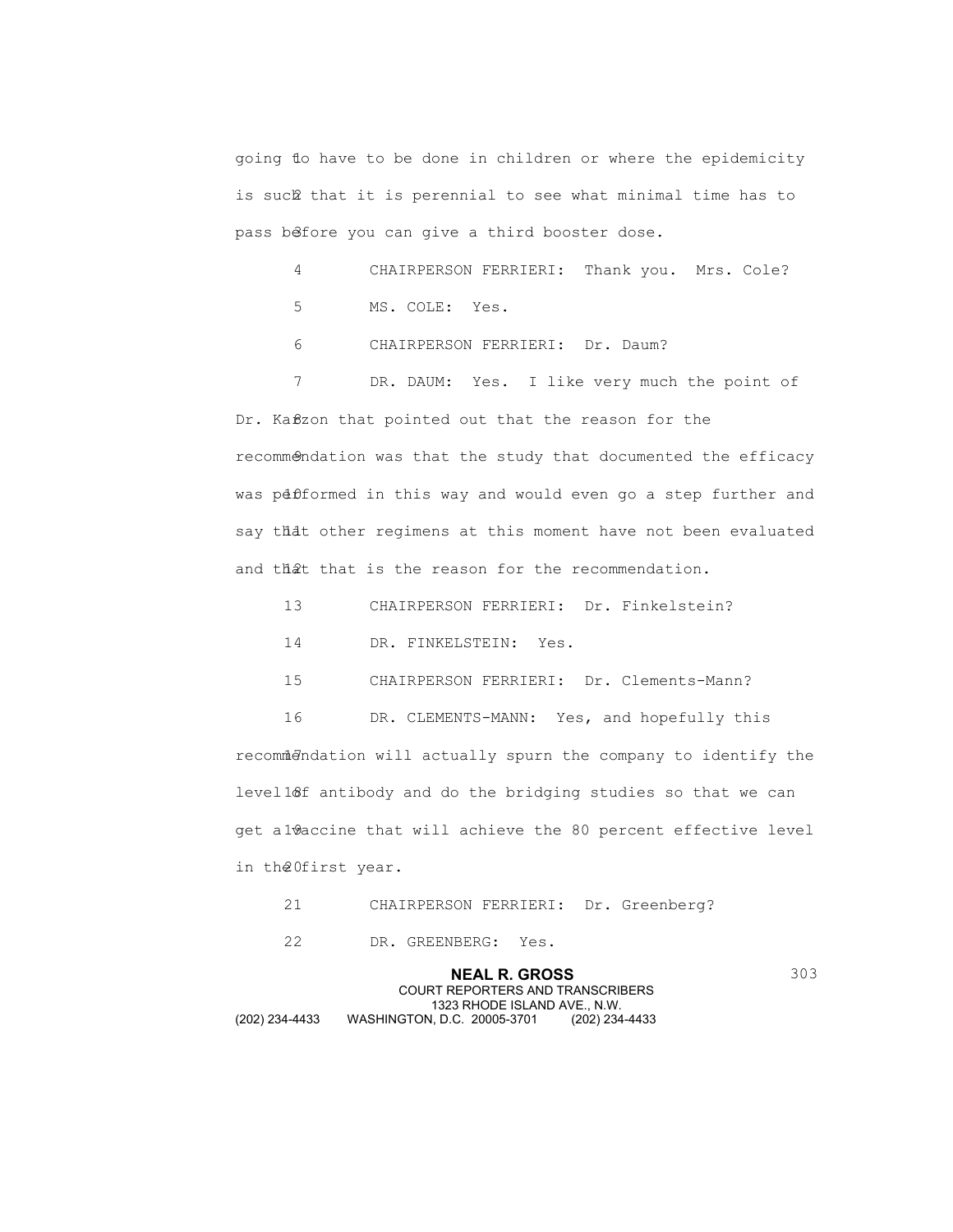going to have to be done in children or where the epidemicity is such that it is perennial to see what minimal time has to pass before you can give a third booster dose.

CHAIRPERSON FERRIERI: Thank you. Mrs. Cole?

MS. COLE: Yes.

CHAIRPERSON FERRIERI: Dr. Daum?

DR. DAUM: Yes. I like very much the point of Dr. Karzon that pointed out that the reason for the recommendation was that the study that documented the efficacy was performed in this way and would even go a step further and say that other regimens at this moment have not been evaluated and that that is the reason for the recommendation.

CHAIRPERSON FERRIERI: Dr. Finkelstein?

DR. FINKELSTEIN: Yes.

CHAIRPERSON FERRIERI: Dr. Clements-Mann?

DR. CLEMENTS-MANN: Yes, and hopefully this recommendation will actually spurn the company to identify the level of antibody and do the bridging studies so that we can get a vaccine that will achieve the 80 percent effective level in the first year.

CHAIRPERSON FERRIERI: Dr. Greenberg?

DR. GREENBERG: Yes.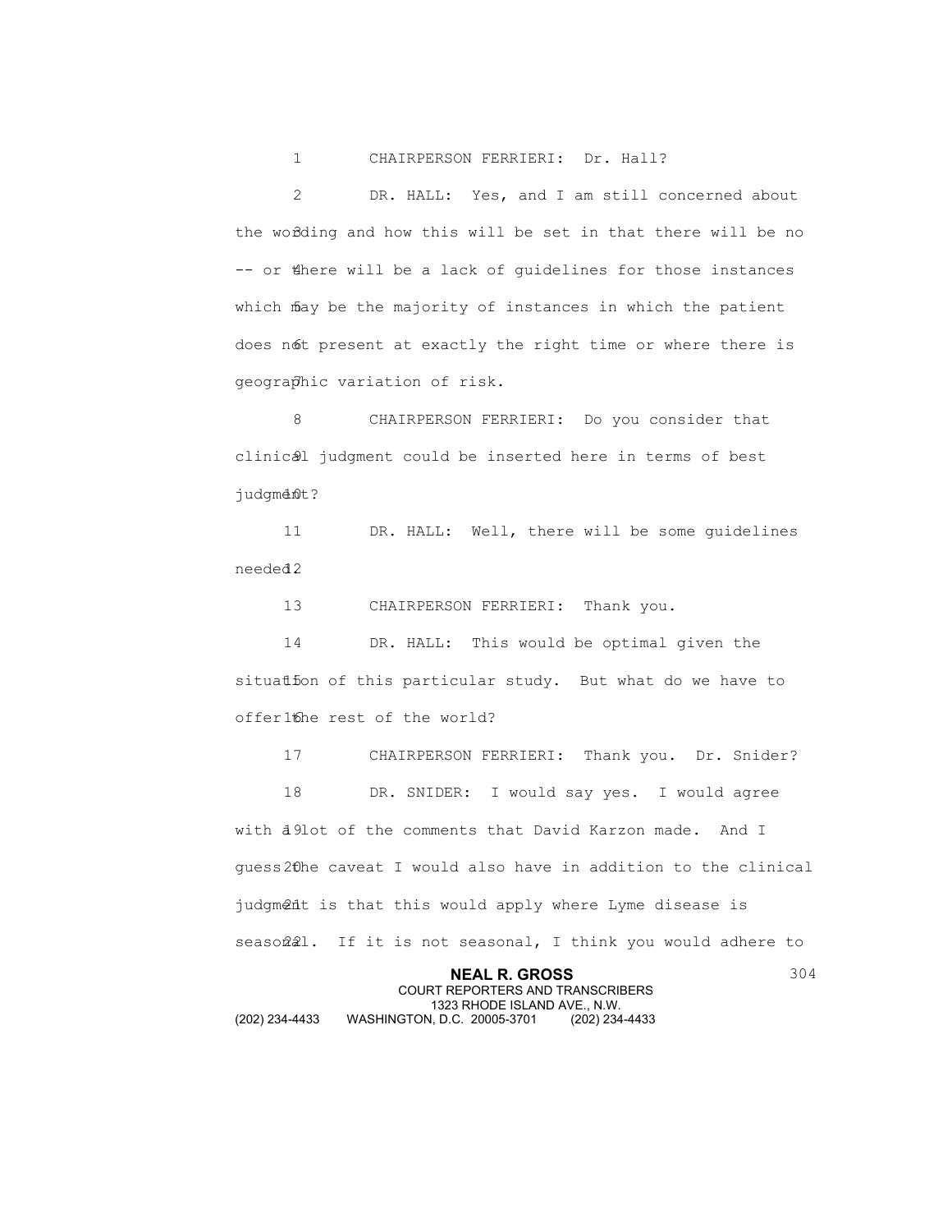CHAIRPERSON FERRIERI: Dr. Hall?

DR. HALL: Yes, and I am still concerned about the wording and how this will be set in that there will be no -- or there will be a lack of guidelines for those instances which may be the majority of instances in which the patient does not present at exactly the right time or where there is geographic variation of risk.

CHAIRPERSON FERRIERI: Do you consider that clinical judgment could be inserted here in terms of best judgment?

DR. HALL: Well, there will be some guidelines needed.

CHAIRPERSON FERRIERI: Thank you.

DR. HALL: This would be optimal given the situation of this particular study. But what do we have to offer the rest of the world?

CHAIRPERSON FERRIERI: Thank you. Dr. Snider?

DR. SNIDER: I would say yes. I would agree with a lot of the comments that David Karzon made. And I guess the caveat I would also have in addition to the clinical judgment is that this would apply where Lyme disease is seasonal. If it is not seasonal, I think you would adhere to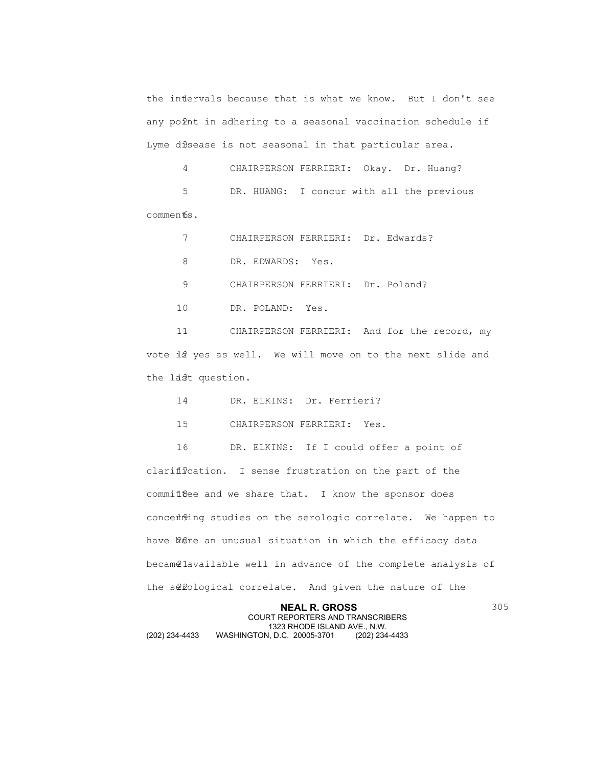the intervals because that is what we know. But I don't see any point in adhering to a seasonal vaccination schedule if Lyme disease is not seasonal in that particular area.

CHAIRPERSON FERRIERI: Okay. Dr. Huang?

DR. HUANG: I concur with all the previous comments.

CHAIRPERSON FERRIERI: Dr. Edwards?

DR. EDWARDS: Yes.

CHAIRPERSON FERRIERI: Dr. Poland?

DR. POLAND: Yes.

CHAIRPERSON FERRIERI: And for the record, my vote is yes as well. We will move on to the next slide and the last question.

DR. ELKINS: Dr. Ferrieri?

CHAIRPERSON FERRIERI: Yes.

DR. ELKINS: If I could offer a point of clarification. I sense frustration on the part of the committee and we share that. I know the sponsor does concerning studies on the serologic correlate. We happen to have here an unusual situation in which the efficacy data became available well in advance of the complete analysis of the serological correlate. And given the nature of the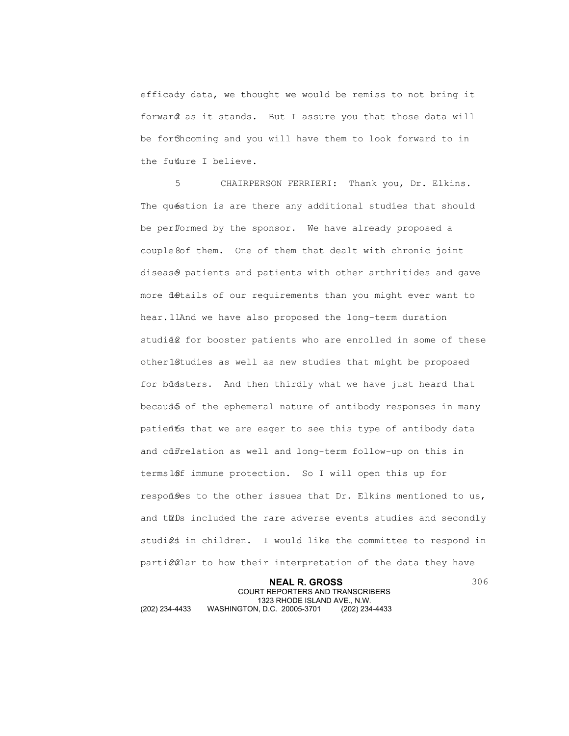efficacy data, we thought we would be remiss to not bring it forward as it stands. But I assure you that those data will be forthcoming and you will have them to look forward to in the future I believe.

CHAIRPERSON FERRIERI: Thank you, Dr. Elkins. The question is are there any additional studies that should be performed by the sponsor. We have already proposed a couple of them. One of them that dealt with chronic joint disease patients and patients with other arthritides and gave more details of our requirements than you might ever want to hear. And we have also proposed the long-term duration studies for booster patients who are enrolled in some of these other studies as well as new studies that might be proposed for boosters. And then thirdly what we have just heard that because of the ephemeral nature of antibody responses in many patients that we are eager to see this type of antibody data and correlation as well and long-term follow-up on this in terms of immune protection. So I will open this up for responses to the other issues that Dr. Elkins mentioned to us, and this included the rare adverse events studies and secondly studies in children. I would like the committee to respond in particular to how their interpretation of the data they have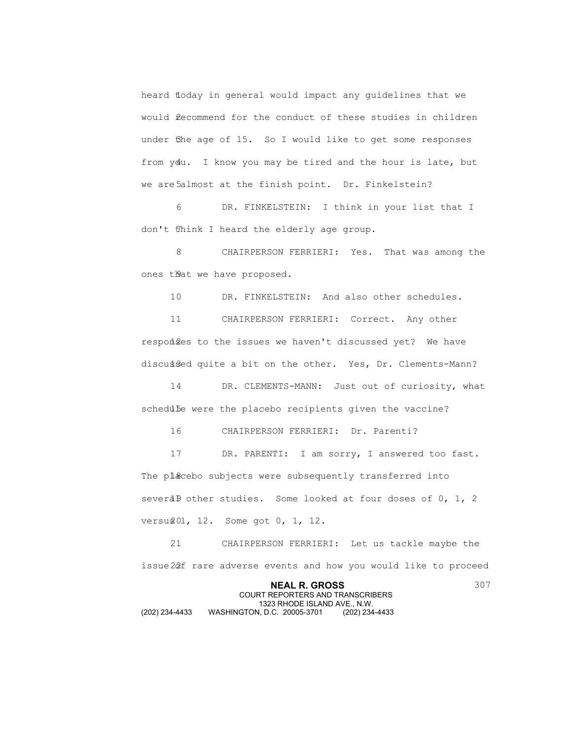heard today in general would impact any guidelines that we would recommend for the conduct of these studies in children under the age of 15. So I would like to get some responses from you. I know you may be tired and the hour is late, but we are almost at the finish point. Dr. Finkelstein?

DR. FINKELSTEIN: I think in your list that I don't think I heard the elderly age group.

CHAIRPERSON FERRIERI: Yes. That was among the ones that we have proposed.

DR. FINKELSTEIN: And also other schedules.

CHAIRPERSON FERRIERI: Correct. Any other responses to the issues we haven't discussed yet? We have discussed quite a bit on the other. Yes, Dr. Clements-Mann?

DR. CLEMENTS-MANN: Just out of curiosity, what schedule were the placebo recipients given the vaccine?

CHAIRPERSON FERRIERI: Dr. Parenti?

DR. PARENTI: I am sorry, I answered too fast. The placebo subjects were subsequently transferred into several other studies. Some looked at four doses of 0, 1, 2 versus 0, 1, 12. Some got 0, 1, 12.

CHAIRPERSON FERRIERI: Let us tackle maybe the issue of rare adverse events and how you would like to proceed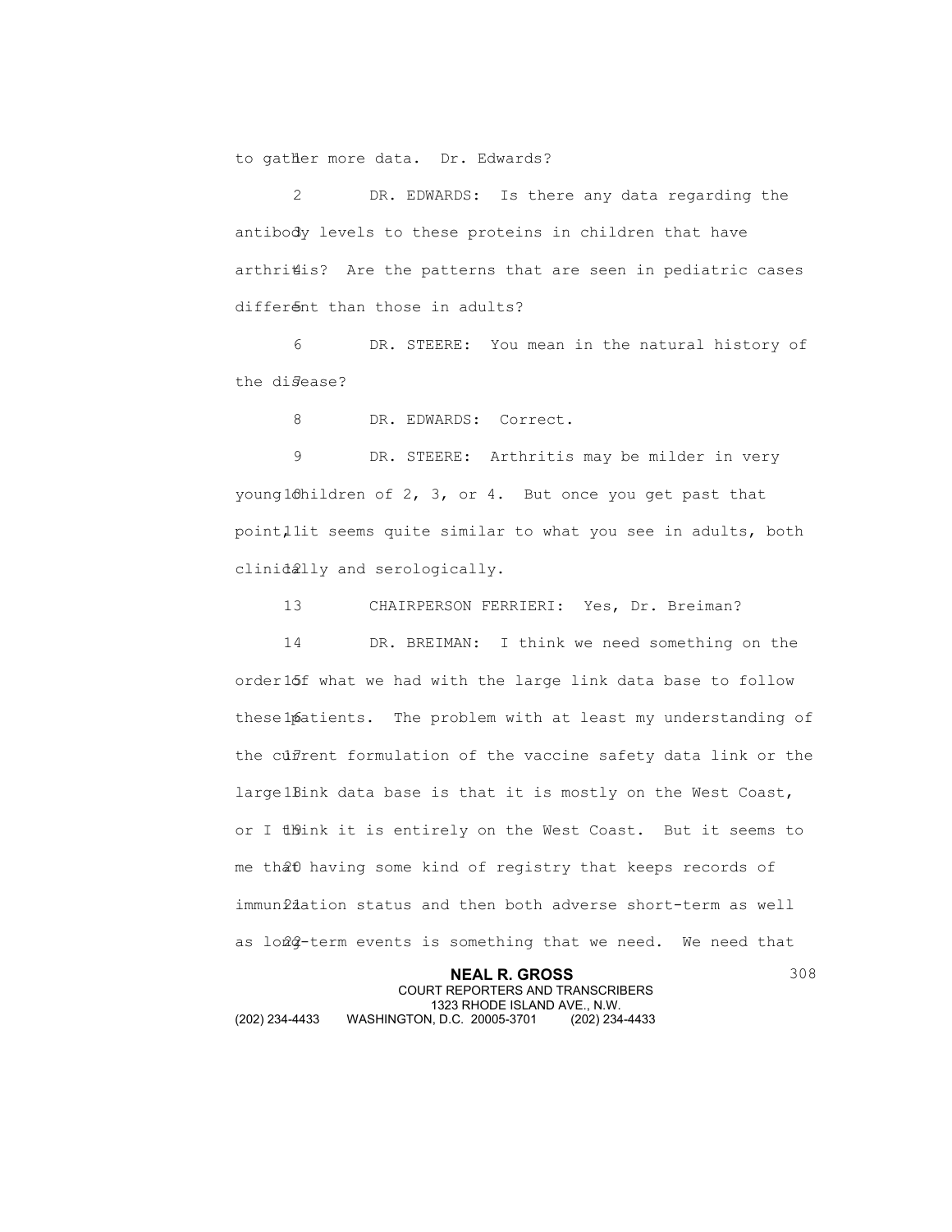to gather more data. Dr. Edwards?

DR. EDWARDS: Is there any data regarding the antibody levels to these proteins in children that have arthritis? Are the patterns that are seen in pediatric cases different than those in adults?

DR. STEERE: You mean in the natural history of the disease?

DR. EDWARDS: Correct.

DR. STEERE: Arthritis may be milder in very young children of 2, 3, or 4. But once you get past that point, it seems quite similar to what you see in adults, both clinically and serologically.

CHAIRPERSON FERRIERI: Yes, Dr. Breiman?

DR. BREIMAN: I think we need something on the order of what we had with the large link data base to follow these patients. The problem with at least my understanding of the current formulation of the vaccine safety data link or the large link data base is that it is mostly on the West Coast, or I think it is entirely on the West Coast. But it seems to me that having some kind of registry that keeps records of immunization status and then both adverse short-term as well as long-term events is something that we need. We need that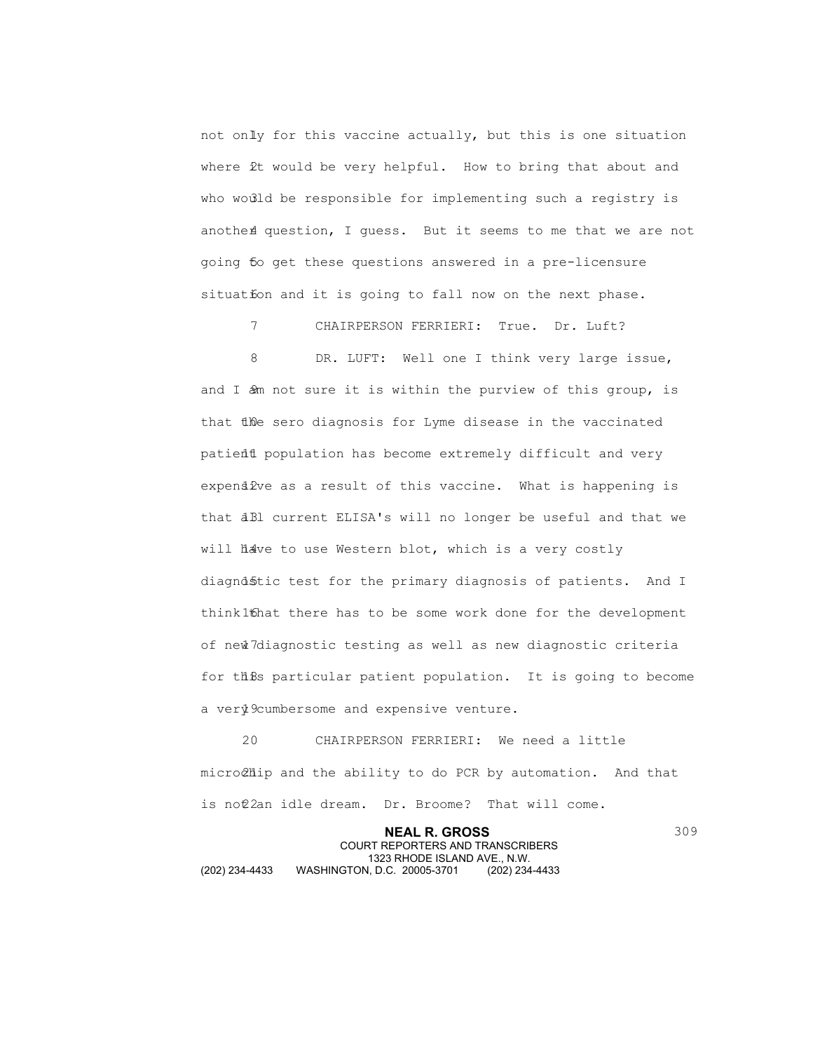not only for this vaccine actually, but this is one situation where it would be very helpful. How to bring that about and who would be responsible for implementing such a registry is another question, I guess. But it seems to me that we are not going to get these questions answered in a pre-licensure situation and it is going to fall now on the next phase.

CHAIRPERSON FERRIERI: True. Dr. Luft?

DR. LUFT: Well one I think very large issue, and I am not sure it is within the purview of this group, is that the sero diagnosis for Lyme disease in the vaccinated patient population has become extremely difficult and very expensive as a result of this vaccine. What is happening is that all current ELISA's will no longer be useful and that we will have to use Western blot, which is a very costly diagnostic test for the primary diagnosis of patients. And I think that there has to be some work done for the development of new diagnostic testing as well as new diagnostic criteria for this particular patient population. It is going to become a very cumbersome and expensive venture.

CHAIRPERSON FERRIERI: We need a little microchip and the ability to do PCR by automation. And that is not an idle dream. Dr. Broome? That will come.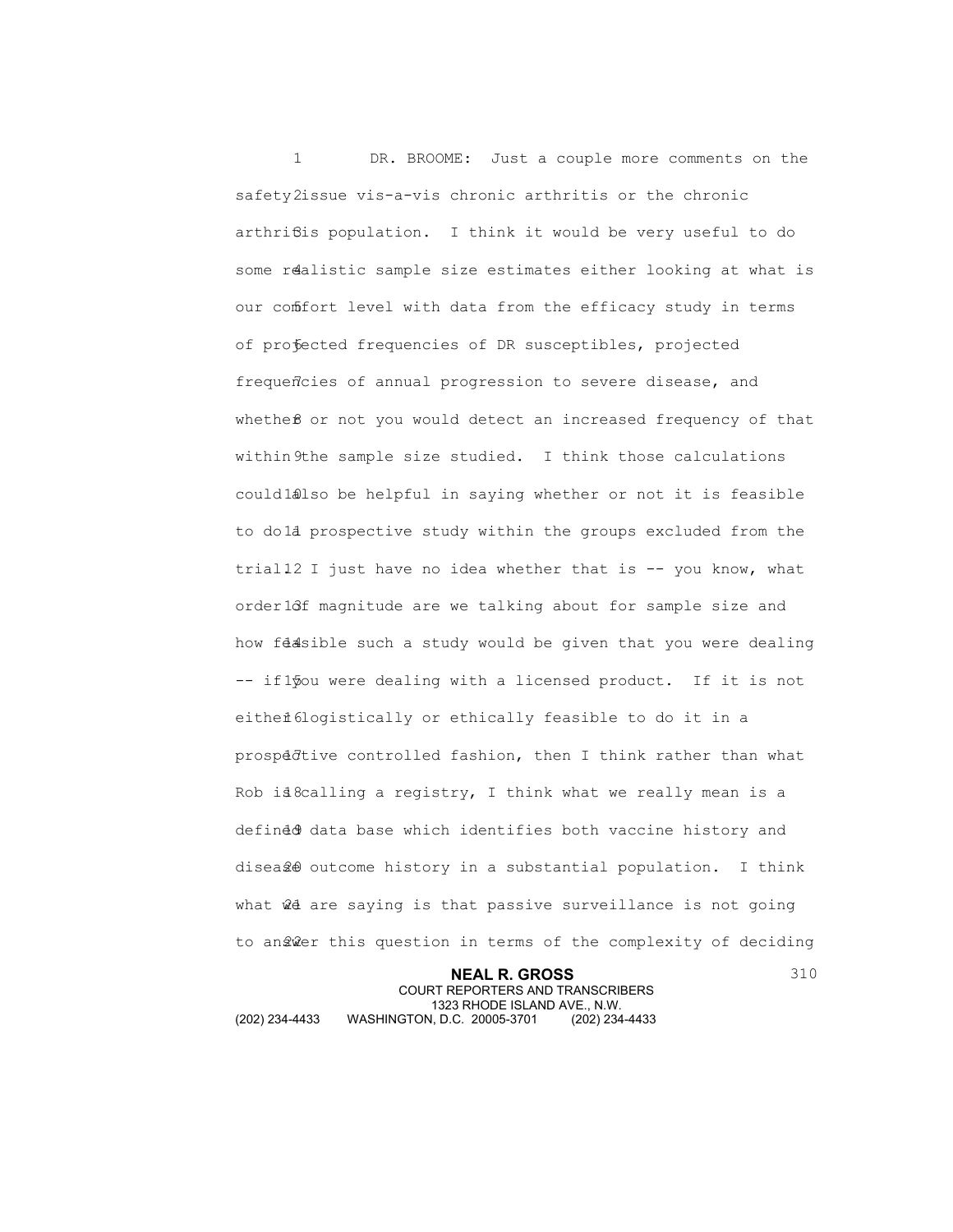DR. BROOME: Just a couple more comments on the safety issue vis-a-vis chronic arthritis or the chronic arthritis population. I think it would be very useful to do some realistic sample size estimates either looking at what is our comfort level with data from the efficacy study in terms of projected frequencies of DR susceptibles, projected frequencies of annual progression to severe disease, and whether or not you would detect an increased frequency of that within the sample size studied. I think those calculations could also be helpful in saying whether or not it is feasible to do a prospective study within the groups excluded from the trial. I just have no idea whether that is -- you know, what order of magnitude are we talking about for sample size and how feasible such a study would be given that you were dealing -- if you were dealing with a licensed product. If it is not either logistically or ethically feasible to do it in a prospective controlled fashion, then I think rather than what Rob is calling a registry, I think what we really mean is a defined data base which identifies both vaccine history and disease outcome history in a substantial population. I think what we are saying is that passive surveillance is not going to answer this question in terms of the complexity of deciding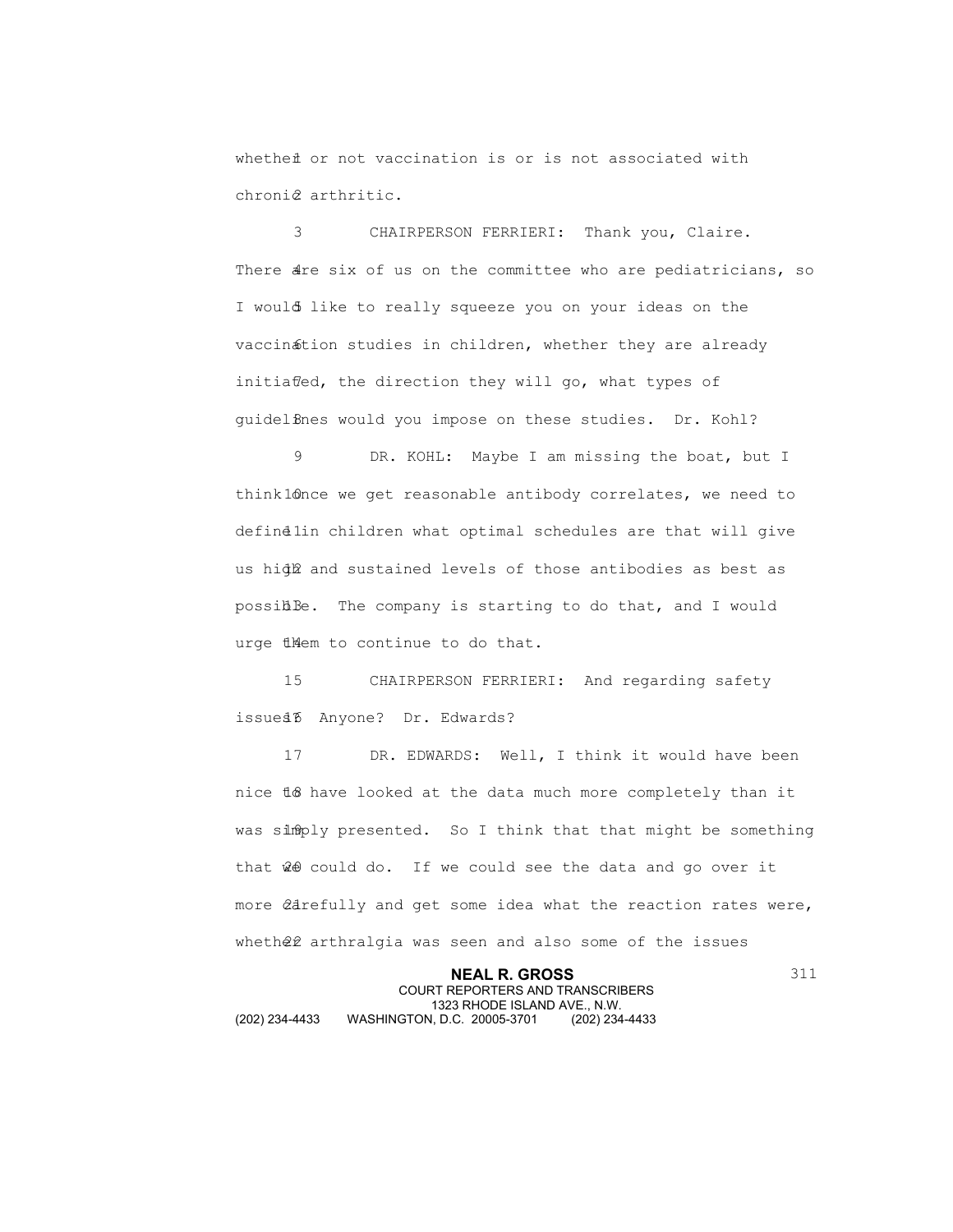whether or not vaccination is or is not associated with chronic arthritic.

CHAIRPERSON FERRIERI: Thank you, Claire. There are six of us on the committee who are pediatricians, so I would like to really squeeze you on your ideas on the vaccination studies in children, whether they are already initiated, the direction they will go, what types of guidelines would you impose on these studies. Dr. Kohl?

DR. KOHL: Maybe I am missing the boat, but I think once we get reasonable antibody correlates, we need to define in children what optimal schedules are that will give us high and sustained levels of those antibodies as best as possible. The company is starting to do that, and I would urge them to continue to do that.

CHAIRPERSON FERRIERI: And regarding safety issues? Anyone? Dr. Edwards?

DR. EDWARDS: Well, I think it would have been nice to have looked at the data much more completely than it was simply presented. So I think that that might be something that we could do. If we could see the data and go over it more carefully and get some idea what the reaction rates were, whether arthralgia was seen and also some of the issues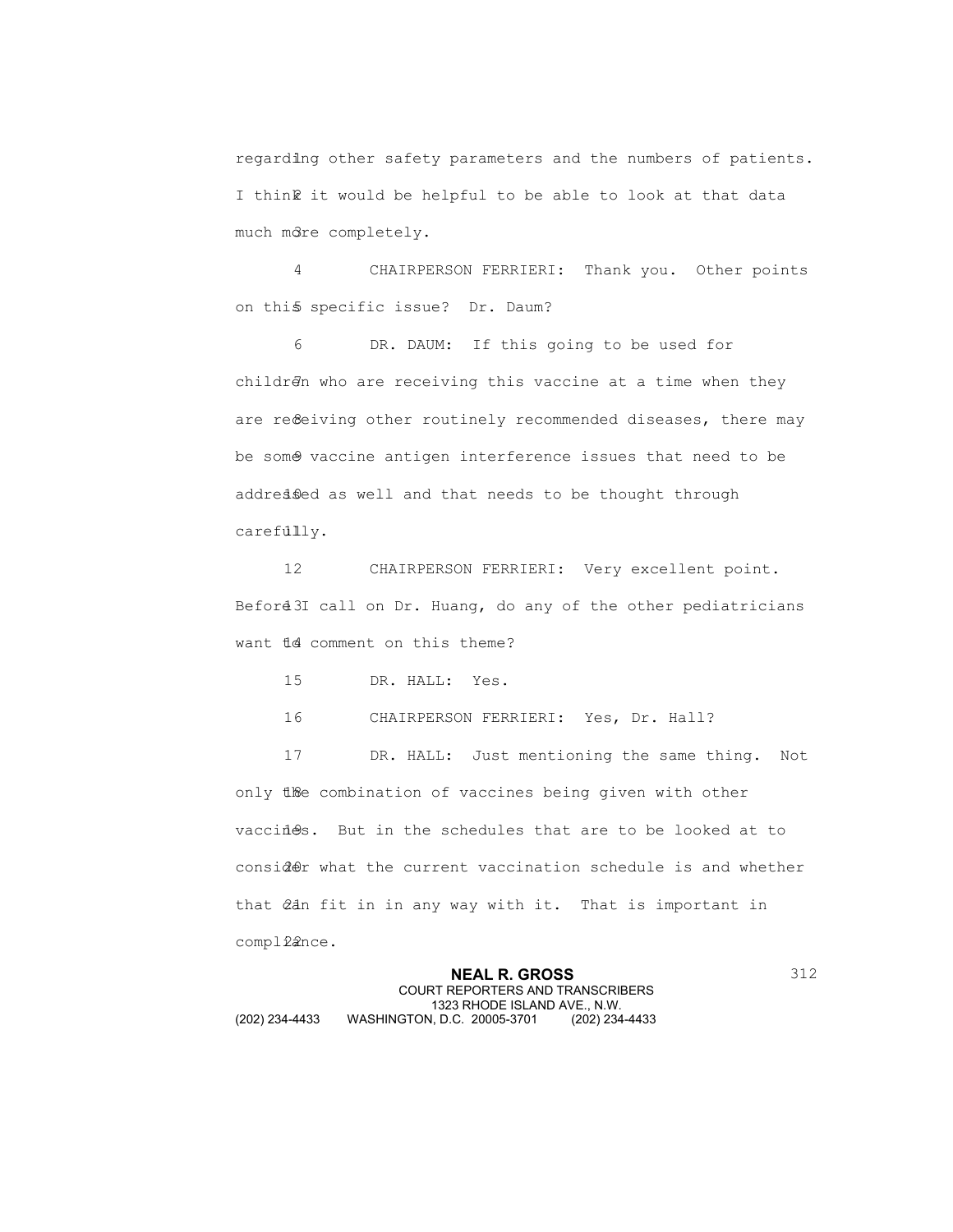regarding other safety parameters and the numbers of patients. I think it would be helpful to be able to look at that data much more completely.

CHAIRPERSON FERRIERI: Thank you. Other points on this specific issue? Dr. Daum?

DR. DAUM: If this going to be used for children who are receiving this vaccine at a time when they are receiving other routinely recommended diseases, there may be some vaccine antigen interference issues that need to be addressed as well and that needs to be thought through carefully.

CHAIRPERSON FERRIERI: Very excellent point. Before I call on Dr. Huang, do any of the other pediatricians want to comment on this theme?

DR. HALL: Yes.

CHAIRPERSON FERRIERI: Yes, Dr. Hall?

DR. HALL: Just mentioning the same thing. Not only the combination of vaccines being given with other vaccines. But in the schedules that are to be looked at to consider what the current vaccination schedule is and whether that can fit in in any way with it. That is important in compliance.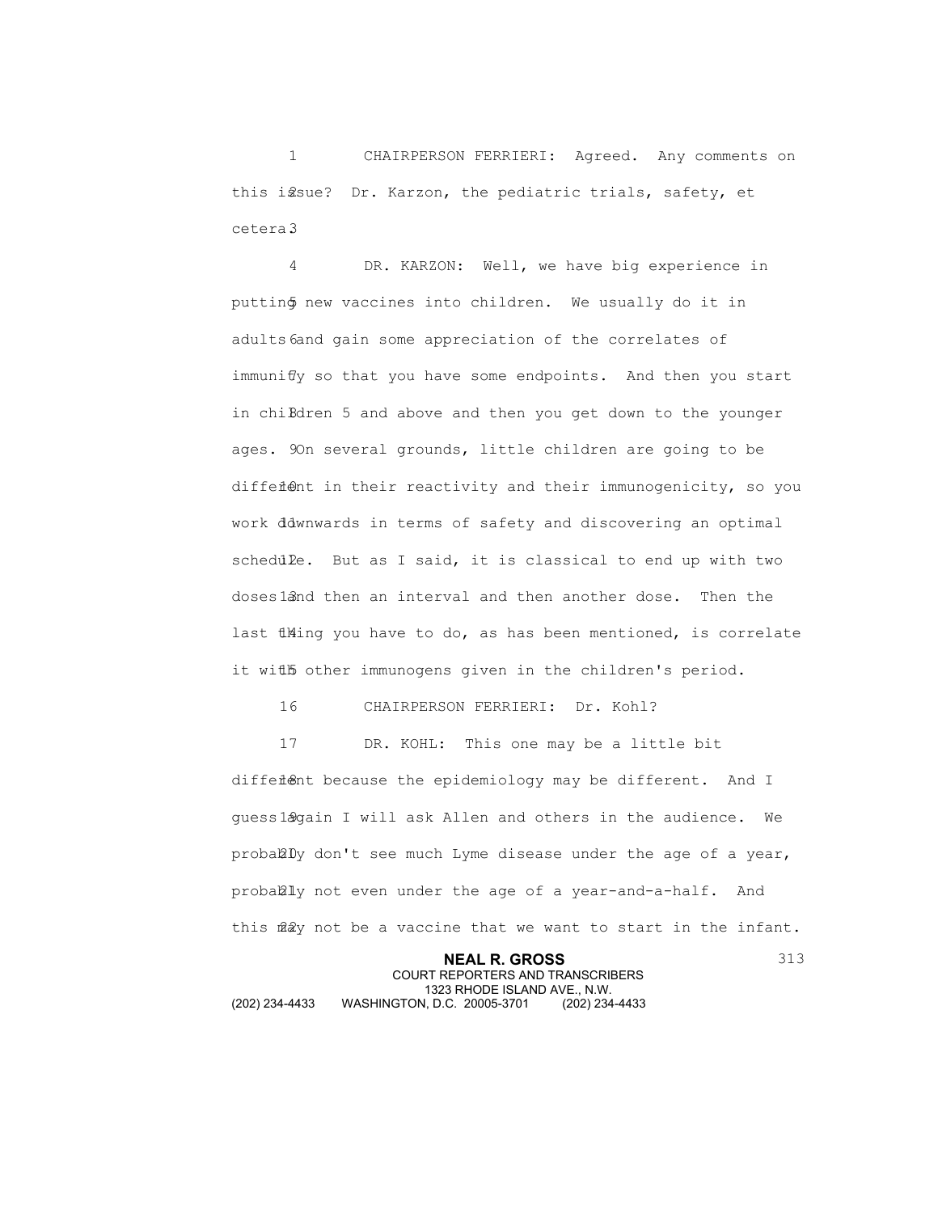CHAIRPERSON FERRIERI: Agreed. Any comments on this issue? Dr. Karzon, the pediatric trials, safety, et cetera.

DR. KARZON: Well, we have big experience in putting new vaccines into children. We usually do it in adults and gain some appreciation of the correlates of immunity so that you have some endpoints. And then you start in children 5 and above and then you get down to the younger ages. On several grounds, little children are going to be different in their reactivity and their immunogenicity, so you work downwards in terms of safety and discovering an optimal schedule. But as I said, it is classical to end up with two doses and then an interval and then another dose. Then the last thing you have to do, as has been mentioned, is correlate it with other immunogens given in the children's period.

CHAIRPERSON FERRIERI: Dr. Kohl?

DR. KOHL: This one may be a little bit different because the epidemiology may be different. And I guess again I will ask Allen and others in the audience. We probably don't see much Lyme disease under the age of a year, probably not even under the age of a year-and-a-half. And this may not be a vaccine that we want to start in the infant.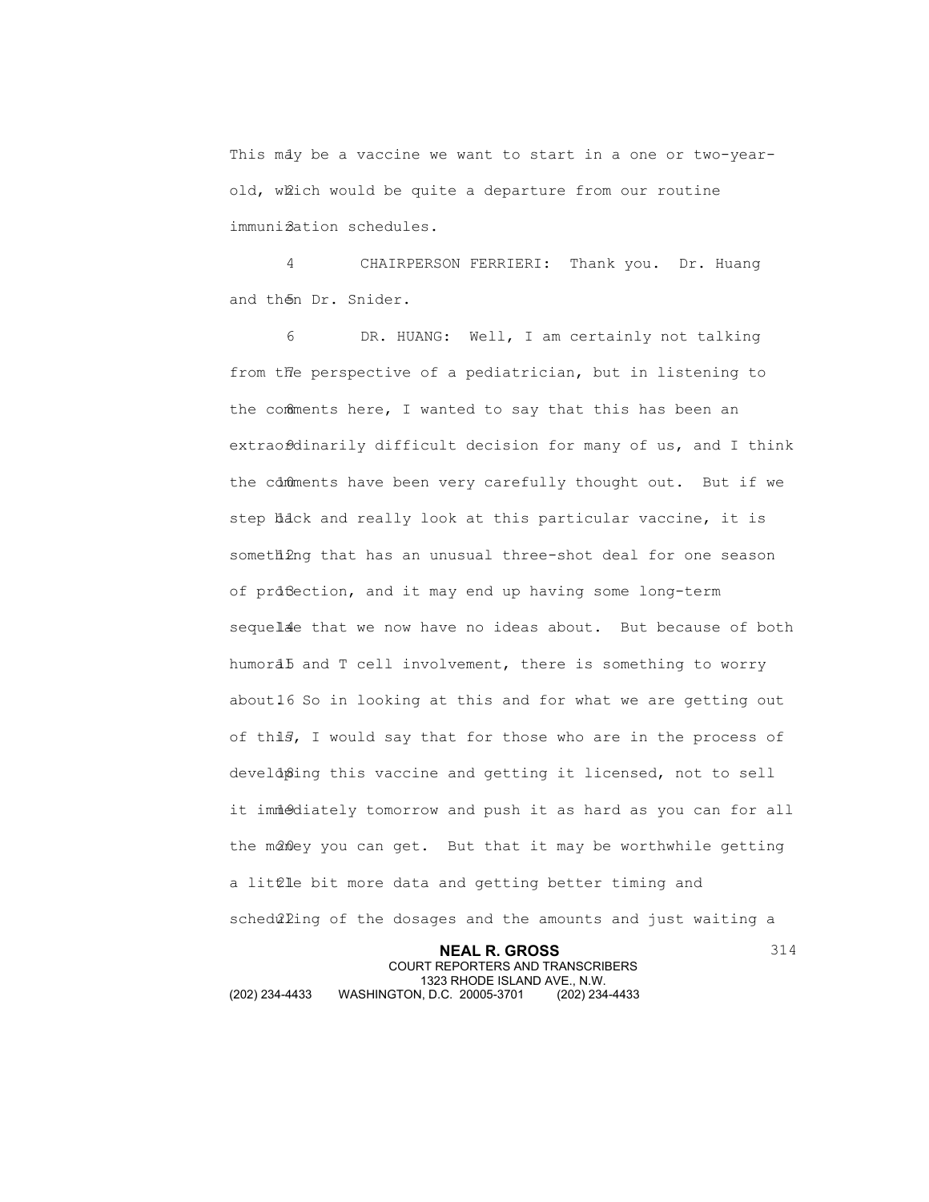This may be a vaccine we want to start in a one or two-year-old, which would be quite a departure from our routine immunization schedules.

CHAIRPERSON FERRIERI: Thank you. Dr. Huang and then Dr. Snider.

DR. HUANG: Well, I am certainly not talking from the perspective of a pediatrician, but in listening to the comments here, I wanted to say that this has been an extraordinarily difficult decision for many of us, and I think the comments have been very carefully thought out. But if we step back and really look at this particular vaccine, it is something that has an unusual three-shot deal for one season of protection, and it may end up having some long-term sequelae that we now have no ideas about. But because of both humoral and T cell involvement, there is something to worry about. So in looking at this and for what we are getting out of this, I would say that for those who are in the process of developing this vaccine and getting it licensed, not to sell it immediately tomorrow and push it as hard as you can for all the money you can get. But that it may be worthwhile getting a little bit more data and getting better timing and scheduling of the dosages and the amounts and just waiting a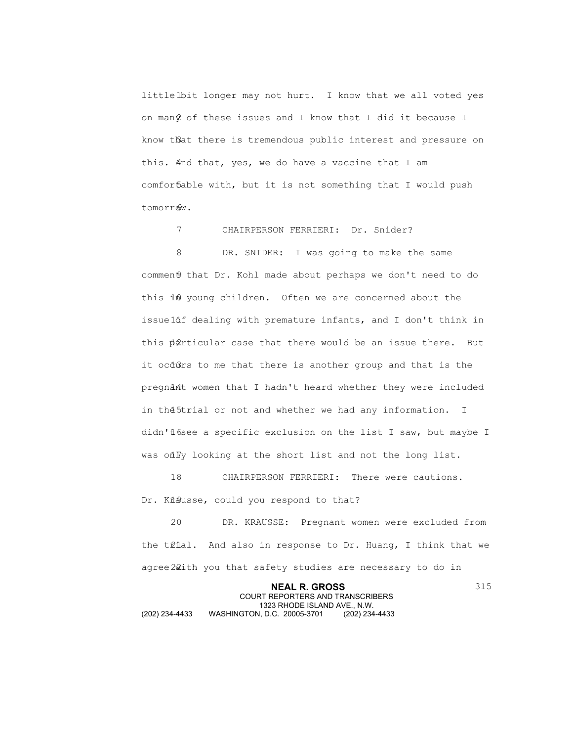little bit longer may not hurt. I know that we all voted yes on many of these issues and I know that I did it because I know that there is tremendous public interest and pressure on this. And that, yes, we do have a vaccine that I am comfortable with, but it is not something that I would push tomorrow.

CHAIRPERSON FERRIERI: Dr. Snider?

DR. SNIDER: I was going to make the same comment that Dr. Kohl made about perhaps we don't need to do this in young children. Often we are concerned about the issue of dealing with premature infants, and I don't think in this particular case that there would be an issue there. But it occurs to me that there is another group and that is the pregnant women that I hadn't heard whether they were included in the trial or not and whether we had any information. I didn't see a specific exclusion on the list I saw, but maybe I was only looking at the short list and not the long list.

CHAIRPERSON FERRIERI: There were cautions. Dr. Krausse, could you respond to that?

DR. KRAUSSE: Pregnant women were excluded from the trial. And also in response to Dr. Huang, I think that we agree with you that safety studies are necessary to do in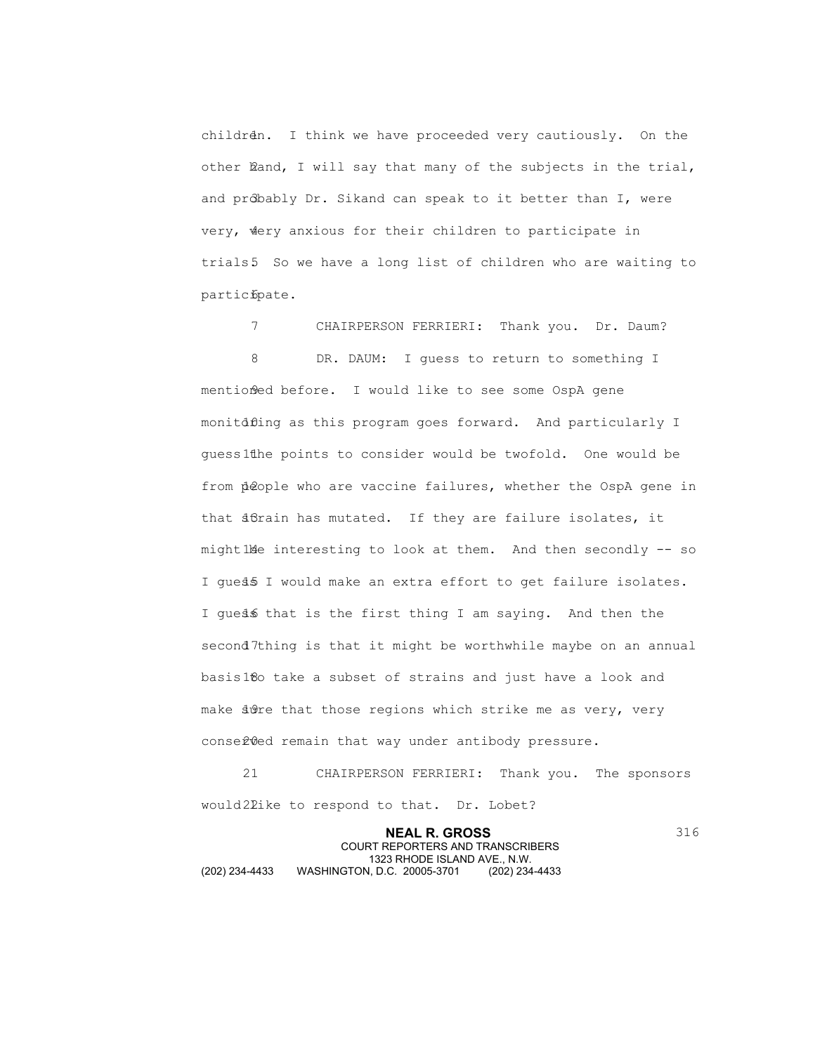children. I think we have proceeded very cautiously. On the other hand, I will say that many of the subjects in the trial, and probably Dr. Sikand can speak to it better than I, were very, very anxious for their children to participate in trials. So we have a long list of children who are waiting to participate.

CHAIRPERSON FERRIERI: Thank you. Dr. Daum?

DR. DAUM: I guess to return to something I mentioned before. I would like to see some OspA gene monitoring as this program goes forward. And particularly I guess the points to consider would be twofold. One would be from people who are vaccine failures, whether the OspA gene in that strain has mutated. If they are failure isolates, it might be interesting to look at them. And then secondly -- so I guess I would make an extra effort to get failure isolates. I guess that is the first thing I am saying. And then the second thing is that it might be worthwhile maybe on an annual basis to take a subset of strains and just have a look and make sure that those regions which strike me as very, very conserved remain that way under antibody pressure.

CHAIRPERSON FERRIERI: Thank you. The sponsors would like to respond to that. Dr. Lobet?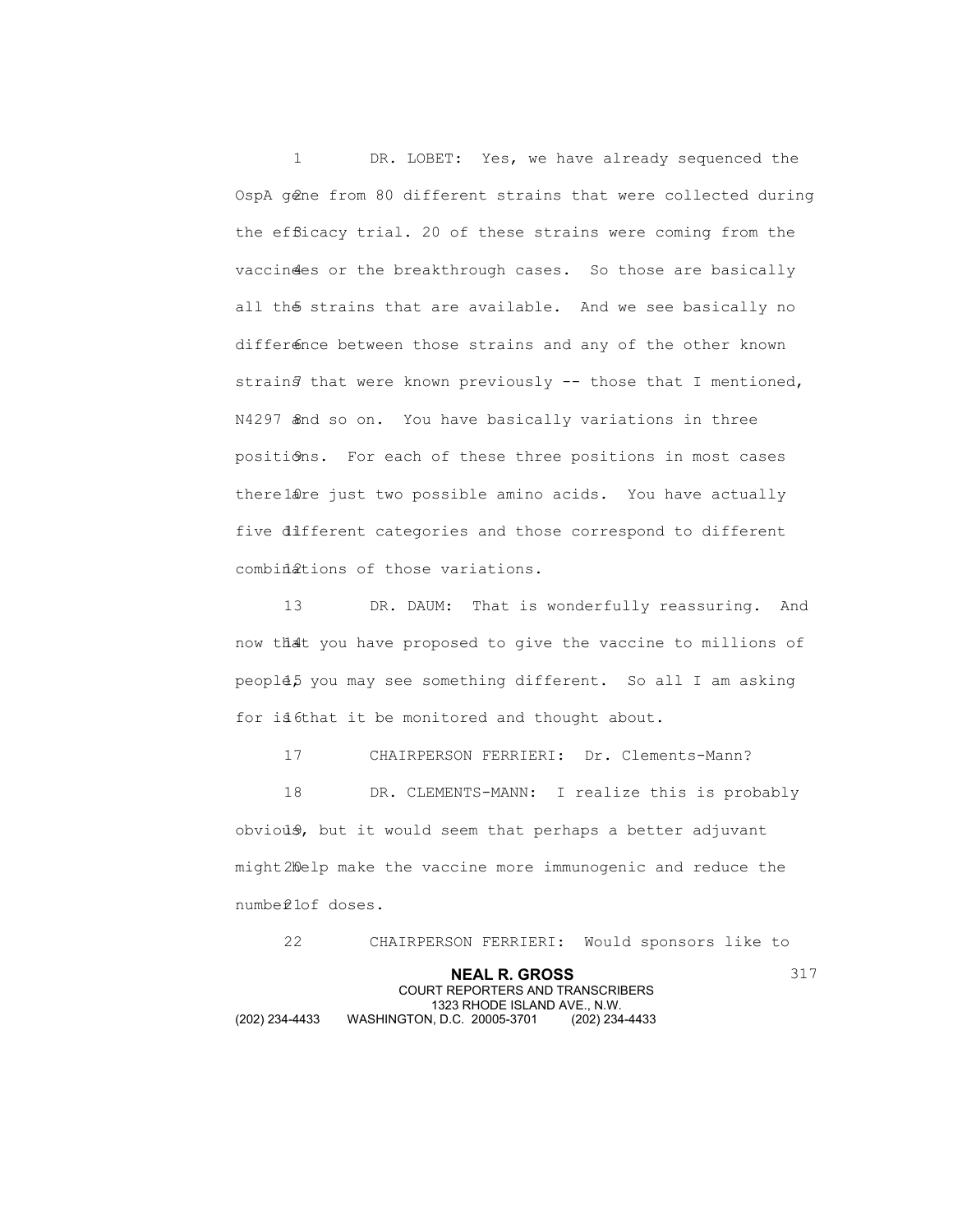DR. LOBET: Yes, we have already sequenced the OspA gene from 80 different strains that were collected during the efficacy trial. 20 of these strains were coming from the vaccinees or the breakthrough cases. So those are basically all the strains that are available. And we see basically no difference between those strains and any of the other known strains that were known previously -- those that I mentioned, N4297 and so on. You have basically variations in three positions. For each of these three positions in most cases there are just two possible amino acids. You have actually five different categories and those correspond to different combinations of those variations.

DR. DAUM: That is wonderfully reassuring. And now that you have proposed to give the vaccine to millions of people, you may see something different. So all I am asking for is that it be monitored and thought about.

CHAIRPERSON FERRIERI: Dr. Clements-Mann?

DR. CLEMENTS-MANN: I realize this is probably obvious, but it would seem that perhaps a better adjuvant might help make the vaccine more immunogenic and reduce the number of doses.

CHAIRPERSON FERRIERI: Would sponsors like to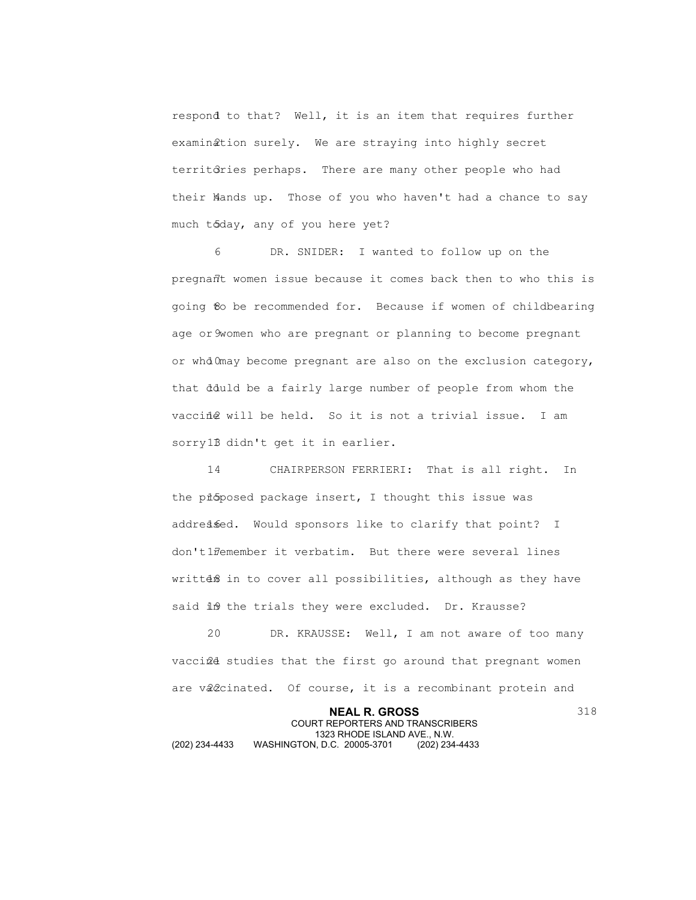respond to that? Well, it is an item that requires further examination surely. We are straying into highly secret territories perhaps. There are many other people who had their hands up. Those of you who haven't had a chance to say much today, any of you here yet?

DR. SNIDER: I wanted to follow up on the pregnant women issue because it comes back then to who this is going to be recommended for. Because if women of childbearing age or women who are pregnant or planning to become pregnant or who may become pregnant are also on the exclusion category, that could be a fairly large number of people from whom the vaccine will be held. So it is not a trivial issue. I am sorry I didn't get it in earlier.

CHAIRPERSON FERRIERI: That is all right. In the proposed package insert, I thought this issue was addressed. Would sponsors like to clarify that point? I don't remember it verbatim. But there were several lines written in to cover all possibilities, although as they have said in the trials they were excluded. Dr. Krausse?

DR. KRAUSSE: Well, I am not aware of too many vaccine studies that the first go around that pregnant women are vaccinated. Of course, it is a recombinant protein and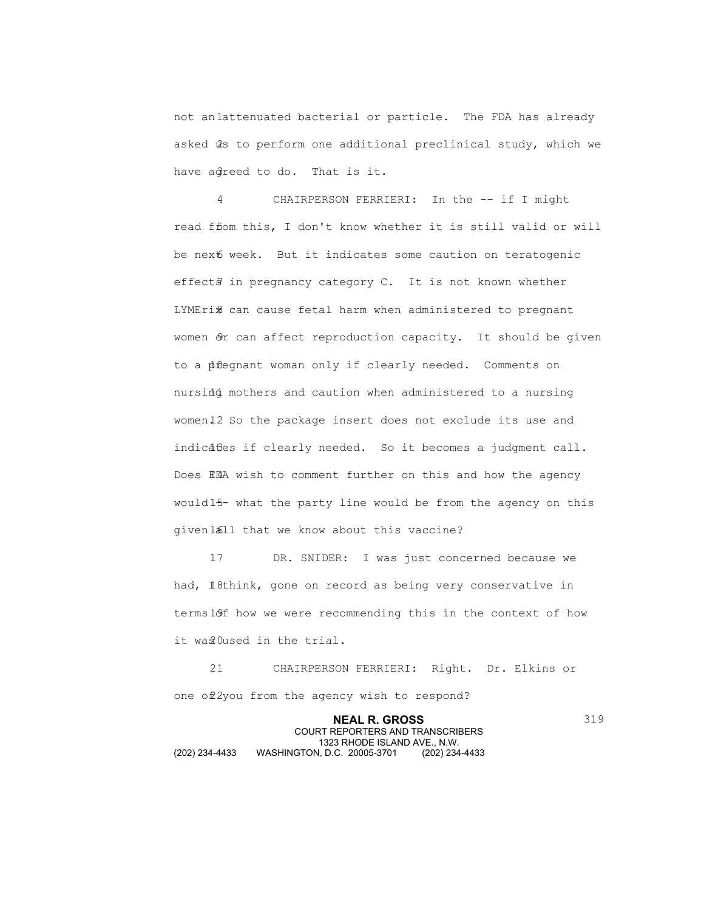not an attenuated bacterial or particle. The FDA has already asked us to perform one additional preclinical study, which we have agreed to do. That is it.

CHAIRPERSON FERRIERI: In the -- if I might read from this, I don't know whether it is still valid or will be next week. But it indicates some caution on teratogenic effects in pregnancy category C. It is not known whether LYMErix can cause fetal harm when administered to pregnant women or can affect reproduction capacity. It should be given to a pregnant woman only if clearly needed. Comments on nursing mothers and caution when administered to a nursing women. So the package insert does not exclude its use and indicates if clearly needed. So it becomes a judgment call. Does FDA wish to comment further on this and how the agency would -- what the party line would be from the agency on this given all that we know about this vaccine?

DR. SNIDER: I was just concerned because we had, I think, gone on record as being very conservative in terms of how we were recommending this in the context of how it was used in the trial.

CHAIRPERSON FERRIERI: Right. Dr. Elkins or one of you from the agency wish to respond?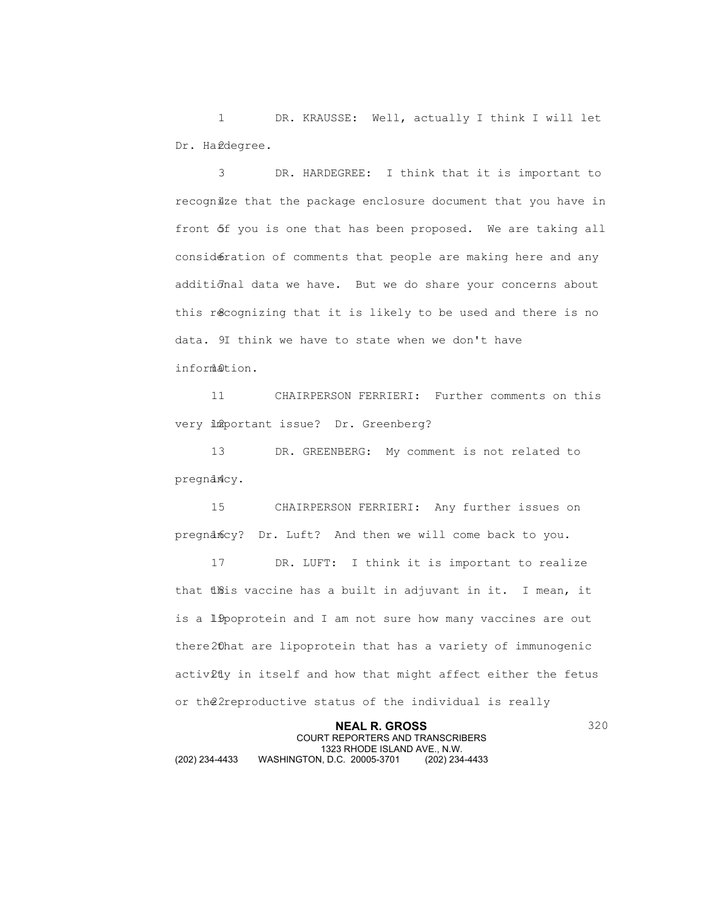DR. KRAUSSE: Well, actually I think I will let Dr. Hardegree.

DR. HARDEGREE: I think that it is important to recognize that the package enclosure document that you have in front of you is one that has been proposed. We are taking all consideration of comments that people are making here and any additional data we have. But we do share your concerns about this recognizing that it is likely to be used and there is no data. I think we have to state when we don't have information.

CHAIRPERSON FERRIERI: Further comments on this very important issue? Dr. Greenberg?

DR. GREENBERG: My comment is not related to pregnancy.

CHAIRPERSON FERRIERI: Any further issues on pregnancy? Dr. Luft? And then we will come back to you.

DR. LUFT: I think it is important to realize that this vaccine has a built in adjuvant in it. I mean, it is a lipoprotein and I am not sure how many vaccines are out there that are lipoprotein that has a variety of immunogenic activity in itself and how that might affect either the fetus or the reproductive status of the individual is really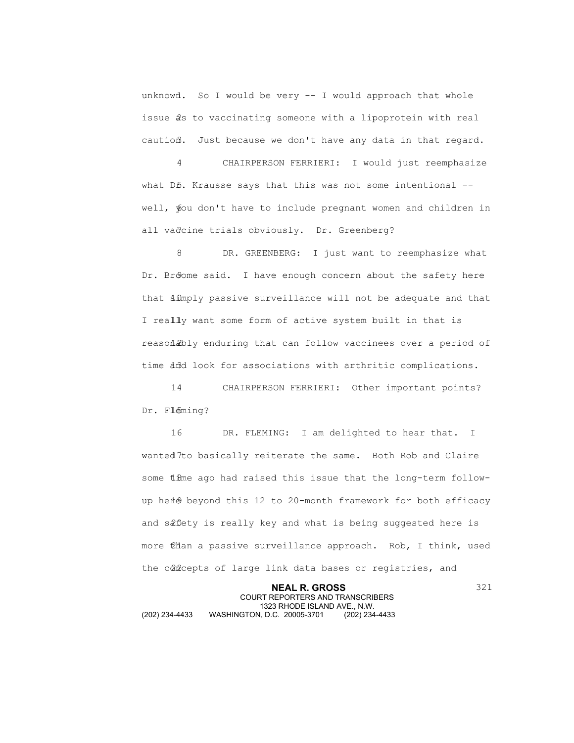unknown. So I would be very -- I would approach that whole issue as to vaccinating someone with a lipoprotein with real caution. Just because we don't have any data in that regard.

CHAIRPERSON FERRIERI: I would just reemphasize what Dr. Krausse says that this was not some intentional -- well, you don't have to include pregnant women and children in all vaccine trials obviously. Dr. Greenberg?

DR. GREENBERG: I just want to reemphasize what Dr. Broome said. I have enough concern about the safety here that simply passive surveillance will not be adequate and that I really want some form of active system built in that is reasonably enduring that can follow vaccinees over a period of time and look for associations with arthritic complications.

CHAIRPERSON FERRIERI: Other important points? Dr. Fleming?

DR. FLEMING: I am delighted to hear that. I wanted to basically reiterate the same. Both Rob and Claire some time ago had raised this issue that the long-term follow-up here beyond this 12 to 20-month framework for both efficacy and safety is really key and what is being suggested here is more than a passive surveillance approach. Rob, I think, used the concepts of large link data bases or registries, and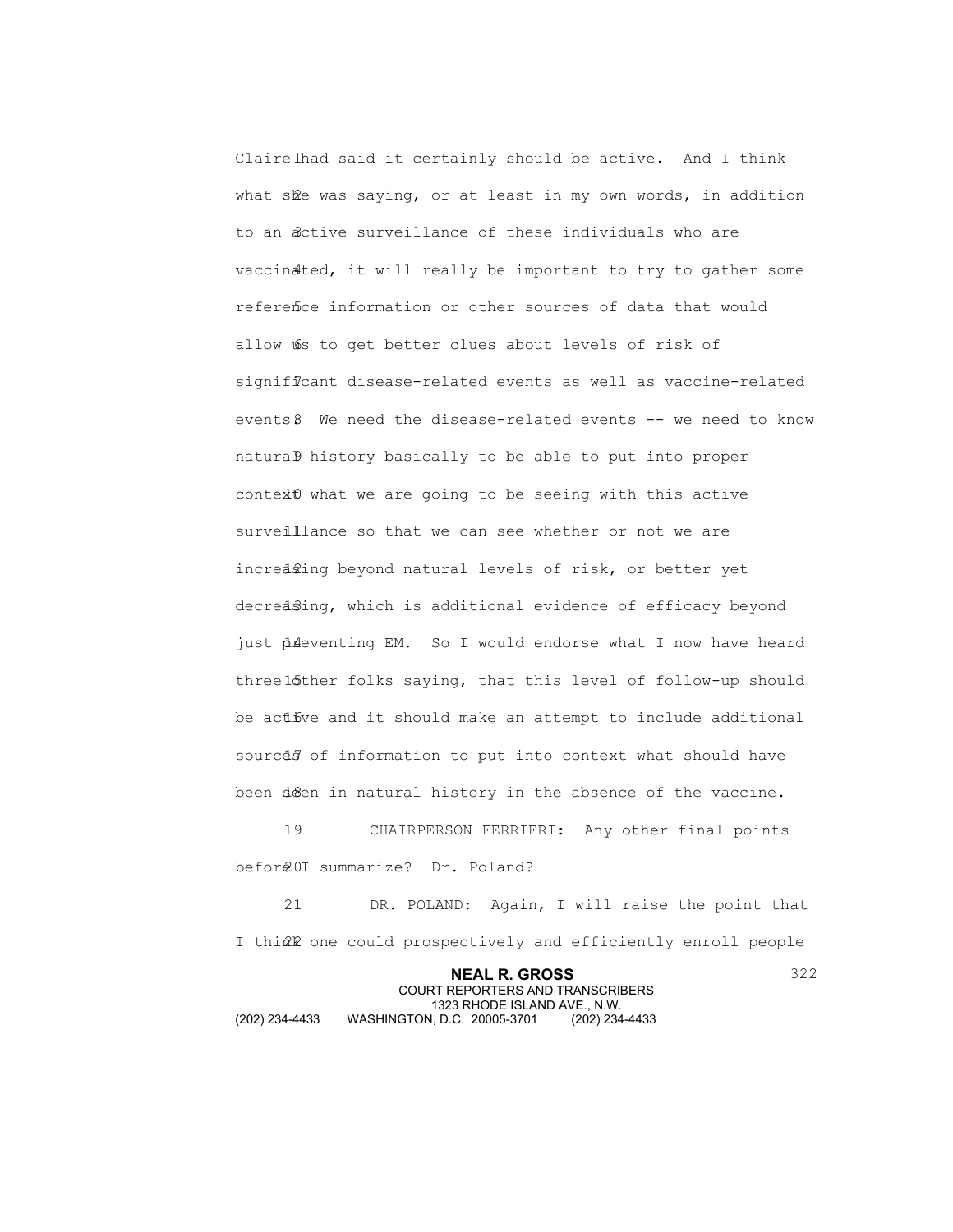Claire had said it certainly should be active. And I think what she was saying, or at least in my own words, in addition to an active surveillance of these individuals who are vaccinated, it will really be important to try to gather some reference information or other sources of data that would allow us to get better clues about levels of risk of significant disease-related events as well as vaccine-related events. We need the disease-related events -- we need to know natural history basically to be able to put into proper context what we are going to be seeing with this active surveillance so that we can see whether or not we are increasing beyond natural levels of risk, or better yet decreasing, which is additional evidence of efficacy beyond just preventing EM. So I would endorse what I now have heard three other folks saying, that this level of follow-up should be active and it should make an attempt to include additional sources of information to put into context what should have been seen in natural history in the absence of the vaccine.

CHAIRPERSON FERRIERI: Any other final points before I summarize? Dr. Poland?

DR. POLAND: Again, I will raise the point that I think one could prospectively and efficiently enroll people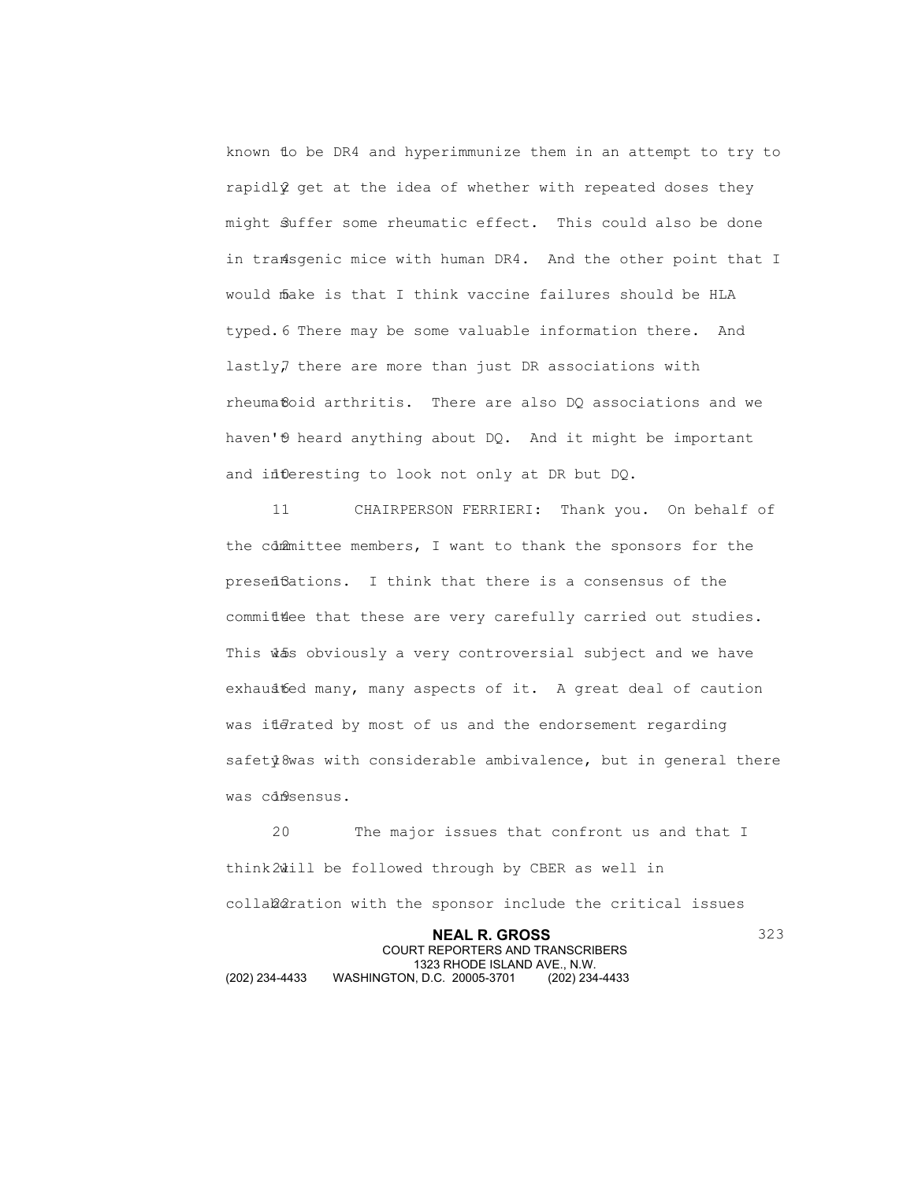known to be DR4 and hyperimmunize them in an attempt to try to rapidly get at the idea of whether with repeated doses they might suffer some rheumatic effect. This could also be done in transgenic mice with human DR4. And the other point that I would make is that I think vaccine failures should be HLA typed. There may be some valuable information there. And lastly, there are more than just DR associations with rheumatoid arthritis. There are also DQ associations and we haven't heard anything about DQ. And it might be important and interesting to look not only at DR but DQ.

CHAIRPERSON FERRIERI: Thank you. On behalf of the committee members, I want to thank the sponsors for the presentations. I think that there is a consensus of the committee that these are very carefully carried out studies. This was obviously a very controversial subject and we have exhausted many, many aspects of it. A great deal of caution was iterated by most of us and the endorsement regarding safety was with considerable ambivalence, but in general there was consensus.

The major issues that confront us and that I think will be followed through by CBER as well in collaboration with the sponsor include the critical issues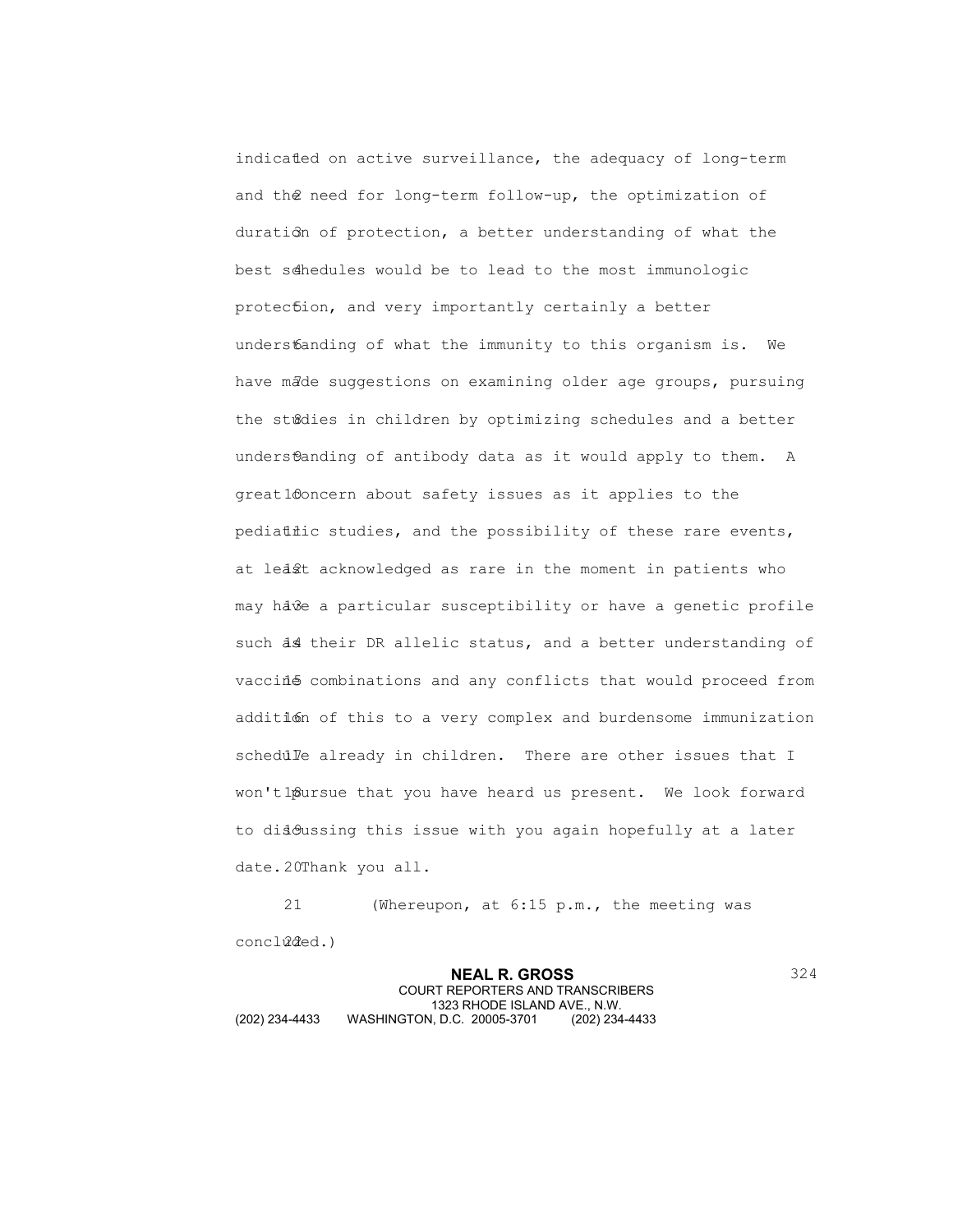indicated on active surveillance, the adequacy of long-term and the need for long-term follow-up, the optimization of duration of protection, a better understanding of what the best schedules would be to lead to the most immunologic protection, and very importantly certainly a better understanding of what the immunity to this organism is. We have made suggestions on examining older age groups, pursuing the studies in children by optimizing schedules and a better understanding of antibody data as it would apply to them. A great concern about safety issues as it applies to the pediatric studies, and the possibility of these rare events, at least acknowledged as rare in the moment in patients who may have a particular susceptibility or have a genetic profile such as their DR allelic status, and a better understanding of vaccine combinations and any conflicts that would proceed from addition of this to a very complex and burdensome immunization schedule already in children. There are other issues that I won't pursue that you have heard us present. We look forward to discussing this issue with you again hopefully at a later date. Thank you all.

(Whereupon, at 6:15 p.m., the meeting was concluded.)